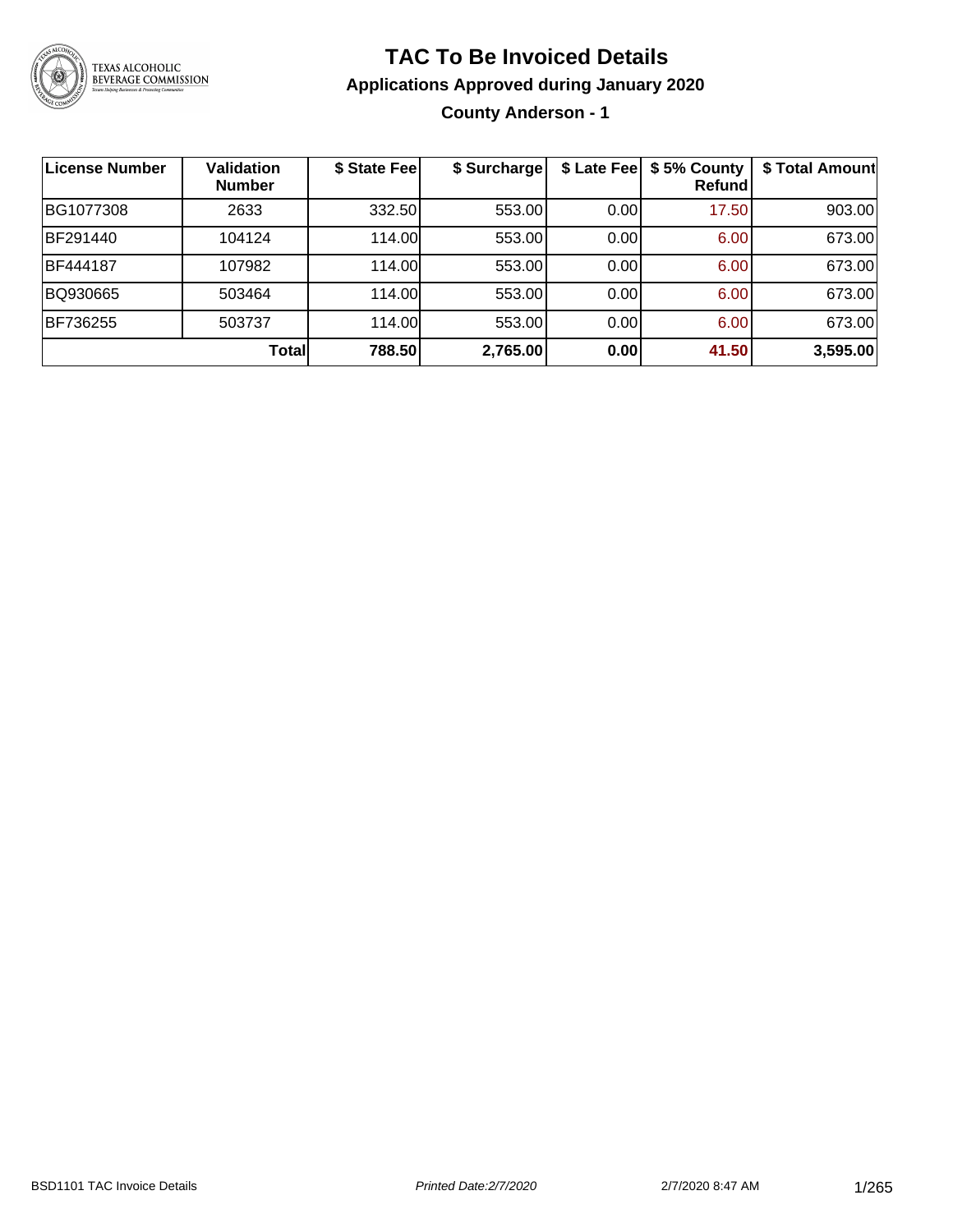# TAC To Be Invoiced Details

## Applications Approved during January 2020

### County Anderson - 1

| License Number | Validation Number | $ State Fee | $ Surcharge | $ Late Fee | $ 5% County Refund | $ Total Amount |
|---|---|---|---|---|---|---|
| BG1077308 | 2633 | 332.50 | 553.00 | 0.00 | 17.50 | 903.00 |
| BF291440 | 104124 | 114.00 | 553.00 | 0.00 | 6.00 | 673.00 |
| BF444187 | 107982 | 114.00 | 553.00 | 0.00 | 6.00 | 673.00 |
| BQ930665 | 503464 | 114.00 | 553.00 | 0.00 | 6.00 | 673.00 |
| BF736255 | 503737 | 114.00 | 553.00 | 0.00 | 6.00 | 673.00 |
| | **Total** | **788.50** | **2,765.00** | **0.00** | **41.50** | **3,595.00** |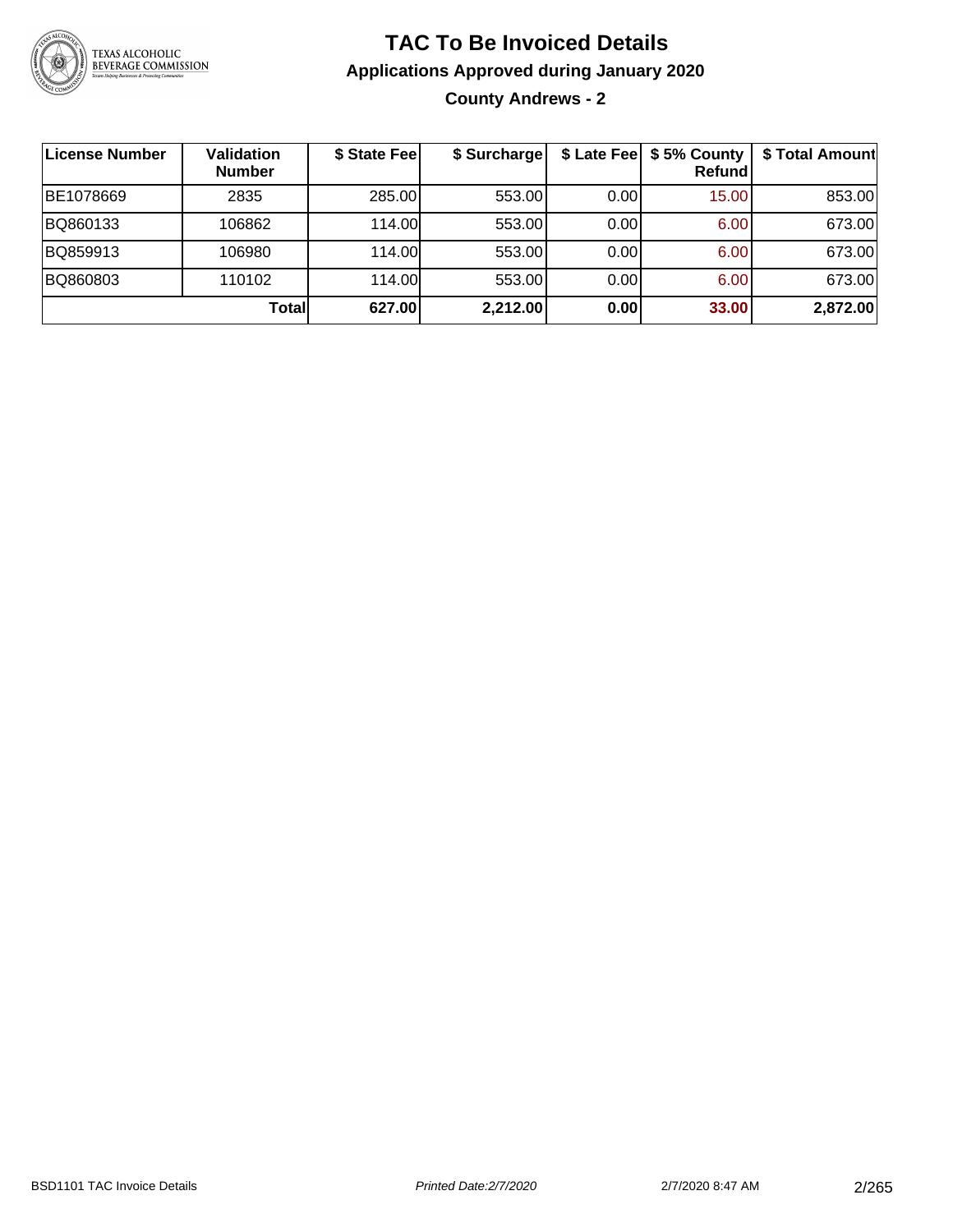# TAC To Be Invoiced Details

## Applications Approved during January 2020

### County Andrews - 2

| License Number | Validation Number | $ State Fee | $ Surcharge | $ Late Fee | $ 5% County Refund | $ Total Amount |
|---|---|---|---|---|---|---|
| BE1078669 | 2835 | 285.00 | 553.00 | 0.00 | 15.00 | 853.00 |
| BQ860133 | 106862 | 114.00 | 553.00 | 0.00 | 6.00 | 673.00 |
| BQ859913 | 106980 | 114.00 | 553.00 | 0.00 | 6.00 | 673.00 |
| BQ860803 | 110102 | 114.00 | 553.00 | 0.00 | 6.00 | 673.00 |
| | **Total** | **627.00** | **2,212.00** | **0.00** | **33.00** | **2,872.00** |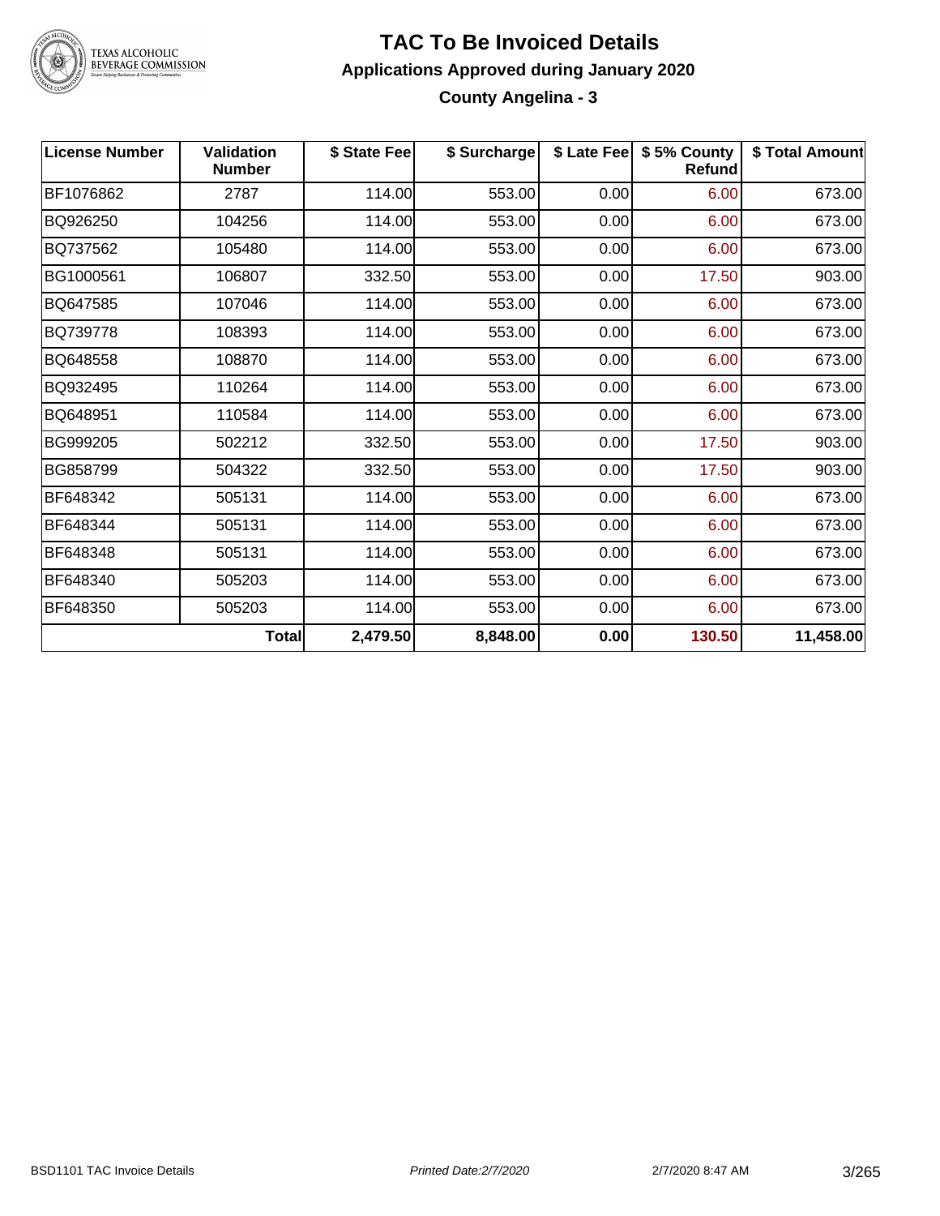# TAC To Be Invoiced Details

## Applications Approved during January 2020

### County Angelina - 3

| License Number | Validation Number | $ State Fee | $ Surcharge | $ Late Fee | $ 5% County Refund | $ Total Amount |
|---|---|---|---|---|---|---|
| BF1076862 | 2787 | 114.00 | 553.00 | 0.00 | 6.00 | 673.00 |
| BQ926250 | 104256 | 114.00 | 553.00 | 0.00 | 6.00 | 673.00 |
| BQ737562 | 105480 | 114.00 | 553.00 | 0.00 | 6.00 | 673.00 |
| BG1000561 | 106807 | 332.50 | 553.00 | 0.00 | 17.50 | 903.00 |
| BQ647585 | 107046 | 114.00 | 553.00 | 0.00 | 6.00 | 673.00 |
| BQ739778 | 108393 | 114.00 | 553.00 | 0.00 | 6.00 | 673.00 |
| BQ648558 | 108870 | 114.00 | 553.00 | 0.00 | 6.00 | 673.00 |
| BQ932495 | 110264 | 114.00 | 553.00 | 0.00 | 6.00 | 673.00 |
| BQ648951 | 110584 | 114.00 | 553.00 | 0.00 | 6.00 | 673.00 |
| BG999205 | 502212 | 332.50 | 553.00 | 0.00 | 17.50 | 903.00 |
| BG858799 | 504322 | 332.50 | 553.00 | 0.00 | 17.50 | 903.00 |
| BF648342 | 505131 | 114.00 | 553.00 | 0.00 | 6.00 | 673.00 |
| BF648344 | 505131 | 114.00 | 553.00 | 0.00 | 6.00 | 673.00 |
| BF648348 | 505131 | 114.00 | 553.00 | 0.00 | 6.00 | 673.00 |
| BF648340 | 505203 | 114.00 | 553.00 | 0.00 | 6.00 | 673.00 |
| BF648350 | 505203 | 114.00 | 553.00 | 0.00 | 6.00 | 673.00 |
| | **Total** | **2,479.50** | **8,848.00** | **0.00** | **130.50** | **11,458.00** |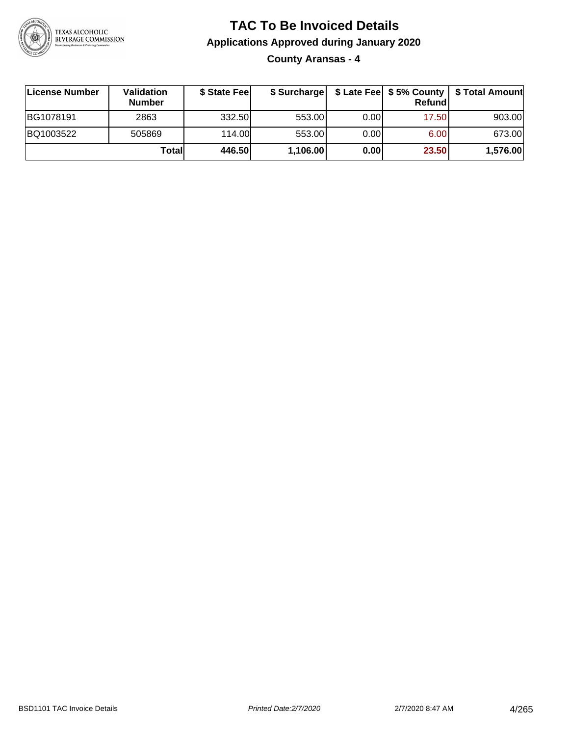# TAC To Be Invoiced Details

## Applications Approved during January 2020

### County Aransas - 4

| License Number | Validation Number | $ State Fee | $ Surcharge | $ Late Fee | $ 5% County Refund | $ Total Amount |
|---|---|---|---|---|---|---|
| BG1078191 | 2863 | 332.50 | 553.00 | 0.00 | 17.50 | 903.00 |
| BQ1003522 | 505869 | 114.00 | 553.00 | 0.00 | 6.00 | 673.00 |
| | **Total** | **446.50** | **1,106.00** | **0.00** | **23.50** | **1,576.00** |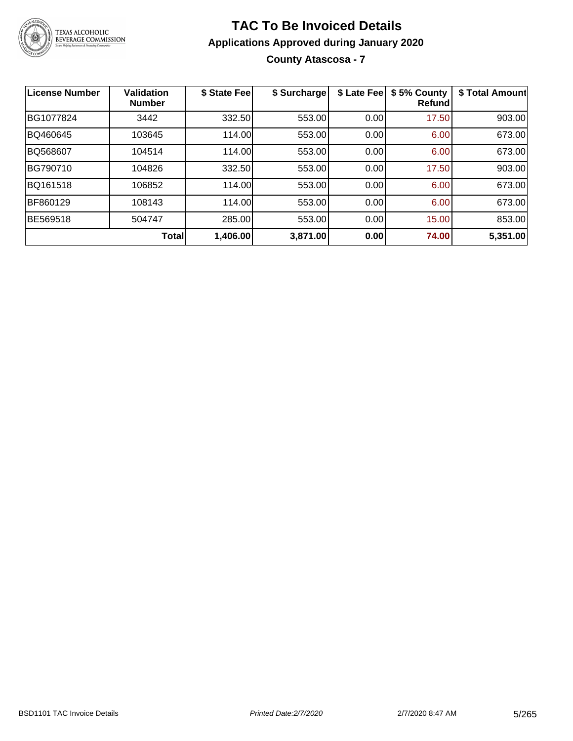# TAC To Be Invoiced Details

## Applications Approved during January 2020

### County Atascosa - 7

| License Number | Validation Number | $ State Fee | $ Surcharge | $ Late Fee | $ 5% County Refund | $ Total Amount |
|---|---|---|---|---|---|---|
| BG1077824 | 3442 | 332.50 | 553.00 | 0.00 | 17.50 | 903.00 |
| BQ460645 | 103645 | 114.00 | 553.00 | 0.00 | 6.00 | 673.00 |
| BQ568607 | 104514 | 114.00 | 553.00 | 0.00 | 6.00 | 673.00 |
| BG790710 | 104826 | 332.50 | 553.00 | 0.00 | 17.50 | 903.00 |
| BQ161518 | 106852 | 114.00 | 553.00 | 0.00 | 6.00 | 673.00 |
| BF860129 | 108143 | 114.00 | 553.00 | 0.00 | 6.00 | 673.00 |
| BE569518 | 504747 | 285.00 | 553.00 | 0.00 | 15.00 | 853.00 |
| | **Total** | **1,406.00** | **3,871.00** | **0.00** | **74.00** | **5,351.00** |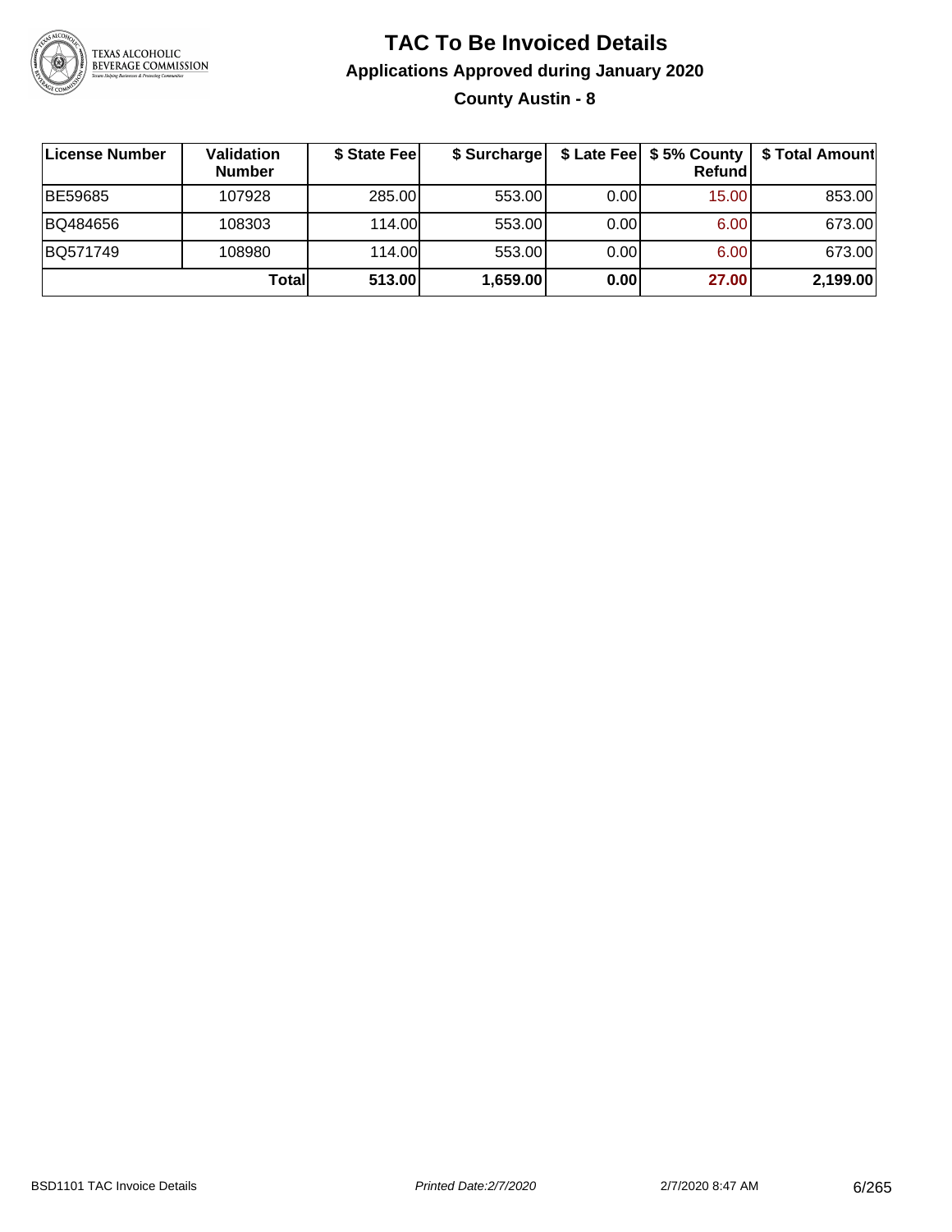# TAC To Be Invoiced Details

## Applications Approved during January 2020

### County Austin - 8

| License Number | Validation Number | $ State Fee | $ Surcharge | $ Late Fee | $ 5% County Refund | $ Total Amount |
|---|---|---|---|---|---|---|
| BE59685 | 107928 | 285.00 | 553.00 | 0.00 | 15.00 | 853.00 |
| BQ484656 | 108303 | 114.00 | 553.00 | 0.00 | 6.00 | 673.00 |
| BQ571749 | 108980 | 114.00 | 553.00 | 0.00 | 6.00 | 673.00 |
| | **Total** | **513.00** | **1,659.00** | **0.00** | **27.00** | **2,199.00** |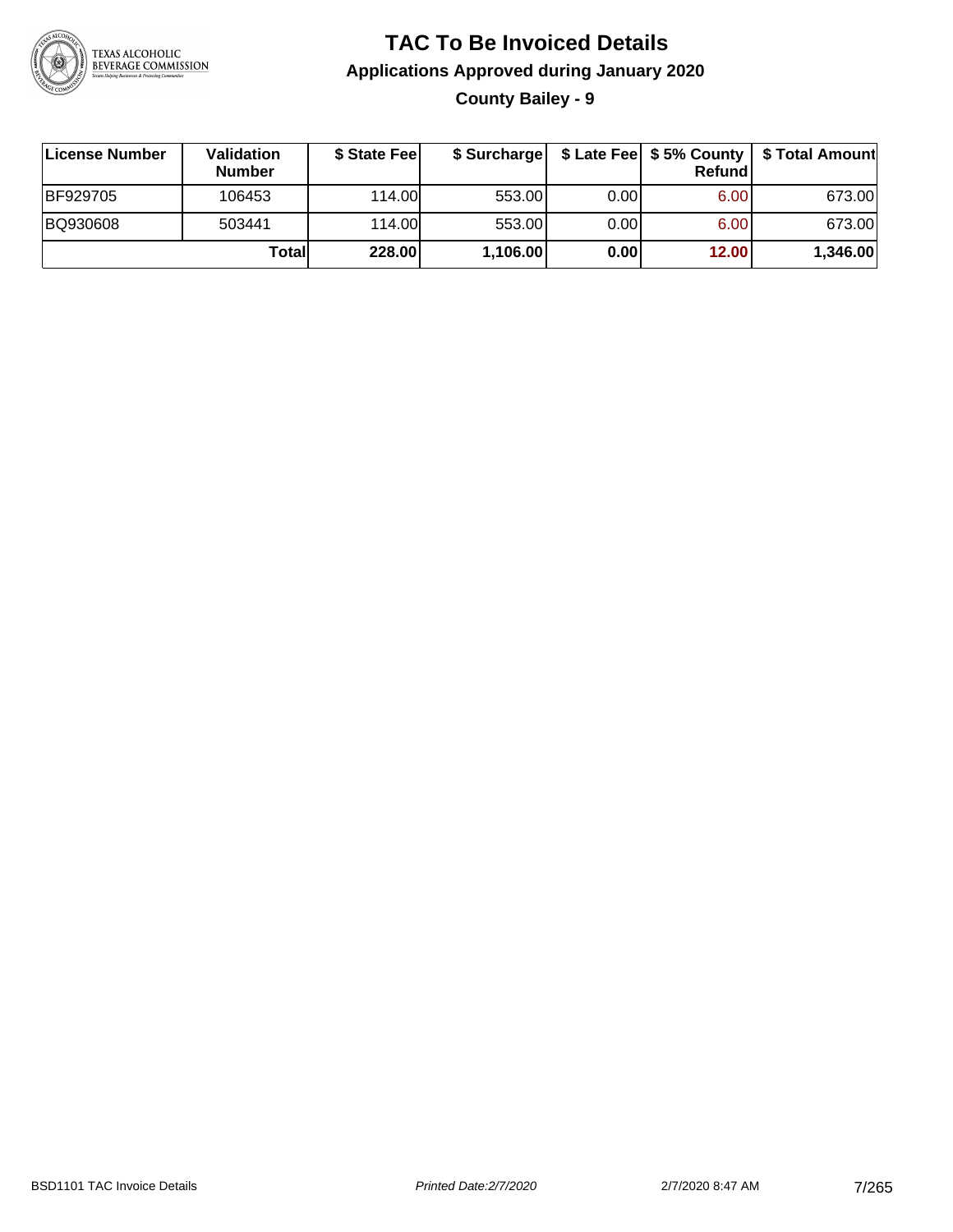# TAC To Be Invoiced Details

## Applications Approved during January 2020

### County Bailey - 9

| License Number | Validation Number | $ State Fee | $ Surcharge | $ Late Fee | $ 5% County Refund | $ Total Amount |
|---|---|---|---|---|---|---|
| BF929705 | 106453 | 114.00 | 553.00 | 0.00 | 6.00 | 673.00 |
| BQ930608 | 503441 | 114.00 | 553.00 | 0.00 | 6.00 | 673.00 |
| | **Total** | **228.00** | **1,106.00** | **0.00** | **12.00** | **1,346.00** |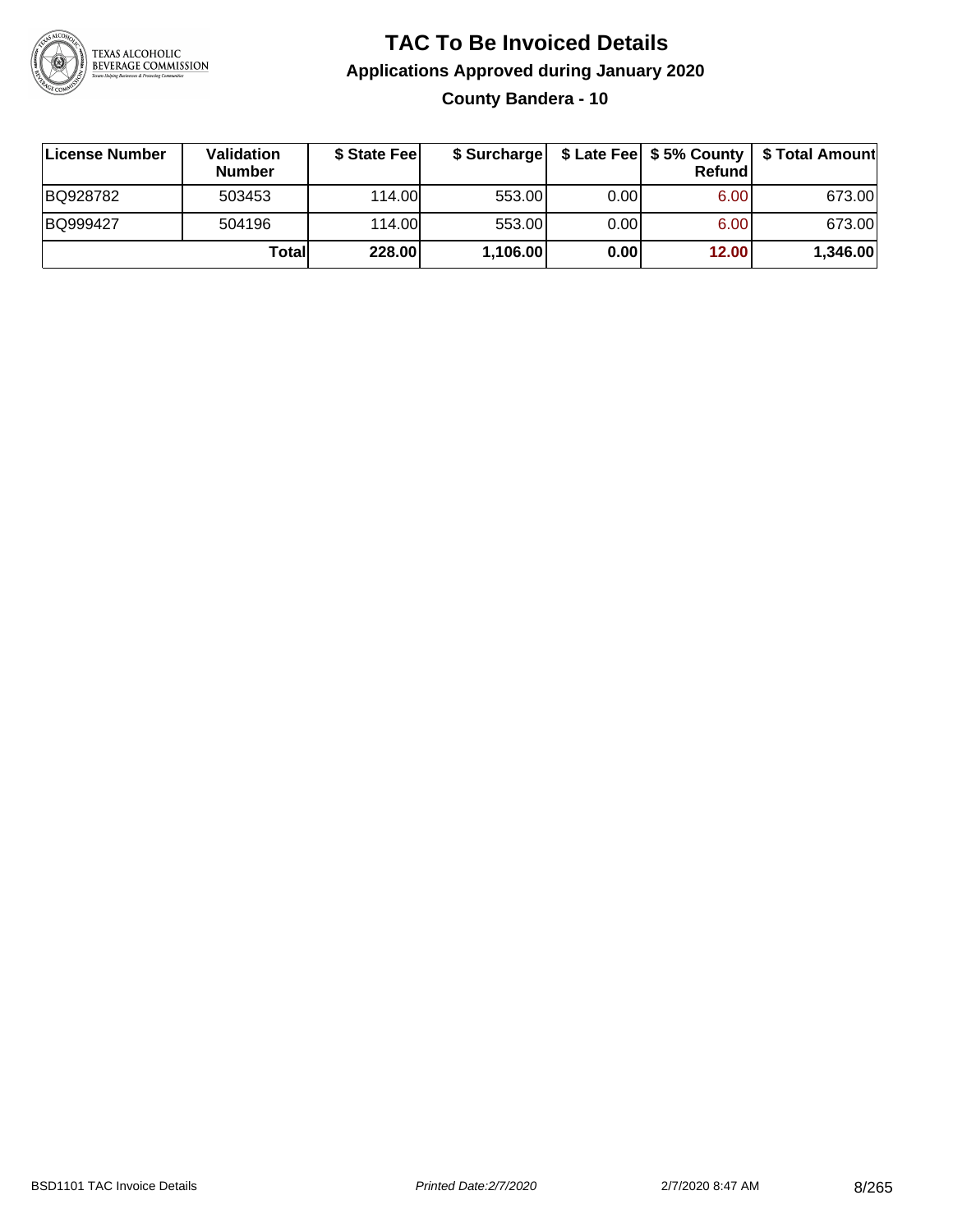# TAC To Be Invoiced Details

## Applications Approved during January 2020

### County Bandera - 10

| License Number | Validation Number | $ State Fee | $ Surcharge | $ Late Fee | $ 5% County Refund | $ Total Amount |
|---|---|---|---|---|---|---|
| BQ928782 | 503453 | 114.00 | 553.00 | 0.00 | 6.00 | 673.00 |
| BQ999427 | 504196 | 114.00 | 553.00 | 0.00 | 6.00 | 673.00 |
| | **Total** | **228.00** | **1,106.00** | **0.00** | **12.00** | **1,346.00** |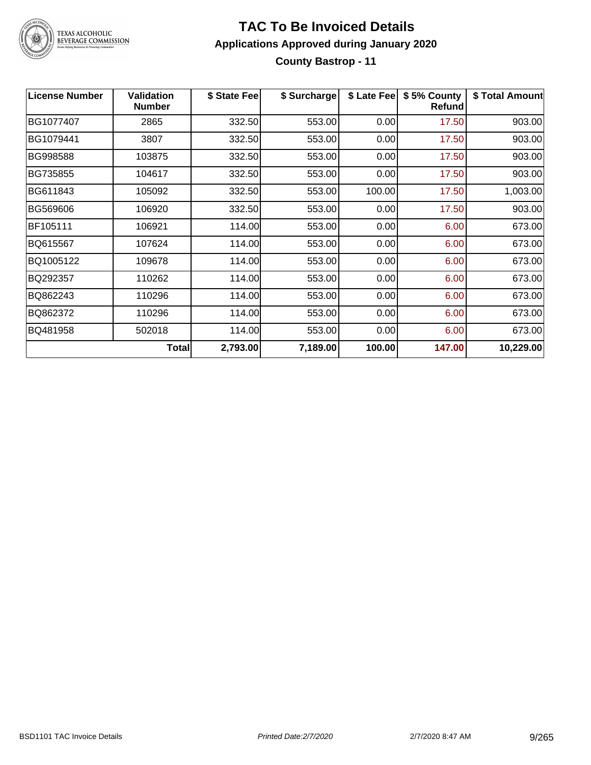# TAC To Be Invoiced Details

## Applications Approved during January 2020

### County Bastrop - 11

| License Number | Validation Number | $ State Fee | $ Surcharge | $ Late Fee | $ 5% County Refund | $ Total Amount |
|---|---|---|---|---|---|---|
| BG1077407 | 2865 | 332.50 | 553.00 | 0.00 | 17.50 | 903.00 |
| BG1079441 | 3807 | 332.50 | 553.00 | 0.00 | 17.50 | 903.00 |
| BG998588 | 103875 | 332.50 | 553.00 | 0.00 | 17.50 | 903.00 |
| BG735855 | 104617 | 332.50 | 553.00 | 0.00 | 17.50 | 903.00 |
| BG611843 | 105092 | 332.50 | 553.00 | 100.00 | 17.50 | 1,003.00 |
| BG569606 | 106920 | 332.50 | 553.00 | 0.00 | 17.50 | 903.00 |
| BF105111 | 106921 | 114.00 | 553.00 | 0.00 | 6.00 | 673.00 |
| BQ615567 | 107624 | 114.00 | 553.00 | 0.00 | 6.00 | 673.00 |
| BQ1005122 | 109678 | 114.00 | 553.00 | 0.00 | 6.00 | 673.00 |
| BQ292357 | 110262 | 114.00 | 553.00 | 0.00 | 6.00 | 673.00 |
| BQ862243 | 110296 | 114.00 | 553.00 | 0.00 | 6.00 | 673.00 |
| BQ862372 | 110296 | 114.00 | 553.00 | 0.00 | 6.00 | 673.00 |
| BQ481958 | 502018 | 114.00 | 553.00 | 0.00 | 6.00 | 673.00 |
| | **Total** | **2,793.00** | **7,189.00** | **100.00** | **147.00** | **10,229.00** |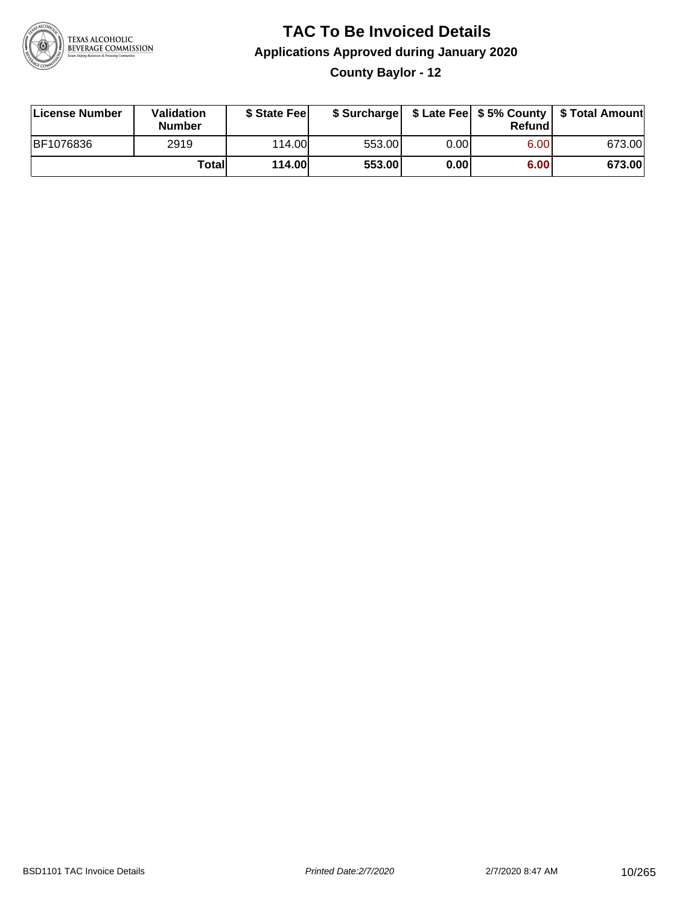# TAC To Be Invoiced Details

## Applications Approved during January 2020

### County Baylor - 12

| License Number | Validation Number | $ State Fee | $ Surcharge | $ Late Fee | $ 5% County Refund | $ Total Amount |
|---|---|---|---|---|---|---|
| BF1076836 | 2919 | 114.00 | 553.00 | 0.00 | 6.00 | 673.00 |
| | **Total** | **114.00** | **553.00** | **0.00** | **6.00** | **673.00** |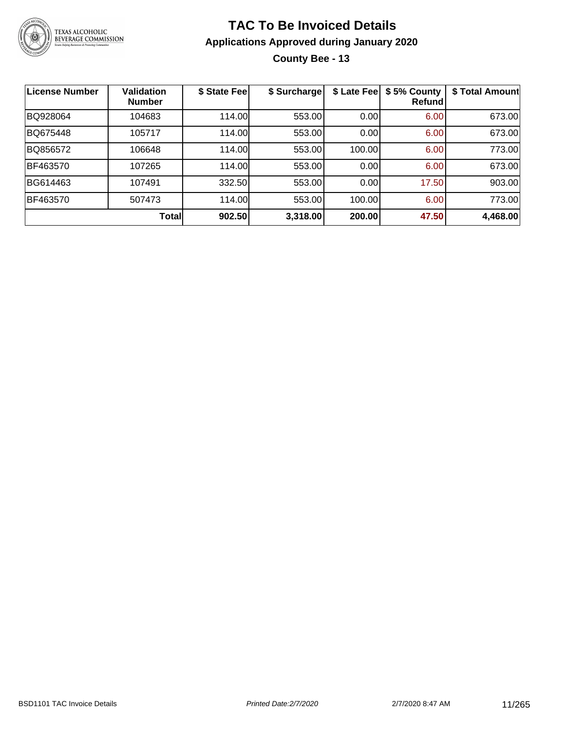# TAC To Be Invoiced Details

## Applications Approved during January 2020

### County Bee - 13

| License Number | Validation Number | $ State Fee | $ Surcharge | $ Late Fee | $ 5% County Refund | $ Total Amount |
|---|---|---|---|---|---|---|
| BQ928064 | 104683 | 114.00 | 553.00 | 0.00 | 6.00 | 673.00 |
| BQ675448 | 105717 | 114.00 | 553.00 | 0.00 | 6.00 | 673.00 |
| BQ856572 | 106648 | 114.00 | 553.00 | 100.00 | 6.00 | 773.00 |
| BF463570 | 107265 | 114.00 | 553.00 | 0.00 | 6.00 | 673.00 |
| BG614463 | 107491 | 332.50 | 553.00 | 0.00 | 17.50 | 903.00 |
| BF463570 | 507473 | 114.00 | 553.00 | 100.00 | 6.00 | 773.00 |
| | **Total** | **902.50** | **3,318.00** | **200.00** | **47.50** | **4,468.00** |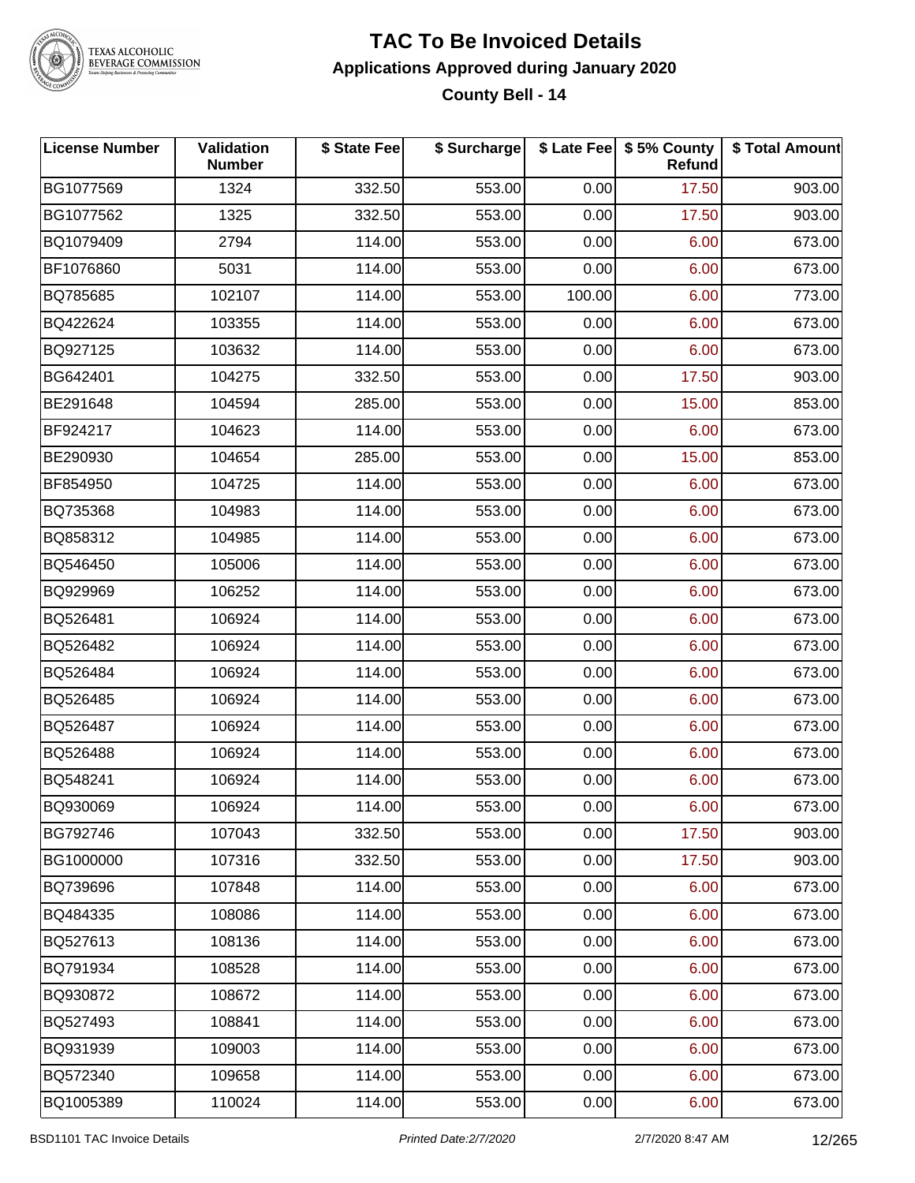# TAC To Be Invoiced Details

## Applications Approved during January 2020

### County Bell - 14

| License Number | Validation Number | $ State Fee | $ Surcharge | $ Late Fee | $ 5% County Refund | $ Total Amount |
|---|---|---|---|---|---|---|
| BG1077569 | 1324 | 332.50 | 553.00 | 0.00 | 17.50 | 903.00 |
| BG1077562 | 1325 | 332.50 | 553.00 | 0.00 | 17.50 | 903.00 |
| BQ1079409 | 2794 | 114.00 | 553.00 | 0.00 | 6.00 | 673.00 |
| BF1076860 | 5031 | 114.00 | 553.00 | 0.00 | 6.00 | 673.00 |
| BQ785685 | 102107 | 114.00 | 553.00 | 100.00 | 6.00 | 773.00 |
| BQ422624 | 103355 | 114.00 | 553.00 | 0.00 | 6.00 | 673.00 |
| BQ927125 | 103632 | 114.00 | 553.00 | 0.00 | 6.00 | 673.00 |
| BG642401 | 104275 | 332.50 | 553.00 | 0.00 | 17.50 | 903.00 |
| BE291648 | 104594 | 285.00 | 553.00 | 0.00 | 15.00 | 853.00 |
| BF924217 | 104623 | 114.00 | 553.00 | 0.00 | 6.00 | 673.00 |
| BE290930 | 104654 | 285.00 | 553.00 | 0.00 | 15.00 | 853.00 |
| BF854950 | 104725 | 114.00 | 553.00 | 0.00 | 6.00 | 673.00 |
| BQ735368 | 104983 | 114.00 | 553.00 | 0.00 | 6.00 | 673.00 |
| BQ858312 | 104985 | 114.00 | 553.00 | 0.00 | 6.00 | 673.00 |
| BQ546450 | 105006 | 114.00 | 553.00 | 0.00 | 6.00 | 673.00 |
| BQ929969 | 106252 | 114.00 | 553.00 | 0.00 | 6.00 | 673.00 |
| BQ526481 | 106924 | 114.00 | 553.00 | 0.00 | 6.00 | 673.00 |
| BQ526482 | 106924 | 114.00 | 553.00 | 0.00 | 6.00 | 673.00 |
| BQ526484 | 106924 | 114.00 | 553.00 | 0.00 | 6.00 | 673.00 |
| BQ526485 | 106924 | 114.00 | 553.00 | 0.00 | 6.00 | 673.00 |
| BQ526487 | 106924 | 114.00 | 553.00 | 0.00 | 6.00 | 673.00 |
| BQ526488 | 106924 | 114.00 | 553.00 | 0.00 | 6.00 | 673.00 |
| BQ548241 | 106924 | 114.00 | 553.00 | 0.00 | 6.00 | 673.00 |
| BQ930069 | 106924 | 114.00 | 553.00 | 0.00 | 6.00 | 673.00 |
| BG792746 | 107043 | 332.50 | 553.00 | 0.00 | 17.50 | 903.00 |
| BG1000000 | 107316 | 332.50 | 553.00 | 0.00 | 17.50 | 903.00 |
| BQ739696 | 107848 | 114.00 | 553.00 | 0.00 | 6.00 | 673.00 |
| BQ484335 | 108086 | 114.00 | 553.00 | 0.00 | 6.00 | 673.00 |
| BQ527613 | 108136 | 114.00 | 553.00 | 0.00 | 6.00 | 673.00 |
| BQ791934 | 108528 | 114.00 | 553.00 | 0.00 | 6.00 | 673.00 |
| BQ930872 | 108672 | 114.00 | 553.00 | 0.00 | 6.00 | 673.00 |
| BQ527493 | 108841 | 114.00 | 553.00 | 0.00 | 6.00 | 673.00 |
| BQ931939 | 109003 | 114.00 | 553.00 | 0.00 | 6.00 | 673.00 |
| BQ572340 | 109658 | 114.00 | 553.00 | 0.00 | 6.00 | 673.00 |
| BQ1005389 | 110024 | 114.00 | 553.00 | 0.00 | 6.00 | 673.00 |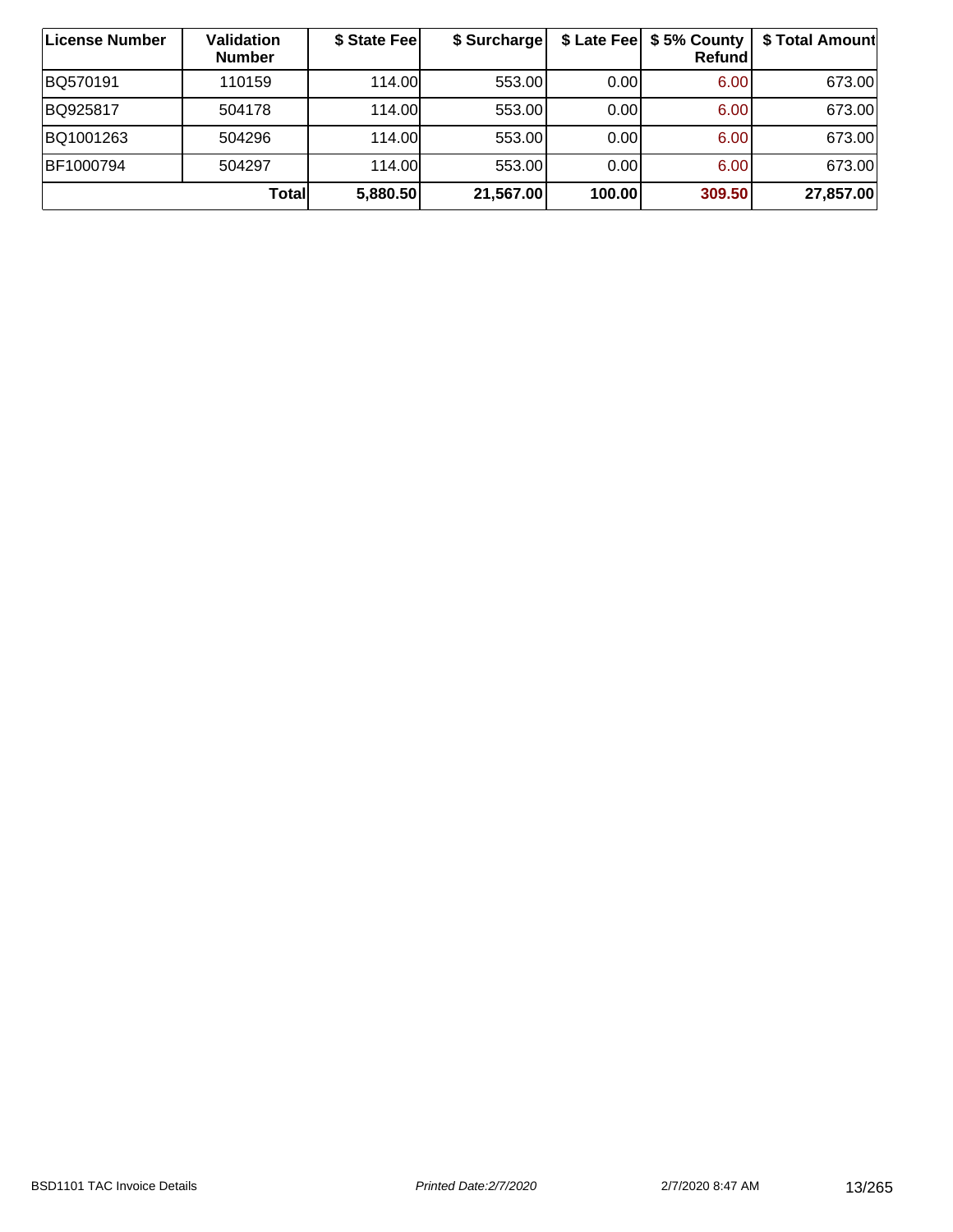| License Number | Validation Number | $ State Fee | $ Surcharge | $ Late Fee | $ 5% County Refund | $ Total Amount |
| --- | --- | --- | --- | --- | --- | --- |
| BQ570191 | 110159 | 114.00 | 553.00 | 0.00 | 6.00 | 673.00 |
| BQ925817 | 504178 | 114.00 | 553.00 | 0.00 | 6.00 | 673.00 |
| BQ1001263 | 504296 | 114.00 | 553.00 | 0.00 | 6.00 | 673.00 |
| BF1000794 | 504297 | 114.00 | 553.00 | 0.00 | 6.00 | 673.00 |
| | **Total** | **5,880.50** | **21,567.00** | **100.00** | **309.50** | **27,857.00** |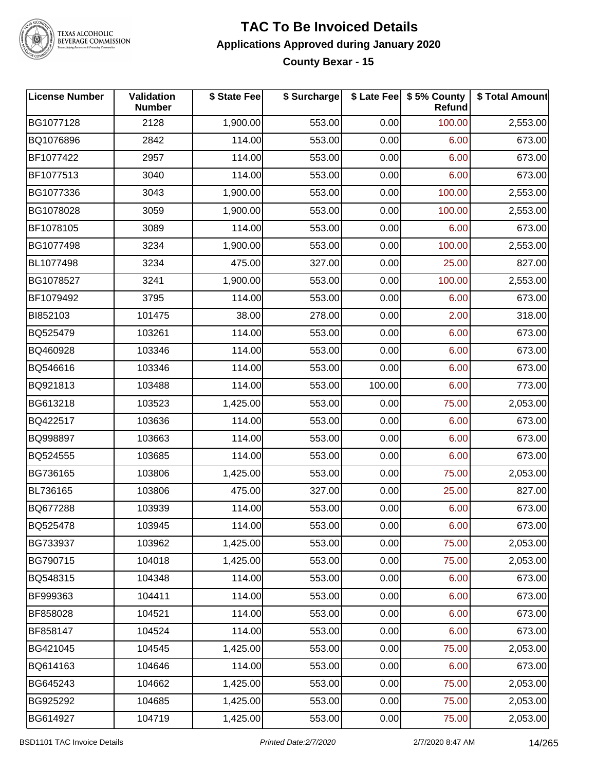# TAC To Be Invoiced Details

## Applications Approved during January 2020

### County Bexar - 15

| License Number | Validation Number | $ State Fee | $ Surcharge | $ Late Fee | $ 5% County Refund | $ Total Amount |
|---|---|---|---|---|---|---|
| BG1077128 | 2128 | 1,900.00 | 553.00 | 0.00 | 100.00 | 2,553.00 |
| BQ1076896 | 2842 | 114.00 | 553.00 | 0.00 | 6.00 | 673.00 |
| BF1077422 | 2957 | 114.00 | 553.00 | 0.00 | 6.00 | 673.00 |
| BF1077513 | 3040 | 114.00 | 553.00 | 0.00 | 6.00 | 673.00 |
| BG1077336 | 3043 | 1,900.00 | 553.00 | 0.00 | 100.00 | 2,553.00 |
| BG1078028 | 3059 | 1,900.00 | 553.00 | 0.00 | 100.00 | 2,553.00 |
| BF1078105 | 3089 | 114.00 | 553.00 | 0.00 | 6.00 | 673.00 |
| BG1077498 | 3234 | 1,900.00 | 553.00 | 0.00 | 100.00 | 2,553.00 |
| BL1077498 | 3234 | 475.00 | 327.00 | 0.00 | 25.00 | 827.00 |
| BG1078527 | 3241 | 1,900.00 | 553.00 | 0.00 | 100.00 | 2,553.00 |
| BF1079492 | 3795 | 114.00 | 553.00 | 0.00 | 6.00 | 673.00 |
| BI852103 | 101475 | 38.00 | 278.00 | 0.00 | 2.00 | 318.00 |
| BQ525479 | 103261 | 114.00 | 553.00 | 0.00 | 6.00 | 673.00 |
| BQ460928 | 103346 | 114.00 | 553.00 | 0.00 | 6.00 | 673.00 |
| BQ546616 | 103346 | 114.00 | 553.00 | 0.00 | 6.00 | 673.00 |
| BQ921813 | 103488 | 114.00 | 553.00 | 100.00 | 6.00 | 773.00 |
| BG613218 | 103523 | 1,425.00 | 553.00 | 0.00 | 75.00 | 2,053.00 |
| BQ422517 | 103636 | 114.00 | 553.00 | 0.00 | 6.00 | 673.00 |
| BQ998897 | 103663 | 114.00 | 553.00 | 0.00 | 6.00 | 673.00 |
| BQ524555 | 103685 | 114.00 | 553.00 | 0.00 | 6.00 | 673.00 |
| BG736165 | 103806 | 1,425.00 | 553.00 | 0.00 | 75.00 | 2,053.00 |
| BL736165 | 103806 | 475.00 | 327.00 | 0.00 | 25.00 | 827.00 |
| BQ677288 | 103939 | 114.00 | 553.00 | 0.00 | 6.00 | 673.00 |
| BQ525478 | 103945 | 114.00 | 553.00 | 0.00 | 6.00 | 673.00 |
| BG733937 | 103962 | 1,425.00 | 553.00 | 0.00 | 75.00 | 2,053.00 |
| BG790715 | 104018 | 1,425.00 | 553.00 | 0.00 | 75.00 | 2,053.00 |
| BQ548315 | 104348 | 114.00 | 553.00 | 0.00 | 6.00 | 673.00 |
| BF999363 | 104411 | 114.00 | 553.00 | 0.00 | 6.00 | 673.00 |
| BF858028 | 104521 | 114.00 | 553.00 | 0.00 | 6.00 | 673.00 |
| BF858147 | 104524 | 114.00 | 553.00 | 0.00 | 6.00 | 673.00 |
| BG421045 | 104545 | 1,425.00 | 553.00 | 0.00 | 75.00 | 2,053.00 |
| BQ614163 | 104646 | 114.00 | 553.00 | 0.00 | 6.00 | 673.00 |
| BG645243 | 104662 | 1,425.00 | 553.00 | 0.00 | 75.00 | 2,053.00 |
| BG925292 | 104685 | 1,425.00 | 553.00 | 0.00 | 75.00 | 2,053.00 |
| BG614927 | 104719 | 1,425.00 | 553.00 | 0.00 | 75.00 | 2,053.00 |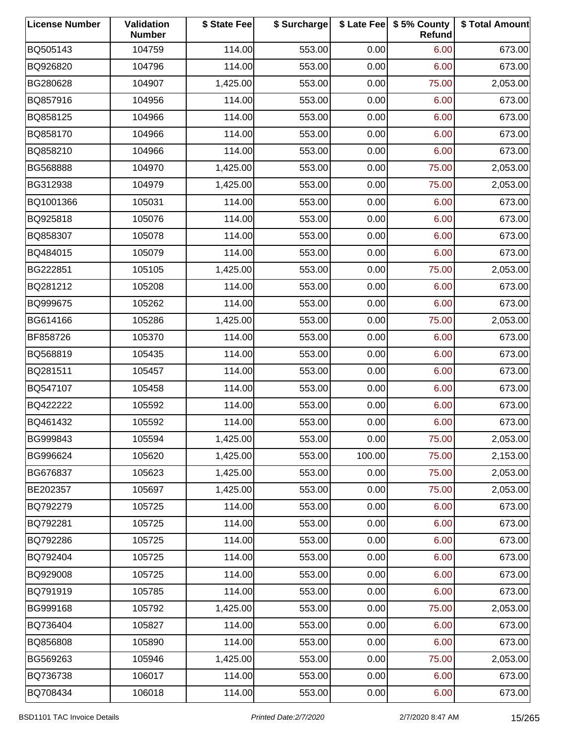| License Number | Validation Number | $ State Fee | $ Surcharge | $ Late Fee | $ 5% County Refund | $ Total Amount |
|---|---|---|---|---|---|---|
| BQ505143 | 104759 | 114.00 | 553.00 | 0.00 | 6.00 | 673.00 |
| BQ926820 | 104796 | 114.00 | 553.00 | 0.00 | 6.00 | 673.00 |
| BG280628 | 104907 | 1,425.00 | 553.00 | 0.00 | 75.00 | 2,053.00 |
| BQ857916 | 104956 | 114.00 | 553.00 | 0.00 | 6.00 | 673.00 |
| BQ858125 | 104966 | 114.00 | 553.00 | 0.00 | 6.00 | 673.00 |
| BQ858170 | 104966 | 114.00 | 553.00 | 0.00 | 6.00 | 673.00 |
| BQ858210 | 104966 | 114.00 | 553.00 | 0.00 | 6.00 | 673.00 |
| BG568888 | 104970 | 1,425.00 | 553.00 | 0.00 | 75.00 | 2,053.00 |
| BG312938 | 104979 | 1,425.00 | 553.00 | 0.00 | 75.00 | 2,053.00 |
| BQ1001366 | 105031 | 114.00 | 553.00 | 0.00 | 6.00 | 673.00 |
| BQ925818 | 105076 | 114.00 | 553.00 | 0.00 | 6.00 | 673.00 |
| BQ858307 | 105078 | 114.00 | 553.00 | 0.00 | 6.00 | 673.00 |
| BQ484015 | 105079 | 114.00 | 553.00 | 0.00 | 6.00 | 673.00 |
| BG222851 | 105105 | 1,425.00 | 553.00 | 0.00 | 75.00 | 2,053.00 |
| BQ281212 | 105208 | 114.00 | 553.00 | 0.00 | 6.00 | 673.00 |
| BQ999675 | 105262 | 114.00 | 553.00 | 0.00 | 6.00 | 673.00 |
| BG614166 | 105286 | 1,425.00 | 553.00 | 0.00 | 75.00 | 2,053.00 |
| BF858726 | 105370 | 114.00 | 553.00 | 0.00 | 6.00 | 673.00 |
| BQ568819 | 105435 | 114.00 | 553.00 | 0.00 | 6.00 | 673.00 |
| BQ281511 | 105457 | 114.00 | 553.00 | 0.00 | 6.00 | 673.00 |
| BQ547107 | 105458 | 114.00 | 553.00 | 0.00 | 6.00 | 673.00 |
| BQ422222 | 105592 | 114.00 | 553.00 | 0.00 | 6.00 | 673.00 |
| BQ461432 | 105592 | 114.00 | 553.00 | 0.00 | 6.00 | 673.00 |
| BG999843 | 105594 | 1,425.00 | 553.00 | 0.00 | 75.00 | 2,053.00 |
| BG996624 | 105620 | 1,425.00 | 553.00 | 100.00 | 75.00 | 2,153.00 |
| BG676837 | 105623 | 1,425.00 | 553.00 | 0.00 | 75.00 | 2,053.00 |
| BE202357 | 105697 | 1,425.00 | 553.00 | 0.00 | 75.00 | 2,053.00 |
| BQ792279 | 105725 | 114.00 | 553.00 | 0.00 | 6.00 | 673.00 |
| BQ792281 | 105725 | 114.00 | 553.00 | 0.00 | 6.00 | 673.00 |
| BQ792286 | 105725 | 114.00 | 553.00 | 0.00 | 6.00 | 673.00 |
| BQ792404 | 105725 | 114.00 | 553.00 | 0.00 | 6.00 | 673.00 |
| BQ929008 | 105725 | 114.00 | 553.00 | 0.00 | 6.00 | 673.00 |
| BQ791919 | 105785 | 114.00 | 553.00 | 0.00 | 6.00 | 673.00 |
| BG999168 | 105792 | 1,425.00 | 553.00 | 0.00 | 75.00 | 2,053.00 |
| BQ736404 | 105827 | 114.00 | 553.00 | 0.00 | 6.00 | 673.00 |
| BQ856808 | 105890 | 114.00 | 553.00 | 0.00 | 6.00 | 673.00 |
| BG569263 | 105946 | 1,425.00 | 553.00 | 0.00 | 75.00 | 2,053.00 |
| BQ736738 | 106017 | 114.00 | 553.00 | 0.00 | 6.00 | 673.00 |
| BQ708434 | 106018 | 114.00 | 553.00 | 0.00 | 6.00 | 673.00 |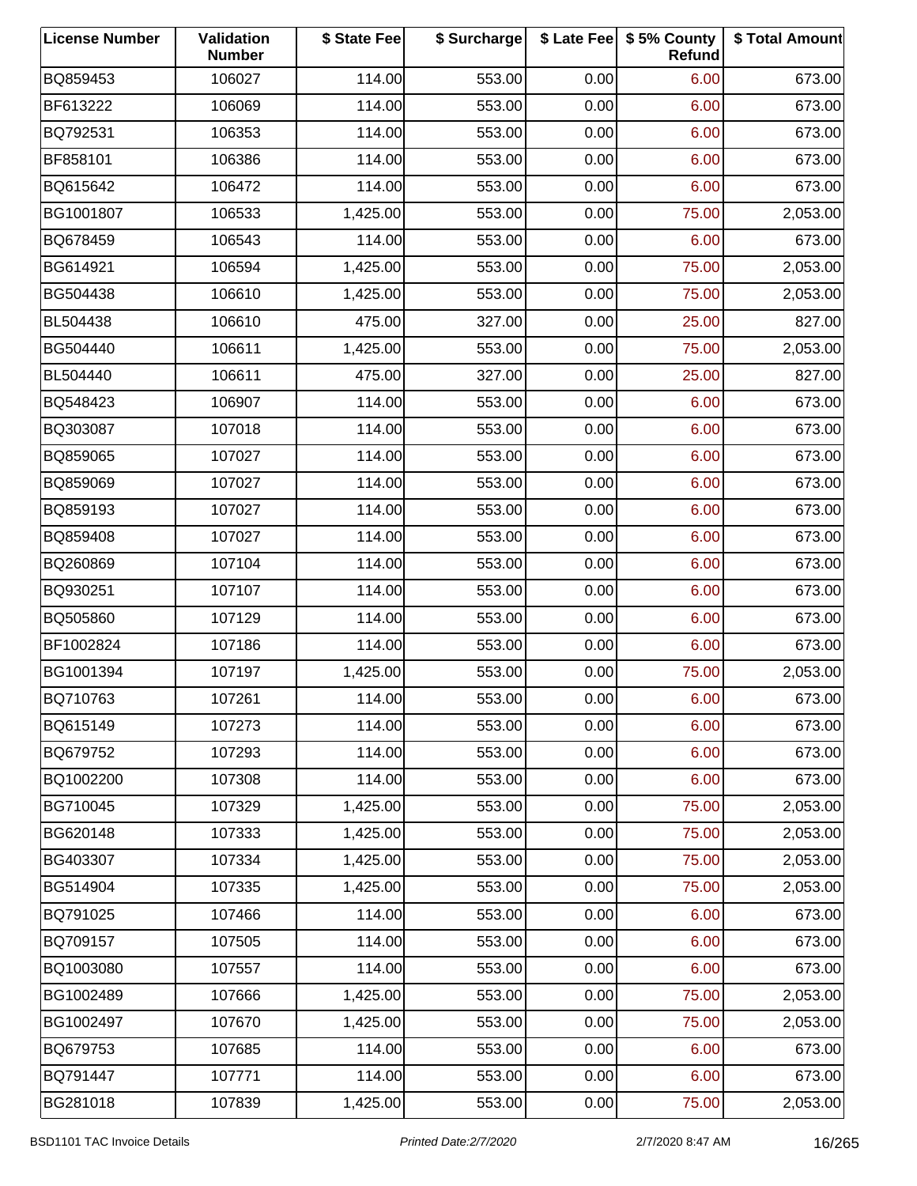| License Number | Validation Number | $ State Fee | $ Surcharge | $ Late Fee | $ 5% County Refund | $ Total Amount |
|---|---|---|---|---|---|---|
| BQ859453 | 106027 | 114.00 | 553.00 | 0.00 | 6.00 | 673.00 |
| BF613222 | 106069 | 114.00 | 553.00 | 0.00 | 6.00 | 673.00 |
| BQ792531 | 106353 | 114.00 | 553.00 | 0.00 | 6.00 | 673.00 |
| BF858101 | 106386 | 114.00 | 553.00 | 0.00 | 6.00 | 673.00 |
| BQ615642 | 106472 | 114.00 | 553.00 | 0.00 | 6.00 | 673.00 |
| BG1001807 | 106533 | 1,425.00 | 553.00 | 0.00 | 75.00 | 2,053.00 |
| BQ678459 | 106543 | 114.00 | 553.00 | 0.00 | 6.00 | 673.00 |
| BG614921 | 106594 | 1,425.00 | 553.00 | 0.00 | 75.00 | 2,053.00 |
| BG504438 | 106610 | 1,425.00 | 553.00 | 0.00 | 75.00 | 2,053.00 |
| BL504438 | 106610 | 475.00 | 327.00 | 0.00 | 25.00 | 827.00 |
| BG504440 | 106611 | 1,425.00 | 553.00 | 0.00 | 75.00 | 2,053.00 |
| BL504440 | 106611 | 475.00 | 327.00 | 0.00 | 25.00 | 827.00 |
| BQ548423 | 106907 | 114.00 | 553.00 | 0.00 | 6.00 | 673.00 |
| BQ303087 | 107018 | 114.00 | 553.00 | 0.00 | 6.00 | 673.00 |
| BQ859065 | 107027 | 114.00 | 553.00 | 0.00 | 6.00 | 673.00 |
| BQ859069 | 107027 | 114.00 | 553.00 | 0.00 | 6.00 | 673.00 |
| BQ859193 | 107027 | 114.00 | 553.00 | 0.00 | 6.00 | 673.00 |
| BQ859408 | 107027 | 114.00 | 553.00 | 0.00 | 6.00 | 673.00 |
| BQ260869 | 107104 | 114.00 | 553.00 | 0.00 | 6.00 | 673.00 |
| BQ930251 | 107107 | 114.00 | 553.00 | 0.00 | 6.00 | 673.00 |
| BQ505860 | 107129 | 114.00 | 553.00 | 0.00 | 6.00 | 673.00 |
| BF1002824 | 107186 | 114.00 | 553.00 | 0.00 | 6.00 | 673.00 |
| BG1001394 | 107197 | 1,425.00 | 553.00 | 0.00 | 75.00 | 2,053.00 |
| BQ710763 | 107261 | 114.00 | 553.00 | 0.00 | 6.00 | 673.00 |
| BQ615149 | 107273 | 114.00 | 553.00 | 0.00 | 6.00 | 673.00 |
| BQ679752 | 107293 | 114.00 | 553.00 | 0.00 | 6.00 | 673.00 |
| BQ1002200 | 107308 | 114.00 | 553.00 | 0.00 | 6.00 | 673.00 |
| BG710045 | 107329 | 1,425.00 | 553.00 | 0.00 | 75.00 | 2,053.00 |
| BG620148 | 107333 | 1,425.00 | 553.00 | 0.00 | 75.00 | 2,053.00 |
| BG403307 | 107334 | 1,425.00 | 553.00 | 0.00 | 75.00 | 2,053.00 |
| BG514904 | 107335 | 1,425.00 | 553.00 | 0.00 | 75.00 | 2,053.00 |
| BQ791025 | 107466 | 114.00 | 553.00 | 0.00 | 6.00 | 673.00 |
| BQ709157 | 107505 | 114.00 | 553.00 | 0.00 | 6.00 | 673.00 |
| BQ1003080 | 107557 | 114.00 | 553.00 | 0.00 | 6.00 | 673.00 |
| BG1002489 | 107666 | 1,425.00 | 553.00 | 0.00 | 75.00 | 2,053.00 |
| BG1002497 | 107670 | 1,425.00 | 553.00 | 0.00 | 75.00 | 2,053.00 |
| BQ679753 | 107685 | 114.00 | 553.00 | 0.00 | 6.00 | 673.00 |
| BQ791447 | 107771 | 114.00 | 553.00 | 0.00 | 6.00 | 673.00 |
| BG281018 | 107839 | 1,425.00 | 553.00 | 0.00 | 75.00 | 2,053.00 |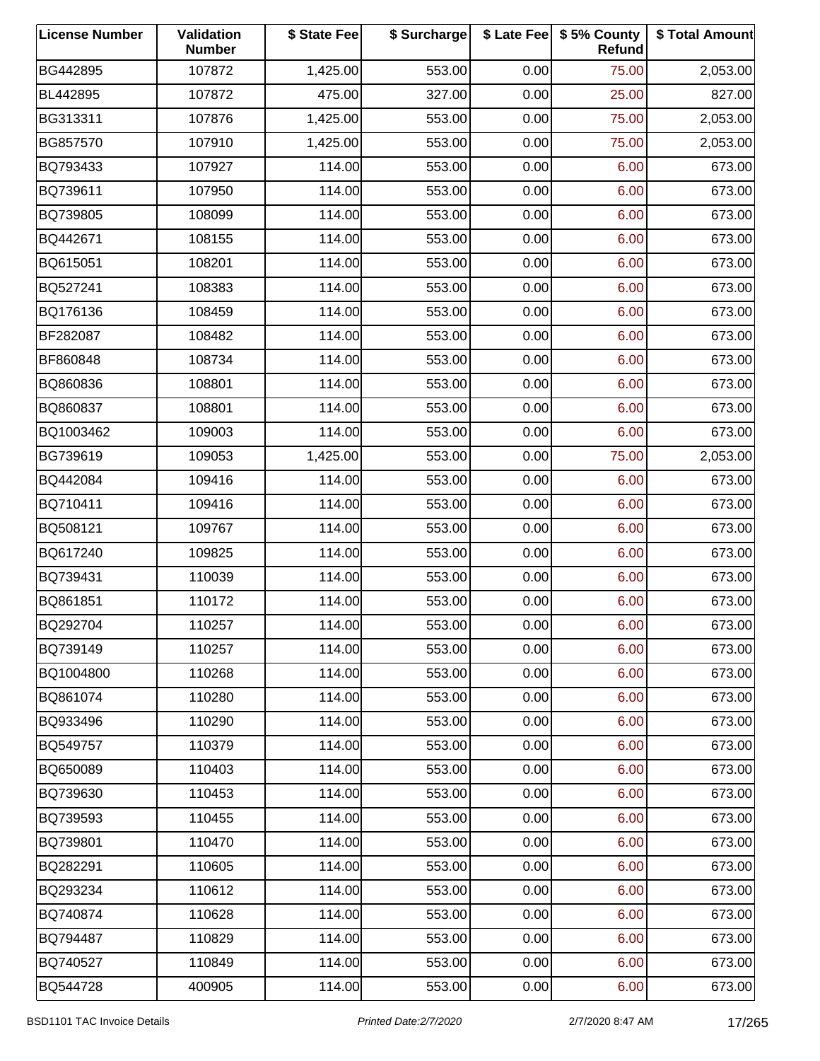| License Number | Validation Number | $ State Fee | $ Surcharge | $ Late Fee | $ 5% County Refund | $ Total Amount |
| --- | --- | --- | --- | --- | --- | --- |
| BG442895 | 107872 | 1,425.00 | 553.00 | 0.00 | 75.00 | 2,053.00 |
| BL442895 | 107872 | 475.00 | 327.00 | 0.00 | 25.00 | 827.00 |
| BG313311 | 107876 | 1,425.00 | 553.00 | 0.00 | 75.00 | 2,053.00 |
| BG857570 | 107910 | 1,425.00 | 553.00 | 0.00 | 75.00 | 2,053.00 |
| BQ793433 | 107927 | 114.00 | 553.00 | 0.00 | 6.00 | 673.00 |
| BQ739611 | 107950 | 114.00 | 553.00 | 0.00 | 6.00 | 673.00 |
| BQ739805 | 108099 | 114.00 | 553.00 | 0.00 | 6.00 | 673.00 |
| BQ442671 | 108155 | 114.00 | 553.00 | 0.00 | 6.00 | 673.00 |
| BQ615051 | 108201 | 114.00 | 553.00 | 0.00 | 6.00 | 673.00 |
| BQ527241 | 108383 | 114.00 | 553.00 | 0.00 | 6.00 | 673.00 |
| BQ176136 | 108459 | 114.00 | 553.00 | 0.00 | 6.00 | 673.00 |
| BF282087 | 108482 | 114.00 | 553.00 | 0.00 | 6.00 | 673.00 |
| BF860848 | 108734 | 114.00 | 553.00 | 0.00 | 6.00 | 673.00 |
| BQ860836 | 108801 | 114.00 | 553.00 | 0.00 | 6.00 | 673.00 |
| BQ860837 | 108801 | 114.00 | 553.00 | 0.00 | 6.00 | 673.00 |
| BQ1003462 | 109003 | 114.00 | 553.00 | 0.00 | 6.00 | 673.00 |
| BG739619 | 109053 | 1,425.00 | 553.00 | 0.00 | 75.00 | 2,053.00 |
| BQ442084 | 109416 | 114.00 | 553.00 | 0.00 | 6.00 | 673.00 |
| BQ710411 | 109416 | 114.00 | 553.00 | 0.00 | 6.00 | 673.00 |
| BQ508121 | 109767 | 114.00 | 553.00 | 0.00 | 6.00 | 673.00 |
| BQ617240 | 109825 | 114.00 | 553.00 | 0.00 | 6.00 | 673.00 |
| BQ739431 | 110039 | 114.00 | 553.00 | 0.00 | 6.00 | 673.00 |
| BQ861851 | 110172 | 114.00 | 553.00 | 0.00 | 6.00 | 673.00 |
| BQ292704 | 110257 | 114.00 | 553.00 | 0.00 | 6.00 | 673.00 |
| BQ739149 | 110257 | 114.00 | 553.00 | 0.00 | 6.00 | 673.00 |
| BQ1004800 | 110268 | 114.00 | 553.00 | 0.00 | 6.00 | 673.00 |
| BQ861074 | 110280 | 114.00 | 553.00 | 0.00 | 6.00 | 673.00 |
| BQ933496 | 110290 | 114.00 | 553.00 | 0.00 | 6.00 | 673.00 |
| BQ549757 | 110379 | 114.00 | 553.00 | 0.00 | 6.00 | 673.00 |
| BQ650089 | 110403 | 114.00 | 553.00 | 0.00 | 6.00 | 673.00 |
| BQ739630 | 110453 | 114.00 | 553.00 | 0.00 | 6.00 | 673.00 |
| BQ739593 | 110455 | 114.00 | 553.00 | 0.00 | 6.00 | 673.00 |
| BQ739801 | 110470 | 114.00 | 553.00 | 0.00 | 6.00 | 673.00 |
| BQ282291 | 110605 | 114.00 | 553.00 | 0.00 | 6.00 | 673.00 |
| BQ293234 | 110612 | 114.00 | 553.00 | 0.00 | 6.00 | 673.00 |
| BQ740874 | 110628 | 114.00 | 553.00 | 0.00 | 6.00 | 673.00 |
| BQ794487 | 110829 | 114.00 | 553.00 | 0.00 | 6.00 | 673.00 |
| BQ740527 | 110849 | 114.00 | 553.00 | 0.00 | 6.00 | 673.00 |
| BQ544728 | 400905 | 114.00 | 553.00 | 0.00 | 6.00 | 673.00 |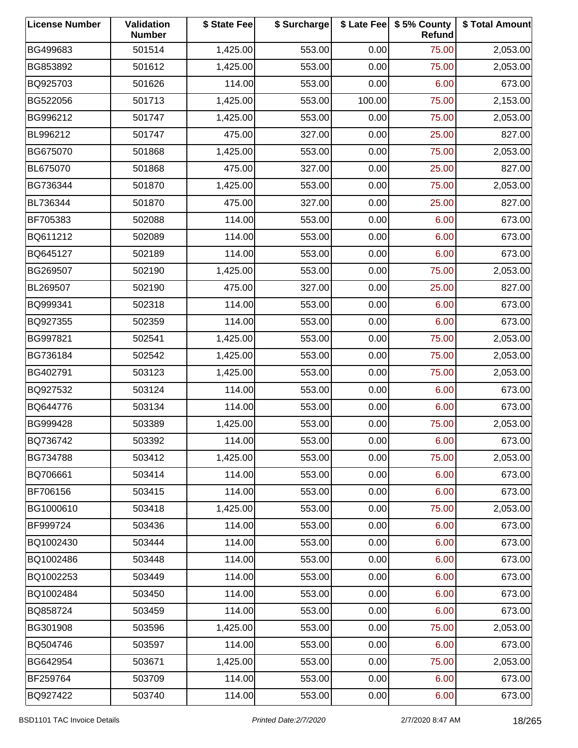| License Number | Validation Number | $ State Fee | $ Surcharge | $ Late Fee | $ 5% County Refund | $ Total Amount |
|---|---|---|---|---|---|---|
| BG499683 | 501514 | 1,425.00 | 553.00 | 0.00 | 75.00 | 2,053.00 |
| BG853892 | 501612 | 1,425.00 | 553.00 | 0.00 | 75.00 | 2,053.00 |
| BQ925703 | 501626 | 114.00 | 553.00 | 0.00 | 6.00 | 673.00 |
| BG522056 | 501713 | 1,425.00 | 553.00 | 100.00 | 75.00 | 2,153.00 |
| BG996212 | 501747 | 1,425.00 | 553.00 | 0.00 | 75.00 | 2,053.00 |
| BL996212 | 501747 | 475.00 | 327.00 | 0.00 | 25.00 | 827.00 |
| BG675070 | 501868 | 1,425.00 | 553.00 | 0.00 | 75.00 | 2,053.00 |
| BL675070 | 501868 | 475.00 | 327.00 | 0.00 | 25.00 | 827.00 |
| BG736344 | 501870 | 1,425.00 | 553.00 | 0.00 | 75.00 | 2,053.00 |
| BL736344 | 501870 | 475.00 | 327.00 | 0.00 | 25.00 | 827.00 |
| BF705383 | 502088 | 114.00 | 553.00 | 0.00 | 6.00 | 673.00 |
| BQ611212 | 502089 | 114.00 | 553.00 | 0.00 | 6.00 | 673.00 |
| BQ645127 | 502189 | 114.00 | 553.00 | 0.00 | 6.00 | 673.00 |
| BG269507 | 502190 | 1,425.00 | 553.00 | 0.00 | 75.00 | 2,053.00 |
| BL269507 | 502190 | 475.00 | 327.00 | 0.00 | 25.00 | 827.00 |
| BQ999341 | 502318 | 114.00 | 553.00 | 0.00 | 6.00 | 673.00 |
| BQ927355 | 502359 | 114.00 | 553.00 | 0.00 | 6.00 | 673.00 |
| BG997821 | 502541 | 1,425.00 | 553.00 | 0.00 | 75.00 | 2,053.00 |
| BG736184 | 502542 | 1,425.00 | 553.00 | 0.00 | 75.00 | 2,053.00 |
| BG402791 | 503123 | 1,425.00 | 553.00 | 0.00 | 75.00 | 2,053.00 |
| BQ927532 | 503124 | 114.00 | 553.00 | 0.00 | 6.00 | 673.00 |
| BQ644776 | 503134 | 114.00 | 553.00 | 0.00 | 6.00 | 673.00 |
| BG999428 | 503389 | 1,425.00 | 553.00 | 0.00 | 75.00 | 2,053.00 |
| BQ736742 | 503392 | 114.00 | 553.00 | 0.00 | 6.00 | 673.00 |
| BG734788 | 503412 | 1,425.00 | 553.00 | 0.00 | 75.00 | 2,053.00 |
| BQ706661 | 503414 | 114.00 | 553.00 | 0.00 | 6.00 | 673.00 |
| BF706156 | 503415 | 114.00 | 553.00 | 0.00 | 6.00 | 673.00 |
| BG1000610 | 503418 | 1,425.00 | 553.00 | 0.00 | 75.00 | 2,053.00 |
| BF999724 | 503436 | 114.00 | 553.00 | 0.00 | 6.00 | 673.00 |
| BQ1002430 | 503444 | 114.00 | 553.00 | 0.00 | 6.00 | 673.00 |
| BQ1002486 | 503448 | 114.00 | 553.00 | 0.00 | 6.00 | 673.00 |
| BQ1002253 | 503449 | 114.00 | 553.00 | 0.00 | 6.00 | 673.00 |
| BQ1002484 | 503450 | 114.00 | 553.00 | 0.00 | 6.00 | 673.00 |
| BQ858724 | 503459 | 114.00 | 553.00 | 0.00 | 6.00 | 673.00 |
| BG301908 | 503596 | 1,425.00 | 553.00 | 0.00 | 75.00 | 2,053.00 |
| BQ504746 | 503597 | 114.00 | 553.00 | 0.00 | 6.00 | 673.00 |
| BG642954 | 503671 | 1,425.00 | 553.00 | 0.00 | 75.00 | 2,053.00 |
| BF259764 | 503709 | 114.00 | 553.00 | 0.00 | 6.00 | 673.00 |
| BQ927422 | 503740 | 114.00 | 553.00 | 0.00 | 6.00 | 673.00 |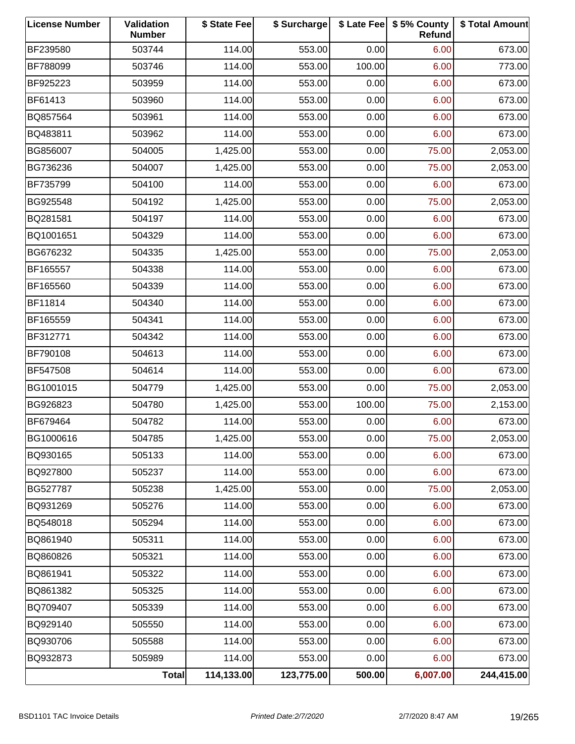| License Number | Validation Number | $ State Fee | $ Surcharge | $ Late Fee | $ 5% County Refund | $ Total Amount |
|---|---|---|---|---|---|---|
| BF239580 | 503744 | 114.00 | 553.00 | 0.00 | 6.00 | 673.00 |
| BF788099 | 503746 | 114.00 | 553.00 | 100.00 | 6.00 | 773.00 |
| BF925223 | 503959 | 114.00 | 553.00 | 0.00 | 6.00 | 673.00 |
| BF61413 | 503960 | 114.00 | 553.00 | 0.00 | 6.00 | 673.00 |
| BQ857564 | 503961 | 114.00 | 553.00 | 0.00 | 6.00 | 673.00 |
| BQ483811 | 503962 | 114.00 | 553.00 | 0.00 | 6.00 | 673.00 |
| BG856007 | 504005 | 1,425.00 | 553.00 | 0.00 | 75.00 | 2,053.00 |
| BG736236 | 504007 | 1,425.00 | 553.00 | 0.00 | 75.00 | 2,053.00 |
| BF735799 | 504100 | 114.00 | 553.00 | 0.00 | 6.00 | 673.00 |
| BG925548 | 504192 | 1,425.00 | 553.00 | 0.00 | 75.00 | 2,053.00 |
| BQ281581 | 504197 | 114.00 | 553.00 | 0.00 | 6.00 | 673.00 |
| BQ1001651 | 504329 | 114.00 | 553.00 | 0.00 | 6.00 | 673.00 |
| BG676232 | 504335 | 1,425.00 | 553.00 | 0.00 | 75.00 | 2,053.00 |
| BF165557 | 504338 | 114.00 | 553.00 | 0.00 | 6.00 | 673.00 |
| BF165560 | 504339 | 114.00 | 553.00 | 0.00 | 6.00 | 673.00 |
| BF11814 | 504340 | 114.00 | 553.00 | 0.00 | 6.00 | 673.00 |
| BF165559 | 504341 | 114.00 | 553.00 | 0.00 | 6.00 | 673.00 |
| BF312771 | 504342 | 114.00 | 553.00 | 0.00 | 6.00 | 673.00 |
| BF790108 | 504613 | 114.00 | 553.00 | 0.00 | 6.00 | 673.00 |
| BF547508 | 504614 | 114.00 | 553.00 | 0.00 | 6.00 | 673.00 |
| BG1001015 | 504779 | 1,425.00 | 553.00 | 0.00 | 75.00 | 2,053.00 |
| BG926823 | 504780 | 1,425.00 | 553.00 | 100.00 | 75.00 | 2,153.00 |
| BF679464 | 504782 | 114.00 | 553.00 | 0.00 | 6.00 | 673.00 |
| BG1000616 | 504785 | 1,425.00 | 553.00 | 0.00 | 75.00 | 2,053.00 |
| BQ930165 | 505133 | 114.00 | 553.00 | 0.00 | 6.00 | 673.00 |
| BQ927800 | 505237 | 114.00 | 553.00 | 0.00 | 6.00 | 673.00 |
| BG527787 | 505238 | 1,425.00 | 553.00 | 0.00 | 75.00 | 2,053.00 |
| BQ931269 | 505276 | 114.00 | 553.00 | 0.00 | 6.00 | 673.00 |
| BQ548018 | 505294 | 114.00 | 553.00 | 0.00 | 6.00 | 673.00 |
| BQ861940 | 505311 | 114.00 | 553.00 | 0.00 | 6.00 | 673.00 |
| BQ860826 | 505321 | 114.00 | 553.00 | 0.00 | 6.00 | 673.00 |
| BQ861941 | 505322 | 114.00 | 553.00 | 0.00 | 6.00 | 673.00 |
| BQ861382 | 505325 | 114.00 | 553.00 | 0.00 | 6.00 | 673.00 |
| BQ709407 | 505339 | 114.00 | 553.00 | 0.00 | 6.00 | 673.00 |
| BQ929140 | 505550 | 114.00 | 553.00 | 0.00 | 6.00 | 673.00 |
| BQ930706 | 505588 | 114.00 | 553.00 | 0.00 | 6.00 | 673.00 |
| BQ932873 | 505989 | 114.00 | 553.00 | 0.00 | 6.00 | 673.00 |
| | **Total** | **114,133.00** | **123,775.00** | **500.00** | **6,007.00** | **244,415.00** |

BSD1101 TAC Invoice Details *Printed Date:2/7/2020* 2/7/2020 8:47 AM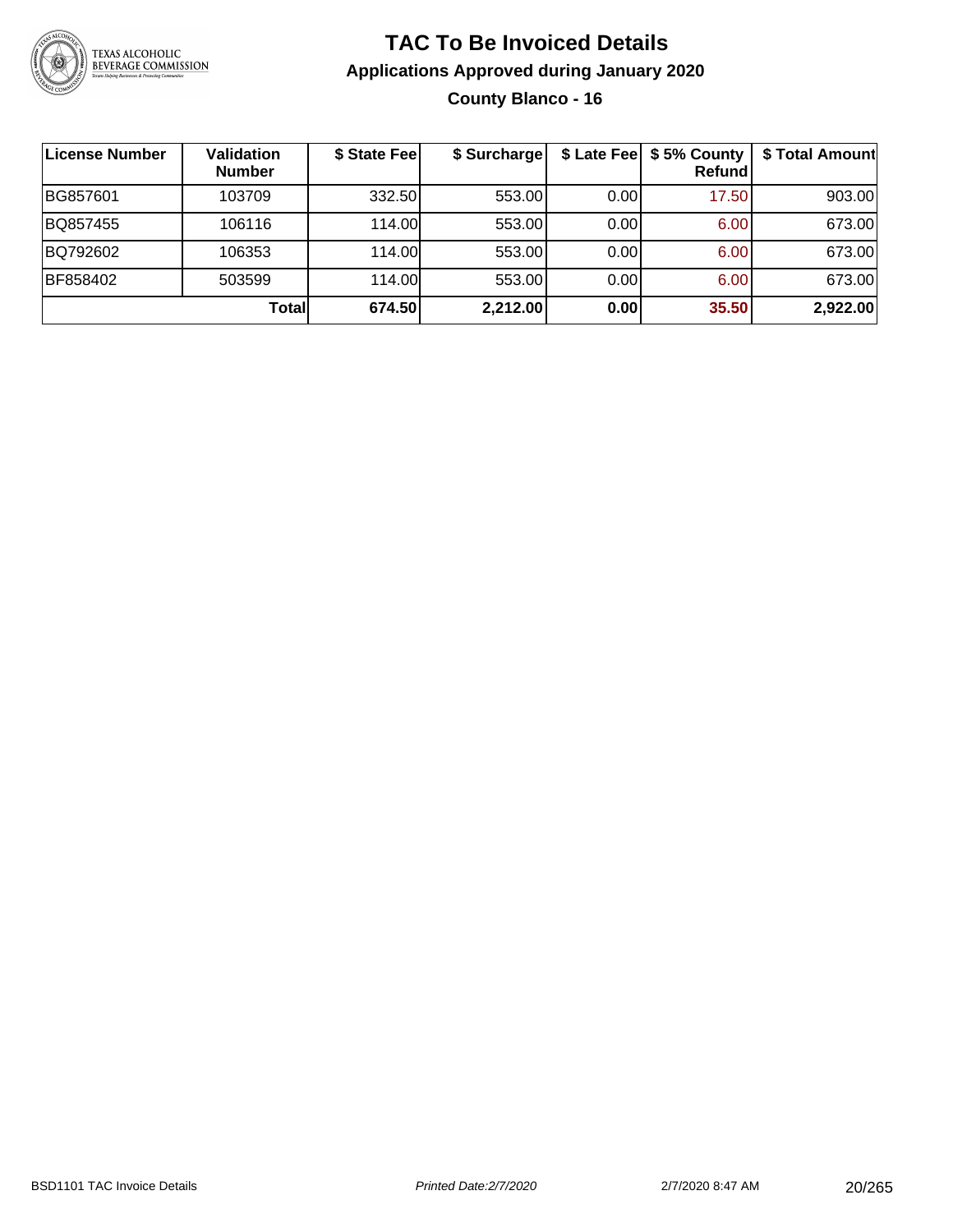# TAC To Be Invoiced Details

## Applications Approved during January 2020

### County Blanco - 16

| License Number | Validation Number | $ State Fee | $ Surcharge | $ Late Fee | $ 5% County Refund | $ Total Amount |
|---|---|---|---|---|---|---|
| BG857601 | 103709 | 332.50 | 553.00 | 0.00 | 17.50 | 903.00 |
| BQ857455 | 106116 | 114.00 | 553.00 | 0.00 | 6.00 | 673.00 |
| BQ792602 | 106353 | 114.00 | 553.00 | 0.00 | 6.00 | 673.00 |
| BF858402 | 503599 | 114.00 | 553.00 | 0.00 | 6.00 | 673.00 |
| | **Total** | **674.50** | **2,212.00** | **0.00** | **35.50** | **2,922.00** |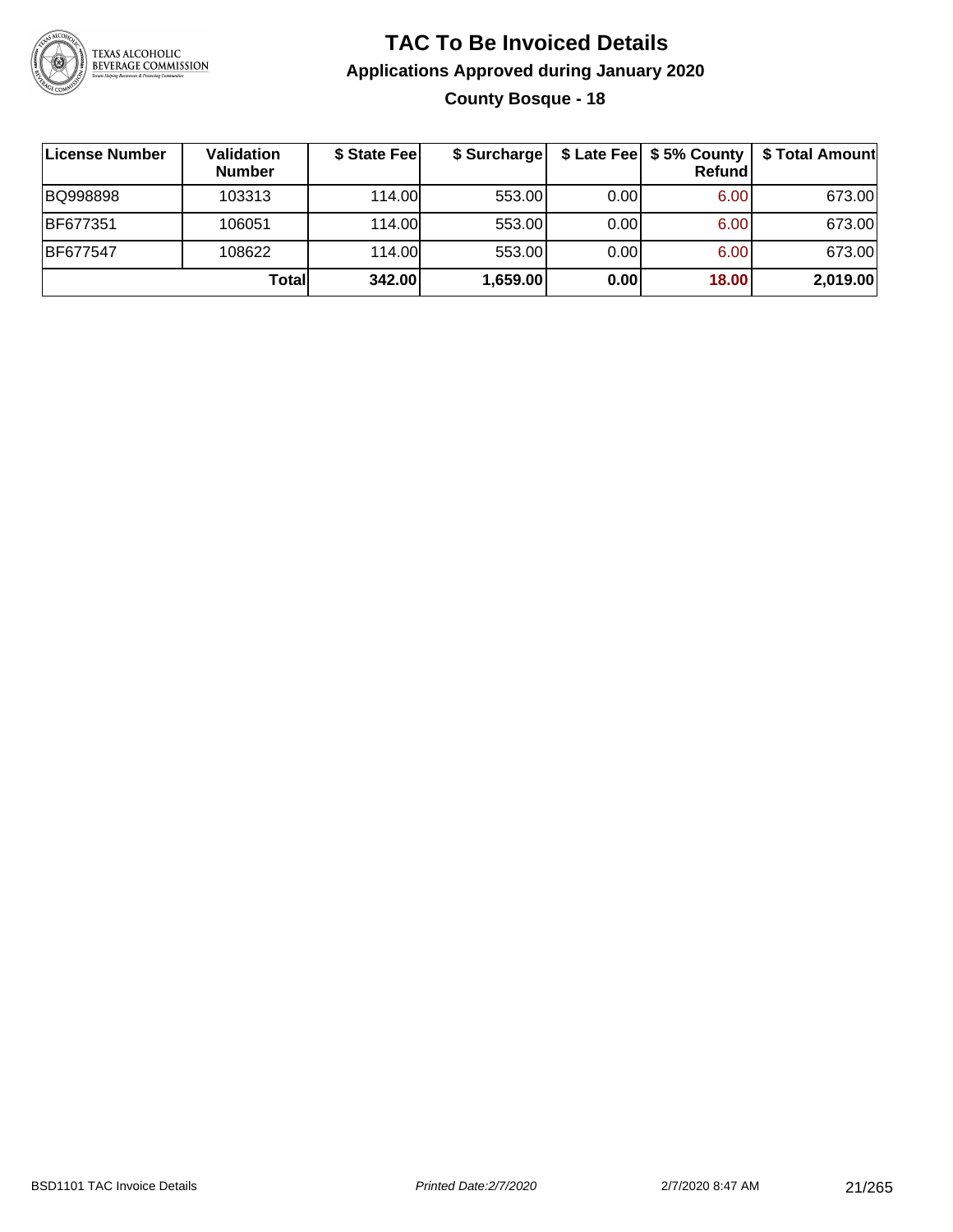# TAC To Be Invoiced Details

## Applications Approved during January 2020

### County Bosque - 18

| License Number | Validation Number | $ State Fee | $ Surcharge | $ Late Fee | $ 5% County Refund | $ Total Amount |
|---|---|---|---|---|---|---|
| BQ998898 | 103313 | 114.00 | 553.00 | 0.00 | 6.00 | 673.00 |
| BF677351 | 106051 | 114.00 | 553.00 | 0.00 | 6.00 | 673.00 |
| BF677547 | 108622 | 114.00 | 553.00 | 0.00 | 6.00 | 673.00 |
| | **Total** | **342.00** | **1,659.00** | **0.00** | **18.00** | **2,019.00** |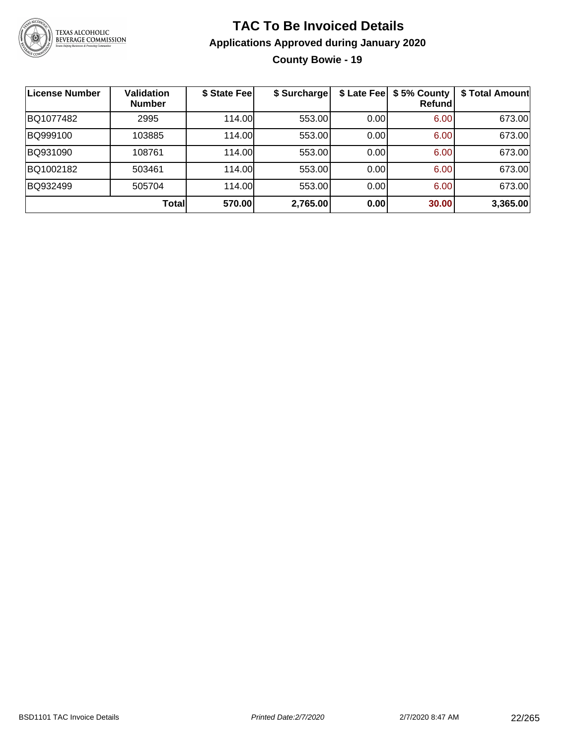# TAC To Be Invoiced Details

## Applications Approved during January 2020

### County Bowie - 19

| License Number | Validation Number | $ State Fee | $ Surcharge | $ Late Fee | $ 5% County Refund | $ Total Amount |
|---|---|---|---|---|---|---|
| BQ1077482 | 2995 | 114.00 | 553.00 | 0.00 | 6.00 | 673.00 |
| BQ999100 | 103885 | 114.00 | 553.00 | 0.00 | 6.00 | 673.00 |
| BQ931090 | 108761 | 114.00 | 553.00 | 0.00 | 6.00 | 673.00 |
| BQ1002182 | 503461 | 114.00 | 553.00 | 0.00 | 6.00 | 673.00 |
| BQ932499 | 505704 | 114.00 | 553.00 | 0.00 | 6.00 | 673.00 |
| | **Total** | **570.00** | **2,765.00** | **0.00** | **30.00** | **3,365.00** |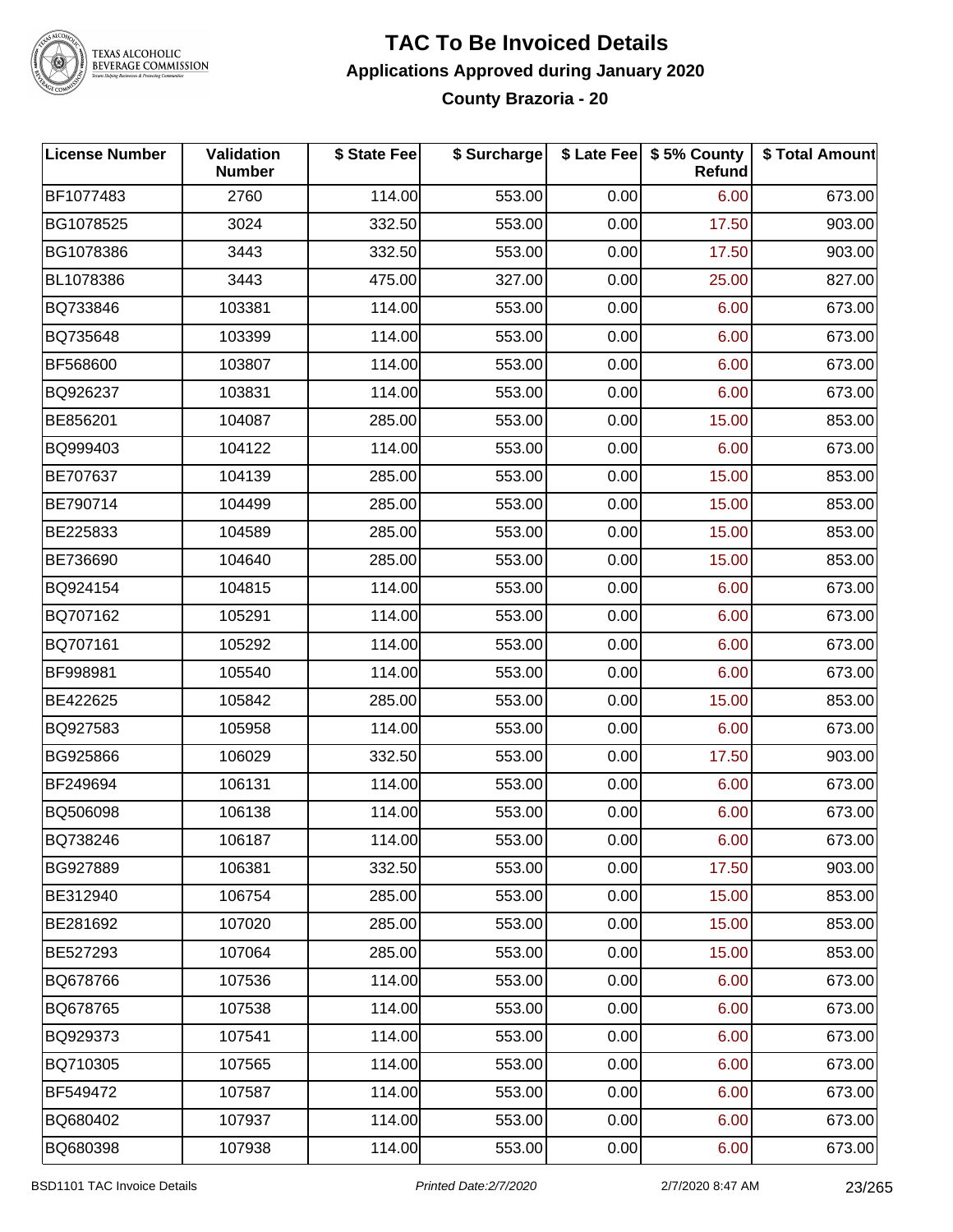# TAC To Be Invoiced Details

## Applications Approved during January 2020

### County Brazoria - 20

| License Number | Validation Number | $ State Fee | $ Surcharge | $ Late Fee | $ 5% County Refund | $ Total Amount |
|---|---|---|---|---|---|---|
| BF1077483 | 2760 | 114.00 | 553.00 | 0.00 | 6.00 | 673.00 |
| BG1078525 | 3024 | 332.50 | 553.00 | 0.00 | 17.50 | 903.00 |
| BG1078386 | 3443 | 332.50 | 553.00 | 0.00 | 17.50 | 903.00 |
| BL1078386 | 3443 | 475.00 | 327.00 | 0.00 | 25.00 | 827.00 |
| BQ733846 | 103381 | 114.00 | 553.00 | 0.00 | 6.00 | 673.00 |
| BQ735648 | 103399 | 114.00 | 553.00 | 0.00 | 6.00 | 673.00 |
| BF568600 | 103807 | 114.00 | 553.00 | 0.00 | 6.00 | 673.00 |
| BQ926237 | 103831 | 114.00 | 553.00 | 0.00 | 6.00 | 673.00 |
| BE856201 | 104087 | 285.00 | 553.00 | 0.00 | 15.00 | 853.00 |
| BQ999403 | 104122 | 114.00 | 553.00 | 0.00 | 6.00 | 673.00 |
| BE707637 | 104139 | 285.00 | 553.00 | 0.00 | 15.00 | 853.00 |
| BE790714 | 104499 | 285.00 | 553.00 | 0.00 | 15.00 | 853.00 |
| BE225833 | 104589 | 285.00 | 553.00 | 0.00 | 15.00 | 853.00 |
| BE736690 | 104640 | 285.00 | 553.00 | 0.00 | 15.00 | 853.00 |
| BQ924154 | 104815 | 114.00 | 553.00 | 0.00 | 6.00 | 673.00 |
| BQ707162 | 105291 | 114.00 | 553.00 | 0.00 | 6.00 | 673.00 |
| BQ707161 | 105292 | 114.00 | 553.00 | 0.00 | 6.00 | 673.00 |
| BF998981 | 105540 | 114.00 | 553.00 | 0.00 | 6.00 | 673.00 |
| BE422625 | 105842 | 285.00 | 553.00 | 0.00 | 15.00 | 853.00 |
| BQ927583 | 105958 | 114.00 | 553.00 | 0.00 | 6.00 | 673.00 |
| BG925866 | 106029 | 332.50 | 553.00 | 0.00 | 17.50 | 903.00 |
| BF249694 | 106131 | 114.00 | 553.00 | 0.00 | 6.00 | 673.00 |
| BQ506098 | 106138 | 114.00 | 553.00 | 0.00 | 6.00 | 673.00 |
| BQ738246 | 106187 | 114.00 | 553.00 | 0.00 | 6.00 | 673.00 |
| BG927889 | 106381 | 332.50 | 553.00 | 0.00 | 17.50 | 903.00 |
| BE312940 | 106754 | 285.00 | 553.00 | 0.00 | 15.00 | 853.00 |
| BE281692 | 107020 | 285.00 | 553.00 | 0.00 | 15.00 | 853.00 |
| BE527293 | 107064 | 285.00 | 553.00 | 0.00 | 15.00 | 853.00 |
| BQ678766 | 107536 | 114.00 | 553.00 | 0.00 | 6.00 | 673.00 |
| BQ678765 | 107538 | 114.00 | 553.00 | 0.00 | 6.00 | 673.00 |
| BQ929373 | 107541 | 114.00 | 553.00 | 0.00 | 6.00 | 673.00 |
| BQ710305 | 107565 | 114.00 | 553.00 | 0.00 | 6.00 | 673.00 |
| BF549472 | 107587 | 114.00 | 553.00 | 0.00 | 6.00 | 673.00 |
| BQ680402 | 107937 | 114.00 | 553.00 | 0.00 | 6.00 | 673.00 |
| BQ680398 | 107938 | 114.00 | 553.00 | 0.00 | 6.00 | 673.00 |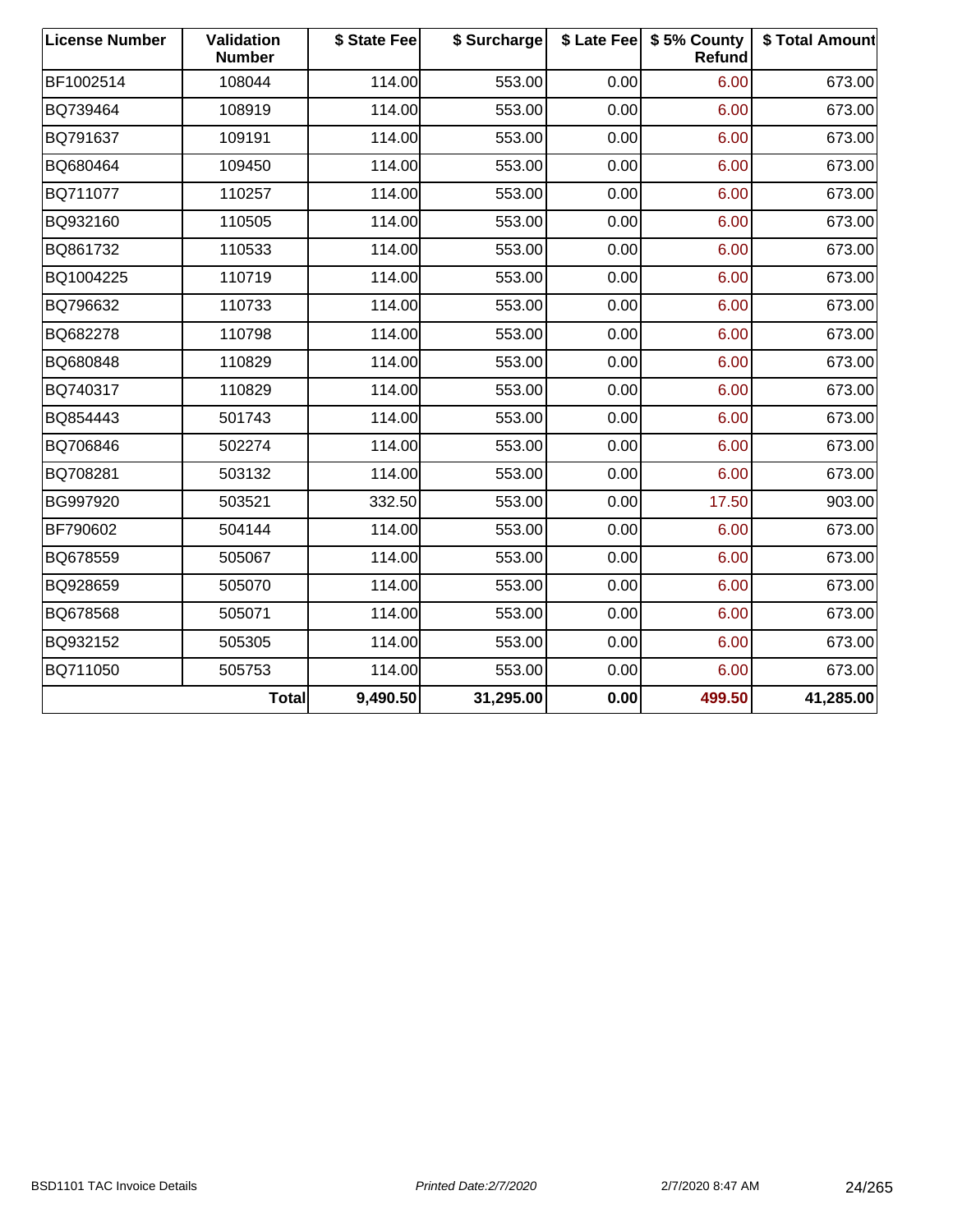| License Number | Validation Number | $ State Fee | $ Surcharge | $ Late Fee | $ 5% County Refund | $ Total Amount |
|---|---|---|---|---|---|---|
| BF1002514 | 108044 | 114.00 | 553.00 | 0.00 | 6.00 | 673.00 |
| BQ739464 | 108919 | 114.00 | 553.00 | 0.00 | 6.00 | 673.00 |
| BQ791637 | 109191 | 114.00 | 553.00 | 0.00 | 6.00 | 673.00 |
| BQ680464 | 109450 | 114.00 | 553.00 | 0.00 | 6.00 | 673.00 |
| BQ711077 | 110257 | 114.00 | 553.00 | 0.00 | 6.00 | 673.00 |
| BQ932160 | 110505 | 114.00 | 553.00 | 0.00 | 6.00 | 673.00 |
| BQ861732 | 110533 | 114.00 | 553.00 | 0.00 | 6.00 | 673.00 |
| BQ1004225 | 110719 | 114.00 | 553.00 | 0.00 | 6.00 | 673.00 |
| BQ796632 | 110733 | 114.00 | 553.00 | 0.00 | 6.00 | 673.00 |
| BQ682278 | 110798 | 114.00 | 553.00 | 0.00 | 6.00 | 673.00 |
| BQ680848 | 110829 | 114.00 | 553.00 | 0.00 | 6.00 | 673.00 |
| BQ740317 | 110829 | 114.00 | 553.00 | 0.00 | 6.00 | 673.00 |
| BQ854443 | 501743 | 114.00 | 553.00 | 0.00 | 6.00 | 673.00 |
| BQ706846 | 502274 | 114.00 | 553.00 | 0.00 | 6.00 | 673.00 |
| BQ708281 | 503132 | 114.00 | 553.00 | 0.00 | 6.00 | 673.00 |
| BG997920 | 503521 | 332.50 | 553.00 | 0.00 | 17.50 | 903.00 |
| BF790602 | 504144 | 114.00 | 553.00 | 0.00 | 6.00 | 673.00 |
| BQ678559 | 505067 | 114.00 | 553.00 | 0.00 | 6.00 | 673.00 |
| BQ928659 | 505070 | 114.00 | 553.00 | 0.00 | 6.00 | 673.00 |
| BQ678568 | 505071 | 114.00 | 553.00 | 0.00 | 6.00 | 673.00 |
| BQ932152 | 505305 | 114.00 | 553.00 | 0.00 | 6.00 | 673.00 |
| BQ711050 | 505753 | 114.00 | 553.00 | 0.00 | 6.00 | 673.00 |
| | **Total** | **9,490.50** | **31,295.00** | **0.00** | **499.50** | **41,285.00** |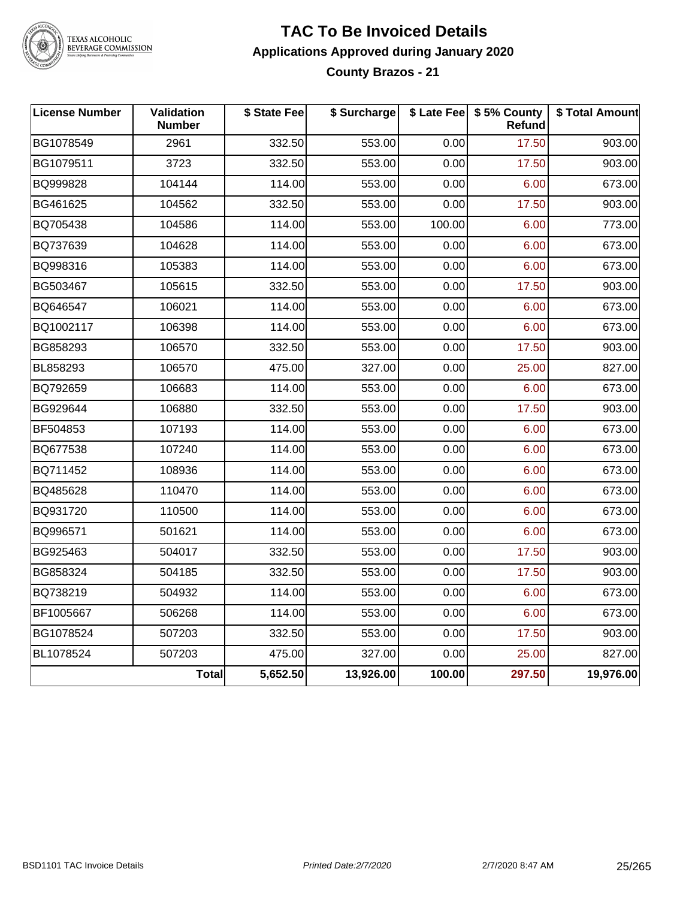# TAC To Be Invoiced Details

## Applications Approved during January 2020

### County Brazos - 21

| License Number | Validation Number | $ State Fee | $ Surcharge | $ Late Fee | $ 5% County Refund | $ Total Amount |
|---|---|---|---|---|---|---|
| BG1078549 | 2961 | 332.50 | 553.00 | 0.00 | 17.50 | 903.00 |
| BG1079511 | 3723 | 332.50 | 553.00 | 0.00 | 17.50 | 903.00 |
| BQ999828 | 104144 | 114.00 | 553.00 | 0.00 | 6.00 | 673.00 |
| BG461625 | 104562 | 332.50 | 553.00 | 0.00 | 17.50 | 903.00 |
| BQ705438 | 104586 | 114.00 | 553.00 | 100.00 | 6.00 | 773.00 |
| BQ737639 | 104628 | 114.00 | 553.00 | 0.00 | 6.00 | 673.00 |
| BQ998316 | 105383 | 114.00 | 553.00 | 0.00 | 6.00 | 673.00 |
| BG503467 | 105615 | 332.50 | 553.00 | 0.00 | 17.50 | 903.00 |
| BQ646547 | 106021 | 114.00 | 553.00 | 0.00 | 6.00 | 673.00 |
| BQ1002117 | 106398 | 114.00 | 553.00 | 0.00 | 6.00 | 673.00 |
| BG858293 | 106570 | 332.50 | 553.00 | 0.00 | 17.50 | 903.00 |
| BL858293 | 106570 | 475.00 | 327.00 | 0.00 | 25.00 | 827.00 |
| BQ792659 | 106683 | 114.00 | 553.00 | 0.00 | 6.00 | 673.00 |
| BG929644 | 106880 | 332.50 | 553.00 | 0.00 | 17.50 | 903.00 |
| BF504853 | 107193 | 114.00 | 553.00 | 0.00 | 6.00 | 673.00 |
| BQ677538 | 107240 | 114.00 | 553.00 | 0.00 | 6.00 | 673.00 |
| BQ711452 | 108936 | 114.00 | 553.00 | 0.00 | 6.00 | 673.00 |
| BQ485628 | 110470 | 114.00 | 553.00 | 0.00 | 6.00 | 673.00 |
| BQ931720 | 110500 | 114.00 | 553.00 | 0.00 | 6.00 | 673.00 |
| BQ996571 | 501621 | 114.00 | 553.00 | 0.00 | 6.00 | 673.00 |
| BG925463 | 504017 | 332.50 | 553.00 | 0.00 | 17.50 | 903.00 |
| BG858324 | 504185 | 332.50 | 553.00 | 0.00 | 17.50 | 903.00 |
| BQ738219 | 504932 | 114.00 | 553.00 | 0.00 | 6.00 | 673.00 |
| BF1005667 | 506268 | 114.00 | 553.00 | 0.00 | 6.00 | 673.00 |
| BG1078524 | 507203 | 332.50 | 553.00 | 0.00 | 17.50 | 903.00 |
| BL1078524 | 507203 | 475.00 | 327.00 | 0.00 | 25.00 | 827.00 |
| | **Total** | **5,652.50** | **13,926.00** | **100.00** | **297.50** | **19,976.00** |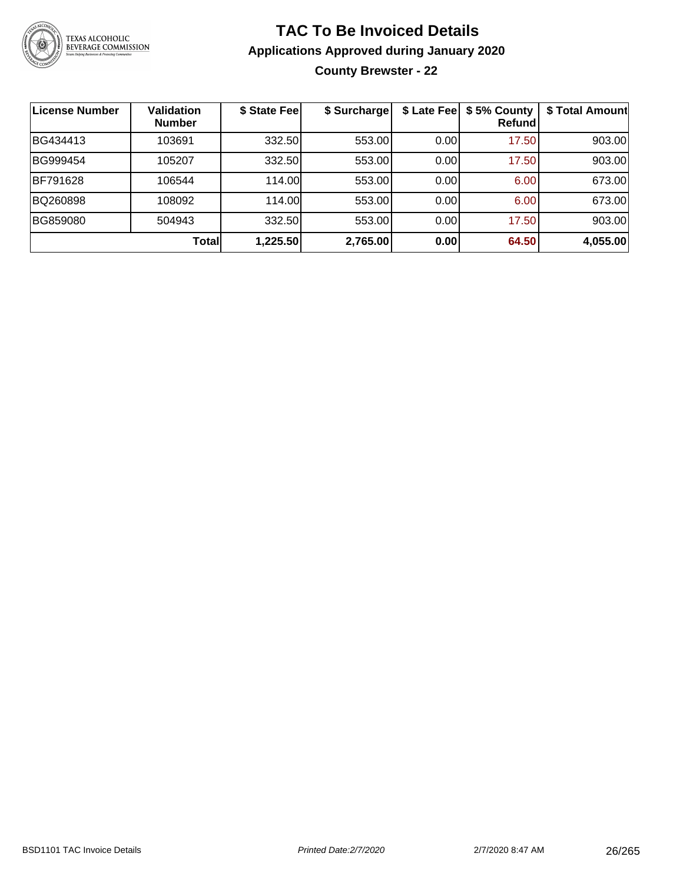# TAC To Be Invoiced Details

## Applications Approved during January 2020

### County Brewster - 22

| License Number | Validation Number | $ State Fee | $ Surcharge | $ Late Fee | $ 5% County Refund | $ Total Amount |
|---|---|---|---|---|---|---|
| BG434413 | 103691 | 332.50 | 553.00 | 0.00 | 17.50 | 903.00 |
| BG999454 | 105207 | 332.50 | 553.00 | 0.00 | 17.50 | 903.00 |
| BF791628 | 106544 | 114.00 | 553.00 | 0.00 | 6.00 | 673.00 |
| BQ260898 | 108092 | 114.00 | 553.00 | 0.00 | 6.00 | 673.00 |
| BG859080 | 504943 | 332.50 | 553.00 | 0.00 | 17.50 | 903.00 |
| | **Total** | **1,225.50** | **2,765.00** | **0.00** | **64.50** | **4,055.00** |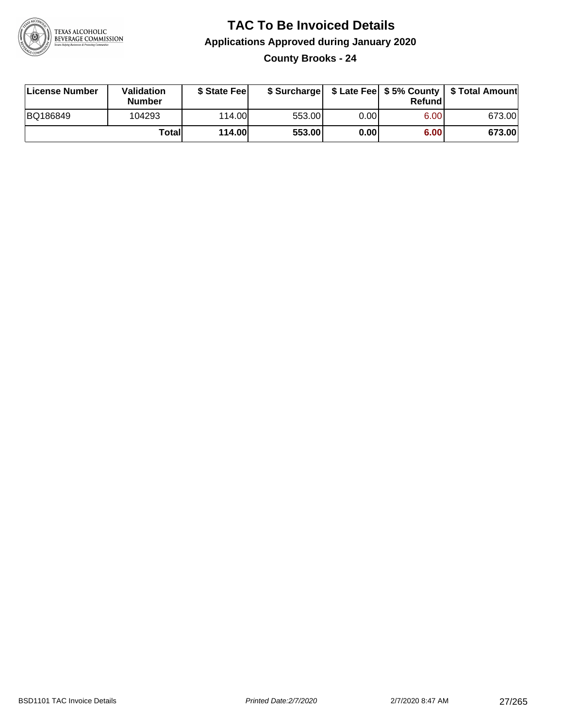# TAC To Be Invoiced Details

## Applications Approved during January 2020

### County Brooks - 24

| License Number | Validation Number | $ State Fee | $ Surcharge | $ Late Fee | $ 5% County Refund | $ Total Amount |
|---|---|---|---|---|---|---|
| BQ186849 | 104293 | 114.00 | 553.00 | 0.00 | 6.00 | 673.00 |
| | **Total** | **114.00** | **553.00** | **0.00** | **6.00** | **673.00** |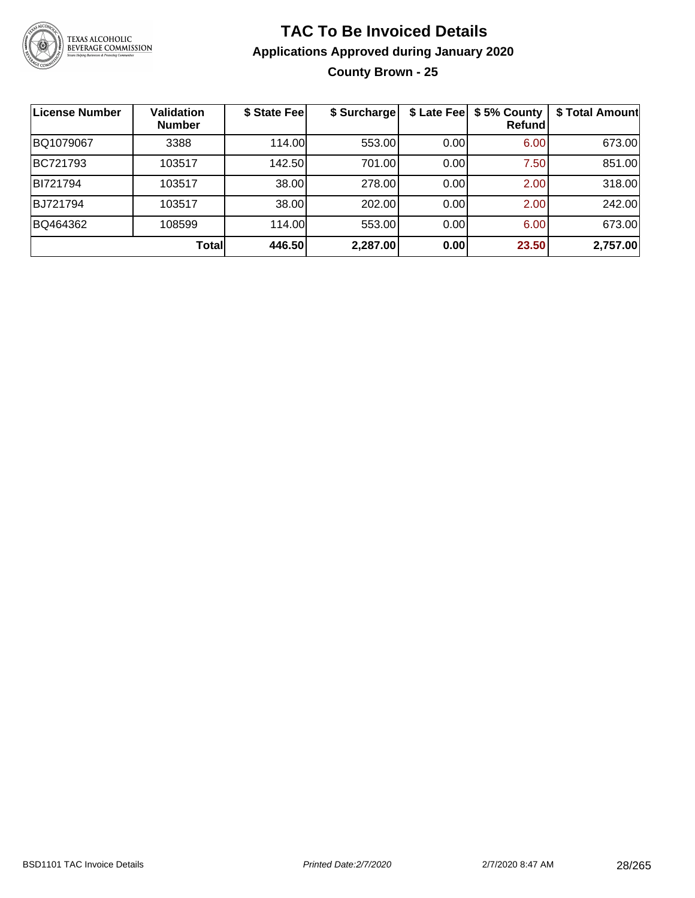# TAC To Be Invoiced Details

## Applications Approved during January 2020

### County Brown - 25

| License Number | Validation Number | $ State Fee | $ Surcharge | $ Late Fee | $ 5% County Refund | $ Total Amount |
|---|---|---|---|---|---|---|
| BQ1079067 | 3388 | 114.00 | 553.00 | 0.00 | 6.00 | 673.00 |
| BC721793 | 103517 | 142.50 | 701.00 | 0.00 | 7.50 | 851.00 |
| BI721794 | 103517 | 38.00 | 278.00 | 0.00 | 2.00 | 318.00 |
| BJ721794 | 103517 | 38.00 | 202.00 | 0.00 | 2.00 | 242.00 |
| BQ464362 | 108599 | 114.00 | 553.00 | 0.00 | 6.00 | 673.00 |
| | **Total** | **446.50** | **2,287.00** | **0.00** | **23.50** | **2,757.00** |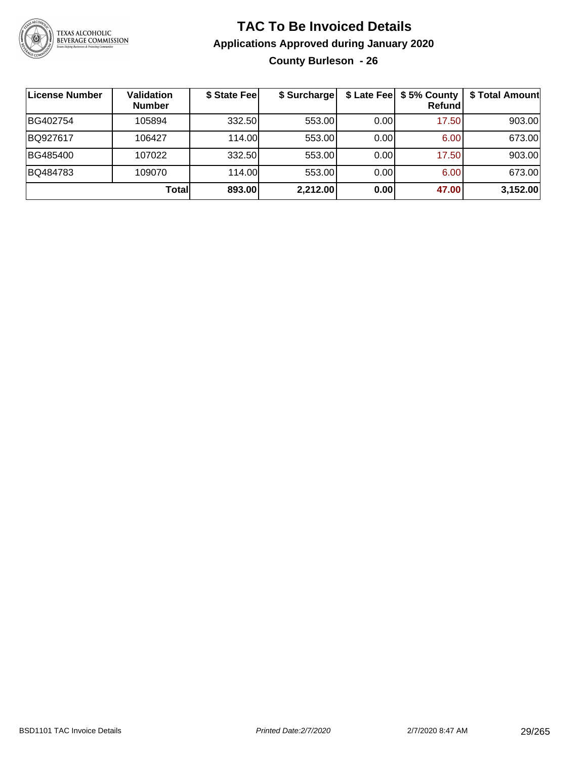# TAC To Be Invoiced Details

## Applications Approved during January 2020

### County Burleson - 26

| License Number | Validation Number | $ State Fee | $ Surcharge | $ Late Fee | $ 5% County Refund | $ Total Amount |
|---|---|---|---|---|---|---|
| BG402754 | 105894 | 332.50 | 553.00 | 0.00 | 17.50 | 903.00 |
| BQ927617 | 106427 | 114.00 | 553.00 | 0.00 | 6.00 | 673.00 |
| BG485400 | 107022 | 332.50 | 553.00 | 0.00 | 17.50 | 903.00 |
| BQ484783 | 109070 | 114.00 | 553.00 | 0.00 | 6.00 | 673.00 |
| | **Total** | **893.00** | **2,212.00** | **0.00** | **47.00** | **3,152.00** |

BSD1101 TAC Invoice Details    *Printed Date:2/7/2020*    2/7/2020 8:47 AM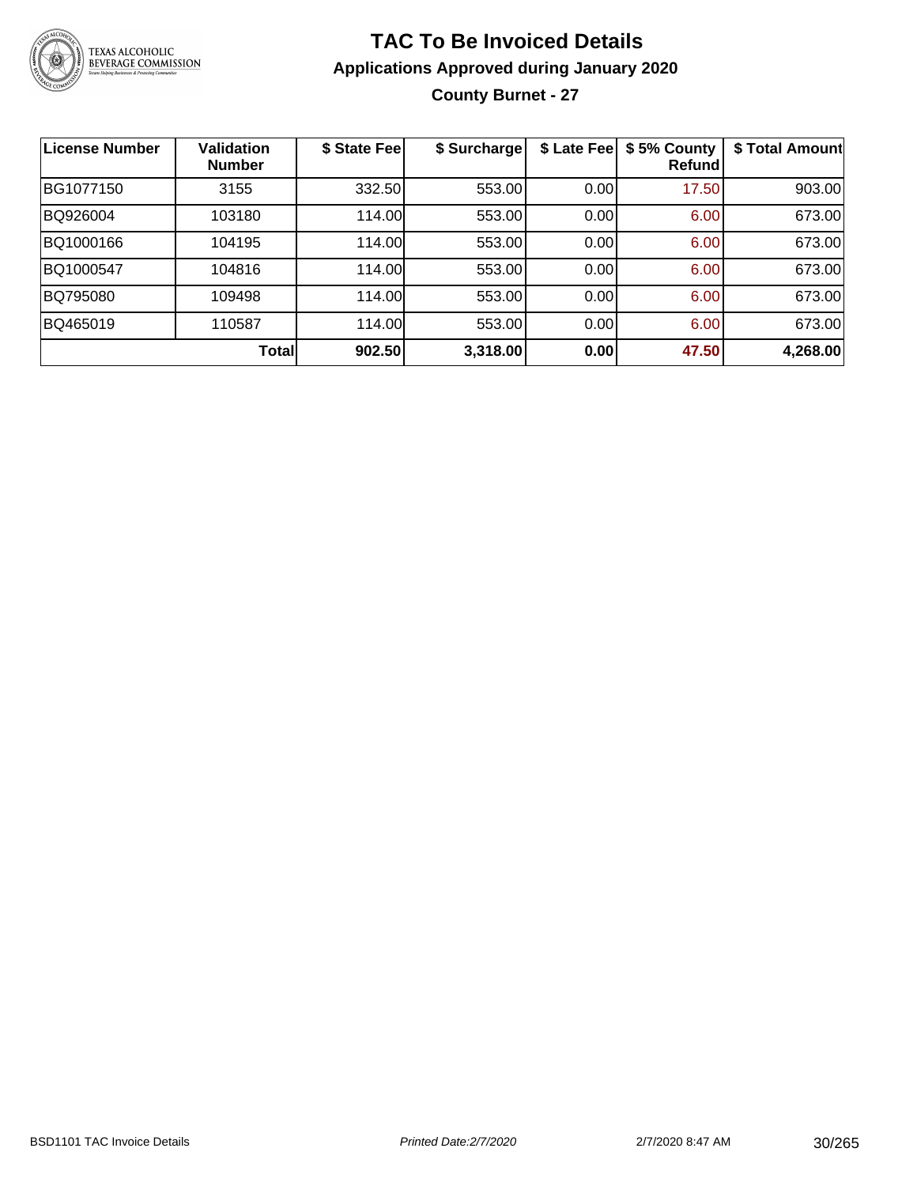# TAC To Be Invoiced Details

## Applications Approved during January 2020

### County Burnet - 27

| License Number | Validation Number | $ State Fee | $ Surcharge | $ Late Fee | $ 5% County Refund | $ Total Amount |
|---|---|---|---|---|---|---|
| BG1077150 | 3155 | 332.50 | 553.00 | 0.00 | 17.50 | 903.00 |
| BQ926004 | 103180 | 114.00 | 553.00 | 0.00 | 6.00 | 673.00 |
| BQ1000166 | 104195 | 114.00 | 553.00 | 0.00 | 6.00 | 673.00 |
| BQ1000547 | 104816 | 114.00 | 553.00 | 0.00 | 6.00 | 673.00 |
| BQ795080 | 109498 | 114.00 | 553.00 | 0.00 | 6.00 | 673.00 |
| BQ465019 | 110587 | 114.00 | 553.00 | 0.00 | 6.00 | 673.00 |
| | **Total** | **902.50** | **3,318.00** | **0.00** | **47.50** | **4,268.00** |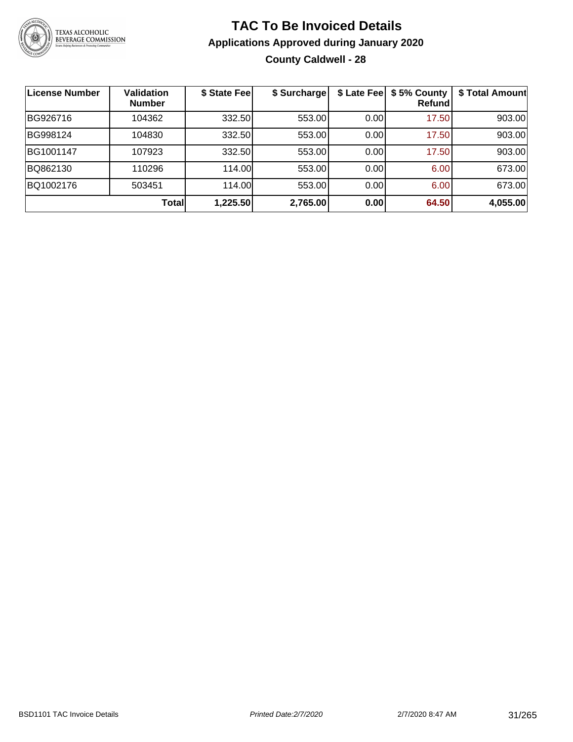# TAC To Be Invoiced Details

## Applications Approved during January 2020

### County Caldwell - 28

| License Number | Validation Number | $ State Fee | $ Surcharge | $ Late Fee | $ 5% County Refund | $ Total Amount |
|---|---|---|---|---|---|---|
| BG926716 | 104362 | 332.50 | 553.00 | 0.00 | 17.50 | 903.00 |
| BG998124 | 104830 | 332.50 | 553.00 | 0.00 | 17.50 | 903.00 |
| BG1001147 | 107923 | 332.50 | 553.00 | 0.00 | 17.50 | 903.00 |
| BQ862130 | 110296 | 114.00 | 553.00 | 0.00 | 6.00 | 673.00 |
| BQ1002176 | 503451 | 114.00 | 553.00 | 0.00 | 6.00 | 673.00 |
| | **Total** | **1,225.50** | **2,765.00** | **0.00** | **64.50** | **4,055.00** |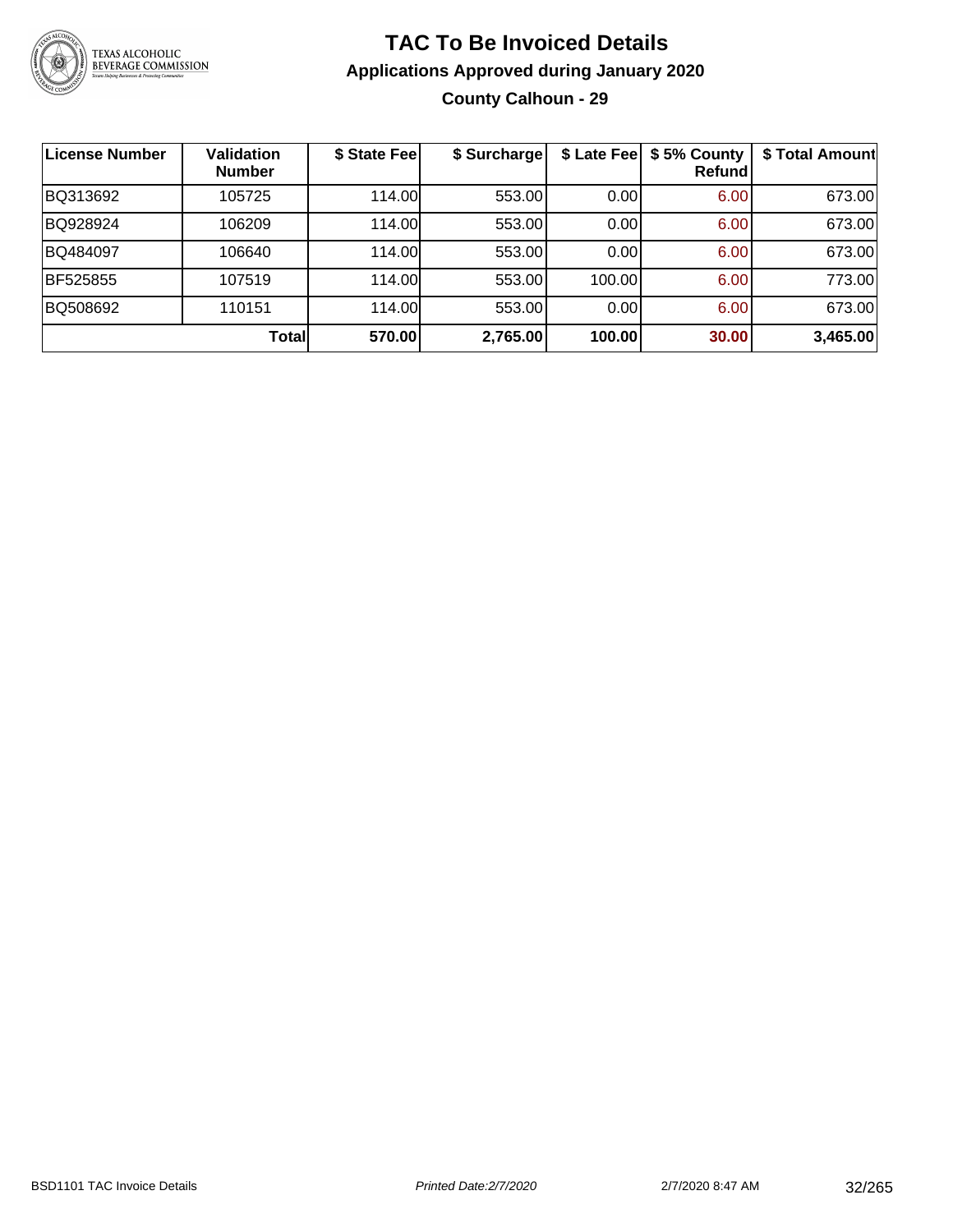# TAC To Be Invoiced Details

## Applications Approved during January 2020

### County Calhoun - 29

| License Number | Validation Number | $ State Fee | $ Surcharge | $ Late Fee | $ 5% County Refund | $ Total Amount |
|---|---|---|---|---|---|---|
| BQ313692 | 105725 | 114.00 | 553.00 | 0.00 | 6.00 | 673.00 |
| BQ928924 | 106209 | 114.00 | 553.00 | 0.00 | 6.00 | 673.00 |
| BQ484097 | 106640 | 114.00 | 553.00 | 0.00 | 6.00 | 673.00 |
| BF525855 | 107519 | 114.00 | 553.00 | 100.00 | 6.00 | 773.00 |
| BQ508692 | 110151 | 114.00 | 553.00 | 0.00 | 6.00 | 673.00 |
| | **Total** | **570.00** | **2,765.00** | **100.00** | **30.00** | **3,465.00** |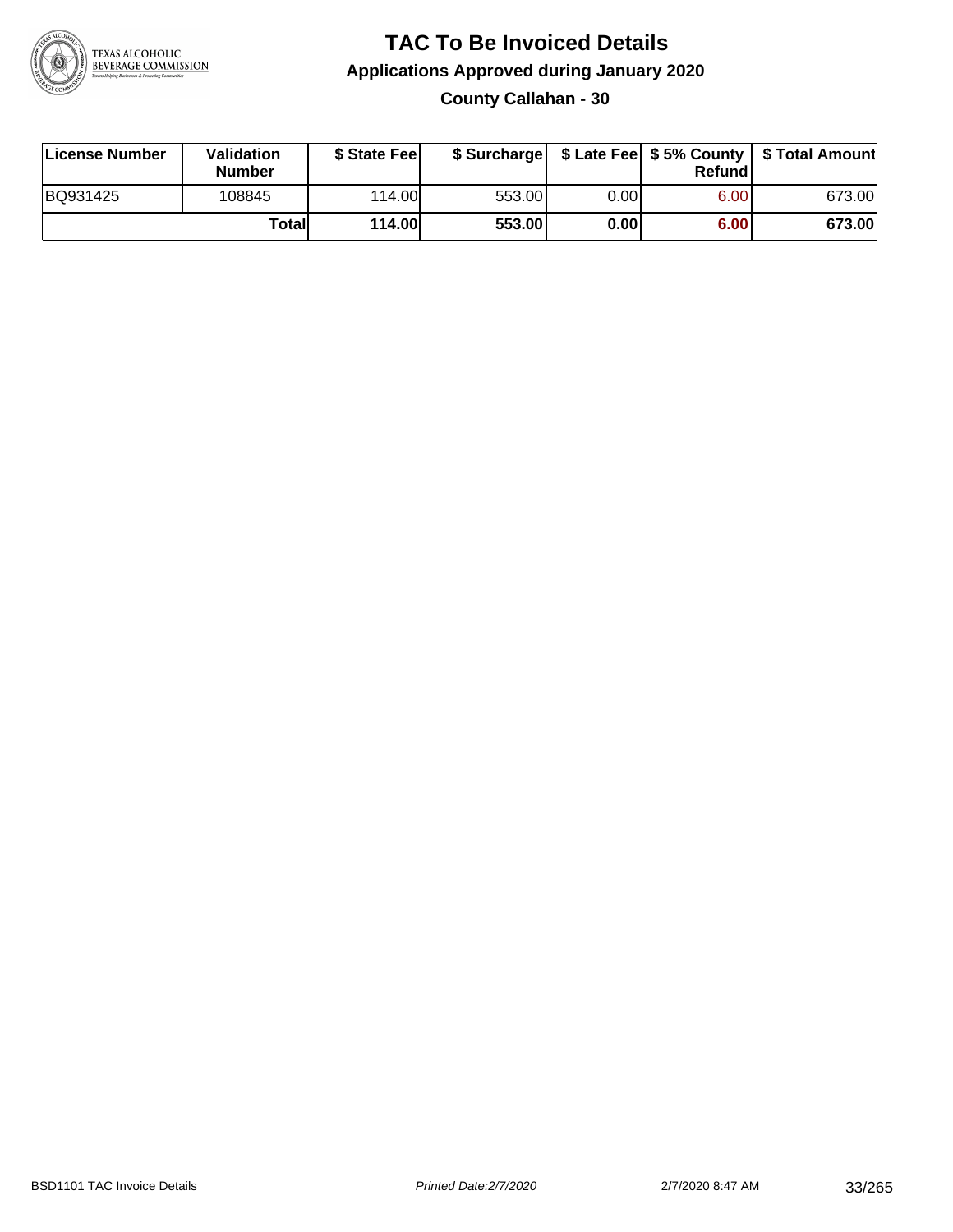# TAC To Be Invoiced Details

## Applications Approved during January 2020

### County Callahan - 30

| License Number | Validation Number | $ State Fee | $ Surcharge | $ Late Fee | $ 5% County Refund | $ Total Amount |
|---|---|---|---|---|---|---|
| BQ931425 | 108845 | 114.00 | 553.00 | 0.00 | 6.00 | 673.00 |
| | **Total** | **114.00** | **553.00** | **0.00** | **6.00** | **673.00** |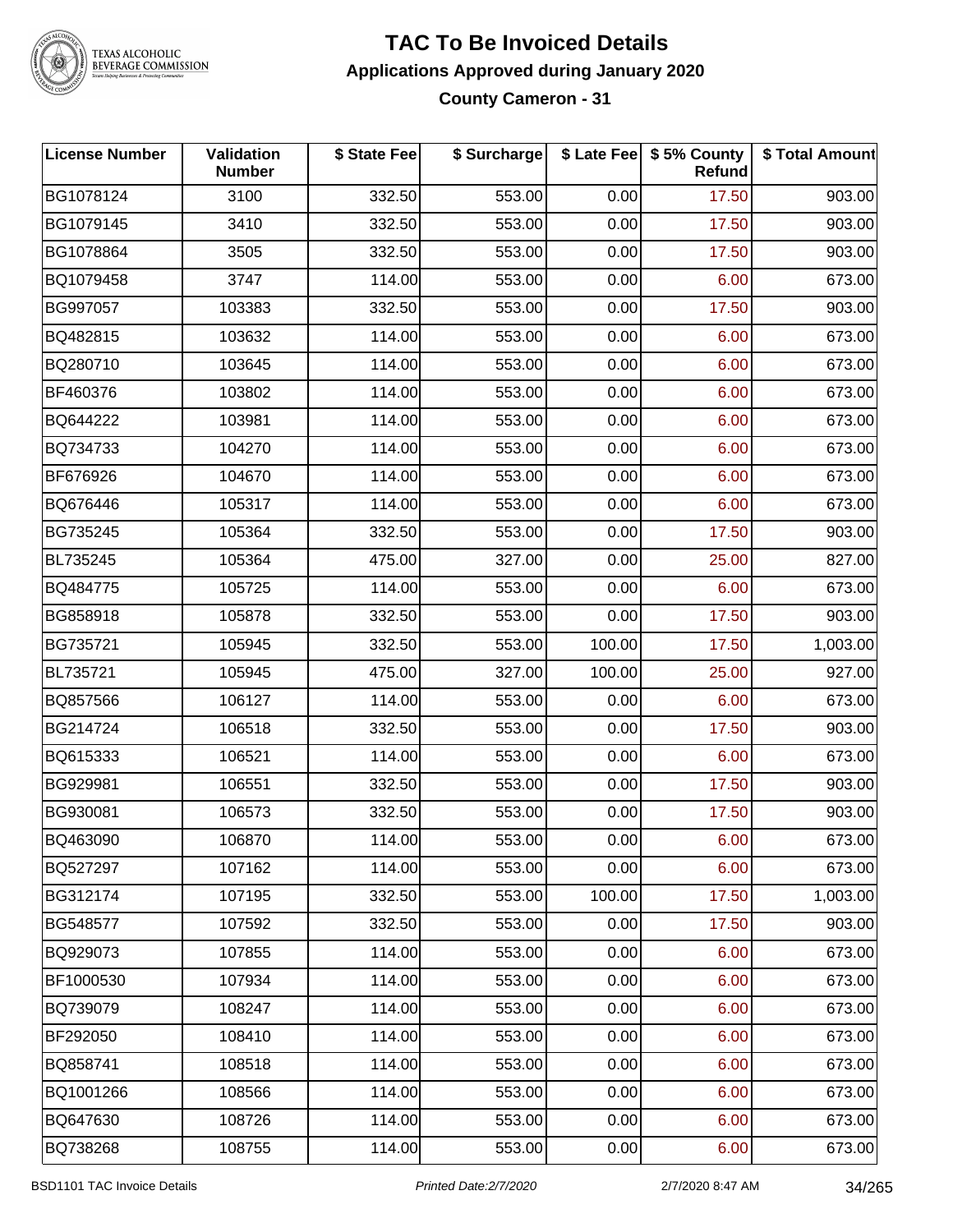# TAC To Be Invoiced Details

## Applications Approved during January 2020

### County Cameron - 31

| License Number | Validation Number | $ State Fee | $ Surcharge | $ Late Fee | $ 5% County Refund | $ Total Amount |
|---|---|---|---|---|---|---|
| BG1078124 | 3100 | 332.50 | 553.00 | 0.00 | 17.50 | 903.00 |
| BG1079145 | 3410 | 332.50 | 553.00 | 0.00 | 17.50 | 903.00 |
| BG1078864 | 3505 | 332.50 | 553.00 | 0.00 | 17.50 | 903.00 |
| BQ1079458 | 3747 | 114.00 | 553.00 | 0.00 | 6.00 | 673.00 |
| BG997057 | 103383 | 332.50 | 553.00 | 0.00 | 17.50 | 903.00 |
| BQ482815 | 103632 | 114.00 | 553.00 | 0.00 | 6.00 | 673.00 |
| BQ280710 | 103645 | 114.00 | 553.00 | 0.00 | 6.00 | 673.00 |
| BF460376 | 103802 | 114.00 | 553.00 | 0.00 | 6.00 | 673.00 |
| BQ644222 | 103981 | 114.00 | 553.00 | 0.00 | 6.00 | 673.00 |
| BQ734733 | 104270 | 114.00 | 553.00 | 0.00 | 6.00 | 673.00 |
| BF676926 | 104670 | 114.00 | 553.00 | 0.00 | 6.00 | 673.00 |
| BQ676446 | 105317 | 114.00 | 553.00 | 0.00 | 6.00 | 673.00 |
| BG735245 | 105364 | 332.50 | 553.00 | 0.00 | 17.50 | 903.00 |
| BL735245 | 105364 | 475.00 | 327.00 | 0.00 | 25.00 | 827.00 |
| BQ484775 | 105725 | 114.00 | 553.00 | 0.00 | 6.00 | 673.00 |
| BG858918 | 105878 | 332.50 | 553.00 | 0.00 | 17.50 | 903.00 |
| BG735721 | 105945 | 332.50 | 553.00 | 100.00 | 17.50 | 1,003.00 |
| BL735721 | 105945 | 475.00 | 327.00 | 100.00 | 25.00 | 927.00 |
| BQ857566 | 106127 | 114.00 | 553.00 | 0.00 | 6.00 | 673.00 |
| BG214724 | 106518 | 332.50 | 553.00 | 0.00 | 17.50 | 903.00 |
| BQ615333 | 106521 | 114.00 | 553.00 | 0.00 | 6.00 | 673.00 |
| BG929981 | 106551 | 332.50 | 553.00 | 0.00 | 17.50 | 903.00 |
| BG930081 | 106573 | 332.50 | 553.00 | 0.00 | 17.50 | 903.00 |
| BQ463090 | 106870 | 114.00 | 553.00 | 0.00 | 6.00 | 673.00 |
| BQ527297 | 107162 | 114.00 | 553.00 | 0.00 | 6.00 | 673.00 |
| BG312174 | 107195 | 332.50 | 553.00 | 100.00 | 17.50 | 1,003.00 |
| BG548577 | 107592 | 332.50 | 553.00 | 0.00 | 17.50 | 903.00 |
| BQ929073 | 107855 | 114.00 | 553.00 | 0.00 | 6.00 | 673.00 |
| BF1000530 | 107934 | 114.00 | 553.00 | 0.00 | 6.00 | 673.00 |
| BQ739079 | 108247 | 114.00 | 553.00 | 0.00 | 6.00 | 673.00 |
| BF292050 | 108410 | 114.00 | 553.00 | 0.00 | 6.00 | 673.00 |
| BQ858741 | 108518 | 114.00 | 553.00 | 0.00 | 6.00 | 673.00 |
| BQ1001266 | 108566 | 114.00 | 553.00 | 0.00 | 6.00 | 673.00 |
| BQ647630 | 108726 | 114.00 | 553.00 | 0.00 | 6.00 | 673.00 |
| BQ738268 | 108755 | 114.00 | 553.00 | 0.00 | 6.00 | 673.00 |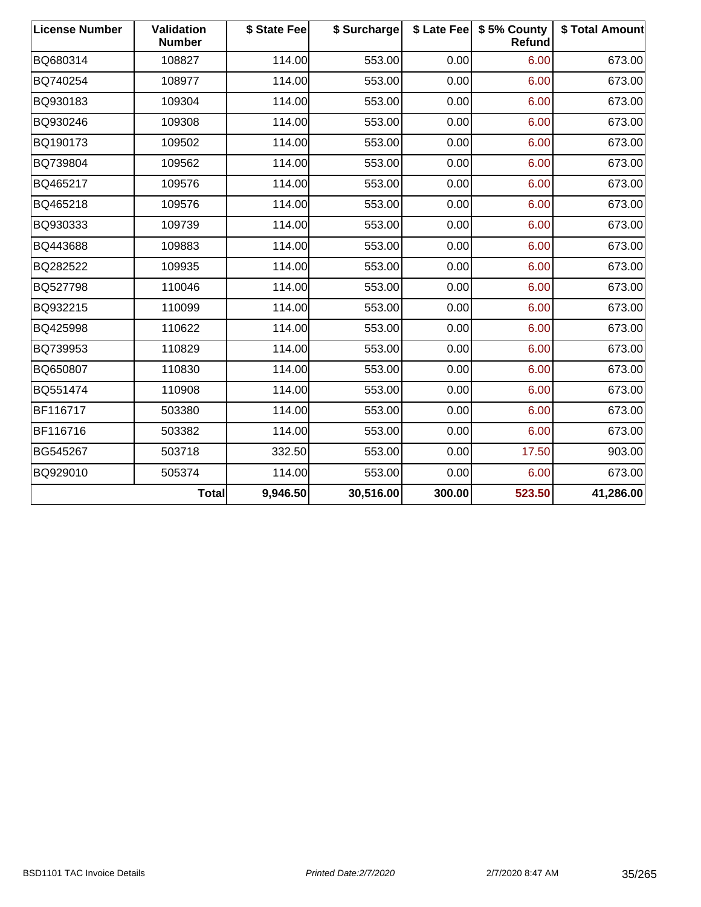| License Number | Validation Number | $ State Fee | $ Surcharge | $ Late Fee | $ 5% County Refund | $ Total Amount |
|---|---|---|---|---|---|---|
| BQ680314 | 108827 | 114.00 | 553.00 | 0.00 | 6.00 | 673.00 |
| BQ740254 | 108977 | 114.00 | 553.00 | 0.00 | 6.00 | 673.00 |
| BQ930183 | 109304 | 114.00 | 553.00 | 0.00 | 6.00 | 673.00 |
| BQ930246 | 109308 | 114.00 | 553.00 | 0.00 | 6.00 | 673.00 |
| BQ190173 | 109502 | 114.00 | 553.00 | 0.00 | 6.00 | 673.00 |
| BQ739804 | 109562 | 114.00 | 553.00 | 0.00 | 6.00 | 673.00 |
| BQ465217 | 109576 | 114.00 | 553.00 | 0.00 | 6.00 | 673.00 |
| BQ465218 | 109576 | 114.00 | 553.00 | 0.00 | 6.00 | 673.00 |
| BQ930333 | 109739 | 114.00 | 553.00 | 0.00 | 6.00 | 673.00 |
| BQ443688 | 109883 | 114.00 | 553.00 | 0.00 | 6.00 | 673.00 |
| BQ282522 | 109935 | 114.00 | 553.00 | 0.00 | 6.00 | 673.00 |
| BQ527798 | 110046 | 114.00 | 553.00 | 0.00 | 6.00 | 673.00 |
| BQ932215 | 110099 | 114.00 | 553.00 | 0.00 | 6.00 | 673.00 |
| BQ425998 | 110622 | 114.00 | 553.00 | 0.00 | 6.00 | 673.00 |
| BQ739953 | 110829 | 114.00 | 553.00 | 0.00 | 6.00 | 673.00 |
| BQ650807 | 110830 | 114.00 | 553.00 | 0.00 | 6.00 | 673.00 |
| BQ551474 | 110908 | 114.00 | 553.00 | 0.00 | 6.00 | 673.00 |
| BF116717 | 503380 | 114.00 | 553.00 | 0.00 | 6.00 | 673.00 |
| BF116716 | 503382 | 114.00 | 553.00 | 0.00 | 6.00 | 673.00 |
| BG545267 | 503718 | 332.50 | 553.00 | 0.00 | 17.50 | 903.00 |
| BQ929010 | 505374 | 114.00 | 553.00 | 0.00 | 6.00 | 673.00 |
| | **Total** | **9,946.50** | **30,516.00** | **300.00** | **523.50** | **41,286.00** |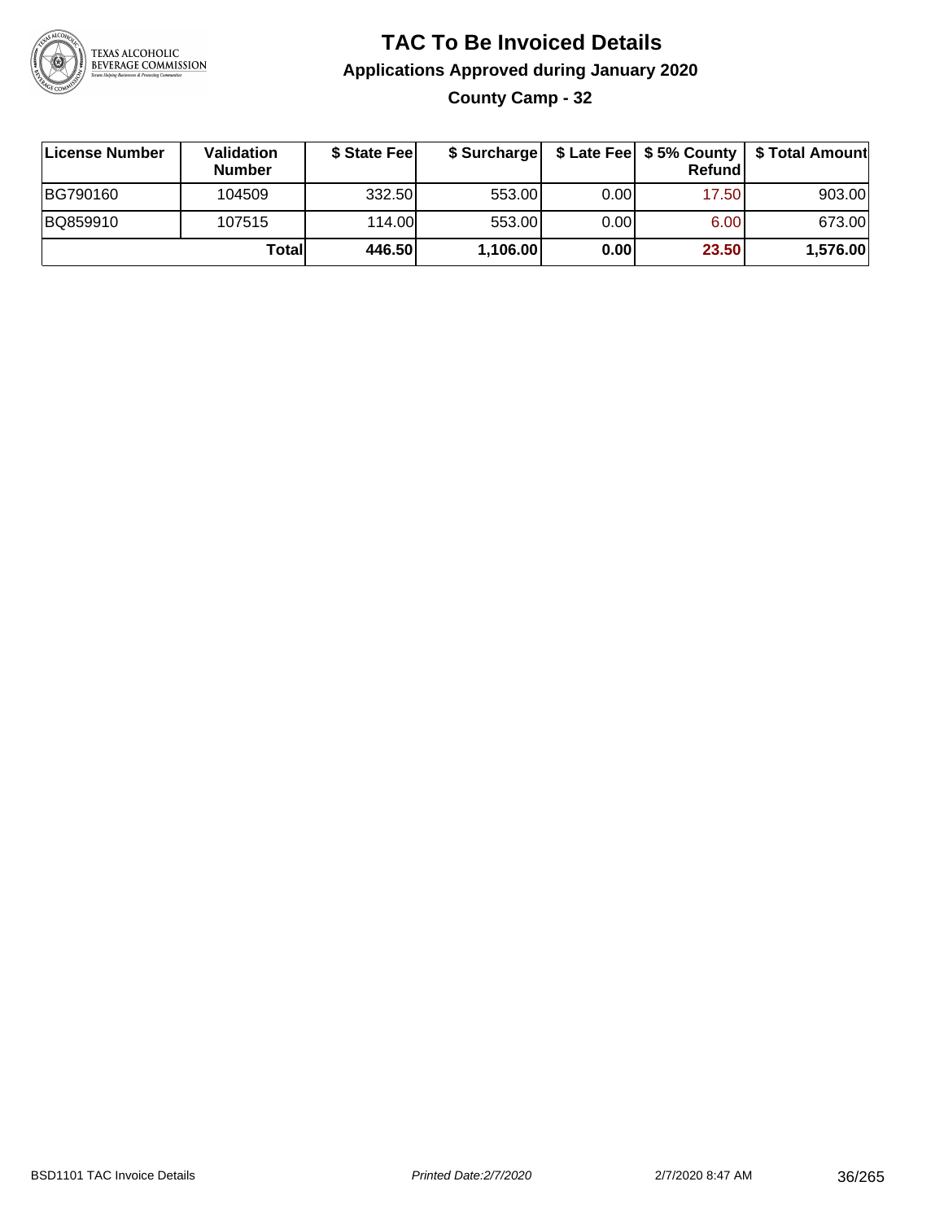# TAC To Be Invoiced Details

## Applications Approved during January 2020

### County Camp - 32

| License Number | Validation Number | $ State Fee | $ Surcharge | $ Late Fee | $ 5% County Refund | $ Total Amount |
|---|---|---|---|---|---|---|
| BG790160 | 104509 | 332.50 | 553.00 | 0.00 | 17.50 | 903.00 |
| BQ859910 | 107515 | 114.00 | 553.00 | 0.00 | 6.00 | 673.00 |
| | **Total** | **446.50** | **1,106.00** | **0.00** | **23.50** | **1,576.00** |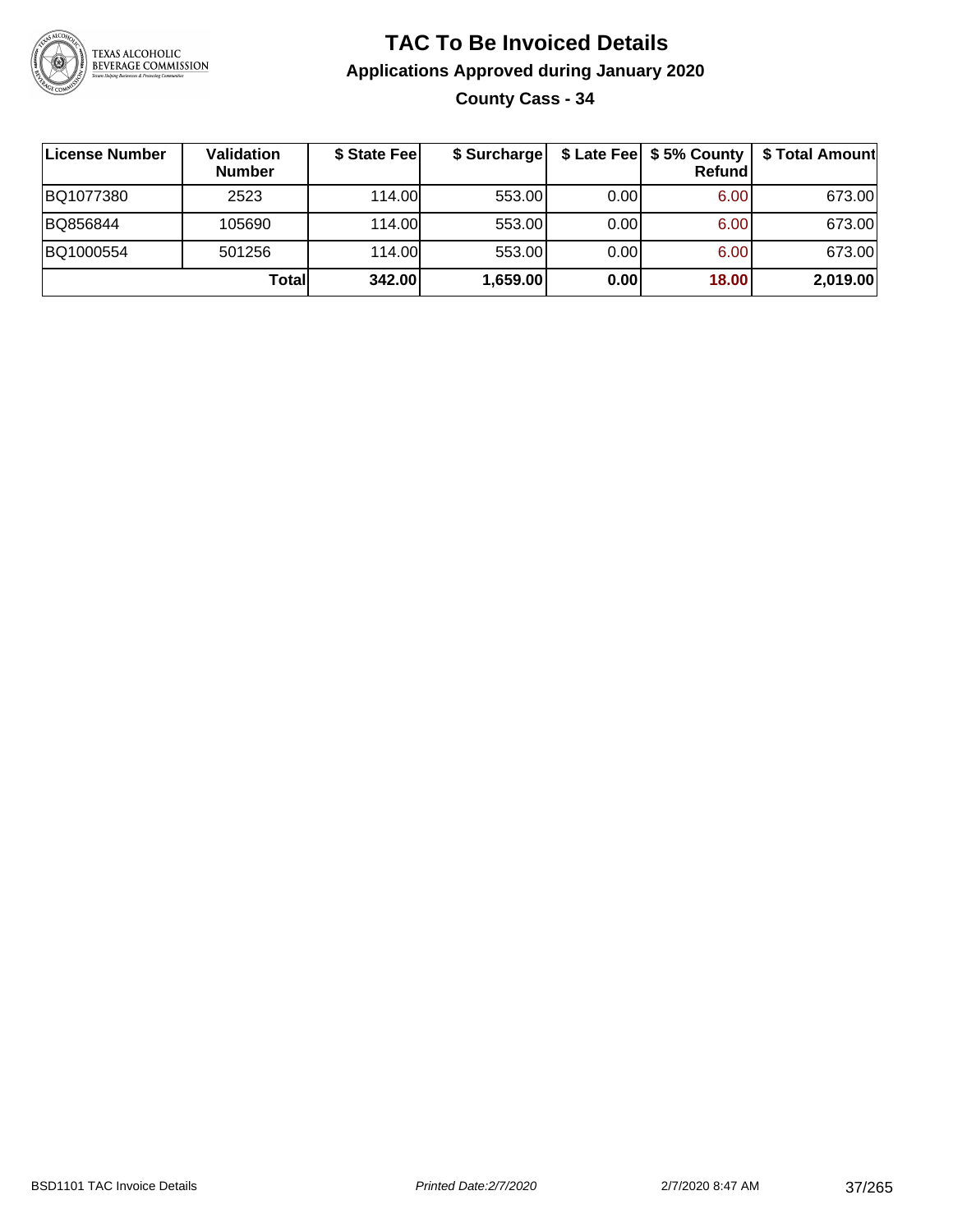# TAC To Be Invoiced Details

## Applications Approved during January 2020

### County Cass - 34

| License Number | Validation Number | $ State Fee | $ Surcharge | $ Late Fee | $ 5% County Refund | $ Total Amount |
|---|---|---|---|---|---|---|
| BQ1077380 | 2523 | 114.00 | 553.00 | 0.00 | 6.00 | 673.00 |
| BQ856844 | 105690 | 114.00 | 553.00 | 0.00 | 6.00 | 673.00 |
| BQ1000554 | 501256 | 114.00 | 553.00 | 0.00 | 6.00 | 673.00 |
| | **Total** | **342.00** | **1,659.00** | **0.00** | **18.00** | **2,019.00** |

BSD1101 TAC Invoice Details — *Printed Date:2/7/2020* — 2/7/2020 8:47 AM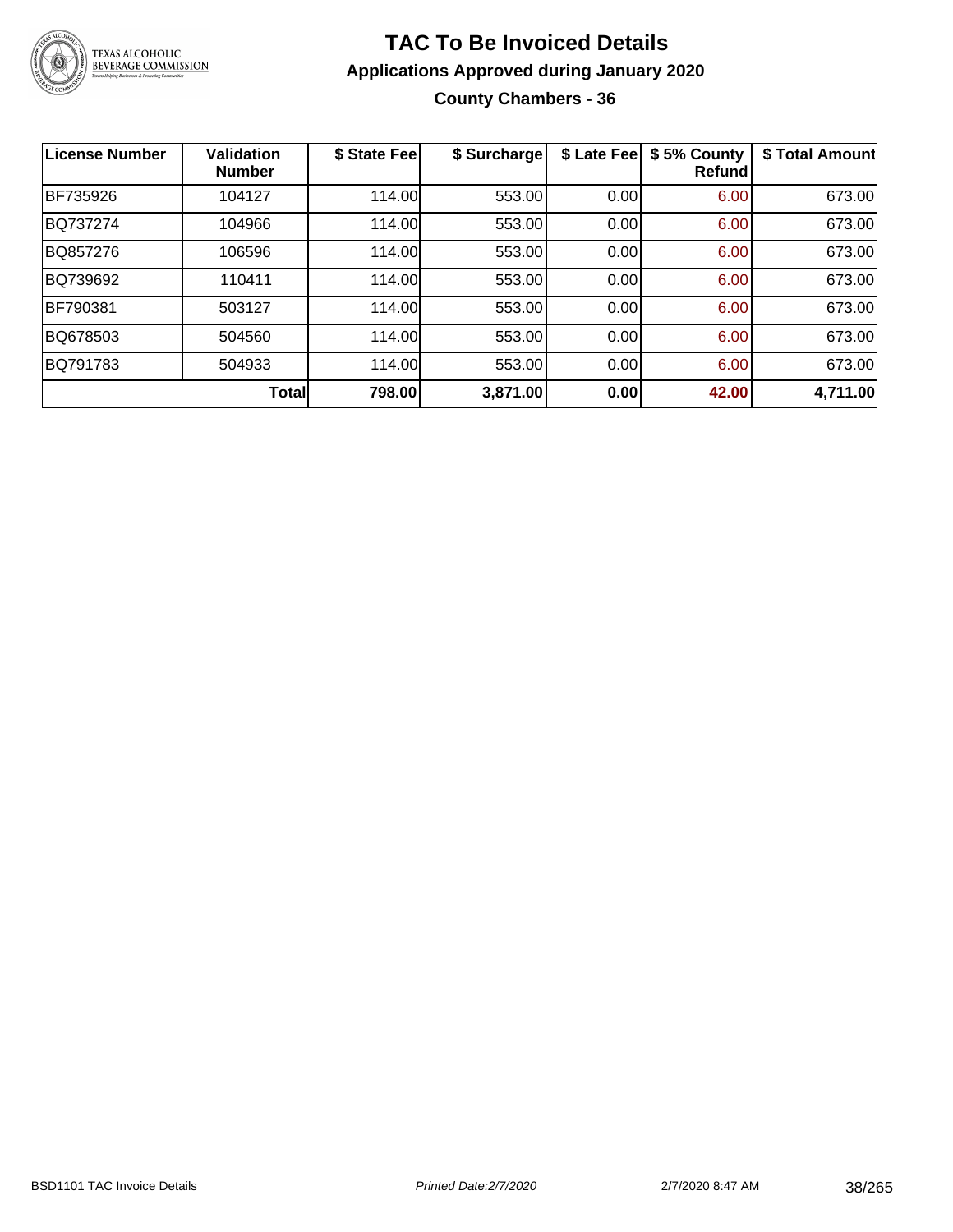# TAC To Be Invoiced Details

## Applications Approved during January 2020

### County Chambers - 36

| License Number | Validation Number | $ State Fee | $ Surcharge | $ Late Fee | $ 5% County Refund | $ Total Amount |
|---|---|---|---|---|---|---|
| BF735926 | 104127 | 114.00 | 553.00 | 0.00 | 6.00 | 673.00 |
| BQ737274 | 104966 | 114.00 | 553.00 | 0.00 | 6.00 | 673.00 |
| BQ857276 | 106596 | 114.00 | 553.00 | 0.00 | 6.00 | 673.00 |
| BQ739692 | 110411 | 114.00 | 553.00 | 0.00 | 6.00 | 673.00 |
| BF790381 | 503127 | 114.00 | 553.00 | 0.00 | 6.00 | 673.00 |
| BQ678503 | 504560 | 114.00 | 553.00 | 0.00 | 6.00 | 673.00 |
| BQ791783 | 504933 | 114.00 | 553.00 | 0.00 | 6.00 | 673.00 |
| | **Total** | **798.00** | **3,871.00** | **0.00** | **42.00** | **4,711.00** |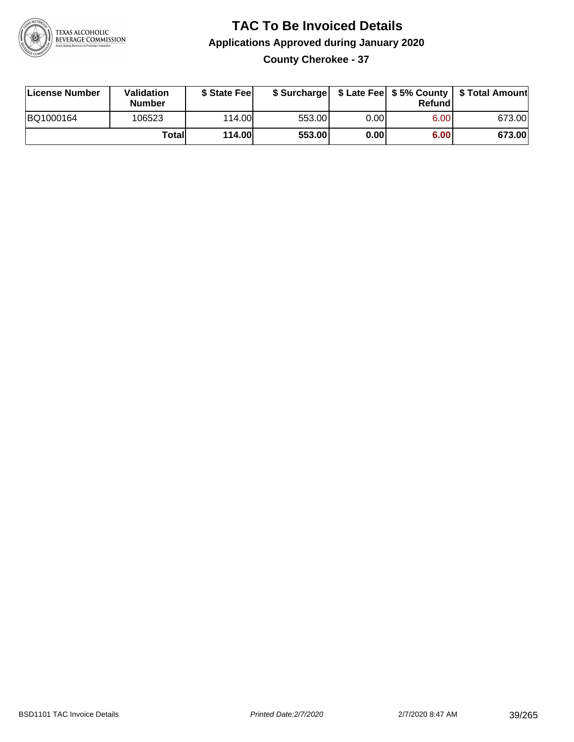# TAC To Be Invoiced Details

## Applications Approved during January 2020

### County Cherokee - 37

| License Number | Validation Number | $ State Fee | $ Surcharge | $ Late Fee | $ 5% County Refund | $ Total Amount |
|---|---|---|---|---|---|---|
| BQ1000164 | 106523 | 114.00 | 553.00 | 0.00 | 6.00 | 673.00 |
| | **Total** | **114.00** | **553.00** | **0.00** | **6.00** | **673.00** |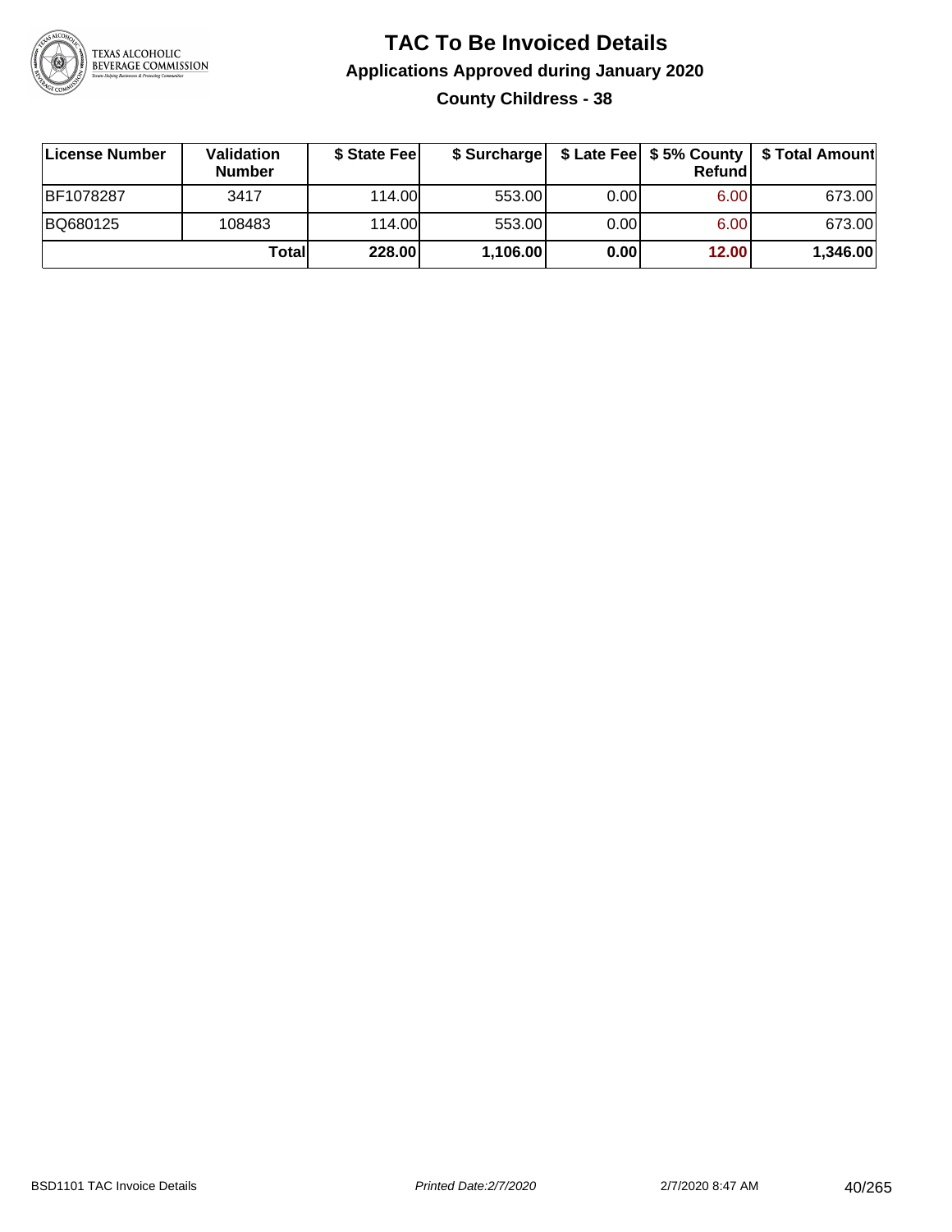# TAC To Be Invoiced Details

## Applications Approved during January 2020

### County Childress - 38

| License Number | Validation Number | $ State Fee | $ Surcharge | $ Late Fee | $ 5% County Refund | $ Total Amount |
|---|---|---|---|---|---|---|
| BF1078287 | 3417 | 114.00 | 553.00 | 0.00 | 6.00 | 673.00 |
| BQ680125 | 108483 | 114.00 | 553.00 | 0.00 | 6.00 | 673.00 |
| | **Total** | **228.00** | **1,106.00** | **0.00** | **12.00** | **1,346.00** |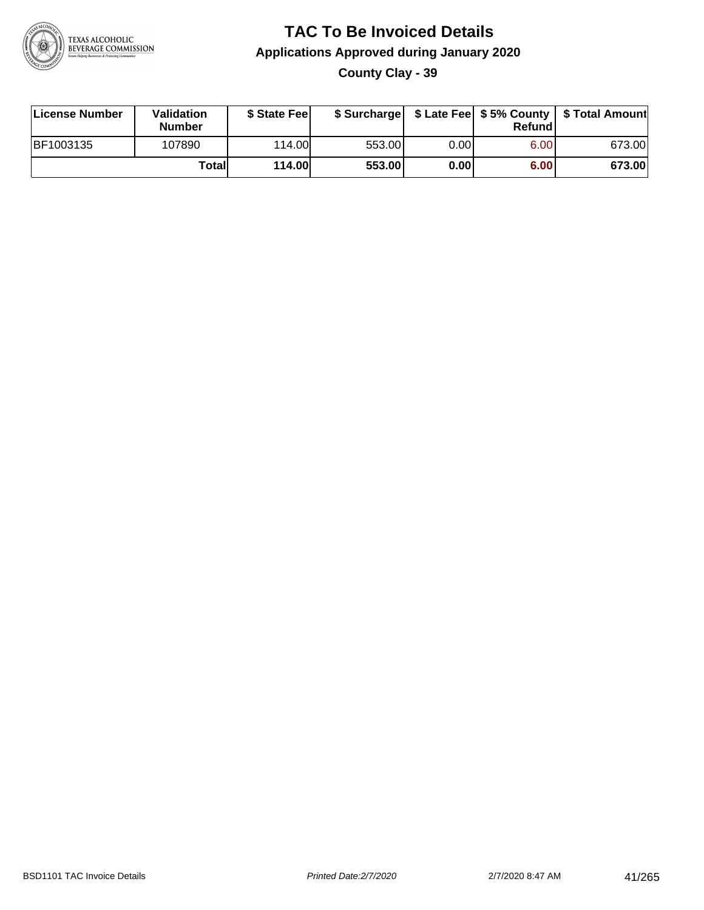# TAC To Be Invoiced Details

## Applications Approved during January 2020

### County Clay - 39

| License Number | Validation Number | $ State Fee | $ Surcharge | $ Late Fee | $ 5% County Refund | $ Total Amount |
|---|---|---|---|---|---|---|
| BF1003135 | 107890 | 114.00 | 553.00 | 0.00 | 6.00 | 673.00 |
| | **Total** | **114.00** | **553.00** | **0.00** | **6.00** | **673.00** |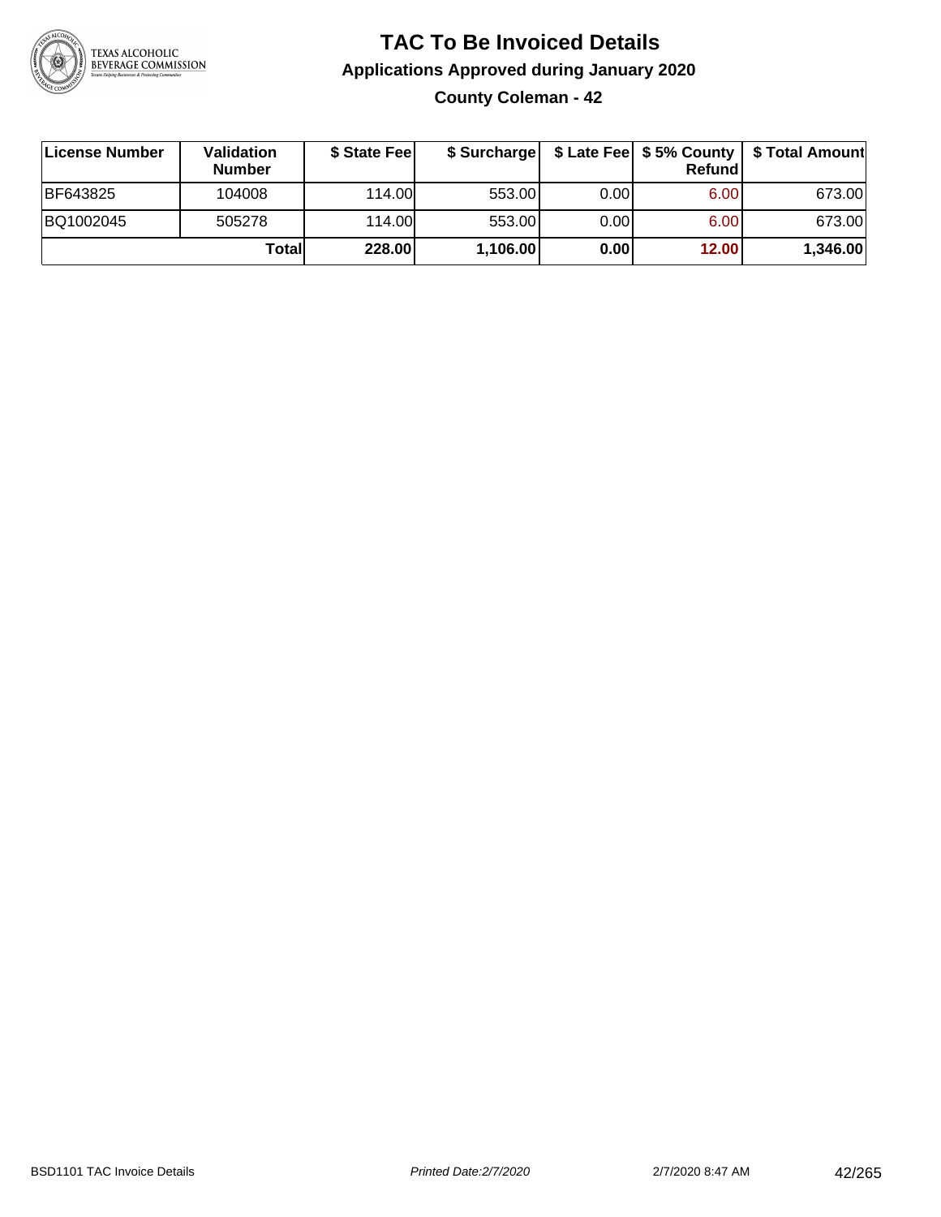# TAC To Be Invoiced Details

## Applications Approved during January 2020

### County Coleman - 42

| License Number | Validation Number | $ State Fee | $ Surcharge | $ Late Fee | $ 5% County Refund | $ Total Amount |
|---|---|---|---|---|---|---|
| BF643825 | 104008 | 114.00 | 553.00 | 0.00 | 6.00 | 673.00 |
| BQ1002045 | 505278 | 114.00 | 553.00 | 0.00 | 6.00 | 673.00 |
| | **Total** | **228.00** | **1,106.00** | **0.00** | **12.00** | **1,346.00** |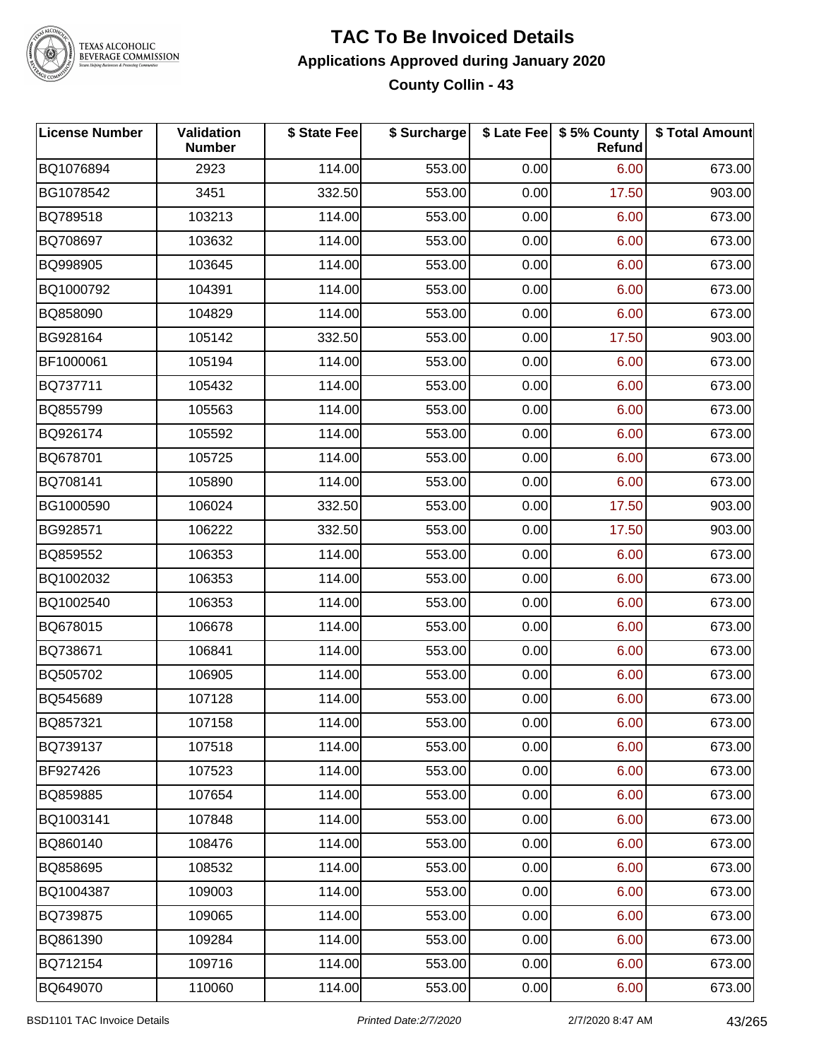# TAC To Be Invoiced Details

## Applications Approved during January 2020

### County Collin - 43

| License Number | Validation Number | $ State Fee | $ Surcharge | $ Late Fee | $ 5% County Refund | $ Total Amount |
|---|---|---|---|---|---|---|
| BQ1076894 | 2923 | 114.00 | 553.00 | 0.00 | 6.00 | 673.00 |
| BG1078542 | 3451 | 332.50 | 553.00 | 0.00 | 17.50 | 903.00 |
| BQ789518 | 103213 | 114.00 | 553.00 | 0.00 | 6.00 | 673.00 |
| BQ708697 | 103632 | 114.00 | 553.00 | 0.00 | 6.00 | 673.00 |
| BQ998905 | 103645 | 114.00 | 553.00 | 0.00 | 6.00 | 673.00 |
| BQ1000792 | 104391 | 114.00 | 553.00 | 0.00 | 6.00 | 673.00 |
| BQ858090 | 104829 | 114.00 | 553.00 | 0.00 | 6.00 | 673.00 |
| BG928164 | 105142 | 332.50 | 553.00 | 0.00 | 17.50 | 903.00 |
| BF1000061 | 105194 | 114.00 | 553.00 | 0.00 | 6.00 | 673.00 |
| BQ737711 | 105432 | 114.00 | 553.00 | 0.00 | 6.00 | 673.00 |
| BQ855799 | 105563 | 114.00 | 553.00 | 0.00 | 6.00 | 673.00 |
| BQ926174 | 105592 | 114.00 | 553.00 | 0.00 | 6.00 | 673.00 |
| BQ678701 | 105725 | 114.00 | 553.00 | 0.00 | 6.00 | 673.00 |
| BQ708141 | 105890 | 114.00 | 553.00 | 0.00 | 6.00 | 673.00 |
| BG1000590 | 106024 | 332.50 | 553.00 | 0.00 | 17.50 | 903.00 |
| BG928571 | 106222 | 332.50 | 553.00 | 0.00 | 17.50 | 903.00 |
| BQ859552 | 106353 | 114.00 | 553.00 | 0.00 | 6.00 | 673.00 |
| BQ1002032 | 106353 | 114.00 | 553.00 | 0.00 | 6.00 | 673.00 |
| BQ1002540 | 106353 | 114.00 | 553.00 | 0.00 | 6.00 | 673.00 |
| BQ678015 | 106678 | 114.00 | 553.00 | 0.00 | 6.00 | 673.00 |
| BQ738671 | 106841 | 114.00 | 553.00 | 0.00 | 6.00 | 673.00 |
| BQ505702 | 106905 | 114.00 | 553.00 | 0.00 | 6.00 | 673.00 |
| BQ545689 | 107128 | 114.00 | 553.00 | 0.00 | 6.00 | 673.00 |
| BQ857321 | 107158 | 114.00 | 553.00 | 0.00 | 6.00 | 673.00 |
| BQ739137 | 107518 | 114.00 | 553.00 | 0.00 | 6.00 | 673.00 |
| BF927426 | 107523 | 114.00 | 553.00 | 0.00 | 6.00 | 673.00 |
| BQ859885 | 107654 | 114.00 | 553.00 | 0.00 | 6.00 | 673.00 |
| BQ1003141 | 107848 | 114.00 | 553.00 | 0.00 | 6.00 | 673.00 |
| BQ860140 | 108476 | 114.00 | 553.00 | 0.00 | 6.00 | 673.00 |
| BQ858695 | 108532 | 114.00 | 553.00 | 0.00 | 6.00 | 673.00 |
| BQ1004387 | 109003 | 114.00 | 553.00 | 0.00 | 6.00 | 673.00 |
| BQ739875 | 109065 | 114.00 | 553.00 | 0.00 | 6.00 | 673.00 |
| BQ861390 | 109284 | 114.00 | 553.00 | 0.00 | 6.00 | 673.00 |
| BQ712154 | 109716 | 114.00 | 553.00 | 0.00 | 6.00 | 673.00 |
| BQ649070 | 110060 | 114.00 | 553.00 | 0.00 | 6.00 | 673.00 |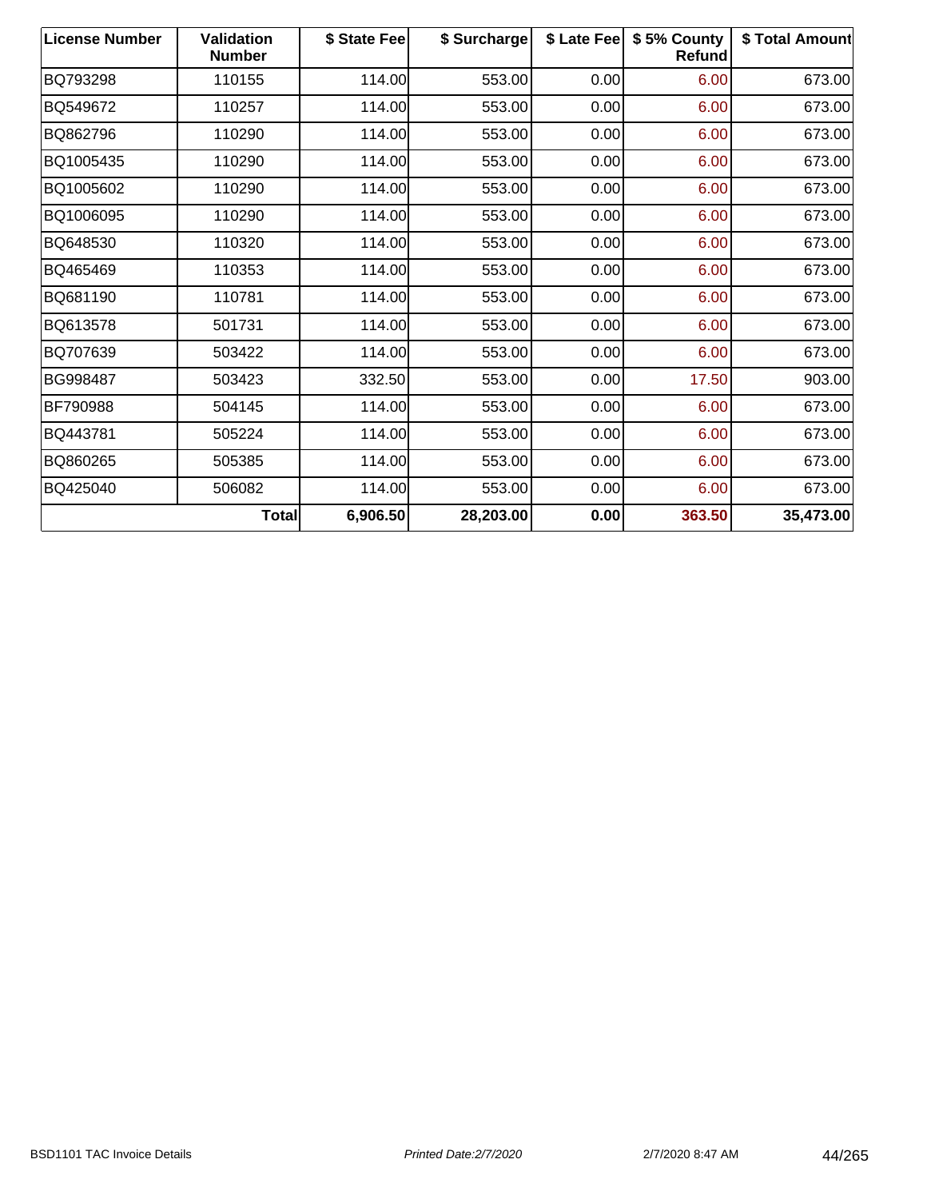| License Number | Validation Number | $ State Fee | $ Surcharge | $ Late Fee | $ 5% County Refund | $ Total Amount |
|---|---|---|---|---|---|---|
| BQ793298 | 110155 | 114.00 | 553.00 | 0.00 | 6.00 | 673.00 |
| BQ549672 | 110257 | 114.00 | 553.00 | 0.00 | 6.00 | 673.00 |
| BQ862796 | 110290 | 114.00 | 553.00 | 0.00 | 6.00 | 673.00 |
| BQ1005435 | 110290 | 114.00 | 553.00 | 0.00 | 6.00 | 673.00 |
| BQ1005602 | 110290 | 114.00 | 553.00 | 0.00 | 6.00 | 673.00 |
| BQ1006095 | 110290 | 114.00 | 553.00 | 0.00 | 6.00 | 673.00 |
| BQ648530 | 110320 | 114.00 | 553.00 | 0.00 | 6.00 | 673.00 |
| BQ465469 | 110353 | 114.00 | 553.00 | 0.00 | 6.00 | 673.00 |
| BQ681190 | 110781 | 114.00 | 553.00 | 0.00 | 6.00 | 673.00 |
| BQ613578 | 501731 | 114.00 | 553.00 | 0.00 | 6.00 | 673.00 |
| BQ707639 | 503422 | 114.00 | 553.00 | 0.00 | 6.00 | 673.00 |
| BG998487 | 503423 | 332.50 | 553.00 | 0.00 | 17.50 | 903.00 |
| BF790988 | 504145 | 114.00 | 553.00 | 0.00 | 6.00 | 673.00 |
| BQ443781 | 505224 | 114.00 | 553.00 | 0.00 | 6.00 | 673.00 |
| BQ860265 | 505385 | 114.00 | 553.00 | 0.00 | 6.00 | 673.00 |
| BQ425040 | 506082 | 114.00 | 553.00 | 0.00 | 6.00 | 673.00 |
| | **Total** | **6,906.50** | **28,203.00** | **0.00** | **363.50** | **35,473.00** |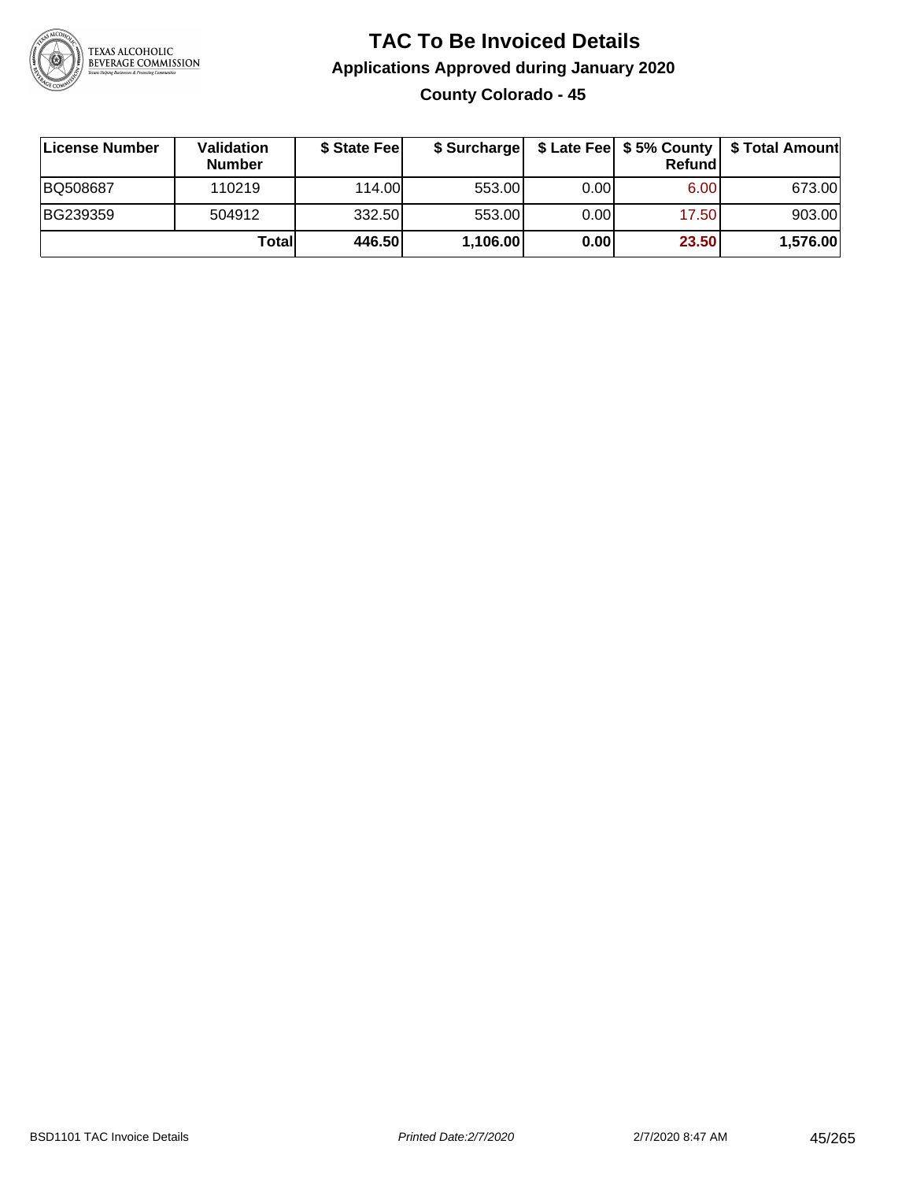# TAC To Be Invoiced Details

## Applications Approved during January 2020

### County Colorado - 45

| License Number | Validation Number | $ State Fee | $ Surcharge | $ Late Fee | $ 5% County Refund | $ Total Amount |
|---|---|---|---|---|---|---|
| BQ508687 | 110219 | 114.00 | 553.00 | 0.00 | 6.00 | 673.00 |
| BG239359 | 504912 | 332.50 | 553.00 | 0.00 | 17.50 | 903.00 |
| | **Total** | **446.50** | **1,106.00** | **0.00** | **23.50** | **1,576.00** |

BSD1101 TAC Invoice Details | *Printed Date:2/7/2020* | 2/7/2020 8:47 AM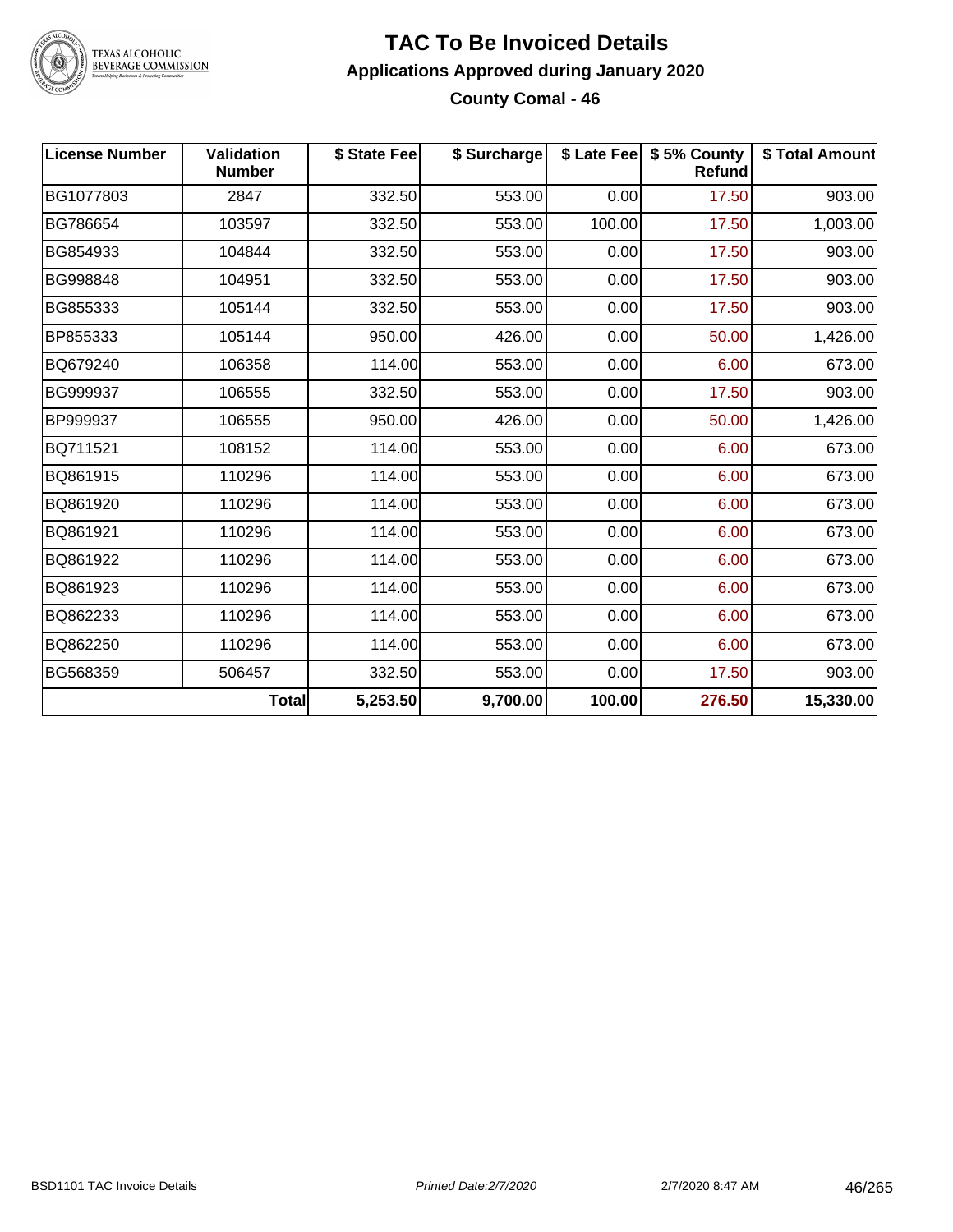# TAC To Be Invoiced Details

## Applications Approved during January 2020

### County Comal - 46

| License Number | Validation Number | $ State Fee | $ Surcharge | $ Late Fee | $ 5% County Refund | $ Total Amount |
|---|---|---|---|---|---|---|
| BG1077803 | 2847 | 332.50 | 553.00 | 0.00 | 17.50 | 903.00 |
| BG786654 | 103597 | 332.50 | 553.00 | 100.00 | 17.50 | 1,003.00 |
| BG854933 | 104844 | 332.50 | 553.00 | 0.00 | 17.50 | 903.00 |
| BG998848 | 104951 | 332.50 | 553.00 | 0.00 | 17.50 | 903.00 |
| BG855333 | 105144 | 332.50 | 553.00 | 0.00 | 17.50 | 903.00 |
| BP855333 | 105144 | 950.00 | 426.00 | 0.00 | 50.00 | 1,426.00 |
| BQ679240 | 106358 | 114.00 | 553.00 | 0.00 | 6.00 | 673.00 |
| BG999937 | 106555 | 332.50 | 553.00 | 0.00 | 17.50 | 903.00 |
| BP999937 | 106555 | 950.00 | 426.00 | 0.00 | 50.00 | 1,426.00 |
| BQ711521 | 108152 | 114.00 | 553.00 | 0.00 | 6.00 | 673.00 |
| BQ861915 | 110296 | 114.00 | 553.00 | 0.00 | 6.00 | 673.00 |
| BQ861920 | 110296 | 114.00 | 553.00 | 0.00 | 6.00 | 673.00 |
| BQ861921 | 110296 | 114.00 | 553.00 | 0.00 | 6.00 | 673.00 |
| BQ861922 | 110296 | 114.00 | 553.00 | 0.00 | 6.00 | 673.00 |
| BQ861923 | 110296 | 114.00 | 553.00 | 0.00 | 6.00 | 673.00 |
| BQ862233 | 110296 | 114.00 | 553.00 | 0.00 | 6.00 | 673.00 |
| BQ862250 | 110296 | 114.00 | 553.00 | 0.00 | 6.00 | 673.00 |
| BG568359 | 506457 | 332.50 | 553.00 | 0.00 | 17.50 | 903.00 |
| | **Total** | **5,253.50** | **9,700.00** | **100.00** | **276.50** | **15,330.00** |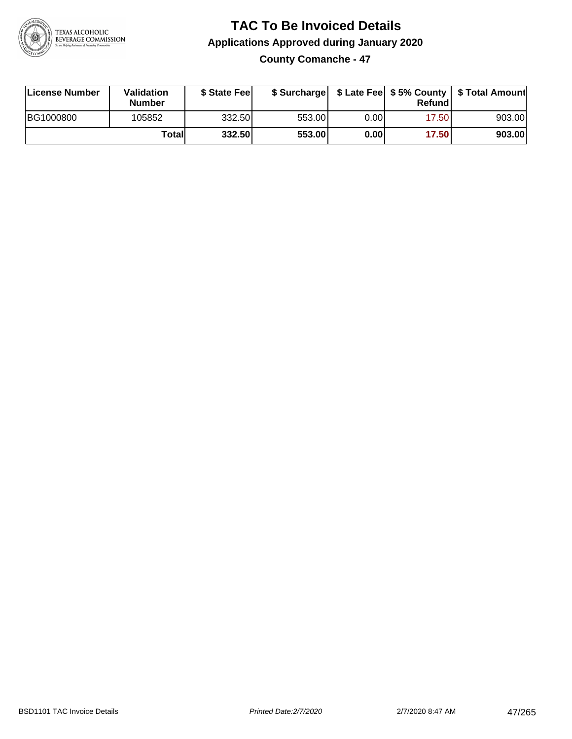# TAC To Be Invoiced Details

## Applications Approved during January 2020

### County Comanche - 47

| License Number | Validation Number | $ State Fee | $ Surcharge | $ Late Fee | $ 5% County Refund | $ Total Amount |
|---|---|---|---|---|---|---|
| BG1000800 | 105852 | 332.50 | 553.00 | 0.00 | 17.50 | 903.00 |
| | **Total** | **332.50** | **553.00** | **0.00** | **17.50** | **903.00** |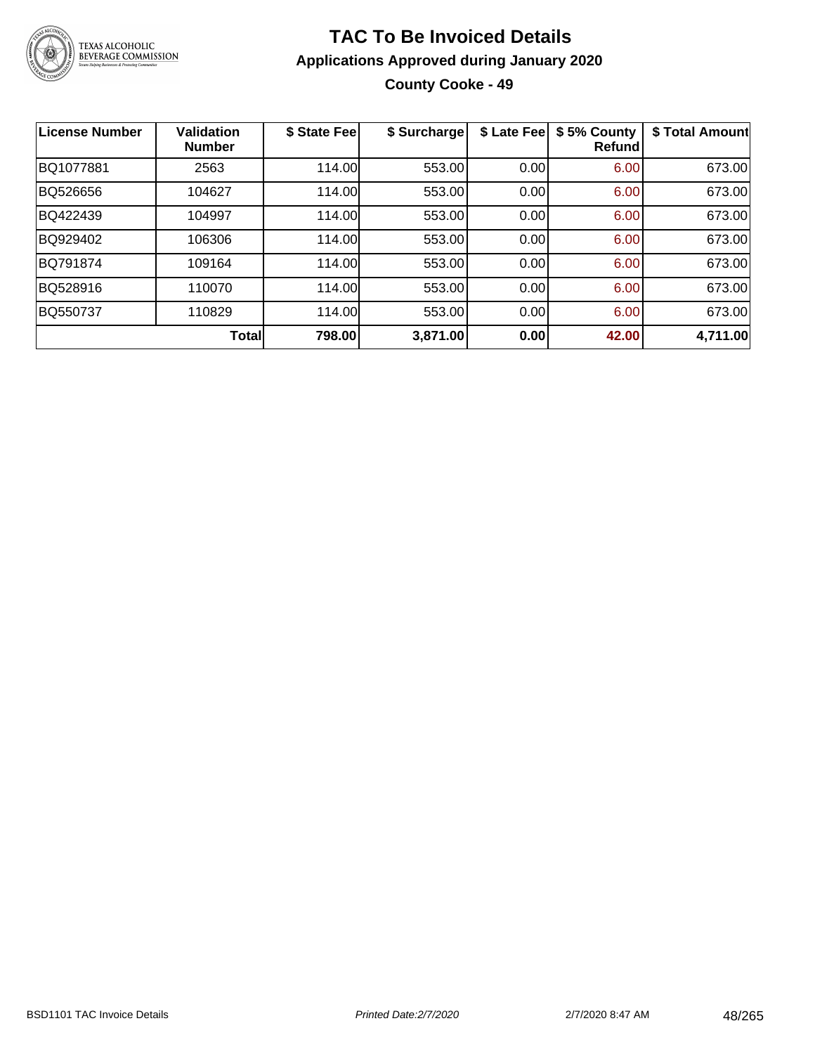# TAC To Be Invoiced Details

## Applications Approved during January 2020

### County Cooke - 49

| License Number | Validation Number | $ State Fee | $ Surcharge | $ Late Fee | $ 5% County Refund | $ Total Amount |
|---|---|---|---|---|---|---|
| BQ1077881 | 2563 | 114.00 | 553.00 | 0.00 | 6.00 | 673.00 |
| BQ526656 | 104627 | 114.00 | 553.00 | 0.00 | 6.00 | 673.00 |
| BQ422439 | 104997 | 114.00 | 553.00 | 0.00 | 6.00 | 673.00 |
| BQ929402 | 106306 | 114.00 | 553.00 | 0.00 | 6.00 | 673.00 |
| BQ791874 | 109164 | 114.00 | 553.00 | 0.00 | 6.00 | 673.00 |
| BQ528916 | 110070 | 114.00 | 553.00 | 0.00 | 6.00 | 673.00 |
| BQ550737 | 110829 | 114.00 | 553.00 | 0.00 | 6.00 | 673.00 |
| | **Total** | **798.00** | **3,871.00** | **0.00** | **42.00** | **4,711.00** |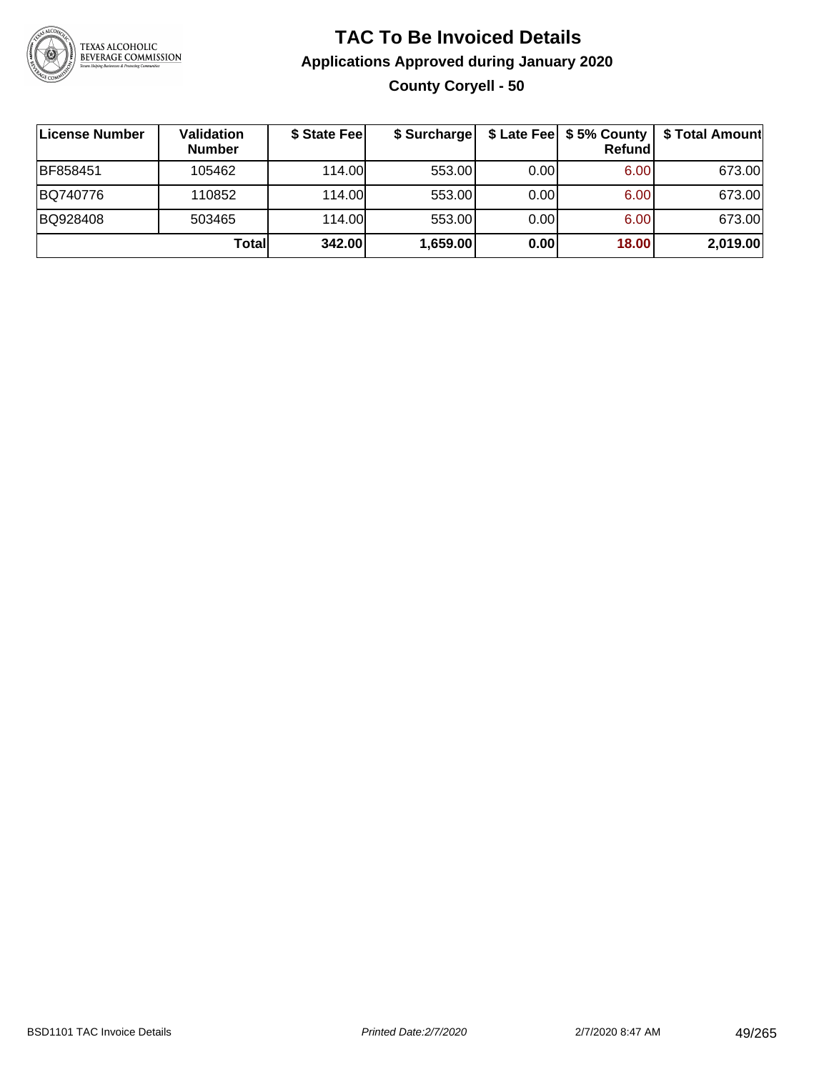# TAC To Be Invoiced Details

## Applications Approved during January 2020

### County Coryell - 50

| License Number | Validation Number | $ State Fee | $ Surcharge | $ Late Fee | $ 5% County Refund | $ Total Amount |
|---|---|---|---|---|---|---|
| BF858451 | 105462 | 114.00 | 553.00 | 0.00 | 6.00 | 673.00 |
| BQ740776 | 110852 | 114.00 | 553.00 | 0.00 | 6.00 | 673.00 |
| BQ928408 | 503465 | 114.00 | 553.00 | 0.00 | 6.00 | 673.00 |
| | **Total** | **342.00** | **1,659.00** | **0.00** | **18.00** | **2,019.00** |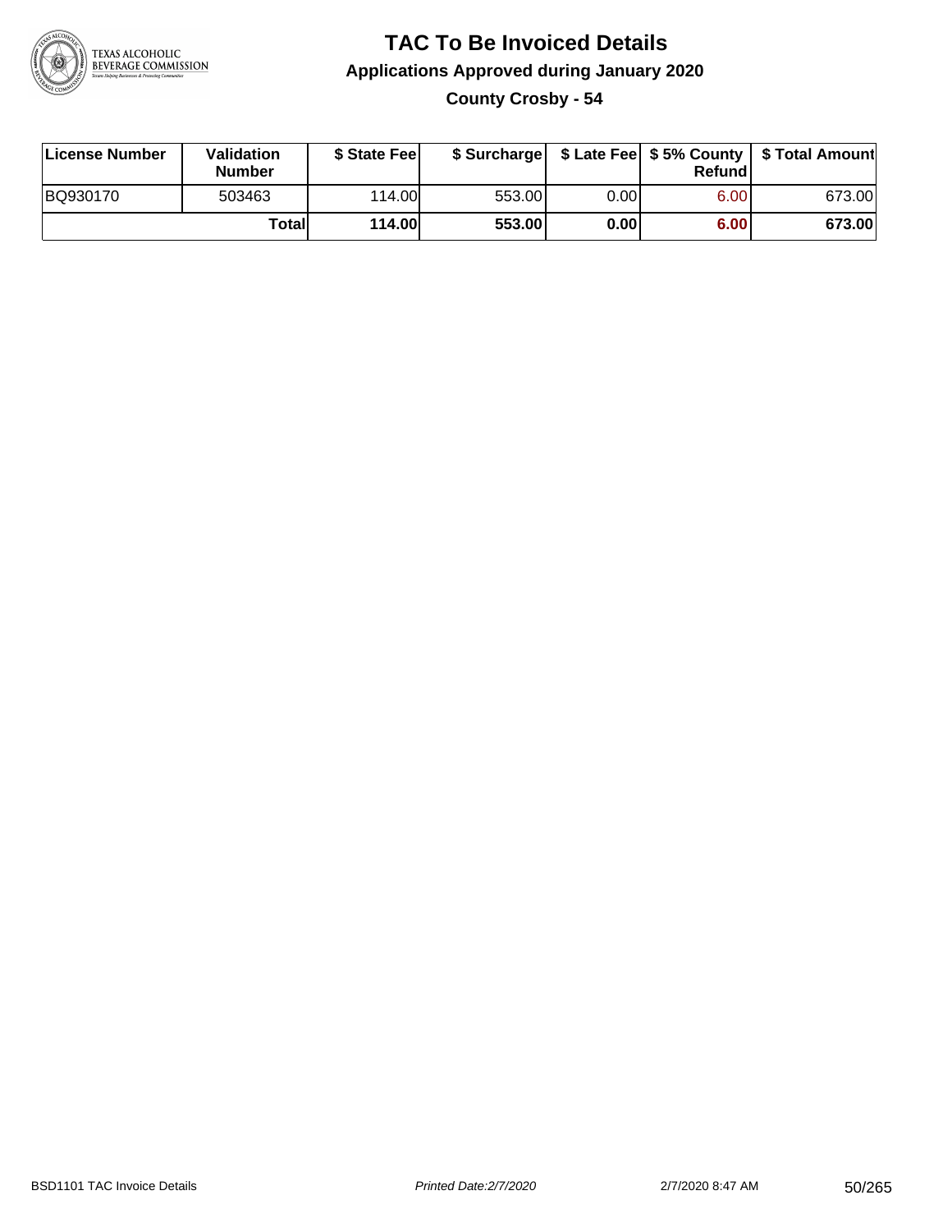# TAC To Be Invoiced Details

## Applications Approved during January 2020

### County Crosby - 54

| License Number | Validation Number | \$ State Fee | \$ Surcharge | \$ Late Fee | \$ 5% County Refund | \$ Total Amount |
|---|---|---|---|---|---|---|
| BQ930170 | 503463 | 114.00 | 553.00 | 0.00 | 6.00 | 673.00 |
| | **Total** | **114.00** | **553.00** | **0.00** | **6.00** | **673.00** |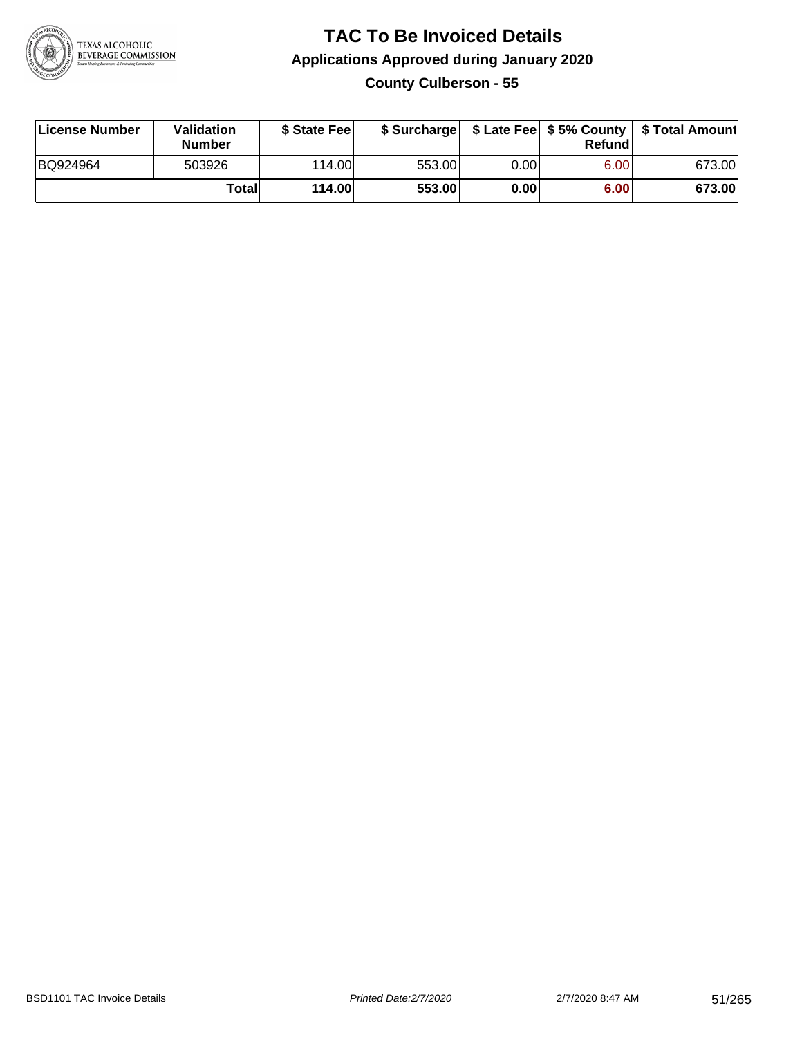# TAC To Be Invoiced Details

## Applications Approved during January 2020

### County Culberson - 55

| License Number | Validation Number | $ State Fee | $ Surcharge | $ Late Fee | $ 5% County Refund | $ Total Amount |
|---|---|---|---|---|---|---|
| BQ924964 | 503926 | 114.00 | 553.00 | 0.00 | 6.00 | 673.00 |
| | **Total** | **114.00** | **553.00** | **0.00** | **6.00** | **673.00** |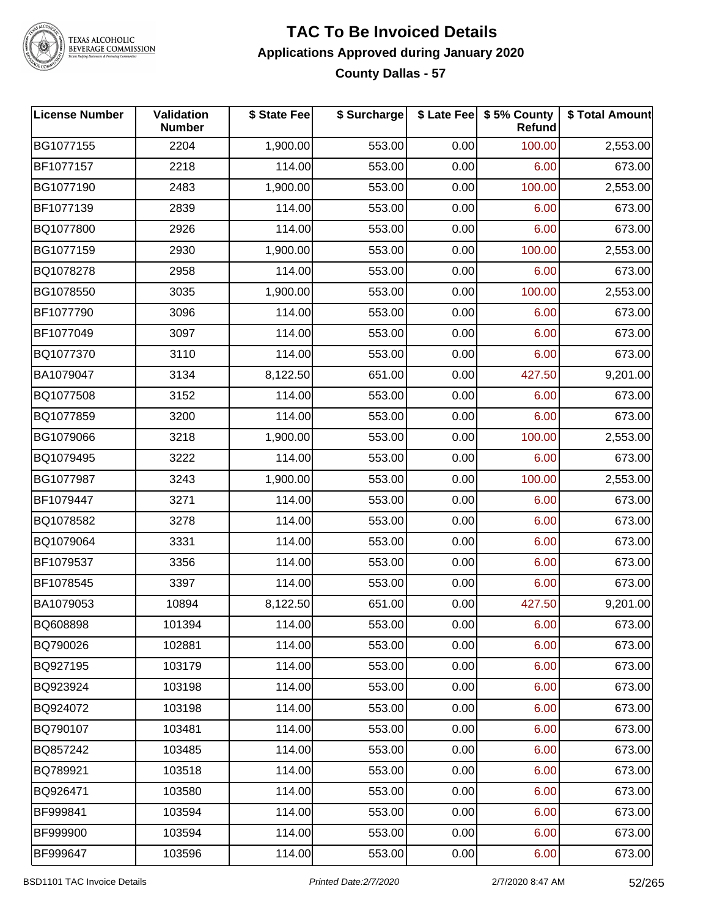# TAC To Be Invoiced Details

## Applications Approved during January 2020

### County Dallas - 57

| License Number | Validation Number | $ State Fee | $ Surcharge | $ Late Fee | $ 5% County Refund | $ Total Amount |
|---|---|---|---|---|---|---|
| BG1077155 | 2204 | 1,900.00 | 553.00 | 0.00 | 100.00 | 2,553.00 |
| BF1077157 | 2218 | 114.00 | 553.00 | 0.00 | 6.00 | 673.00 |
| BG1077190 | 2483 | 1,900.00 | 553.00 | 0.00 | 100.00 | 2,553.00 |
| BF1077139 | 2839 | 114.00 | 553.00 | 0.00 | 6.00 | 673.00 |
| BQ1077800 | 2926 | 114.00 | 553.00 | 0.00 | 6.00 | 673.00 |
| BG1077159 | 2930 | 1,900.00 | 553.00 | 0.00 | 100.00 | 2,553.00 |
| BQ1078278 | 2958 | 114.00 | 553.00 | 0.00 | 6.00 | 673.00 |
| BG1078550 | 3035 | 1,900.00 | 553.00 | 0.00 | 100.00 | 2,553.00 |
| BF1077790 | 3096 | 114.00 | 553.00 | 0.00 | 6.00 | 673.00 |
| BF1077049 | 3097 | 114.00 | 553.00 | 0.00 | 6.00 | 673.00 |
| BQ1077370 | 3110 | 114.00 | 553.00 | 0.00 | 6.00 | 673.00 |
| BA1079047 | 3134 | 8,122.50 | 651.00 | 0.00 | 427.50 | 9,201.00 |
| BQ1077508 | 3152 | 114.00 | 553.00 | 0.00 | 6.00 | 673.00 |
| BQ1077859 | 3200 | 114.00 | 553.00 | 0.00 | 6.00 | 673.00 |
| BG1079066 | 3218 | 1,900.00 | 553.00 | 0.00 | 100.00 | 2,553.00 |
| BQ1079495 | 3222 | 114.00 | 553.00 | 0.00 | 6.00 | 673.00 |
| BG1077987 | 3243 | 1,900.00 | 553.00 | 0.00 | 100.00 | 2,553.00 |
| BF1079447 | 3271 | 114.00 | 553.00 | 0.00 | 6.00 | 673.00 |
| BQ1078582 | 3278 | 114.00 | 553.00 | 0.00 | 6.00 | 673.00 |
| BQ1079064 | 3331 | 114.00 | 553.00 | 0.00 | 6.00 | 673.00 |
| BF1079537 | 3356 | 114.00 | 553.00 | 0.00 | 6.00 | 673.00 |
| BF1078545 | 3397 | 114.00 | 553.00 | 0.00 | 6.00 | 673.00 |
| BA1079053 | 10894 | 8,122.50 | 651.00 | 0.00 | 427.50 | 9,201.00 |
| BQ608898 | 101394 | 114.00 | 553.00 | 0.00 | 6.00 | 673.00 |
| BQ790026 | 102881 | 114.00 | 553.00 | 0.00 | 6.00 | 673.00 |
| BQ927195 | 103179 | 114.00 | 553.00 | 0.00 | 6.00 | 673.00 |
| BQ923924 | 103198 | 114.00 | 553.00 | 0.00 | 6.00 | 673.00 |
| BQ924072 | 103198 | 114.00 | 553.00 | 0.00 | 6.00 | 673.00 |
| BQ790107 | 103481 | 114.00 | 553.00 | 0.00 | 6.00 | 673.00 |
| BQ857242 | 103485 | 114.00 | 553.00 | 0.00 | 6.00 | 673.00 |
| BQ789921 | 103518 | 114.00 | 553.00 | 0.00 | 6.00 | 673.00 |
| BQ926471 | 103580 | 114.00 | 553.00 | 0.00 | 6.00 | 673.00 |
| BF999841 | 103594 | 114.00 | 553.00 | 0.00 | 6.00 | 673.00 |
| BF999900 | 103594 | 114.00 | 553.00 | 0.00 | 6.00 | 673.00 |
| BF999647 | 103596 | 114.00 | 553.00 | 0.00 | 6.00 | 673.00 |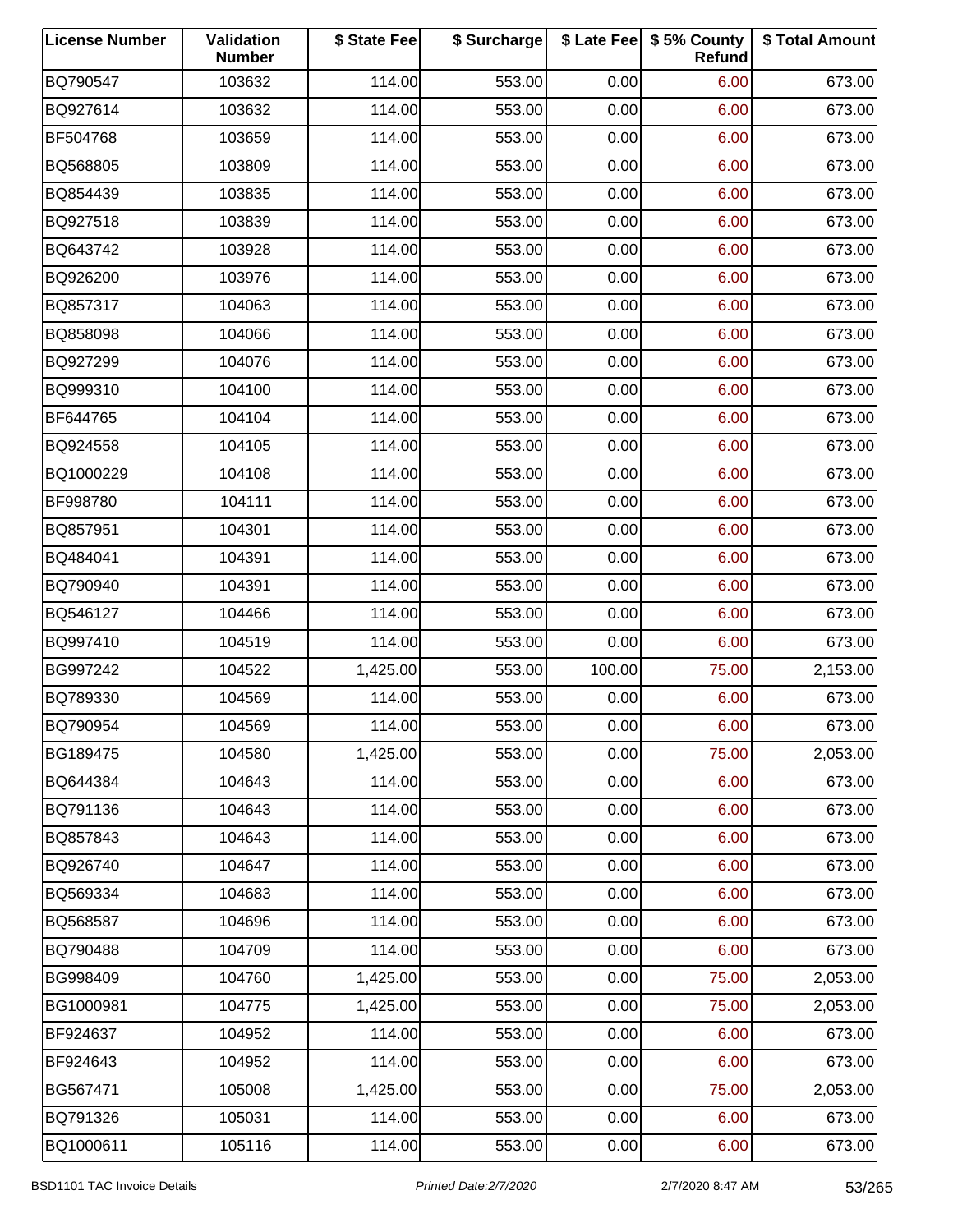| License Number | Validation Number | $ State Fee | $ Surcharge | $ Late Fee | $ 5% County Refund | $ Total Amount |
|---|---|---|---|---|---|---|
| BQ790547 | 103632 | 114.00 | 553.00 | 0.00 | 6.00 | 673.00 |
| BQ927614 | 103632 | 114.00 | 553.00 | 0.00 | 6.00 | 673.00 |
| BF504768 | 103659 | 114.00 | 553.00 | 0.00 | 6.00 | 673.00 |
| BQ568805 | 103809 | 114.00 | 553.00 | 0.00 | 6.00 | 673.00 |
| BQ854439 | 103835 | 114.00 | 553.00 | 0.00 | 6.00 | 673.00 |
| BQ927518 | 103839 | 114.00 | 553.00 | 0.00 | 6.00 | 673.00 |
| BQ643742 | 103928 | 114.00 | 553.00 | 0.00 | 6.00 | 673.00 |
| BQ926200 | 103976 | 114.00 | 553.00 | 0.00 | 6.00 | 673.00 |
| BQ857317 | 104063 | 114.00 | 553.00 | 0.00 | 6.00 | 673.00 |
| BQ858098 | 104066 | 114.00 | 553.00 | 0.00 | 6.00 | 673.00 |
| BQ927299 | 104076 | 114.00 | 553.00 | 0.00 | 6.00 | 673.00 |
| BQ999310 | 104100 | 114.00 | 553.00 | 0.00 | 6.00 | 673.00 |
| BF644765 | 104104 | 114.00 | 553.00 | 0.00 | 6.00 | 673.00 |
| BQ924558 | 104105 | 114.00 | 553.00 | 0.00 | 6.00 | 673.00 |
| BQ1000229 | 104108 | 114.00 | 553.00 | 0.00 | 6.00 | 673.00 |
| BF998780 | 104111 | 114.00 | 553.00 | 0.00 | 6.00 | 673.00 |
| BQ857951 | 104301 | 114.00 | 553.00 | 0.00 | 6.00 | 673.00 |
| BQ484041 | 104391 | 114.00 | 553.00 | 0.00 | 6.00 | 673.00 |
| BQ790940 | 104391 | 114.00 | 553.00 | 0.00 | 6.00 | 673.00 |
| BQ546127 | 104466 | 114.00 | 553.00 | 0.00 | 6.00 | 673.00 |
| BQ997410 | 104519 | 114.00 | 553.00 | 0.00 | 6.00 | 673.00 |
| BG997242 | 104522 | 1,425.00 | 553.00 | 100.00 | 75.00 | 2,153.00 |
| BQ789330 | 104569 | 114.00 | 553.00 | 0.00 | 6.00 | 673.00 |
| BQ790954 | 104569 | 114.00 | 553.00 | 0.00 | 6.00 | 673.00 |
| BG189475 | 104580 | 1,425.00 | 553.00 | 0.00 | 75.00 | 2,053.00 |
| BQ644384 | 104643 | 114.00 | 553.00 | 0.00 | 6.00 | 673.00 |
| BQ791136 | 104643 | 114.00 | 553.00 | 0.00 | 6.00 | 673.00 |
| BQ857843 | 104643 | 114.00 | 553.00 | 0.00 | 6.00 | 673.00 |
| BQ926740 | 104647 | 114.00 | 553.00 | 0.00 | 6.00 | 673.00 |
| BQ569334 | 104683 | 114.00 | 553.00 | 0.00 | 6.00 | 673.00 |
| BQ568587 | 104696 | 114.00 | 553.00 | 0.00 | 6.00 | 673.00 |
| BQ790488 | 104709 | 114.00 | 553.00 | 0.00 | 6.00 | 673.00 |
| BG998409 | 104760 | 1,425.00 | 553.00 | 0.00 | 75.00 | 2,053.00 |
| BG1000981 | 104775 | 1,425.00 | 553.00 | 0.00 | 75.00 | 2,053.00 |
| BF924637 | 104952 | 114.00 | 553.00 | 0.00 | 6.00 | 673.00 |
| BF924643 | 104952 | 114.00 | 553.00 | 0.00 | 6.00 | 673.00 |
| BG567471 | 105008 | 1,425.00 | 553.00 | 0.00 | 75.00 | 2,053.00 |
| BQ791326 | 105031 | 114.00 | 553.00 | 0.00 | 6.00 | 673.00 |
| BQ1000611 | 105116 | 114.00 | 553.00 | 0.00 | 6.00 | 673.00 |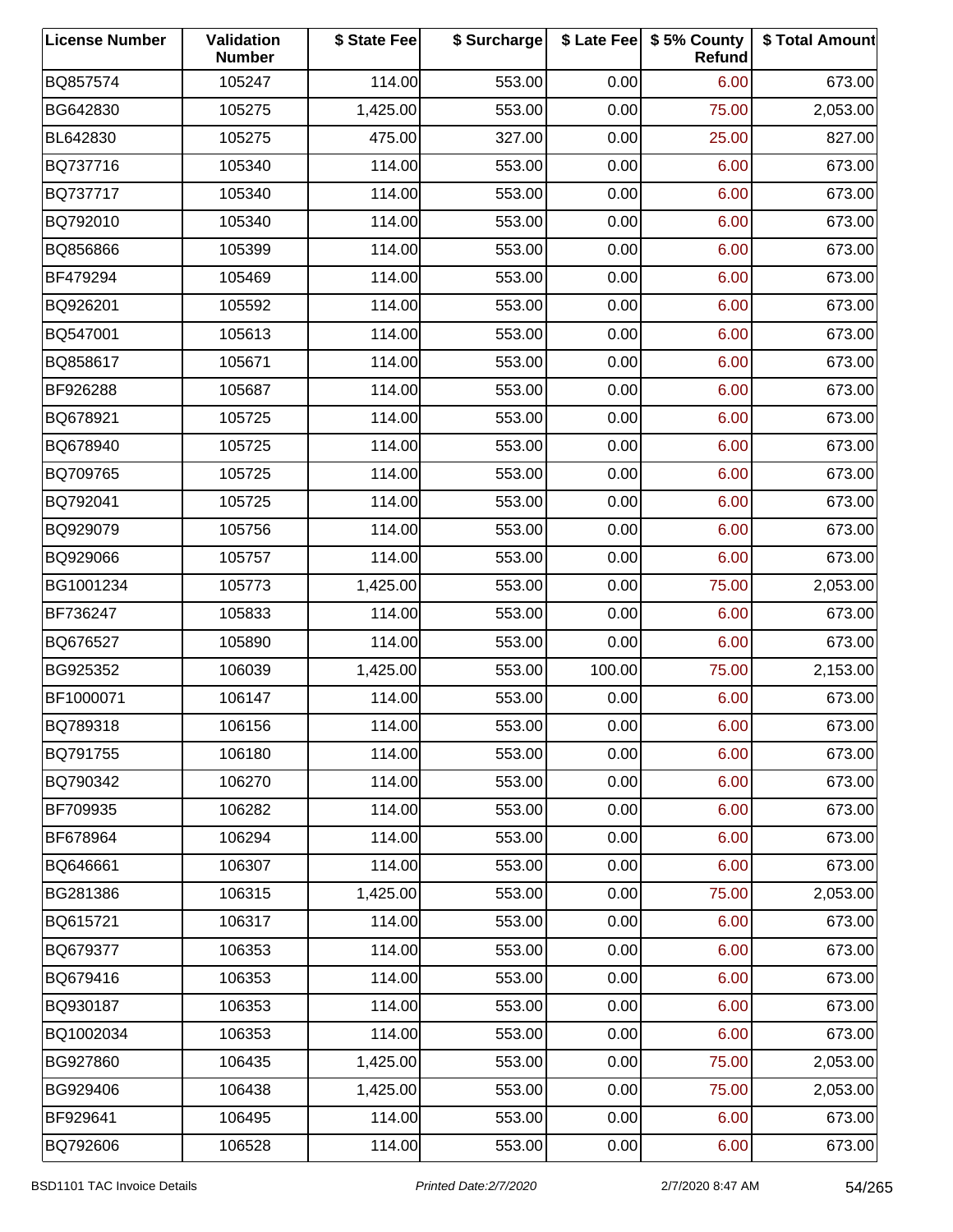| License Number | Validation Number | $ State Fee | $ Surcharge | $ Late Fee | $ 5% County Refund | $ Total Amount |
|---|---|---|---|---|---|---|
| BQ857574 | 105247 | 114.00 | 553.00 | 0.00 | 6.00 | 673.00 |
| BG642830 | 105275 | 1,425.00 | 553.00 | 0.00 | 75.00 | 2,053.00 |
| BL642830 | 105275 | 475.00 | 327.00 | 0.00 | 25.00 | 827.00 |
| BQ737716 | 105340 | 114.00 | 553.00 | 0.00 | 6.00 | 673.00 |
| BQ737717 | 105340 | 114.00 | 553.00 | 0.00 | 6.00 | 673.00 |
| BQ792010 | 105340 | 114.00 | 553.00 | 0.00 | 6.00 | 673.00 |
| BQ856866 | 105399 | 114.00 | 553.00 | 0.00 | 6.00 | 673.00 |
| BF479294 | 105469 | 114.00 | 553.00 | 0.00 | 6.00 | 673.00 |
| BQ926201 | 105592 | 114.00 | 553.00 | 0.00 | 6.00 | 673.00 |
| BQ547001 | 105613 | 114.00 | 553.00 | 0.00 | 6.00 | 673.00 |
| BQ858617 | 105671 | 114.00 | 553.00 | 0.00 | 6.00 | 673.00 |
| BF926288 | 105687 | 114.00 | 553.00 | 0.00 | 6.00 | 673.00 |
| BQ678921 | 105725 | 114.00 | 553.00 | 0.00 | 6.00 | 673.00 |
| BQ678940 | 105725 | 114.00 | 553.00 | 0.00 | 6.00 | 673.00 |
| BQ709765 | 105725 | 114.00 | 553.00 | 0.00 | 6.00 | 673.00 |
| BQ792041 | 105725 | 114.00 | 553.00 | 0.00 | 6.00 | 673.00 |
| BQ929079 | 105756 | 114.00 | 553.00 | 0.00 | 6.00 | 673.00 |
| BQ929066 | 105757 | 114.00 | 553.00 | 0.00 | 6.00 | 673.00 |
| BG1001234 | 105773 | 1,425.00 | 553.00 | 0.00 | 75.00 | 2,053.00 |
| BF736247 | 105833 | 114.00 | 553.00 | 0.00 | 6.00 | 673.00 |
| BQ676527 | 105890 | 114.00 | 553.00 | 0.00 | 6.00 | 673.00 |
| BG925352 | 106039 | 1,425.00 | 553.00 | 100.00 | 75.00 | 2,153.00 |
| BF1000071 | 106147 | 114.00 | 553.00 | 0.00 | 6.00 | 673.00 |
| BQ789318 | 106156 | 114.00 | 553.00 | 0.00 | 6.00 | 673.00 |
| BQ791755 | 106180 | 114.00 | 553.00 | 0.00 | 6.00 | 673.00 |
| BQ790342 | 106270 | 114.00 | 553.00 | 0.00 | 6.00 | 673.00 |
| BF709935 | 106282 | 114.00 | 553.00 | 0.00 | 6.00 | 673.00 |
| BF678964 | 106294 | 114.00 | 553.00 | 0.00 | 6.00 | 673.00 |
| BQ646661 | 106307 | 114.00 | 553.00 | 0.00 | 6.00 | 673.00 |
| BG281386 | 106315 | 1,425.00 | 553.00 | 0.00 | 75.00 | 2,053.00 |
| BQ615721 | 106317 | 114.00 | 553.00 | 0.00 | 6.00 | 673.00 |
| BQ679377 | 106353 | 114.00 | 553.00 | 0.00 | 6.00 | 673.00 |
| BQ679416 | 106353 | 114.00 | 553.00 | 0.00 | 6.00 | 673.00 |
| BQ930187 | 106353 | 114.00 | 553.00 | 0.00 | 6.00 | 673.00 |
| BQ1002034 | 106353 | 114.00 | 553.00 | 0.00 | 6.00 | 673.00 |
| BG927860 | 106435 | 1,425.00 | 553.00 | 0.00 | 75.00 | 2,053.00 |
| BG929406 | 106438 | 1,425.00 | 553.00 | 0.00 | 75.00 | 2,053.00 |
| BF929641 | 106495 | 114.00 | 553.00 | 0.00 | 6.00 | 673.00 |
| BQ792606 | 106528 | 114.00 | 553.00 | 0.00 | 6.00 | 673.00 |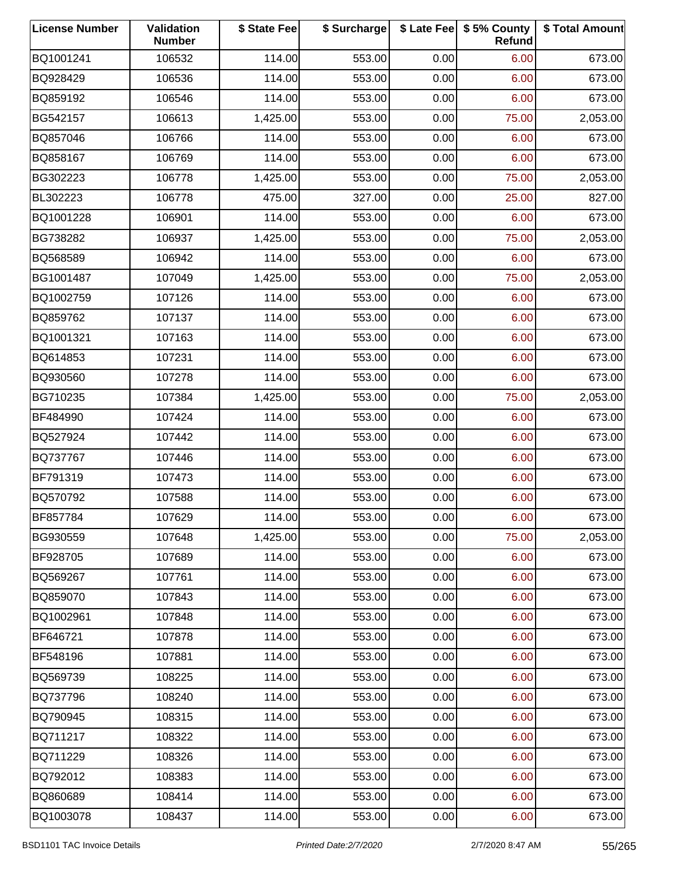| License Number | Validation Number | $ State Fee | $ Surcharge | $ Late Fee | $ 5% County Refund | $ Total Amount |
|---|---|---|---|---|---|---|
| BQ1001241 | 106532 | 114.00 | 553.00 | 0.00 | 6.00 | 673.00 |
| BQ928429 | 106536 | 114.00 | 553.00 | 0.00 | 6.00 | 673.00 |
| BQ859192 | 106546 | 114.00 | 553.00 | 0.00 | 6.00 | 673.00 |
| BG542157 | 106613 | 1,425.00 | 553.00 | 0.00 | 75.00 | 2,053.00 |
| BQ857046 | 106766 | 114.00 | 553.00 | 0.00 | 6.00 | 673.00 |
| BQ858167 | 106769 | 114.00 | 553.00 | 0.00 | 6.00 | 673.00 |
| BG302223 | 106778 | 1,425.00 | 553.00 | 0.00 | 75.00 | 2,053.00 |
| BL302223 | 106778 | 475.00 | 327.00 | 0.00 | 25.00 | 827.00 |
| BQ1001228 | 106901 | 114.00 | 553.00 | 0.00 | 6.00 | 673.00 |
| BG738282 | 106937 | 1,425.00 | 553.00 | 0.00 | 75.00 | 2,053.00 |
| BQ568589 | 106942 | 114.00 | 553.00 | 0.00 | 6.00 | 673.00 |
| BG1001487 | 107049 | 1,425.00 | 553.00 | 0.00 | 75.00 | 2,053.00 |
| BQ1002759 | 107126 | 114.00 | 553.00 | 0.00 | 6.00 | 673.00 |
| BQ859762 | 107137 | 114.00 | 553.00 | 0.00 | 6.00 | 673.00 |
| BQ1001321 | 107163 | 114.00 | 553.00 | 0.00 | 6.00 | 673.00 |
| BQ614853 | 107231 | 114.00 | 553.00 | 0.00 | 6.00 | 673.00 |
| BQ930560 | 107278 | 114.00 | 553.00 | 0.00 | 6.00 | 673.00 |
| BG710235 | 107384 | 1,425.00 | 553.00 | 0.00 | 75.00 | 2,053.00 |
| BF484990 | 107424 | 114.00 | 553.00 | 0.00 | 6.00 | 673.00 |
| BQ527924 | 107442 | 114.00 | 553.00 | 0.00 | 6.00 | 673.00 |
| BQ737767 | 107446 | 114.00 | 553.00 | 0.00 | 6.00 | 673.00 |
| BF791319 | 107473 | 114.00 | 553.00 | 0.00 | 6.00 | 673.00 |
| BQ570792 | 107588 | 114.00 | 553.00 | 0.00 | 6.00 | 673.00 |
| BF857784 | 107629 | 114.00 | 553.00 | 0.00 | 6.00 | 673.00 |
| BG930559 | 107648 | 1,425.00 | 553.00 | 0.00 | 75.00 | 2,053.00 |
| BF928705 | 107689 | 114.00 | 553.00 | 0.00 | 6.00 | 673.00 |
| BQ569267 | 107761 | 114.00 | 553.00 | 0.00 | 6.00 | 673.00 |
| BQ859070 | 107843 | 114.00 | 553.00 | 0.00 | 6.00 | 673.00 |
| BQ1002961 | 107848 | 114.00 | 553.00 | 0.00 | 6.00 | 673.00 |
| BF646721 | 107878 | 114.00 | 553.00 | 0.00 | 6.00 | 673.00 |
| BF548196 | 107881 | 114.00 | 553.00 | 0.00 | 6.00 | 673.00 |
| BQ569739 | 108225 | 114.00 | 553.00 | 0.00 | 6.00 | 673.00 |
| BQ737796 | 108240 | 114.00 | 553.00 | 0.00 | 6.00 | 673.00 |
| BQ790945 | 108315 | 114.00 | 553.00 | 0.00 | 6.00 | 673.00 |
| BQ711217 | 108322 | 114.00 | 553.00 | 0.00 | 6.00 | 673.00 |
| BQ711229 | 108326 | 114.00 | 553.00 | 0.00 | 6.00 | 673.00 |
| BQ792012 | 108383 | 114.00 | 553.00 | 0.00 | 6.00 | 673.00 |
| BQ860689 | 108414 | 114.00 | 553.00 | 0.00 | 6.00 | 673.00 |
| BQ1003078 | 108437 | 114.00 | 553.00 | 0.00 | 6.00 | 673.00 |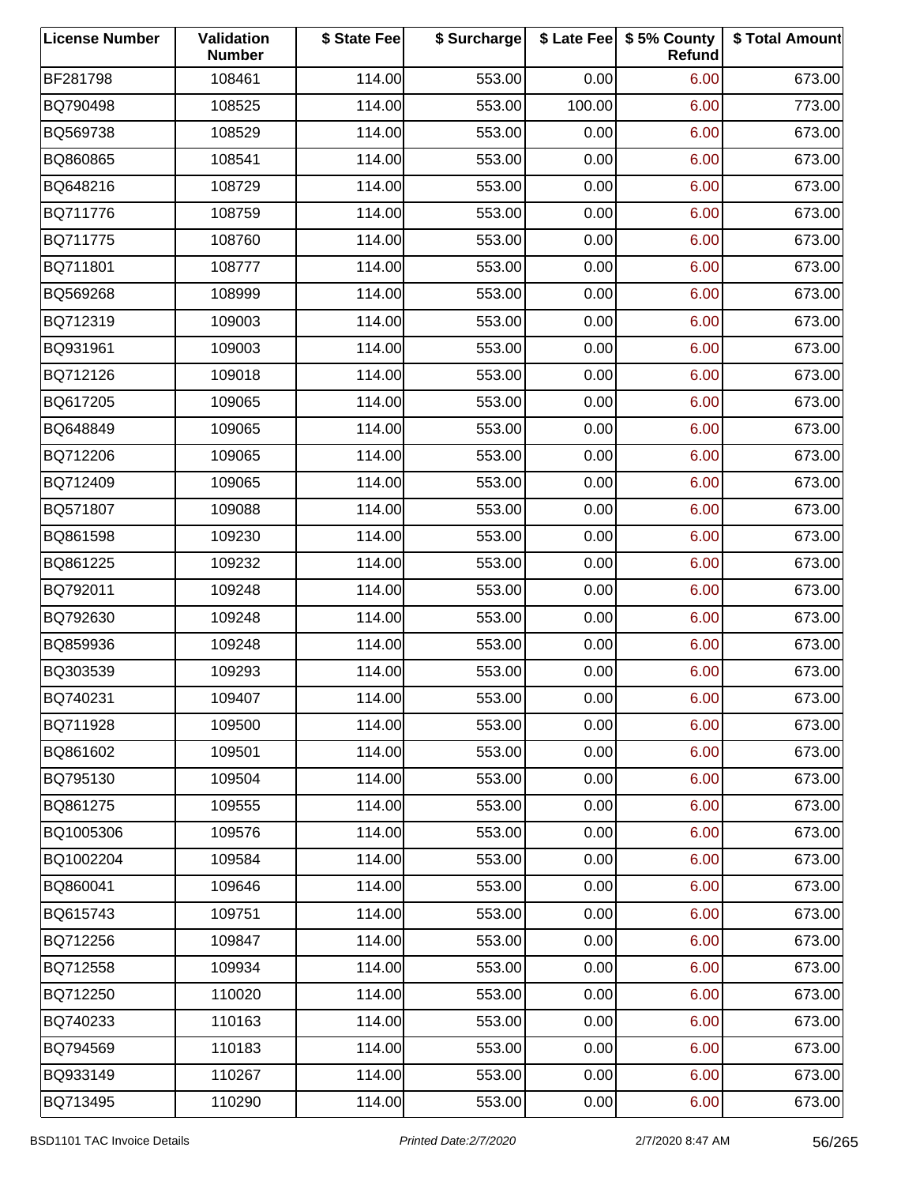| License Number | Validation Number | $ State Fee | $ Surcharge | $ Late Fee | $ 5% County Refund | $ Total Amount |
|---|---|---|---|---|---|---|
| BF281798 | 108461 | 114.00 | 553.00 | 0.00 | 6.00 | 673.00 |
| BQ790498 | 108525 | 114.00 | 553.00 | 100.00 | 6.00 | 773.00 |
| BQ569738 | 108529 | 114.00 | 553.00 | 0.00 | 6.00 | 673.00 |
| BQ860865 | 108541 | 114.00 | 553.00 | 0.00 | 6.00 | 673.00 |
| BQ648216 | 108729 | 114.00 | 553.00 | 0.00 | 6.00 | 673.00 |
| BQ711776 | 108759 | 114.00 | 553.00 | 0.00 | 6.00 | 673.00 |
| BQ711775 | 108760 | 114.00 | 553.00 | 0.00 | 6.00 | 673.00 |
| BQ711801 | 108777 | 114.00 | 553.00 | 0.00 | 6.00 | 673.00 |
| BQ569268 | 108999 | 114.00 | 553.00 | 0.00 | 6.00 | 673.00 |
| BQ712319 | 109003 | 114.00 | 553.00 | 0.00 | 6.00 | 673.00 |
| BQ931961 | 109003 | 114.00 | 553.00 | 0.00 | 6.00 | 673.00 |
| BQ712126 | 109018 | 114.00 | 553.00 | 0.00 | 6.00 | 673.00 |
| BQ617205 | 109065 | 114.00 | 553.00 | 0.00 | 6.00 | 673.00 |
| BQ648849 | 109065 | 114.00 | 553.00 | 0.00 | 6.00 | 673.00 |
| BQ712206 | 109065 | 114.00 | 553.00 | 0.00 | 6.00 | 673.00 |
| BQ712409 | 109065 | 114.00 | 553.00 | 0.00 | 6.00 | 673.00 |
| BQ571807 | 109088 | 114.00 | 553.00 | 0.00 | 6.00 | 673.00 |
| BQ861598 | 109230 | 114.00 | 553.00 | 0.00 | 6.00 | 673.00 |
| BQ861225 | 109232 | 114.00 | 553.00 | 0.00 | 6.00 | 673.00 |
| BQ792011 | 109248 | 114.00 | 553.00 | 0.00 | 6.00 | 673.00 |
| BQ792630 | 109248 | 114.00 | 553.00 | 0.00 | 6.00 | 673.00 |
| BQ859936 | 109248 | 114.00 | 553.00 | 0.00 | 6.00 | 673.00 |
| BQ303539 | 109293 | 114.00 | 553.00 | 0.00 | 6.00 | 673.00 |
| BQ740231 | 109407 | 114.00 | 553.00 | 0.00 | 6.00 | 673.00 |
| BQ711928 | 109500 | 114.00 | 553.00 | 0.00 | 6.00 | 673.00 |
| BQ861602 | 109501 | 114.00 | 553.00 | 0.00 | 6.00 | 673.00 |
| BQ795130 | 109504 | 114.00 | 553.00 | 0.00 | 6.00 | 673.00 |
| BQ861275 | 109555 | 114.00 | 553.00 | 0.00 | 6.00 | 673.00 |
| BQ1005306 | 109576 | 114.00 | 553.00 | 0.00 | 6.00 | 673.00 |
| BQ1002204 | 109584 | 114.00 | 553.00 | 0.00 | 6.00 | 673.00 |
| BQ860041 | 109646 | 114.00 | 553.00 | 0.00 | 6.00 | 673.00 |
| BQ615743 | 109751 | 114.00 | 553.00 | 0.00 | 6.00 | 673.00 |
| BQ712256 | 109847 | 114.00 | 553.00 | 0.00 | 6.00 | 673.00 |
| BQ712558 | 109934 | 114.00 | 553.00 | 0.00 | 6.00 | 673.00 |
| BQ712250 | 110020 | 114.00 | 553.00 | 0.00 | 6.00 | 673.00 |
| BQ740233 | 110163 | 114.00 | 553.00 | 0.00 | 6.00 | 673.00 |
| BQ794569 | 110183 | 114.00 | 553.00 | 0.00 | 6.00 | 673.00 |
| BQ933149 | 110267 | 114.00 | 553.00 | 0.00 | 6.00 | 673.00 |
| BQ713495 | 110290 | 114.00 | 553.00 | 0.00 | 6.00 | 673.00 |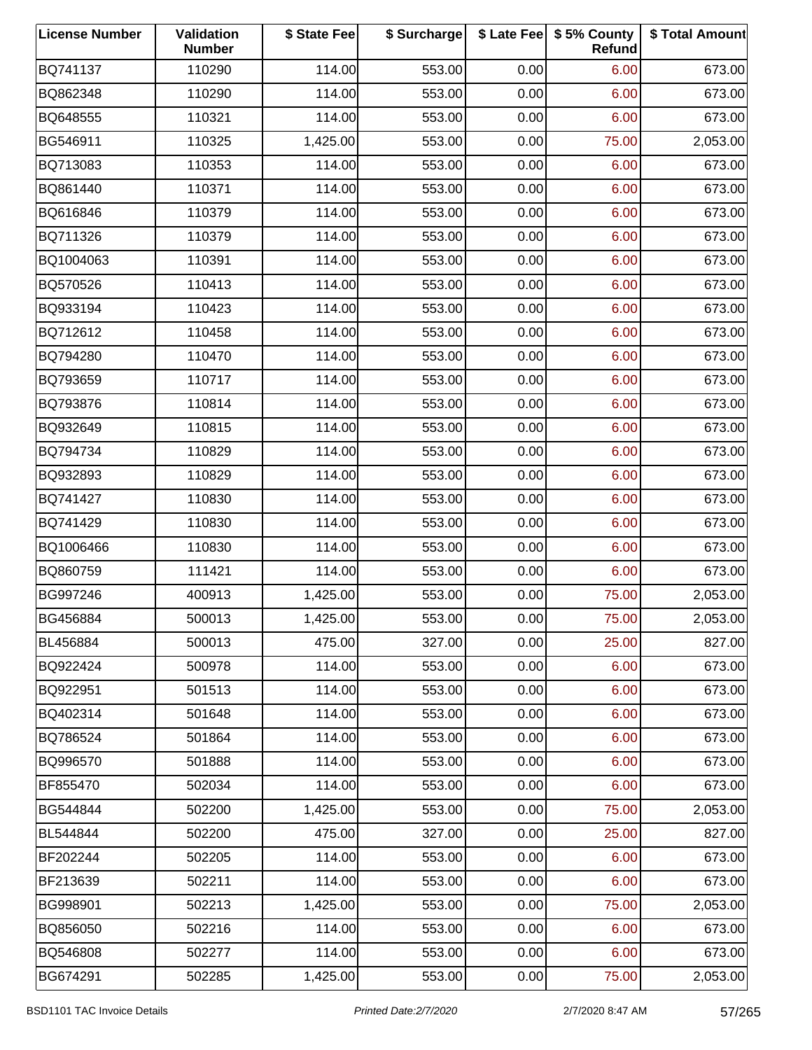| License Number | Validation Number | $ State Fee | $ Surcharge | $ Late Fee | $ 5% County Refund | $ Total Amount |
|---|---|---|---|---|---|---|
| BQ741137 | 110290 | 114.00 | 553.00 | 0.00 | 6.00 | 673.00 |
| BQ862348 | 110290 | 114.00 | 553.00 | 0.00 | 6.00 | 673.00 |
| BQ648555 | 110321 | 114.00 | 553.00 | 0.00 | 6.00 | 673.00 |
| BG546911 | 110325 | 1,425.00 | 553.00 | 0.00 | 75.00 | 2,053.00 |
| BQ713083 | 110353 | 114.00 | 553.00 | 0.00 | 6.00 | 673.00 |
| BQ861440 | 110371 | 114.00 | 553.00 | 0.00 | 6.00 | 673.00 |
| BQ616846 | 110379 | 114.00 | 553.00 | 0.00 | 6.00 | 673.00 |
| BQ711326 | 110379 | 114.00 | 553.00 | 0.00 | 6.00 | 673.00 |
| BQ1004063 | 110391 | 114.00 | 553.00 | 0.00 | 6.00 | 673.00 |
| BQ570526 | 110413 | 114.00 | 553.00 | 0.00 | 6.00 | 673.00 |
| BQ933194 | 110423 | 114.00 | 553.00 | 0.00 | 6.00 | 673.00 |
| BQ712612 | 110458 | 114.00 | 553.00 | 0.00 | 6.00 | 673.00 |
| BQ794280 | 110470 | 114.00 | 553.00 | 0.00 | 6.00 | 673.00 |
| BQ793659 | 110717 | 114.00 | 553.00 | 0.00 | 6.00 | 673.00 |
| BQ793876 | 110814 | 114.00 | 553.00 | 0.00 | 6.00 | 673.00 |
| BQ932649 | 110815 | 114.00 | 553.00 | 0.00 | 6.00 | 673.00 |
| BQ794734 | 110829 | 114.00 | 553.00 | 0.00 | 6.00 | 673.00 |
| BQ932893 | 110829 | 114.00 | 553.00 | 0.00 | 6.00 | 673.00 |
| BQ741427 | 110830 | 114.00 | 553.00 | 0.00 | 6.00 | 673.00 |
| BQ741429 | 110830 | 114.00 | 553.00 | 0.00 | 6.00 | 673.00 |
| BQ1006466 | 110830 | 114.00 | 553.00 | 0.00 | 6.00 | 673.00 |
| BQ860759 | 111421 | 114.00 | 553.00 | 0.00 | 6.00 | 673.00 |
| BG997246 | 400913 | 1,425.00 | 553.00 | 0.00 | 75.00 | 2,053.00 |
| BG456884 | 500013 | 1,425.00 | 553.00 | 0.00 | 75.00 | 2,053.00 |
| BL456884 | 500013 | 475.00 | 327.00 | 0.00 | 25.00 | 827.00 |
| BQ922424 | 500978 | 114.00 | 553.00 | 0.00 | 6.00 | 673.00 |
| BQ922951 | 501513 | 114.00 | 553.00 | 0.00 | 6.00 | 673.00 |
| BQ402314 | 501648 | 114.00 | 553.00 | 0.00 | 6.00 | 673.00 |
| BQ786524 | 501864 | 114.00 | 553.00 | 0.00 | 6.00 | 673.00 |
| BQ996570 | 501888 | 114.00 | 553.00 | 0.00 | 6.00 | 673.00 |
| BF855470 | 502034 | 114.00 | 553.00 | 0.00 | 6.00 | 673.00 |
| BG544844 | 502200 | 1,425.00 | 553.00 | 0.00 | 75.00 | 2,053.00 |
| BL544844 | 502200 | 475.00 | 327.00 | 0.00 | 25.00 | 827.00 |
| BF202244 | 502205 | 114.00 | 553.00 | 0.00 | 6.00 | 673.00 |
| BF213639 | 502211 | 114.00 | 553.00 | 0.00 | 6.00 | 673.00 |
| BG998901 | 502213 | 1,425.00 | 553.00 | 0.00 | 75.00 | 2,053.00 |
| BQ856050 | 502216 | 114.00 | 553.00 | 0.00 | 6.00 | 673.00 |
| BQ546808 | 502277 | 114.00 | 553.00 | 0.00 | 6.00 | 673.00 |
| BG674291 | 502285 | 1,425.00 | 553.00 | 0.00 | 75.00 | 2,053.00 |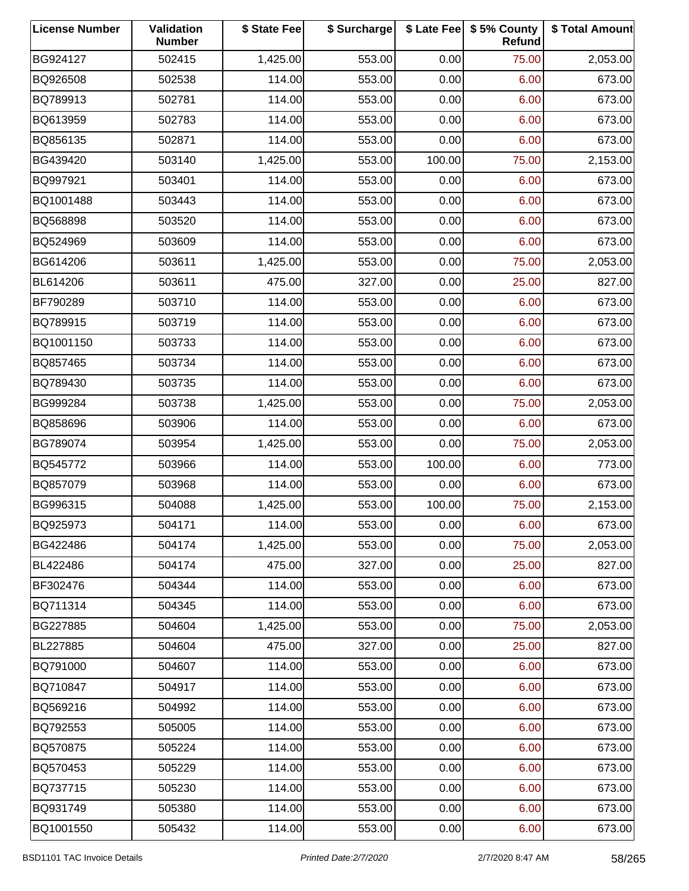| License Number | Validation Number | $ State Fee | $ Surcharge | $ Late Fee | $ 5% County Refund | $ Total Amount |
|---|---|---|---|---|---|---|
| BG924127 | 502415 | 1,425.00 | 553.00 | 0.00 | 75.00 | 2,053.00 |
| BQ926508 | 502538 | 114.00 | 553.00 | 0.00 | 6.00 | 673.00 |
| BQ789913 | 502781 | 114.00 | 553.00 | 0.00 | 6.00 | 673.00 |
| BQ613959 | 502783 | 114.00 | 553.00 | 0.00 | 6.00 | 673.00 |
| BQ856135 | 502871 | 114.00 | 553.00 | 0.00 | 6.00 | 673.00 |
| BG439420 | 503140 | 1,425.00 | 553.00 | 100.00 | 75.00 | 2,153.00 |
| BQ997921 | 503401 | 114.00 | 553.00 | 0.00 | 6.00 | 673.00 |
| BQ1001488 | 503443 | 114.00 | 553.00 | 0.00 | 6.00 | 673.00 |
| BQ568898 | 503520 | 114.00 | 553.00 | 0.00 | 6.00 | 673.00 |
| BQ524969 | 503609 | 114.00 | 553.00 | 0.00 | 6.00 | 673.00 |
| BG614206 | 503611 | 1,425.00 | 553.00 | 0.00 | 75.00 | 2,053.00 |
| BL614206 | 503611 | 475.00 | 327.00 | 0.00 | 25.00 | 827.00 |
| BF790289 | 503710 | 114.00 | 553.00 | 0.00 | 6.00 | 673.00 |
| BQ789915 | 503719 | 114.00 | 553.00 | 0.00 | 6.00 | 673.00 |
| BQ1001150 | 503733 | 114.00 | 553.00 | 0.00 | 6.00 | 673.00 |
| BQ857465 | 503734 | 114.00 | 553.00 | 0.00 | 6.00 | 673.00 |
| BQ789430 | 503735 | 114.00 | 553.00 | 0.00 | 6.00 | 673.00 |
| BG999284 | 503738 | 1,425.00 | 553.00 | 0.00 | 75.00 | 2,053.00 |
| BQ858696 | 503906 | 114.00 | 553.00 | 0.00 | 6.00 | 673.00 |
| BG789074 | 503954 | 1,425.00 | 553.00 | 0.00 | 75.00 | 2,053.00 |
| BQ545772 | 503966 | 114.00 | 553.00 | 100.00 | 6.00 | 773.00 |
| BQ857079 | 503968 | 114.00 | 553.00 | 0.00 | 6.00 | 673.00 |
| BG996315 | 504088 | 1,425.00 | 553.00 | 100.00 | 75.00 | 2,153.00 |
| BQ925973 | 504171 | 114.00 | 553.00 | 0.00 | 6.00 | 673.00 |
| BG422486 | 504174 | 1,425.00 | 553.00 | 0.00 | 75.00 | 2,053.00 |
| BL422486 | 504174 | 475.00 | 327.00 | 0.00 | 25.00 | 827.00 |
| BF302476 | 504344 | 114.00 | 553.00 | 0.00 | 6.00 | 673.00 |
| BQ711314 | 504345 | 114.00 | 553.00 | 0.00 | 6.00 | 673.00 |
| BG227885 | 504604 | 1,425.00 | 553.00 | 0.00 | 75.00 | 2,053.00 |
| BL227885 | 504604 | 475.00 | 327.00 | 0.00 | 25.00 | 827.00 |
| BQ791000 | 504607 | 114.00 | 553.00 | 0.00 | 6.00 | 673.00 |
| BQ710847 | 504917 | 114.00 | 553.00 | 0.00 | 6.00 | 673.00 |
| BQ569216 | 504992 | 114.00 | 553.00 | 0.00 | 6.00 | 673.00 |
| BQ792553 | 505005 | 114.00 | 553.00 | 0.00 | 6.00 | 673.00 |
| BQ570875 | 505224 | 114.00 | 553.00 | 0.00 | 6.00 | 673.00 |
| BQ570453 | 505229 | 114.00 | 553.00 | 0.00 | 6.00 | 673.00 |
| BQ737715 | 505230 | 114.00 | 553.00 | 0.00 | 6.00 | 673.00 |
| BQ931749 | 505380 | 114.00 | 553.00 | 0.00 | 6.00 | 673.00 |
| BQ1001550 | 505432 | 114.00 | 553.00 | 0.00 | 6.00 | 673.00 |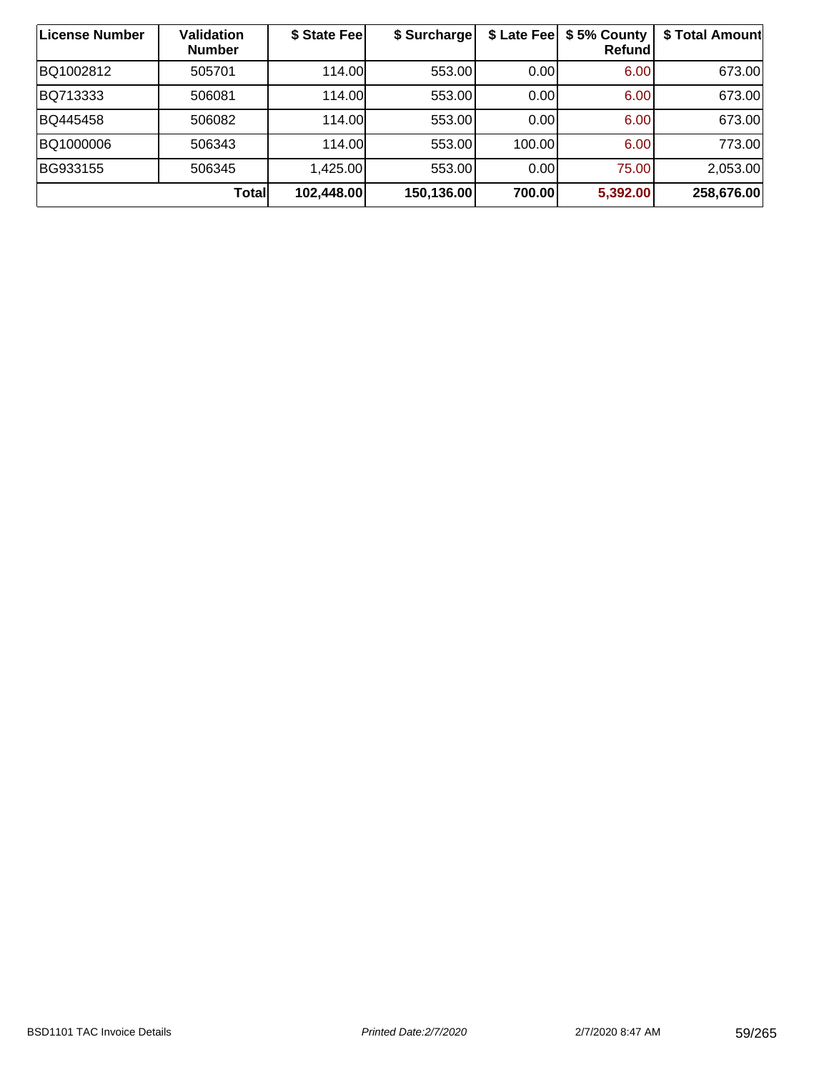| License Number | Validation Number | $ State Fee | $ Surcharge | $ Late Fee | $ 5% County Refund | $ Total Amount |
|---|---|---|---|---|---|---|
| BQ1002812 | 505701 | 114.00 | 553.00 | 0.00 | 6.00 | 673.00 |
| BQ713333 | 506081 | 114.00 | 553.00 | 0.00 | 6.00 | 673.00 |
| BQ445458 | 506082 | 114.00 | 553.00 | 0.00 | 6.00 | 673.00 |
| BQ1000006 | 506343 | 114.00 | 553.00 | 100.00 | 6.00 | 773.00 |
| BG933155 | 506345 | 1,425.00 | 553.00 | 0.00 | 75.00 | 2,053.00 |
| **Total** | | **102,448.00** | **150,136.00** | **700.00** | **5,392.00** | **258,676.00** |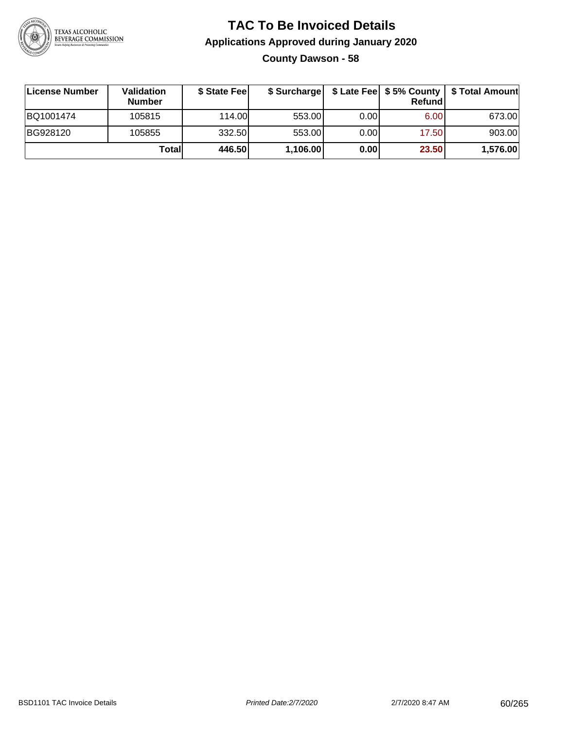# TAC To Be Invoiced Details

## Applications Approved during January 2020

### County Dawson - 58

| License Number | Validation Number | $ State Fee | $ Surcharge | $ Late Fee | $ 5% County Refund | $ Total Amount |
|---|---|---|---|---|---|---|
| BQ1001474 | 105815 | 114.00 | 553.00 | 0.00 | 6.00 | 673.00 |
| BG928120 | 105855 | 332.50 | 553.00 | 0.00 | 17.50 | 903.00 |
| | **Total** | **446.50** | **1,106.00** | **0.00** | **23.50** | **1,576.00** |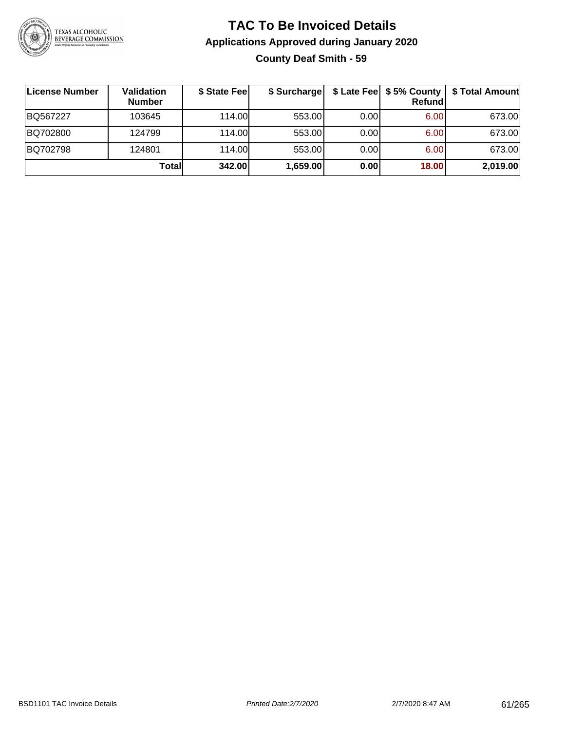# TAC To Be Invoiced Details

## Applications Approved during January 2020

### County Deaf Smith - 59

| License Number | Validation Number | $ State Fee | $ Surcharge | $ Late Fee | $ 5% County Refund | $ Total Amount |
|---|---|---|---|---|---|---|
| BQ567227 | 103645 | 114.00 | 553.00 | 0.00 | 6.00 | 673.00 |
| BQ702800 | 124799 | 114.00 | 553.00 | 0.00 | 6.00 | 673.00 |
| BQ702798 | 124801 | 114.00 | 553.00 | 0.00 | 6.00 | 673.00 |
| | **Total** | **342.00** | **1,659.00** | **0.00** | **18.00** | **2,019.00** |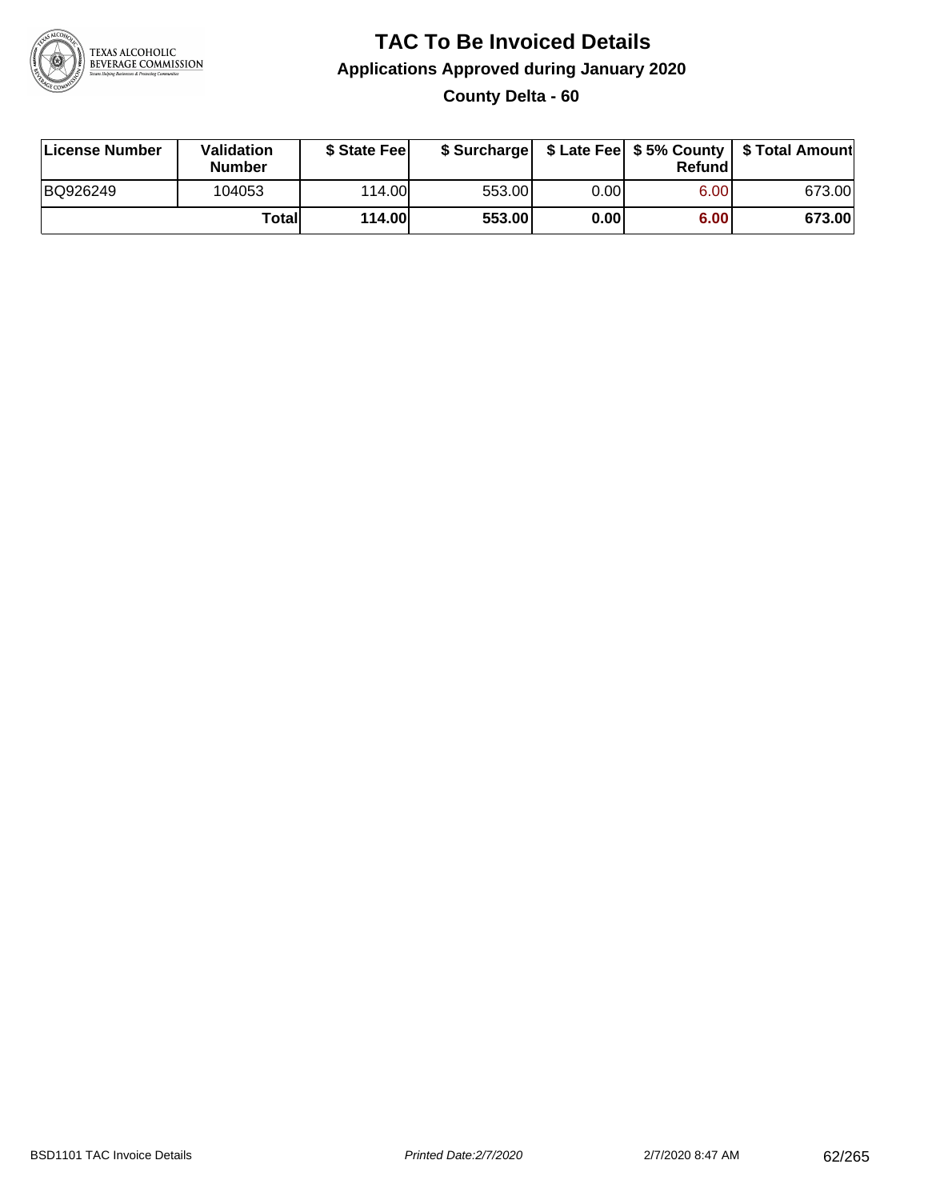# TAC To Be Invoiced Details

## Applications Approved during January 2020

### County Delta - 60

| License Number | Validation Number | $ State Fee | $ Surcharge | $ Late Fee | $ 5% County Refund | $ Total Amount |
|---|---|---|---|---|---|---|
| BQ926249 | 104053 | 114.00 | 553.00 | 0.00 | 6.00 | 673.00 |
| | **Total** | **114.00** | **553.00** | **0.00** | **6.00** | **673.00** |

BSD1101 TAC Invoice Details | *Printed Date:2/7/2020* | 2/7/2020 8:47 AM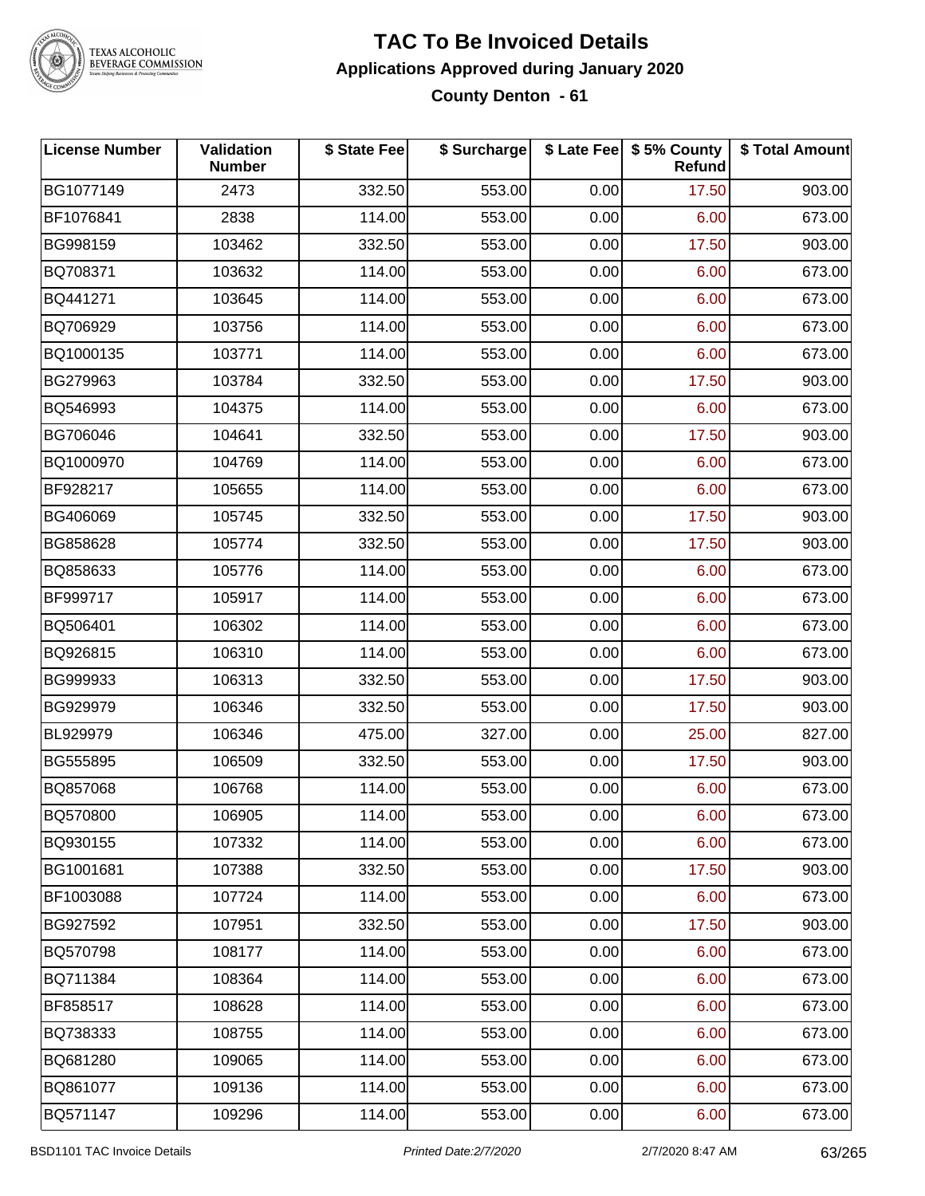# TAC To Be Invoiced Details

## Applications Approved during January 2020

### County Denton - 61

| License Number | Validation Number | $ State Fee | $ Surcharge | $ Late Fee | $ 5% County Refund | $ Total Amount |
|---|---|---|---|---|---|---|
| BG1077149 | 2473 | 332.50 | 553.00 | 0.00 | 17.50 | 903.00 |
| BF1076841 | 2838 | 114.00 | 553.00 | 0.00 | 6.00 | 673.00 |
| BG998159 | 103462 | 332.50 | 553.00 | 0.00 | 17.50 | 903.00 |
| BQ708371 | 103632 | 114.00 | 553.00 | 0.00 | 6.00 | 673.00 |
| BQ441271 | 103645 | 114.00 | 553.00 | 0.00 | 6.00 | 673.00 |
| BQ706929 | 103756 | 114.00 | 553.00 | 0.00 | 6.00 | 673.00 |
| BQ1000135 | 103771 | 114.00 | 553.00 | 0.00 | 6.00 | 673.00 |
| BG279963 | 103784 | 332.50 | 553.00 | 0.00 | 17.50 | 903.00 |
| BQ546993 | 104375 | 114.00 | 553.00 | 0.00 | 6.00 | 673.00 |
| BG706046 | 104641 | 332.50 | 553.00 | 0.00 | 17.50 | 903.00 |
| BQ1000970 | 104769 | 114.00 | 553.00 | 0.00 | 6.00 | 673.00 |
| BF928217 | 105655 | 114.00 | 553.00 | 0.00 | 6.00 | 673.00 |
| BG406069 | 105745 | 332.50 | 553.00 | 0.00 | 17.50 | 903.00 |
| BG858628 | 105774 | 332.50 | 553.00 | 0.00 | 17.50 | 903.00 |
| BQ858633 | 105776 | 114.00 | 553.00 | 0.00 | 6.00 | 673.00 |
| BF999717 | 105917 | 114.00 | 553.00 | 0.00 | 6.00 | 673.00 |
| BQ506401 | 106302 | 114.00 | 553.00 | 0.00 | 6.00 | 673.00 |
| BQ926815 | 106310 | 114.00 | 553.00 | 0.00 | 6.00 | 673.00 |
| BG999933 | 106313 | 332.50 | 553.00 | 0.00 | 17.50 | 903.00 |
| BG929979 | 106346 | 332.50 | 553.00 | 0.00 | 17.50 | 903.00 |
| BL929979 | 106346 | 475.00 | 327.00 | 0.00 | 25.00 | 827.00 |
| BG555895 | 106509 | 332.50 | 553.00 | 0.00 | 17.50 | 903.00 |
| BQ857068 | 106768 | 114.00 | 553.00 | 0.00 | 6.00 | 673.00 |
| BQ570800 | 106905 | 114.00 | 553.00 | 0.00 | 6.00 | 673.00 |
| BQ930155 | 107332 | 114.00 | 553.00 | 0.00 | 6.00 | 673.00 |
| BG1001681 | 107388 | 332.50 | 553.00 | 0.00 | 17.50 | 903.00 |
| BF1003088 | 107724 | 114.00 | 553.00 | 0.00 | 6.00 | 673.00 |
| BG927592 | 107951 | 332.50 | 553.00 | 0.00 | 17.50 | 903.00 |
| BQ570798 | 108177 | 114.00 | 553.00 | 0.00 | 6.00 | 673.00 |
| BQ711384 | 108364 | 114.00 | 553.00 | 0.00 | 6.00 | 673.00 |
| BF858517 | 108628 | 114.00 | 553.00 | 0.00 | 6.00 | 673.00 |
| BQ738333 | 108755 | 114.00 | 553.00 | 0.00 | 6.00 | 673.00 |
| BQ681280 | 109065 | 114.00 | 553.00 | 0.00 | 6.00 | 673.00 |
| BQ861077 | 109136 | 114.00 | 553.00 | 0.00 | 6.00 | 673.00 |
| BQ571147 | 109296 | 114.00 | 553.00 | 0.00 | 6.00 | 673.00 |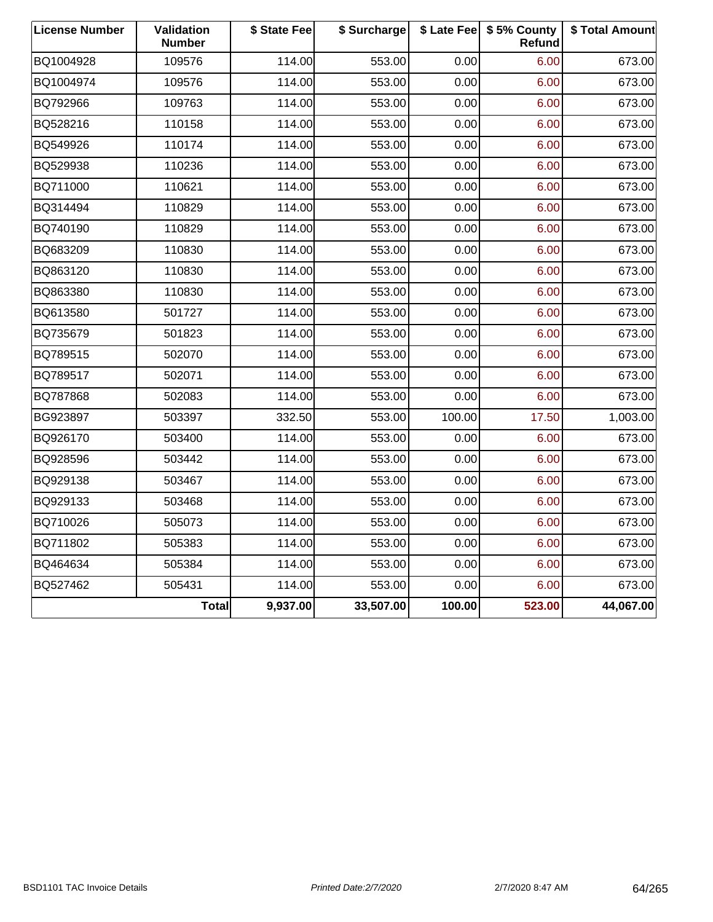| License Number | Validation Number | $ State Fee | $ Surcharge | $ Late Fee | $ 5% County Refund | $ Total Amount |
|---|---|---|---|---|---|---|
| BQ1004928 | 109576 | 114.00 | 553.00 | 0.00 | 6.00 | 673.00 |
| BQ1004974 | 109576 | 114.00 | 553.00 | 0.00 | 6.00 | 673.00 |
| BQ792966 | 109763 | 114.00 | 553.00 | 0.00 | 6.00 | 673.00 |
| BQ528216 | 110158 | 114.00 | 553.00 | 0.00 | 6.00 | 673.00 |
| BQ549926 | 110174 | 114.00 | 553.00 | 0.00 | 6.00 | 673.00 |
| BQ529938 | 110236 | 114.00 | 553.00 | 0.00 | 6.00 | 673.00 |
| BQ711000 | 110621 | 114.00 | 553.00 | 0.00 | 6.00 | 673.00 |
| BQ314494 | 110829 | 114.00 | 553.00 | 0.00 | 6.00 | 673.00 |
| BQ740190 | 110829 | 114.00 | 553.00 | 0.00 | 6.00 | 673.00 |
| BQ683209 | 110830 | 114.00 | 553.00 | 0.00 | 6.00 | 673.00 |
| BQ863120 | 110830 | 114.00 | 553.00 | 0.00 | 6.00 | 673.00 |
| BQ863380 | 110830 | 114.00 | 553.00 | 0.00 | 6.00 | 673.00 |
| BQ613580 | 501727 | 114.00 | 553.00 | 0.00 | 6.00 | 673.00 |
| BQ735679 | 501823 | 114.00 | 553.00 | 0.00 | 6.00 | 673.00 |
| BQ789515 | 502070 | 114.00 | 553.00 | 0.00 | 6.00 | 673.00 |
| BQ789517 | 502071 | 114.00 | 553.00 | 0.00 | 6.00 | 673.00 |
| BQ787868 | 502083 | 114.00 | 553.00 | 0.00 | 6.00 | 673.00 |
| BG923897 | 503397 | 332.50 | 553.00 | 100.00 | 17.50 | 1,003.00 |
| BQ926170 | 503400 | 114.00 | 553.00 | 0.00 | 6.00 | 673.00 |
| BQ928596 | 503442 | 114.00 | 553.00 | 0.00 | 6.00 | 673.00 |
| BQ929138 | 503467 | 114.00 | 553.00 | 0.00 | 6.00 | 673.00 |
| BQ929133 | 503468 | 114.00 | 553.00 | 0.00 | 6.00 | 673.00 |
| BQ710026 | 505073 | 114.00 | 553.00 | 0.00 | 6.00 | 673.00 |
| BQ711802 | 505383 | 114.00 | 553.00 | 0.00 | 6.00 | 673.00 |
| BQ464634 | 505384 | 114.00 | 553.00 | 0.00 | 6.00 | 673.00 |
| BQ527462 | 505431 | 114.00 | 553.00 | 0.00 | 6.00 | 673.00 |
| | **Total** | **9,937.00** | **33,507.00** | **100.00** | **523.00** | **44,067.00** |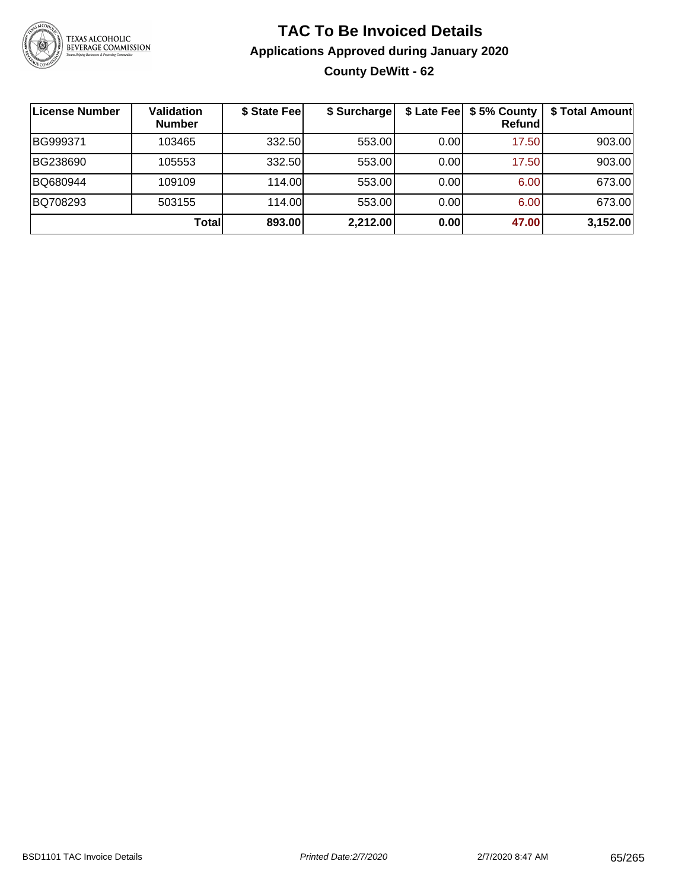# TAC To Be Invoiced Details

## Applications Approved during January 2020

### County DeWitt - 62

| License Number | Validation Number | $ State Fee | $ Surcharge | $ Late Fee | $ 5% County Refund | $ Total Amount |
|---|---|---|---|---|---|---|
| BG999371 | 103465 | 332.50 | 553.00 | 0.00 | 17.50 | 903.00 |
| BG238690 | 105553 | 332.50 | 553.00 | 0.00 | 17.50 | 903.00 |
| BQ680944 | 109109 | 114.00 | 553.00 | 0.00 | 6.00 | 673.00 |
| BQ708293 | 503155 | 114.00 | 553.00 | 0.00 | 6.00 | 673.00 |
| | **Total** | **893.00** | **2,212.00** | **0.00** | **47.00** | **3,152.00** |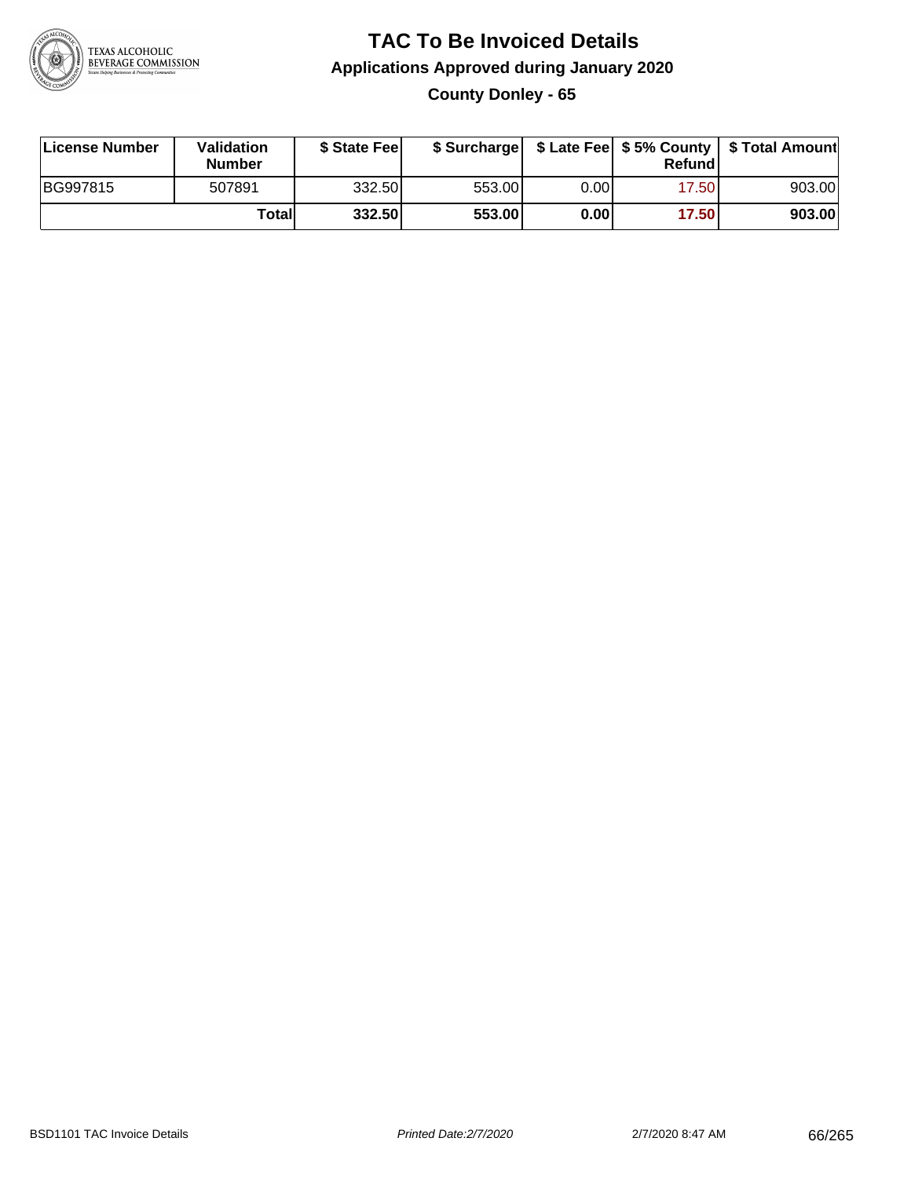# TAC To Be Invoiced Details

## Applications Approved during January 2020

### County Donley - 65

| License Number | Validation Number | $ State Fee | $ Surcharge | $ Late Fee | $ 5% County Refund | $ Total Amount |
|---|---|---|---|---|---|---|
| BG997815 | 507891 | 332.50 | 553.00 | 0.00 | 17.50 | 903.00 |
| | **Total** | **332.50** | **553.00** | **0.00** | **17.50** | **903.00** |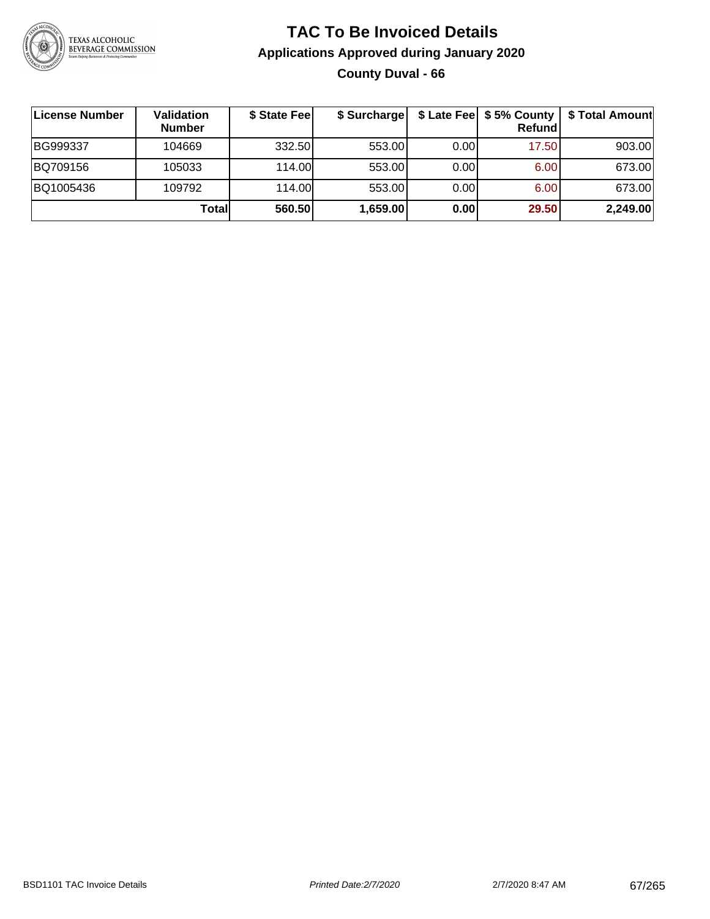# TAC To Be Invoiced Details

## Applications Approved during January 2020

### County Duval - 66

| License Number | Validation Number | $ State Fee | $ Surcharge | $ Late Fee | $ 5% County Refund | $ Total Amount |
|---|---|---|---|---|---|---|
| BG999337 | 104669 | 332.50 | 553.00 | 0.00 | 17.50 | 903.00 |
| BQ709156 | 105033 | 114.00 | 553.00 | 0.00 | 6.00 | 673.00 |
| BQ1005436 | 109792 | 114.00 | 553.00 | 0.00 | 6.00 | 673.00 |
| | **Total** | **560.50** | **1,659.00** | **0.00** | **29.50** | **2,249.00** |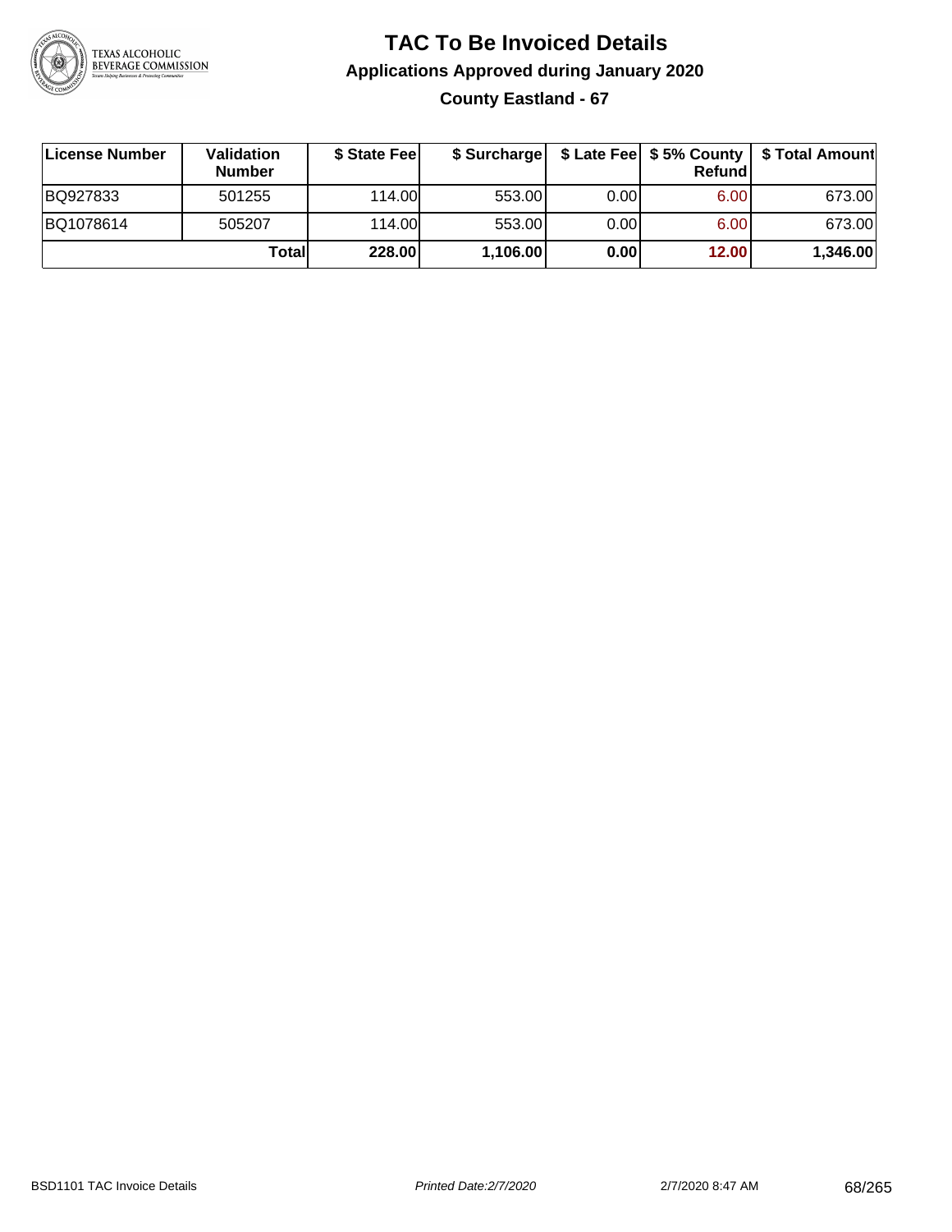# TAC To Be Invoiced Details

## Applications Approved during January 2020

### County Eastland - 67

| License Number | Validation Number | $ State Fee | $ Surcharge | $ Late Fee | $ 5% County Refund | $ Total Amount |
|---|---|---|---|---|---|---|
| BQ927833 | 501255 | 114.00 | 553.00 | 0.00 | 6.00 | 673.00 |
| BQ1078614 | 505207 | 114.00 | 553.00 | 0.00 | 6.00 | 673.00 |
| | **Total** | **228.00** | **1,106.00** | **0.00** | **12.00** | **1,346.00** |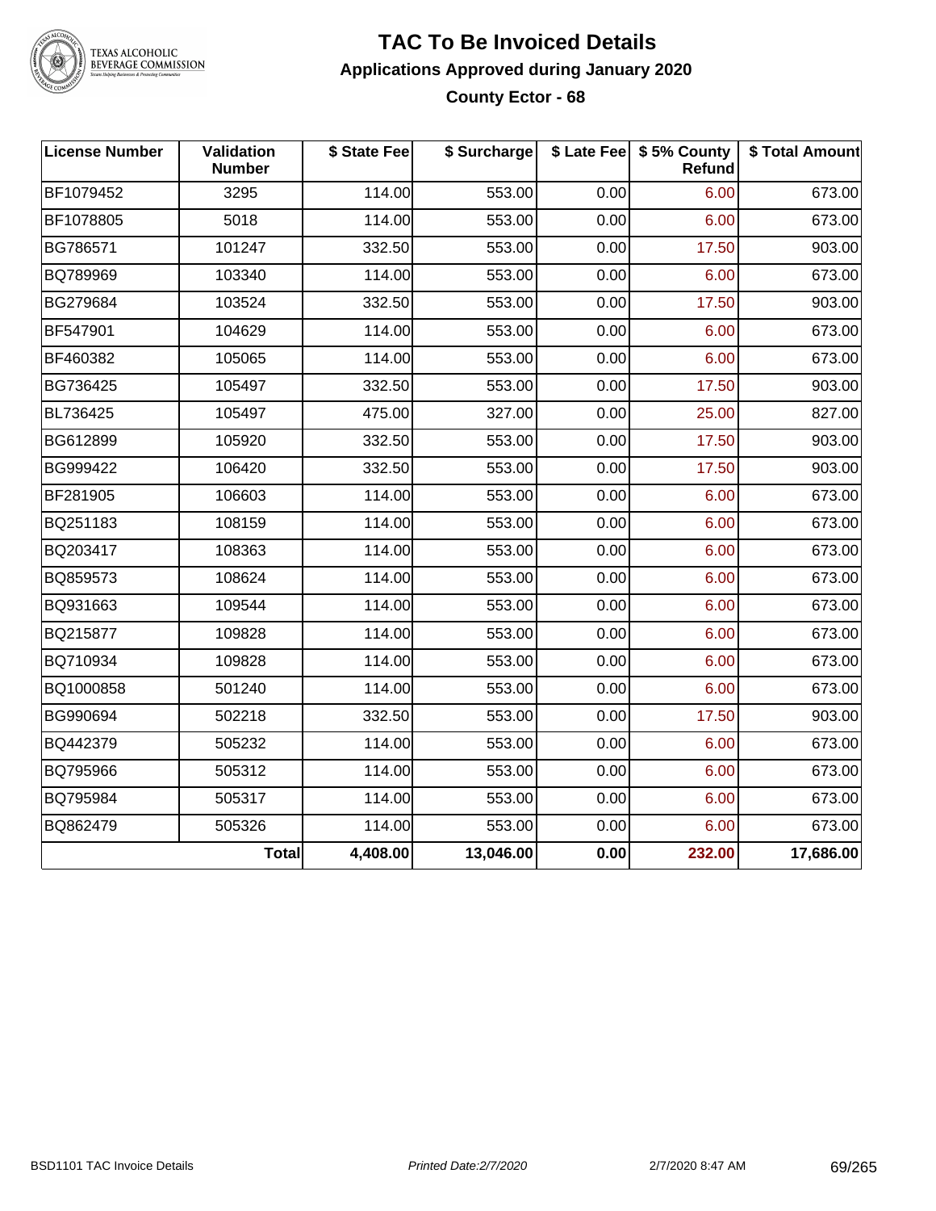# TAC To Be Invoiced Details

## Applications Approved during January 2020

### County Ector - 68

| License Number | Validation Number | $ State Fee | $ Surcharge | $ Late Fee | $ 5% County Refund | $ Total Amount |
|---|---|---|---|---|---|---|
| BF1079452 | 3295 | 114.00 | 553.00 | 0.00 | 6.00 | 673.00 |
| BF1078805 | 5018 | 114.00 | 553.00 | 0.00 | 6.00 | 673.00 |
| BG786571 | 101247 | 332.50 | 553.00 | 0.00 | 17.50 | 903.00 |
| BQ789969 | 103340 | 114.00 | 553.00 | 0.00 | 6.00 | 673.00 |
| BG279684 | 103524 | 332.50 | 553.00 | 0.00 | 17.50 | 903.00 |
| BF547901 | 104629 | 114.00 | 553.00 | 0.00 | 6.00 | 673.00 |
| BF460382 | 105065 | 114.00 | 553.00 | 0.00 | 6.00 | 673.00 |
| BG736425 | 105497 | 332.50 | 553.00 | 0.00 | 17.50 | 903.00 |
| BL736425 | 105497 | 475.00 | 327.00 | 0.00 | 25.00 | 827.00 |
| BG612899 | 105920 | 332.50 | 553.00 | 0.00 | 17.50 | 903.00 |
| BG999422 | 106420 | 332.50 | 553.00 | 0.00 | 17.50 | 903.00 |
| BF281905 | 106603 | 114.00 | 553.00 | 0.00 | 6.00 | 673.00 |
| BQ251183 | 108159 | 114.00 | 553.00 | 0.00 | 6.00 | 673.00 |
| BQ203417 | 108363 | 114.00 | 553.00 | 0.00 | 6.00 | 673.00 |
| BQ859573 | 108624 | 114.00 | 553.00 | 0.00 | 6.00 | 673.00 |
| BQ931663 | 109544 | 114.00 | 553.00 | 0.00 | 6.00 | 673.00 |
| BQ215877 | 109828 | 114.00 | 553.00 | 0.00 | 6.00 | 673.00 |
| BQ710934 | 109828 | 114.00 | 553.00 | 0.00 | 6.00 | 673.00 |
| BQ1000858 | 501240 | 114.00 | 553.00 | 0.00 | 6.00 | 673.00 |
| BG990694 | 502218 | 332.50 | 553.00 | 0.00 | 17.50 | 903.00 |
| BQ442379 | 505232 | 114.00 | 553.00 | 0.00 | 6.00 | 673.00 |
| BQ795966 | 505312 | 114.00 | 553.00 | 0.00 | 6.00 | 673.00 |
| BQ795984 | 505317 | 114.00 | 553.00 | 0.00 | 6.00 | 673.00 |
| BQ862479 | 505326 | 114.00 | 553.00 | 0.00 | 6.00 | 673.00 |
| | **Total** | **4,408.00** | **13,046.00** | **0.00** | **232.00** | **17,686.00** |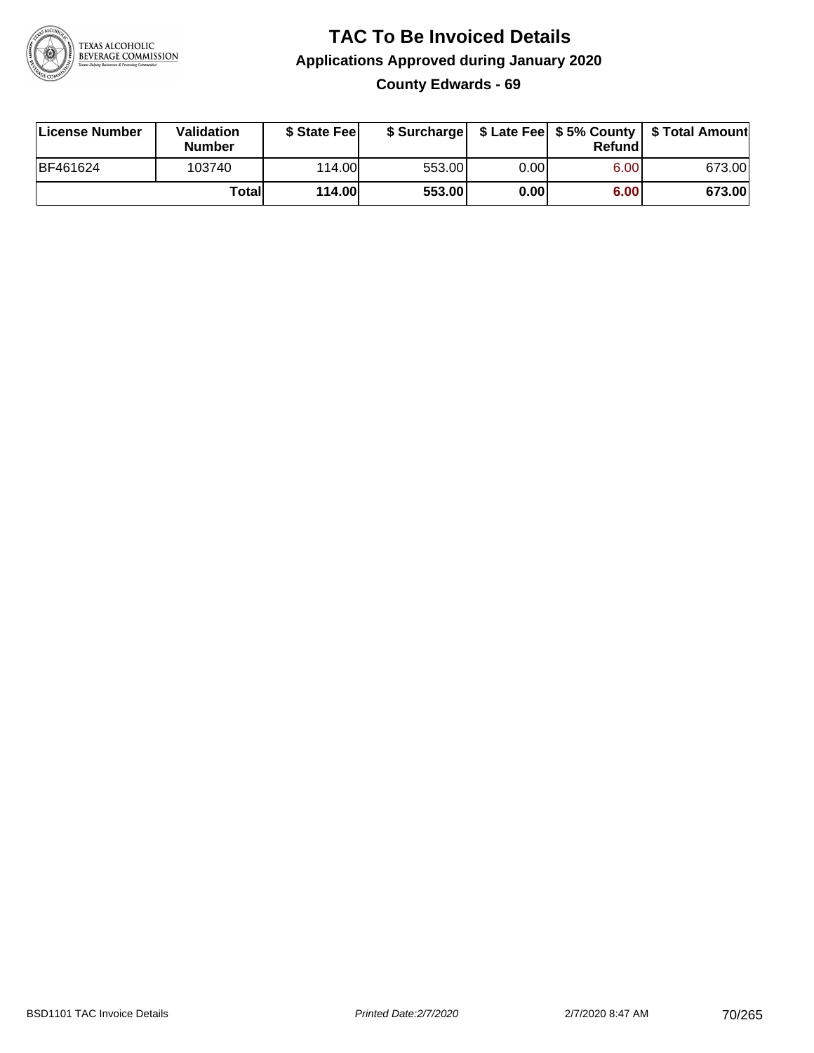# TAC To Be Invoiced Details

## Applications Approved during January 2020

### County Edwards - 69

| License Number | Validation Number | $ State Fee | $ Surcharge | $ Late Fee | $ 5% County Refund | $ Total Amount |
|---|---|---|---|---|---|---|
| BF461624 | 103740 | 114.00 | 553.00 | 0.00 | 6.00 | 673.00 |
| | **Total** | **114.00** | **553.00** | **0.00** | **6.00** | **673.00** |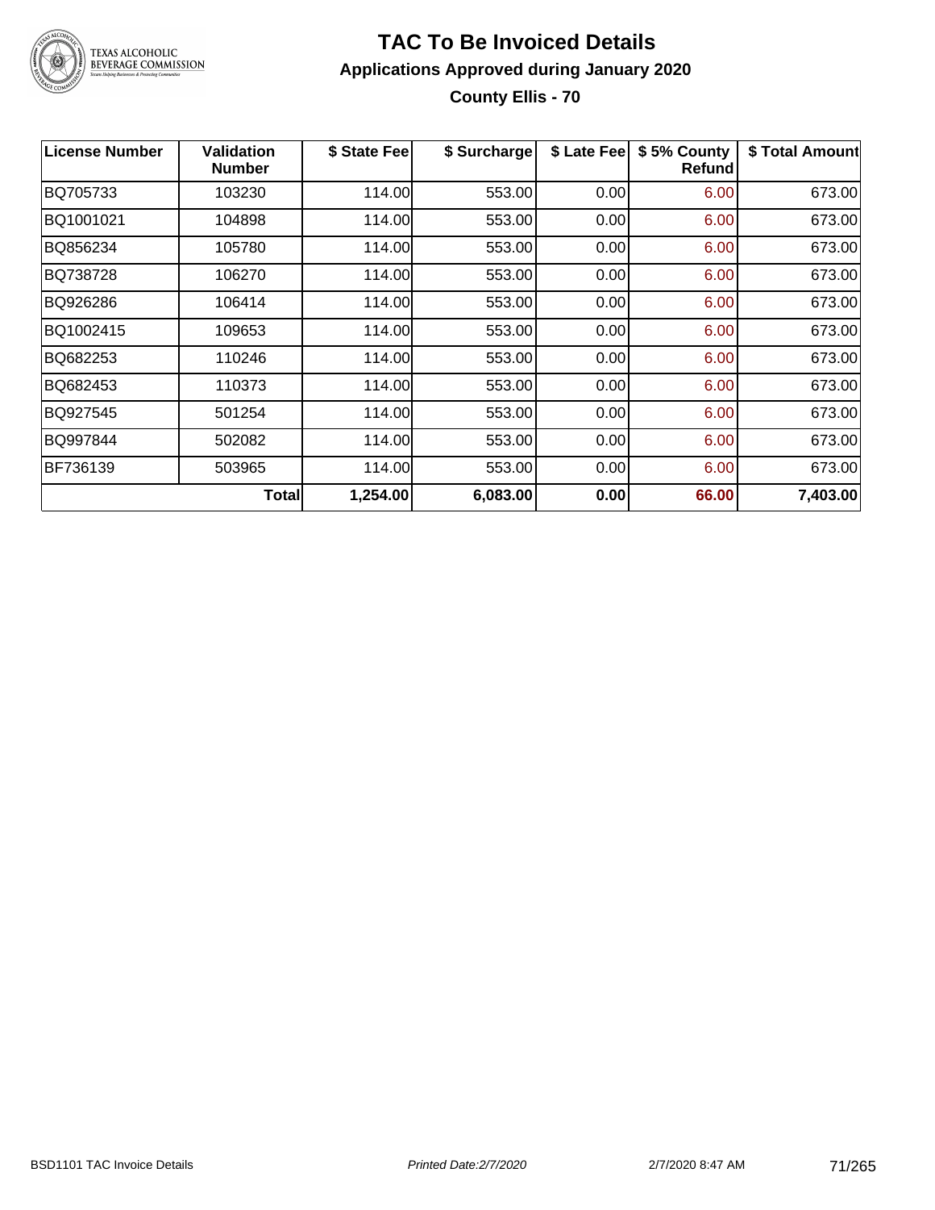# TAC To Be Invoiced Details

## Applications Approved during January 2020

### County Ellis - 70

| License Number | Validation Number | $ State Fee | $ Surcharge | $ Late Fee | $ 5% County Refund | $ Total Amount |
|---|---|---|---|---|---|---|
| BQ705733 | 103230 | 114.00 | 553.00 | 0.00 | 6.00 | 673.00 |
| BQ1001021 | 104898 | 114.00 | 553.00 | 0.00 | 6.00 | 673.00 |
| BQ856234 | 105780 | 114.00 | 553.00 | 0.00 | 6.00 | 673.00 |
| BQ738728 | 106270 | 114.00 | 553.00 | 0.00 | 6.00 | 673.00 |
| BQ926286 | 106414 | 114.00 | 553.00 | 0.00 | 6.00 | 673.00 |
| BQ1002415 | 109653 | 114.00 | 553.00 | 0.00 | 6.00 | 673.00 |
| BQ682253 | 110246 | 114.00 | 553.00 | 0.00 | 6.00 | 673.00 |
| BQ682453 | 110373 | 114.00 | 553.00 | 0.00 | 6.00 | 673.00 |
| BQ927545 | 501254 | 114.00 | 553.00 | 0.00 | 6.00 | 673.00 |
| BQ997844 | 502082 | 114.00 | 553.00 | 0.00 | 6.00 | 673.00 |
| BF736139 | 503965 | 114.00 | 553.00 | 0.00 | 6.00 | 673.00 |
| | **Total** | **1,254.00** | **6,083.00** | **0.00** | **66.00** | **7,403.00** |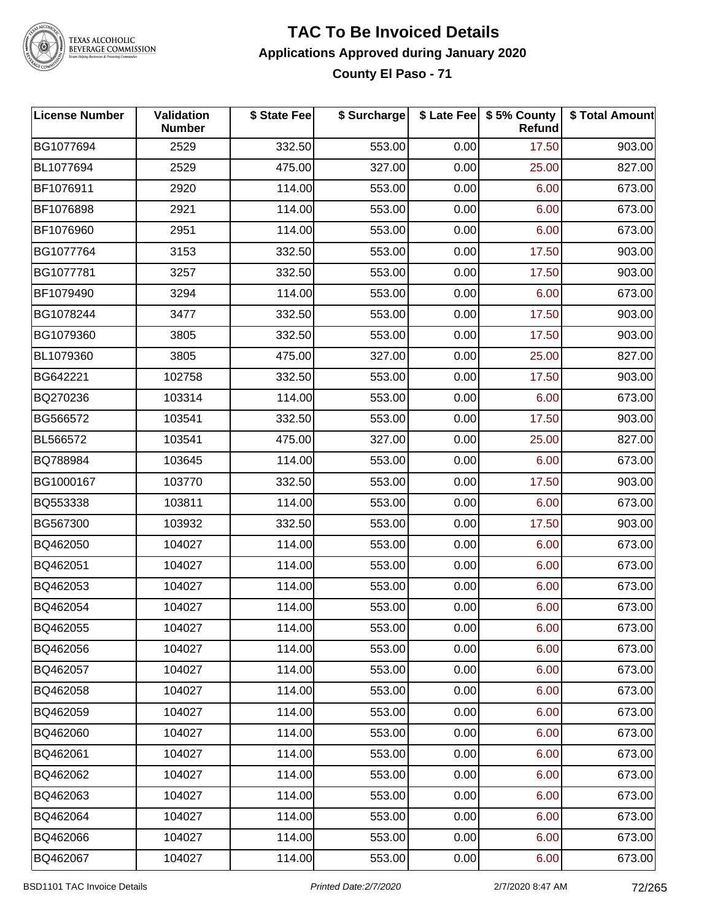# TAC To Be Invoiced Details

## Applications Approved during January 2020

### County El Paso - 71

| License Number | Validation Number | $ State Fee | $ Surcharge | $ Late Fee | $ 5% County Refund | $ Total Amount |
|---|---|---|---|---|---|---|
| BG1077694 | 2529 | 332.50 | 553.00 | 0.00 | 17.50 | 903.00 |
| BL1077694 | 2529 | 475.00 | 327.00 | 0.00 | 25.00 | 827.00 |
| BF1076911 | 2920 | 114.00 | 553.00 | 0.00 | 6.00 | 673.00 |
| BF1076898 | 2921 | 114.00 | 553.00 | 0.00 | 6.00 | 673.00 |
| BF1076960 | 2951 | 114.00 | 553.00 | 0.00 | 6.00 | 673.00 |
| BG1077764 | 3153 | 332.50 | 553.00 | 0.00 | 17.50 | 903.00 |
| BG1077781 | 3257 | 332.50 | 553.00 | 0.00 | 17.50 | 903.00 |
| BF1079490 | 3294 | 114.00 | 553.00 | 0.00 | 6.00 | 673.00 |
| BG1078244 | 3477 | 332.50 | 553.00 | 0.00 | 17.50 | 903.00 |
| BG1079360 | 3805 | 332.50 | 553.00 | 0.00 | 17.50 | 903.00 |
| BL1079360 | 3805 | 475.00 | 327.00 | 0.00 | 25.00 | 827.00 |
| BG642221 | 102758 | 332.50 | 553.00 | 0.00 | 17.50 | 903.00 |
| BQ270236 | 103314 | 114.00 | 553.00 | 0.00 | 6.00 | 673.00 |
| BG566572 | 103541 | 332.50 | 553.00 | 0.00 | 17.50 | 903.00 |
| BL566572 | 103541 | 475.00 | 327.00 | 0.00 | 25.00 | 827.00 |
| BQ788984 | 103645 | 114.00 | 553.00 | 0.00 | 6.00 | 673.00 |
| BG1000167 | 103770 | 332.50 | 553.00 | 0.00 | 17.50 | 903.00 |
| BQ553338 | 103811 | 114.00 | 553.00 | 0.00 | 6.00 | 673.00 |
| BG567300 | 103932 | 332.50 | 553.00 | 0.00 | 17.50 | 903.00 |
| BQ462050 | 104027 | 114.00 | 553.00 | 0.00 | 6.00 | 673.00 |
| BQ462051 | 104027 | 114.00 | 553.00 | 0.00 | 6.00 | 673.00 |
| BQ462053 | 104027 | 114.00 | 553.00 | 0.00 | 6.00 | 673.00 |
| BQ462054 | 104027 | 114.00 | 553.00 | 0.00 | 6.00 | 673.00 |
| BQ462055 | 104027 | 114.00 | 553.00 | 0.00 | 6.00 | 673.00 |
| BQ462056 | 104027 | 114.00 | 553.00 | 0.00 | 6.00 | 673.00 |
| BQ462057 | 104027 | 114.00 | 553.00 | 0.00 | 6.00 | 673.00 |
| BQ462058 | 104027 | 114.00 | 553.00 | 0.00 | 6.00 | 673.00 |
| BQ462059 | 104027 | 114.00 | 553.00 | 0.00 | 6.00 | 673.00 |
| BQ462060 | 104027 | 114.00 | 553.00 | 0.00 | 6.00 | 673.00 |
| BQ462061 | 104027 | 114.00 | 553.00 | 0.00 | 6.00 | 673.00 |
| BQ462062 | 104027 | 114.00 | 553.00 | 0.00 | 6.00 | 673.00 |
| BQ462063 | 104027 | 114.00 | 553.00 | 0.00 | 6.00 | 673.00 |
| BQ462064 | 104027 | 114.00 | 553.00 | 0.00 | 6.00 | 673.00 |
| BQ462066 | 104027 | 114.00 | 553.00 | 0.00 | 6.00 | 673.00 |
| BQ462067 | 104027 | 114.00 | 553.00 | 0.00 | 6.00 | 673.00 |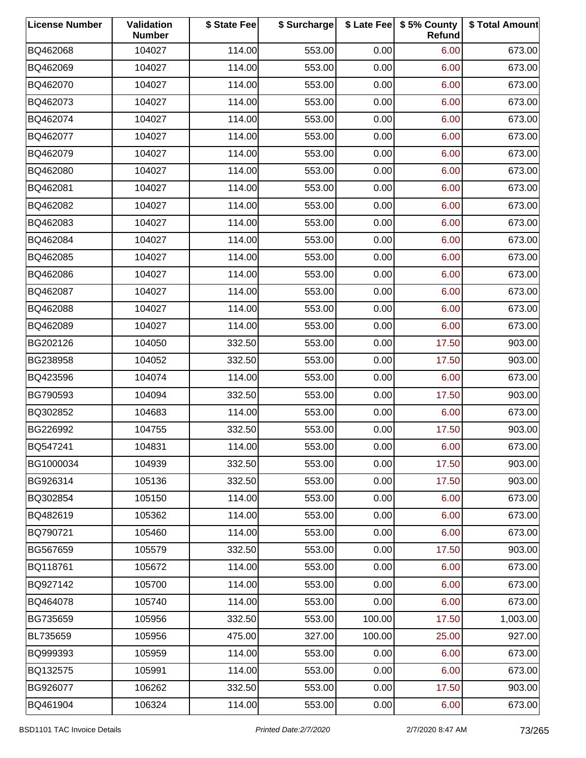| License Number | Validation Number | $ State Fee | $ Surcharge | $ Late Fee | $ 5% County Refund | $ Total Amount |
|---|---|---|---|---|---|---|
| BQ462068 | 104027 | 114.00 | 553.00 | 0.00 | 6.00 | 673.00 |
| BQ462069 | 104027 | 114.00 | 553.00 | 0.00 | 6.00 | 673.00 |
| BQ462070 | 104027 | 114.00 | 553.00 | 0.00 | 6.00 | 673.00 |
| BQ462073 | 104027 | 114.00 | 553.00 | 0.00 | 6.00 | 673.00 |
| BQ462074 | 104027 | 114.00 | 553.00 | 0.00 | 6.00 | 673.00 |
| BQ462077 | 104027 | 114.00 | 553.00 | 0.00 | 6.00 | 673.00 |
| BQ462079 | 104027 | 114.00 | 553.00 | 0.00 | 6.00 | 673.00 |
| BQ462080 | 104027 | 114.00 | 553.00 | 0.00 | 6.00 | 673.00 |
| BQ462081 | 104027 | 114.00 | 553.00 | 0.00 | 6.00 | 673.00 |
| BQ462082 | 104027 | 114.00 | 553.00 | 0.00 | 6.00 | 673.00 |
| BQ462083 | 104027 | 114.00 | 553.00 | 0.00 | 6.00 | 673.00 |
| BQ462084 | 104027 | 114.00 | 553.00 | 0.00 | 6.00 | 673.00 |
| BQ462085 | 104027 | 114.00 | 553.00 | 0.00 | 6.00 | 673.00 |
| BQ462086 | 104027 | 114.00 | 553.00 | 0.00 | 6.00 | 673.00 |
| BQ462087 | 104027 | 114.00 | 553.00 | 0.00 | 6.00 | 673.00 |
| BQ462088 | 104027 | 114.00 | 553.00 | 0.00 | 6.00 | 673.00 |
| BQ462089 | 104027 | 114.00 | 553.00 | 0.00 | 6.00 | 673.00 |
| BG202126 | 104050 | 332.50 | 553.00 | 0.00 | 17.50 | 903.00 |
| BG238958 | 104052 | 332.50 | 553.00 | 0.00 | 17.50 | 903.00 |
| BQ423596 | 104074 | 114.00 | 553.00 | 0.00 | 6.00 | 673.00 |
| BG790593 | 104094 | 332.50 | 553.00 | 0.00 | 17.50 | 903.00 |
| BQ302852 | 104683 | 114.00 | 553.00 | 0.00 | 6.00 | 673.00 |
| BG226992 | 104755 | 332.50 | 553.00 | 0.00 | 17.50 | 903.00 |
| BQ547241 | 104831 | 114.00 | 553.00 | 0.00 | 6.00 | 673.00 |
| BG1000034 | 104939 | 332.50 | 553.00 | 0.00 | 17.50 | 903.00 |
| BG926314 | 105136 | 332.50 | 553.00 | 0.00 | 17.50 | 903.00 |
| BQ302854 | 105150 | 114.00 | 553.00 | 0.00 | 6.00 | 673.00 |
| BQ482619 | 105362 | 114.00 | 553.00 | 0.00 | 6.00 | 673.00 |
| BQ790721 | 105460 | 114.00 | 553.00 | 0.00 | 6.00 | 673.00 |
| BG567659 | 105579 | 332.50 | 553.00 | 0.00 | 17.50 | 903.00 |
| BQ118761 | 105672 | 114.00 | 553.00 | 0.00 | 6.00 | 673.00 |
| BQ927142 | 105700 | 114.00 | 553.00 | 0.00 | 6.00 | 673.00 |
| BQ464078 | 105740 | 114.00 | 553.00 | 0.00 | 6.00 | 673.00 |
| BG735659 | 105956 | 332.50 | 553.00 | 100.00 | 17.50 | 1,003.00 |
| BL735659 | 105956 | 475.00 | 327.00 | 100.00 | 25.00 | 927.00 |
| BQ999393 | 105959 | 114.00 | 553.00 | 0.00 | 6.00 | 673.00 |
| BQ132575 | 105991 | 114.00 | 553.00 | 0.00 | 6.00 | 673.00 |
| BG926077 | 106262 | 332.50 | 553.00 | 0.00 | 17.50 | 903.00 |
| BQ461904 | 106324 | 114.00 | 553.00 | 0.00 | 6.00 | 673.00 |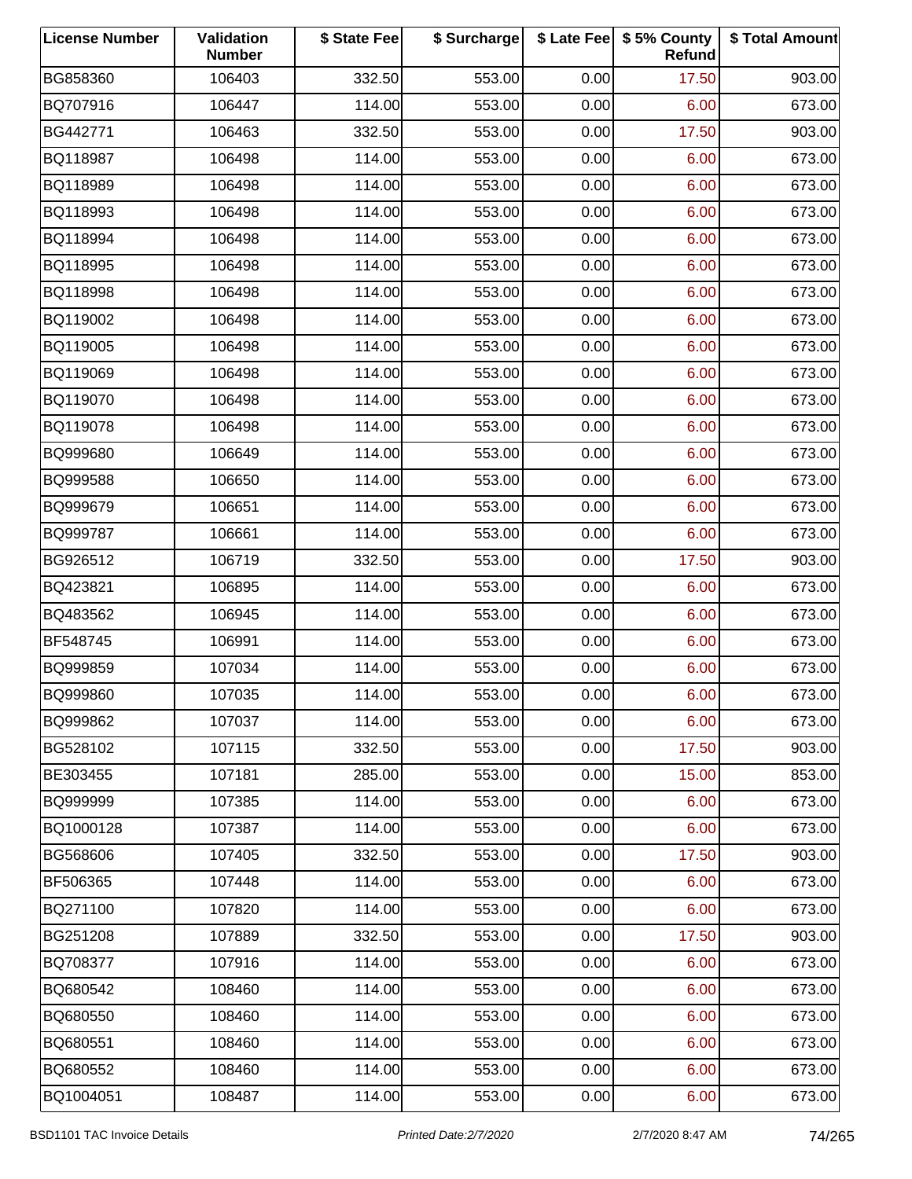| License Number | Validation Number | $ State Fee | $ Surcharge | $ Late Fee | $ 5% County Refund | $ Total Amount |
|---|---|---|---|---|---|---|
| BG858360 | 106403 | 332.50 | 553.00 | 0.00 | 17.50 | 903.00 |
| BQ707916 | 106447 | 114.00 | 553.00 | 0.00 | 6.00 | 673.00 |
| BG442771 | 106463 | 332.50 | 553.00 | 0.00 | 17.50 | 903.00 |
| BQ118987 | 106498 | 114.00 | 553.00 | 0.00 | 6.00 | 673.00 |
| BQ118989 | 106498 | 114.00 | 553.00 | 0.00 | 6.00 | 673.00 |
| BQ118993 | 106498 | 114.00 | 553.00 | 0.00 | 6.00 | 673.00 |
| BQ118994 | 106498 | 114.00 | 553.00 | 0.00 | 6.00 | 673.00 |
| BQ118995 | 106498 | 114.00 | 553.00 | 0.00 | 6.00 | 673.00 |
| BQ118998 | 106498 | 114.00 | 553.00 | 0.00 | 6.00 | 673.00 |
| BQ119002 | 106498 | 114.00 | 553.00 | 0.00 | 6.00 | 673.00 |
| BQ119005 | 106498 | 114.00 | 553.00 | 0.00 | 6.00 | 673.00 |
| BQ119069 | 106498 | 114.00 | 553.00 | 0.00 | 6.00 | 673.00 |
| BQ119070 | 106498 | 114.00 | 553.00 | 0.00 | 6.00 | 673.00 |
| BQ119078 | 106498 | 114.00 | 553.00 | 0.00 | 6.00 | 673.00 |
| BQ999680 | 106649 | 114.00 | 553.00 | 0.00 | 6.00 | 673.00 |
| BQ999588 | 106650 | 114.00 | 553.00 | 0.00 | 6.00 | 673.00 |
| BQ999679 | 106651 | 114.00 | 553.00 | 0.00 | 6.00 | 673.00 |
| BQ999787 | 106661 | 114.00 | 553.00 | 0.00 | 6.00 | 673.00 |
| BG926512 | 106719 | 332.50 | 553.00 | 0.00 | 17.50 | 903.00 |
| BQ423821 | 106895 | 114.00 | 553.00 | 0.00 | 6.00 | 673.00 |
| BQ483562 | 106945 | 114.00 | 553.00 | 0.00 | 6.00 | 673.00 |
| BF548745 | 106991 | 114.00 | 553.00 | 0.00 | 6.00 | 673.00 |
| BQ999859 | 107034 | 114.00 | 553.00 | 0.00 | 6.00 | 673.00 |
| BQ999860 | 107035 | 114.00 | 553.00 | 0.00 | 6.00 | 673.00 |
| BQ999862 | 107037 | 114.00 | 553.00 | 0.00 | 6.00 | 673.00 |
| BG528102 | 107115 | 332.50 | 553.00 | 0.00 | 17.50 | 903.00 |
| BE303455 | 107181 | 285.00 | 553.00 | 0.00 | 15.00 | 853.00 |
| BQ999999 | 107385 | 114.00 | 553.00 | 0.00 | 6.00 | 673.00 |
| BQ1000128 | 107387 | 114.00 | 553.00 | 0.00 | 6.00 | 673.00 |
| BG568606 | 107405 | 332.50 | 553.00 | 0.00 | 17.50 | 903.00 |
| BF506365 | 107448 | 114.00 | 553.00 | 0.00 | 6.00 | 673.00 |
| BQ271100 | 107820 | 114.00 | 553.00 | 0.00 | 6.00 | 673.00 |
| BG251208 | 107889 | 332.50 | 553.00 | 0.00 | 17.50 | 903.00 |
| BQ708377 | 107916 | 114.00 | 553.00 | 0.00 | 6.00 | 673.00 |
| BQ680542 | 108460 | 114.00 | 553.00 | 0.00 | 6.00 | 673.00 |
| BQ680550 | 108460 | 114.00 | 553.00 | 0.00 | 6.00 | 673.00 |
| BQ680551 | 108460 | 114.00 | 553.00 | 0.00 | 6.00 | 673.00 |
| BQ680552 | 108460 | 114.00 | 553.00 | 0.00 | 6.00 | 673.00 |
| BQ1004051 | 108487 | 114.00 | 553.00 | 0.00 | 6.00 | 673.00 |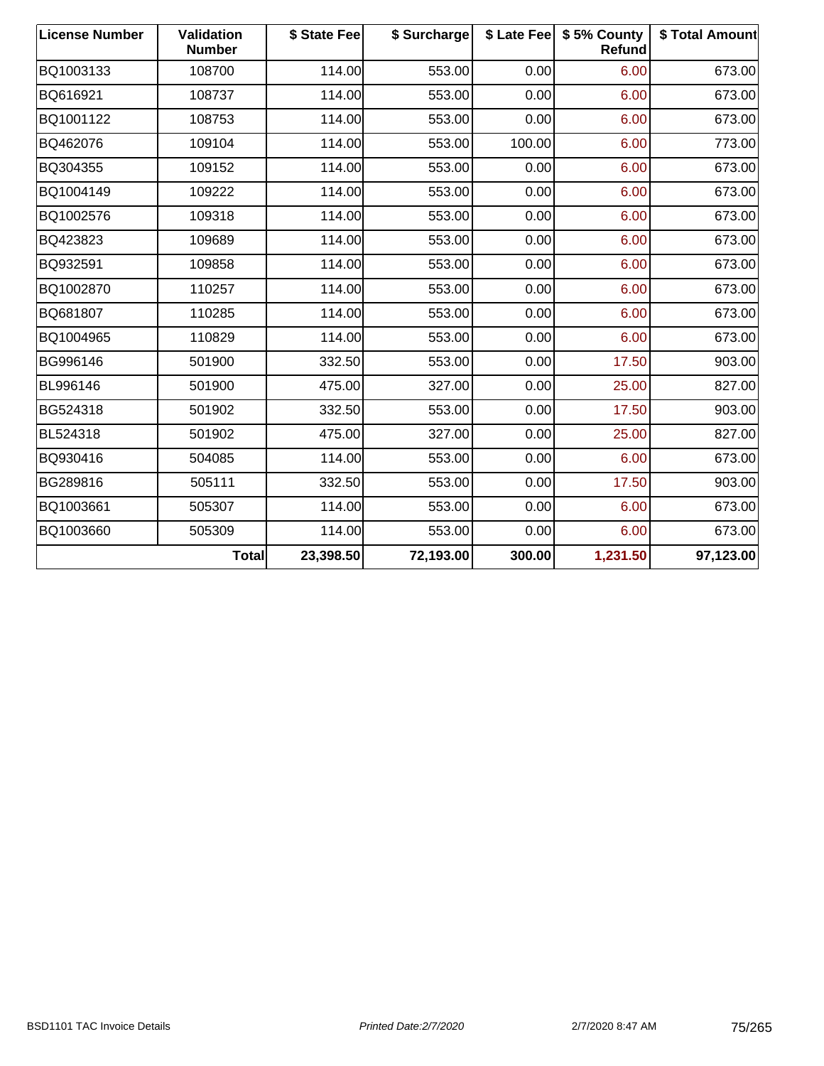| License Number | Validation Number | $ State Fee | $ Surcharge | $ Late Fee | $ 5% County Refund | $ Total Amount |
| --- | --- | --- | --- | --- | --- | --- |
| BQ1003133 | 108700 | 114.00 | 553.00 | 0.00 | 6.00 | 673.00 |
| BQ616921 | 108737 | 114.00 | 553.00 | 0.00 | 6.00 | 673.00 |
| BQ1001122 | 108753 | 114.00 | 553.00 | 0.00 | 6.00 | 673.00 |
| BQ462076 | 109104 | 114.00 | 553.00 | 100.00 | 6.00 | 773.00 |
| BQ304355 | 109152 | 114.00 | 553.00 | 0.00 | 6.00 | 673.00 |
| BQ1004149 | 109222 | 114.00 | 553.00 | 0.00 | 6.00 | 673.00 |
| BQ1002576 | 109318 | 114.00 | 553.00 | 0.00 | 6.00 | 673.00 |
| BQ423823 | 109689 | 114.00 | 553.00 | 0.00 | 6.00 | 673.00 |
| BQ932591 | 109858 | 114.00 | 553.00 | 0.00 | 6.00 | 673.00 |
| BQ1002870 | 110257 | 114.00 | 553.00 | 0.00 | 6.00 | 673.00 |
| BQ681807 | 110285 | 114.00 | 553.00 | 0.00 | 6.00 | 673.00 |
| BQ1004965 | 110829 | 114.00 | 553.00 | 0.00 | 6.00 | 673.00 |
| BG996146 | 501900 | 332.50 | 553.00 | 0.00 | 17.50 | 903.00 |
| BL996146 | 501900 | 475.00 | 327.00 | 0.00 | 25.00 | 827.00 |
| BG524318 | 501902 | 332.50 | 553.00 | 0.00 | 17.50 | 903.00 |
| BL524318 | 501902 | 475.00 | 327.00 | 0.00 | 25.00 | 827.00 |
| BQ930416 | 504085 | 114.00 | 553.00 | 0.00 | 6.00 | 673.00 |
| BG289816 | 505111 | 332.50 | 553.00 | 0.00 | 17.50 | 903.00 |
| BQ1003661 | 505307 | 114.00 | 553.00 | 0.00 | 6.00 | 673.00 |
| BQ1003660 | 505309 | 114.00 | 553.00 | 0.00 | 6.00 | 673.00 |
| | **Total** | **23,398.50** | **72,193.00** | **300.00** | **1,231.50** | **97,123.00** |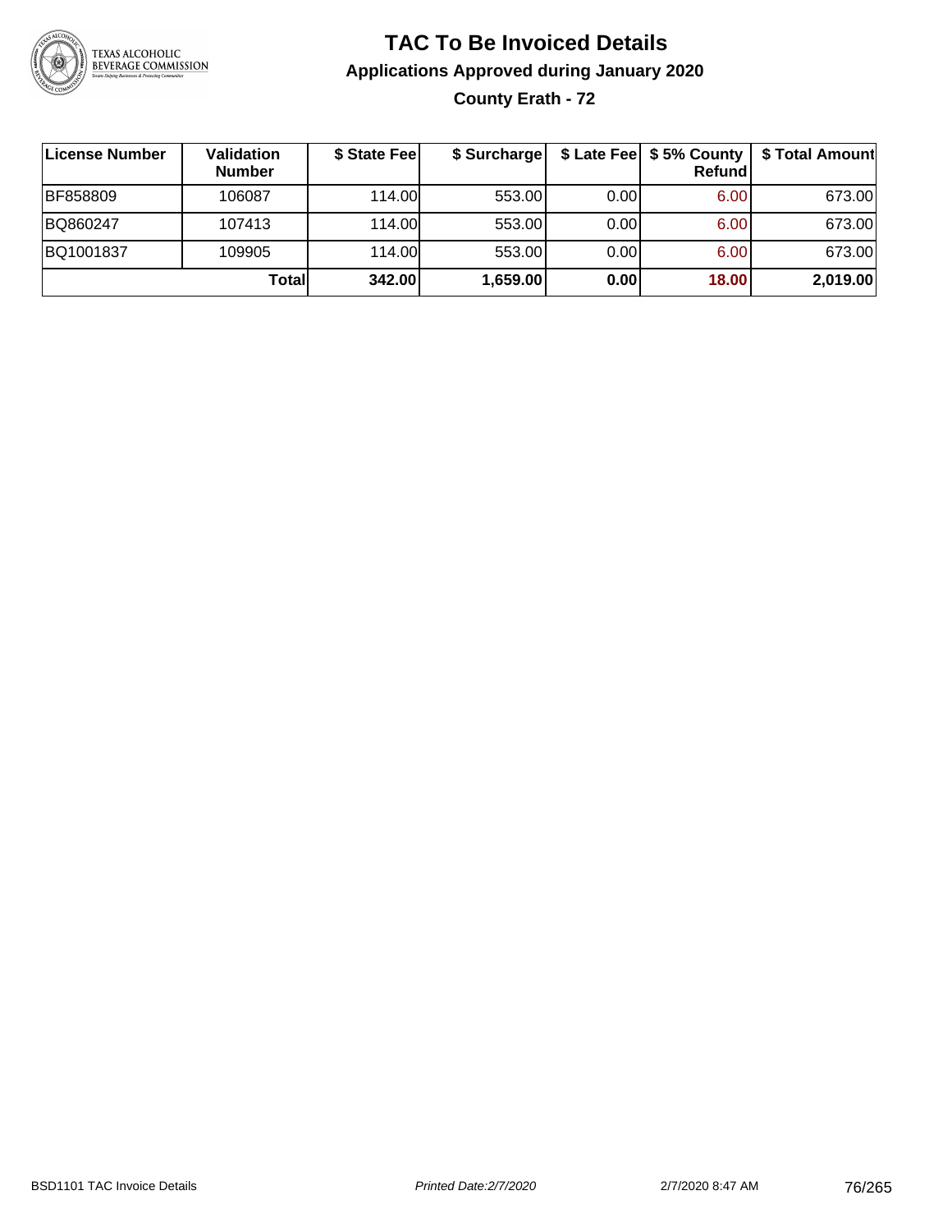# TAC To Be Invoiced Details

## Applications Approved during January 2020

### County Erath - 72

| License Number | Validation Number | $ State Fee | $ Surcharge | $ Late Fee | $ 5% County Refund | $ Total Amount |
|---|---|---|---|---|---|---|
| BF858809 | 106087 | 114.00 | 553.00 | 0.00 | 6.00 | 673.00 |
| BQ860247 | 107413 | 114.00 | 553.00 | 0.00 | 6.00 | 673.00 |
| BQ1001837 | 109905 | 114.00 | 553.00 | 0.00 | 6.00 | 673.00 |
| | **Total** | **342.00** | **1,659.00** | **0.00** | **18.00** | **2,019.00** |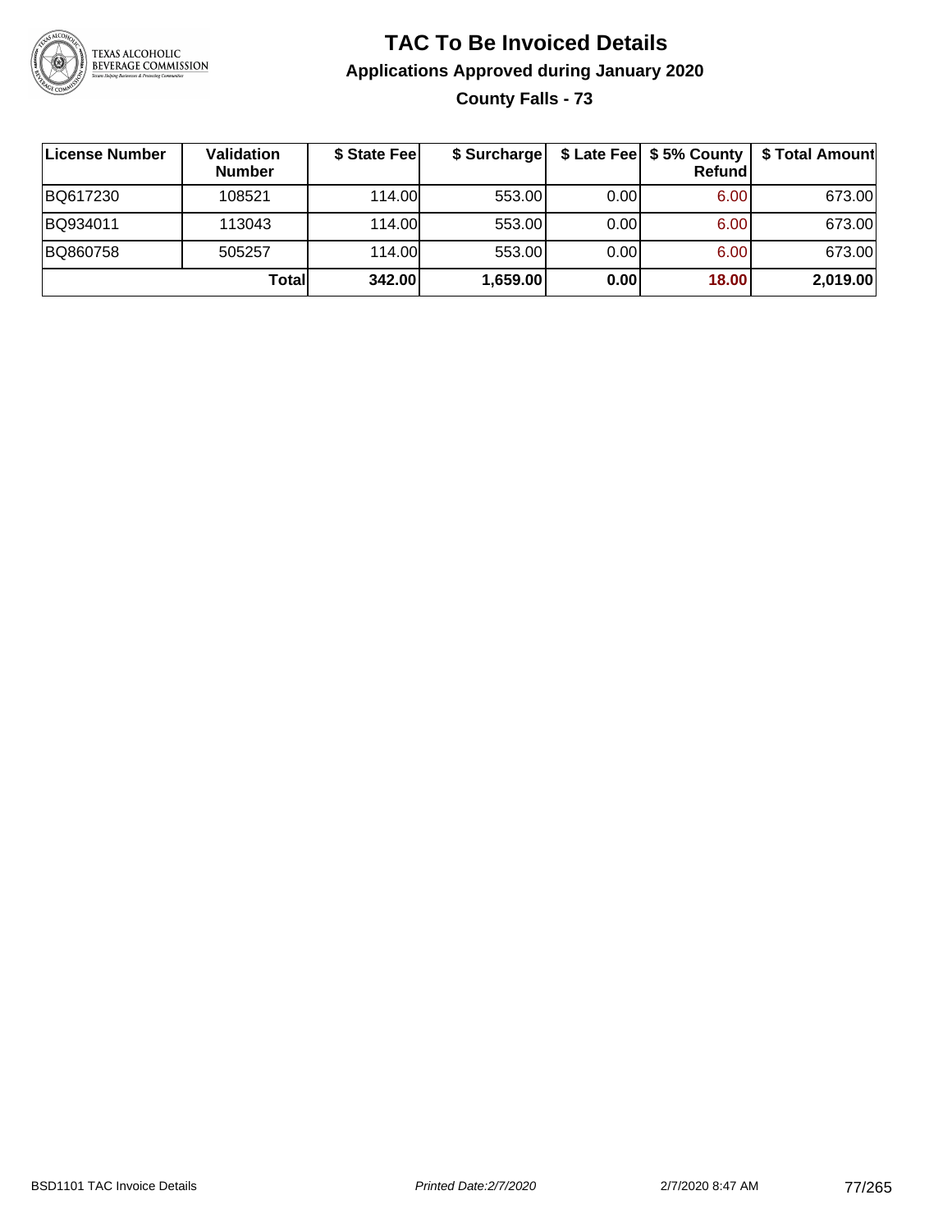# TAC To Be Invoiced Details

## Applications Approved during January 2020

### County Falls - 73

| License Number | Validation Number | $ State Fee | $ Surcharge | $ Late Fee | $ 5% County Refund | $ Total Amount |
|---|---|---|---|---|---|---|
| BQ617230 | 108521 | 114.00 | 553.00 | 0.00 | 6.00 | 673.00 |
| BQ934011 | 113043 | 114.00 | 553.00 | 0.00 | 6.00 | 673.00 |
| BQ860758 | 505257 | 114.00 | 553.00 | 0.00 | 6.00 | 673.00 |
| | **Total** | **342.00** | **1,659.00** | **0.00** | **18.00** | **2,019.00** |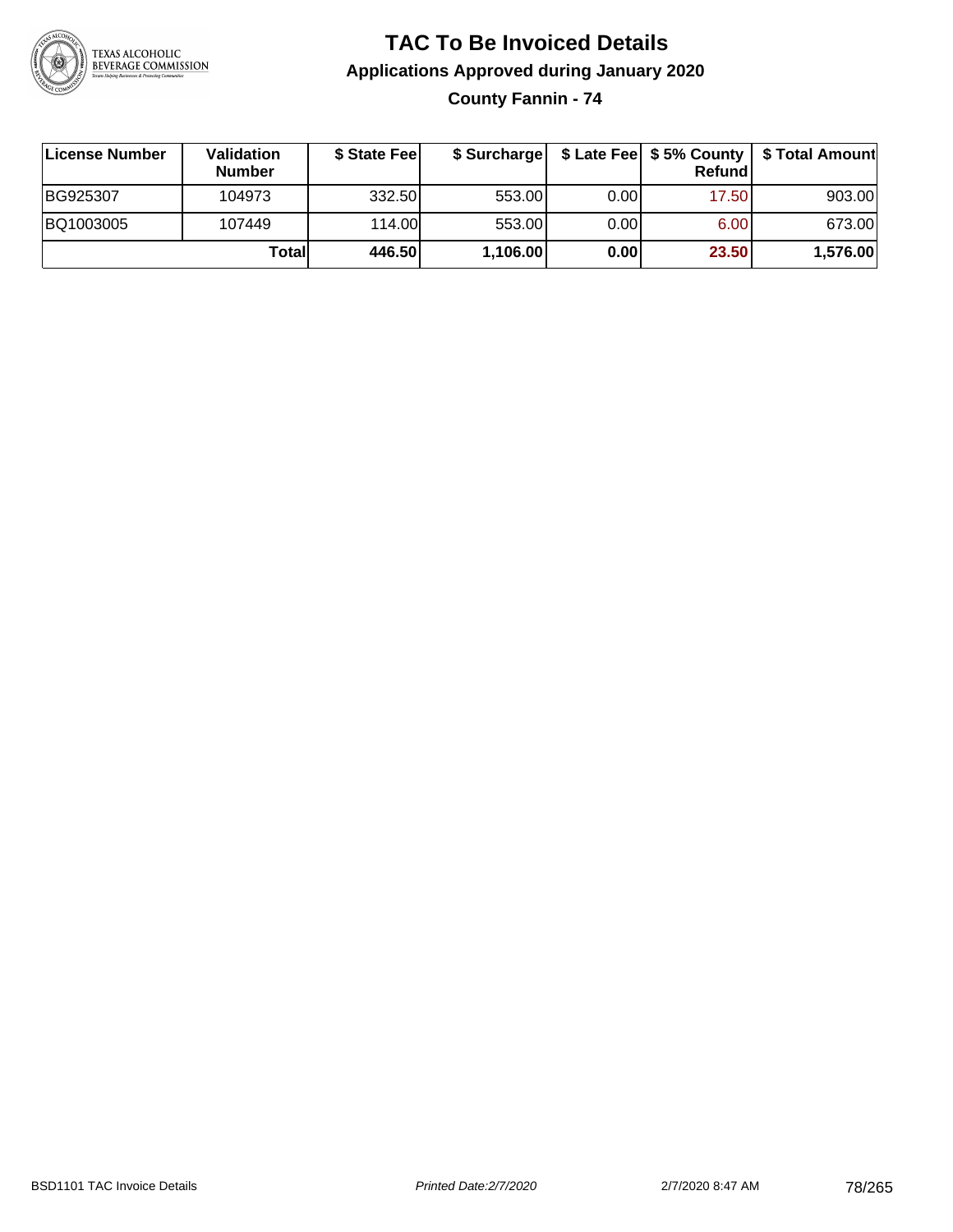# TAC To Be Invoiced Details

## Applications Approved during January 2020

### County Fannin - 74

| License Number | Validation Number | \$ State Fee | \$ Surcharge | \$ Late Fee | \$ 5% County Refund | \$ Total Amount |
|---|---|---|---|---|---|---|
| BG925307 | 104973 | 332.50 | 553.00 | 0.00 | 17.50 | 903.00 |
| BQ1003005 | 107449 | 114.00 | 553.00 | 0.00 | 6.00 | 673.00 |
| | **Total** | **446.50** | **1,106.00** | **0.00** | **23.50** | **1,576.00** |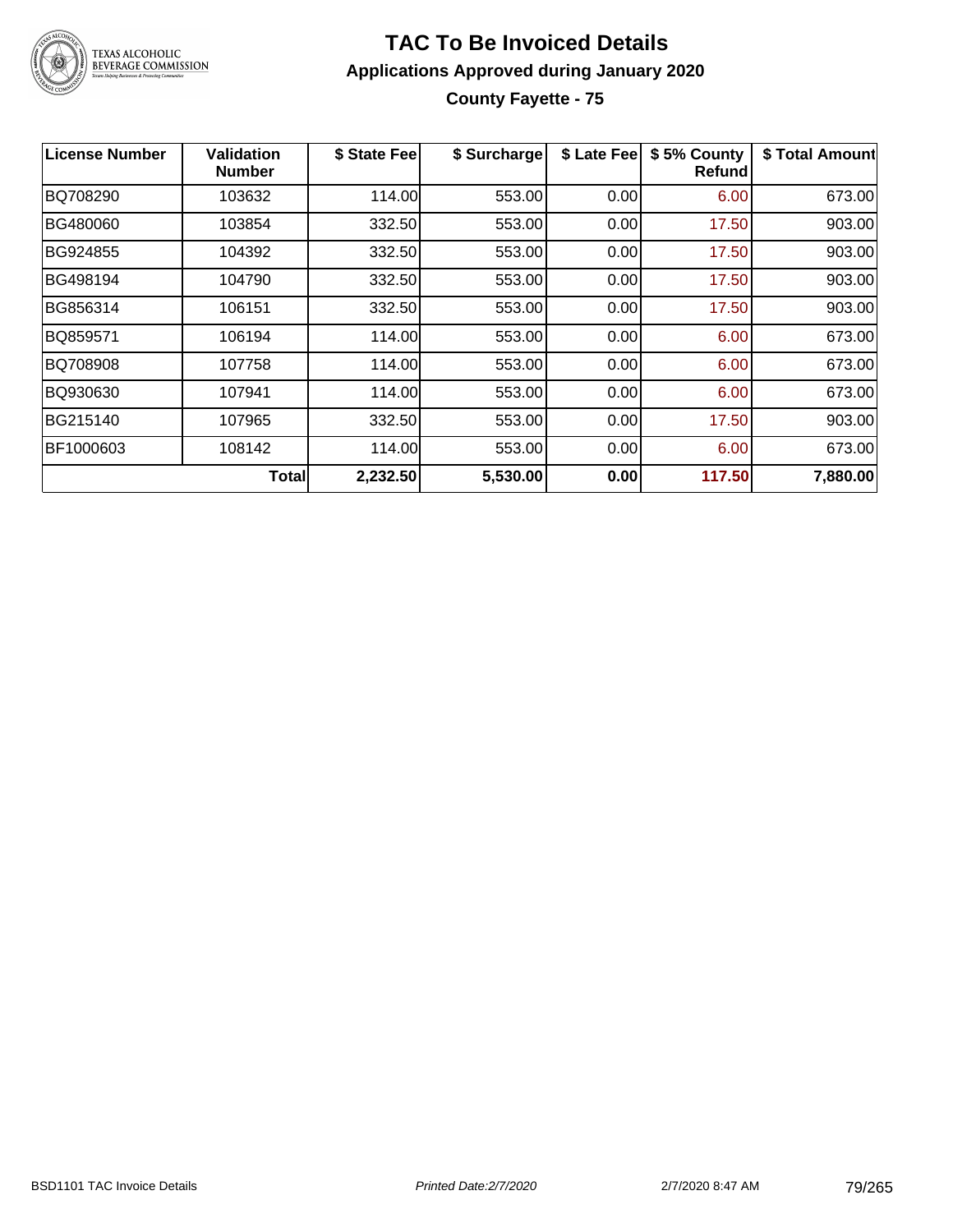# TAC To Be Invoiced Details

## Applications Approved during January 2020

### County Fayette - 75

| License Number | Validation Number | $ State Fee | $ Surcharge | $ Late Fee | $ 5% County Refund | $ Total Amount |
|---|---|---|---|---|---|---|
| BQ708290 | 103632 | 114.00 | 553.00 | 0.00 | 6.00 | 673.00 |
| BG480060 | 103854 | 332.50 | 553.00 | 0.00 | 17.50 | 903.00 |
| BG924855 | 104392 | 332.50 | 553.00 | 0.00 | 17.50 | 903.00 |
| BG498194 | 104790 | 332.50 | 553.00 | 0.00 | 17.50 | 903.00 |
| BG856314 | 106151 | 332.50 | 553.00 | 0.00 | 17.50 | 903.00 |
| BQ859571 | 106194 | 114.00 | 553.00 | 0.00 | 6.00 | 673.00 |
| BQ708908 | 107758 | 114.00 | 553.00 | 0.00 | 6.00 | 673.00 |
| BQ930630 | 107941 | 114.00 | 553.00 | 0.00 | 6.00 | 673.00 |
| BG215140 | 107965 | 332.50 | 553.00 | 0.00 | 17.50 | 903.00 |
| BF1000603 | 108142 | 114.00 | 553.00 | 0.00 | 6.00 | 673.00 |
| | **Total** | **2,232.50** | **5,530.00** | **0.00** | **117.50** | **7,880.00** |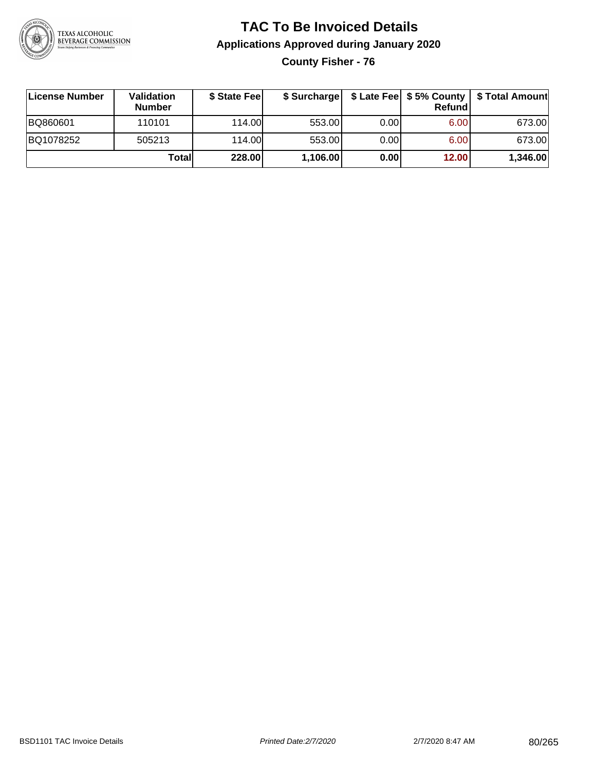# TAC To Be Invoiced Details

## Applications Approved during January 2020

### County Fisher - 76

| License Number | Validation Number | $ State Fee | $ Surcharge | $ Late Fee | $ 5% County Refund | $ Total Amount |
|---|---|---|---|---|---|---|
| BQ860601 | 110101 | 114.00 | 553.00 | 0.00 | 6.00 | 673.00 |
| BQ1078252 | 505213 | 114.00 | 553.00 | 0.00 | 6.00 | 673.00 |
| | **Total** | **228.00** | **1,106.00** | **0.00** | **12.00** | **1,346.00** |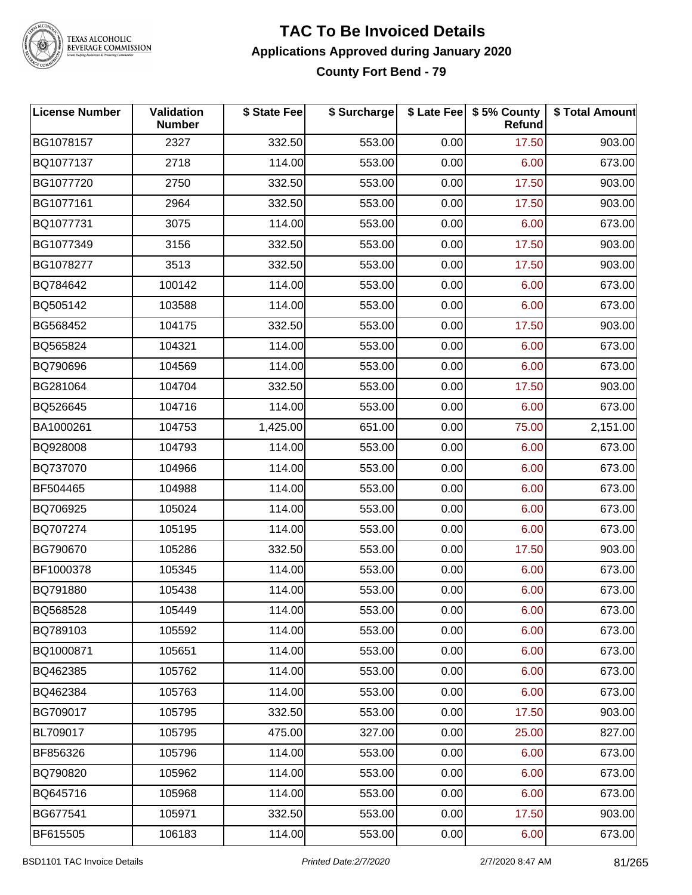# TAC To Be Invoiced Details

## Applications Approved during January 2020

### County Fort Bend - 79

| License Number | Validation Number | $ State Fee | $ Surcharge | $ Late Fee | $ 5% County Refund | $ Total Amount |
|---|---|---|---|---|---|---|
| BG1078157 | 2327 | 332.50 | 553.00 | 0.00 | 17.50 | 903.00 |
| BQ1077137 | 2718 | 114.00 | 553.00 | 0.00 | 6.00 | 673.00 |
| BG1077720 | 2750 | 332.50 | 553.00 | 0.00 | 17.50 | 903.00 |
| BG1077161 | 2964 | 332.50 | 553.00 | 0.00 | 17.50 | 903.00 |
| BQ1077731 | 3075 | 114.00 | 553.00 | 0.00 | 6.00 | 673.00 |
| BG1077349 | 3156 | 332.50 | 553.00 | 0.00 | 17.50 | 903.00 |
| BG1078277 | 3513 | 332.50 | 553.00 | 0.00 | 17.50 | 903.00 |
| BQ784642 | 100142 | 114.00 | 553.00 | 0.00 | 6.00 | 673.00 |
| BQ505142 | 103588 | 114.00 | 553.00 | 0.00 | 6.00 | 673.00 |
| BG568452 | 104175 | 332.50 | 553.00 | 0.00 | 17.50 | 903.00 |
| BQ565824 | 104321 | 114.00 | 553.00 | 0.00 | 6.00 | 673.00 |
| BQ790696 | 104569 | 114.00 | 553.00 | 0.00 | 6.00 | 673.00 |
| BG281064 | 104704 | 332.50 | 553.00 | 0.00 | 17.50 | 903.00 |
| BQ526645 | 104716 | 114.00 | 553.00 | 0.00 | 6.00 | 673.00 |
| BA1000261 | 104753 | 1,425.00 | 651.00 | 0.00 | 75.00 | 2,151.00 |
| BQ928008 | 104793 | 114.00 | 553.00 | 0.00 | 6.00 | 673.00 |
| BQ737070 | 104966 | 114.00 | 553.00 | 0.00 | 6.00 | 673.00 |
| BF504465 | 104988 | 114.00 | 553.00 | 0.00 | 6.00 | 673.00 |
| BQ706925 | 105024 | 114.00 | 553.00 | 0.00 | 6.00 | 673.00 |
| BQ707274 | 105195 | 114.00 | 553.00 | 0.00 | 6.00 | 673.00 |
| BG790670 | 105286 | 332.50 | 553.00 | 0.00 | 17.50 | 903.00 |
| BF1000378 | 105345 | 114.00 | 553.00 | 0.00 | 6.00 | 673.00 |
| BQ791880 | 105438 | 114.00 | 553.00 | 0.00 | 6.00 | 673.00 |
| BQ568528 | 105449 | 114.00 | 553.00 | 0.00 | 6.00 | 673.00 |
| BQ789103 | 105592 | 114.00 | 553.00 | 0.00 | 6.00 | 673.00 |
| BQ1000871 | 105651 | 114.00 | 553.00 | 0.00 | 6.00 | 673.00 |
| BQ462385 | 105762 | 114.00 | 553.00 | 0.00 | 6.00 | 673.00 |
| BQ462384 | 105763 | 114.00 | 553.00 | 0.00 | 6.00 | 673.00 |
| BG709017 | 105795 | 332.50 | 553.00 | 0.00 | 17.50 | 903.00 |
| BL709017 | 105795 | 475.00 | 327.00 | 0.00 | 25.00 | 827.00 |
| BF856326 | 105796 | 114.00 | 553.00 | 0.00 | 6.00 | 673.00 |
| BQ790820 | 105962 | 114.00 | 553.00 | 0.00 | 6.00 | 673.00 |
| BQ645716 | 105968 | 114.00 | 553.00 | 0.00 | 6.00 | 673.00 |
| BG677541 | 105971 | 332.50 | 553.00 | 0.00 | 17.50 | 903.00 |
| BF615505 | 106183 | 114.00 | 553.00 | 0.00 | 6.00 | 673.00 |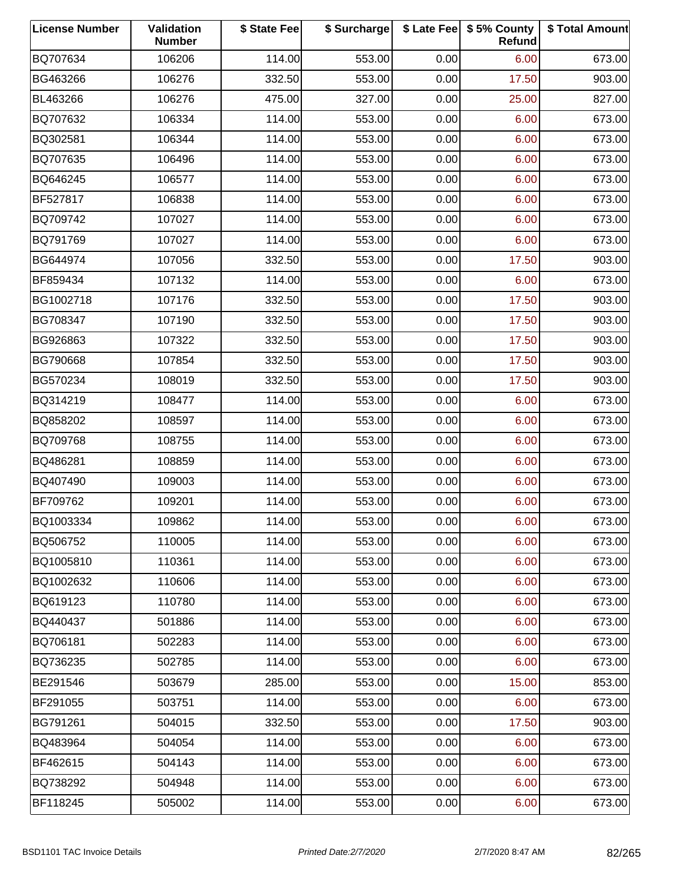| License Number | Validation Number | $ State Fee | $ Surcharge | $ Late Fee | $ 5% County Refund | $ Total Amount |
|---|---|---|---|---|---|---|
| BQ707634 | 106206 | 114.00 | 553.00 | 0.00 | 6.00 | 673.00 |
| BG463266 | 106276 | 332.50 | 553.00 | 0.00 | 17.50 | 903.00 |
| BL463266 | 106276 | 475.00 | 327.00 | 0.00 | 25.00 | 827.00 |
| BQ707632 | 106334 | 114.00 | 553.00 | 0.00 | 6.00 | 673.00 |
| BQ302581 | 106344 | 114.00 | 553.00 | 0.00 | 6.00 | 673.00 |
| BQ707635 | 106496 | 114.00 | 553.00 | 0.00 | 6.00 | 673.00 |
| BQ646245 | 106577 | 114.00 | 553.00 | 0.00 | 6.00 | 673.00 |
| BF527817 | 106838 | 114.00 | 553.00 | 0.00 | 6.00 | 673.00 |
| BQ709742 | 107027 | 114.00 | 553.00 | 0.00 | 6.00 | 673.00 |
| BQ791769 | 107027 | 114.00 | 553.00 | 0.00 | 6.00 | 673.00 |
| BG644974 | 107056 | 332.50 | 553.00 | 0.00 | 17.50 | 903.00 |
| BF859434 | 107132 | 114.00 | 553.00 | 0.00 | 6.00 | 673.00 |
| BG1002718 | 107176 | 332.50 | 553.00 | 0.00 | 17.50 | 903.00 |
| BG708347 | 107190 | 332.50 | 553.00 | 0.00 | 17.50 | 903.00 |
| BG926863 | 107322 | 332.50 | 553.00 | 0.00 | 17.50 | 903.00 |
| BG790668 | 107854 | 332.50 | 553.00 | 0.00 | 17.50 | 903.00 |
| BG570234 | 108019 | 332.50 | 553.00 | 0.00 | 17.50 | 903.00 |
| BQ314219 | 108477 | 114.00 | 553.00 | 0.00 | 6.00 | 673.00 |
| BQ858202 | 108597 | 114.00 | 553.00 | 0.00 | 6.00 | 673.00 |
| BQ709768 | 108755 | 114.00 | 553.00 | 0.00 | 6.00 | 673.00 |
| BQ486281 | 108859 | 114.00 | 553.00 | 0.00 | 6.00 | 673.00 |
| BQ407490 | 109003 | 114.00 | 553.00 | 0.00 | 6.00 | 673.00 |
| BF709762 | 109201 | 114.00 | 553.00 | 0.00 | 6.00 | 673.00 |
| BQ1003334 | 109862 | 114.00 | 553.00 | 0.00 | 6.00 | 673.00 |
| BQ506752 | 110005 | 114.00 | 553.00 | 0.00 | 6.00 | 673.00 |
| BQ1005810 | 110361 | 114.00 | 553.00 | 0.00 | 6.00 | 673.00 |
| BQ1002632 | 110606 | 114.00 | 553.00 | 0.00 | 6.00 | 673.00 |
| BQ619123 | 110780 | 114.00 | 553.00 | 0.00 | 6.00 | 673.00 |
| BQ440437 | 501886 | 114.00 | 553.00 | 0.00 | 6.00 | 673.00 |
| BQ706181 | 502283 | 114.00 | 553.00 | 0.00 | 6.00 | 673.00 |
| BQ736235 | 502785 | 114.00 | 553.00 | 0.00 | 6.00 | 673.00 |
| BE291546 | 503679 | 285.00 | 553.00 | 0.00 | 15.00 | 853.00 |
| BF291055 | 503751 | 114.00 | 553.00 | 0.00 | 6.00 | 673.00 |
| BG791261 | 504015 | 332.50 | 553.00 | 0.00 | 17.50 | 903.00 |
| BQ483964 | 504054 | 114.00 | 553.00 | 0.00 | 6.00 | 673.00 |
| BF462615 | 504143 | 114.00 | 553.00 | 0.00 | 6.00 | 673.00 |
| BQ738292 | 504948 | 114.00 | 553.00 | 0.00 | 6.00 | 673.00 |
| BF118245 | 505002 | 114.00 | 553.00 | 0.00 | 6.00 | 673.00 |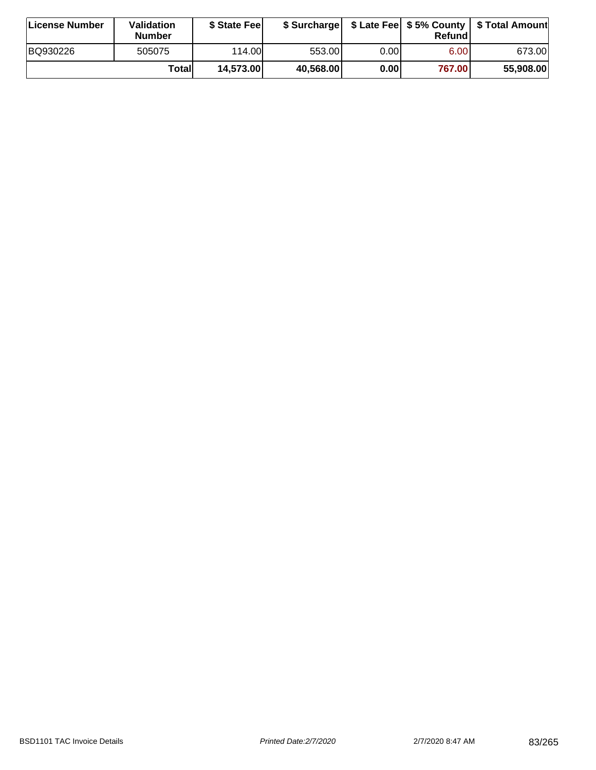| License Number | Validation Number | $ State Fee | $ Surcharge | $ Late Fee | $ 5% County Refund | $ Total Amount |
|---|---|---|---|---|---|---|
| BQ930226 | 505075 | 114.00 | 553.00 | 0.00 | 6.00 | 673.00 |
| | **Total** | **14,573.00** | **40,568.00** | **0.00** | **767.00** | **55,908.00** |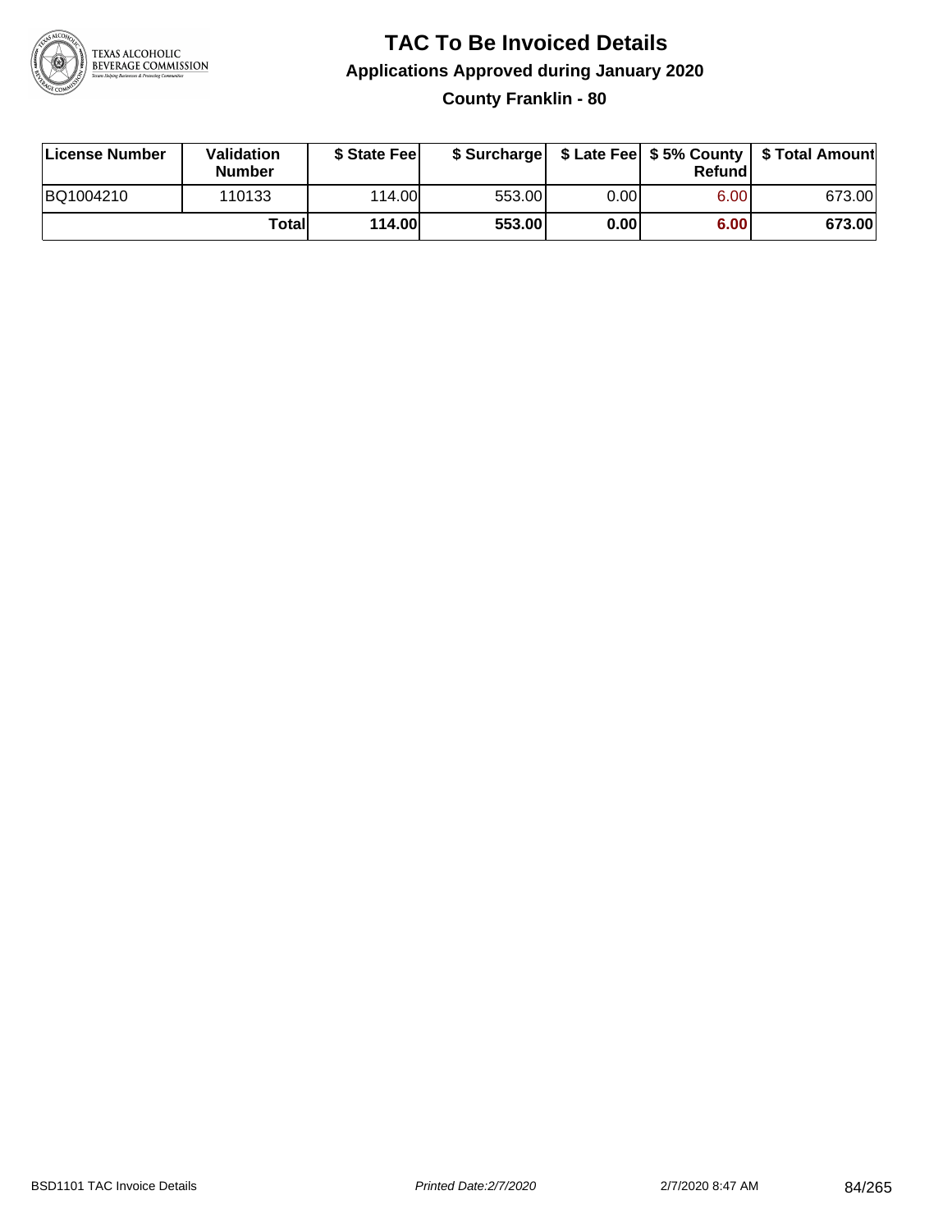# TAC To Be Invoiced Details

## Applications Approved during January 2020

### County Franklin - 80

| License Number | Validation Number | $ State Fee | $ Surcharge | $ Late Fee | $ 5% County Refund | $ Total Amount |
|---|---|---|---|---|---|---|
| BQ1004210 | 110133 | 114.00 | 553.00 | 0.00 | 6.00 | 673.00 |
| | **Total** | **114.00** | **553.00** | **0.00** | **6.00** | **673.00** |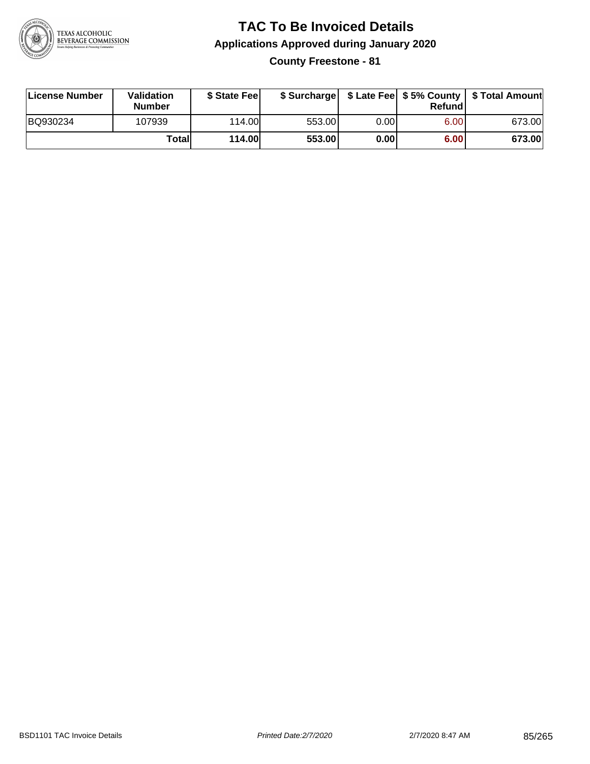# TAC To Be Invoiced Details

## Applications Approved during January 2020

### County Freestone - 81

| License Number | Validation Number | $ State Fee | $ Surcharge | $ Late Fee | $ 5% County Refund | $ Total Amount |
|---|---|---|---|---|---|---|
| BQ930234 | 107939 | 114.00 | 553.00 | 0.00 | 6.00 | 673.00 |
| | **Total** | **114.00** | **553.00** | **0.00** | **6.00** | **673.00** |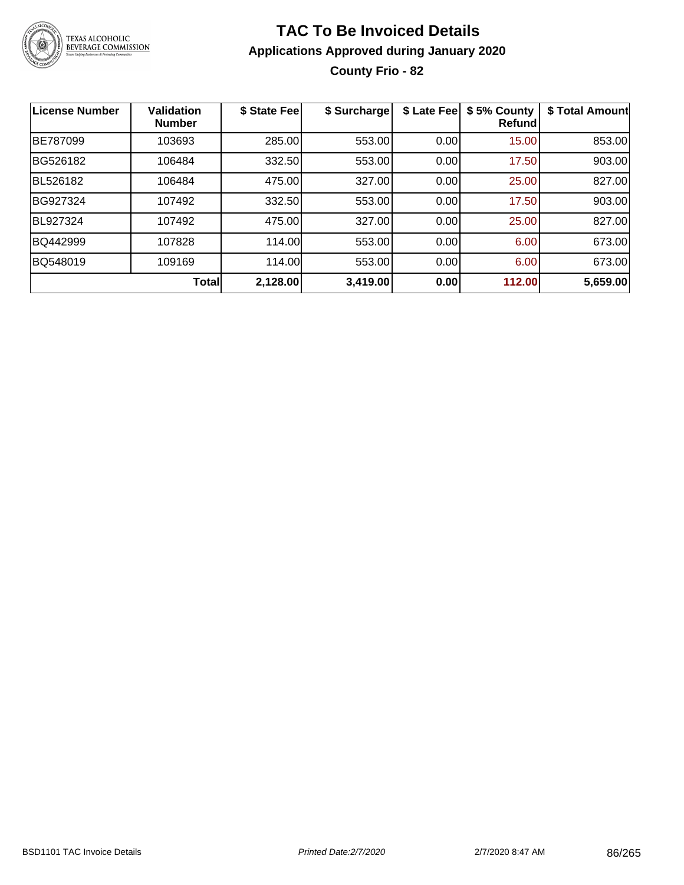# TAC To Be Invoiced Details

## Applications Approved during January 2020

### County Frio - 82

| License Number | Validation Number | $ State Fee | $ Surcharge | $ Late Fee | $ 5% County Refund | $ Total Amount |
|---|---|---|---|---|---|---|
| BE787099 | 103693 | 285.00 | 553.00 | 0.00 | 15.00 | 853.00 |
| BG526182 | 106484 | 332.50 | 553.00 | 0.00 | 17.50 | 903.00 |
| BL526182 | 106484 | 475.00 | 327.00 | 0.00 | 25.00 | 827.00 |
| BG927324 | 107492 | 332.50 | 553.00 | 0.00 | 17.50 | 903.00 |
| BL927324 | 107492 | 475.00 | 327.00 | 0.00 | 25.00 | 827.00 |
| BQ442999 | 107828 | 114.00 | 553.00 | 0.00 | 6.00 | 673.00 |
| BQ548019 | 109169 | 114.00 | 553.00 | 0.00 | 6.00 | 673.00 |
| | **Total** | **2,128.00** | **3,419.00** | **0.00** | **112.00** | **5,659.00** |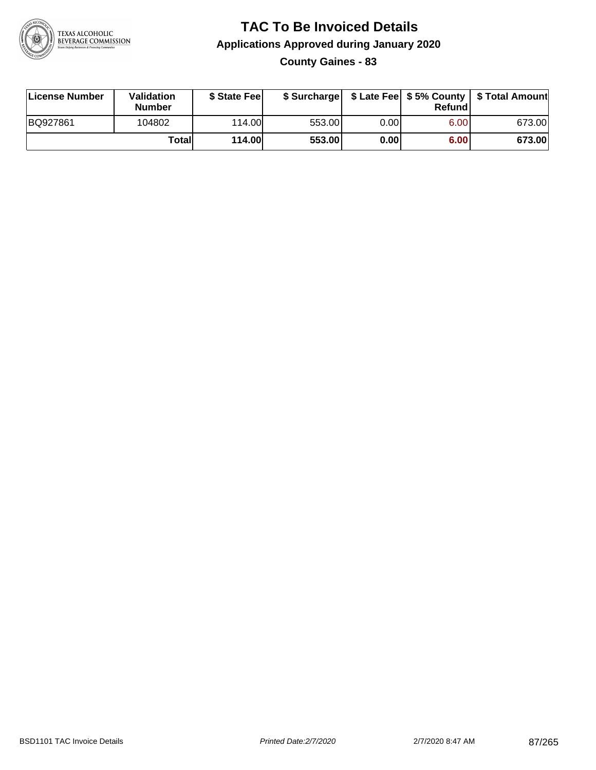# TAC To Be Invoiced Details

## Applications Approved during January 2020

### County Gaines - 83

| License Number | Validation Number | $ State Fee | $ Surcharge | $ Late Fee | $ 5% County Refund | $ Total Amount |
|---|---|---|---|---|---|---|
| BQ927861 | 104802 | 114.00 | 553.00 | 0.00 | 6.00 | 673.00 |
| | **Total** | **114.00** | **553.00** | **0.00** | **6.00** | **673.00** |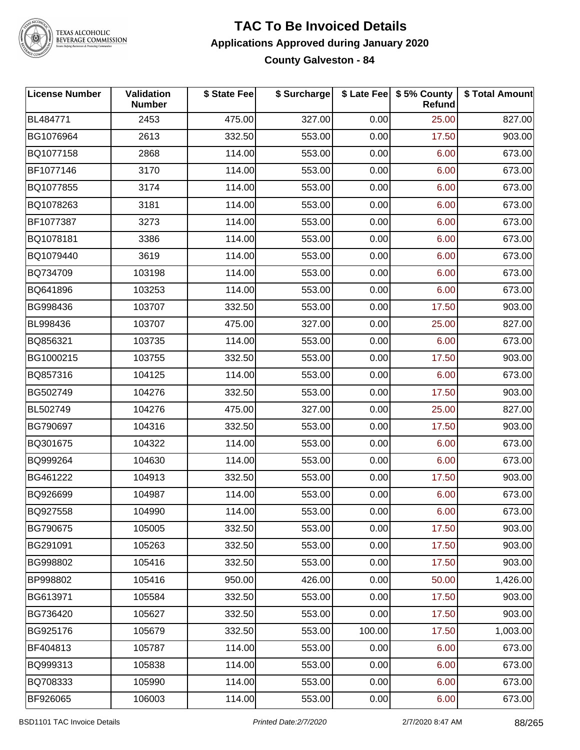# TAC To Be Invoiced Details

## Applications Approved during January 2020

### County Galveston - 84

| License Number | Validation Number | $ State Fee | $ Surcharge | $ Late Fee | $ 5% County Refund | $ Total Amount |
|---|---|---|---|---|---|---|
| BL484771 | 2453 | 475.00 | 327.00 | 0.00 | 25.00 | 827.00 |
| BG1076964 | 2613 | 332.50 | 553.00 | 0.00 | 17.50 | 903.00 |
| BQ1077158 | 2868 | 114.00 | 553.00 | 0.00 | 6.00 | 673.00 |
| BF1077146 | 3170 | 114.00 | 553.00 | 0.00 | 6.00 | 673.00 |
| BQ1077855 | 3174 | 114.00 | 553.00 | 0.00 | 6.00 | 673.00 |
| BQ1078263 | 3181 | 114.00 | 553.00 | 0.00 | 6.00 | 673.00 |
| BF1077387 | 3273 | 114.00 | 553.00 | 0.00 | 6.00 | 673.00 |
| BQ1078181 | 3386 | 114.00 | 553.00 | 0.00 | 6.00 | 673.00 |
| BQ1079440 | 3619 | 114.00 | 553.00 | 0.00 | 6.00 | 673.00 |
| BQ734709 | 103198 | 114.00 | 553.00 | 0.00 | 6.00 | 673.00 |
| BQ641896 | 103253 | 114.00 | 553.00 | 0.00 | 6.00 | 673.00 |
| BG998436 | 103707 | 332.50 | 553.00 | 0.00 | 17.50 | 903.00 |
| BL998436 | 103707 | 475.00 | 327.00 | 0.00 | 25.00 | 827.00 |
| BQ856321 | 103735 | 114.00 | 553.00 | 0.00 | 6.00 | 673.00 |
| BG1000215 | 103755 | 332.50 | 553.00 | 0.00 | 17.50 | 903.00 |
| BQ857316 | 104125 | 114.00 | 553.00 | 0.00 | 6.00 | 673.00 |
| BG502749 | 104276 | 332.50 | 553.00 | 0.00 | 17.50 | 903.00 |
| BL502749 | 104276 | 475.00 | 327.00 | 0.00 | 25.00 | 827.00 |
| BG790697 | 104316 | 332.50 | 553.00 | 0.00 | 17.50 | 903.00 |
| BQ301675 | 104322 | 114.00 | 553.00 | 0.00 | 6.00 | 673.00 |
| BQ999264 | 104630 | 114.00 | 553.00 | 0.00 | 6.00 | 673.00 |
| BG461222 | 104913 | 332.50 | 553.00 | 0.00 | 17.50 | 903.00 |
| BQ926699 | 104987 | 114.00 | 553.00 | 0.00 | 6.00 | 673.00 |
| BQ927558 | 104990 | 114.00 | 553.00 | 0.00 | 6.00 | 673.00 |
| BG790675 | 105005 | 332.50 | 553.00 | 0.00 | 17.50 | 903.00 |
| BG291091 | 105263 | 332.50 | 553.00 | 0.00 | 17.50 | 903.00 |
| BG998802 | 105416 | 332.50 | 553.00 | 0.00 | 17.50 | 903.00 |
| BP998802 | 105416 | 950.00 | 426.00 | 0.00 | 50.00 | 1,426.00 |
| BG613971 | 105584 | 332.50 | 553.00 | 0.00 | 17.50 | 903.00 |
| BG736420 | 105627 | 332.50 | 553.00 | 0.00 | 17.50 | 903.00 |
| BG925176 | 105679 | 332.50 | 553.00 | 100.00 | 17.50 | 1,003.00 |
| BF404813 | 105787 | 114.00 | 553.00 | 0.00 | 6.00 | 673.00 |
| BQ999313 | 105838 | 114.00 | 553.00 | 0.00 | 6.00 | 673.00 |
| BQ708333 | 105990 | 114.00 | 553.00 | 0.00 | 6.00 | 673.00 |
| BF926065 | 106003 | 114.00 | 553.00 | 0.00 | 6.00 | 673.00 |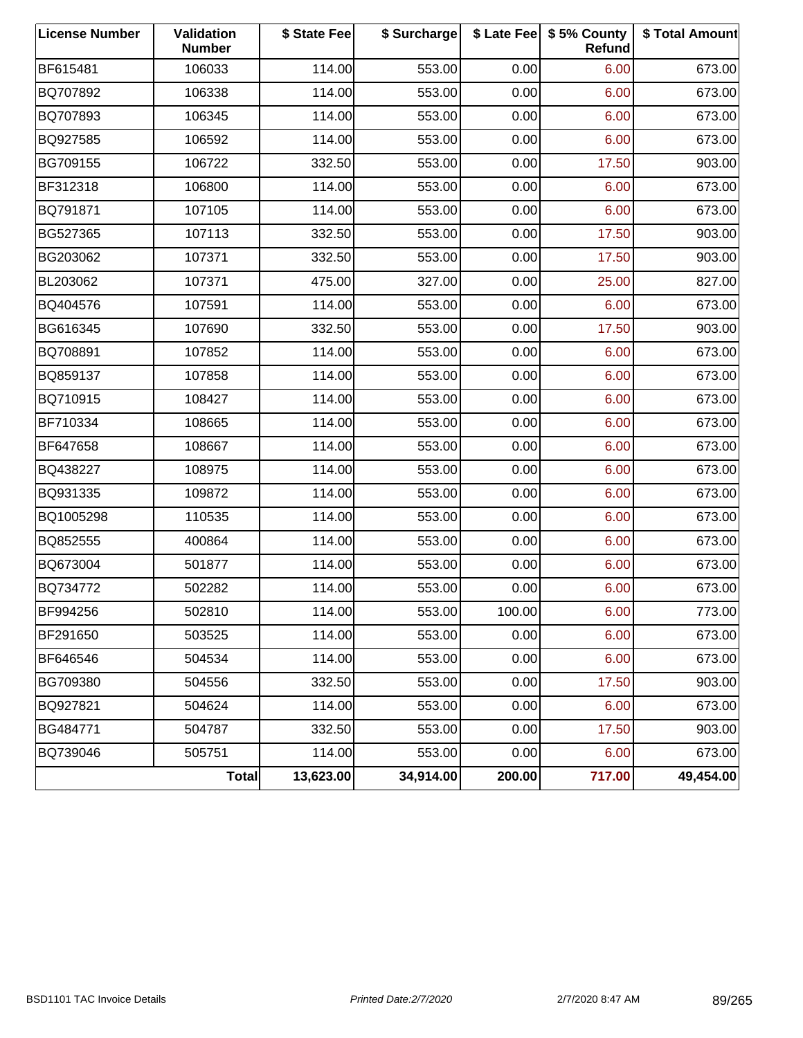| License Number | Validation Number | $ State Fee | $ Surcharge | $ Late Fee | $ 5% County Refund | $ Total Amount |
| --- | --- | --- | --- | --- | --- | --- |
| BF615481 | 106033 | 114.00 | 553.00 | 0.00 | 6.00 | 673.00 |
| BQ707892 | 106338 | 114.00 | 553.00 | 0.00 | 6.00 | 673.00 |
| BQ707893 | 106345 | 114.00 | 553.00 | 0.00 | 6.00 | 673.00 |
| BQ927585 | 106592 | 114.00 | 553.00 | 0.00 | 6.00 | 673.00 |
| BG709155 | 106722 | 332.50 | 553.00 | 0.00 | 17.50 | 903.00 |
| BF312318 | 106800 | 114.00 | 553.00 | 0.00 | 6.00 | 673.00 |
| BQ791871 | 107105 | 114.00 | 553.00 | 0.00 | 6.00 | 673.00 |
| BG527365 | 107113 | 332.50 | 553.00 | 0.00 | 17.50 | 903.00 |
| BG203062 | 107371 | 332.50 | 553.00 | 0.00 | 17.50 | 903.00 |
| BL203062 | 107371 | 475.00 | 327.00 | 0.00 | 25.00 | 827.00 |
| BQ404576 | 107591 | 114.00 | 553.00 | 0.00 | 6.00 | 673.00 |
| BG616345 | 107690 | 332.50 | 553.00 | 0.00 | 17.50 | 903.00 |
| BQ708891 | 107852 | 114.00 | 553.00 | 0.00 | 6.00 | 673.00 |
| BQ859137 | 107858 | 114.00 | 553.00 | 0.00 | 6.00 | 673.00 |
| BQ710915 | 108427 | 114.00 | 553.00 | 0.00 | 6.00 | 673.00 |
| BF710334 | 108665 | 114.00 | 553.00 | 0.00 | 6.00 | 673.00 |
| BF647658 | 108667 | 114.00 | 553.00 | 0.00 | 6.00 | 673.00 |
| BQ438227 | 108975 | 114.00 | 553.00 | 0.00 | 6.00 | 673.00 |
| BQ931335 | 109872 | 114.00 | 553.00 | 0.00 | 6.00 | 673.00 |
| BQ1005298 | 110535 | 114.00 | 553.00 | 0.00 | 6.00 | 673.00 |
| BQ852555 | 400864 | 114.00 | 553.00 | 0.00 | 6.00 | 673.00 |
| BQ673004 | 501877 | 114.00 | 553.00 | 0.00 | 6.00 | 673.00 |
| BQ734772 | 502282 | 114.00 | 553.00 | 0.00 | 6.00 | 673.00 |
| BF994256 | 502810 | 114.00 | 553.00 | 100.00 | 6.00 | 773.00 |
| BF291650 | 503525 | 114.00 | 553.00 | 0.00 | 6.00 | 673.00 |
| BF646546 | 504534 | 114.00 | 553.00 | 0.00 | 6.00 | 673.00 |
| BG709380 | 504556 | 332.50 | 553.00 | 0.00 | 17.50 | 903.00 |
| BQ927821 | 504624 | 114.00 | 553.00 | 0.00 | 6.00 | 673.00 |
| BG484771 | 504787 | 332.50 | 553.00 | 0.00 | 17.50 | 903.00 |
| BQ739046 | 505751 | 114.00 | 553.00 | 0.00 | 6.00 | 673.00 |
| | **Total** | **13,623.00** | **34,914.00** | **200.00** | **717.00** | **49,454.00** |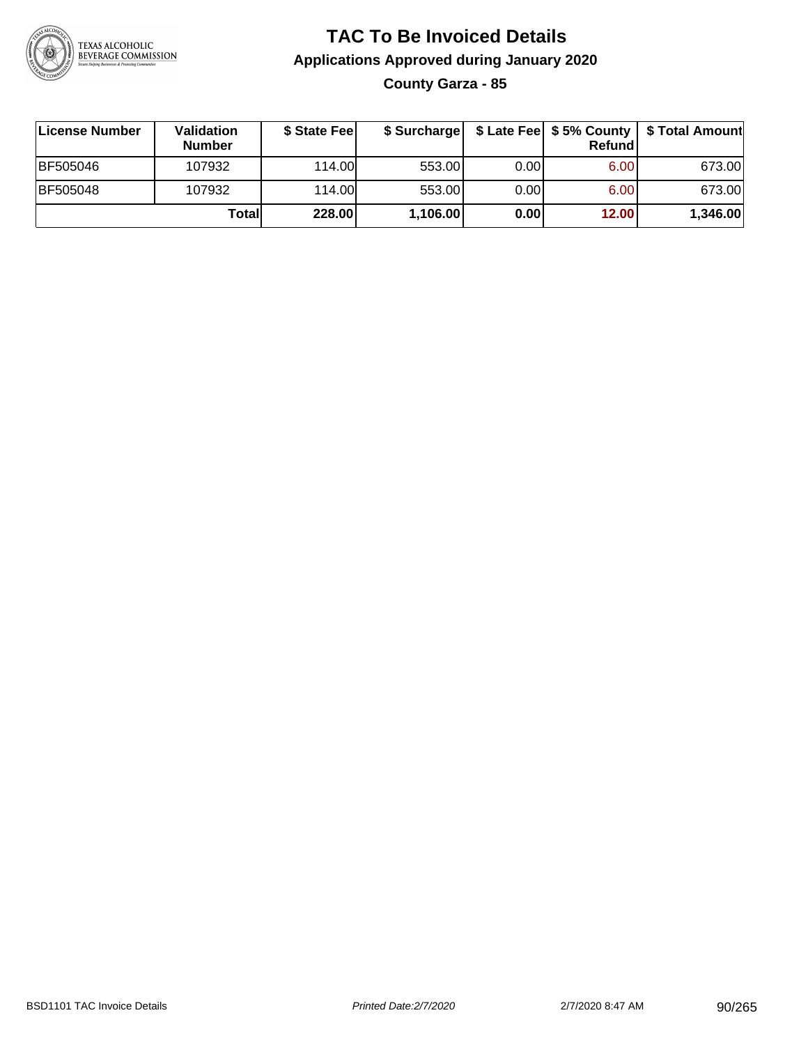# TAC To Be Invoiced Details

## Applications Approved during January 2020

### County Garza - 85

| License Number | Validation Number | $ State Fee | $ Surcharge | $ Late Fee | $ 5% County Refund | $ Total Amount |
|---|---|---|---|---|---|---|
| BF505046 | 107932 | 114.00 | 553.00 | 0.00 | 6.00 | 673.00 |
| BF505048 | 107932 | 114.00 | 553.00 | 0.00 | 6.00 | 673.00 |
| | **Total** | **228.00** | **1,106.00** | **0.00** | **12.00** | **1,346.00** |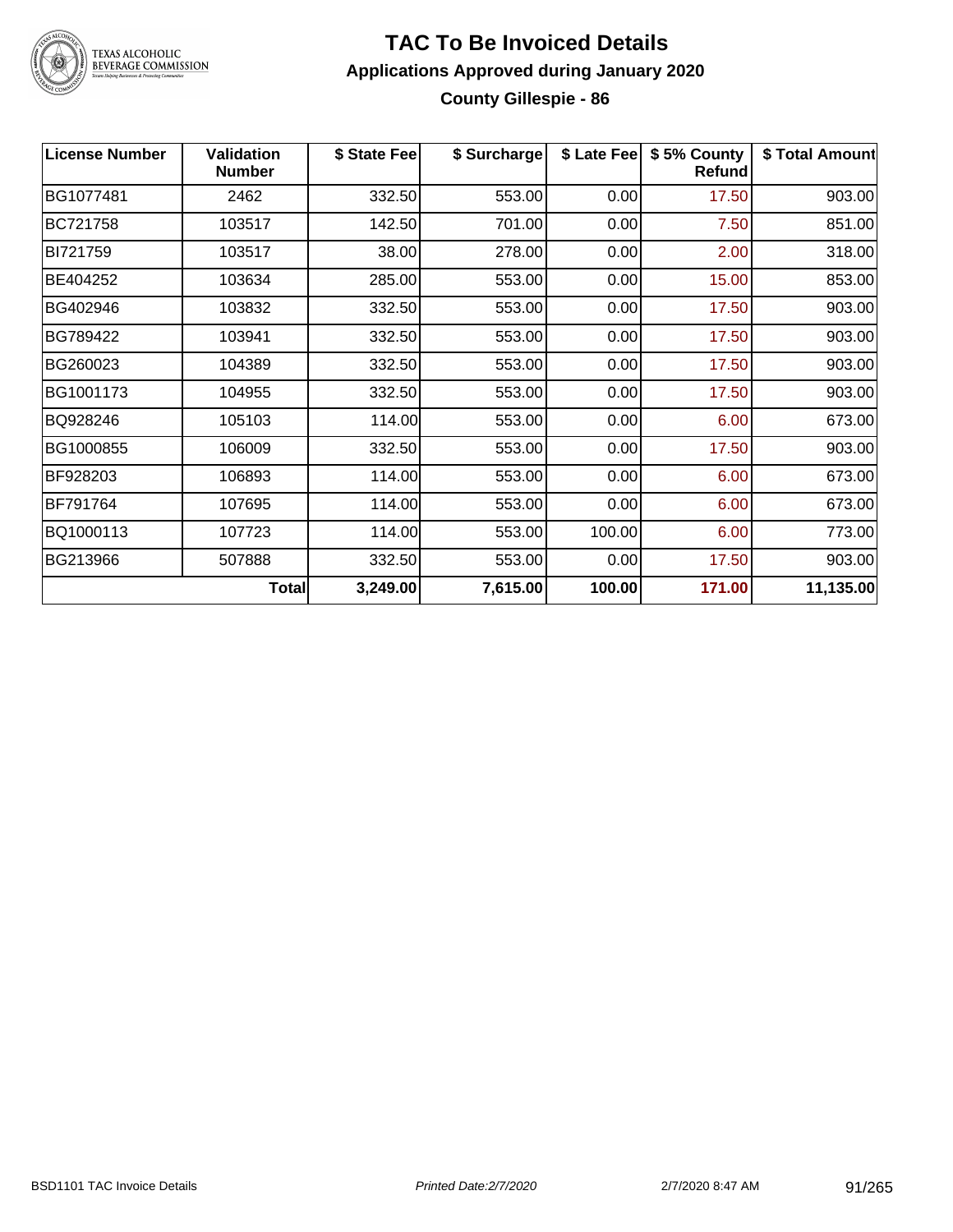# TAC To Be Invoiced Details

## Applications Approved during January 2020

### County Gillespie - 86

| License Number | Validation Number | $ State Fee | $ Surcharge | $ Late Fee | $ 5% County Refund | $ Total Amount |
|---|---|---|---|---|---|---|
| BG1077481 | 2462 | 332.50 | 553.00 | 0.00 | 17.50 | 903.00 |
| BC721758 | 103517 | 142.50 | 701.00 | 0.00 | 7.50 | 851.00 |
| BI721759 | 103517 | 38.00 | 278.00 | 0.00 | 2.00 | 318.00 |
| BE404252 | 103634 | 285.00 | 553.00 | 0.00 | 15.00 | 853.00 |
| BG402946 | 103832 | 332.50 | 553.00 | 0.00 | 17.50 | 903.00 |
| BG789422 | 103941 | 332.50 | 553.00 | 0.00 | 17.50 | 903.00 |
| BG260023 | 104389 | 332.50 | 553.00 | 0.00 | 17.50 | 903.00 |
| BG1001173 | 104955 | 332.50 | 553.00 | 0.00 | 17.50 | 903.00 |
| BQ928246 | 105103 | 114.00 | 553.00 | 0.00 | 6.00 | 673.00 |
| BG1000855 | 106009 | 332.50 | 553.00 | 0.00 | 17.50 | 903.00 |
| BF928203 | 106893 | 114.00 | 553.00 | 0.00 | 6.00 | 673.00 |
| BF791764 | 107695 | 114.00 | 553.00 | 0.00 | 6.00 | 673.00 |
| BQ1000113 | 107723 | 114.00 | 553.00 | 100.00 | 6.00 | 773.00 |
| BG213966 | 507888 | 332.50 | 553.00 | 0.00 | 17.50 | 903.00 |
| | **Total** | **3,249.00** | **7,615.00** | **100.00** | **171.00** | **11,135.00** |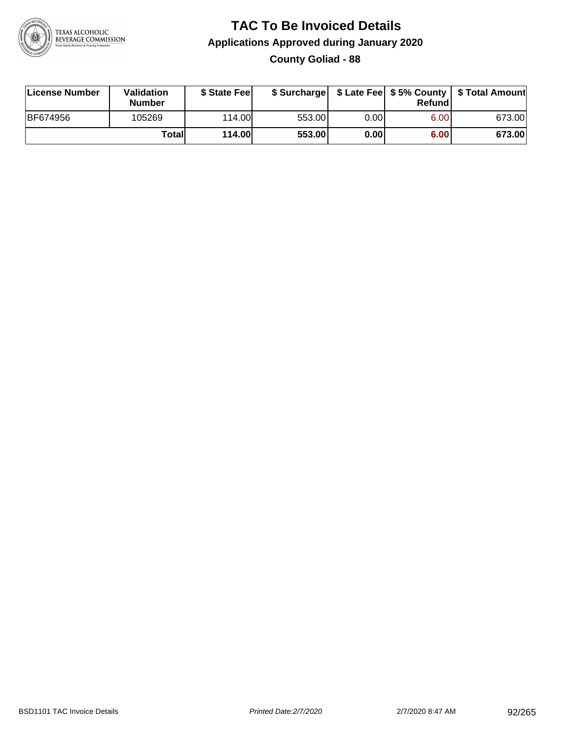# TAC To Be Invoiced Details

## Applications Approved during January 2020

### County Goliad - 88

| License Number | Validation Number | $ State Fee | $ Surcharge | $ Late Fee | $ 5% County Refund | $ Total Amount |
|---|---|---|---|---|---|---|
| BF674956 | 105269 | 114.00 | 553.00 | 0.00 | 6.00 | 673.00 |
| | **Total** | **114.00** | **553.00** | **0.00** | **6.00** | **673.00** |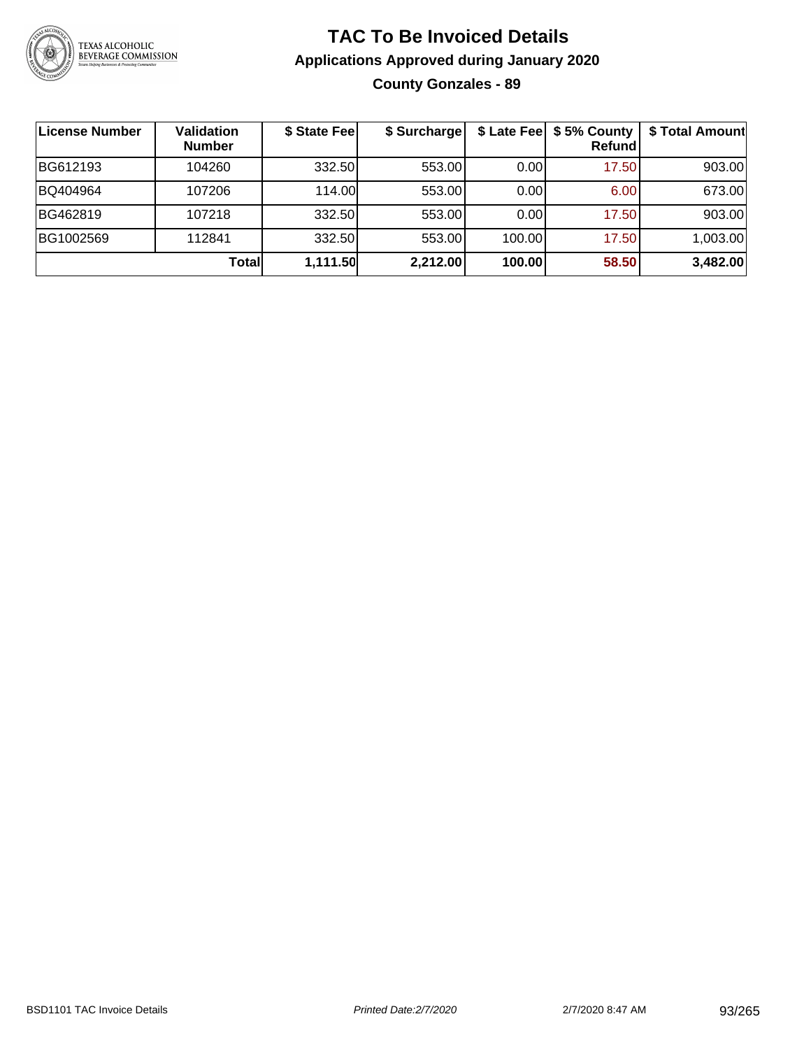# TAC To Be Invoiced Details

## Applications Approved during January 2020

### County Gonzales - 89

| License Number | Validation Number | $ State Fee | $ Surcharge | $ Late Fee | $ 5% County Refund | $ Total Amount |
|---|---|---|---|---|---|---|
| BG612193 | 104260 | 332.50 | 553.00 | 0.00 | 17.50 | 903.00 |
| BQ404964 | 107206 | 114.00 | 553.00 | 0.00 | 6.00 | 673.00 |
| BG462819 | 107218 | 332.50 | 553.00 | 0.00 | 17.50 | 903.00 |
| BG1002569 | 112841 | 332.50 | 553.00 | 100.00 | 17.50 | 1,003.00 |
| | **Total** | **1,111.50** | **2,212.00** | **100.00** | **58.50** | **3,482.00** |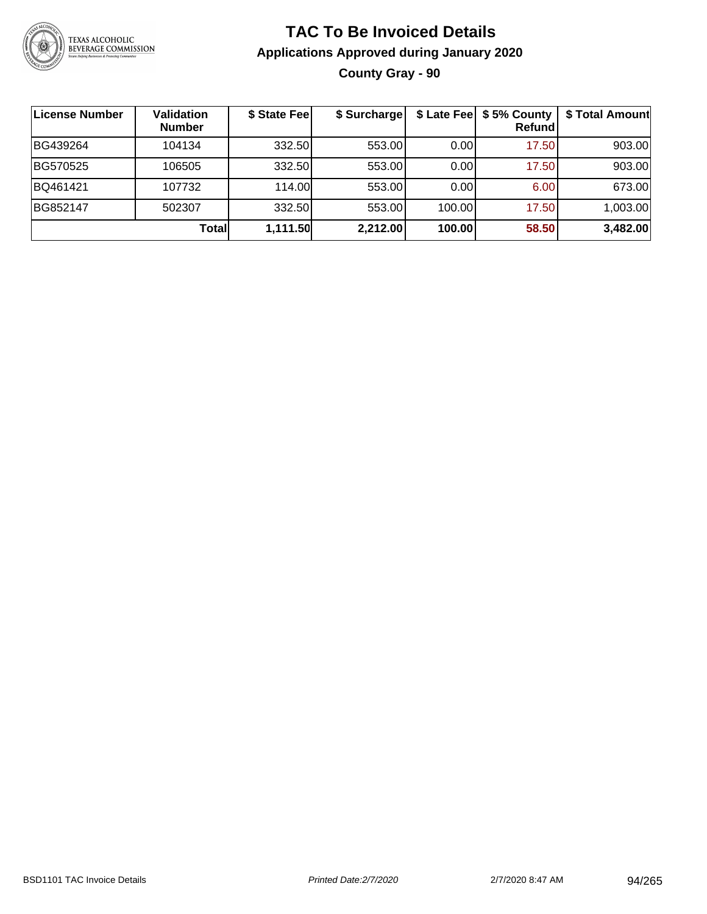# TAC To Be Invoiced Details

## Applications Approved during January 2020

### County Gray - 90

| License Number | Validation Number | $ State Fee | $ Surcharge | $ Late Fee | $ 5% County Refund | $ Total Amount |
|---|---|---|---|---|---|---|
| BG439264 | 104134 | 332.50 | 553.00 | 0.00 | 17.50 | 903.00 |
| BG570525 | 106505 | 332.50 | 553.00 | 0.00 | 17.50 | 903.00 |
| BQ461421 | 107732 | 114.00 | 553.00 | 0.00 | 6.00 | 673.00 |
| BG852147 | 502307 | 332.50 | 553.00 | 100.00 | 17.50 | 1,003.00 |
| | **Total** | **1,111.50** | **2,212.00** | **100.00** | **58.50** | **3,482.00** |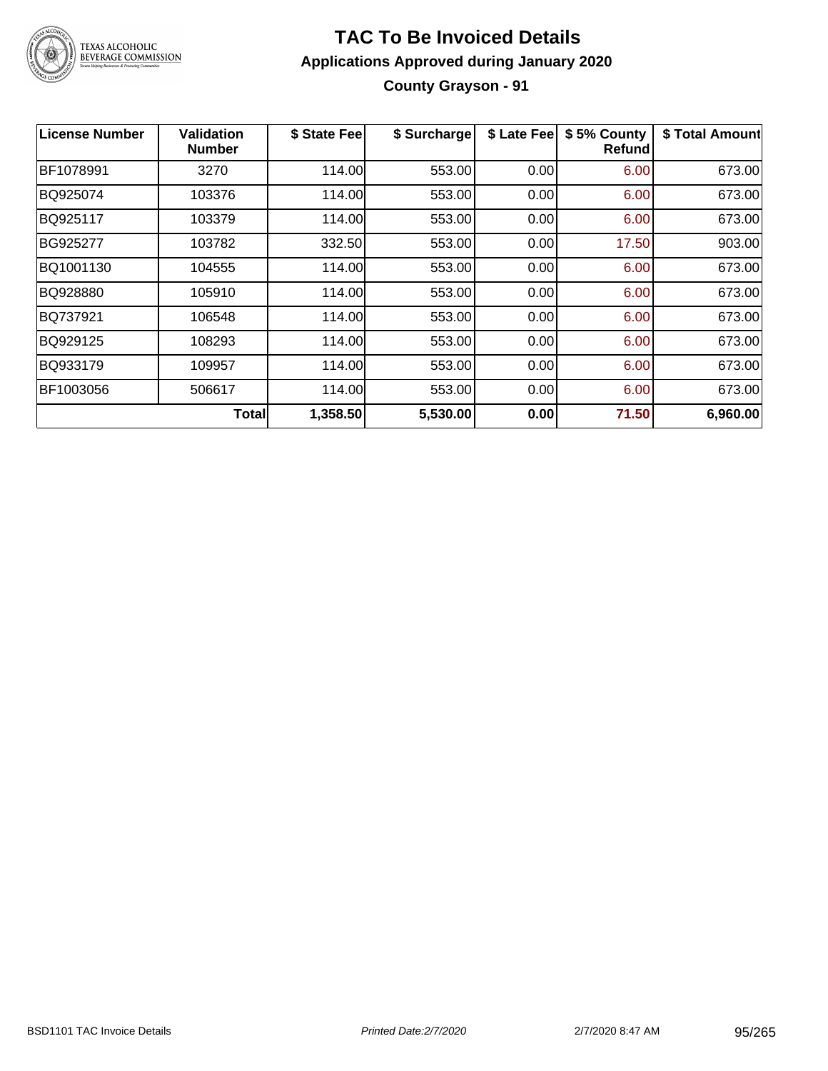# TAC To Be Invoiced Details

## Applications Approved during January 2020

### County Grayson - 91

| License Number | Validation Number | $ State Fee | $ Surcharge | $ Late Fee | $ 5% County Refund | $ Total Amount |
|---|---|---|---|---|---|---|
| BF1078991 | 3270 | 114.00 | 553.00 | 0.00 | 6.00 | 673.00 |
| BQ925074 | 103376 | 114.00 | 553.00 | 0.00 | 6.00 | 673.00 |
| BQ925117 | 103379 | 114.00 | 553.00 | 0.00 | 6.00 | 673.00 |
| BG925277 | 103782 | 332.50 | 553.00 | 0.00 | 17.50 | 903.00 |
| BQ1001130 | 104555 | 114.00 | 553.00 | 0.00 | 6.00 | 673.00 |
| BQ928880 | 105910 | 114.00 | 553.00 | 0.00 | 6.00 | 673.00 |
| BQ737921 | 106548 | 114.00 | 553.00 | 0.00 | 6.00 | 673.00 |
| BQ929125 | 108293 | 114.00 | 553.00 | 0.00 | 6.00 | 673.00 |
| BQ933179 | 109957 | 114.00 | 553.00 | 0.00 | 6.00 | 673.00 |
| BF1003056 | 506617 | 114.00 | 553.00 | 0.00 | 6.00 | 673.00 |
| | **Total** | **1,358.50** | **5,530.00** | **0.00** | **71.50** | **6,960.00** |

BSD1101 TAC Invoice Details

*Printed Date:2/7/2020*

2/7/2020 8:47 AM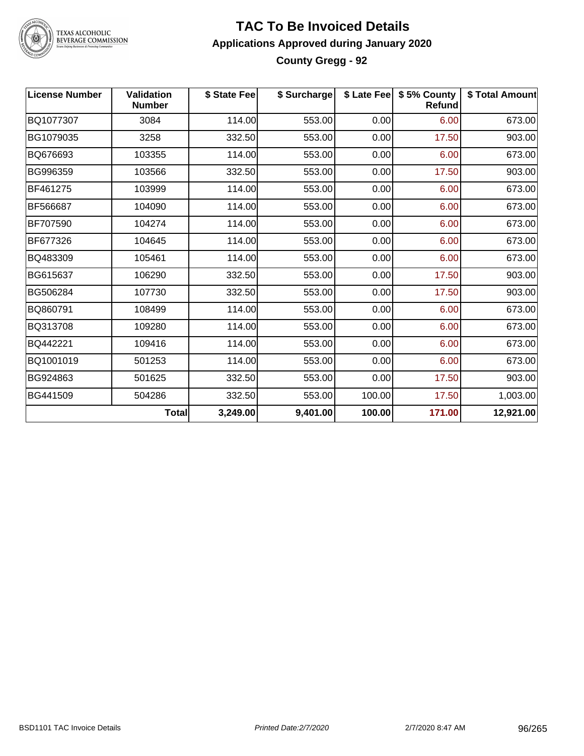# TAC To Be Invoiced Details

## Applications Approved during January 2020

### County Gregg - 92

| License Number | Validation Number | $ State Fee | $ Surcharge | $ Late Fee | $ 5% County Refund | $ Total Amount |
|---|---|---|---|---|---|---|
| BQ1077307 | 3084 | 114.00 | 553.00 | 0.00 | 6.00 | 673.00 |
| BG1079035 | 3258 | 332.50 | 553.00 | 0.00 | 17.50 | 903.00 |
| BQ676693 | 103355 | 114.00 | 553.00 | 0.00 | 6.00 | 673.00 |
| BG996359 | 103566 | 332.50 | 553.00 | 0.00 | 17.50 | 903.00 |
| BF461275 | 103999 | 114.00 | 553.00 | 0.00 | 6.00 | 673.00 |
| BF566687 | 104090 | 114.00 | 553.00 | 0.00 | 6.00 | 673.00 |
| BF707590 | 104274 | 114.00 | 553.00 | 0.00 | 6.00 | 673.00 |
| BF677326 | 104645 | 114.00 | 553.00 | 0.00 | 6.00 | 673.00 |
| BQ483309 | 105461 | 114.00 | 553.00 | 0.00 | 6.00 | 673.00 |
| BG615637 | 106290 | 332.50 | 553.00 | 0.00 | 17.50 | 903.00 |
| BG506284 | 107730 | 332.50 | 553.00 | 0.00 | 17.50 | 903.00 |
| BQ860791 | 108499 | 114.00 | 553.00 | 0.00 | 6.00 | 673.00 |
| BQ313708 | 109280 | 114.00 | 553.00 | 0.00 | 6.00 | 673.00 |
| BQ442221 | 109416 | 114.00 | 553.00 | 0.00 | 6.00 | 673.00 |
| BQ1001019 | 501253 | 114.00 | 553.00 | 0.00 | 6.00 | 673.00 |
| BG924863 | 501625 | 332.50 | 553.00 | 0.00 | 17.50 | 903.00 |
| BG441509 | 504286 | 332.50 | 553.00 | 100.00 | 17.50 | 1,003.00 |
| | **Total** | **3,249.00** | **9,401.00** | **100.00** | **171.00** | **12,921.00** |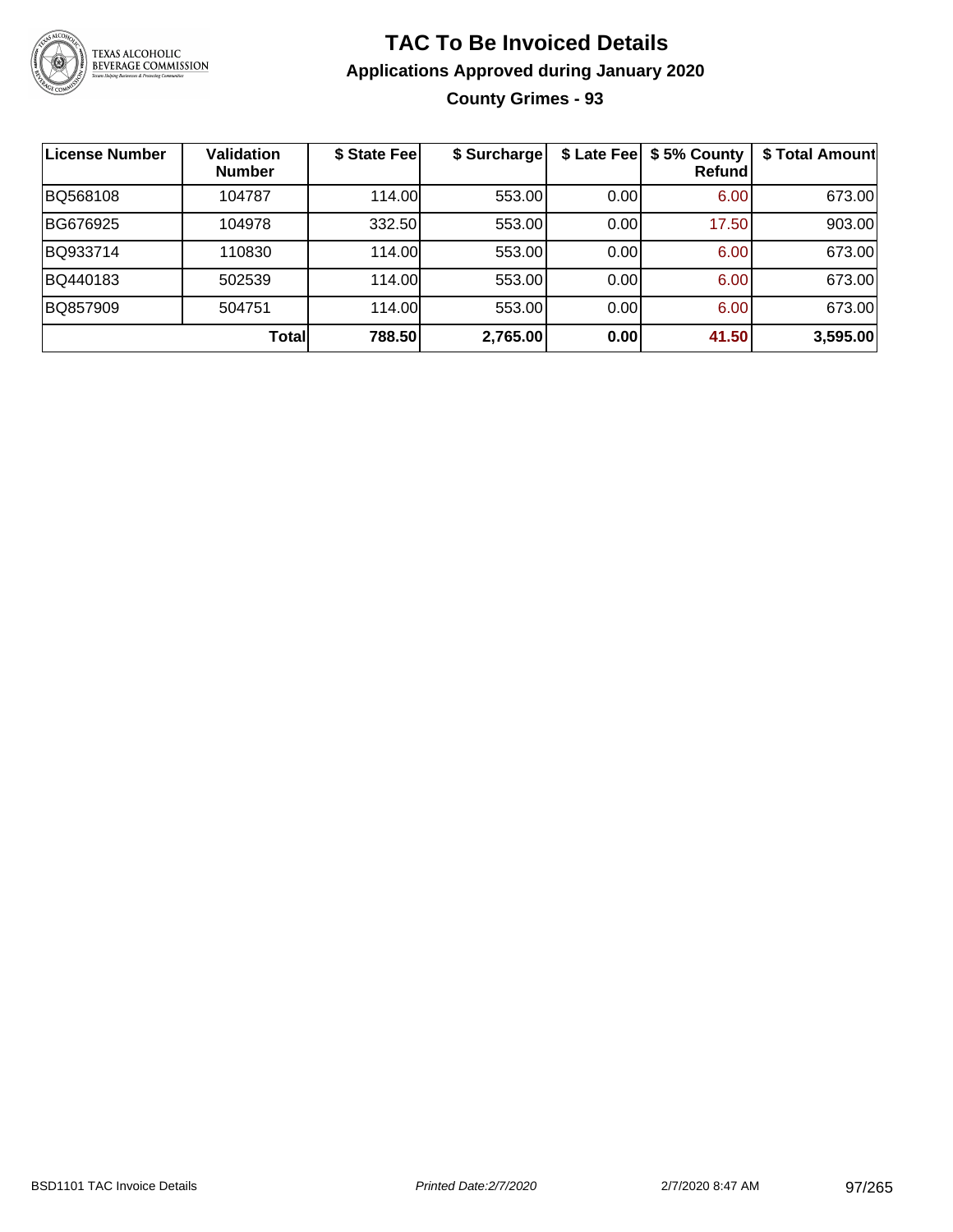# TAC To Be Invoiced Details

## Applications Approved during January 2020

### County Grimes - 93

| License Number | Validation Number | $ State Fee | $ Surcharge | $ Late Fee | $ 5% County Refund | $ Total Amount |
|---|---|---|---|---|---|---|
| BQ568108 | 104787 | 114.00 | 553.00 | 0.00 | 6.00 | 673.00 |
| BG676925 | 104978 | 332.50 | 553.00 | 0.00 | 17.50 | 903.00 |
| BQ933714 | 110830 | 114.00 | 553.00 | 0.00 | 6.00 | 673.00 |
| BQ440183 | 502539 | 114.00 | 553.00 | 0.00 | 6.00 | 673.00 |
| BQ857909 | 504751 | 114.00 | 553.00 | 0.00 | 6.00 | 673.00 |
| | **Total** | **788.50** | **2,765.00** | **0.00** | **41.50** | **3,595.00** |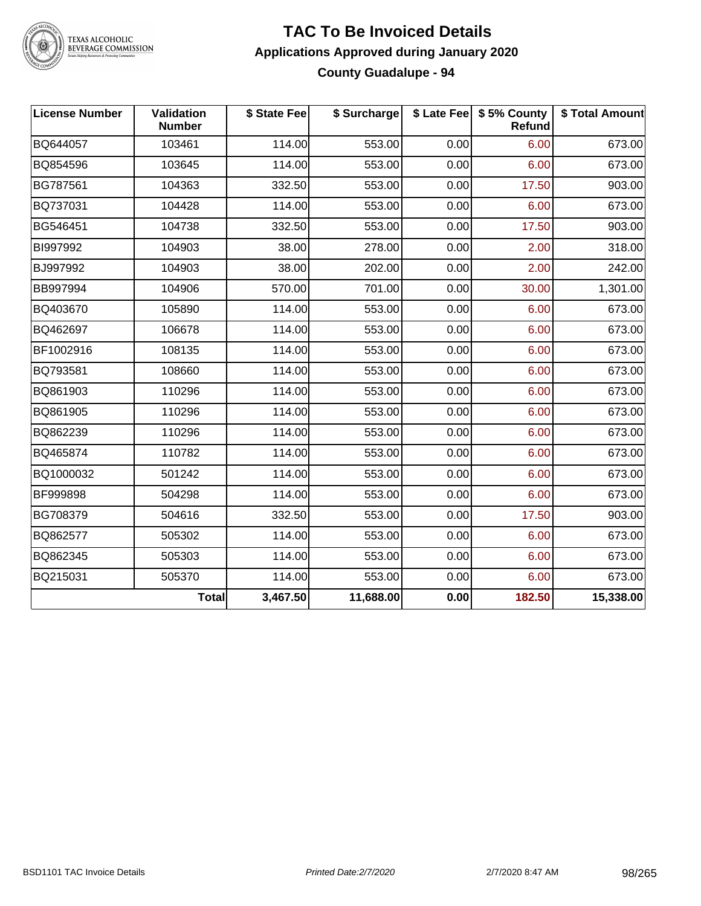# TAC To Be Invoiced Details

## Applications Approved during January 2020

### County Guadalupe - 94

| License Number | Validation Number | $ State Fee | $ Surcharge | $ Late Fee | $ 5% County Refund | $ Total Amount |
|---|---|---|---|---|---|---|
| BQ644057 | 103461 | 114.00 | 553.00 | 0.00 | 6.00 | 673.00 |
| BQ854596 | 103645 | 114.00 | 553.00 | 0.00 | 6.00 | 673.00 |
| BG787561 | 104363 | 332.50 | 553.00 | 0.00 | 17.50 | 903.00 |
| BQ737031 | 104428 | 114.00 | 553.00 | 0.00 | 6.00 | 673.00 |
| BG546451 | 104738 | 332.50 | 553.00 | 0.00 | 17.50 | 903.00 |
| BI997992 | 104903 | 38.00 | 278.00 | 0.00 | 2.00 | 318.00 |
| BJ997992 | 104903 | 38.00 | 202.00 | 0.00 | 2.00 | 242.00 |
| BB997994 | 104906 | 570.00 | 701.00 | 0.00 | 30.00 | 1,301.00 |
| BQ403670 | 105890 | 114.00 | 553.00 | 0.00 | 6.00 | 673.00 |
| BQ462697 | 106678 | 114.00 | 553.00 | 0.00 | 6.00 | 673.00 |
| BF1002916 | 108135 | 114.00 | 553.00 | 0.00 | 6.00 | 673.00 |
| BQ793581 | 108660 | 114.00 | 553.00 | 0.00 | 6.00 | 673.00 |
| BQ861903 | 110296 | 114.00 | 553.00 | 0.00 | 6.00 | 673.00 |
| BQ861905 | 110296 | 114.00 | 553.00 | 0.00 | 6.00 | 673.00 |
| BQ862239 | 110296 | 114.00 | 553.00 | 0.00 | 6.00 | 673.00 |
| BQ465874 | 110782 | 114.00 | 553.00 | 0.00 | 6.00 | 673.00 |
| BQ1000032 | 501242 | 114.00 | 553.00 | 0.00 | 6.00 | 673.00 |
| BF999898 | 504298 | 114.00 | 553.00 | 0.00 | 6.00 | 673.00 |
| BG708379 | 504616 | 332.50 | 553.00 | 0.00 | 17.50 | 903.00 |
| BQ862577 | 505302 | 114.00 | 553.00 | 0.00 | 6.00 | 673.00 |
| BQ862345 | 505303 | 114.00 | 553.00 | 0.00 | 6.00 | 673.00 |
| BQ215031 | 505370 | 114.00 | 553.00 | 0.00 | 6.00 | 673.00 |
| | **Total** | **3,467.50** | **11,688.00** | **0.00** | **182.50** | **15,338.00** |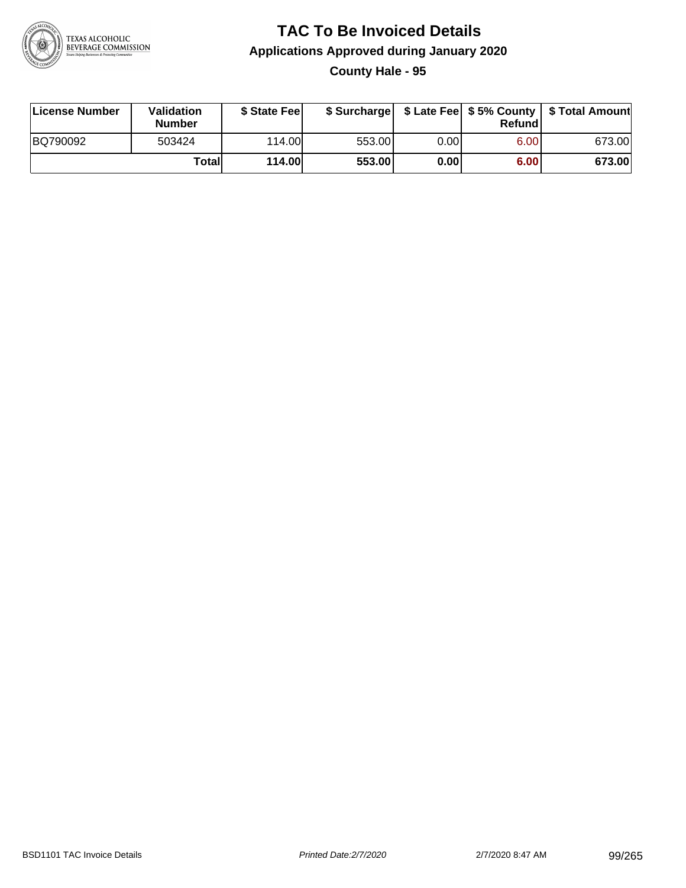# TAC To Be Invoiced Details

## Applications Approved during January 2020

### County Hale - 95

| License Number | Validation Number | $ State Fee | $ Surcharge | $ Late Fee | $ 5% County Refund | $ Total Amount |
|---|---|---|---|---|---|---|
| BQ790092 | 503424 | 114.00 | 553.00 | 0.00 | 6.00 | 673.00 |
| | **Total** | **114.00** | **553.00** | **0.00** | **6.00** | **673.00** |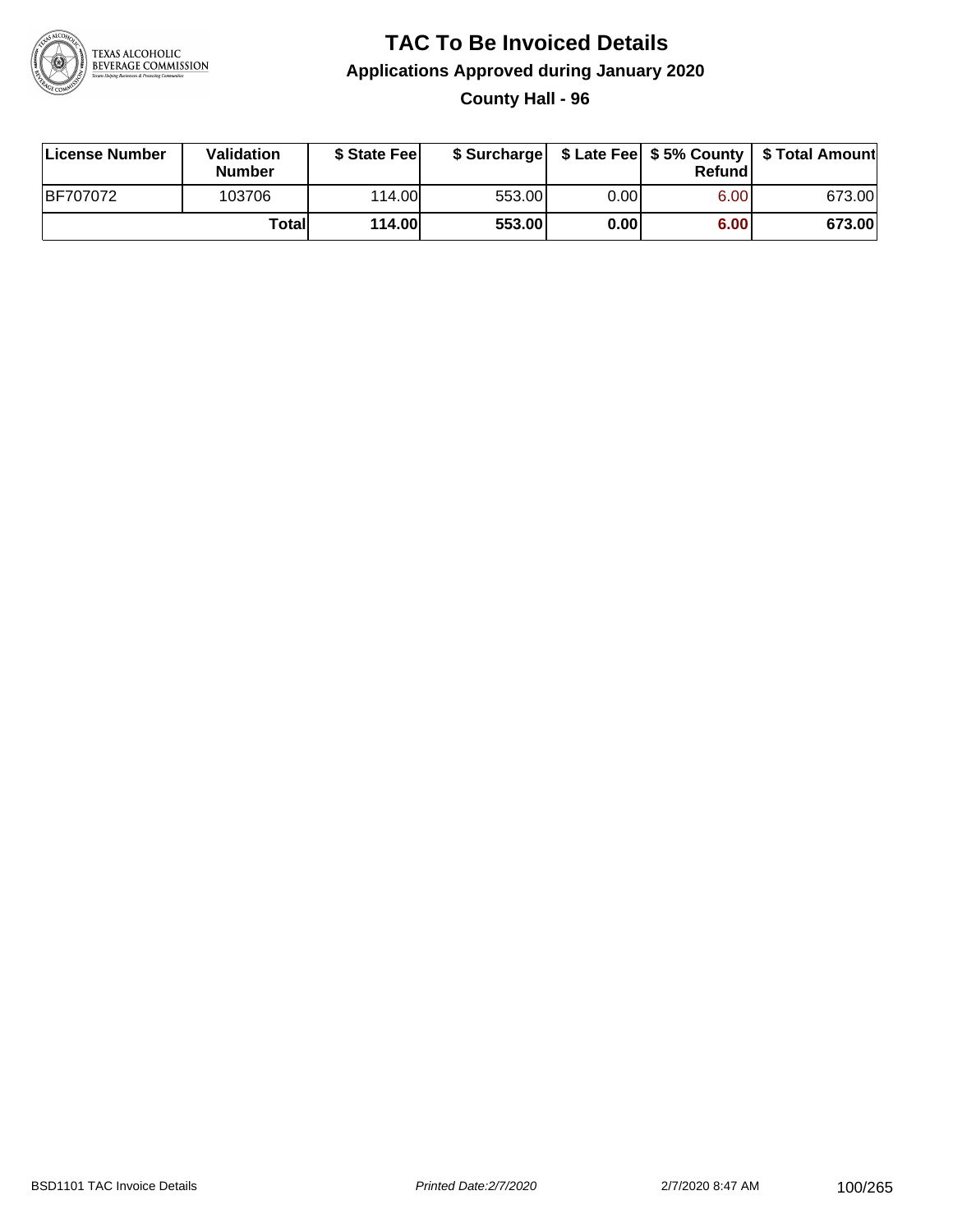# TAC To Be Invoiced Details

## Applications Approved during January 2020

### County Hall - 96

| License Number | Validation Number | $ State Fee | $ Surcharge | $ Late Fee | $ 5% County Refund | $ Total Amount |
|---|---|---|---|---|---|---|
| BF707072 | 103706 | 114.00 | 553.00 | 0.00 | 6.00 | 673.00 |
| | **Total** | **114.00** | **553.00** | **0.00** | **6.00** | **673.00** |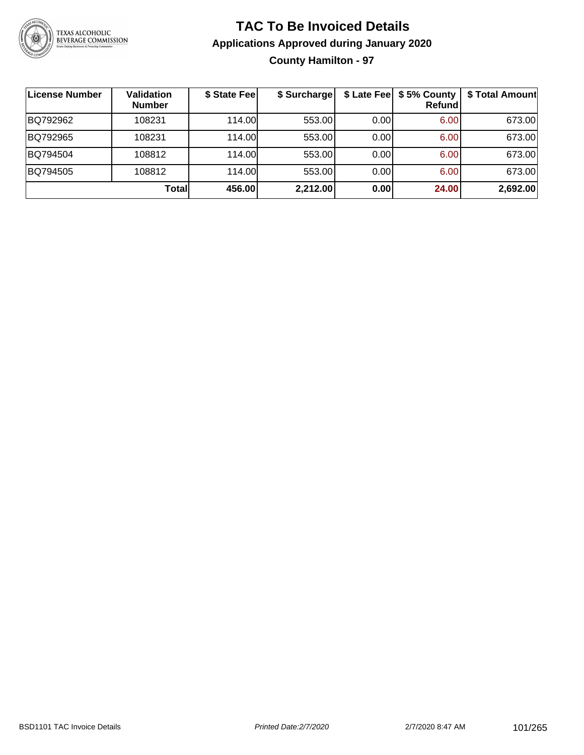# TAC To Be Invoiced Details

## Applications Approved during January 2020

### County Hamilton - 97

| License Number | Validation Number | $ State Fee | $ Surcharge | $ Late Fee | $ 5% County Refund | $ Total Amount |
|---|---|---|---|---|---|---|
| BQ792962 | 108231 | 114.00 | 553.00 | 0.00 | 6.00 | 673.00 |
| BQ792965 | 108231 | 114.00 | 553.00 | 0.00 | 6.00 | 673.00 |
| BQ794504 | 108812 | 114.00 | 553.00 | 0.00 | 6.00 | 673.00 |
| BQ794505 | 108812 | 114.00 | 553.00 | 0.00 | 6.00 | 673.00 |
| | **Total** | **456.00** | **2,212.00** | **0.00** | **24.00** | **2,692.00** |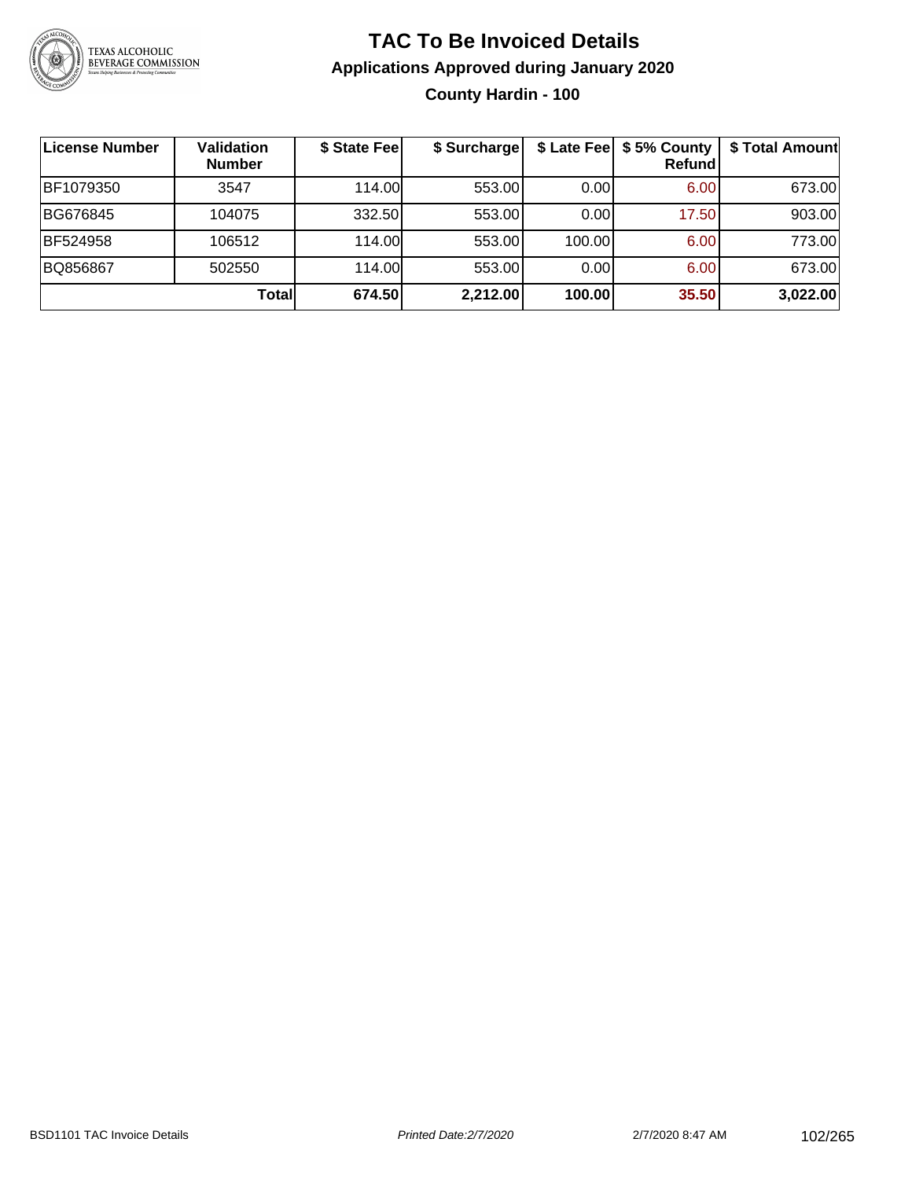# TAC To Be Invoiced Details

## Applications Approved during January 2020

### County Hardin - 100

| License Number | Validation Number | $ State Fee | $ Surcharge | $ Late Fee | $ 5% County Refund | $ Total Amount |
|---|---|---|---|---|---|---|
| BF1079350 | 3547 | 114.00 | 553.00 | 0.00 | 6.00 | 673.00 |
| BG676845 | 104075 | 332.50 | 553.00 | 0.00 | 17.50 | 903.00 |
| BF524958 | 106512 | 114.00 | 553.00 | 100.00 | 6.00 | 773.00 |
| BQ856867 | 502550 | 114.00 | 553.00 | 0.00 | 6.00 | 673.00 |
| | **Total** | **674.50** | **2,212.00** | **100.00** | **35.50** | **3,022.00** |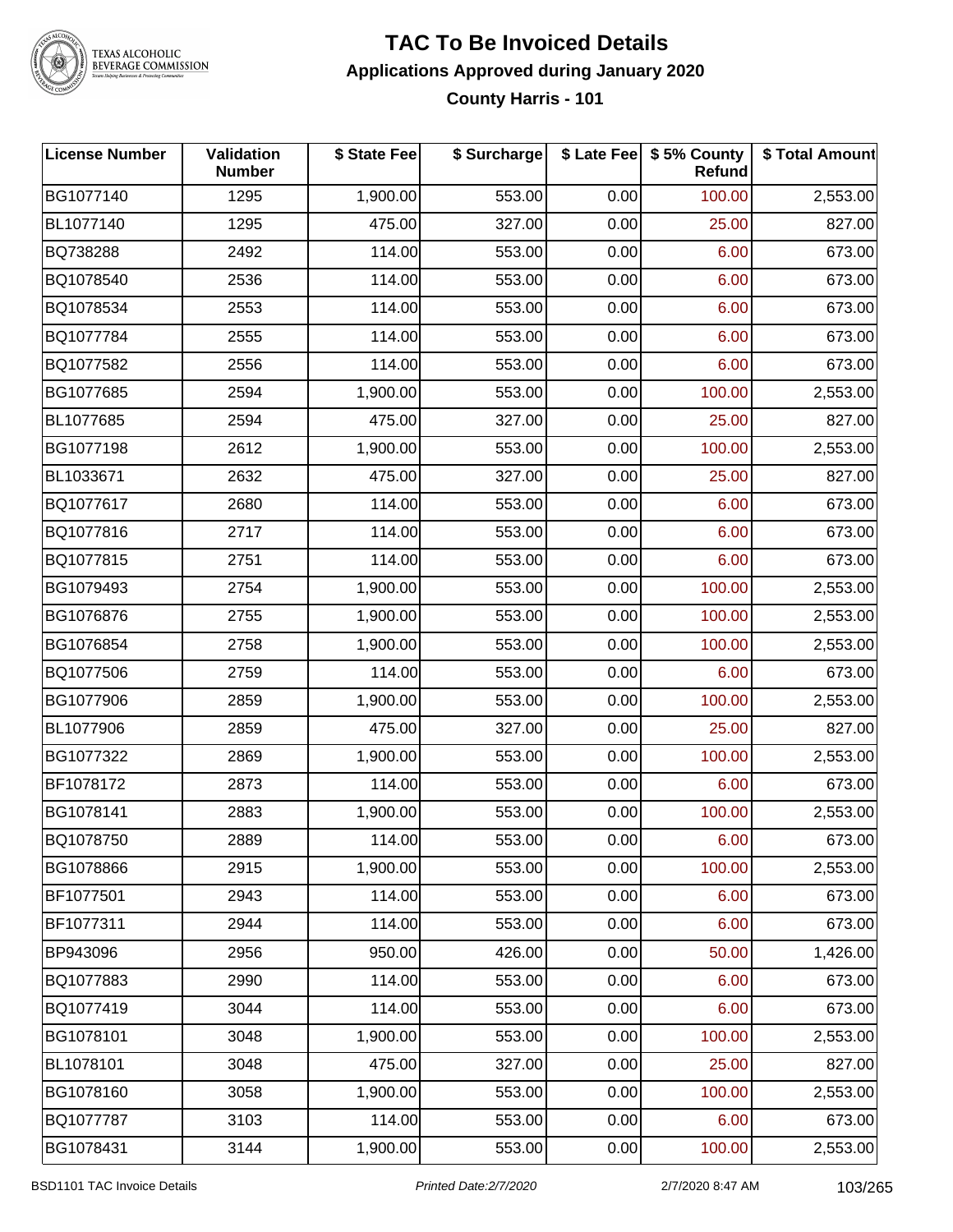# TAC To Be Invoiced Details

## Applications Approved during January 2020

### County Harris - 101

| License Number | Validation Number | $ State Fee | $ Surcharge | $ Late Fee | $ 5% County Refund | $ Total Amount |
|---|---|---|---|---|---|---|
| BG1077140 | 1295 | 1,900.00 | 553.00 | 0.00 | 100.00 | 2,553.00 |
| BL1077140 | 1295 | 475.00 | 327.00 | 0.00 | 25.00 | 827.00 |
| BQ738288 | 2492 | 114.00 | 553.00 | 0.00 | 6.00 | 673.00 |
| BQ1078540 | 2536 | 114.00 | 553.00 | 0.00 | 6.00 | 673.00 |
| BQ1078534 | 2553 | 114.00 | 553.00 | 0.00 | 6.00 | 673.00 |
| BQ1077784 | 2555 | 114.00 | 553.00 | 0.00 | 6.00 | 673.00 |
| BQ1077582 | 2556 | 114.00 | 553.00 | 0.00 | 6.00 | 673.00 |
| BG1077685 | 2594 | 1,900.00 | 553.00 | 0.00 | 100.00 | 2,553.00 |
| BL1077685 | 2594 | 475.00 | 327.00 | 0.00 | 25.00 | 827.00 |
| BG1077198 | 2612 | 1,900.00 | 553.00 | 0.00 | 100.00 | 2,553.00 |
| BL1033671 | 2632 | 475.00 | 327.00 | 0.00 | 25.00 | 827.00 |
| BQ1077617 | 2680 | 114.00 | 553.00 | 0.00 | 6.00 | 673.00 |
| BQ1077816 | 2717 | 114.00 | 553.00 | 0.00 | 6.00 | 673.00 |
| BQ1077815 | 2751 | 114.00 | 553.00 | 0.00 | 6.00 | 673.00 |
| BG1079493 | 2754 | 1,900.00 | 553.00 | 0.00 | 100.00 | 2,553.00 |
| BG1076876 | 2755 | 1,900.00 | 553.00 | 0.00 | 100.00 | 2,553.00 |
| BG1076854 | 2758 | 1,900.00 | 553.00 | 0.00 | 100.00 | 2,553.00 |
| BQ1077506 | 2759 | 114.00 | 553.00 | 0.00 | 6.00 | 673.00 |
| BG1077906 | 2859 | 1,900.00 | 553.00 | 0.00 | 100.00 | 2,553.00 |
| BL1077906 | 2859 | 475.00 | 327.00 | 0.00 | 25.00 | 827.00 |
| BG1077322 | 2869 | 1,900.00 | 553.00 | 0.00 | 100.00 | 2,553.00 |
| BF1078172 | 2873 | 114.00 | 553.00 | 0.00 | 6.00 | 673.00 |
| BG1078141 | 2883 | 1,900.00 | 553.00 | 0.00 | 100.00 | 2,553.00 |
| BQ1078750 | 2889 | 114.00 | 553.00 | 0.00 | 6.00 | 673.00 |
| BG1078866 | 2915 | 1,900.00 | 553.00 | 0.00 | 100.00 | 2,553.00 |
| BF1077501 | 2943 | 114.00 | 553.00 | 0.00 | 6.00 | 673.00 |
| BF1077311 | 2944 | 114.00 | 553.00 | 0.00 | 6.00 | 673.00 |
| BP943096 | 2956 | 950.00 | 426.00 | 0.00 | 50.00 | 1,426.00 |
| BQ1077883 | 2990 | 114.00 | 553.00 | 0.00 | 6.00 | 673.00 |
| BQ1077419 | 3044 | 114.00 | 553.00 | 0.00 | 6.00 | 673.00 |
| BG1078101 | 3048 | 1,900.00 | 553.00 | 0.00 | 100.00 | 2,553.00 |
| BL1078101 | 3048 | 475.00 | 327.00 | 0.00 | 25.00 | 827.00 |
| BG1078160 | 3058 | 1,900.00 | 553.00 | 0.00 | 100.00 | 2,553.00 |
| BQ1077787 | 3103 | 114.00 | 553.00 | 0.00 | 6.00 | 673.00 |
| BG1078431 | 3144 | 1,900.00 | 553.00 | 0.00 | 100.00 | 2,553.00 |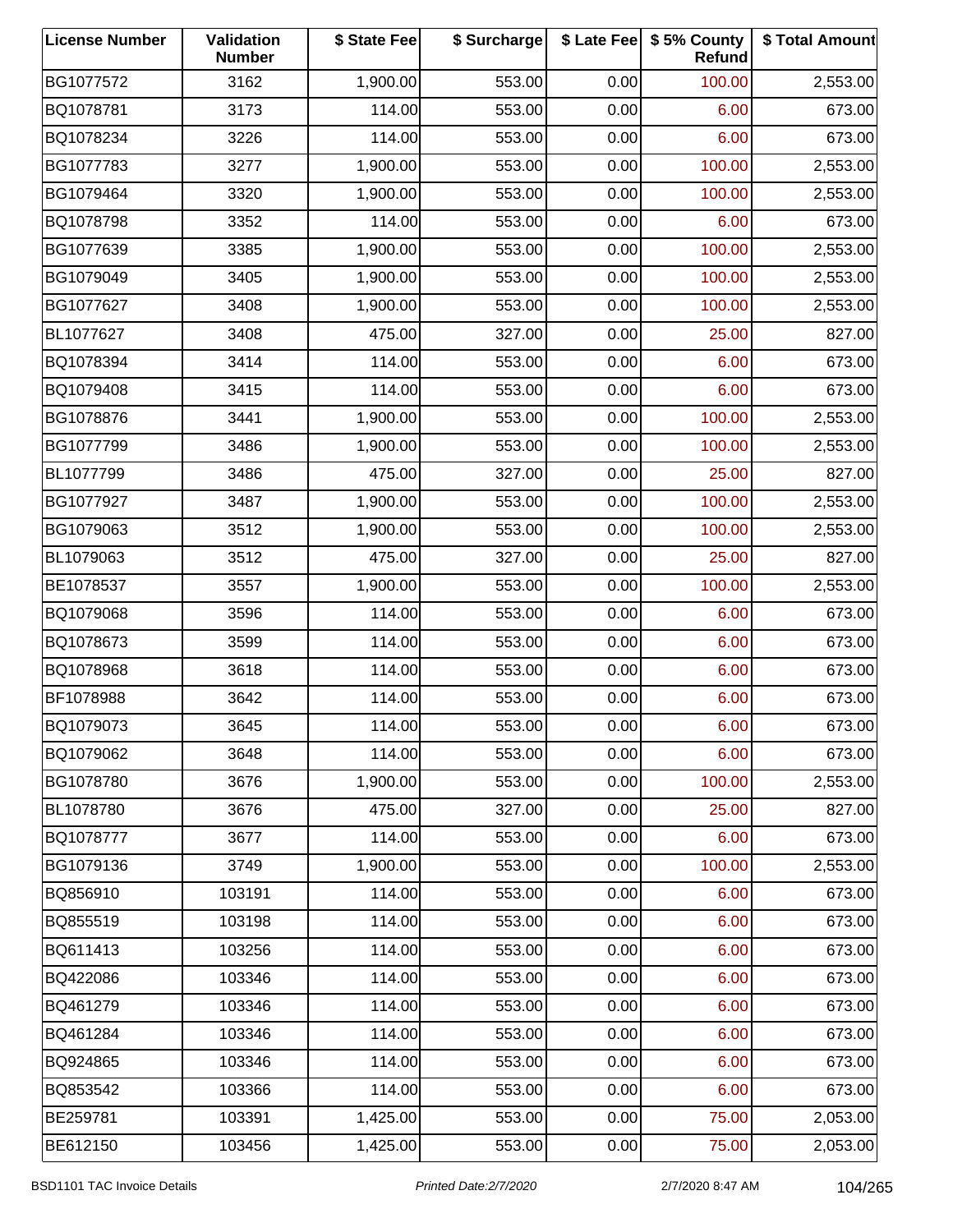| License Number | Validation Number | $ State Fee | $ Surcharge | $ Late Fee | $ 5% County Refund | $ Total Amount |
|---|---|---|---|---|---|---|
| BG1077572 | 3162 | 1,900.00 | 553.00 | 0.00 | 100.00 | 2,553.00 |
| BQ1078781 | 3173 | 114.00 | 553.00 | 0.00 | 6.00 | 673.00 |
| BQ1078234 | 3226 | 114.00 | 553.00 | 0.00 | 6.00 | 673.00 |
| BG1077783 | 3277 | 1,900.00 | 553.00 | 0.00 | 100.00 | 2,553.00 |
| BG1079464 | 3320 | 1,900.00 | 553.00 | 0.00 | 100.00 | 2,553.00 |
| BQ1078798 | 3352 | 114.00 | 553.00 | 0.00 | 6.00 | 673.00 |
| BG1077639 | 3385 | 1,900.00 | 553.00 | 0.00 | 100.00 | 2,553.00 |
| BG1079049 | 3405 | 1,900.00 | 553.00 | 0.00 | 100.00 | 2,553.00 |
| BG1077627 | 3408 | 1,900.00 | 553.00 | 0.00 | 100.00 | 2,553.00 |
| BL1077627 | 3408 | 475.00 | 327.00 | 0.00 | 25.00 | 827.00 |
| BQ1078394 | 3414 | 114.00 | 553.00 | 0.00 | 6.00 | 673.00 |
| BQ1079408 | 3415 | 114.00 | 553.00 | 0.00 | 6.00 | 673.00 |
| BG1078876 | 3441 | 1,900.00 | 553.00 | 0.00 | 100.00 | 2,553.00 |
| BG1077799 | 3486 | 1,900.00 | 553.00 | 0.00 | 100.00 | 2,553.00 |
| BL1077799 | 3486 | 475.00 | 327.00 | 0.00 | 25.00 | 827.00 |
| BG1077927 | 3487 | 1,900.00 | 553.00 | 0.00 | 100.00 | 2,553.00 |
| BG1079063 | 3512 | 1,900.00 | 553.00 | 0.00 | 100.00 | 2,553.00 |
| BL1079063 | 3512 | 475.00 | 327.00 | 0.00 | 25.00 | 827.00 |
| BE1078537 | 3557 | 1,900.00 | 553.00 | 0.00 | 100.00 | 2,553.00 |
| BQ1079068 | 3596 | 114.00 | 553.00 | 0.00 | 6.00 | 673.00 |
| BQ1078673 | 3599 | 114.00 | 553.00 | 0.00 | 6.00 | 673.00 |
| BQ1078968 | 3618 | 114.00 | 553.00 | 0.00 | 6.00 | 673.00 |
| BF1078988 | 3642 | 114.00 | 553.00 | 0.00 | 6.00 | 673.00 |
| BQ1079073 | 3645 | 114.00 | 553.00 | 0.00 | 6.00 | 673.00 |
| BQ1079062 | 3648 | 114.00 | 553.00 | 0.00 | 6.00 | 673.00 |
| BG1078780 | 3676 | 1,900.00 | 553.00 | 0.00 | 100.00 | 2,553.00 |
| BL1078780 | 3676 | 475.00 | 327.00 | 0.00 | 25.00 | 827.00 |
| BQ1078777 | 3677 | 114.00 | 553.00 | 0.00 | 6.00 | 673.00 |
| BG1079136 | 3749 | 1,900.00 | 553.00 | 0.00 | 100.00 | 2,553.00 |
| BQ856910 | 103191 | 114.00 | 553.00 | 0.00 | 6.00 | 673.00 |
| BQ855519 | 103198 | 114.00 | 553.00 | 0.00 | 6.00 | 673.00 |
| BQ611413 | 103256 | 114.00 | 553.00 | 0.00 | 6.00 | 673.00 |
| BQ422086 | 103346 | 114.00 | 553.00 | 0.00 | 6.00 | 673.00 |
| BQ461279 | 103346 | 114.00 | 553.00 | 0.00 | 6.00 | 673.00 |
| BQ461284 | 103346 | 114.00 | 553.00 | 0.00 | 6.00 | 673.00 |
| BQ924865 | 103346 | 114.00 | 553.00 | 0.00 | 6.00 | 673.00 |
| BQ853542 | 103366 | 114.00 | 553.00 | 0.00 | 6.00 | 673.00 |
| BE259781 | 103391 | 1,425.00 | 553.00 | 0.00 | 75.00 | 2,053.00 |
| BE612150 | 103456 | 1,425.00 | 553.00 | 0.00 | 75.00 | 2,053.00 |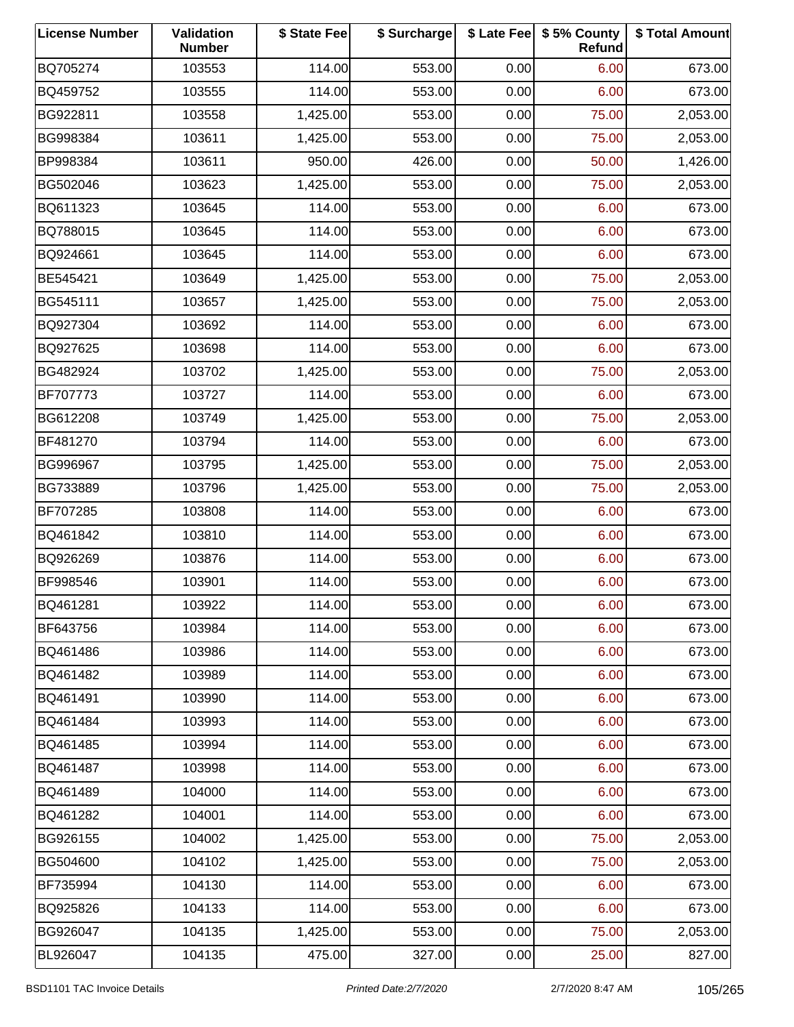| License Number | Validation Number | $ State Fee | $ Surcharge | $ Late Fee | $ 5% County Refund | $ Total Amount |
|---|---|---|---|---|---|---|
| BQ705274 | 103553 | 114.00 | 553.00 | 0.00 | 6.00 | 673.00 |
| BQ459752 | 103555 | 114.00 | 553.00 | 0.00 | 6.00 | 673.00 |
| BG922811 | 103558 | 1,425.00 | 553.00 | 0.00 | 75.00 | 2,053.00 |
| BG998384 | 103611 | 1,425.00 | 553.00 | 0.00 | 75.00 | 2,053.00 |
| BP998384 | 103611 | 950.00 | 426.00 | 0.00 | 50.00 | 1,426.00 |
| BG502046 | 103623 | 1,425.00 | 553.00 | 0.00 | 75.00 | 2,053.00 |
| BQ611323 | 103645 | 114.00 | 553.00 | 0.00 | 6.00 | 673.00 |
| BQ788015 | 103645 | 114.00 | 553.00 | 0.00 | 6.00 | 673.00 |
| BQ924661 | 103645 | 114.00 | 553.00 | 0.00 | 6.00 | 673.00 |
| BE545421 | 103649 | 1,425.00 | 553.00 | 0.00 | 75.00 | 2,053.00 |
| BG545111 | 103657 | 1,425.00 | 553.00 | 0.00 | 75.00 | 2,053.00 |
| BQ927304 | 103692 | 114.00 | 553.00 | 0.00 | 6.00 | 673.00 |
| BQ927625 | 103698 | 114.00 | 553.00 | 0.00 | 6.00 | 673.00 |
| BG482924 | 103702 | 1,425.00 | 553.00 | 0.00 | 75.00 | 2,053.00 |
| BF707773 | 103727 | 114.00 | 553.00 | 0.00 | 6.00 | 673.00 |
| BG612208 | 103749 | 1,425.00 | 553.00 | 0.00 | 75.00 | 2,053.00 |
| BF481270 | 103794 | 114.00 | 553.00 | 0.00 | 6.00 | 673.00 |
| BG996967 | 103795 | 1,425.00 | 553.00 | 0.00 | 75.00 | 2,053.00 |
| BG733889 | 103796 | 1,425.00 | 553.00 | 0.00 | 75.00 | 2,053.00 |
| BF707285 | 103808 | 114.00 | 553.00 | 0.00 | 6.00 | 673.00 |
| BQ461842 | 103810 | 114.00 | 553.00 | 0.00 | 6.00 | 673.00 |
| BQ926269 | 103876 | 114.00 | 553.00 | 0.00 | 6.00 | 673.00 |
| BF998546 | 103901 | 114.00 | 553.00 | 0.00 | 6.00 | 673.00 |
| BQ461281 | 103922 | 114.00 | 553.00 | 0.00 | 6.00 | 673.00 |
| BF643756 | 103984 | 114.00 | 553.00 | 0.00 | 6.00 | 673.00 |
| BQ461486 | 103986 | 114.00 | 553.00 | 0.00 | 6.00 | 673.00 |
| BQ461482 | 103989 | 114.00 | 553.00 | 0.00 | 6.00 | 673.00 |
| BQ461491 | 103990 | 114.00 | 553.00 | 0.00 | 6.00 | 673.00 |
| BQ461484 | 103993 | 114.00 | 553.00 | 0.00 | 6.00 | 673.00 |
| BQ461485 | 103994 | 114.00 | 553.00 | 0.00 | 6.00 | 673.00 |
| BQ461487 | 103998 | 114.00 | 553.00 | 0.00 | 6.00 | 673.00 |
| BQ461489 | 104000 | 114.00 | 553.00 | 0.00 | 6.00 | 673.00 |
| BQ461282 | 104001 | 114.00 | 553.00 | 0.00 | 6.00 | 673.00 |
| BG926155 | 104002 | 1,425.00 | 553.00 | 0.00 | 75.00 | 2,053.00 |
| BG504600 | 104102 | 1,425.00 | 553.00 | 0.00 | 75.00 | 2,053.00 |
| BF735994 | 104130 | 114.00 | 553.00 | 0.00 | 6.00 | 673.00 |
| BQ925826 | 104133 | 114.00 | 553.00 | 0.00 | 6.00 | 673.00 |
| BG926047 | 104135 | 1,425.00 | 553.00 | 0.00 | 75.00 | 2,053.00 |
| BL926047 | 104135 | 475.00 | 327.00 | 0.00 | 25.00 | 827.00 |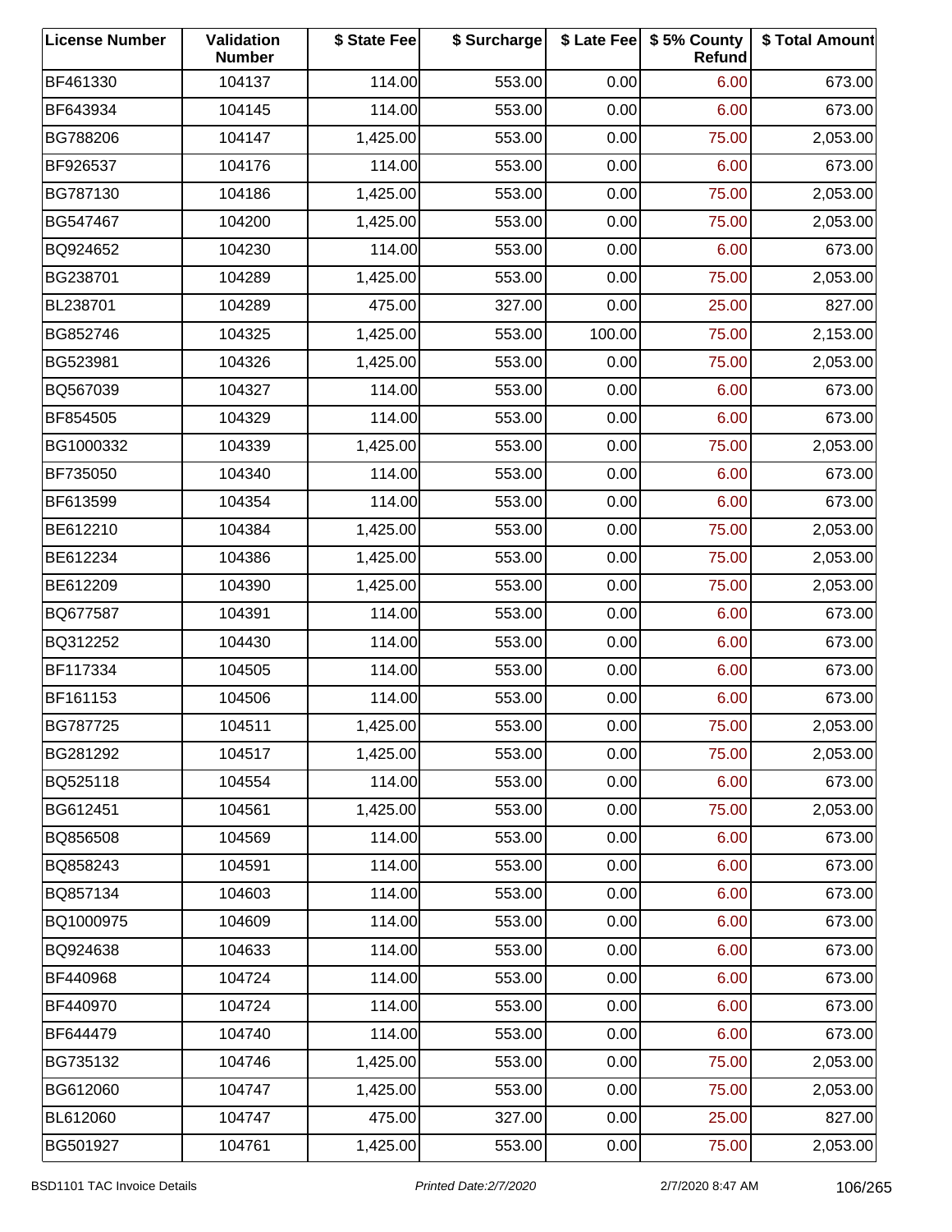| License Number | Validation Number | $ State Fee | $ Surcharge | $ Late Fee | $ 5% County Refund | $ Total Amount |
|---|---|---|---|---|---|---|
| BF461330 | 104137 | 114.00 | 553.00 | 0.00 | 6.00 | 673.00 |
| BF643934 | 104145 | 114.00 | 553.00 | 0.00 | 6.00 | 673.00 |
| BG788206 | 104147 | 1,425.00 | 553.00 | 0.00 | 75.00 | 2,053.00 |
| BF926537 | 104176 | 114.00 | 553.00 | 0.00 | 6.00 | 673.00 |
| BG787130 | 104186 | 1,425.00 | 553.00 | 0.00 | 75.00 | 2,053.00 |
| BG547467 | 104200 | 1,425.00 | 553.00 | 0.00 | 75.00 | 2,053.00 |
| BQ924652 | 104230 | 114.00 | 553.00 | 0.00 | 6.00 | 673.00 |
| BG238701 | 104289 | 1,425.00 | 553.00 | 0.00 | 75.00 | 2,053.00 |
| BL238701 | 104289 | 475.00 | 327.00 | 0.00 | 25.00 | 827.00 |
| BG852746 | 104325 | 1,425.00 | 553.00 | 100.00 | 75.00 | 2,153.00 |
| BG523981 | 104326 | 1,425.00 | 553.00 | 0.00 | 75.00 | 2,053.00 |
| BQ567039 | 104327 | 114.00 | 553.00 | 0.00 | 6.00 | 673.00 |
| BF854505 | 104329 | 114.00 | 553.00 | 0.00 | 6.00 | 673.00 |
| BG1000332 | 104339 | 1,425.00 | 553.00 | 0.00 | 75.00 | 2,053.00 |
| BF735050 | 104340 | 114.00 | 553.00 | 0.00 | 6.00 | 673.00 |
| BF613599 | 104354 | 114.00 | 553.00 | 0.00 | 6.00 | 673.00 |
| BE612210 | 104384 | 1,425.00 | 553.00 | 0.00 | 75.00 | 2,053.00 |
| BE612234 | 104386 | 1,425.00 | 553.00 | 0.00 | 75.00 | 2,053.00 |
| BE612209 | 104390 | 1,425.00 | 553.00 | 0.00 | 75.00 | 2,053.00 |
| BQ677587 | 104391 | 114.00 | 553.00 | 0.00 | 6.00 | 673.00 |
| BQ312252 | 104430 | 114.00 | 553.00 | 0.00 | 6.00 | 673.00 |
| BF117334 | 104505 | 114.00 | 553.00 | 0.00 | 6.00 | 673.00 |
| BF161153 | 104506 | 114.00 | 553.00 | 0.00 | 6.00 | 673.00 |
| BG787725 | 104511 | 1,425.00 | 553.00 | 0.00 | 75.00 | 2,053.00 |
| BG281292 | 104517 | 1,425.00 | 553.00 | 0.00 | 75.00 | 2,053.00 |
| BQ525118 | 104554 | 114.00 | 553.00 | 0.00 | 6.00 | 673.00 |
| BG612451 | 104561 | 1,425.00 | 553.00 | 0.00 | 75.00 | 2,053.00 |
| BQ856508 | 104569 | 114.00 | 553.00 | 0.00 | 6.00 | 673.00 |
| BQ858243 | 104591 | 114.00 | 553.00 | 0.00 | 6.00 | 673.00 |
| BQ857134 | 104603 | 114.00 | 553.00 | 0.00 | 6.00 | 673.00 |
| BQ1000975 | 104609 | 114.00 | 553.00 | 0.00 | 6.00 | 673.00 |
| BQ924638 | 104633 | 114.00 | 553.00 | 0.00 | 6.00 | 673.00 |
| BF440968 | 104724 | 114.00 | 553.00 | 0.00 | 6.00 | 673.00 |
| BF440970 | 104724 | 114.00 | 553.00 | 0.00 | 6.00 | 673.00 |
| BF644479 | 104740 | 114.00 | 553.00 | 0.00 | 6.00 | 673.00 |
| BG735132 | 104746 | 1,425.00 | 553.00 | 0.00 | 75.00 | 2,053.00 |
| BG612060 | 104747 | 1,425.00 | 553.00 | 0.00 | 75.00 | 2,053.00 |
| BL612060 | 104747 | 475.00 | 327.00 | 0.00 | 25.00 | 827.00 |
| BG501927 | 104761 | 1,425.00 | 553.00 | 0.00 | 75.00 | 2,053.00 |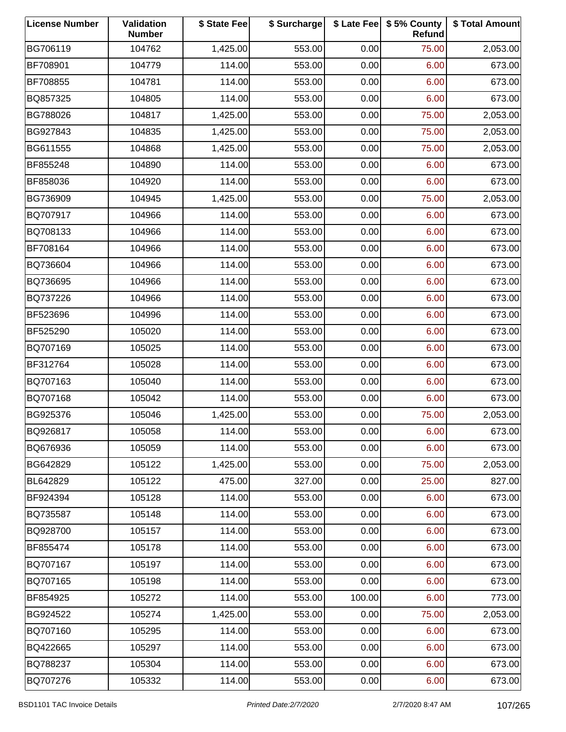| License Number | Validation Number | $ State Fee | $ Surcharge | $ Late Fee | $ 5% County Refund | $ Total Amount |
|---|---|---|---|---|---|---|
| BG706119 | 104762 | 1,425.00 | 553.00 | 0.00 | 75.00 | 2,053.00 |
| BF708901 | 104779 | 114.00 | 553.00 | 0.00 | 6.00 | 673.00 |
| BF708855 | 104781 | 114.00 | 553.00 | 0.00 | 6.00 | 673.00 |
| BQ857325 | 104805 | 114.00 | 553.00 | 0.00 | 6.00 | 673.00 |
| BG788026 | 104817 | 1,425.00 | 553.00 | 0.00 | 75.00 | 2,053.00 |
| BG927843 | 104835 | 1,425.00 | 553.00 | 0.00 | 75.00 | 2,053.00 |
| BG611555 | 104868 | 1,425.00 | 553.00 | 0.00 | 75.00 | 2,053.00 |
| BF855248 | 104890 | 114.00 | 553.00 | 0.00 | 6.00 | 673.00 |
| BF858036 | 104920 | 114.00 | 553.00 | 0.00 | 6.00 | 673.00 |
| BG736909 | 104945 | 1,425.00 | 553.00 | 0.00 | 75.00 | 2,053.00 |
| BQ707917 | 104966 | 114.00 | 553.00 | 0.00 | 6.00 | 673.00 |
| BQ708133 | 104966 | 114.00 | 553.00 | 0.00 | 6.00 | 673.00 |
| BF708164 | 104966 | 114.00 | 553.00 | 0.00 | 6.00 | 673.00 |
| BQ736604 | 104966 | 114.00 | 553.00 | 0.00 | 6.00 | 673.00 |
| BQ736695 | 104966 | 114.00 | 553.00 | 0.00 | 6.00 | 673.00 |
| BQ737226 | 104966 | 114.00 | 553.00 | 0.00 | 6.00 | 673.00 |
| BF523696 | 104996 | 114.00 | 553.00 | 0.00 | 6.00 | 673.00 |
| BF525290 | 105020 | 114.00 | 553.00 | 0.00 | 6.00 | 673.00 |
| BQ707169 | 105025 | 114.00 | 553.00 | 0.00 | 6.00 | 673.00 |
| BF312764 | 105028 | 114.00 | 553.00 | 0.00 | 6.00 | 673.00 |
| BQ707163 | 105040 | 114.00 | 553.00 | 0.00 | 6.00 | 673.00 |
| BQ707168 | 105042 | 114.00 | 553.00 | 0.00 | 6.00 | 673.00 |
| BG925376 | 105046 | 1,425.00 | 553.00 | 0.00 | 75.00 | 2,053.00 |
| BQ926817 | 105058 | 114.00 | 553.00 | 0.00 | 6.00 | 673.00 |
| BQ676936 | 105059 | 114.00 | 553.00 | 0.00 | 6.00 | 673.00 |
| BG642829 | 105122 | 1,425.00 | 553.00 | 0.00 | 75.00 | 2,053.00 |
| BL642829 | 105122 | 475.00 | 327.00 | 0.00 | 25.00 | 827.00 |
| BF924394 | 105128 | 114.00 | 553.00 | 0.00 | 6.00 | 673.00 |
| BQ735587 | 105148 | 114.00 | 553.00 | 0.00 | 6.00 | 673.00 |
| BQ928700 | 105157 | 114.00 | 553.00 | 0.00 | 6.00 | 673.00 |
| BF855474 | 105178 | 114.00 | 553.00 | 0.00 | 6.00 | 673.00 |
| BQ707167 | 105197 | 114.00 | 553.00 | 0.00 | 6.00 | 673.00 |
| BQ707165 | 105198 | 114.00 | 553.00 | 0.00 | 6.00 | 673.00 |
| BF854925 | 105272 | 114.00 | 553.00 | 100.00 | 6.00 | 773.00 |
| BG924522 | 105274 | 1,425.00 | 553.00 | 0.00 | 75.00 | 2,053.00 |
| BQ707160 | 105295 | 114.00 | 553.00 | 0.00 | 6.00 | 673.00 |
| BQ422665 | 105297 | 114.00 | 553.00 | 0.00 | 6.00 | 673.00 |
| BQ788237 | 105304 | 114.00 | 553.00 | 0.00 | 6.00 | 673.00 |
| BQ707276 | 105332 | 114.00 | 553.00 | 0.00 | 6.00 | 673.00 |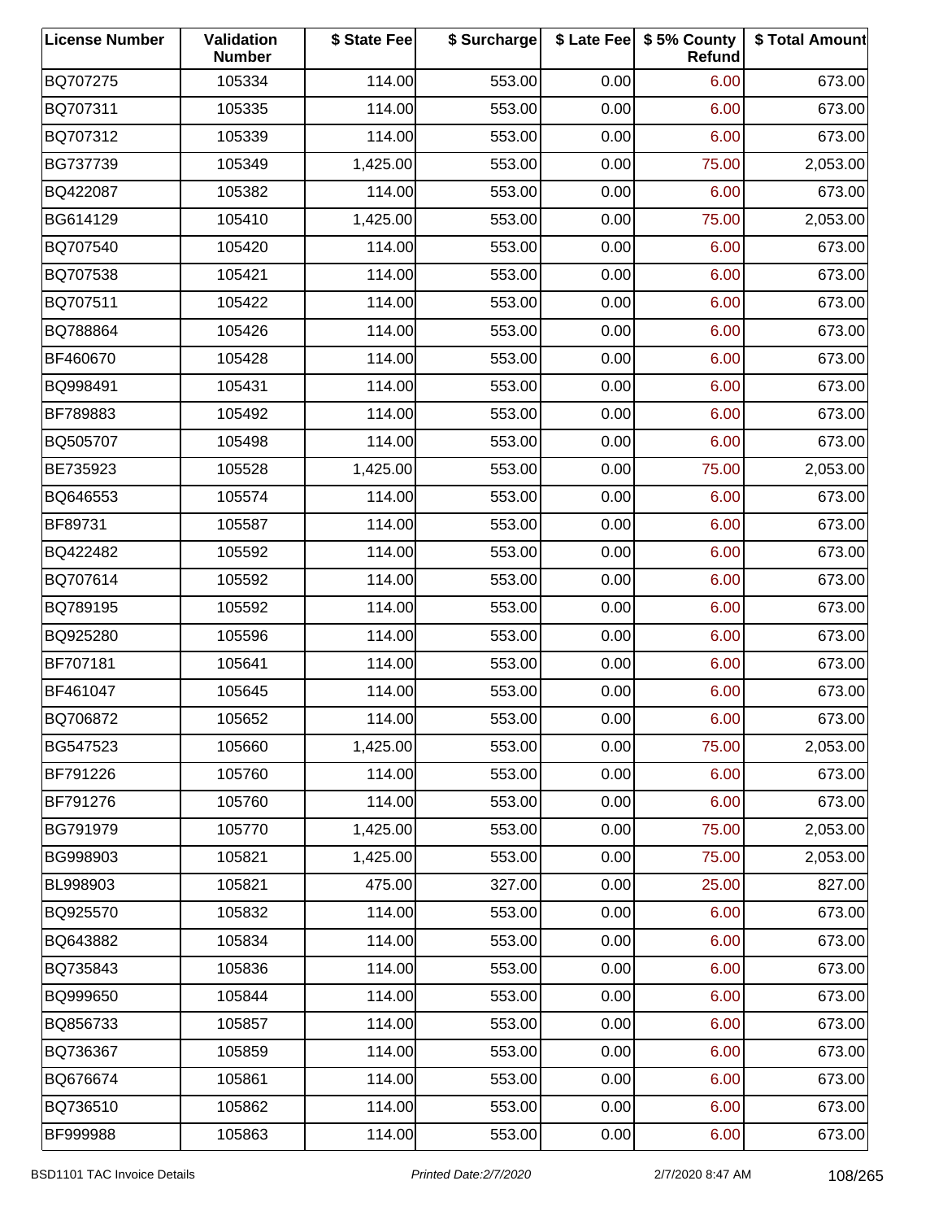| License Number | Validation Number | $ State Fee | $ Surcharge | $ Late Fee | $ 5% County Refund | $ Total Amount |
|---|---|---|---|---|---|---|
| BQ707275 | 105334 | 114.00 | 553.00 | 0.00 | 6.00 | 673.00 |
| BQ707311 | 105335 | 114.00 | 553.00 | 0.00 | 6.00 | 673.00 |
| BQ707312 | 105339 | 114.00 | 553.00 | 0.00 | 6.00 | 673.00 |
| BG737739 | 105349 | 1,425.00 | 553.00 | 0.00 | 75.00 | 2,053.00 |
| BQ422087 | 105382 | 114.00 | 553.00 | 0.00 | 6.00 | 673.00 |
| BG614129 | 105410 | 1,425.00 | 553.00 | 0.00 | 75.00 | 2,053.00 |
| BQ707540 | 105420 | 114.00 | 553.00 | 0.00 | 6.00 | 673.00 |
| BQ707538 | 105421 | 114.00 | 553.00 | 0.00 | 6.00 | 673.00 |
| BQ707511 | 105422 | 114.00 | 553.00 | 0.00 | 6.00 | 673.00 |
| BQ788864 | 105426 | 114.00 | 553.00 | 0.00 | 6.00 | 673.00 |
| BF460670 | 105428 | 114.00 | 553.00 | 0.00 | 6.00 | 673.00 |
| BQ998491 | 105431 | 114.00 | 553.00 | 0.00 | 6.00 | 673.00 |
| BF789883 | 105492 | 114.00 | 553.00 | 0.00 | 6.00 | 673.00 |
| BQ505707 | 105498 | 114.00 | 553.00 | 0.00 | 6.00 | 673.00 |
| BE735923 | 105528 | 1,425.00 | 553.00 | 0.00 | 75.00 | 2,053.00 |
| BQ646553 | 105574 | 114.00 | 553.00 | 0.00 | 6.00 | 673.00 |
| BF89731 | 105587 | 114.00 | 553.00 | 0.00 | 6.00 | 673.00 |
| BQ422482 | 105592 | 114.00 | 553.00 | 0.00 | 6.00 | 673.00 |
| BQ707614 | 105592 | 114.00 | 553.00 | 0.00 | 6.00 | 673.00 |
| BQ789195 | 105592 | 114.00 | 553.00 | 0.00 | 6.00 | 673.00 |
| BQ925280 | 105596 | 114.00 | 553.00 | 0.00 | 6.00 | 673.00 |
| BF707181 | 105641 | 114.00 | 553.00 | 0.00 | 6.00 | 673.00 |
| BF461047 | 105645 | 114.00 | 553.00 | 0.00 | 6.00 | 673.00 |
| BQ706872 | 105652 | 114.00 | 553.00 | 0.00 | 6.00 | 673.00 |
| BG547523 | 105660 | 1,425.00 | 553.00 | 0.00 | 75.00 | 2,053.00 |
| BF791226 | 105760 | 114.00 | 553.00 | 0.00 | 6.00 | 673.00 |
| BF791276 | 105760 | 114.00 | 553.00 | 0.00 | 6.00 | 673.00 |
| BG791979 | 105770 | 1,425.00 | 553.00 | 0.00 | 75.00 | 2,053.00 |
| BG998903 | 105821 | 1,425.00 | 553.00 | 0.00 | 75.00 | 2,053.00 |
| BL998903 | 105821 | 475.00 | 327.00 | 0.00 | 25.00 | 827.00 |
| BQ925570 | 105832 | 114.00 | 553.00 | 0.00 | 6.00 | 673.00 |
| BQ643882 | 105834 | 114.00 | 553.00 | 0.00 | 6.00 | 673.00 |
| BQ735843 | 105836 | 114.00 | 553.00 | 0.00 | 6.00 | 673.00 |
| BQ999650 | 105844 | 114.00 | 553.00 | 0.00 | 6.00 | 673.00 |
| BQ856733 | 105857 | 114.00 | 553.00 | 0.00 | 6.00 | 673.00 |
| BQ736367 | 105859 | 114.00 | 553.00 | 0.00 | 6.00 | 673.00 |
| BQ676674 | 105861 | 114.00 | 553.00 | 0.00 | 6.00 | 673.00 |
| BQ736510 | 105862 | 114.00 | 553.00 | 0.00 | 6.00 | 673.00 |
| BF999988 | 105863 | 114.00 | 553.00 | 0.00 | 6.00 | 673.00 |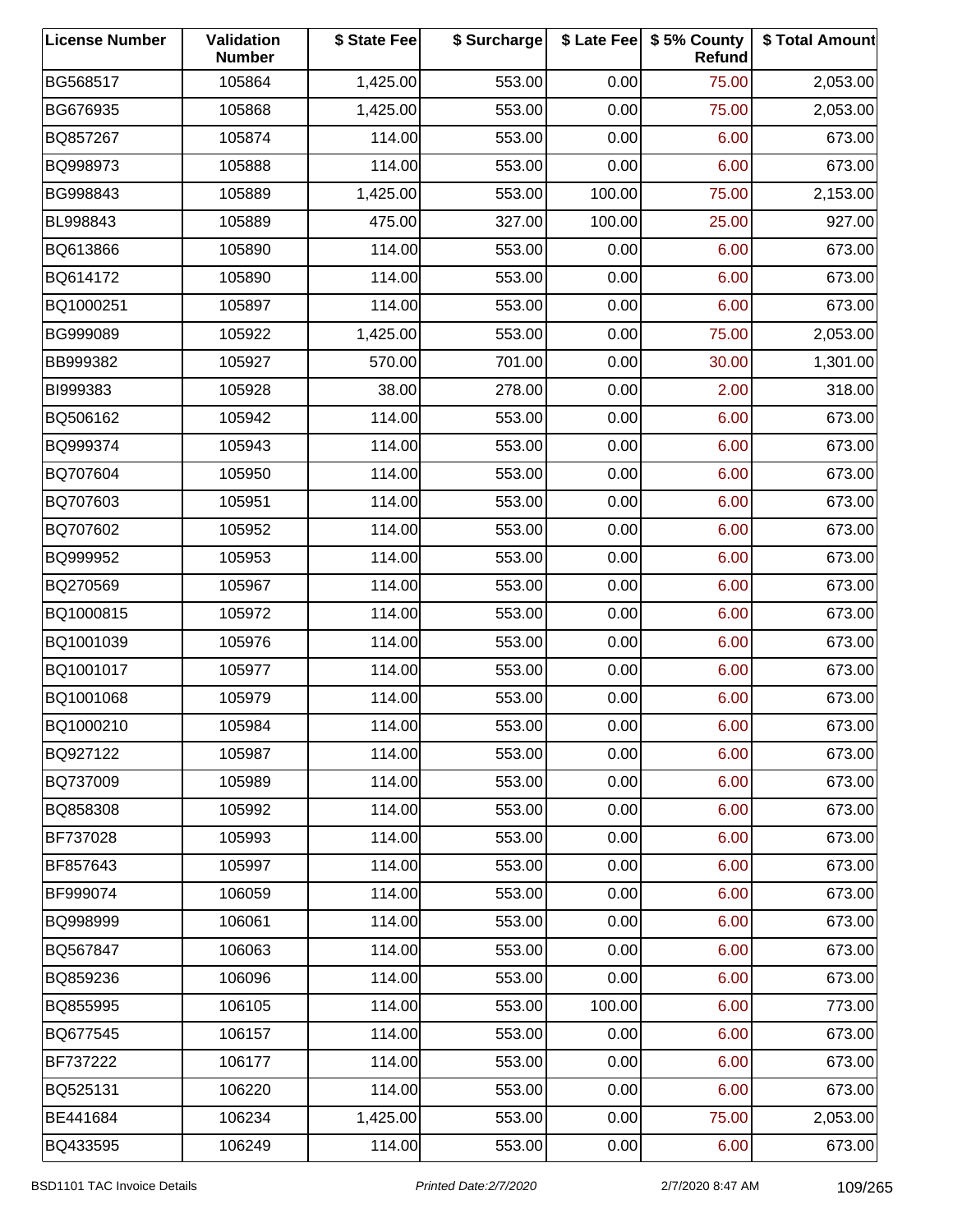| License Number | Validation Number | $ State Fee | $ Surcharge | $ Late Fee | $ 5% County Refund | $ Total Amount |
|---|---|---|---|---|---|---|
| BG568517 | 105864 | 1,425.00 | 553.00 | 0.00 | 75.00 | 2,053.00 |
| BG676935 | 105868 | 1,425.00 | 553.00 | 0.00 | 75.00 | 2,053.00 |
| BQ857267 | 105874 | 114.00 | 553.00 | 0.00 | 6.00 | 673.00 |
| BQ998973 | 105888 | 114.00 | 553.00 | 0.00 | 6.00 | 673.00 |
| BG998843 | 105889 | 1,425.00 | 553.00 | 100.00 | 75.00 | 2,153.00 |
| BL998843 | 105889 | 475.00 | 327.00 | 100.00 | 25.00 | 927.00 |
| BQ613866 | 105890 | 114.00 | 553.00 | 0.00 | 6.00 | 673.00 |
| BQ614172 | 105890 | 114.00 | 553.00 | 0.00 | 6.00 | 673.00 |
| BQ1000251 | 105897 | 114.00 | 553.00 | 0.00 | 6.00 | 673.00 |
| BG999089 | 105922 | 1,425.00 | 553.00 | 0.00 | 75.00 | 2,053.00 |
| BB999382 | 105927 | 570.00 | 701.00 | 0.00 | 30.00 | 1,301.00 |
| BI999383 | 105928 | 38.00 | 278.00 | 0.00 | 2.00 | 318.00 |
| BQ506162 | 105942 | 114.00 | 553.00 | 0.00 | 6.00 | 673.00 |
| BQ999374 | 105943 | 114.00 | 553.00 | 0.00 | 6.00 | 673.00 |
| BQ707604 | 105950 | 114.00 | 553.00 | 0.00 | 6.00 | 673.00 |
| BQ707603 | 105951 | 114.00 | 553.00 | 0.00 | 6.00 | 673.00 |
| BQ707602 | 105952 | 114.00 | 553.00 | 0.00 | 6.00 | 673.00 |
| BQ999952 | 105953 | 114.00 | 553.00 | 0.00 | 6.00 | 673.00 |
| BQ270569 | 105967 | 114.00 | 553.00 | 0.00 | 6.00 | 673.00 |
| BQ1000815 | 105972 | 114.00 | 553.00 | 0.00 | 6.00 | 673.00 |
| BQ1001039 | 105976 | 114.00 | 553.00 | 0.00 | 6.00 | 673.00 |
| BQ1001017 | 105977 | 114.00 | 553.00 | 0.00 | 6.00 | 673.00 |
| BQ1001068 | 105979 | 114.00 | 553.00 | 0.00 | 6.00 | 673.00 |
| BQ1000210 | 105984 | 114.00 | 553.00 | 0.00 | 6.00 | 673.00 |
| BQ927122 | 105987 | 114.00 | 553.00 | 0.00 | 6.00 | 673.00 |
| BQ737009 | 105989 | 114.00 | 553.00 | 0.00 | 6.00 | 673.00 |
| BQ858308 | 105992 | 114.00 | 553.00 | 0.00 | 6.00 | 673.00 |
| BF737028 | 105993 | 114.00 | 553.00 | 0.00 | 6.00 | 673.00 |
| BF857643 | 105997 | 114.00 | 553.00 | 0.00 | 6.00 | 673.00 |
| BF999074 | 106059 | 114.00 | 553.00 | 0.00 | 6.00 | 673.00 |
| BQ998999 | 106061 | 114.00 | 553.00 | 0.00 | 6.00 | 673.00 |
| BQ567847 | 106063 | 114.00 | 553.00 | 0.00 | 6.00 | 673.00 |
| BQ859236 | 106096 | 114.00 | 553.00 | 0.00 | 6.00 | 673.00 |
| BQ855995 | 106105 | 114.00 | 553.00 | 100.00 | 6.00 | 773.00 |
| BQ677545 | 106157 | 114.00 | 553.00 | 0.00 | 6.00 | 673.00 |
| BF737222 | 106177 | 114.00 | 553.00 | 0.00 | 6.00 | 673.00 |
| BQ525131 | 106220 | 114.00 | 553.00 | 0.00 | 6.00 | 673.00 |
| BE441684 | 106234 | 1,425.00 | 553.00 | 0.00 | 75.00 | 2,053.00 |
| BQ433595 | 106249 | 114.00 | 553.00 | 0.00 | 6.00 | 673.00 |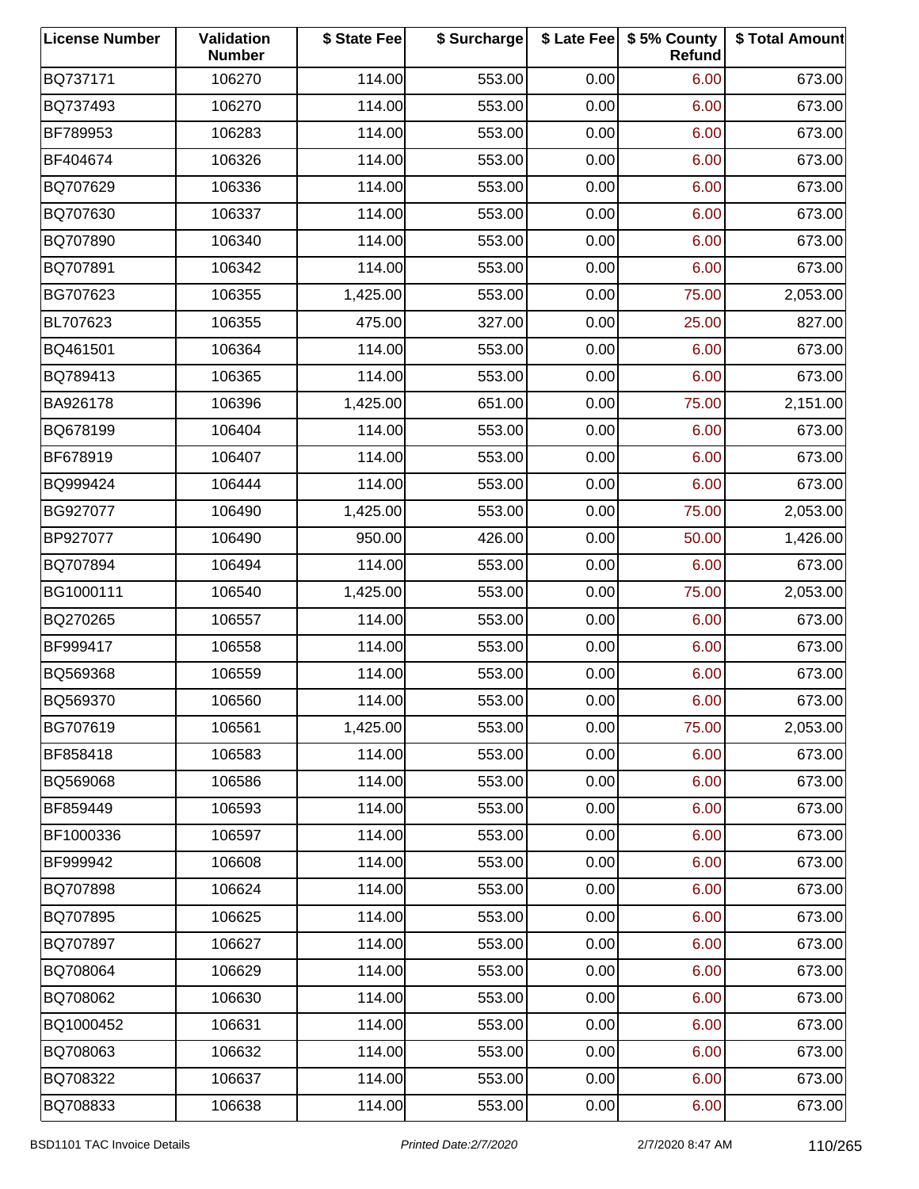| License Number | Validation Number | $ State Fee | $ Surcharge | $ Late Fee | $ 5% County Refund | $ Total Amount |
|---|---|---|---|---|---|---|
| BQ737171 | 106270 | 114.00 | 553.00 | 0.00 | 6.00 | 673.00 |
| BQ737493 | 106270 | 114.00 | 553.00 | 0.00 | 6.00 | 673.00 |
| BF789953 | 106283 | 114.00 | 553.00 | 0.00 | 6.00 | 673.00 |
| BF404674 | 106326 | 114.00 | 553.00 | 0.00 | 6.00 | 673.00 |
| BQ707629 | 106336 | 114.00 | 553.00 | 0.00 | 6.00 | 673.00 |
| BQ707630 | 106337 | 114.00 | 553.00 | 0.00 | 6.00 | 673.00 |
| BQ707890 | 106340 | 114.00 | 553.00 | 0.00 | 6.00 | 673.00 |
| BQ707891 | 106342 | 114.00 | 553.00 | 0.00 | 6.00 | 673.00 |
| BG707623 | 106355 | 1,425.00 | 553.00 | 0.00 | 75.00 | 2,053.00 |
| BL707623 | 106355 | 475.00 | 327.00 | 0.00 | 25.00 | 827.00 |
| BQ461501 | 106364 | 114.00 | 553.00 | 0.00 | 6.00 | 673.00 |
| BQ789413 | 106365 | 114.00 | 553.00 | 0.00 | 6.00 | 673.00 |
| BA926178 | 106396 | 1,425.00 | 651.00 | 0.00 | 75.00 | 2,151.00 |
| BQ678199 | 106404 | 114.00 | 553.00 | 0.00 | 6.00 | 673.00 |
| BF678919 | 106407 | 114.00 | 553.00 | 0.00 | 6.00 | 673.00 |
| BQ999424 | 106444 | 114.00 | 553.00 | 0.00 | 6.00 | 673.00 |
| BG927077 | 106490 | 1,425.00 | 553.00 | 0.00 | 75.00 | 2,053.00 |
| BP927077 | 106490 | 950.00 | 426.00 | 0.00 | 50.00 | 1,426.00 |
| BQ707894 | 106494 | 114.00 | 553.00 | 0.00 | 6.00 | 673.00 |
| BG1000111 | 106540 | 1,425.00 | 553.00 | 0.00 | 75.00 | 2,053.00 |
| BQ270265 | 106557 | 114.00 | 553.00 | 0.00 | 6.00 | 673.00 |
| BF999417 | 106558 | 114.00 | 553.00 | 0.00 | 6.00 | 673.00 |
| BQ569368 | 106559 | 114.00 | 553.00 | 0.00 | 6.00 | 673.00 |
| BQ569370 | 106560 | 114.00 | 553.00 | 0.00 | 6.00 | 673.00 |
| BG707619 | 106561 | 1,425.00 | 553.00 | 0.00 | 75.00 | 2,053.00 |
| BF858418 | 106583 | 114.00 | 553.00 | 0.00 | 6.00 | 673.00 |
| BQ569068 | 106586 | 114.00 | 553.00 | 0.00 | 6.00 | 673.00 |
| BF859449 | 106593 | 114.00 | 553.00 | 0.00 | 6.00 | 673.00 |
| BF1000336 | 106597 | 114.00 | 553.00 | 0.00 | 6.00 | 673.00 |
| BF999942 | 106608 | 114.00 | 553.00 | 0.00 | 6.00 | 673.00 |
| BQ707898 | 106624 | 114.00 | 553.00 | 0.00 | 6.00 | 673.00 |
| BQ707895 | 106625 | 114.00 | 553.00 | 0.00 | 6.00 | 673.00 |
| BQ707897 | 106627 | 114.00 | 553.00 | 0.00 | 6.00 | 673.00 |
| BQ708064 | 106629 | 114.00 | 553.00 | 0.00 | 6.00 | 673.00 |
| BQ708062 | 106630 | 114.00 | 553.00 | 0.00 | 6.00 | 673.00 |
| BQ1000452 | 106631 | 114.00 | 553.00 | 0.00 | 6.00 | 673.00 |
| BQ708063 | 106632 | 114.00 | 553.00 | 0.00 | 6.00 | 673.00 |
| BQ708322 | 106637 | 114.00 | 553.00 | 0.00 | 6.00 | 673.00 |
| BQ708833 | 106638 | 114.00 | 553.00 | 0.00 | 6.00 | 673.00 |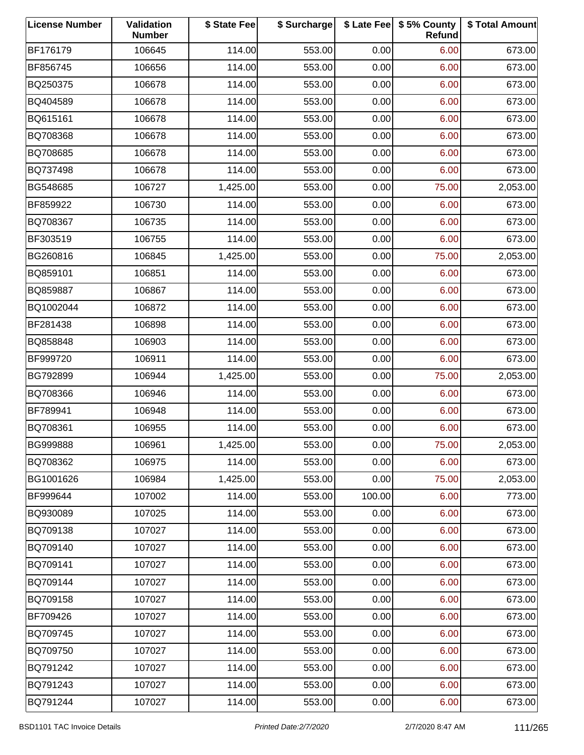| License Number | Validation Number | $ State Fee | $ Surcharge | $ Late Fee | $ 5% County Refund | $ Total Amount |
|---|---|---|---|---|---|---|
| BF176179 | 106645 | 114.00 | 553.00 | 0.00 | 6.00 | 673.00 |
| BF856745 | 106656 | 114.00 | 553.00 | 0.00 | 6.00 | 673.00 |
| BQ250375 | 106678 | 114.00 | 553.00 | 0.00 | 6.00 | 673.00 |
| BQ404589 | 106678 | 114.00 | 553.00 | 0.00 | 6.00 | 673.00 |
| BQ615161 | 106678 | 114.00 | 553.00 | 0.00 | 6.00 | 673.00 |
| BQ708368 | 106678 | 114.00 | 553.00 | 0.00 | 6.00 | 673.00 |
| BQ708685 | 106678 | 114.00 | 553.00 | 0.00 | 6.00 | 673.00 |
| BQ737498 | 106678 | 114.00 | 553.00 | 0.00 | 6.00 | 673.00 |
| BG548685 | 106727 | 1,425.00 | 553.00 | 0.00 | 75.00 | 2,053.00 |
| BF859922 | 106730 | 114.00 | 553.00 | 0.00 | 6.00 | 673.00 |
| BQ708367 | 106735 | 114.00 | 553.00 | 0.00 | 6.00 | 673.00 |
| BF303519 | 106755 | 114.00 | 553.00 | 0.00 | 6.00 | 673.00 |
| BG260816 | 106845 | 1,425.00 | 553.00 | 0.00 | 75.00 | 2,053.00 |
| BQ859101 | 106851 | 114.00 | 553.00 | 0.00 | 6.00 | 673.00 |
| BQ859887 | 106867 | 114.00 | 553.00 | 0.00 | 6.00 | 673.00 |
| BQ1002044 | 106872 | 114.00 | 553.00 | 0.00 | 6.00 | 673.00 |
| BF281438 | 106898 | 114.00 | 553.00 | 0.00 | 6.00 | 673.00 |
| BQ858848 | 106903 | 114.00 | 553.00 | 0.00 | 6.00 | 673.00 |
| BF999720 | 106911 | 114.00 | 553.00 | 0.00 | 6.00 | 673.00 |
| BG792899 | 106944 | 1,425.00 | 553.00 | 0.00 | 75.00 | 2,053.00 |
| BQ708366 | 106946 | 114.00 | 553.00 | 0.00 | 6.00 | 673.00 |
| BF789941 | 106948 | 114.00 | 553.00 | 0.00 | 6.00 | 673.00 |
| BQ708361 | 106955 | 114.00 | 553.00 | 0.00 | 6.00 | 673.00 |
| BG999888 | 106961 | 1,425.00 | 553.00 | 0.00 | 75.00 | 2,053.00 |
| BQ708362 | 106975 | 114.00 | 553.00 | 0.00 | 6.00 | 673.00 |
| BG1001626 | 106984 | 1,425.00 | 553.00 | 0.00 | 75.00 | 2,053.00 |
| BF999644 | 107002 | 114.00 | 553.00 | 100.00 | 6.00 | 773.00 |
| BQ930089 | 107025 | 114.00 | 553.00 | 0.00 | 6.00 | 673.00 |
| BQ709138 | 107027 | 114.00 | 553.00 | 0.00 | 6.00 | 673.00 |
| BQ709140 | 107027 | 114.00 | 553.00 | 0.00 | 6.00 | 673.00 |
| BQ709141 | 107027 | 114.00 | 553.00 | 0.00 | 6.00 | 673.00 |
| BQ709144 | 107027 | 114.00 | 553.00 | 0.00 | 6.00 | 673.00 |
| BQ709158 | 107027 | 114.00 | 553.00 | 0.00 | 6.00 | 673.00 |
| BF709426 | 107027 | 114.00 | 553.00 | 0.00 | 6.00 | 673.00 |
| BQ709745 | 107027 | 114.00 | 553.00 | 0.00 | 6.00 | 673.00 |
| BQ709750 | 107027 | 114.00 | 553.00 | 0.00 | 6.00 | 673.00 |
| BQ791242 | 107027 | 114.00 | 553.00 | 0.00 | 6.00 | 673.00 |
| BQ791243 | 107027 | 114.00 | 553.00 | 0.00 | 6.00 | 673.00 |
| BQ791244 | 107027 | 114.00 | 553.00 | 0.00 | 6.00 | 673.00 |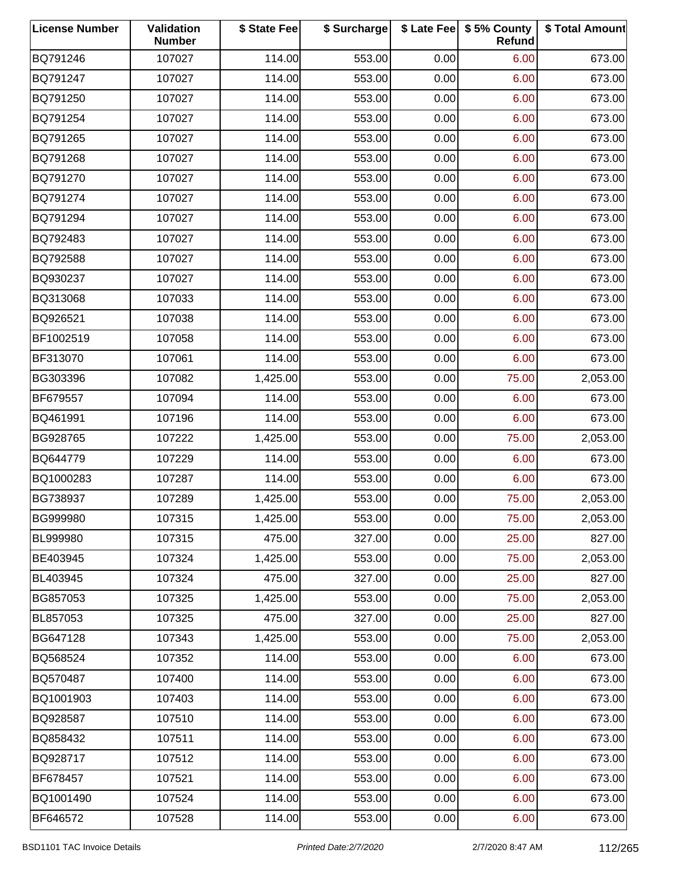| License Number | Validation Number | $ State Fee | $ Surcharge | $ Late Fee | $ 5% County Refund | $ Total Amount |
|---|---|---|---|---|---|---|
| BQ791246 | 107027 | 114.00 | 553.00 | 0.00 | 6.00 | 673.00 |
| BQ791247 | 107027 | 114.00 | 553.00 | 0.00 | 6.00 | 673.00 |
| BQ791250 | 107027 | 114.00 | 553.00 | 0.00 | 6.00 | 673.00 |
| BQ791254 | 107027 | 114.00 | 553.00 | 0.00 | 6.00 | 673.00 |
| BQ791265 | 107027 | 114.00 | 553.00 | 0.00 | 6.00 | 673.00 |
| BQ791268 | 107027 | 114.00 | 553.00 | 0.00 | 6.00 | 673.00 |
| BQ791270 | 107027 | 114.00 | 553.00 | 0.00 | 6.00 | 673.00 |
| BQ791274 | 107027 | 114.00 | 553.00 | 0.00 | 6.00 | 673.00 |
| BQ791294 | 107027 | 114.00 | 553.00 | 0.00 | 6.00 | 673.00 |
| BQ792483 | 107027 | 114.00 | 553.00 | 0.00 | 6.00 | 673.00 |
| BQ792588 | 107027 | 114.00 | 553.00 | 0.00 | 6.00 | 673.00 |
| BQ930237 | 107027 | 114.00 | 553.00 | 0.00 | 6.00 | 673.00 |
| BQ313068 | 107033 | 114.00 | 553.00 | 0.00 | 6.00 | 673.00 |
| BQ926521 | 107038 | 114.00 | 553.00 | 0.00 | 6.00 | 673.00 |
| BF1002519 | 107058 | 114.00 | 553.00 | 0.00 | 6.00 | 673.00 |
| BF313070 | 107061 | 114.00 | 553.00 | 0.00 | 6.00 | 673.00 |
| BG303396 | 107082 | 1,425.00 | 553.00 | 0.00 | 75.00 | 2,053.00 |
| BF679557 | 107094 | 114.00 | 553.00 | 0.00 | 6.00 | 673.00 |
| BQ461991 | 107196 | 114.00 | 553.00 | 0.00 | 6.00 | 673.00 |
| BG928765 | 107222 | 1,425.00 | 553.00 | 0.00 | 75.00 | 2,053.00 |
| BQ644779 | 107229 | 114.00 | 553.00 | 0.00 | 6.00 | 673.00 |
| BQ1000283 | 107287 | 114.00 | 553.00 | 0.00 | 6.00 | 673.00 |
| BG738937 | 107289 | 1,425.00 | 553.00 | 0.00 | 75.00 | 2,053.00 |
| BG999980 | 107315 | 1,425.00 | 553.00 | 0.00 | 75.00 | 2,053.00 |
| BL999980 | 107315 | 475.00 | 327.00 | 0.00 | 25.00 | 827.00 |
| BE403945 | 107324 | 1,425.00 | 553.00 | 0.00 | 75.00 | 2,053.00 |
| BL403945 | 107324 | 475.00 | 327.00 | 0.00 | 25.00 | 827.00 |
| BG857053 | 107325 | 1,425.00 | 553.00 | 0.00 | 75.00 | 2,053.00 |
| BL857053 | 107325 | 475.00 | 327.00 | 0.00 | 25.00 | 827.00 |
| BG647128 | 107343 | 1,425.00 | 553.00 | 0.00 | 75.00 | 2,053.00 |
| BQ568524 | 107352 | 114.00 | 553.00 | 0.00 | 6.00 | 673.00 |
| BQ570487 | 107400 | 114.00 | 553.00 | 0.00 | 6.00 | 673.00 |
| BQ1001903 | 107403 | 114.00 | 553.00 | 0.00 | 6.00 | 673.00 |
| BQ928587 | 107510 | 114.00 | 553.00 | 0.00 | 6.00 | 673.00 |
| BQ858432 | 107511 | 114.00 | 553.00 | 0.00 | 6.00 | 673.00 |
| BQ928717 | 107512 | 114.00 | 553.00 | 0.00 | 6.00 | 673.00 |
| BF678457 | 107521 | 114.00 | 553.00 | 0.00 | 6.00 | 673.00 |
| BQ1001490 | 107524 | 114.00 | 553.00 | 0.00 | 6.00 | 673.00 |
| BF646572 | 107528 | 114.00 | 553.00 | 0.00 | 6.00 | 673.00 |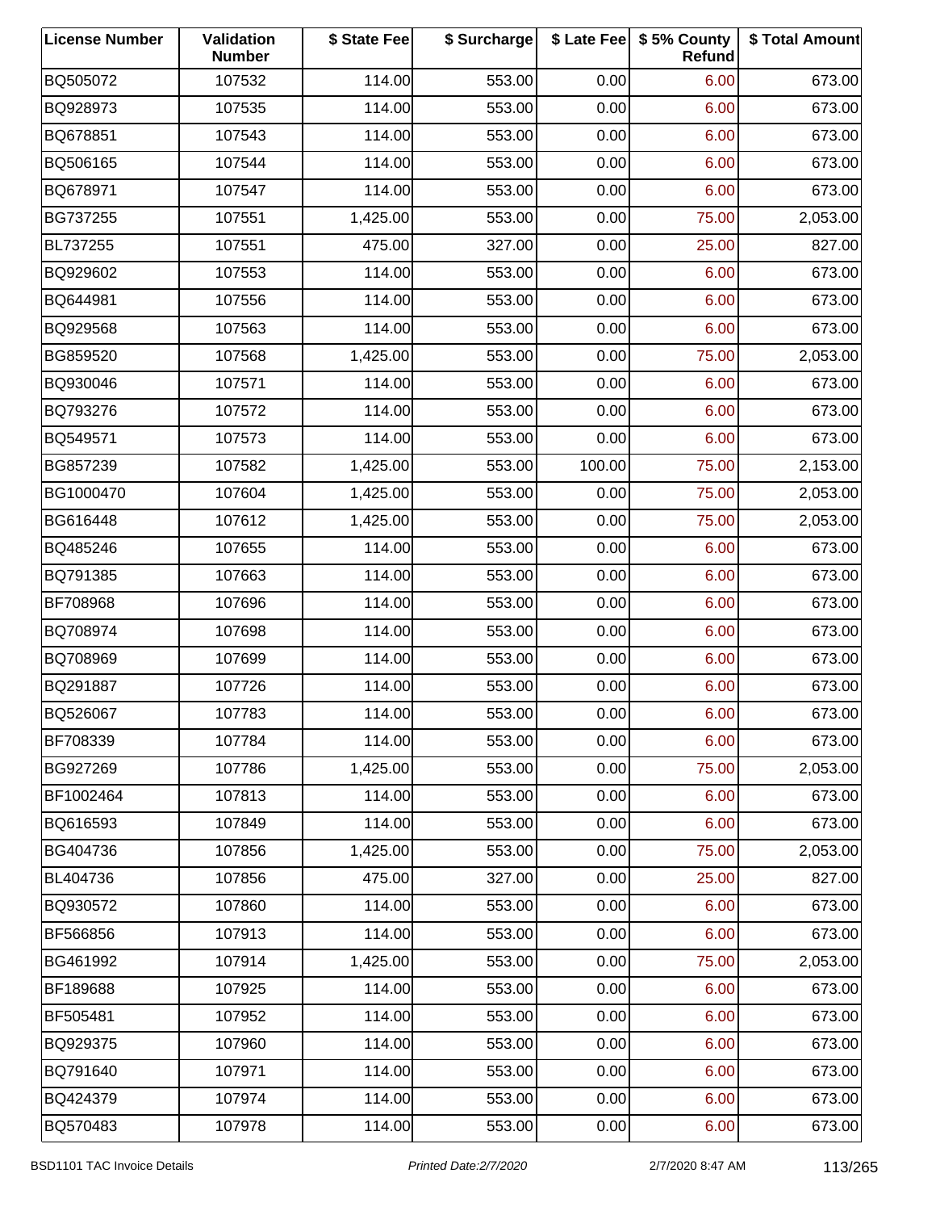| License Number | Validation Number | $ State Fee | $ Surcharge | $ Late Fee | $ 5% County Refund | $ Total Amount |
|---|---|---|---|---|---|---|
| BQ505072 | 107532 | 114.00 | 553.00 | 0.00 | 6.00 | 673.00 |
| BQ928973 | 107535 | 114.00 | 553.00 | 0.00 | 6.00 | 673.00 |
| BQ678851 | 107543 | 114.00 | 553.00 | 0.00 | 6.00 | 673.00 |
| BQ506165 | 107544 | 114.00 | 553.00 | 0.00 | 6.00 | 673.00 |
| BQ678971 | 107547 | 114.00 | 553.00 | 0.00 | 6.00 | 673.00 |
| BG737255 | 107551 | 1,425.00 | 553.00 | 0.00 | 75.00 | 2,053.00 |
| BL737255 | 107551 | 475.00 | 327.00 | 0.00 | 25.00 | 827.00 |
| BQ929602 | 107553 | 114.00 | 553.00 | 0.00 | 6.00 | 673.00 |
| BQ644981 | 107556 | 114.00 | 553.00 | 0.00 | 6.00 | 673.00 |
| BQ929568 | 107563 | 114.00 | 553.00 | 0.00 | 6.00 | 673.00 |
| BG859520 | 107568 | 1,425.00 | 553.00 | 0.00 | 75.00 | 2,053.00 |
| BQ930046 | 107571 | 114.00 | 553.00 | 0.00 | 6.00 | 673.00 |
| BQ793276 | 107572 | 114.00 | 553.00 | 0.00 | 6.00 | 673.00 |
| BQ549571 | 107573 | 114.00 | 553.00 | 0.00 | 6.00 | 673.00 |
| BG857239 | 107582 | 1,425.00 | 553.00 | 100.00 | 75.00 | 2,153.00 |
| BG1000470 | 107604 | 1,425.00 | 553.00 | 0.00 | 75.00 | 2,053.00 |
| BG616448 | 107612 | 1,425.00 | 553.00 | 0.00 | 75.00 | 2,053.00 |
| BQ485246 | 107655 | 114.00 | 553.00 | 0.00 | 6.00 | 673.00 |
| BQ791385 | 107663 | 114.00 | 553.00 | 0.00 | 6.00 | 673.00 |
| BF708968 | 107696 | 114.00 | 553.00 | 0.00 | 6.00 | 673.00 |
| BQ708974 | 107698 | 114.00 | 553.00 | 0.00 | 6.00 | 673.00 |
| BQ708969 | 107699 | 114.00 | 553.00 | 0.00 | 6.00 | 673.00 |
| BQ291887 | 107726 | 114.00 | 553.00 | 0.00 | 6.00 | 673.00 |
| BQ526067 | 107783 | 114.00 | 553.00 | 0.00 | 6.00 | 673.00 |
| BF708339 | 107784 | 114.00 | 553.00 | 0.00 | 6.00 | 673.00 |
| BG927269 | 107786 | 1,425.00 | 553.00 | 0.00 | 75.00 | 2,053.00 |
| BF1002464 | 107813 | 114.00 | 553.00 | 0.00 | 6.00 | 673.00 |
| BQ616593 | 107849 | 114.00 | 553.00 | 0.00 | 6.00 | 673.00 |
| BG404736 | 107856 | 1,425.00 | 553.00 | 0.00 | 75.00 | 2,053.00 |
| BL404736 | 107856 | 475.00 | 327.00 | 0.00 | 25.00 | 827.00 |
| BQ930572 | 107860 | 114.00 | 553.00 | 0.00 | 6.00 | 673.00 |
| BF566856 | 107913 | 114.00 | 553.00 | 0.00 | 6.00 | 673.00 |
| BG461992 | 107914 | 1,425.00 | 553.00 | 0.00 | 75.00 | 2,053.00 |
| BF189688 | 107925 | 114.00 | 553.00 | 0.00 | 6.00 | 673.00 |
| BF505481 | 107952 | 114.00 | 553.00 | 0.00 | 6.00 | 673.00 |
| BQ929375 | 107960 | 114.00 | 553.00 | 0.00 | 6.00 | 673.00 |
| BQ791640 | 107971 | 114.00 | 553.00 | 0.00 | 6.00 | 673.00 |
| BQ424379 | 107974 | 114.00 | 553.00 | 0.00 | 6.00 | 673.00 |
| BQ570483 | 107978 | 114.00 | 553.00 | 0.00 | 6.00 | 673.00 |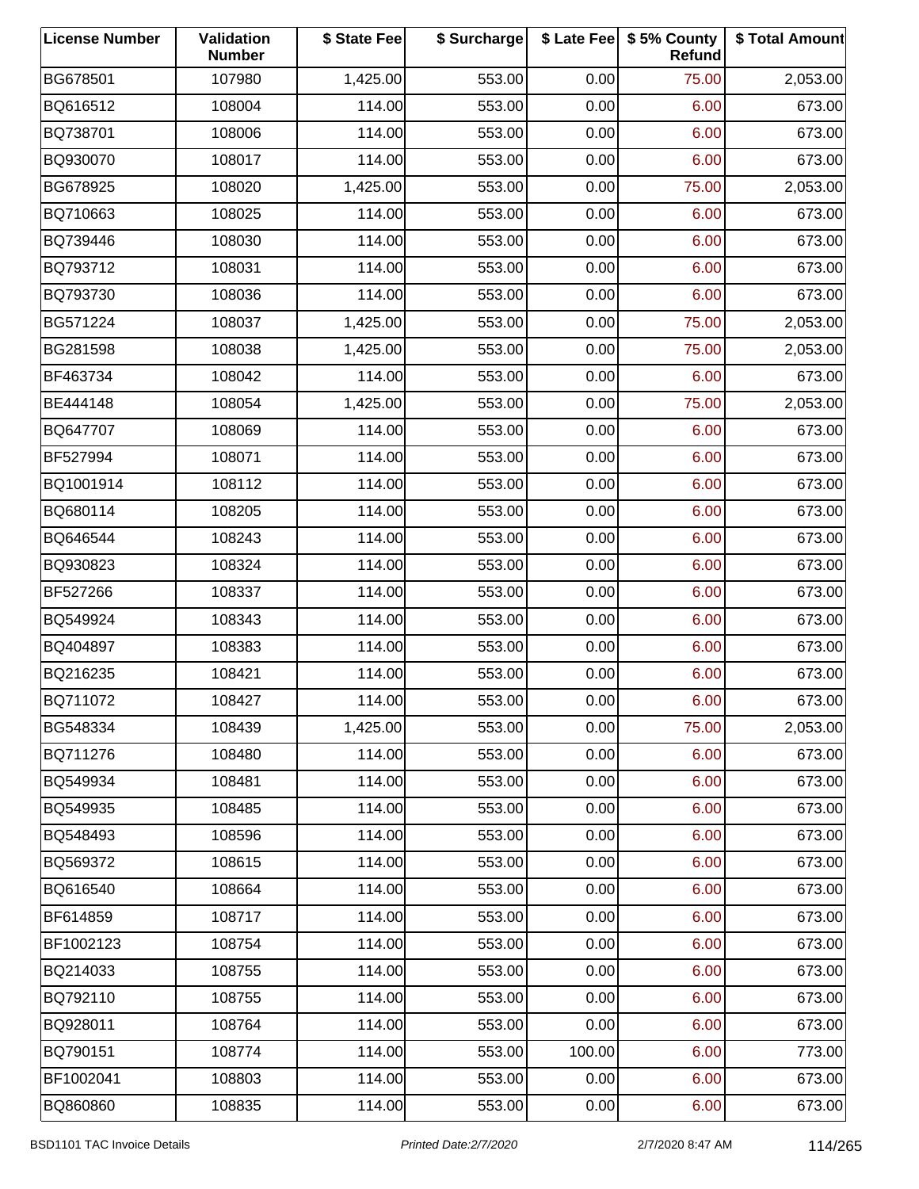| License Number | Validation Number | $ State Fee | $ Surcharge | $ Late Fee | $ 5% County Refund | $ Total Amount |
|---|---|---|---|---|---|---|
| BG678501 | 107980 | 1,425.00 | 553.00 | 0.00 | 75.00 | 2,053.00 |
| BQ616512 | 108004 | 114.00 | 553.00 | 0.00 | 6.00 | 673.00 |
| BQ738701 | 108006 | 114.00 | 553.00 | 0.00 | 6.00 | 673.00 |
| BQ930070 | 108017 | 114.00 | 553.00 | 0.00 | 6.00 | 673.00 |
| BG678925 | 108020 | 1,425.00 | 553.00 | 0.00 | 75.00 | 2,053.00 |
| BQ710663 | 108025 | 114.00 | 553.00 | 0.00 | 6.00 | 673.00 |
| BQ739446 | 108030 | 114.00 | 553.00 | 0.00 | 6.00 | 673.00 |
| BQ793712 | 108031 | 114.00 | 553.00 | 0.00 | 6.00 | 673.00 |
| BQ793730 | 108036 | 114.00 | 553.00 | 0.00 | 6.00 | 673.00 |
| BG571224 | 108037 | 1,425.00 | 553.00 | 0.00 | 75.00 | 2,053.00 |
| BG281598 | 108038 | 1,425.00 | 553.00 | 0.00 | 75.00 | 2,053.00 |
| BF463734 | 108042 | 114.00 | 553.00 | 0.00 | 6.00 | 673.00 |
| BE444148 | 108054 | 1,425.00 | 553.00 | 0.00 | 75.00 | 2,053.00 |
| BQ647707 | 108069 | 114.00 | 553.00 | 0.00 | 6.00 | 673.00 |
| BF527994 | 108071 | 114.00 | 553.00 | 0.00 | 6.00 | 673.00 |
| BQ1001914 | 108112 | 114.00 | 553.00 | 0.00 | 6.00 | 673.00 |
| BQ680114 | 108205 | 114.00 | 553.00 | 0.00 | 6.00 | 673.00 |
| BQ646544 | 108243 | 114.00 | 553.00 | 0.00 | 6.00 | 673.00 |
| BQ930823 | 108324 | 114.00 | 553.00 | 0.00 | 6.00 | 673.00 |
| BF527266 | 108337 | 114.00 | 553.00 | 0.00 | 6.00 | 673.00 |
| BQ549924 | 108343 | 114.00 | 553.00 | 0.00 | 6.00 | 673.00 |
| BQ404897 | 108383 | 114.00 | 553.00 | 0.00 | 6.00 | 673.00 |
| BQ216235 | 108421 | 114.00 | 553.00 | 0.00 | 6.00 | 673.00 |
| BQ711072 | 108427 | 114.00 | 553.00 | 0.00 | 6.00 | 673.00 |
| BG548334 | 108439 | 1,425.00 | 553.00 | 0.00 | 75.00 | 2,053.00 |
| BQ711276 | 108480 | 114.00 | 553.00 | 0.00 | 6.00 | 673.00 |
| BQ549934 | 108481 | 114.00 | 553.00 | 0.00 | 6.00 | 673.00 |
| BQ549935 | 108485 | 114.00 | 553.00 | 0.00 | 6.00 | 673.00 |
| BQ548493 | 108596 | 114.00 | 553.00 | 0.00 | 6.00 | 673.00 |
| BQ569372 | 108615 | 114.00 | 553.00 | 0.00 | 6.00 | 673.00 |
| BQ616540 | 108664 | 114.00 | 553.00 | 0.00 | 6.00 | 673.00 |
| BF614859 | 108717 | 114.00 | 553.00 | 0.00 | 6.00 | 673.00 |
| BF1002123 | 108754 | 114.00 | 553.00 | 0.00 | 6.00 | 673.00 |
| BQ214033 | 108755 | 114.00 | 553.00 | 0.00 | 6.00 | 673.00 |
| BQ792110 | 108755 | 114.00 | 553.00 | 0.00 | 6.00 | 673.00 |
| BQ928011 | 108764 | 114.00 | 553.00 | 0.00 | 6.00 | 673.00 |
| BQ790151 | 108774 | 114.00 | 553.00 | 100.00 | 6.00 | 773.00 |
| BF1002041 | 108803 | 114.00 | 553.00 | 0.00 | 6.00 | 673.00 |
| BQ860860 | 108835 | 114.00 | 553.00 | 0.00 | 6.00 | 673.00 |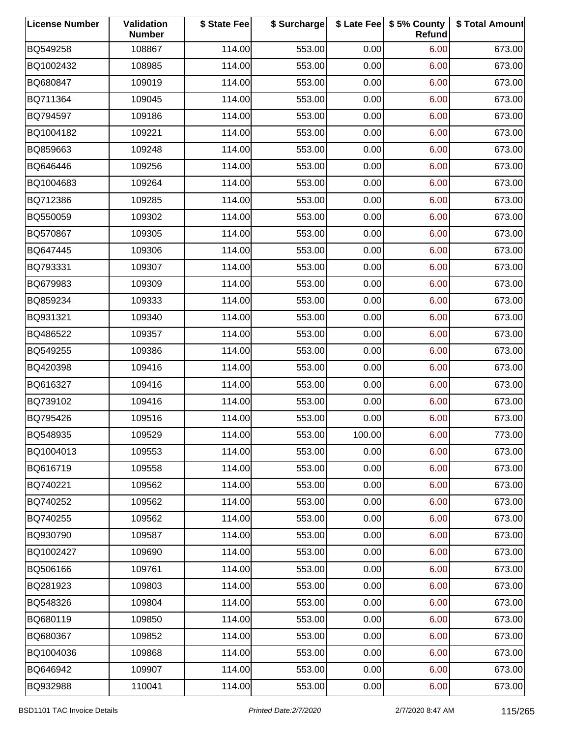| License Number | Validation Number | $ State Fee | $ Surcharge | $ Late Fee | $ 5% County Refund | $ Total Amount |
|---|---|---|---|---|---|---|
| BQ549258 | 108867 | 114.00 | 553.00 | 0.00 | 6.00 | 673.00 |
| BQ1002432 | 108985 | 114.00 | 553.00 | 0.00 | 6.00 | 673.00 |
| BQ680847 | 109019 | 114.00 | 553.00 | 0.00 | 6.00 | 673.00 |
| BQ711364 | 109045 | 114.00 | 553.00 | 0.00 | 6.00 | 673.00 |
| BQ794597 | 109186 | 114.00 | 553.00 | 0.00 | 6.00 | 673.00 |
| BQ1004182 | 109221 | 114.00 | 553.00 | 0.00 | 6.00 | 673.00 |
| BQ859663 | 109248 | 114.00 | 553.00 | 0.00 | 6.00 | 673.00 |
| BQ646446 | 109256 | 114.00 | 553.00 | 0.00 | 6.00 | 673.00 |
| BQ1004683 | 109264 | 114.00 | 553.00 | 0.00 | 6.00 | 673.00 |
| BQ712386 | 109285 | 114.00 | 553.00 | 0.00 | 6.00 | 673.00 |
| BQ550059 | 109302 | 114.00 | 553.00 | 0.00 | 6.00 | 673.00 |
| BQ570867 | 109305 | 114.00 | 553.00 | 0.00 | 6.00 | 673.00 |
| BQ647445 | 109306 | 114.00 | 553.00 | 0.00 | 6.00 | 673.00 |
| BQ793331 | 109307 | 114.00 | 553.00 | 0.00 | 6.00 | 673.00 |
| BQ679983 | 109309 | 114.00 | 553.00 | 0.00 | 6.00 | 673.00 |
| BQ859234 | 109333 | 114.00 | 553.00 | 0.00 | 6.00 | 673.00 |
| BQ931321 | 109340 | 114.00 | 553.00 | 0.00 | 6.00 | 673.00 |
| BQ486522 | 109357 | 114.00 | 553.00 | 0.00 | 6.00 | 673.00 |
| BQ549255 | 109386 | 114.00 | 553.00 | 0.00 | 6.00 | 673.00 |
| BQ420398 | 109416 | 114.00 | 553.00 | 0.00 | 6.00 | 673.00 |
| BQ616327 | 109416 | 114.00 | 553.00 | 0.00 | 6.00 | 673.00 |
| BQ739102 | 109416 | 114.00 | 553.00 | 0.00 | 6.00 | 673.00 |
| BQ795426 | 109516 | 114.00 | 553.00 | 0.00 | 6.00 | 673.00 |
| BQ548935 | 109529 | 114.00 | 553.00 | 100.00 | 6.00 | 773.00 |
| BQ1004013 | 109553 | 114.00 | 553.00 | 0.00 | 6.00 | 673.00 |
| BQ616719 | 109558 | 114.00 | 553.00 | 0.00 | 6.00 | 673.00 |
| BQ740221 | 109562 | 114.00 | 553.00 | 0.00 | 6.00 | 673.00 |
| BQ740252 | 109562 | 114.00 | 553.00 | 0.00 | 6.00 | 673.00 |
| BQ740255 | 109562 | 114.00 | 553.00 | 0.00 | 6.00 | 673.00 |
| BQ930790 | 109587 | 114.00 | 553.00 | 0.00 | 6.00 | 673.00 |
| BQ1002427 | 109690 | 114.00 | 553.00 | 0.00 | 6.00 | 673.00 |
| BQ506166 | 109761 | 114.00 | 553.00 | 0.00 | 6.00 | 673.00 |
| BQ281923 | 109803 | 114.00 | 553.00 | 0.00 | 6.00 | 673.00 |
| BQ548326 | 109804 | 114.00 | 553.00 | 0.00 | 6.00 | 673.00 |
| BQ680119 | 109850 | 114.00 | 553.00 | 0.00 | 6.00 | 673.00 |
| BQ680367 | 109852 | 114.00 | 553.00 | 0.00 | 6.00 | 673.00 |
| BQ1004036 | 109868 | 114.00 | 553.00 | 0.00 | 6.00 | 673.00 |
| BQ646942 | 109907 | 114.00 | 553.00 | 0.00 | 6.00 | 673.00 |
| BQ932988 | 110041 | 114.00 | 553.00 | 0.00 | 6.00 | 673.00 |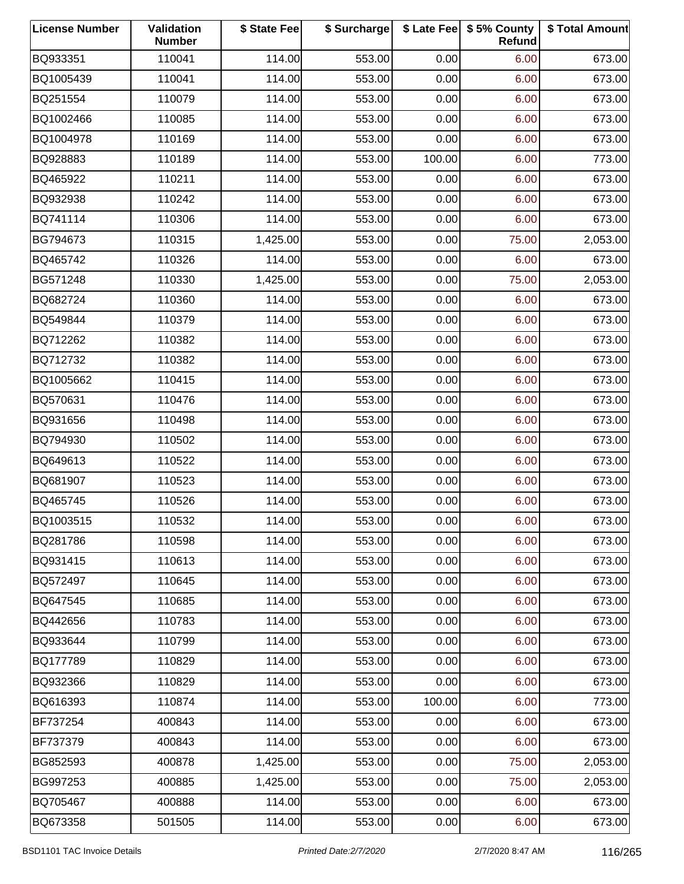| License Number | Validation Number | $ State Fee | $ Surcharge | $ Late Fee | $ 5% County Refund | $ Total Amount |
|---|---|---|---|---|---|---|
| BQ933351 | 110041 | 114.00 | 553.00 | 0.00 | 6.00 | 673.00 |
| BQ1005439 | 110041 | 114.00 | 553.00 | 0.00 | 6.00 | 673.00 |
| BQ251554 | 110079 | 114.00 | 553.00 | 0.00 | 6.00 | 673.00 |
| BQ1002466 | 110085 | 114.00 | 553.00 | 0.00 | 6.00 | 673.00 |
| BQ1004978 | 110169 | 114.00 | 553.00 | 0.00 | 6.00 | 673.00 |
| BQ928883 | 110189 | 114.00 | 553.00 | 100.00 | 6.00 | 773.00 |
| BQ465922 | 110211 | 114.00 | 553.00 | 0.00 | 6.00 | 673.00 |
| BQ932938 | 110242 | 114.00 | 553.00 | 0.00 | 6.00 | 673.00 |
| BQ741114 | 110306 | 114.00 | 553.00 | 0.00 | 6.00 | 673.00 |
| BG794673 | 110315 | 1,425.00 | 553.00 | 0.00 | 75.00 | 2,053.00 |
| BQ465742 | 110326 | 114.00 | 553.00 | 0.00 | 6.00 | 673.00 |
| BG571248 | 110330 | 1,425.00 | 553.00 | 0.00 | 75.00 | 2,053.00 |
| BQ682724 | 110360 | 114.00 | 553.00 | 0.00 | 6.00 | 673.00 |
| BQ549844 | 110379 | 114.00 | 553.00 | 0.00 | 6.00 | 673.00 |
| BQ712262 | 110382 | 114.00 | 553.00 | 0.00 | 6.00 | 673.00 |
| BQ712732 | 110382 | 114.00 | 553.00 | 0.00 | 6.00 | 673.00 |
| BQ1005662 | 110415 | 114.00 | 553.00 | 0.00 | 6.00 | 673.00 |
| BQ570631 | 110476 | 114.00 | 553.00 | 0.00 | 6.00 | 673.00 |
| BQ931656 | 110498 | 114.00 | 553.00 | 0.00 | 6.00 | 673.00 |
| BQ794930 | 110502 | 114.00 | 553.00 | 0.00 | 6.00 | 673.00 |
| BQ649613 | 110522 | 114.00 | 553.00 | 0.00 | 6.00 | 673.00 |
| BQ681907 | 110523 | 114.00 | 553.00 | 0.00 | 6.00 | 673.00 |
| BQ465745 | 110526 | 114.00 | 553.00 | 0.00 | 6.00 | 673.00 |
| BQ1003515 | 110532 | 114.00 | 553.00 | 0.00 | 6.00 | 673.00 |
| BQ281786 | 110598 | 114.00 | 553.00 | 0.00 | 6.00 | 673.00 |
| BQ931415 | 110613 | 114.00 | 553.00 | 0.00 | 6.00 | 673.00 |
| BQ572497 | 110645 | 114.00 | 553.00 | 0.00 | 6.00 | 673.00 |
| BQ647545 | 110685 | 114.00 | 553.00 | 0.00 | 6.00 | 673.00 |
| BQ442656 | 110783 | 114.00 | 553.00 | 0.00 | 6.00 | 673.00 |
| BQ933644 | 110799 | 114.00 | 553.00 | 0.00 | 6.00 | 673.00 |
| BQ177789 | 110829 | 114.00 | 553.00 | 0.00 | 6.00 | 673.00 |
| BQ932366 | 110829 | 114.00 | 553.00 | 0.00 | 6.00 | 673.00 |
| BQ616393 | 110874 | 114.00 | 553.00 | 100.00 | 6.00 | 773.00 |
| BF737254 | 400843 | 114.00 | 553.00 | 0.00 | 6.00 | 673.00 |
| BF737379 | 400843 | 114.00 | 553.00 | 0.00 | 6.00 | 673.00 |
| BG852593 | 400878 | 1,425.00 | 553.00 | 0.00 | 75.00 | 2,053.00 |
| BG997253 | 400885 | 1,425.00 | 553.00 | 0.00 | 75.00 | 2,053.00 |
| BQ705467 | 400888 | 114.00 | 553.00 | 0.00 | 6.00 | 673.00 |
| BQ673358 | 501505 | 114.00 | 553.00 | 0.00 | 6.00 | 673.00 |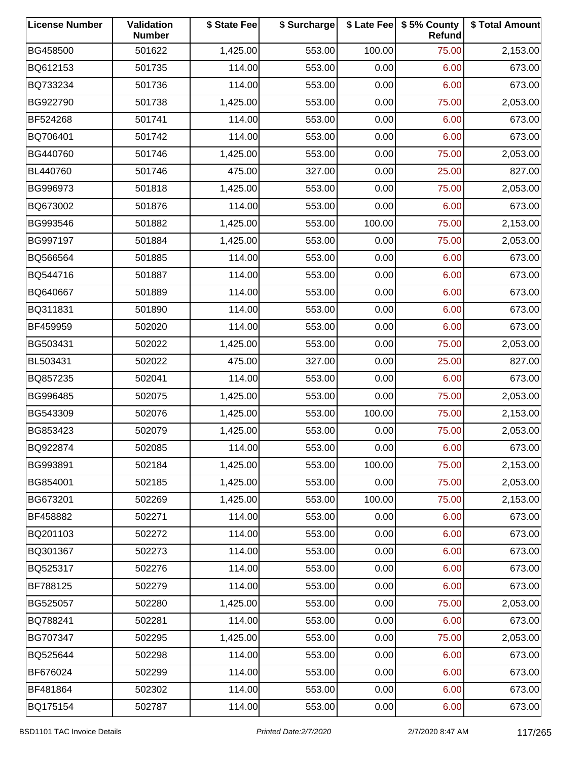| License Number | Validation Number | $ State Fee | $ Surcharge | $ Late Fee | $ 5% County Refund | $ Total Amount |
| --- | --- | --- | --- | --- | --- | --- |
| BG458500 | 501622 | 1,425.00 | 553.00 | 100.00 | 75.00 | 2,153.00 |
| BQ612153 | 501735 | 114.00 | 553.00 | 0.00 | 6.00 | 673.00 |
| BQ733234 | 501736 | 114.00 | 553.00 | 0.00 | 6.00 | 673.00 |
| BG922790 | 501738 | 1,425.00 | 553.00 | 0.00 | 75.00 | 2,053.00 |
| BF524268 | 501741 | 114.00 | 553.00 | 0.00 | 6.00 | 673.00 |
| BQ706401 | 501742 | 114.00 | 553.00 | 0.00 | 6.00 | 673.00 |
| BG440760 | 501746 | 1,425.00 | 553.00 | 0.00 | 75.00 | 2,053.00 |
| BL440760 | 501746 | 475.00 | 327.00 | 0.00 | 25.00 | 827.00 |
| BG996973 | 501818 | 1,425.00 | 553.00 | 0.00 | 75.00 | 2,053.00 |
| BQ673002 | 501876 | 114.00 | 553.00 | 0.00 | 6.00 | 673.00 |
| BG993546 | 501882 | 1,425.00 | 553.00 | 100.00 | 75.00 | 2,153.00 |
| BG997197 | 501884 | 1,425.00 | 553.00 | 0.00 | 75.00 | 2,053.00 |
| BQ566564 | 501885 | 114.00 | 553.00 | 0.00 | 6.00 | 673.00 |
| BQ544716 | 501887 | 114.00 | 553.00 | 0.00 | 6.00 | 673.00 |
| BQ640667 | 501889 | 114.00 | 553.00 | 0.00 | 6.00 | 673.00 |
| BQ311831 | 501890 | 114.00 | 553.00 | 0.00 | 6.00 | 673.00 |
| BF459959 | 502020 | 114.00 | 553.00 | 0.00 | 6.00 | 673.00 |
| BG503431 | 502022 | 1,425.00 | 553.00 | 0.00 | 75.00 | 2,053.00 |
| BL503431 | 502022 | 475.00 | 327.00 | 0.00 | 25.00 | 827.00 |
| BQ857235 | 502041 | 114.00 | 553.00 | 0.00 | 6.00 | 673.00 |
| BG996485 | 502075 | 1,425.00 | 553.00 | 0.00 | 75.00 | 2,053.00 |
| BG543309 | 502076 | 1,425.00 | 553.00 | 100.00 | 75.00 | 2,153.00 |
| BG853423 | 502079 | 1,425.00 | 553.00 | 0.00 | 75.00 | 2,053.00 |
| BQ922874 | 502085 | 114.00 | 553.00 | 0.00 | 6.00 | 673.00 |
| BG993891 | 502184 | 1,425.00 | 553.00 | 100.00 | 75.00 | 2,153.00 |
| BG854001 | 502185 | 1,425.00 | 553.00 | 0.00 | 75.00 | 2,053.00 |
| BG673201 | 502269 | 1,425.00 | 553.00 | 100.00 | 75.00 | 2,153.00 |
| BF458882 | 502271 | 114.00 | 553.00 | 0.00 | 6.00 | 673.00 |
| BQ201103 | 502272 | 114.00 | 553.00 | 0.00 | 6.00 | 673.00 |
| BQ301367 | 502273 | 114.00 | 553.00 | 0.00 | 6.00 | 673.00 |
| BQ525317 | 502276 | 114.00 | 553.00 | 0.00 | 6.00 | 673.00 |
| BF788125 | 502279 | 114.00 | 553.00 | 0.00 | 6.00 | 673.00 |
| BG525057 | 502280 | 1,425.00 | 553.00 | 0.00 | 75.00 | 2,053.00 |
| BQ788241 | 502281 | 114.00 | 553.00 | 0.00 | 6.00 | 673.00 |
| BG707347 | 502295 | 1,425.00 | 553.00 | 0.00 | 75.00 | 2,053.00 |
| BQ525644 | 502298 | 114.00 | 553.00 | 0.00 | 6.00 | 673.00 |
| BF676024 | 502299 | 114.00 | 553.00 | 0.00 | 6.00 | 673.00 |
| BF481864 | 502302 | 114.00 | 553.00 | 0.00 | 6.00 | 673.00 |
| BQ175154 | 502787 | 114.00 | 553.00 | 0.00 | 6.00 | 673.00 |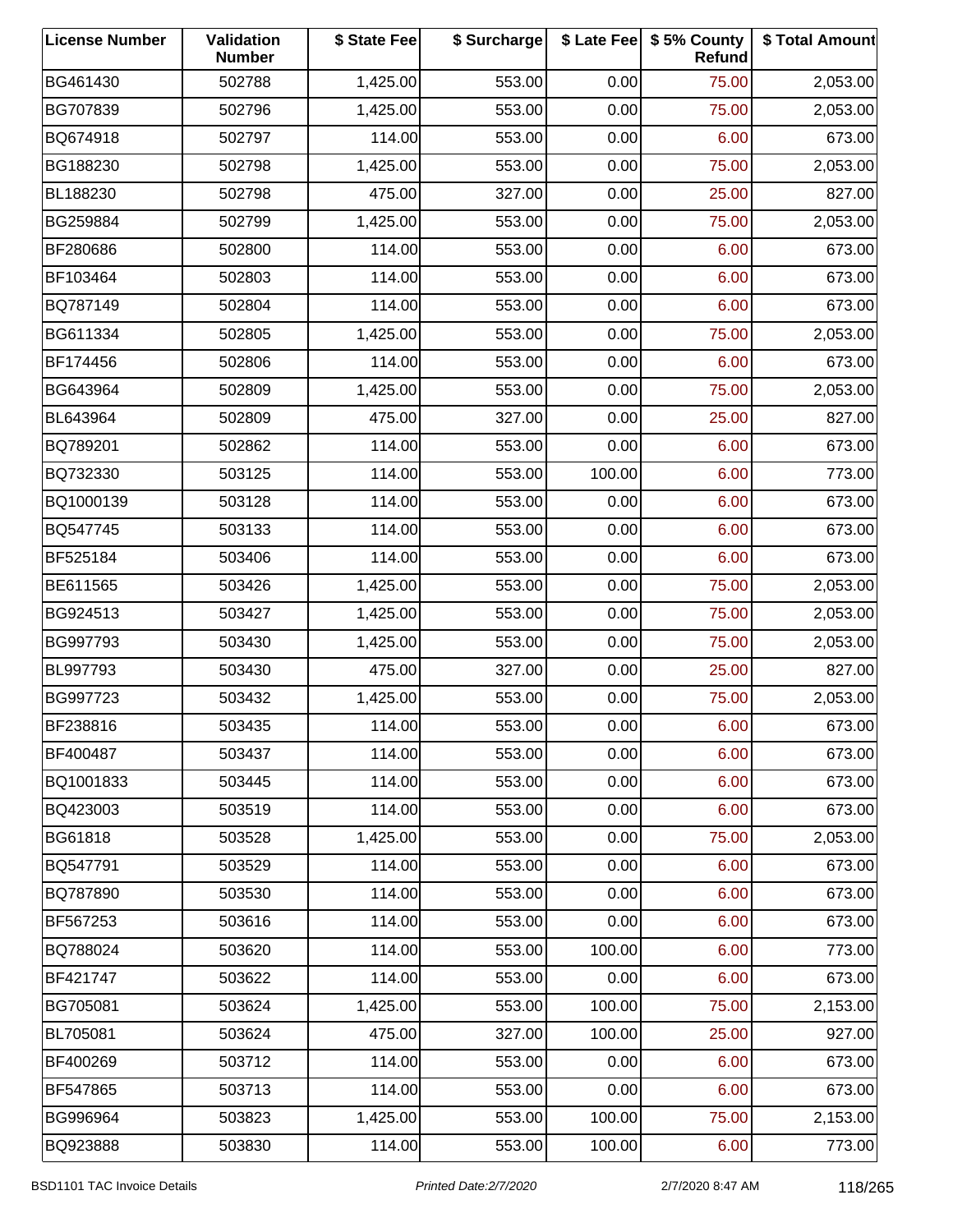| License Number | Validation Number | $ State Fee | $ Surcharge | $ Late Fee | $ 5% County Refund | $ Total Amount |
|---|---|---|---|---|---|---|
| BG461430 | 502788 | 1,425.00 | 553.00 | 0.00 | 75.00 | 2,053.00 |
| BG707839 | 502796 | 1,425.00 | 553.00 | 0.00 | 75.00 | 2,053.00 |
| BQ674918 | 502797 | 114.00 | 553.00 | 0.00 | 6.00 | 673.00 |
| BG188230 | 502798 | 1,425.00 | 553.00 | 0.00 | 75.00 | 2,053.00 |
| BL188230 | 502798 | 475.00 | 327.00 | 0.00 | 25.00 | 827.00 |
| BG259884 | 502799 | 1,425.00 | 553.00 | 0.00 | 75.00 | 2,053.00 |
| BF280686 | 502800 | 114.00 | 553.00 | 0.00 | 6.00 | 673.00 |
| BF103464 | 502803 | 114.00 | 553.00 | 0.00 | 6.00 | 673.00 |
| BQ787149 | 502804 | 114.00 | 553.00 | 0.00 | 6.00 | 673.00 |
| BG611334 | 502805 | 1,425.00 | 553.00 | 0.00 | 75.00 | 2,053.00 |
| BF174456 | 502806 | 114.00 | 553.00 | 0.00 | 6.00 | 673.00 |
| BG643964 | 502809 | 1,425.00 | 553.00 | 0.00 | 75.00 | 2,053.00 |
| BL643964 | 502809 | 475.00 | 327.00 | 0.00 | 25.00 | 827.00 |
| BQ789201 | 502862 | 114.00 | 553.00 | 0.00 | 6.00 | 673.00 |
| BQ732330 | 503125 | 114.00 | 553.00 | 100.00 | 6.00 | 773.00 |
| BQ1000139 | 503128 | 114.00 | 553.00 | 0.00 | 6.00 | 673.00 |
| BQ547745 | 503133 | 114.00 | 553.00 | 0.00 | 6.00 | 673.00 |
| BF525184 | 503406 | 114.00 | 553.00 | 0.00 | 6.00 | 673.00 |
| BE611565 | 503426 | 1,425.00 | 553.00 | 0.00 | 75.00 | 2,053.00 |
| BG924513 | 503427 | 1,425.00 | 553.00 | 0.00 | 75.00 | 2,053.00 |
| BG997793 | 503430 | 1,425.00 | 553.00 | 0.00 | 75.00 | 2,053.00 |
| BL997793 | 503430 | 475.00 | 327.00 | 0.00 | 25.00 | 827.00 |
| BG997723 | 503432 | 1,425.00 | 553.00 | 0.00 | 75.00 | 2,053.00 |
| BF238816 | 503435 | 114.00 | 553.00 | 0.00 | 6.00 | 673.00 |
| BF400487 | 503437 | 114.00 | 553.00 | 0.00 | 6.00 | 673.00 |
| BQ1001833 | 503445 | 114.00 | 553.00 | 0.00 | 6.00 | 673.00 |
| BQ423003 | 503519 | 114.00 | 553.00 | 0.00 | 6.00 | 673.00 |
| BG61818 | 503528 | 1,425.00 | 553.00 | 0.00 | 75.00 | 2,053.00 |
| BQ547791 | 503529 | 114.00 | 553.00 | 0.00 | 6.00 | 673.00 |
| BQ787890 | 503530 | 114.00 | 553.00 | 0.00 | 6.00 | 673.00 |
| BF567253 | 503616 | 114.00 | 553.00 | 0.00 | 6.00 | 673.00 |
| BQ788024 | 503620 | 114.00 | 553.00 | 100.00 | 6.00 | 773.00 |
| BF421747 | 503622 | 114.00 | 553.00 | 0.00 | 6.00 | 673.00 |
| BG705081 | 503624 | 1,425.00 | 553.00 | 100.00 | 75.00 | 2,153.00 |
| BL705081 | 503624 | 475.00 | 327.00 | 100.00 | 25.00 | 927.00 |
| BF400269 | 503712 | 114.00 | 553.00 | 0.00 | 6.00 | 673.00 |
| BF547865 | 503713 | 114.00 | 553.00 | 0.00 | 6.00 | 673.00 |
| BG996964 | 503823 | 1,425.00 | 553.00 | 100.00 | 75.00 | 2,153.00 |
| BQ923888 | 503830 | 114.00 | 553.00 | 100.00 | 6.00 | 773.00 |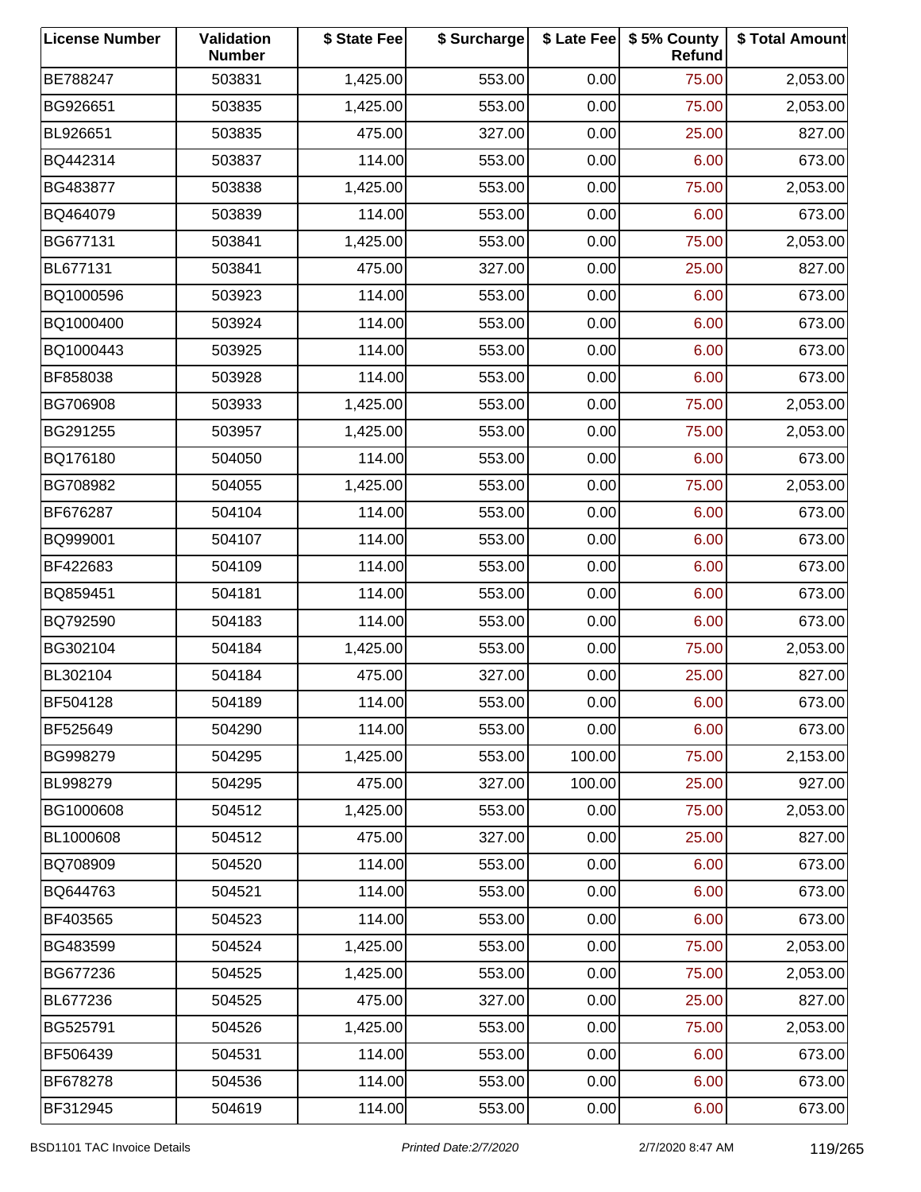| License Number | Validation Number | $ State Fee | $ Surcharge | $ Late Fee | $ 5% County Refund | $ Total Amount |
|---|---|---|---|---|---|---|
| BE788247 | 503831 | 1,425.00 | 553.00 | 0.00 | 75.00 | 2,053.00 |
| BG926651 | 503835 | 1,425.00 | 553.00 | 0.00 | 75.00 | 2,053.00 |
| BL926651 | 503835 | 475.00 | 327.00 | 0.00 | 25.00 | 827.00 |
| BQ442314 | 503837 | 114.00 | 553.00 | 0.00 | 6.00 | 673.00 |
| BG483877 | 503838 | 1,425.00 | 553.00 | 0.00 | 75.00 | 2,053.00 |
| BQ464079 | 503839 | 114.00 | 553.00 | 0.00 | 6.00 | 673.00 |
| BG677131 | 503841 | 1,425.00 | 553.00 | 0.00 | 75.00 | 2,053.00 |
| BL677131 | 503841 | 475.00 | 327.00 | 0.00 | 25.00 | 827.00 |
| BQ1000596 | 503923 | 114.00 | 553.00 | 0.00 | 6.00 | 673.00 |
| BQ1000400 | 503924 | 114.00 | 553.00 | 0.00 | 6.00 | 673.00 |
| BQ1000443 | 503925 | 114.00 | 553.00 | 0.00 | 6.00 | 673.00 |
| BF858038 | 503928 | 114.00 | 553.00 | 0.00 | 6.00 | 673.00 |
| BG706908 | 503933 | 1,425.00 | 553.00 | 0.00 | 75.00 | 2,053.00 |
| BG291255 | 503957 | 1,425.00 | 553.00 | 0.00 | 75.00 | 2,053.00 |
| BQ176180 | 504050 | 114.00 | 553.00 | 0.00 | 6.00 | 673.00 |
| BG708982 | 504055 | 1,425.00 | 553.00 | 0.00 | 75.00 | 2,053.00 |
| BF676287 | 504104 | 114.00 | 553.00 | 0.00 | 6.00 | 673.00 |
| BQ999001 | 504107 | 114.00 | 553.00 | 0.00 | 6.00 | 673.00 |
| BF422683 | 504109 | 114.00 | 553.00 | 0.00 | 6.00 | 673.00 |
| BQ859451 | 504181 | 114.00 | 553.00 | 0.00 | 6.00 | 673.00 |
| BQ792590 | 504183 | 114.00 | 553.00 | 0.00 | 6.00 | 673.00 |
| BG302104 | 504184 | 1,425.00 | 553.00 | 0.00 | 75.00 | 2,053.00 |
| BL302104 | 504184 | 475.00 | 327.00 | 0.00 | 25.00 | 827.00 |
| BF504128 | 504189 | 114.00 | 553.00 | 0.00 | 6.00 | 673.00 |
| BF525649 | 504290 | 114.00 | 553.00 | 0.00 | 6.00 | 673.00 |
| BG998279 | 504295 | 1,425.00 | 553.00 | 100.00 | 75.00 | 2,153.00 |
| BL998279 | 504295 | 475.00 | 327.00 | 100.00 | 25.00 | 927.00 |
| BG1000608 | 504512 | 1,425.00 | 553.00 | 0.00 | 75.00 | 2,053.00 |
| BL1000608 | 504512 | 475.00 | 327.00 | 0.00 | 25.00 | 827.00 |
| BQ708909 | 504520 | 114.00 | 553.00 | 0.00 | 6.00 | 673.00 |
| BQ644763 | 504521 | 114.00 | 553.00 | 0.00 | 6.00 | 673.00 |
| BF403565 | 504523 | 114.00 | 553.00 | 0.00 | 6.00 | 673.00 |
| BG483599 | 504524 | 1,425.00 | 553.00 | 0.00 | 75.00 | 2,053.00 |
| BG677236 | 504525 | 1,425.00 | 553.00 | 0.00 | 75.00 | 2,053.00 |
| BL677236 | 504525 | 475.00 | 327.00 | 0.00 | 25.00 | 827.00 |
| BG525791 | 504526 | 1,425.00 | 553.00 | 0.00 | 75.00 | 2,053.00 |
| BF506439 | 504531 | 114.00 | 553.00 | 0.00 | 6.00 | 673.00 |
| BF678278 | 504536 | 114.00 | 553.00 | 0.00 | 6.00 | 673.00 |
| BF312945 | 504619 | 114.00 | 553.00 | 0.00 | 6.00 | 673.00 |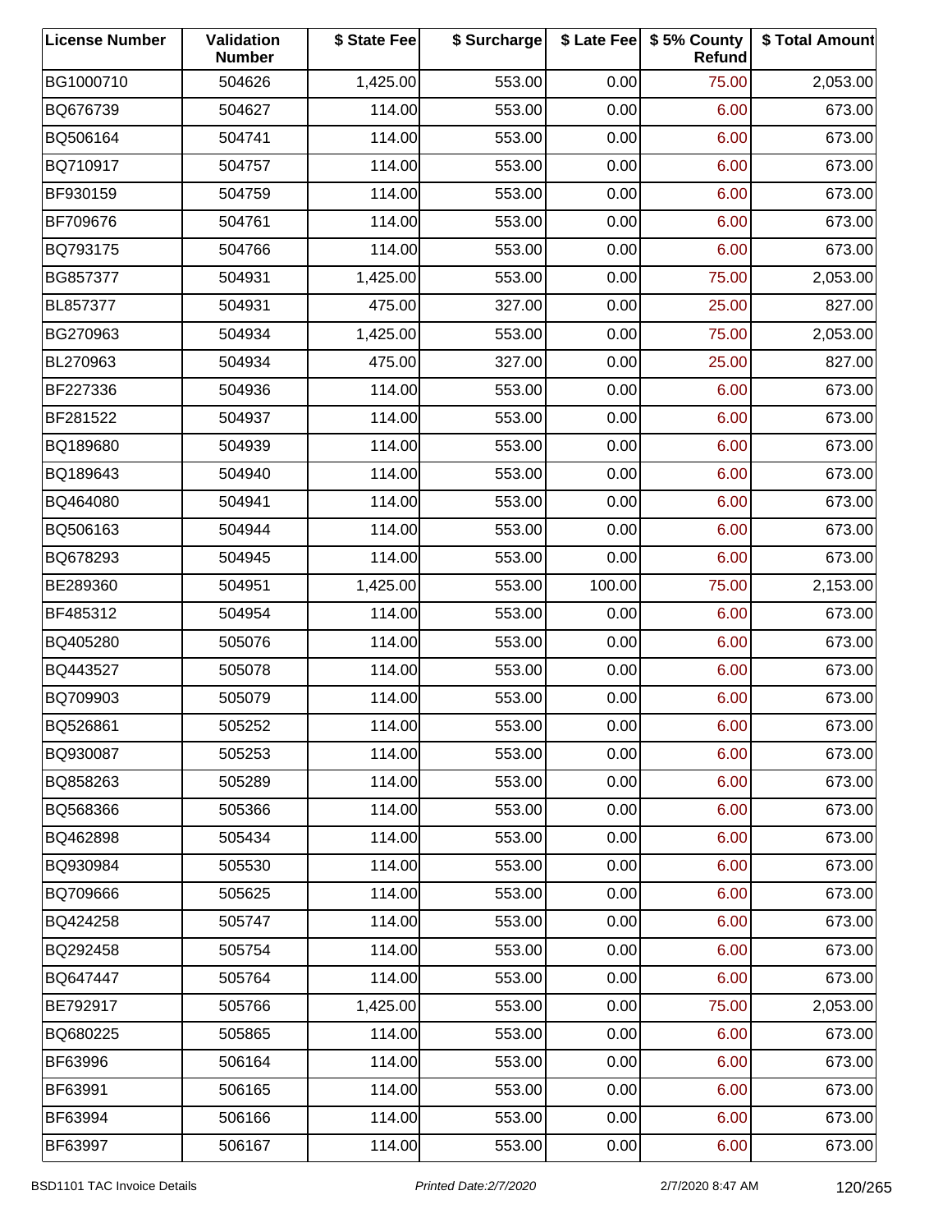| License Number | Validation Number | $ State Fee | $ Surcharge | $ Late Fee | $ 5% County Refund | $ Total Amount |
|---|---|---|---|---|---|---|
| BG1000710 | 504626 | 1,425.00 | 553.00 | 0.00 | 75.00 | 2,053.00 |
| BQ676739 | 504627 | 114.00 | 553.00 | 0.00 | 6.00 | 673.00 |
| BQ506164 | 504741 | 114.00 | 553.00 | 0.00 | 6.00 | 673.00 |
| BQ710917 | 504757 | 114.00 | 553.00 | 0.00 | 6.00 | 673.00 |
| BF930159 | 504759 | 114.00 | 553.00 | 0.00 | 6.00 | 673.00 |
| BF709676 | 504761 | 114.00 | 553.00 | 0.00 | 6.00 | 673.00 |
| BQ793175 | 504766 | 114.00 | 553.00 | 0.00 | 6.00 | 673.00 |
| BG857377 | 504931 | 1,425.00 | 553.00 | 0.00 | 75.00 | 2,053.00 |
| BL857377 | 504931 | 475.00 | 327.00 | 0.00 | 25.00 | 827.00 |
| BG270963 | 504934 | 1,425.00 | 553.00 | 0.00 | 75.00 | 2,053.00 |
| BL270963 | 504934 | 475.00 | 327.00 | 0.00 | 25.00 | 827.00 |
| BF227336 | 504936 | 114.00 | 553.00 | 0.00 | 6.00 | 673.00 |
| BF281522 | 504937 | 114.00 | 553.00 | 0.00 | 6.00 | 673.00 |
| BQ189680 | 504939 | 114.00 | 553.00 | 0.00 | 6.00 | 673.00 |
| BQ189643 | 504940 | 114.00 | 553.00 | 0.00 | 6.00 | 673.00 |
| BQ464080 | 504941 | 114.00 | 553.00 | 0.00 | 6.00 | 673.00 |
| BQ506163 | 504944 | 114.00 | 553.00 | 0.00 | 6.00 | 673.00 |
| BQ678293 | 504945 | 114.00 | 553.00 | 0.00 | 6.00 | 673.00 |
| BE289360 | 504951 | 1,425.00 | 553.00 | 100.00 | 75.00 | 2,153.00 |
| BF485312 | 504954 | 114.00 | 553.00 | 0.00 | 6.00 | 673.00 |
| BQ405280 | 505076 | 114.00 | 553.00 | 0.00 | 6.00 | 673.00 |
| BQ443527 | 505078 | 114.00 | 553.00 | 0.00 | 6.00 | 673.00 |
| BQ709903 | 505079 | 114.00 | 553.00 | 0.00 | 6.00 | 673.00 |
| BQ526861 | 505252 | 114.00 | 553.00 | 0.00 | 6.00 | 673.00 |
| BQ930087 | 505253 | 114.00 | 553.00 | 0.00 | 6.00 | 673.00 |
| BQ858263 | 505289 | 114.00 | 553.00 | 0.00 | 6.00 | 673.00 |
| BQ568366 | 505366 | 114.00 | 553.00 | 0.00 | 6.00 | 673.00 |
| BQ462898 | 505434 | 114.00 | 553.00 | 0.00 | 6.00 | 673.00 |
| BQ930984 | 505530 | 114.00 | 553.00 | 0.00 | 6.00 | 673.00 |
| BQ709666 | 505625 | 114.00 | 553.00 | 0.00 | 6.00 | 673.00 |
| BQ424258 | 505747 | 114.00 | 553.00 | 0.00 | 6.00 | 673.00 |
| BQ292458 | 505754 | 114.00 | 553.00 | 0.00 | 6.00 | 673.00 |
| BQ647447 | 505764 | 114.00 | 553.00 | 0.00 | 6.00 | 673.00 |
| BE792917 | 505766 | 1,425.00 | 553.00 | 0.00 | 75.00 | 2,053.00 |
| BQ680225 | 505865 | 114.00 | 553.00 | 0.00 | 6.00 | 673.00 |
| BF63996 | 506164 | 114.00 | 553.00 | 0.00 | 6.00 | 673.00 |
| BF63991 | 506165 | 114.00 | 553.00 | 0.00 | 6.00 | 673.00 |
| BF63994 | 506166 | 114.00 | 553.00 | 0.00 | 6.00 | 673.00 |
| BF63997 | 506167 | 114.00 | 553.00 | 0.00 | 6.00 | 673.00 |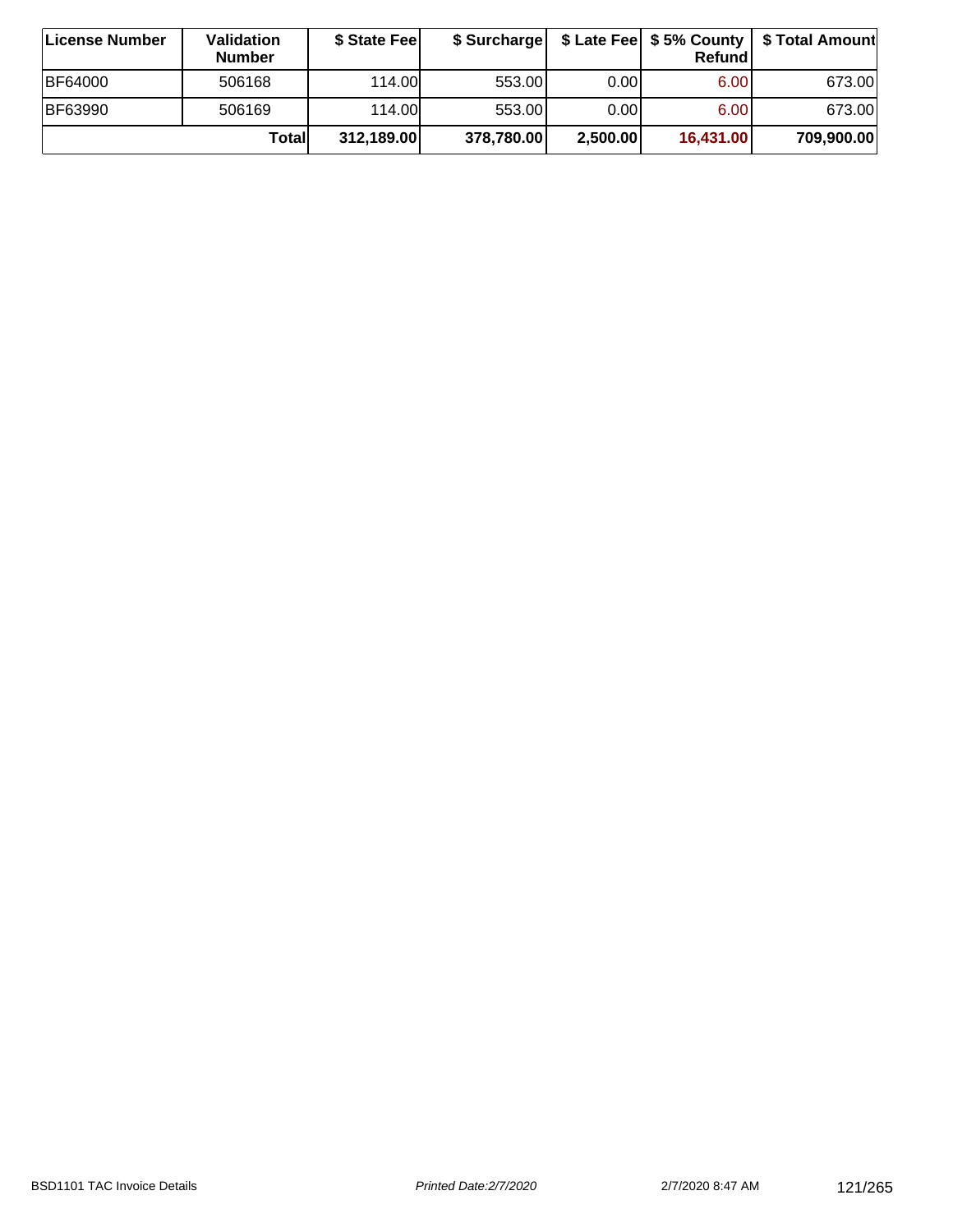| License Number | Validation Number | $ State Fee | $ Surcharge | $ Late Fee | $ 5% County Refund | $ Total Amount |
|---|---|---|---|---|---|---|
| BF64000 | 506168 | 114.00 | 553.00 | 0.00 | 6.00 | 673.00 |
| BF63990 | 506169 | 114.00 | 553.00 | 0.00 | 6.00 | 673.00 |
| | **Total** | **312,189.00** | **378,780.00** | **2,500.00** | **16,431.00** | **709,900.00** |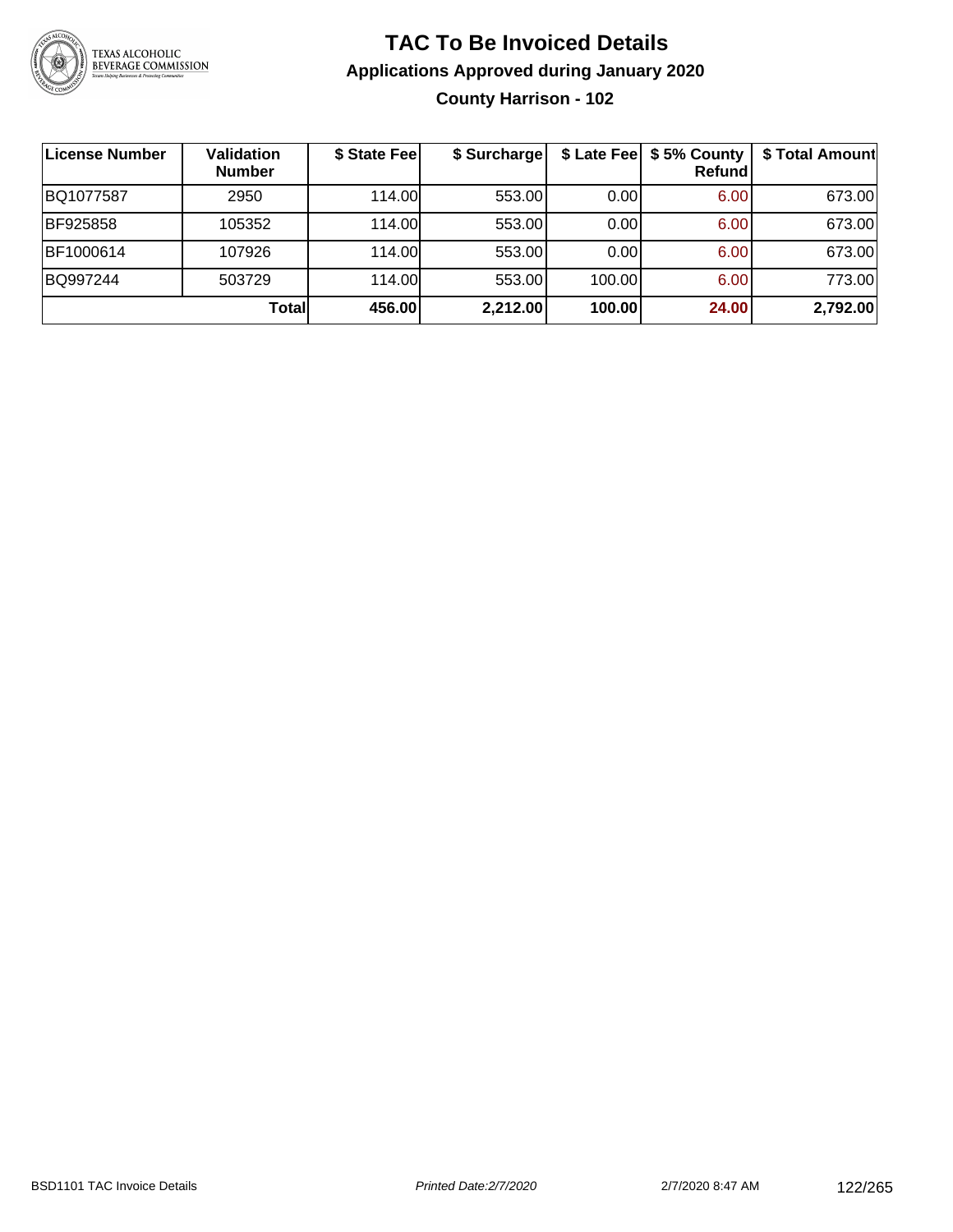# TAC To Be Invoiced Details

## Applications Approved during January 2020

### County Harrison - 102

| License Number | Validation Number | $ State Fee | $ Surcharge | $ Late Fee | $ 5% County Refund | $ Total Amount |
|---|---|---|---|---|---|---|
| BQ1077587 | 2950 | 114.00 | 553.00 | 0.00 | 6.00 | 673.00 |
| BF925858 | 105352 | 114.00 | 553.00 | 0.00 | 6.00 | 673.00 |
| BF1000614 | 107926 | 114.00 | 553.00 | 0.00 | 6.00 | 673.00 |
| BQ997244 | 503729 | 114.00 | 553.00 | 100.00 | 6.00 | 773.00 |
| | **Total** | **456.00** | **2,212.00** | **100.00** | **24.00** | **2,792.00** |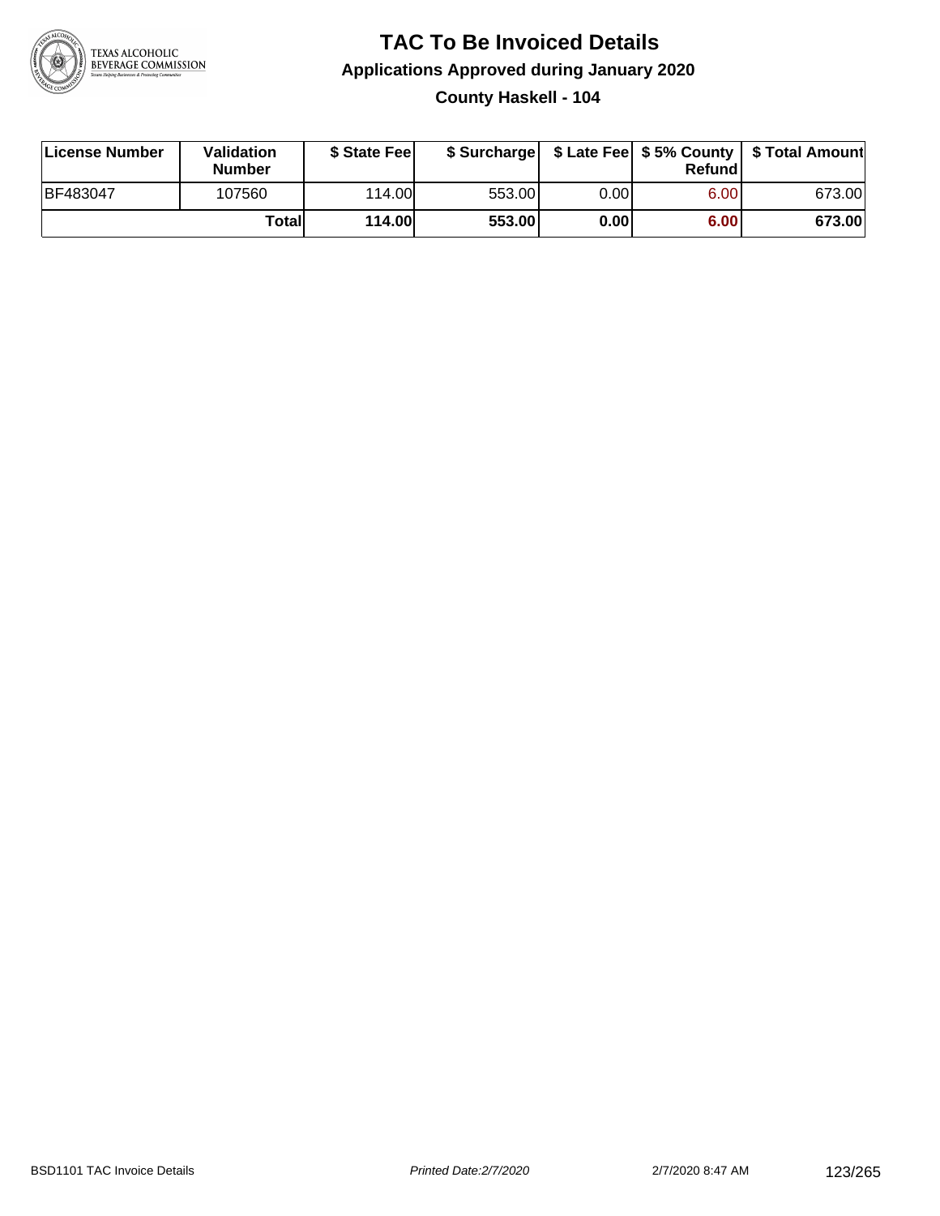# TAC To Be Invoiced Details

## Applications Approved during January 2020

### County Haskell - 104

| License Number | Validation Number | $ State Fee | $ Surcharge | $ Late Fee | $ 5% County Refund | $ Total Amount |
|---|---|---|---|---|---|---|
| BF483047 | 107560 | 114.00 | 553.00 | 0.00 | 6.00 | 673.00 |
| | **Total** | **114.00** | **553.00** | **0.00** | **6.00** | **673.00** |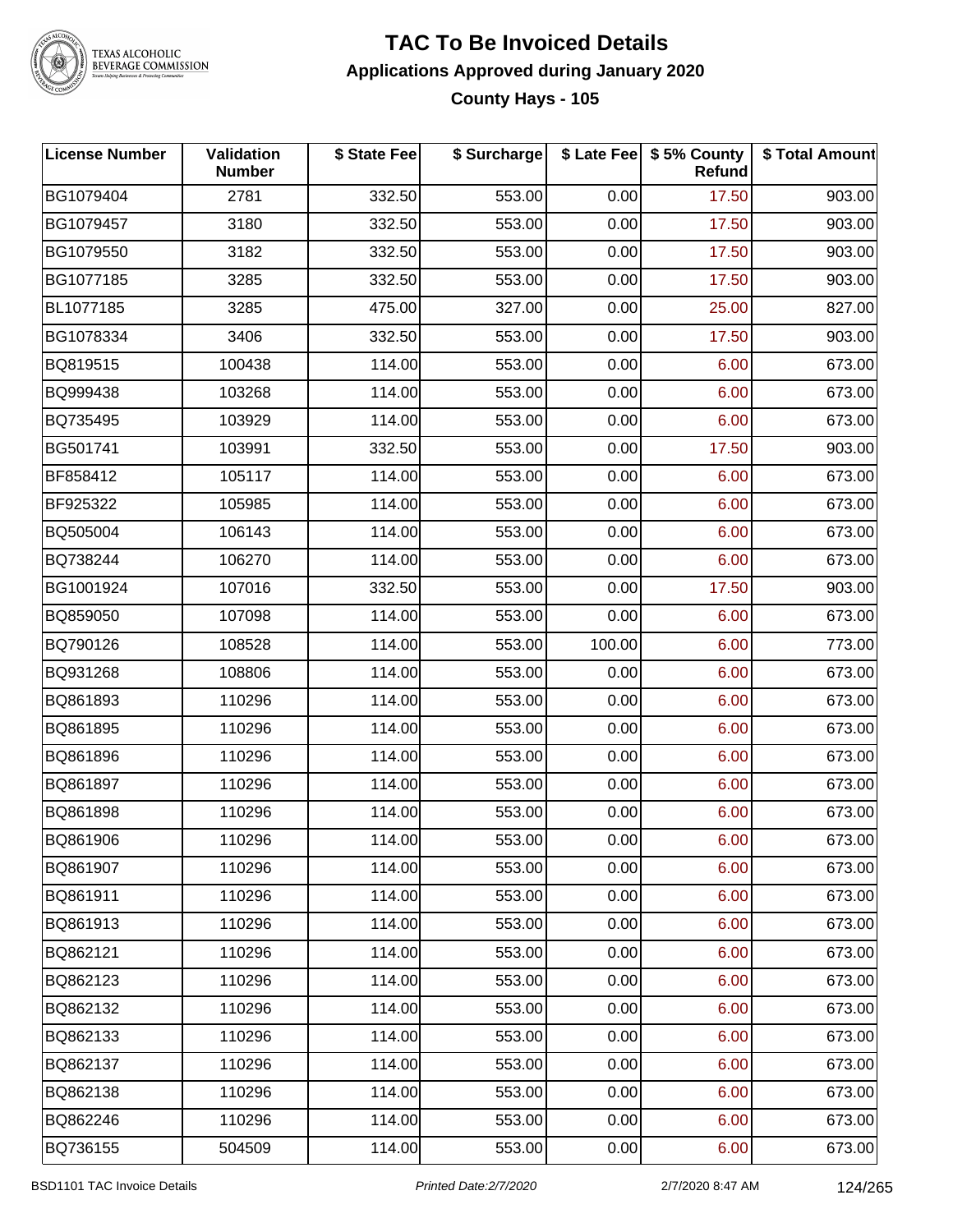# TAC To Be Invoiced Details

## Applications Approved during January 2020

### County Hays - 105

| License Number | Validation Number | $ State Fee | $ Surcharge | $ Late Fee | $ 5% County Refund | $ Total Amount |
|---|---|---|---|---|---|---|
| BG1079404 | 2781 | 332.50 | 553.00 | 0.00 | 17.50 | 903.00 |
| BG1079457 | 3180 | 332.50 | 553.00 | 0.00 | 17.50 | 903.00 |
| BG1079550 | 3182 | 332.50 | 553.00 | 0.00 | 17.50 | 903.00 |
| BG1077185 | 3285 | 332.50 | 553.00 | 0.00 | 17.50 | 903.00 |
| BL1077185 | 3285 | 475.00 | 327.00 | 0.00 | 25.00 | 827.00 |
| BG1078334 | 3406 | 332.50 | 553.00 | 0.00 | 17.50 | 903.00 |
| BQ819515 | 100438 | 114.00 | 553.00 | 0.00 | 6.00 | 673.00 |
| BQ999438 | 103268 | 114.00 | 553.00 | 0.00 | 6.00 | 673.00 |
| BQ735495 | 103929 | 114.00 | 553.00 | 0.00 | 6.00 | 673.00 |
| BG501741 | 103991 | 332.50 | 553.00 | 0.00 | 17.50 | 903.00 |
| BF858412 | 105117 | 114.00 | 553.00 | 0.00 | 6.00 | 673.00 |
| BF925322 | 105985 | 114.00 | 553.00 | 0.00 | 6.00 | 673.00 |
| BQ505004 | 106143 | 114.00 | 553.00 | 0.00 | 6.00 | 673.00 |
| BQ738244 | 106270 | 114.00 | 553.00 | 0.00 | 6.00 | 673.00 |
| BG1001924 | 107016 | 332.50 | 553.00 | 0.00 | 17.50 | 903.00 |
| BQ859050 | 107098 | 114.00 | 553.00 | 0.00 | 6.00 | 673.00 |
| BQ790126 | 108528 | 114.00 | 553.00 | 100.00 | 6.00 | 773.00 |
| BQ931268 | 108806 | 114.00 | 553.00 | 0.00 | 6.00 | 673.00 |
| BQ861893 | 110296 | 114.00 | 553.00 | 0.00 | 6.00 | 673.00 |
| BQ861895 | 110296 | 114.00 | 553.00 | 0.00 | 6.00 | 673.00 |
| BQ861896 | 110296 | 114.00 | 553.00 | 0.00 | 6.00 | 673.00 |
| BQ861897 | 110296 | 114.00 | 553.00 | 0.00 | 6.00 | 673.00 |
| BQ861898 | 110296 | 114.00 | 553.00 | 0.00 | 6.00 | 673.00 |
| BQ861906 | 110296 | 114.00 | 553.00 | 0.00 | 6.00 | 673.00 |
| BQ861907 | 110296 | 114.00 | 553.00 | 0.00 | 6.00 | 673.00 |
| BQ861911 | 110296 | 114.00 | 553.00 | 0.00 | 6.00 | 673.00 |
| BQ861913 | 110296 | 114.00 | 553.00 | 0.00 | 6.00 | 673.00 |
| BQ862121 | 110296 | 114.00 | 553.00 | 0.00 | 6.00 | 673.00 |
| BQ862123 | 110296 | 114.00 | 553.00 | 0.00 | 6.00 | 673.00 |
| BQ862132 | 110296 | 114.00 | 553.00 | 0.00 | 6.00 | 673.00 |
| BQ862133 | 110296 | 114.00 | 553.00 | 0.00 | 6.00 | 673.00 |
| BQ862137 | 110296 | 114.00 | 553.00 | 0.00 | 6.00 | 673.00 |
| BQ862138 | 110296 | 114.00 | 553.00 | 0.00 | 6.00 | 673.00 |
| BQ862246 | 110296 | 114.00 | 553.00 | 0.00 | 6.00 | 673.00 |
| BQ736155 | 504509 | 114.00 | 553.00 | 0.00 | 6.00 | 673.00 |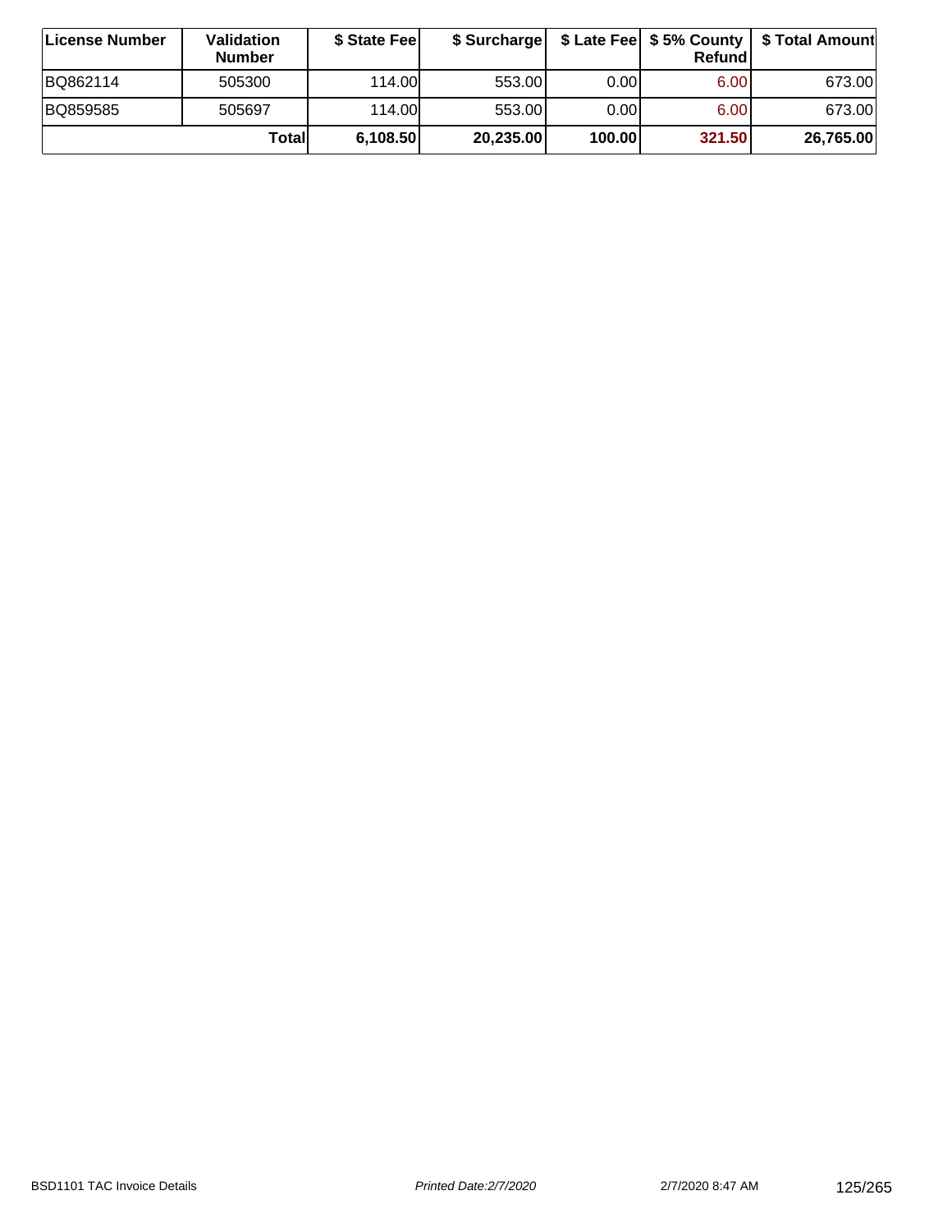| License Number | Validation Number | $ State Fee | $ Surcharge | $ Late Fee | $ 5% County Refund | $ Total Amount |
|---|---|---|---|---|---|---|
| BQ862114 | 505300 | 114.00 | 553.00 | 0.00 | 6.00 | 673.00 |
| BQ859585 | 505697 | 114.00 | 553.00 | 0.00 | 6.00 | 673.00 |
| | **Total** | **6,108.50** | **20,235.00** | **100.00** | **321.50** | **26,765.00** |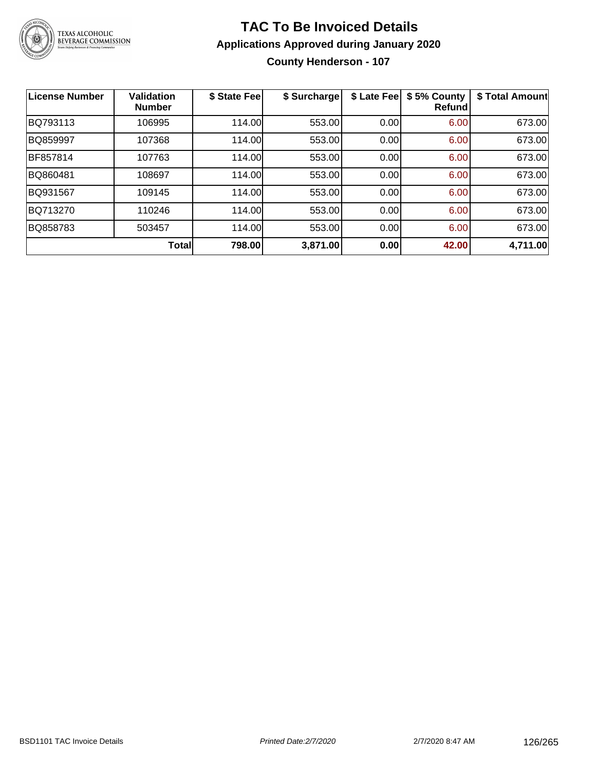# TAC To Be Invoiced Details

## Applications Approved during January 2020

### County Henderson - 107

| License Number | Validation Number | $ State Fee | $ Surcharge | $ Late Fee | $ 5% County Refund | $ Total Amount |
|---|---|---|---|---|---|---|
| BQ793113 | 106995 | 114.00 | 553.00 | 0.00 | 6.00 | 673.00 |
| BQ859997 | 107368 | 114.00 | 553.00 | 0.00 | 6.00 | 673.00 |
| BF857814 | 107763 | 114.00 | 553.00 | 0.00 | 6.00 | 673.00 |
| BQ860481 | 108697 | 114.00 | 553.00 | 0.00 | 6.00 | 673.00 |
| BQ931567 | 109145 | 114.00 | 553.00 | 0.00 | 6.00 | 673.00 |
| BQ713270 | 110246 | 114.00 | 553.00 | 0.00 | 6.00 | 673.00 |
| BQ858783 | 503457 | 114.00 | 553.00 | 0.00 | 6.00 | 673.00 |
| | **Total** | **798.00** | **3,871.00** | **0.00** | **42.00** | **4,711.00** |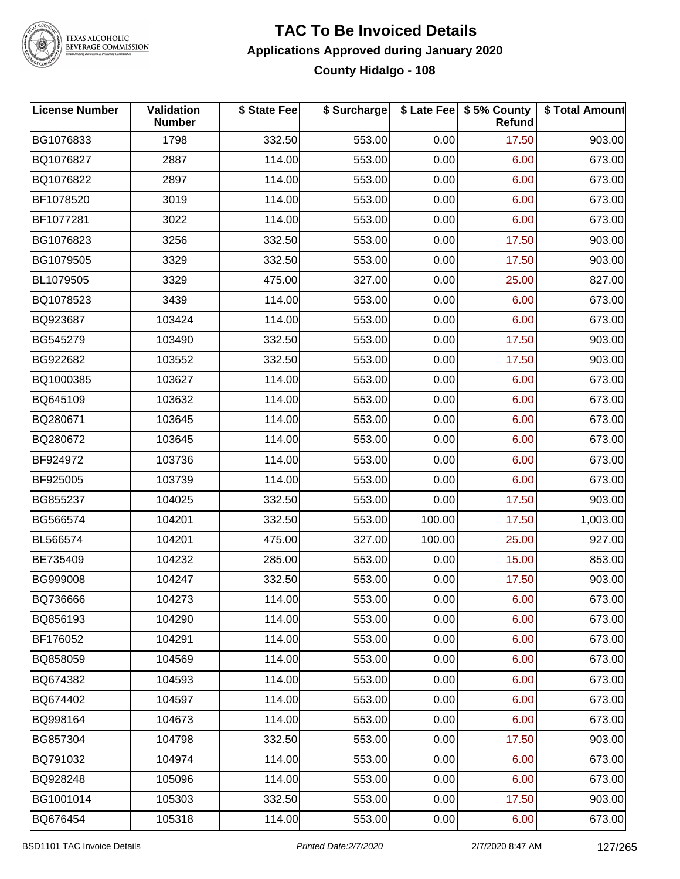# TAC To Be Invoiced Details

## Applications Approved during January 2020

### County Hidalgo - 108

| License Number | Validation Number | $ State Fee | $ Surcharge | $ Late Fee | $ 5% County Refund | $ Total Amount |
|---|---|---|---|---|---|---|
| BG1076833 | 1798 | 332.50 | 553.00 | 0.00 | 17.50 | 903.00 |
| BQ1076827 | 2887 | 114.00 | 553.00 | 0.00 | 6.00 | 673.00 |
| BQ1076822 | 2897 | 114.00 | 553.00 | 0.00 | 6.00 | 673.00 |
| BF1078520 | 3019 | 114.00 | 553.00 | 0.00 | 6.00 | 673.00 |
| BF1077281 | 3022 | 114.00 | 553.00 | 0.00 | 6.00 | 673.00 |
| BG1076823 | 3256 | 332.50 | 553.00 | 0.00 | 17.50 | 903.00 |
| BG1079505 | 3329 | 332.50 | 553.00 | 0.00 | 17.50 | 903.00 |
| BL1079505 | 3329 | 475.00 | 327.00 | 0.00 | 25.00 | 827.00 |
| BQ1078523 | 3439 | 114.00 | 553.00 | 0.00 | 6.00 | 673.00 |
| BQ923687 | 103424 | 114.00 | 553.00 | 0.00 | 6.00 | 673.00 |
| BG545279 | 103490 | 332.50 | 553.00 | 0.00 | 17.50 | 903.00 |
| BG922682 | 103552 | 332.50 | 553.00 | 0.00 | 17.50 | 903.00 |
| BQ1000385 | 103627 | 114.00 | 553.00 | 0.00 | 6.00 | 673.00 |
| BQ645109 | 103632 | 114.00 | 553.00 | 0.00 | 6.00 | 673.00 |
| BQ280671 | 103645 | 114.00 | 553.00 | 0.00 | 6.00 | 673.00 |
| BQ280672 | 103645 | 114.00 | 553.00 | 0.00 | 6.00 | 673.00 |
| BF924972 | 103736 | 114.00 | 553.00 | 0.00 | 6.00 | 673.00 |
| BF925005 | 103739 | 114.00 | 553.00 | 0.00 | 6.00 | 673.00 |
| BG855237 | 104025 | 332.50 | 553.00 | 0.00 | 17.50 | 903.00 |
| BG566574 | 104201 | 332.50 | 553.00 | 100.00 | 17.50 | 1,003.00 |
| BL566574 | 104201 | 475.00 | 327.00 | 100.00 | 25.00 | 927.00 |
| BE735409 | 104232 | 285.00 | 553.00 | 0.00 | 15.00 | 853.00 |
| BG999008 | 104247 | 332.50 | 553.00 | 0.00 | 17.50 | 903.00 |
| BQ736666 | 104273 | 114.00 | 553.00 | 0.00 | 6.00 | 673.00 |
| BQ856193 | 104290 | 114.00 | 553.00 | 0.00 | 6.00 | 673.00 |
| BF176052 | 104291 | 114.00 | 553.00 | 0.00 | 6.00 | 673.00 |
| BQ858059 | 104569 | 114.00 | 553.00 | 0.00 | 6.00 | 673.00 |
| BQ674382 | 104593 | 114.00 | 553.00 | 0.00 | 6.00 | 673.00 |
| BQ674402 | 104597 | 114.00 | 553.00 | 0.00 | 6.00 | 673.00 |
| BQ998164 | 104673 | 114.00 | 553.00 | 0.00 | 6.00 | 673.00 |
| BG857304 | 104798 | 332.50 | 553.00 | 0.00 | 17.50 | 903.00 |
| BQ791032 | 104974 | 114.00 | 553.00 | 0.00 | 6.00 | 673.00 |
| BQ928248 | 105096 | 114.00 | 553.00 | 0.00 | 6.00 | 673.00 |
| BG1001014 | 105303 | 332.50 | 553.00 | 0.00 | 17.50 | 903.00 |
| BQ676454 | 105318 | 114.00 | 553.00 | 0.00 | 6.00 | 673.00 |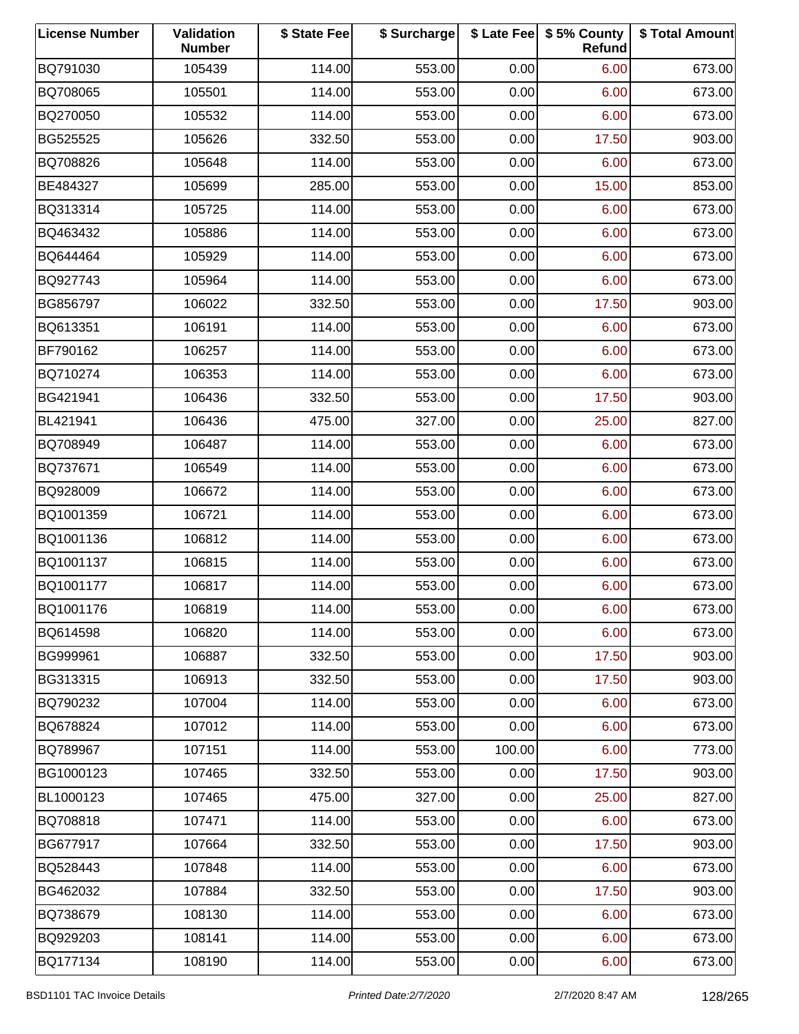| License Number | Validation Number | $ State Fee | $ Surcharge | $ Late Fee | $ 5% County Refund | $ Total Amount |
|---|---|---|---|---|---|---|
| BQ791030 | 105439 | 114.00 | 553.00 | 0.00 | 6.00 | 673.00 |
| BQ708065 | 105501 | 114.00 | 553.00 | 0.00 | 6.00 | 673.00 |
| BQ270050 | 105532 | 114.00 | 553.00 | 0.00 | 6.00 | 673.00 |
| BG525525 | 105626 | 332.50 | 553.00 | 0.00 | 17.50 | 903.00 |
| BQ708826 | 105648 | 114.00 | 553.00 | 0.00 | 6.00 | 673.00 |
| BE484327 | 105699 | 285.00 | 553.00 | 0.00 | 15.00 | 853.00 |
| BQ313314 | 105725 | 114.00 | 553.00 | 0.00 | 6.00 | 673.00 |
| BQ463432 | 105886 | 114.00 | 553.00 | 0.00 | 6.00 | 673.00 |
| BQ644464 | 105929 | 114.00 | 553.00 | 0.00 | 6.00 | 673.00 |
| BQ927743 | 105964 | 114.00 | 553.00 | 0.00 | 6.00 | 673.00 |
| BG856797 | 106022 | 332.50 | 553.00 | 0.00 | 17.50 | 903.00 |
| BQ613351 | 106191 | 114.00 | 553.00 | 0.00 | 6.00 | 673.00 |
| BF790162 | 106257 | 114.00 | 553.00 | 0.00 | 6.00 | 673.00 |
| BQ710274 | 106353 | 114.00 | 553.00 | 0.00 | 6.00 | 673.00 |
| BG421941 | 106436 | 332.50 | 553.00 | 0.00 | 17.50 | 903.00 |
| BL421941 | 106436 | 475.00 | 327.00 | 0.00 | 25.00 | 827.00 |
| BQ708949 | 106487 | 114.00 | 553.00 | 0.00 | 6.00 | 673.00 |
| BQ737671 | 106549 | 114.00 | 553.00 | 0.00 | 6.00 | 673.00 |
| BQ928009 | 106672 | 114.00 | 553.00 | 0.00 | 6.00 | 673.00 |
| BQ1001359 | 106721 | 114.00 | 553.00 | 0.00 | 6.00 | 673.00 |
| BQ1001136 | 106812 | 114.00 | 553.00 | 0.00 | 6.00 | 673.00 |
| BQ1001137 | 106815 | 114.00 | 553.00 | 0.00 | 6.00 | 673.00 |
| BQ1001177 | 106817 | 114.00 | 553.00 | 0.00 | 6.00 | 673.00 |
| BQ1001176 | 106819 | 114.00 | 553.00 | 0.00 | 6.00 | 673.00 |
| BQ614598 | 106820 | 114.00 | 553.00 | 0.00 | 6.00 | 673.00 |
| BG999961 | 106887 | 332.50 | 553.00 | 0.00 | 17.50 | 903.00 |
| BG313315 | 106913 | 332.50 | 553.00 | 0.00 | 17.50 | 903.00 |
| BQ790232 | 107004 | 114.00 | 553.00 | 0.00 | 6.00 | 673.00 |
| BQ678824 | 107012 | 114.00 | 553.00 | 0.00 | 6.00 | 673.00 |
| BQ789967 | 107151 | 114.00 | 553.00 | 100.00 | 6.00 | 773.00 |
| BG1000123 | 107465 | 332.50 | 553.00 | 0.00 | 17.50 | 903.00 |
| BL1000123 | 107465 | 475.00 | 327.00 | 0.00 | 25.00 | 827.00 |
| BQ708818 | 107471 | 114.00 | 553.00 | 0.00 | 6.00 | 673.00 |
| BG677917 | 107664 | 332.50 | 553.00 | 0.00 | 17.50 | 903.00 |
| BQ528443 | 107848 | 114.00 | 553.00 | 0.00 | 6.00 | 673.00 |
| BG462032 | 107884 | 332.50 | 553.00 | 0.00 | 17.50 | 903.00 |
| BQ738679 | 108130 | 114.00 | 553.00 | 0.00 | 6.00 | 673.00 |
| BQ929203 | 108141 | 114.00 | 553.00 | 0.00 | 6.00 | 673.00 |
| BQ177134 | 108190 | 114.00 | 553.00 | 0.00 | 6.00 | 673.00 |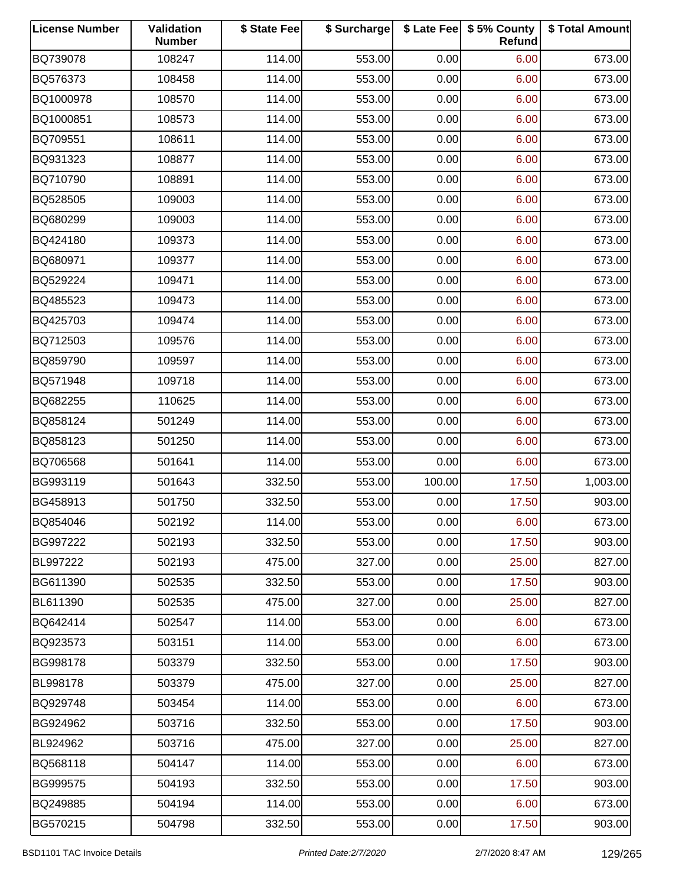| License Number | Validation Number | $ State Fee | $ Surcharge | $ Late Fee | $ 5% County Refund | $ Total Amount |
|---|---|---|---|---|---|---|
| BQ739078 | 108247 | 114.00 | 553.00 | 0.00 | 6.00 | 673.00 |
| BQ576373 | 108458 | 114.00 | 553.00 | 0.00 | 6.00 | 673.00 |
| BQ1000978 | 108570 | 114.00 | 553.00 | 0.00 | 6.00 | 673.00 |
| BQ1000851 | 108573 | 114.00 | 553.00 | 0.00 | 6.00 | 673.00 |
| BQ709551 | 108611 | 114.00 | 553.00 | 0.00 | 6.00 | 673.00 |
| BQ931323 | 108877 | 114.00 | 553.00 | 0.00 | 6.00 | 673.00 |
| BQ710790 | 108891 | 114.00 | 553.00 | 0.00 | 6.00 | 673.00 |
| BQ528505 | 109003 | 114.00 | 553.00 | 0.00 | 6.00 | 673.00 |
| BQ680299 | 109003 | 114.00 | 553.00 | 0.00 | 6.00 | 673.00 |
| BQ424180 | 109373 | 114.00 | 553.00 | 0.00 | 6.00 | 673.00 |
| BQ680971 | 109377 | 114.00 | 553.00 | 0.00 | 6.00 | 673.00 |
| BQ529224 | 109471 | 114.00 | 553.00 | 0.00 | 6.00 | 673.00 |
| BQ485523 | 109473 | 114.00 | 553.00 | 0.00 | 6.00 | 673.00 |
| BQ425703 | 109474 | 114.00 | 553.00 | 0.00 | 6.00 | 673.00 |
| BQ712503 | 109576 | 114.00 | 553.00 | 0.00 | 6.00 | 673.00 |
| BQ859790 | 109597 | 114.00 | 553.00 | 0.00 | 6.00 | 673.00 |
| BQ571948 | 109718 | 114.00 | 553.00 | 0.00 | 6.00 | 673.00 |
| BQ682255 | 110625 | 114.00 | 553.00 | 0.00 | 6.00 | 673.00 |
| BQ858124 | 501249 | 114.00 | 553.00 | 0.00 | 6.00 | 673.00 |
| BQ858123 | 501250 | 114.00 | 553.00 | 0.00 | 6.00 | 673.00 |
| BQ706568 | 501641 | 114.00 | 553.00 | 0.00 | 6.00 | 673.00 |
| BG993119 | 501643 | 332.50 | 553.00 | 100.00 | 17.50 | 1,003.00 |
| BG458913 | 501750 | 332.50 | 553.00 | 0.00 | 17.50 | 903.00 |
| BQ854046 | 502192 | 114.00 | 553.00 | 0.00 | 6.00 | 673.00 |
| BG997222 | 502193 | 332.50 | 553.00 | 0.00 | 17.50 | 903.00 |
| BL997222 | 502193 | 475.00 | 327.00 | 0.00 | 25.00 | 827.00 |
| BG611390 | 502535 | 332.50 | 553.00 | 0.00 | 17.50 | 903.00 |
| BL611390 | 502535 | 475.00 | 327.00 | 0.00 | 25.00 | 827.00 |
| BQ642414 | 502547 | 114.00 | 553.00 | 0.00 | 6.00 | 673.00 |
| BQ923573 | 503151 | 114.00 | 553.00 | 0.00 | 6.00 | 673.00 |
| BG998178 | 503379 | 332.50 | 553.00 | 0.00 | 17.50 | 903.00 |
| BL998178 | 503379 | 475.00 | 327.00 | 0.00 | 25.00 | 827.00 |
| BQ929748 | 503454 | 114.00 | 553.00 | 0.00 | 6.00 | 673.00 |
| BG924962 | 503716 | 332.50 | 553.00 | 0.00 | 17.50 | 903.00 |
| BL924962 | 503716 | 475.00 | 327.00 | 0.00 | 25.00 | 827.00 |
| BQ568118 | 504147 | 114.00 | 553.00 | 0.00 | 6.00 | 673.00 |
| BG999575 | 504193 | 332.50 | 553.00 | 0.00 | 17.50 | 903.00 |
| BQ249885 | 504194 | 114.00 | 553.00 | 0.00 | 6.00 | 673.00 |
| BG570215 | 504798 | 332.50 | 553.00 | 0.00 | 17.50 | 903.00 |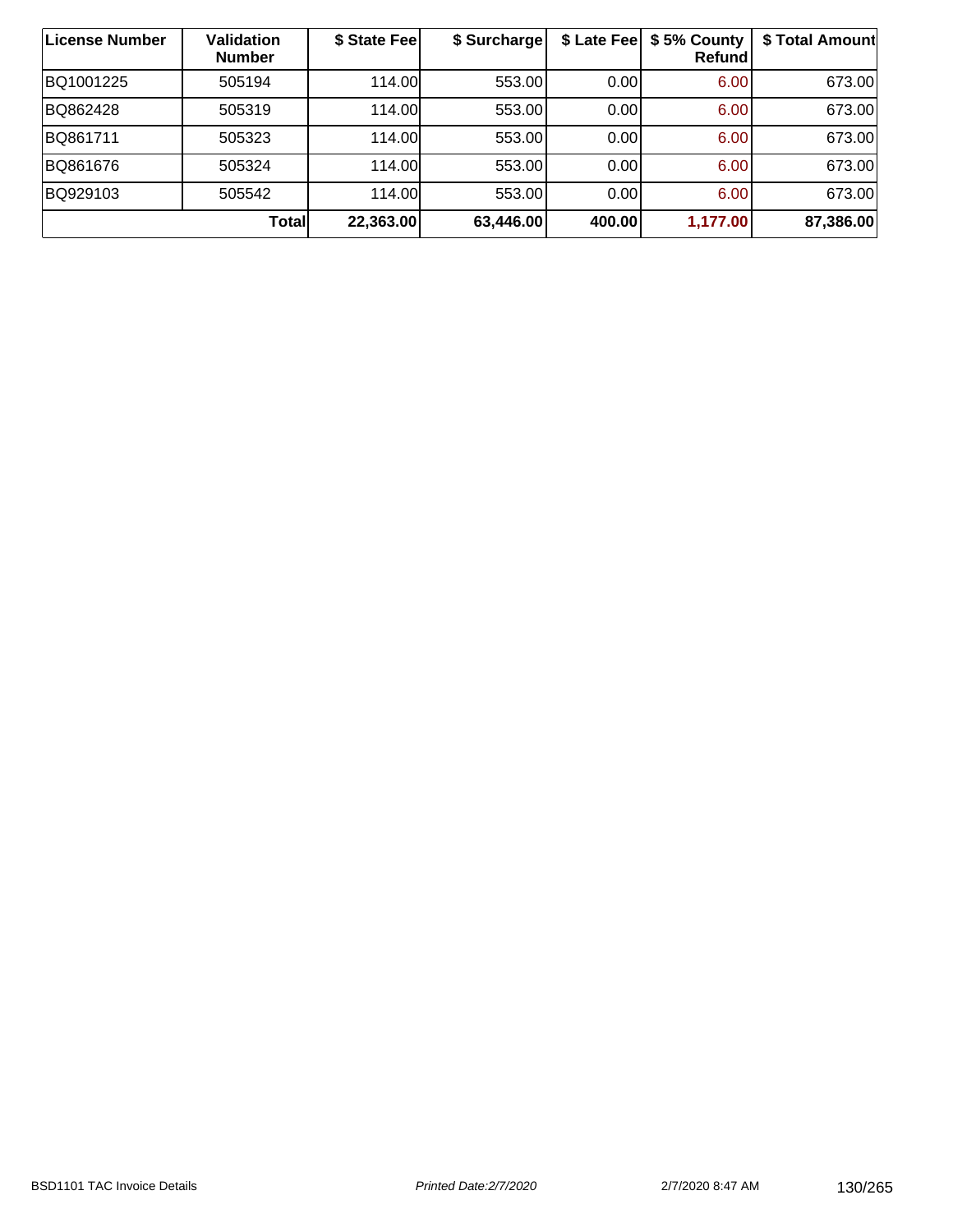| License Number | Validation Number | $ State Fee | $ Surcharge | $ Late Fee | $ 5% County Refund | $ Total Amount |
|---|---|---|---|---|---|---|
| BQ1001225 | 505194 | 114.00 | 553.00 | 0.00 | 6.00 | 673.00 |
| BQ862428 | 505319 | 114.00 | 553.00 | 0.00 | 6.00 | 673.00 |
| BQ861711 | 505323 | 114.00 | 553.00 | 0.00 | 6.00 | 673.00 |
| BQ861676 | 505324 | 114.00 | 553.00 | 0.00 | 6.00 | 673.00 |
| BQ929103 | 505542 | 114.00 | 553.00 | 0.00 | 6.00 | 673.00 |
| | **Total** | **22,363.00** | **63,446.00** | **400.00** | **1,177.00** | **87,386.00** |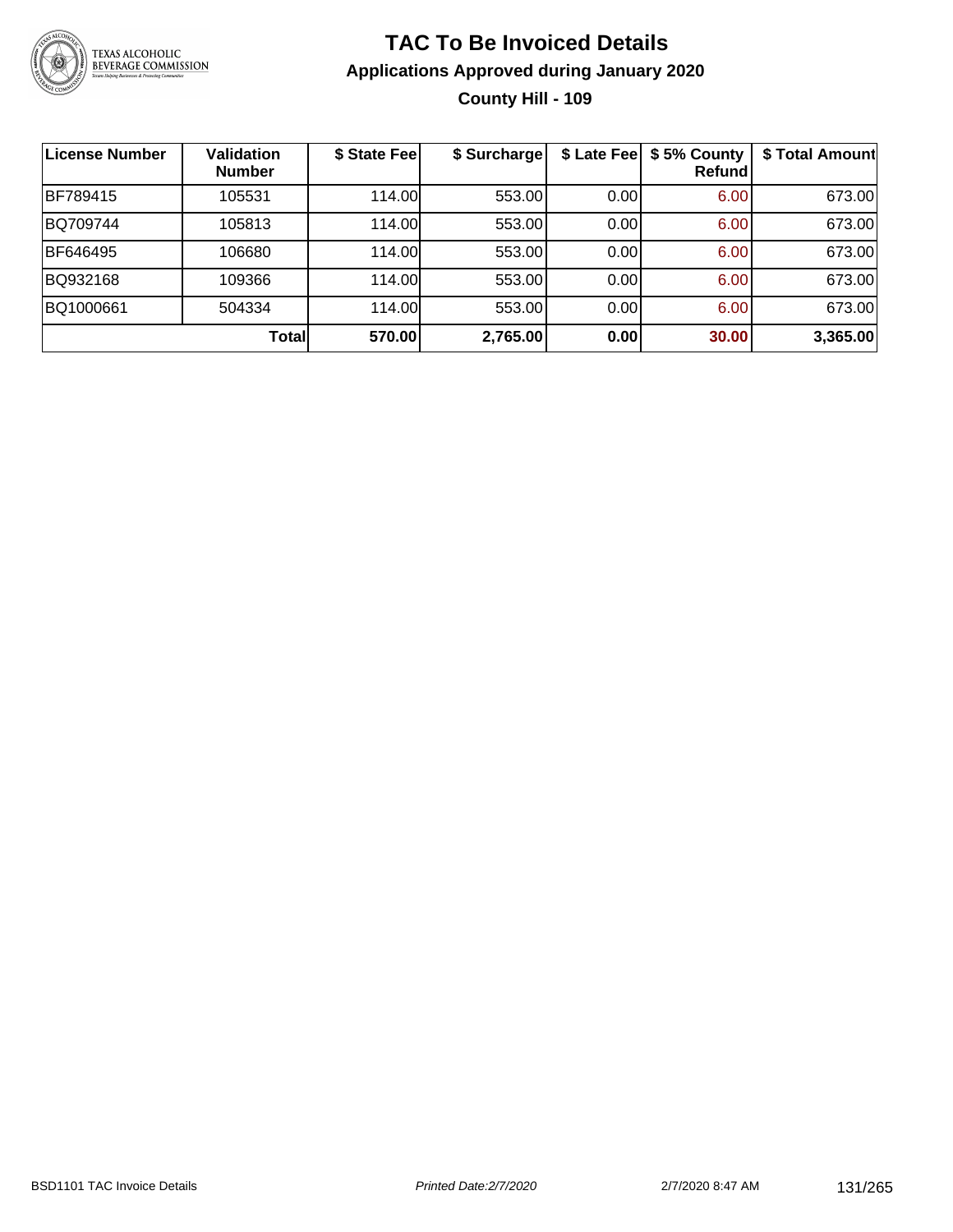# TAC To Be Invoiced Details

## Applications Approved during January 2020

### County Hill - 109

| License Number | Validation Number | $ State Fee | $ Surcharge | $ Late Fee | $ 5% County Refund | $ Total Amount |
|---|---|---|---|---|---|---|
| BF789415 | 105531 | 114.00 | 553.00 | 0.00 | 6.00 | 673.00 |
| BQ709744 | 105813 | 114.00 | 553.00 | 0.00 | 6.00 | 673.00 |
| BF646495 | 106680 | 114.00 | 553.00 | 0.00 | 6.00 | 673.00 |
| BQ932168 | 109366 | 114.00 | 553.00 | 0.00 | 6.00 | 673.00 |
| BQ1000661 | 504334 | 114.00 | 553.00 | 0.00 | 6.00 | 673.00 |
| | **Total** | **570.00** | **2,765.00** | **0.00** | **30.00** | **3,365.00** |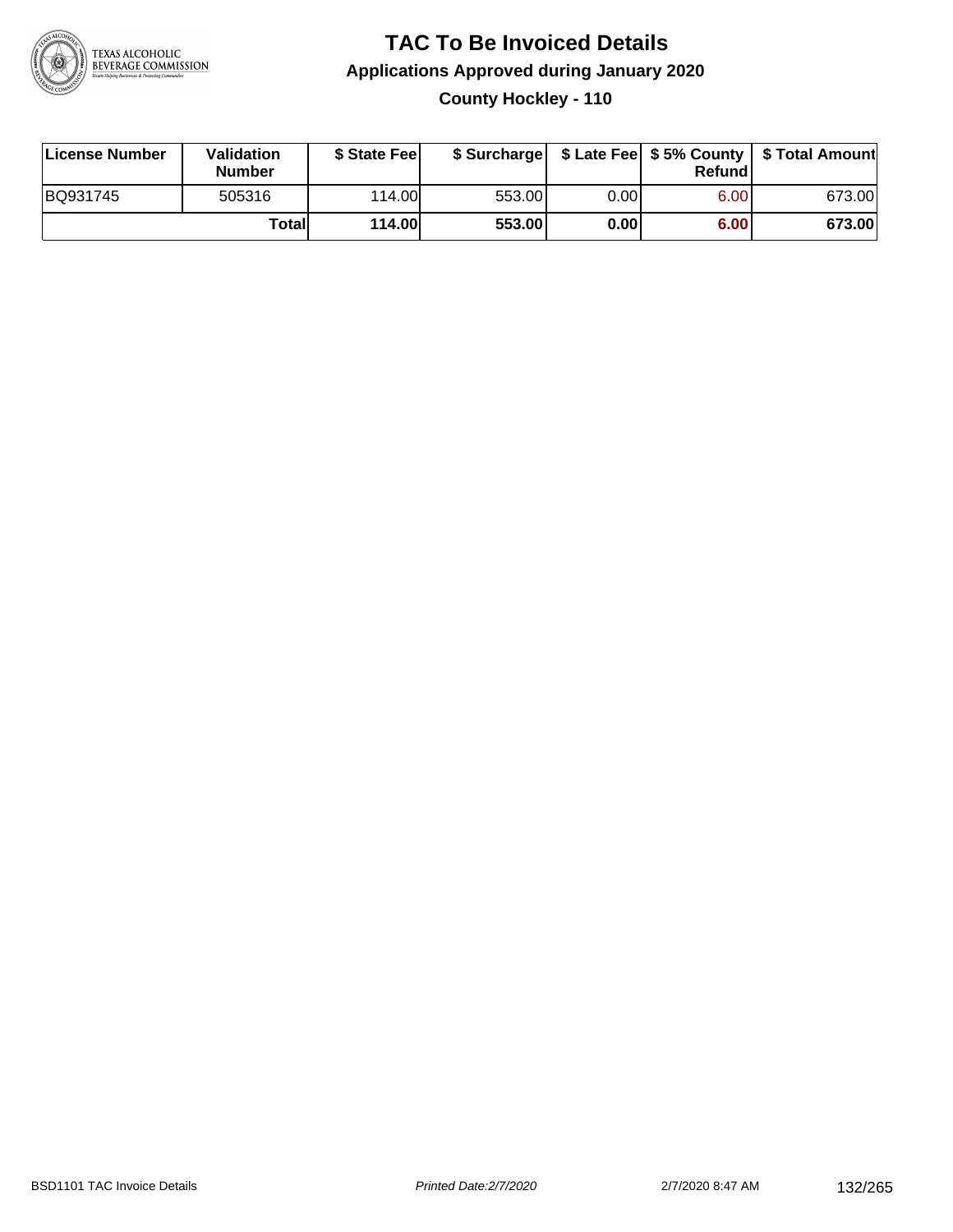# TAC To Be Invoiced Details

## Applications Approved during January 2020

### County Hockley - 110

| License Number | Validation Number | $ State Fee | $ Surcharge | $ Late Fee | $ 5% County Refund | $ Total Amount |
|---|---|---|---|---|---|---|
| BQ931745 | 505316 | 114.00 | 553.00 | 0.00 | 6.00 | 673.00 |
| | **Total** | **114.00** | **553.00** | **0.00** | **6.00** | **673.00** |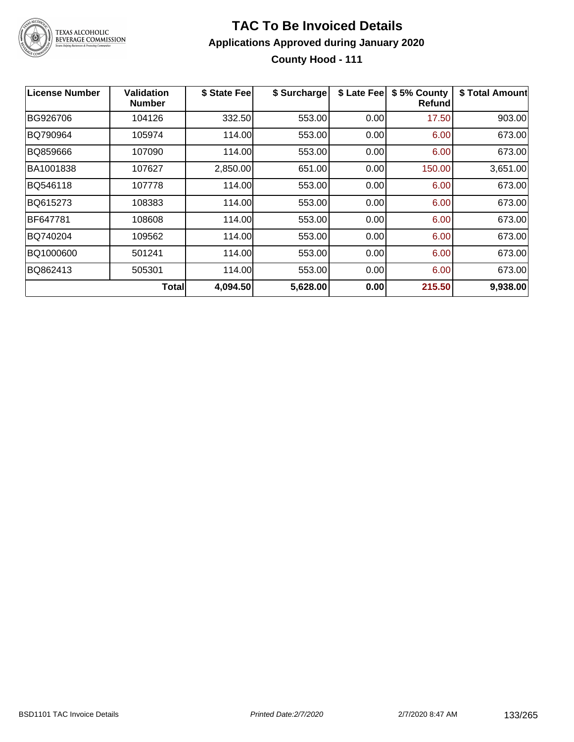# TAC To Be Invoiced Details

## Applications Approved during January 2020

### County Hood - 111

| License Number | Validation Number | $ State Fee | $ Surcharge | $ Late Fee | $ 5% County Refund | $ Total Amount |
|---|---|---|---|---|---|---|
| BG926706 | 104126 | 332.50 | 553.00 | 0.00 | 17.50 | 903.00 |
| BQ790964 | 105974 | 114.00 | 553.00 | 0.00 | 6.00 | 673.00 |
| BQ859666 | 107090 | 114.00 | 553.00 | 0.00 | 6.00 | 673.00 |
| BA1001838 | 107627 | 2,850.00 | 651.00 | 0.00 | 150.00 | 3,651.00 |
| BQ546118 | 107778 | 114.00 | 553.00 | 0.00 | 6.00 | 673.00 |
| BQ615273 | 108383 | 114.00 | 553.00 | 0.00 | 6.00 | 673.00 |
| BF647781 | 108608 | 114.00 | 553.00 | 0.00 | 6.00 | 673.00 |
| BQ740204 | 109562 | 114.00 | 553.00 | 0.00 | 6.00 | 673.00 |
| BQ1000600 | 501241 | 114.00 | 553.00 | 0.00 | 6.00 | 673.00 |
| BQ862413 | 505301 | 114.00 | 553.00 | 0.00 | 6.00 | 673.00 |
| | **Total** | **4,094.50** | **5,628.00** | **0.00** | **215.50** | **9,938.00** |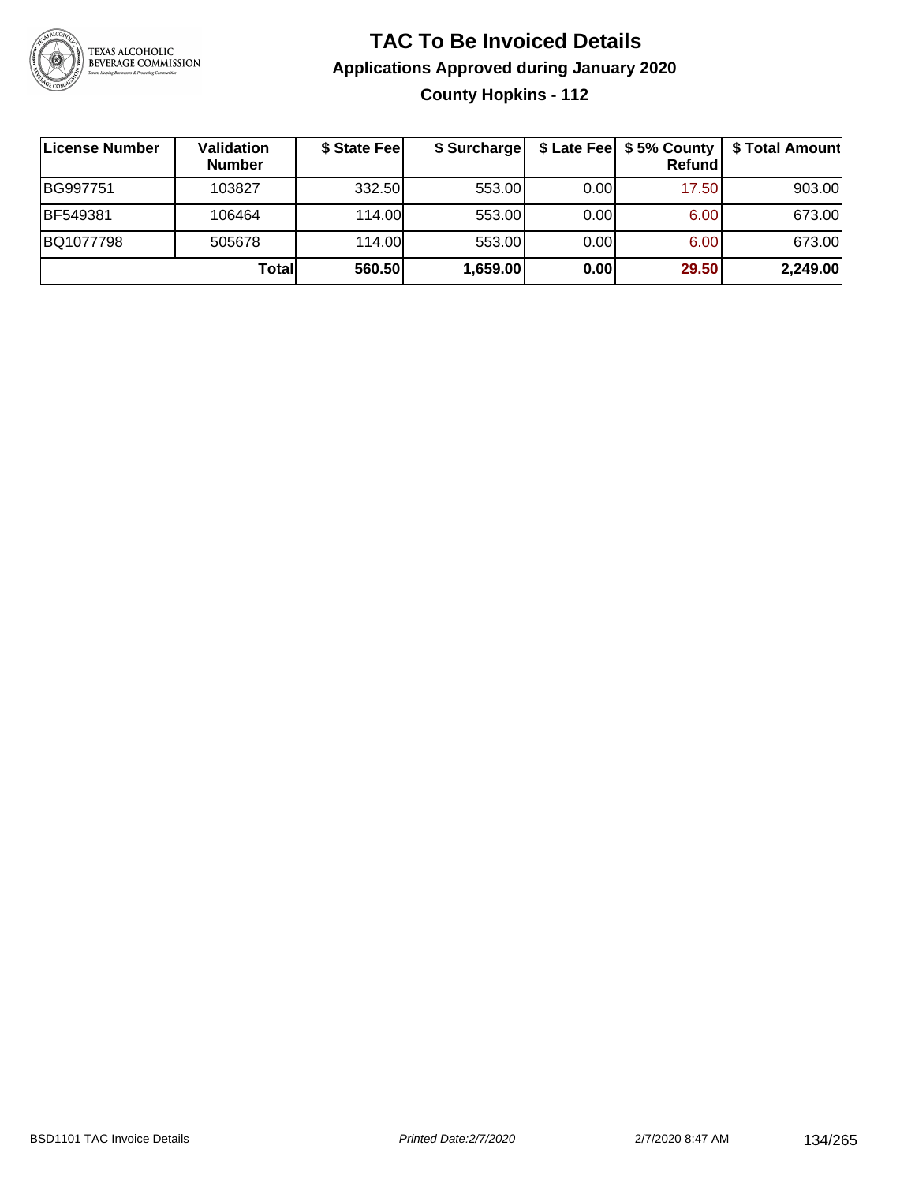# TAC To Be Invoiced Details

## Applications Approved during January 2020

### County Hopkins - 112

| License Number | Validation Number | $ State Fee | $ Surcharge | $ Late Fee | $ 5% County Refund | $ Total Amount |
|---|---|---|---|---|---|---|
| BG997751 | 103827 | 332.50 | 553.00 | 0.00 | 17.50 | 903.00 |
| BF549381 | 106464 | 114.00 | 553.00 | 0.00 | 6.00 | 673.00 |
| BQ1077798 | 505678 | 114.00 | 553.00 | 0.00 | 6.00 | 673.00 |
| | **Total** | **560.50** | **1,659.00** | **0.00** | **29.50** | **2,249.00** |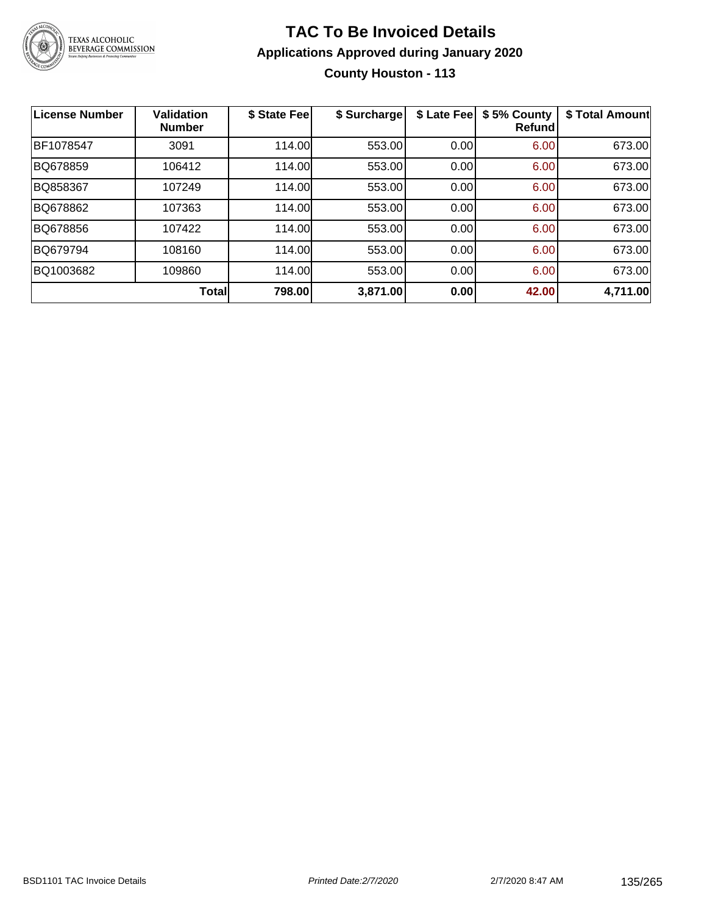# TAC To Be Invoiced Details

## Applications Approved during January 2020

### County Houston - 113

| License Number | Validation Number | $ State Fee | $ Surcharge | $ Late Fee | $ 5% County Refund | $ Total Amount |
|---|---|---|---|---|---|---|
| BF1078547 | 3091 | 114.00 | 553.00 | 0.00 | 6.00 | 673.00 |
| BQ678859 | 106412 | 114.00 | 553.00 | 0.00 | 6.00 | 673.00 |
| BQ858367 | 107249 | 114.00 | 553.00 | 0.00 | 6.00 | 673.00 |
| BQ678862 | 107363 | 114.00 | 553.00 | 0.00 | 6.00 | 673.00 |
| BQ678856 | 107422 | 114.00 | 553.00 | 0.00 | 6.00 | 673.00 |
| BQ679794 | 108160 | 114.00 | 553.00 | 0.00 | 6.00 | 673.00 |
| BQ1003682 | 109860 | 114.00 | 553.00 | 0.00 | 6.00 | 673.00 |
| | **Total** | **798.00** | **3,871.00** | **0.00** | **42.00** | **4,711.00** |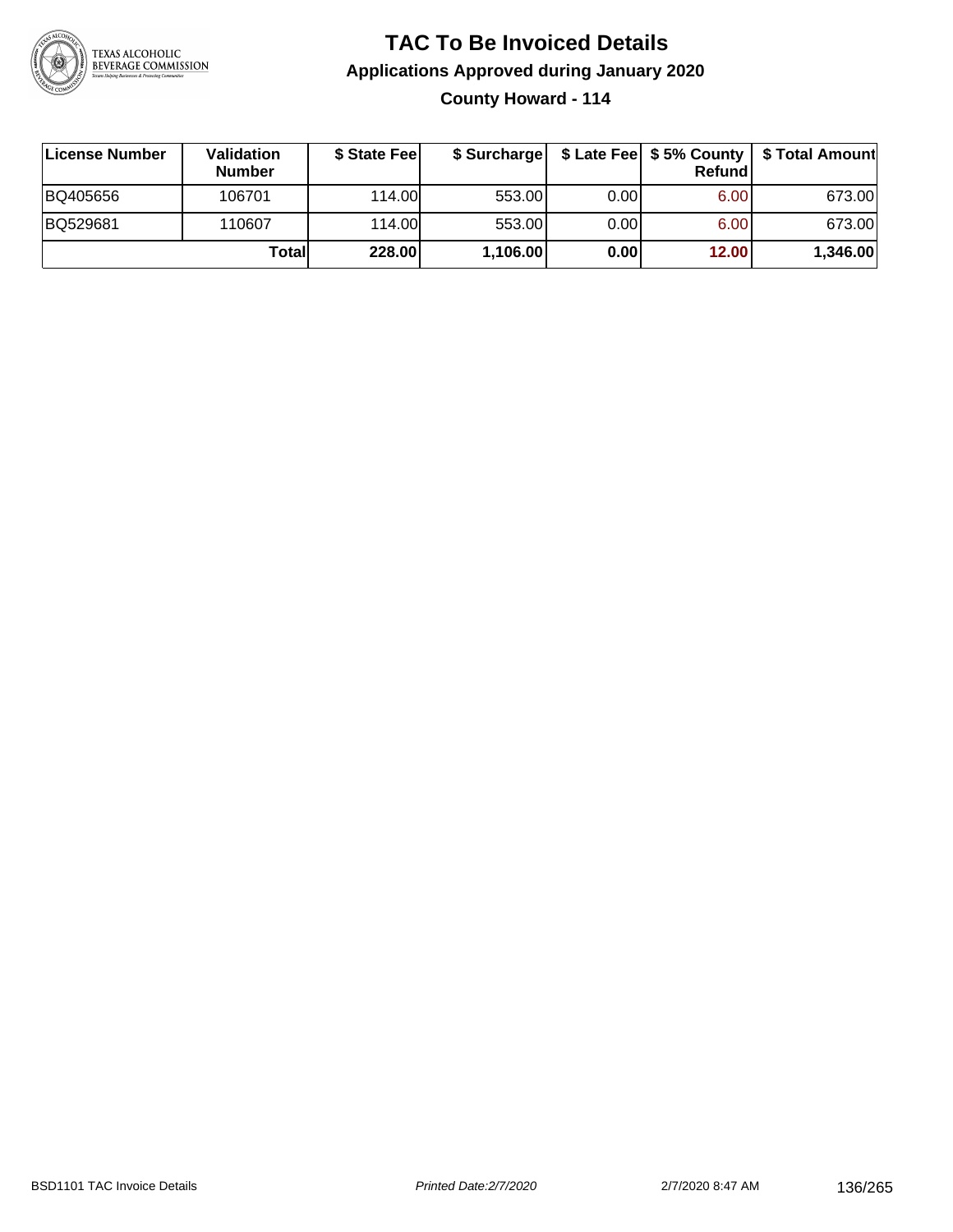# TAC To Be Invoiced Details

## Applications Approved during January 2020

### County Howard - 114

| License Number | Validation Number | $ State Fee | $ Surcharge | $ Late Fee | $ 5% County Refund | $ Total Amount |
|---|---|---|---|---|---|---|
| BQ405656 | 106701 | 114.00 | 553.00 | 0.00 | 6.00 | 673.00 |
| BQ529681 | 110607 | 114.00 | 553.00 | 0.00 | 6.00 | 673.00 |
| | **Total** | **228.00** | **1,106.00** | **0.00** | **12.00** | **1,346.00** |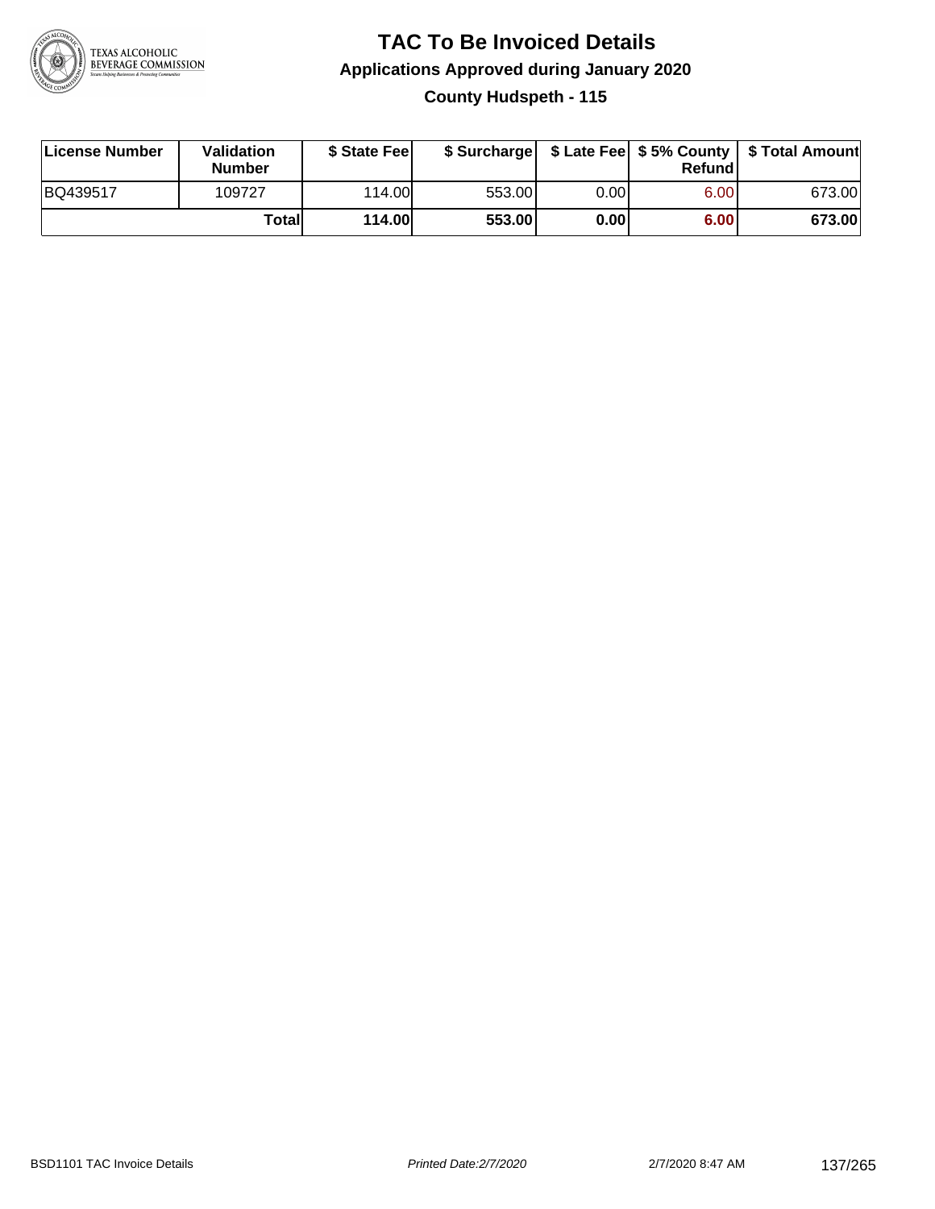# TAC To Be Invoiced Details

## Applications Approved during January 2020

### County Hudspeth - 115

| License Number | Validation Number | $ State Fee | $ Surcharge | $ Late Fee | $ 5% County Refund | $ Total Amount |
|---|---|---|---|---|---|---|
| BQ439517 | 109727 | 114.00 | 553.00 | 0.00 | 6.00 | 673.00 |
| | **Total** | **114.00** | **553.00** | **0.00** | **6.00** | **673.00** |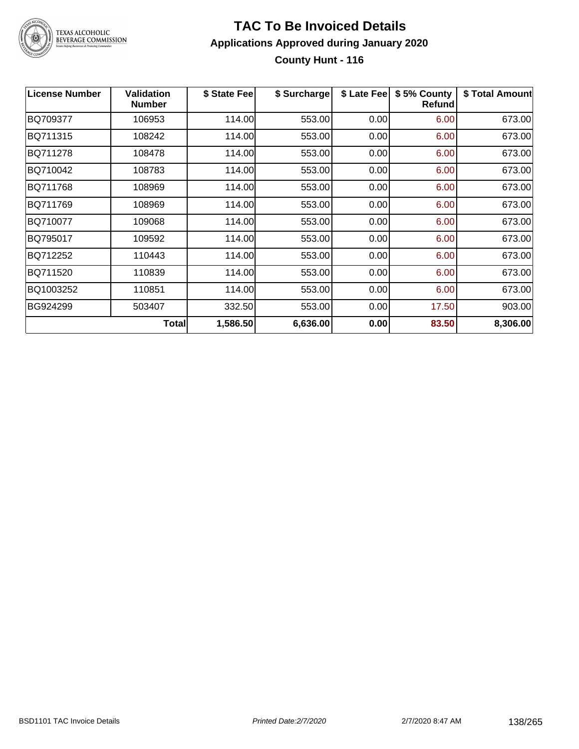# TAC To Be Invoiced Details

## Applications Approved during January 2020

### County Hunt - 116

| License Number | Validation Number | $ State Fee | $ Surcharge | $ Late Fee | $ 5% County Refund | $ Total Amount |
|---|---|---|---|---|---|---|
| BQ709377 | 106953 | 114.00 | 553.00 | 0.00 | 6.00 | 673.00 |
| BQ711315 | 108242 | 114.00 | 553.00 | 0.00 | 6.00 | 673.00 |
| BQ711278 | 108478 | 114.00 | 553.00 | 0.00 | 6.00 | 673.00 |
| BQ710042 | 108783 | 114.00 | 553.00 | 0.00 | 6.00 | 673.00 |
| BQ711768 | 108969 | 114.00 | 553.00 | 0.00 | 6.00 | 673.00 |
| BQ711769 | 108969 | 114.00 | 553.00 | 0.00 | 6.00 | 673.00 |
| BQ710077 | 109068 | 114.00 | 553.00 | 0.00 | 6.00 | 673.00 |
| BQ795017 | 109592 | 114.00 | 553.00 | 0.00 | 6.00 | 673.00 |
| BQ712252 | 110443 | 114.00 | 553.00 | 0.00 | 6.00 | 673.00 |
| BQ711520 | 110839 | 114.00 | 553.00 | 0.00 | 6.00 | 673.00 |
| BQ1003252 | 110851 | 114.00 | 553.00 | 0.00 | 6.00 | 673.00 |
| BG924299 | 503407 | 332.50 | 553.00 | 0.00 | 17.50 | 903.00 |
| | **Total** | **1,586.50** | **6,636.00** | **0.00** | **83.50** | **8,306.00** |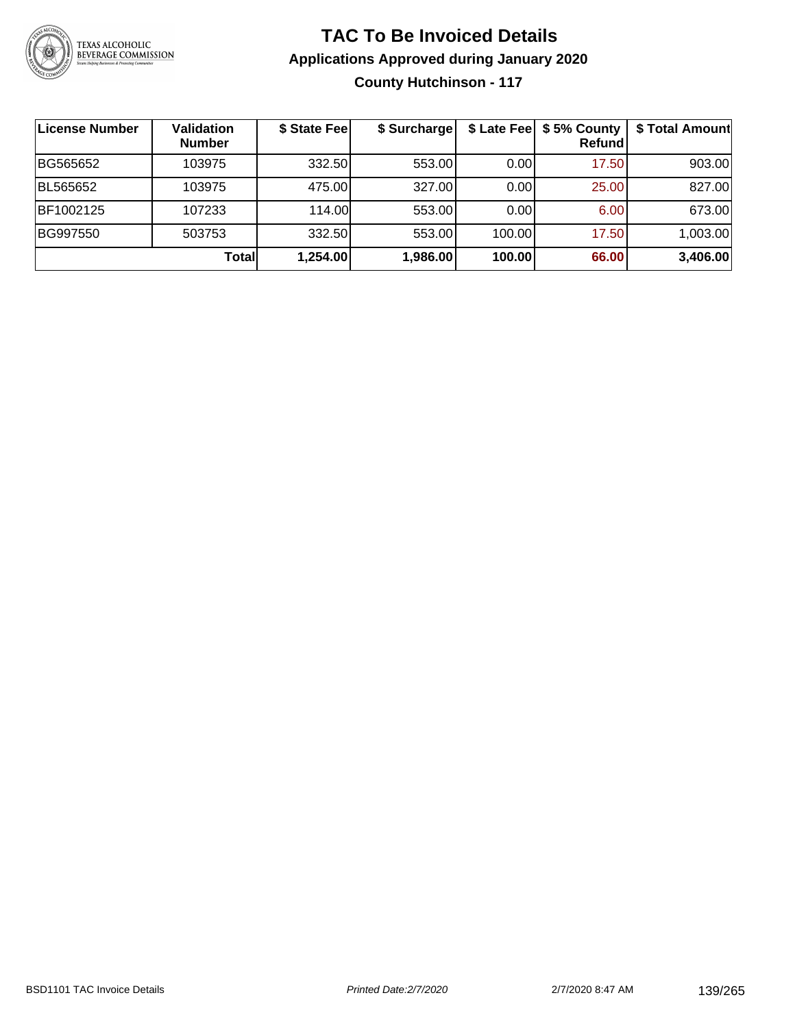# TAC To Be Invoiced Details

## Applications Approved during January 2020

### County Hutchinson - 117

| License Number | Validation Number | $ State Fee | $ Surcharge | $ Late Fee | $ 5% County Refund | $ Total Amount |
|---|---|---|---|---|---|---|
| BG565652 | 103975 | 332.50 | 553.00 | 0.00 | 17.50 | 903.00 |
| BL565652 | 103975 | 475.00 | 327.00 | 0.00 | 25.00 | 827.00 |
| BF1002125 | 107233 | 114.00 | 553.00 | 0.00 | 6.00 | 673.00 |
| BG997550 | 503753 | 332.50 | 553.00 | 100.00 | 17.50 | 1,003.00 |
| | **Total** | **1,254.00** | **1,986.00** | **100.00** | **66.00** | **3,406.00** |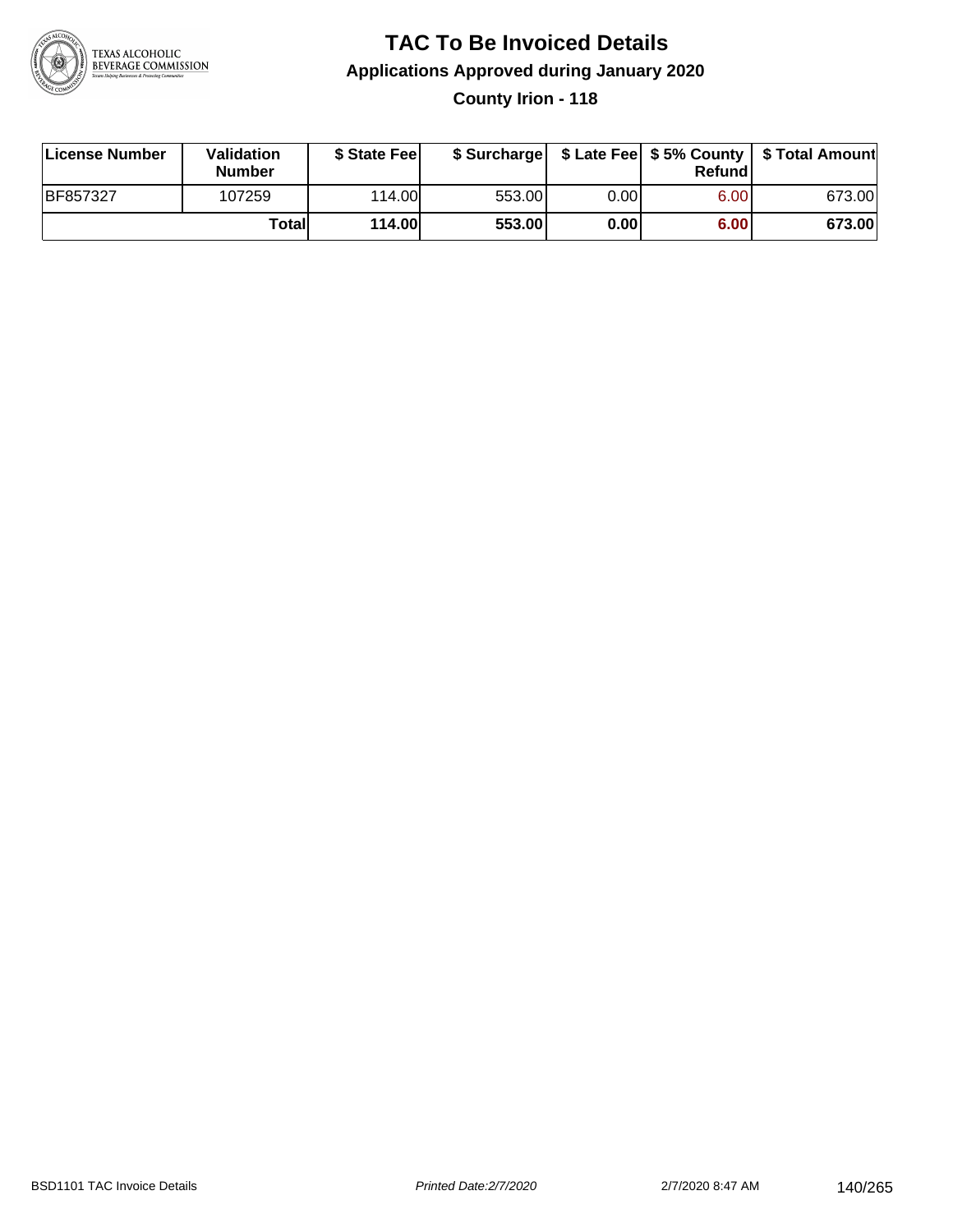# TAC To Be Invoiced Details

## Applications Approved during January 2020

### County Irion - 118

| License Number | Validation Number | $ State Fee | $ Surcharge | $ Late Fee | $ 5% County Refund | $ Total Amount |
|---|---|---|---|---|---|---|
| BF857327 | 107259 | 114.00 | 553.00 | 0.00 | 6.00 | 673.00 |
| | **Total** | **114.00** | **553.00** | **0.00** | **6.00** | **673.00** |

BSD1101 TAC Invoice Details    *Printed Date:2/7/2020*    2/7/2020 8:47 AM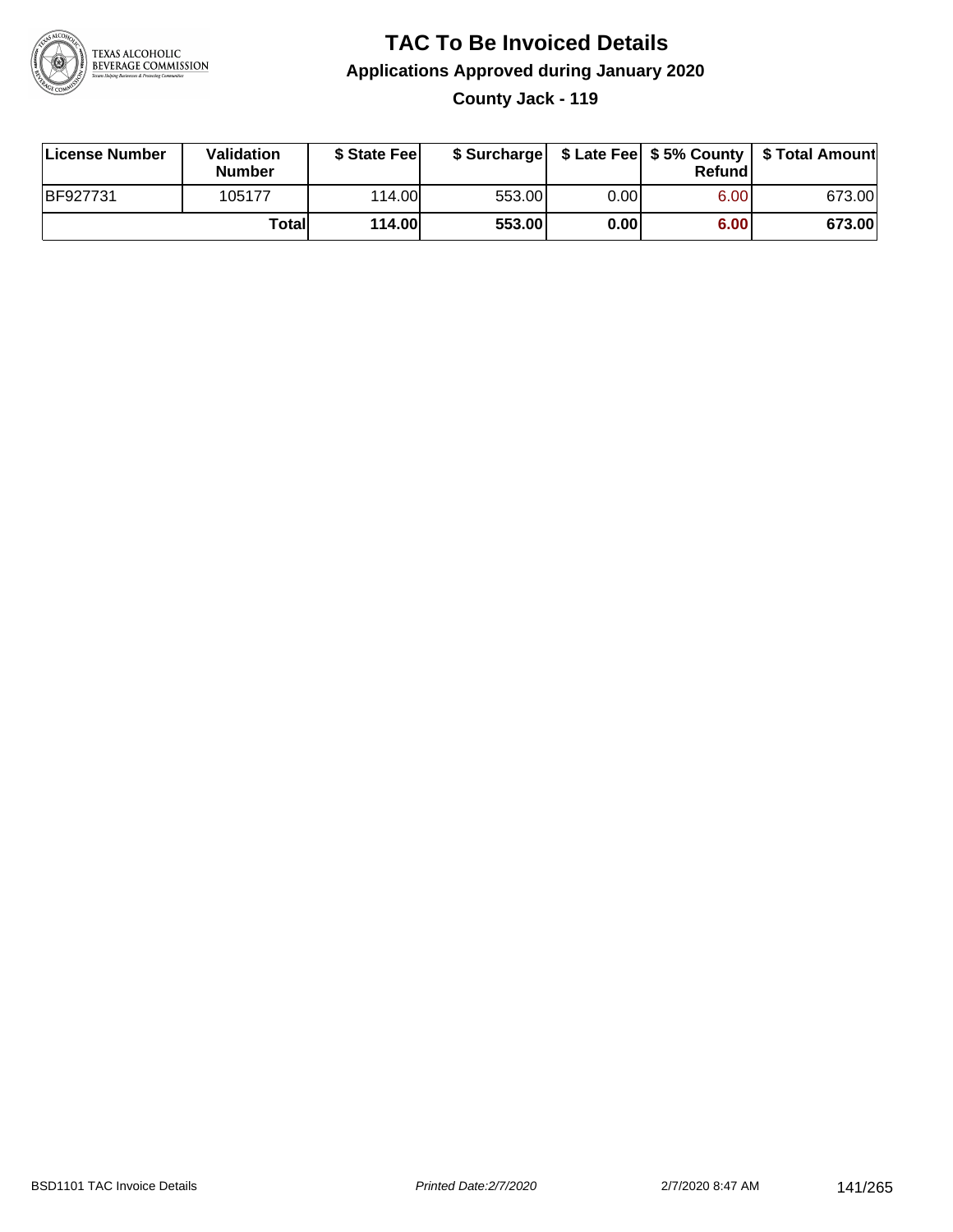# TAC To Be Invoiced Details

## Applications Approved during January 2020

### County Jack - 119

| License Number | Validation Number | $ State Fee | $ Surcharge | $ Late Fee | $ 5% County Refund | $ Total Amount |
|---|---|---|---|---|---|---|
| BF927731 | 105177 | 114.00 | 553.00 | 0.00 | 6.00 | 673.00 |
| | **Total** | **114.00** | **553.00** | **0.00** | **6.00** | **673.00** |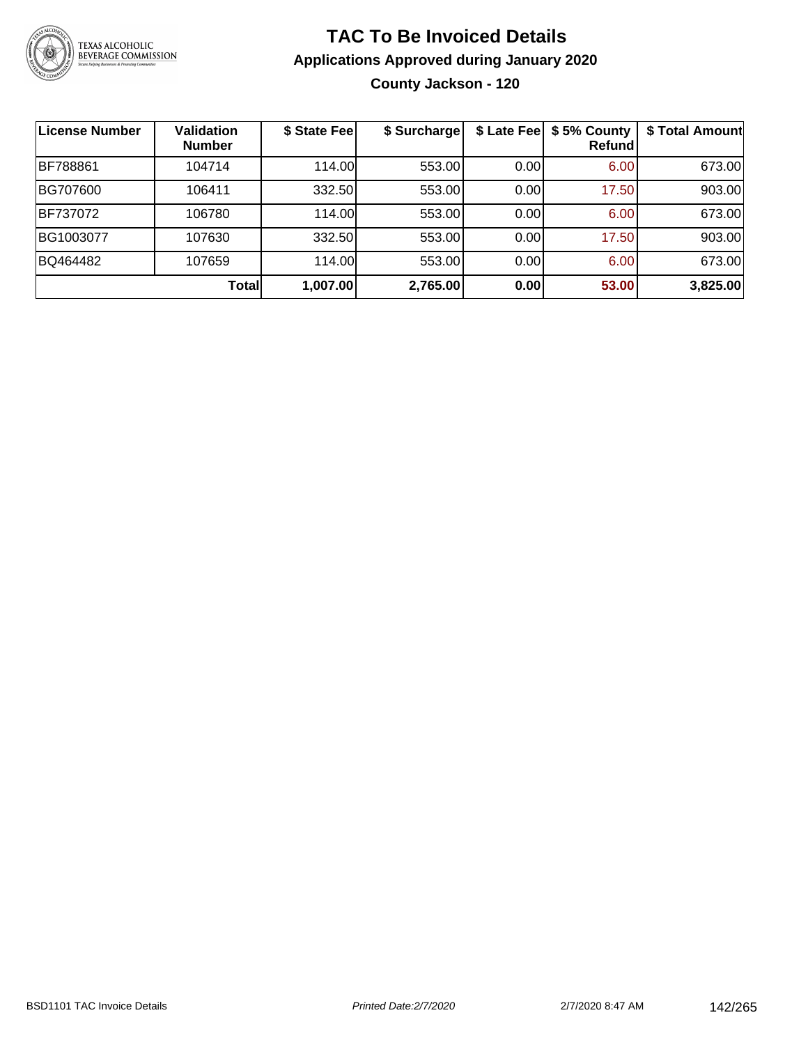# TAC To Be Invoiced Details

## Applications Approved during January 2020

### County Jackson - 120

| License Number | Validation Number | $ State Fee | $ Surcharge | $ Late Fee | $ 5% County Refund | $ Total Amount |
|---|---|---|---|---|---|---|
| BF788861 | 104714 | 114.00 | 553.00 | 0.00 | 6.00 | 673.00 |
| BG707600 | 106411 | 332.50 | 553.00 | 0.00 | 17.50 | 903.00 |
| BF737072 | 106780 | 114.00 | 553.00 | 0.00 | 6.00 | 673.00 |
| BG1003077 | 107630 | 332.50 | 553.00 | 0.00 | 17.50 | 903.00 |
| BQ464482 | 107659 | 114.00 | 553.00 | 0.00 | 6.00 | 673.00 |
| | **Total** | **1,007.00** | **2,765.00** | **0.00** | **53.00** | **3,825.00** |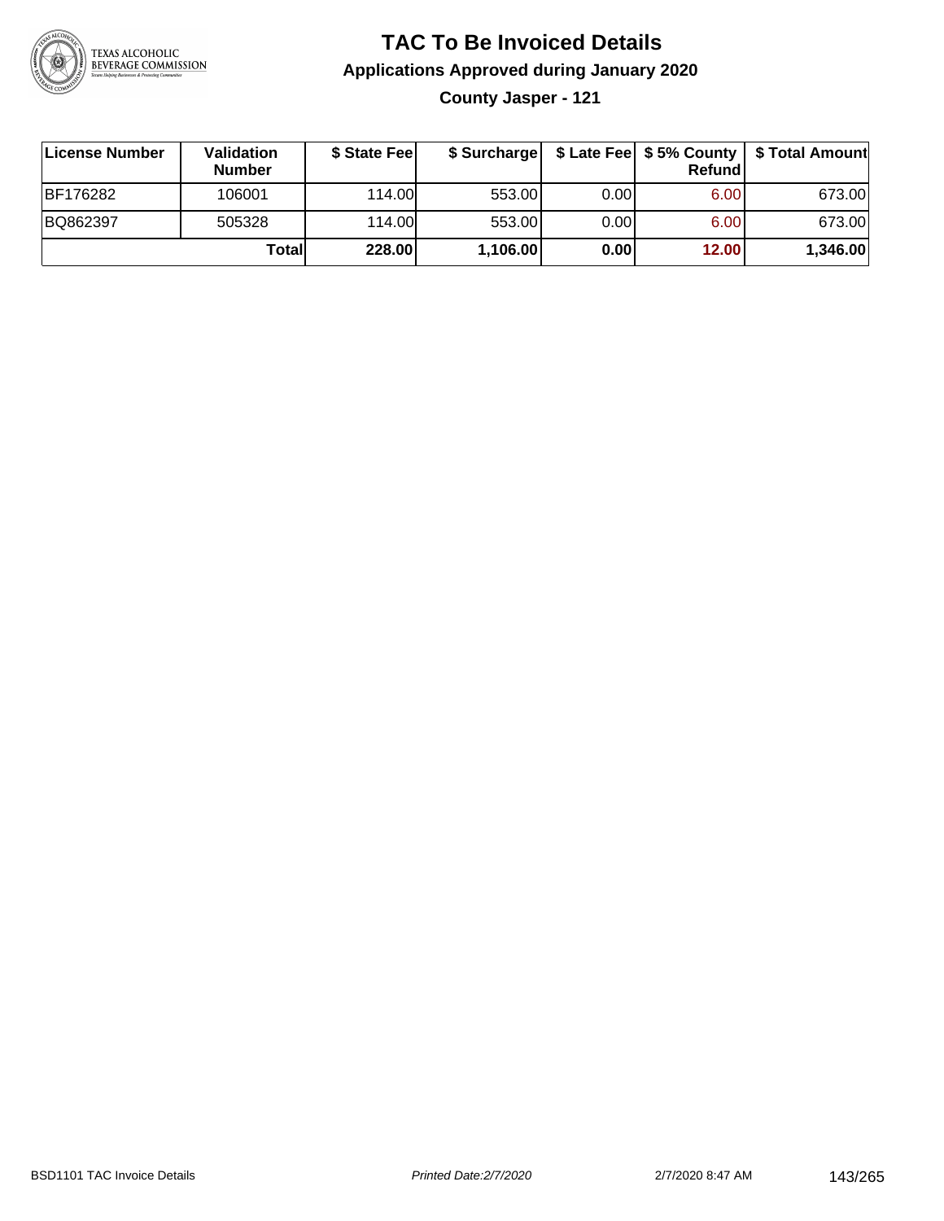# TAC To Be Invoiced Details

## Applications Approved during January 2020

### County Jasper - 121

| License Number | Validation Number | $ State Fee | $ Surcharge | $ Late Fee | $ 5% County Refund | $ Total Amount |
|---|---|---|---|---|---|---|
| BF176282 | 106001 | 114.00 | 553.00 | 0.00 | 6.00 | 673.00 |
| BQ862397 | 505328 | 114.00 | 553.00 | 0.00 | 6.00 | 673.00 |
| | **Total** | **228.00** | **1,106.00** | **0.00** | **12.00** | **1,346.00** |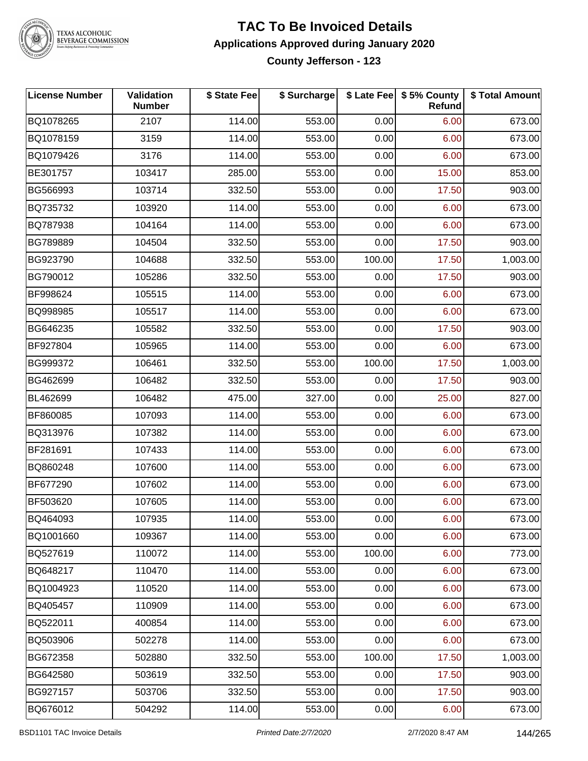# TAC To Be Invoiced Details

## Applications Approved during January 2020

### County Jefferson - 123

| License Number | Validation Number | $ State Fee | $ Surcharge | $ Late Fee | $ 5% County Refund | $ Total Amount |
|---|---|---|---|---|---|---|
| BQ1078265 | 2107 | 114.00 | 553.00 | 0.00 | 6.00 | 673.00 |
| BQ1078159 | 3159 | 114.00 | 553.00 | 0.00 | 6.00 | 673.00 |
| BQ1079426 | 3176 | 114.00 | 553.00 | 0.00 | 6.00 | 673.00 |
| BE301757 | 103417 | 285.00 | 553.00 | 0.00 | 15.00 | 853.00 |
| BG566993 | 103714 | 332.50 | 553.00 | 0.00 | 17.50 | 903.00 |
| BQ735732 | 103920 | 114.00 | 553.00 | 0.00 | 6.00 | 673.00 |
| BQ787938 | 104164 | 114.00 | 553.00 | 0.00 | 6.00 | 673.00 |
| BG789889 | 104504 | 332.50 | 553.00 | 0.00 | 17.50 | 903.00 |
| BG923790 | 104688 | 332.50 | 553.00 | 100.00 | 17.50 | 1,003.00 |
| BG790012 | 105286 | 332.50 | 553.00 | 0.00 | 17.50 | 903.00 |
| BF998624 | 105515 | 114.00 | 553.00 | 0.00 | 6.00 | 673.00 |
| BQ998985 | 105517 | 114.00 | 553.00 | 0.00 | 6.00 | 673.00 |
| BG646235 | 105582 | 332.50 | 553.00 | 0.00 | 17.50 | 903.00 |
| BF927804 | 105965 | 114.00 | 553.00 | 0.00 | 6.00 | 673.00 |
| BG999372 | 106461 | 332.50 | 553.00 | 100.00 | 17.50 | 1,003.00 |
| BG462699 | 106482 | 332.50 | 553.00 | 0.00 | 17.50 | 903.00 |
| BL462699 | 106482 | 475.00 | 327.00 | 0.00 | 25.00 | 827.00 |
| BF860085 | 107093 | 114.00 | 553.00 | 0.00 | 6.00 | 673.00 |
| BQ313976 | 107382 | 114.00 | 553.00 | 0.00 | 6.00 | 673.00 |
| BF281691 | 107433 | 114.00 | 553.00 | 0.00 | 6.00 | 673.00 |
| BQ860248 | 107600 | 114.00 | 553.00 | 0.00 | 6.00 | 673.00 |
| BF677290 | 107602 | 114.00 | 553.00 | 0.00 | 6.00 | 673.00 |
| BF503620 | 107605 | 114.00 | 553.00 | 0.00 | 6.00 | 673.00 |
| BQ464093 | 107935 | 114.00 | 553.00 | 0.00 | 6.00 | 673.00 |
| BQ1001660 | 109367 | 114.00 | 553.00 | 0.00 | 6.00 | 673.00 |
| BQ527619 | 110072 | 114.00 | 553.00 | 100.00 | 6.00 | 773.00 |
| BQ648217 | 110470 | 114.00 | 553.00 | 0.00 | 6.00 | 673.00 |
| BQ1004923 | 110520 | 114.00 | 553.00 | 0.00 | 6.00 | 673.00 |
| BQ405457 | 110909 | 114.00 | 553.00 | 0.00 | 6.00 | 673.00 |
| BQ522011 | 400854 | 114.00 | 553.00 | 0.00 | 6.00 | 673.00 |
| BQ503906 | 502278 | 114.00 | 553.00 | 0.00 | 6.00 | 673.00 |
| BG672358 | 502880 | 332.50 | 553.00 | 100.00 | 17.50 | 1,003.00 |
| BG642580 | 503619 | 332.50 | 553.00 | 0.00 | 17.50 | 903.00 |
| BG927157 | 503706 | 332.50 | 553.00 | 0.00 | 17.50 | 903.00 |
| BQ676012 | 504292 | 114.00 | 553.00 | 0.00 | 6.00 | 673.00 |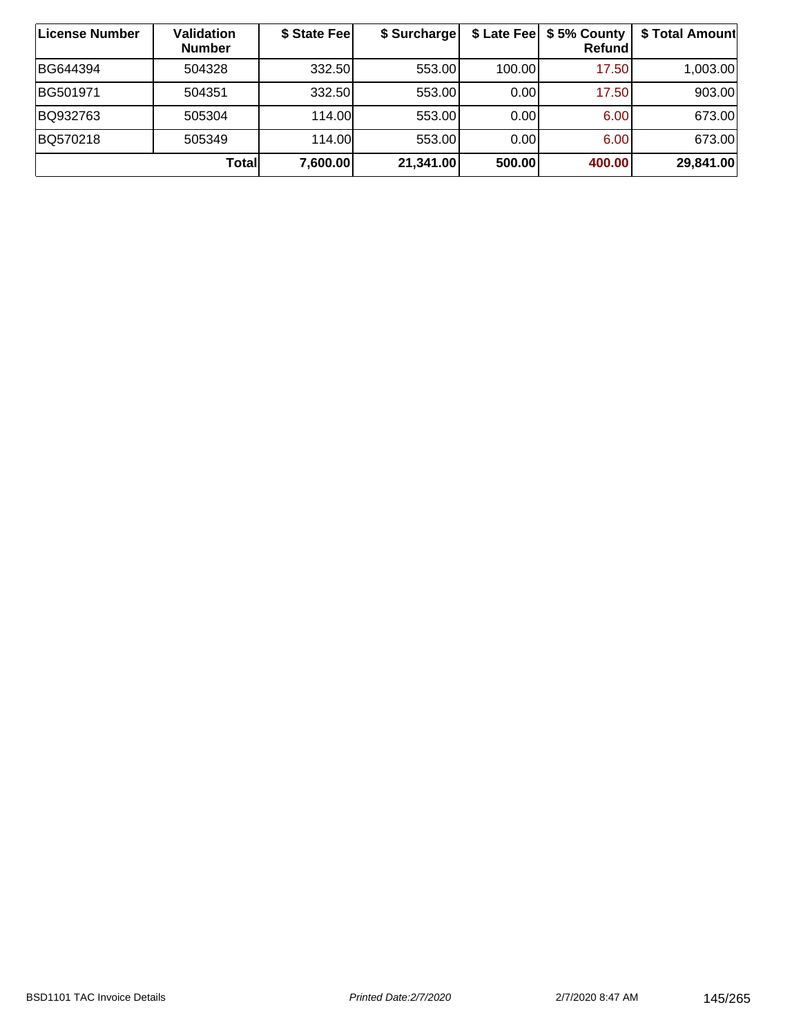| License Number | Validation Number | $ State Fee | $ Surcharge | $ Late Fee | $ 5% County Refund | $ Total Amount |
|---|---|---|---|---|---|---|
| BG644394 | 504328 | 332.50 | 553.00 | 100.00 | 17.50 | 1,003.00 |
| BG501971 | 504351 | 332.50 | 553.00 | 0.00 | 17.50 | 903.00 |
| BQ932763 | 505304 | 114.00 | 553.00 | 0.00 | 6.00 | 673.00 |
| BQ570218 | 505349 | 114.00 | 553.00 | 0.00 | 6.00 | 673.00 |
| | **Total** | **7,600.00** | **21,341.00** | **500.00** | **400.00** | **29,841.00** |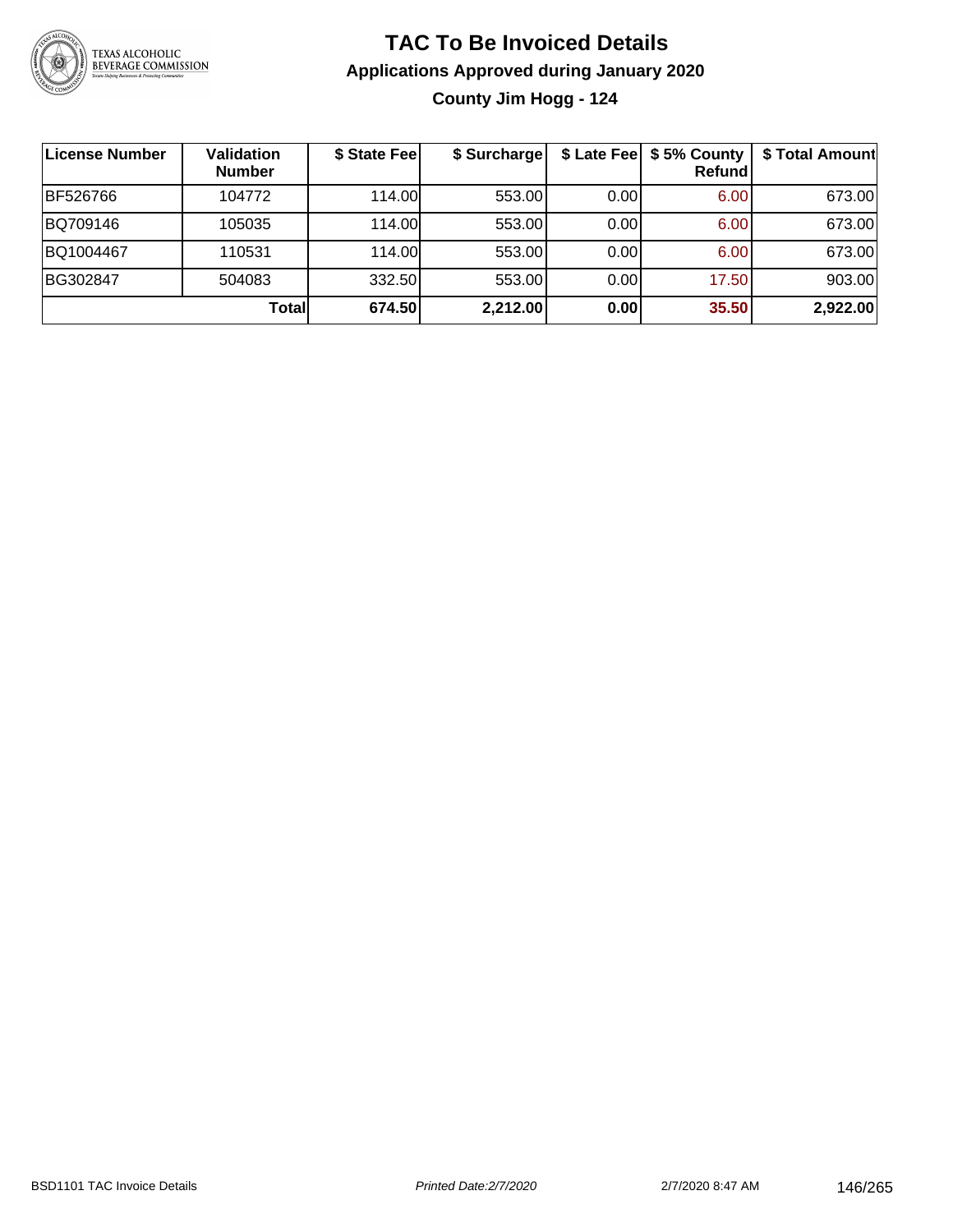# TAC To Be Invoiced Details

## Applications Approved during January 2020

### County Jim Hogg - 124

| License Number | Validation Number | $ State Fee | $ Surcharge | $ Late Fee | $ 5% County Refund | $ Total Amount |
|---|---|---|---|---|---|---|
| BF526766 | 104772 | 114.00 | 553.00 | 0.00 | 6.00 | 673.00 |
| BQ709146 | 105035 | 114.00 | 553.00 | 0.00 | 6.00 | 673.00 |
| BQ1004467 | 110531 | 114.00 | 553.00 | 0.00 | 6.00 | 673.00 |
| BG302847 | 504083 | 332.50 | 553.00 | 0.00 | 17.50 | 903.00 |
| | **Total** | **674.50** | **2,212.00** | **0.00** | **35.50** | **2,922.00** |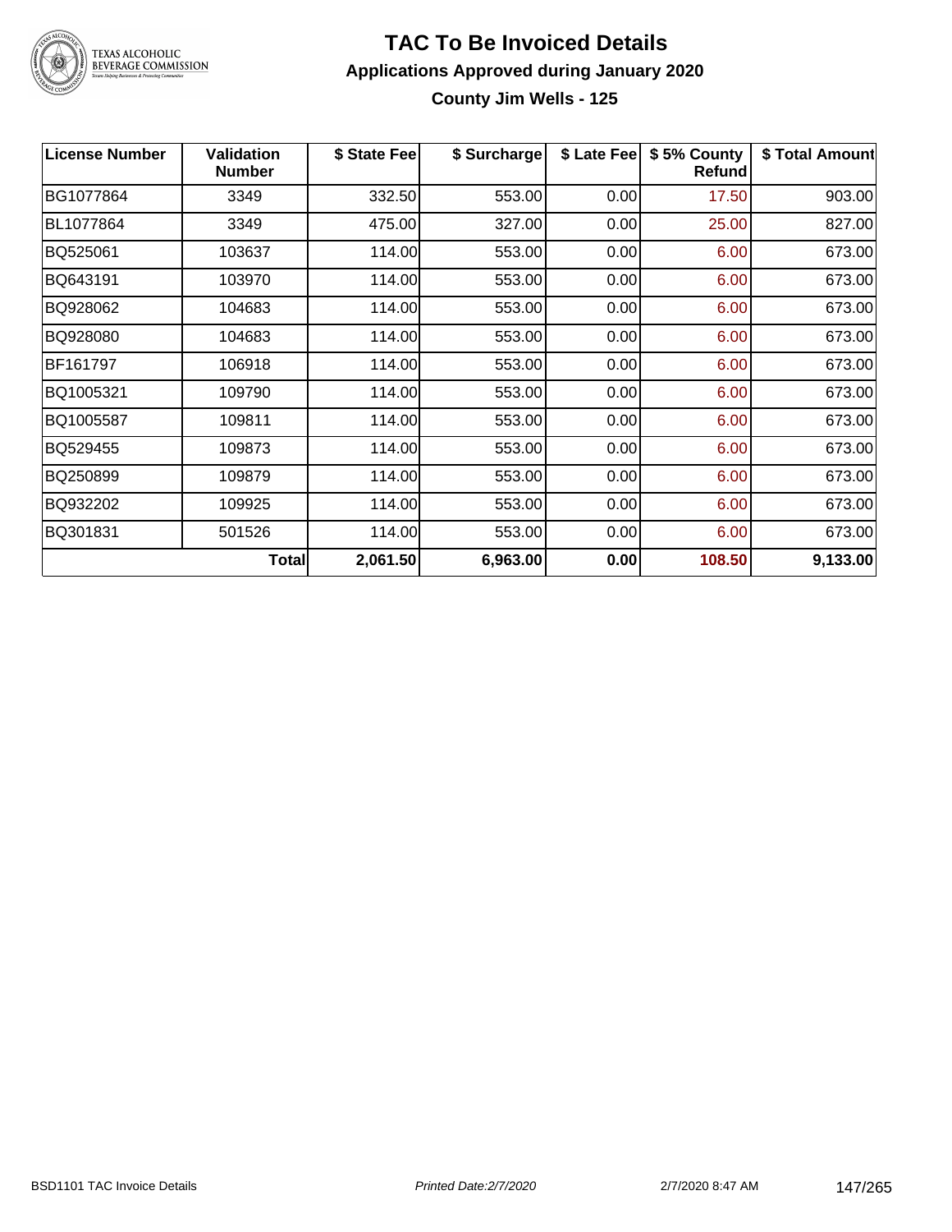# TAC To Be Invoiced Details

## Applications Approved during January 2020

### County Jim Wells - 125

| License Number | Validation Number | $ State Fee | $ Surcharge | $ Late Fee | $ 5% County Refund | $ Total Amount |
|---|---|---|---|---|---|---|
| BG1077864 | 3349 | 332.50 | 553.00 | 0.00 | 17.50 | 903.00 |
| BL1077864 | 3349 | 475.00 | 327.00 | 0.00 | 25.00 | 827.00 |
| BQ525061 | 103637 | 114.00 | 553.00 | 0.00 | 6.00 | 673.00 |
| BQ643191 | 103970 | 114.00 | 553.00 | 0.00 | 6.00 | 673.00 |
| BQ928062 | 104683 | 114.00 | 553.00 | 0.00 | 6.00 | 673.00 |
| BQ928080 | 104683 | 114.00 | 553.00 | 0.00 | 6.00 | 673.00 |
| BF161797 | 106918 | 114.00 | 553.00 | 0.00 | 6.00 | 673.00 |
| BQ1005321 | 109790 | 114.00 | 553.00 | 0.00 | 6.00 | 673.00 |
| BQ1005587 | 109811 | 114.00 | 553.00 | 0.00 | 6.00 | 673.00 |
| BQ529455 | 109873 | 114.00 | 553.00 | 0.00 | 6.00 | 673.00 |
| BQ250899 | 109879 | 114.00 | 553.00 | 0.00 | 6.00 | 673.00 |
| BQ932202 | 109925 | 114.00 | 553.00 | 0.00 | 6.00 | 673.00 |
| BQ301831 | 501526 | 114.00 | 553.00 | 0.00 | 6.00 | 673.00 |
| | **Total** | **2,061.50** | **6,963.00** | **0.00** | **108.50** | **9,133.00** |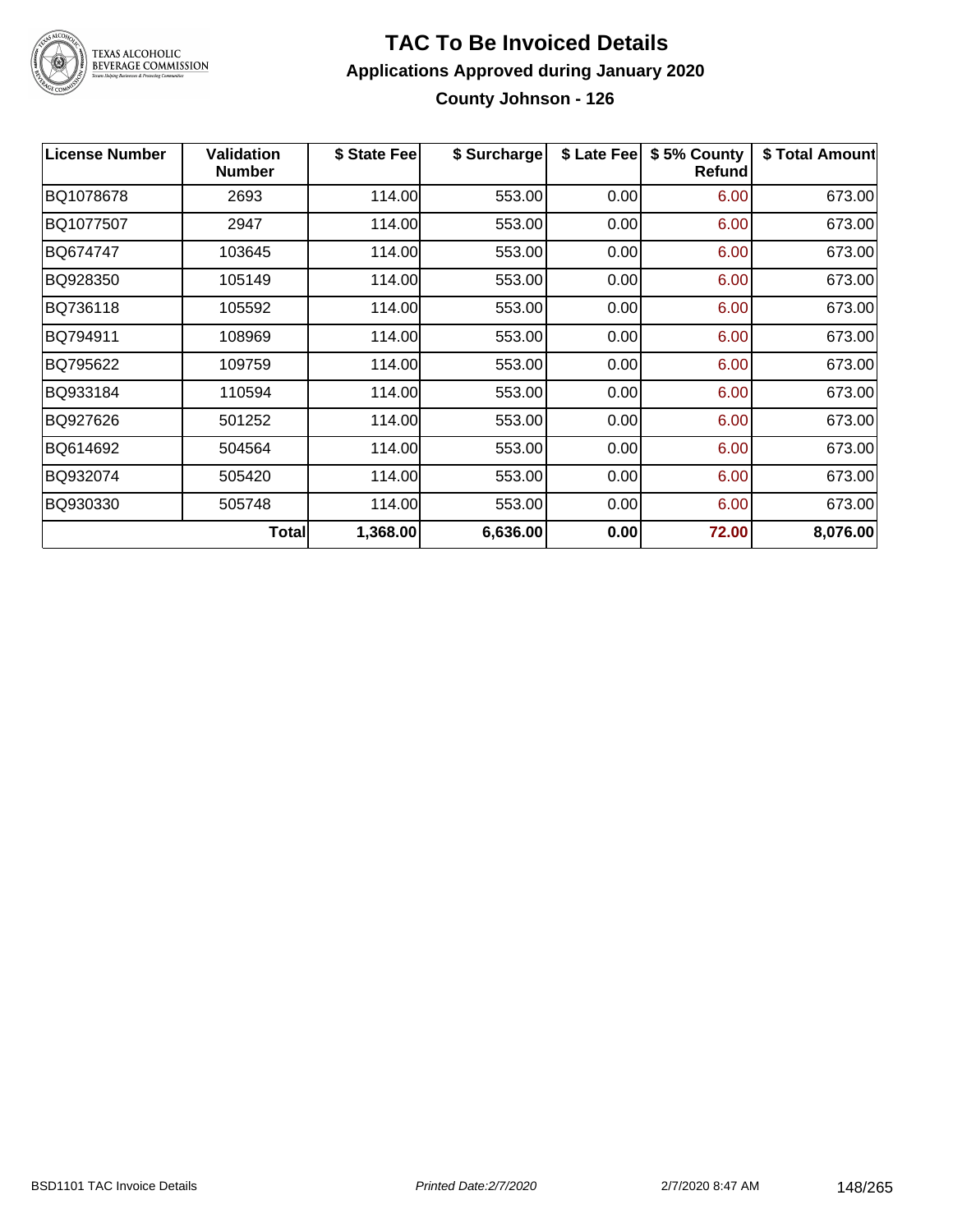# TAC To Be Invoiced Details

## Applications Approved during January 2020

### County Johnson - 126

| License Number | Validation Number | $ State Fee | $ Surcharge | $ Late Fee | $ 5% County Refund | $ Total Amount |
|---|---|---|---|---|---|---|
| BQ1078678 | 2693 | 114.00 | 553.00 | 0.00 | 6.00 | 673.00 |
| BQ1077507 | 2947 | 114.00 | 553.00 | 0.00 | 6.00 | 673.00 |
| BQ674747 | 103645 | 114.00 | 553.00 | 0.00 | 6.00 | 673.00 |
| BQ928350 | 105149 | 114.00 | 553.00 | 0.00 | 6.00 | 673.00 |
| BQ736118 | 105592 | 114.00 | 553.00 | 0.00 | 6.00 | 673.00 |
| BQ794911 | 108969 | 114.00 | 553.00 | 0.00 | 6.00 | 673.00 |
| BQ795622 | 109759 | 114.00 | 553.00 | 0.00 | 6.00 | 673.00 |
| BQ933184 | 110594 | 114.00 | 553.00 | 0.00 | 6.00 | 673.00 |
| BQ927626 | 501252 | 114.00 | 553.00 | 0.00 | 6.00 | 673.00 |
| BQ614692 | 504564 | 114.00 | 553.00 | 0.00 | 6.00 | 673.00 |
| BQ932074 | 505420 | 114.00 | 553.00 | 0.00 | 6.00 | 673.00 |
| BQ930330 | 505748 | 114.00 | 553.00 | 0.00 | 6.00 | 673.00 |
| | **Total** | **1,368.00** | **6,636.00** | **0.00** | **72.00** | **8,076.00** |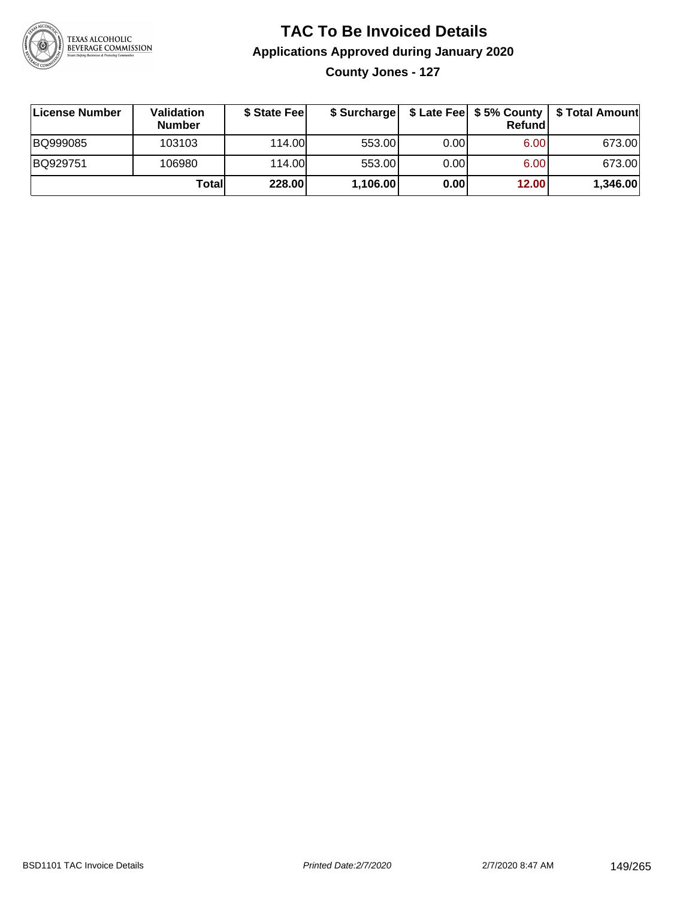# TAC To Be Invoiced Details

## Applications Approved during January 2020

### County Jones - 127

| License Number | Validation Number | $ State Fee | $ Surcharge | $ Late Fee | $ 5% County Refund | $ Total Amount |
|---|---|---|---|---|---|---|
| BQ999085 | 103103 | 114.00 | 553.00 | 0.00 | 6.00 | 673.00 |
| BQ929751 | 106980 | 114.00 | 553.00 | 0.00 | 6.00 | 673.00 |
| | **Total** | **228.00** | **1,106.00** | **0.00** | **12.00** | **1,346.00** |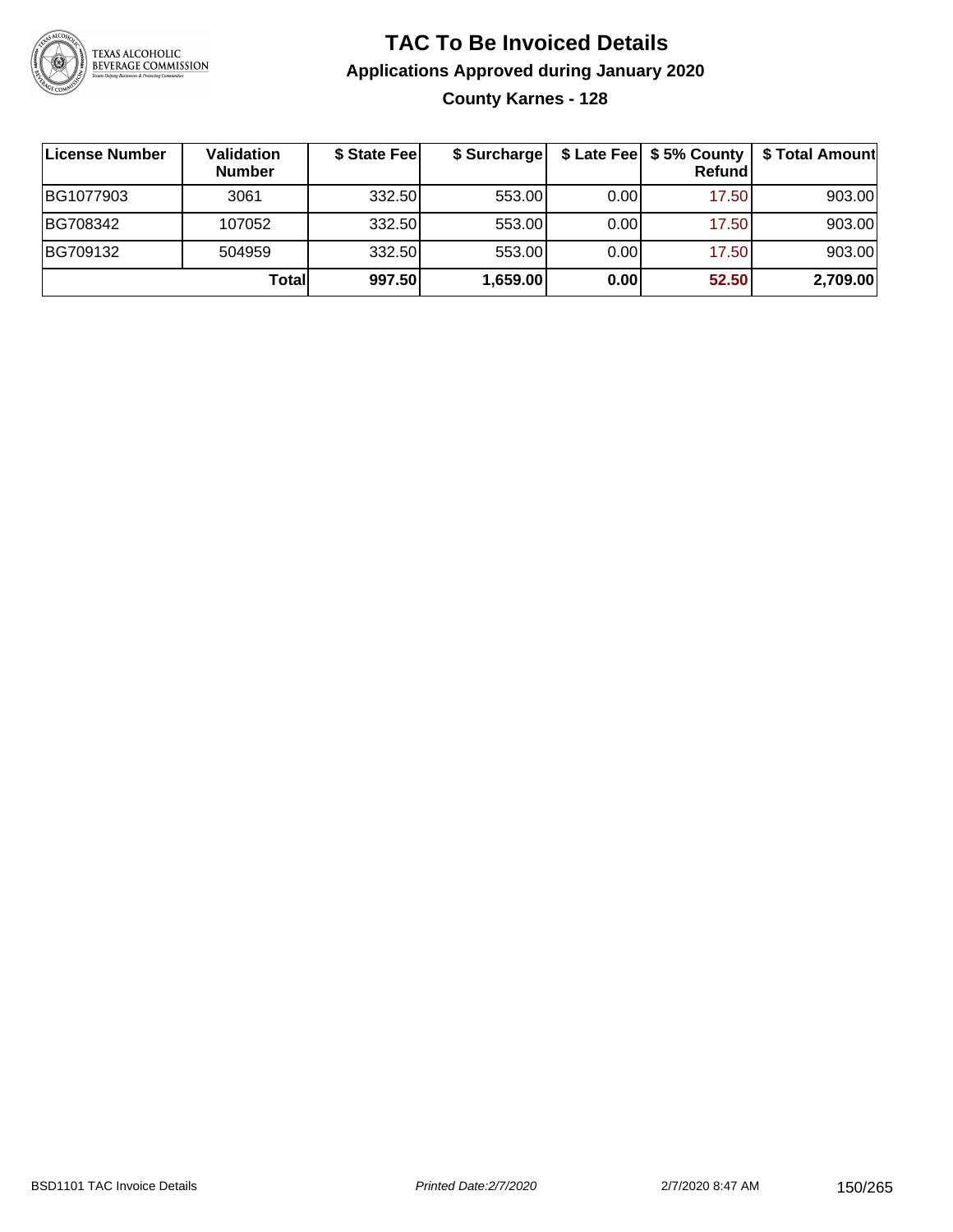# TAC To Be Invoiced Details

## Applications Approved during January 2020

### County Karnes - 128

| License Number | Validation Number | $ State Fee | $ Surcharge | $ Late Fee | $ 5% County Refund | $ Total Amount |
|---|---|---|---|---|---|---|
| BG1077903 | 3061 | 332.50 | 553.00 | 0.00 | 17.50 | 903.00 |
| BG708342 | 107052 | 332.50 | 553.00 | 0.00 | 17.50 | 903.00 |
| BG709132 | 504959 | 332.50 | 553.00 | 0.00 | 17.50 | 903.00 |
| | **Total** | **997.50** | **1,659.00** | **0.00** | **52.50** | **2,709.00** |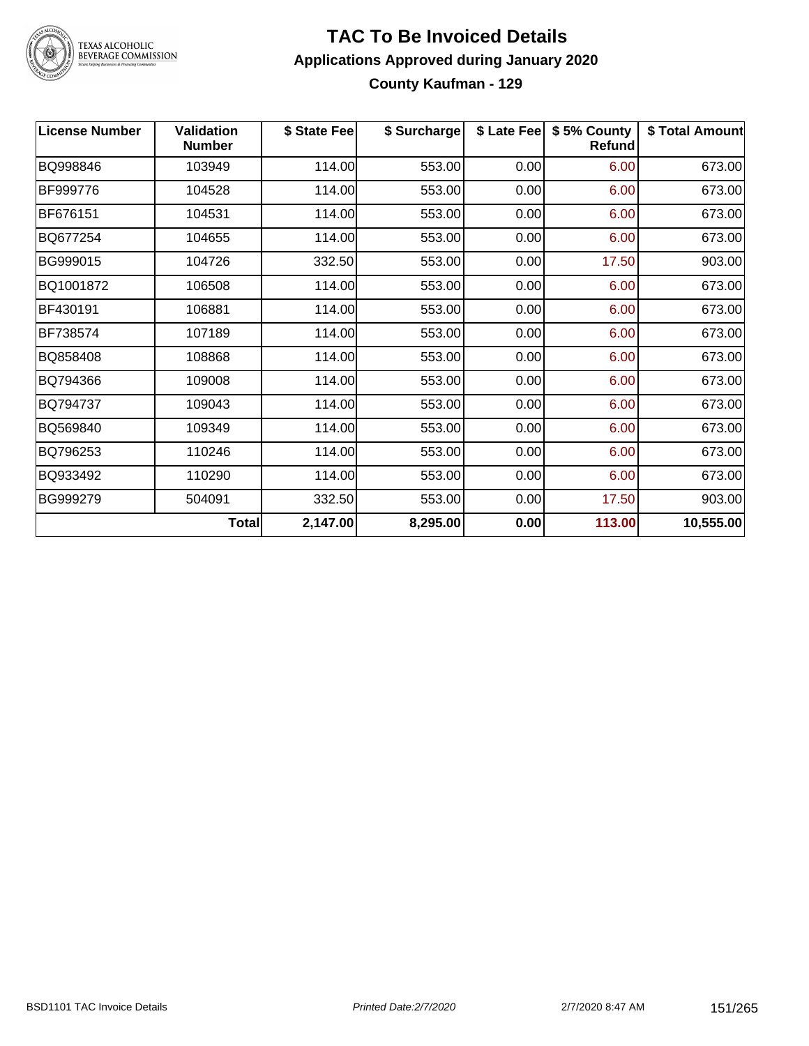# TAC To Be Invoiced Details

## Applications Approved during January 2020

### County Kaufman - 129

| License Number | Validation Number | $ State Fee | $ Surcharge | $ Late Fee | $ 5% County Refund | $ Total Amount |
|---|---|---|---|---|---|---|
| BQ998846 | 103949 | 114.00 | 553.00 | 0.00 | 6.00 | 673.00 |
| BF999776 | 104528 | 114.00 | 553.00 | 0.00 | 6.00 | 673.00 |
| BF676151 | 104531 | 114.00 | 553.00 | 0.00 | 6.00 | 673.00 |
| BQ677254 | 104655 | 114.00 | 553.00 | 0.00 | 6.00 | 673.00 |
| BG999015 | 104726 | 332.50 | 553.00 | 0.00 | 17.50 | 903.00 |
| BQ1001872 | 106508 | 114.00 | 553.00 | 0.00 | 6.00 | 673.00 |
| BF430191 | 106881 | 114.00 | 553.00 | 0.00 | 6.00 | 673.00 |
| BF738574 | 107189 | 114.00 | 553.00 | 0.00 | 6.00 | 673.00 |
| BQ858408 | 108868 | 114.00 | 553.00 | 0.00 | 6.00 | 673.00 |
| BQ794366 | 109008 | 114.00 | 553.00 | 0.00 | 6.00 | 673.00 |
| BQ794737 | 109043 | 114.00 | 553.00 | 0.00 | 6.00 | 673.00 |
| BQ569840 | 109349 | 114.00 | 553.00 | 0.00 | 6.00 | 673.00 |
| BQ796253 | 110246 | 114.00 | 553.00 | 0.00 | 6.00 | 673.00 |
| BQ933492 | 110290 | 114.00 | 553.00 | 0.00 | 6.00 | 673.00 |
| BG999279 | 504091 | 332.50 | 553.00 | 0.00 | 17.50 | 903.00 |
| | **Total** | **2,147.00** | **8,295.00** | **0.00** | **113.00** | **10,555.00** |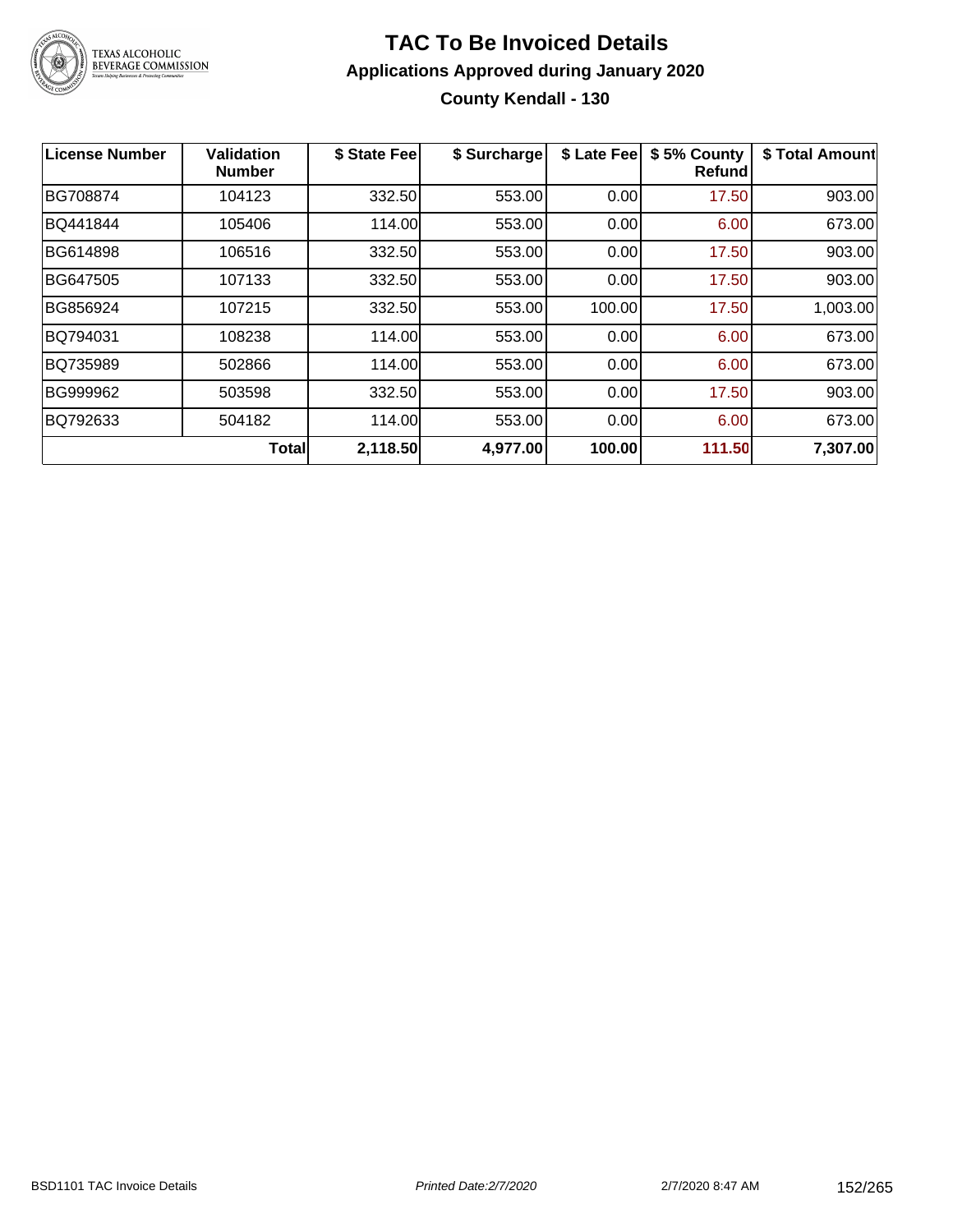# TAC To Be Invoiced Details

## Applications Approved during January 2020

### County Kendall - 130

| License Number | Validation Number | $ State Fee | $ Surcharge | $ Late Fee | $ 5% County Refund | $ Total Amount |
|---|---|---|---|---|---|---|
| BG708874 | 104123 | 332.50 | 553.00 | 0.00 | 17.50 | 903.00 |
| BQ441844 | 105406 | 114.00 | 553.00 | 0.00 | 6.00 | 673.00 |
| BG614898 | 106516 | 332.50 | 553.00 | 0.00 | 17.50 | 903.00 |
| BG647505 | 107133 | 332.50 | 553.00 | 0.00 | 17.50 | 903.00 |
| BG856924 | 107215 | 332.50 | 553.00 | 100.00 | 17.50 | 1,003.00 |
| BQ794031 | 108238 | 114.00 | 553.00 | 0.00 | 6.00 | 673.00 |
| BQ735989 | 502866 | 114.00 | 553.00 | 0.00 | 6.00 | 673.00 |
| BG999962 | 503598 | 332.50 | 553.00 | 0.00 | 17.50 | 903.00 |
| BQ792633 | 504182 | 114.00 | 553.00 | 0.00 | 6.00 | 673.00 |
| | **Total** | **2,118.50** | **4,977.00** | **100.00** | **111.50** | **7,307.00** |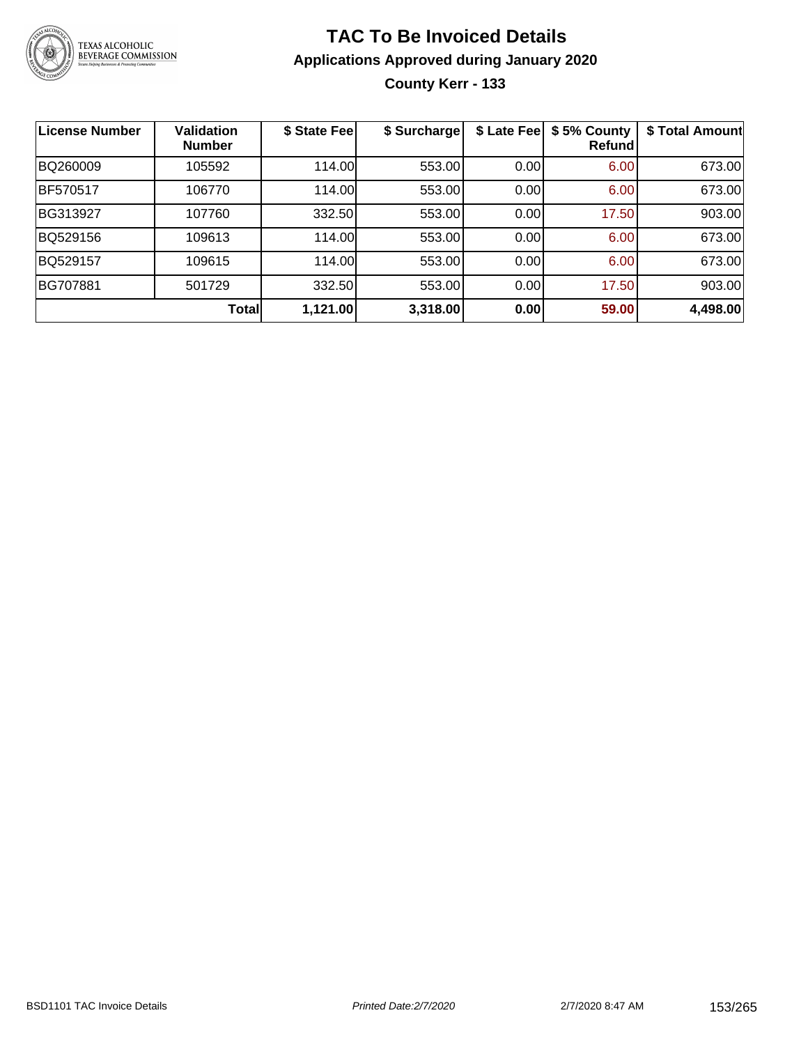# TAC To Be Invoiced Details

## Applications Approved during January 2020

### County Kerr - 133

| License Number | Validation Number | $ State Fee | $ Surcharge | $ Late Fee | $ 5% County Refund | $ Total Amount |
|---|---|---|---|---|---|---|
| BQ260009 | 105592 | 114.00 | 553.00 | 0.00 | 6.00 | 673.00 |
| BF570517 | 106770 | 114.00 | 553.00 | 0.00 | 6.00 | 673.00 |
| BG313927 | 107760 | 332.50 | 553.00 | 0.00 | 17.50 | 903.00 |
| BQ529156 | 109613 | 114.00 | 553.00 | 0.00 | 6.00 | 673.00 |
| BQ529157 | 109615 | 114.00 | 553.00 | 0.00 | 6.00 | 673.00 |
| BG707881 | 501729 | 332.50 | 553.00 | 0.00 | 17.50 | 903.00 |
| | **Total** | **1,121.00** | **3,318.00** | **0.00** | **59.00** | **4,498.00** |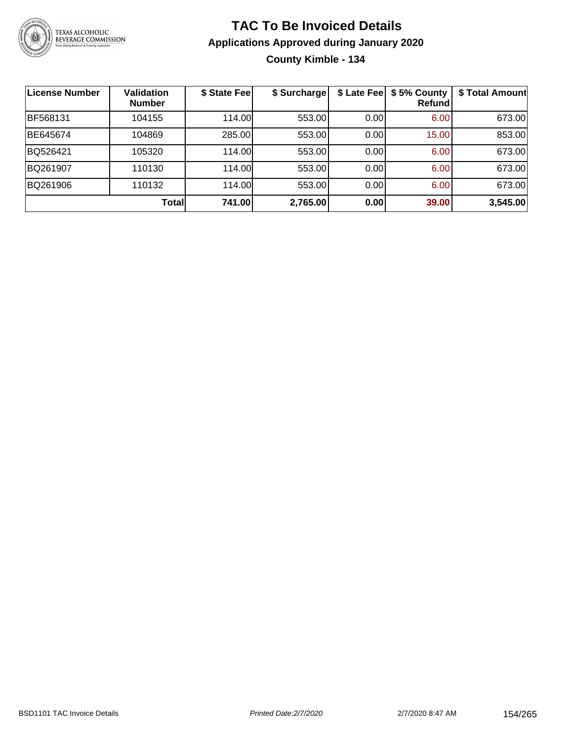# TAC To Be Invoiced Details

## Applications Approved during January 2020

### County Kimble - 134

| License Number | Validation Number | $ State Fee | $ Surcharge | $ Late Fee | $ 5% County Refund | $ Total Amount |
|---|---|---|---|---|---|---|
| BF568131 | 104155 | 114.00 | 553.00 | 0.00 | 6.00 | 673.00 |
| BE645674 | 104869 | 285.00 | 553.00 | 0.00 | 15.00 | 853.00 |
| BQ526421 | 105320 | 114.00 | 553.00 | 0.00 | 6.00 | 673.00 |
| BQ261907 | 110130 | 114.00 | 553.00 | 0.00 | 6.00 | 673.00 |
| BQ261906 | 110132 | 114.00 | 553.00 | 0.00 | 6.00 | 673.00 |
| | **Total** | **741.00** | **2,765.00** | **0.00** | **39.00** | **3,545.00** |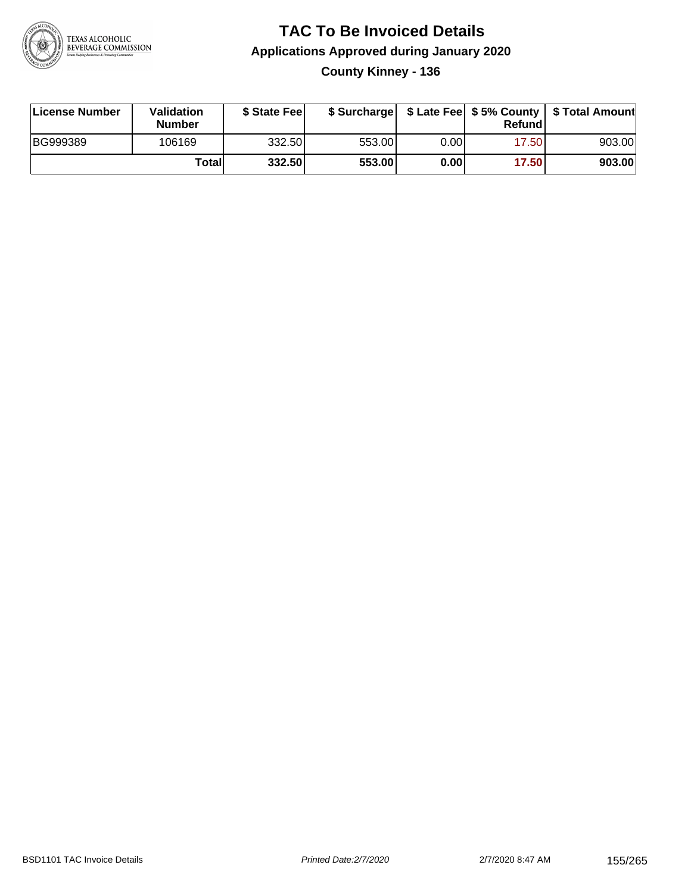# TAC To Be Invoiced Details

## Applications Approved during January 2020

### County Kinney - 136

| License Number | Validation Number | $ State Fee | $ Surcharge | $ Late Fee | $ 5% County Refund | $ Total Amount |
|---|---|---|---|---|---|---|
| BG999389 | 106169 | 332.50 | 553.00 | 0.00 | 17.50 | 903.00 |
| | **Total** | **332.50** | **553.00** | **0.00** | **17.50** | **903.00** |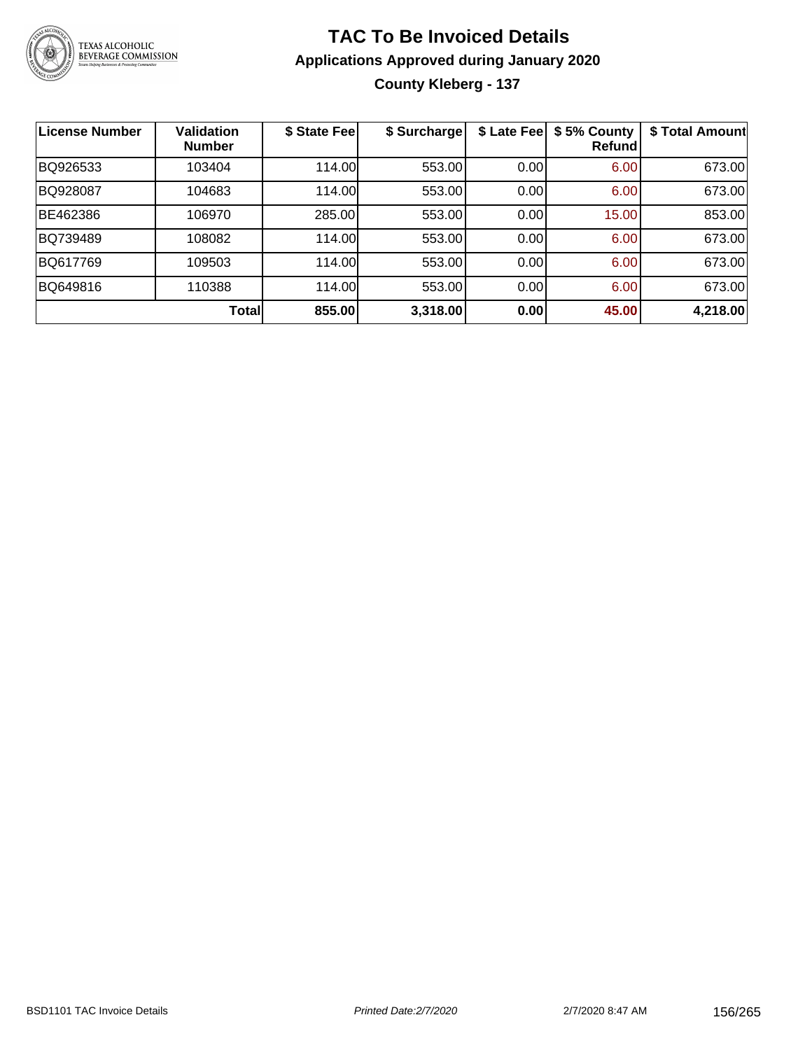# TAC To Be Invoiced Details

## Applications Approved during January 2020

### County Kleberg - 137

| License Number | Validation Number | $ State Fee | $ Surcharge | $ Late Fee | $ 5% County Refund | $ Total Amount |
|---|---|---|---|---|---|---|
| BQ926533 | 103404 | 114.00 | 553.00 | 0.00 | 6.00 | 673.00 |
| BQ928087 | 104683 | 114.00 | 553.00 | 0.00 | 6.00 | 673.00 |
| BE462386 | 106970 | 285.00 | 553.00 | 0.00 | 15.00 | 853.00 |
| BQ739489 | 108082 | 114.00 | 553.00 | 0.00 | 6.00 | 673.00 |
| BQ617769 | 109503 | 114.00 | 553.00 | 0.00 | 6.00 | 673.00 |
| BQ649816 | 110388 | 114.00 | 553.00 | 0.00 | 6.00 | 673.00 |
| | **Total** | **855.00** | **3,318.00** | **0.00** | **45.00** | **4,218.00** |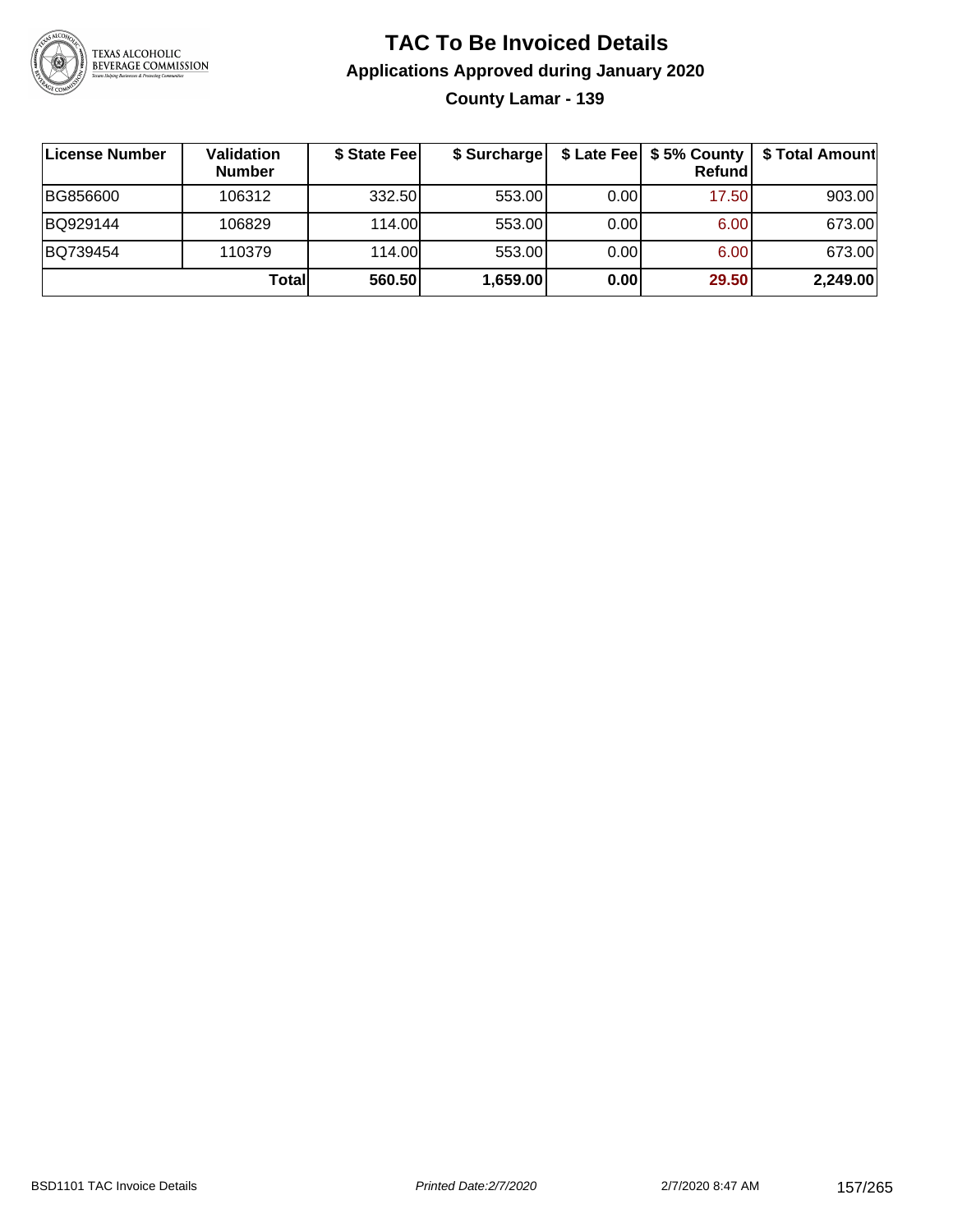# TAC To Be Invoiced Details

## Applications Approved during January 2020

### County Lamar - 139

| License Number | Validation Number | $ State Fee | $ Surcharge | $ Late Fee | $ 5% County Refund | $ Total Amount |
|---|---|---|---|---|---|---|
| BG856600 | 106312 | 332.50 | 553.00 | 0.00 | 17.50 | 903.00 |
| BQ929144 | 106829 | 114.00 | 553.00 | 0.00 | 6.00 | 673.00 |
| BQ739454 | 110379 | 114.00 | 553.00 | 0.00 | 6.00 | 673.00 |
| | **Total** | **560.50** | **1,659.00** | **0.00** | **29.50** | **2,249.00** |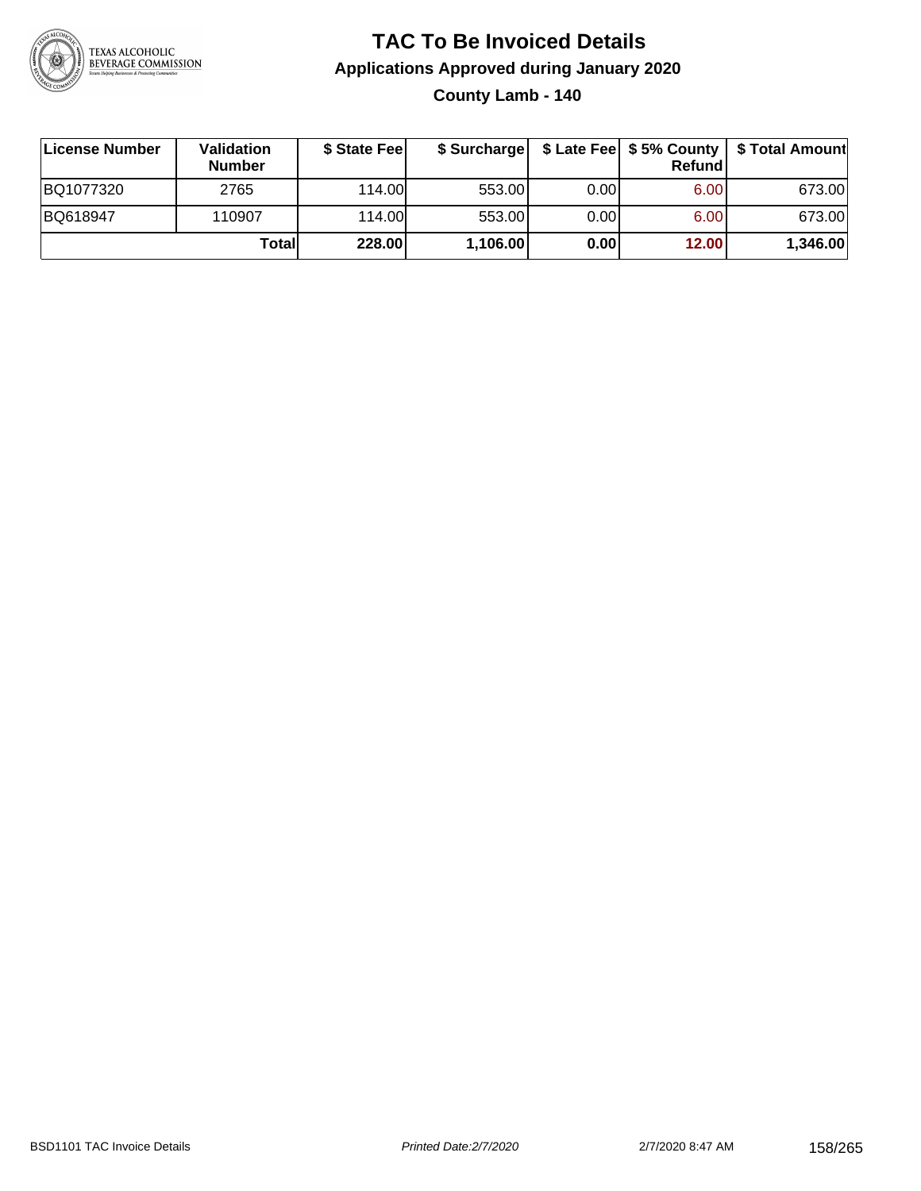# TAC To Be Invoiced Details

## Applications Approved during January 2020

### County Lamb - 140

| License Number | Validation Number | $ State Fee | $ Surcharge | $ Late Fee | $ 5% County Refund | $ Total Amount |
|---|---|---|---|---|---|---|
| BQ1077320 | 2765 | 114.00 | 553.00 | 0.00 | 6.00 | 673.00 |
| BQ618947 | 110907 | 114.00 | 553.00 | 0.00 | 6.00 | 673.00 |
| | **Total** | **228.00** | **1,106.00** | **0.00** | **12.00** | **1,346.00** |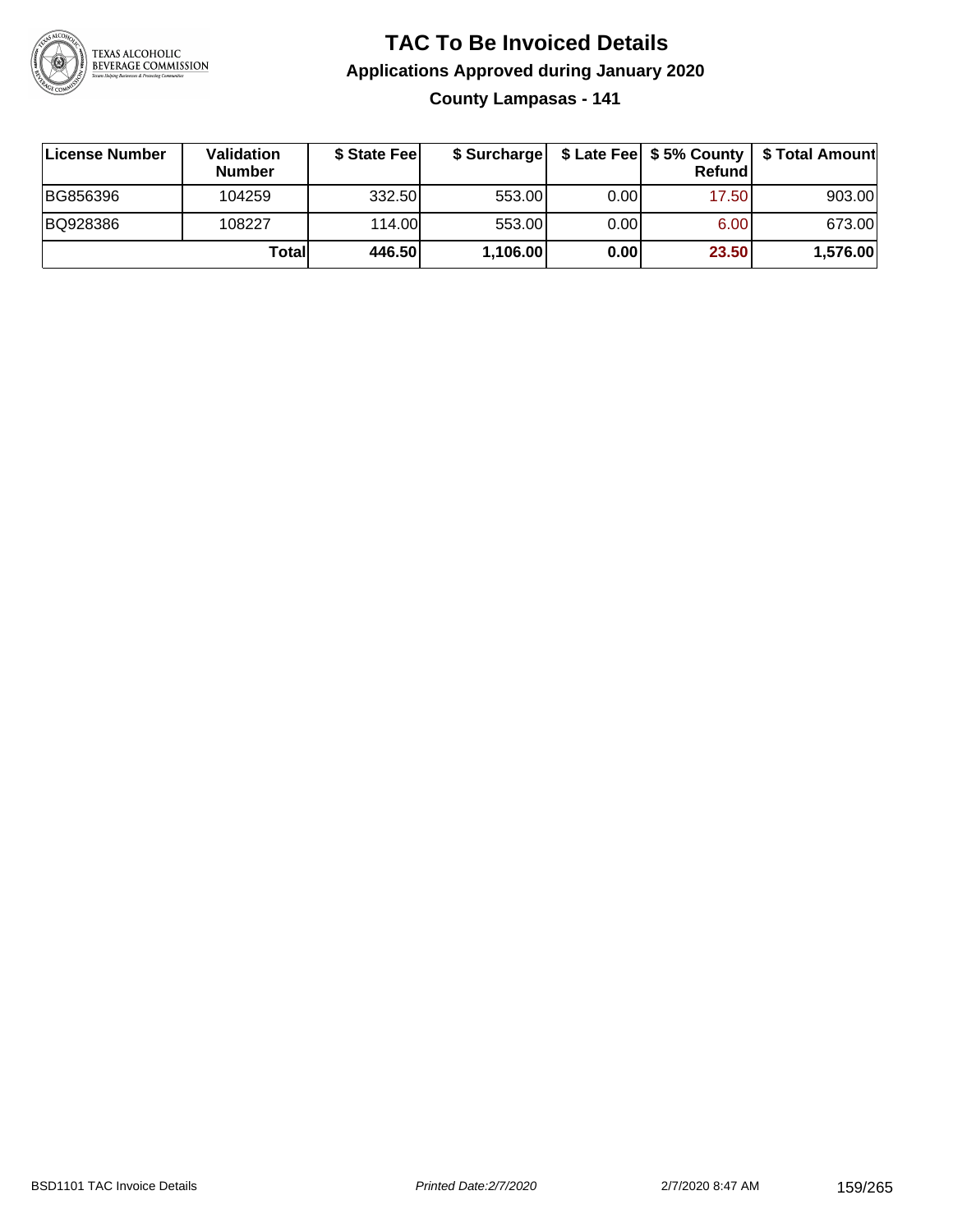# TAC To Be Invoiced Details

## Applications Approved during January 2020

### County Lampasas - 141

| License Number | Validation Number | $ State Fee | $ Surcharge | $ Late Fee | $ 5% County Refund | $ Total Amount |
|---|---|---|---|---|---|---|
| BG856396 | 104259 | 332.50 | 553.00 | 0.00 | 17.50 | 903.00 |
| BQ928386 | 108227 | 114.00 | 553.00 | 0.00 | 6.00 | 673.00 |
| | **Total** | **446.50** | **1,106.00** | **0.00** | **23.50** | **1,576.00** |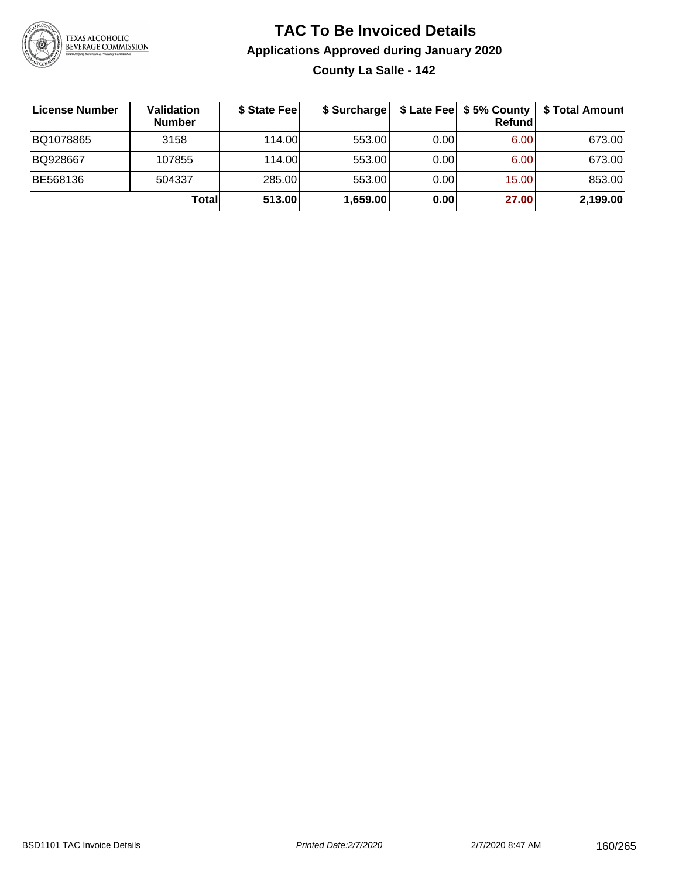# TAC To Be Invoiced Details

## Applications Approved during January 2020

### County La Salle - 142

| License Number | Validation Number | $ State Fee | $ Surcharge | $ Late Fee | $ 5% County Refund | $ Total Amount |
|---|---|---|---|---|---|---|
| BQ1078865 | 3158 | 114.00 | 553.00 | 0.00 | 6.00 | 673.00 |
| BQ928667 | 107855 | 114.00 | 553.00 | 0.00 | 6.00 | 673.00 |
| BE568136 | 504337 | 285.00 | 553.00 | 0.00 | 15.00 | 853.00 |
| | **Total** | **513.00** | **1,659.00** | **0.00** | **27.00** | **2,199.00** |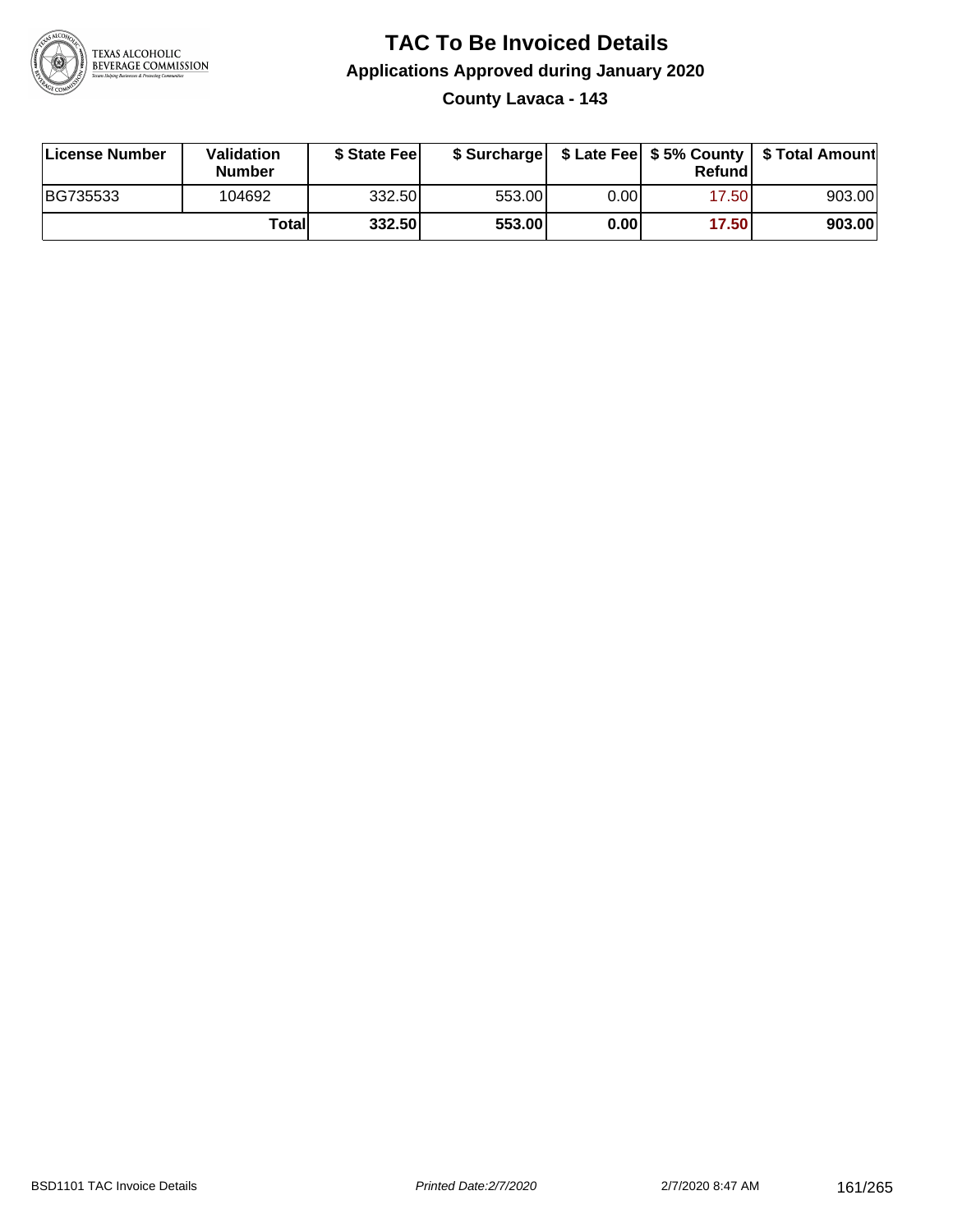# TAC To Be Invoiced Details

## Applications Approved during January 2020

### County Lavaca - 143

| License Number | Validation Number | $ State Fee | $ Surcharge | $ Late Fee | $ 5% County Refund | $ Total Amount |
|---|---|---|---|---|---|---|
| BG735533 | 104692 | 332.50 | 553.00 | 0.00 | 17.50 | 903.00 |
| | **Total** | **332.50** | **553.00** | **0.00** | **17.50** | **903.00** |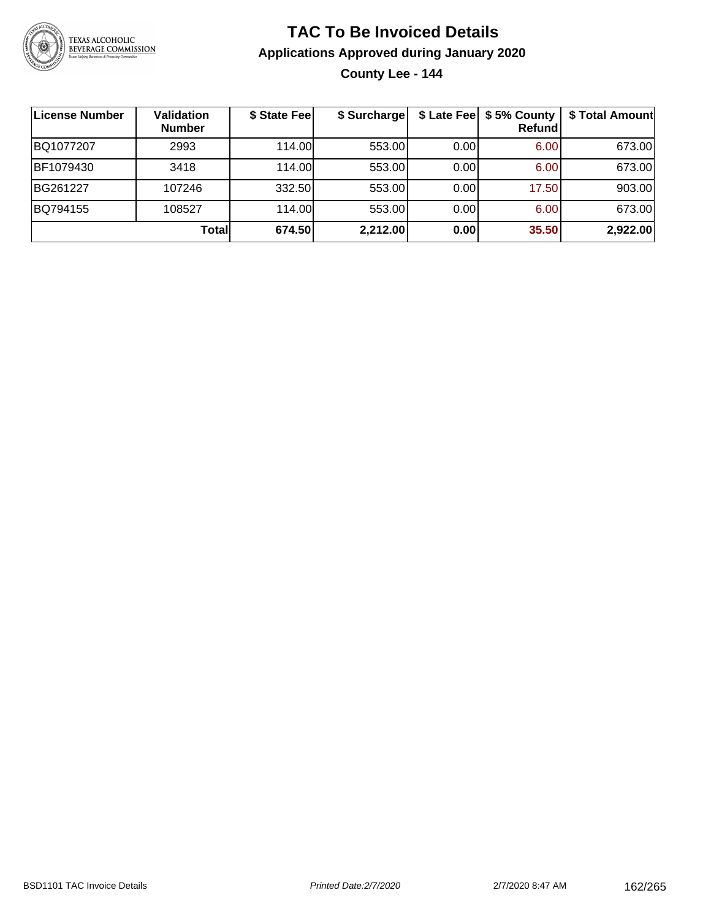# TAC To Be Invoiced Details

## Applications Approved during January 2020

### County Lee - 144

| License Number | Validation Number | $ State Fee | $ Surcharge | $ Late Fee | $ 5% County Refund | $ Total Amount |
|---|---|---|---|---|---|---|
| BQ1077207 | 2993 | 114.00 | 553.00 | 0.00 | 6.00 | 673.00 |
| BF1079430 | 3418 | 114.00 | 553.00 | 0.00 | 6.00 | 673.00 |
| BG261227 | 107246 | 332.50 | 553.00 | 0.00 | 17.50 | 903.00 |
| BQ794155 | 108527 | 114.00 | 553.00 | 0.00 | 6.00 | 673.00 |
| | **Total** | **674.50** | **2,212.00** | **0.00** | **35.50** | **2,922.00** |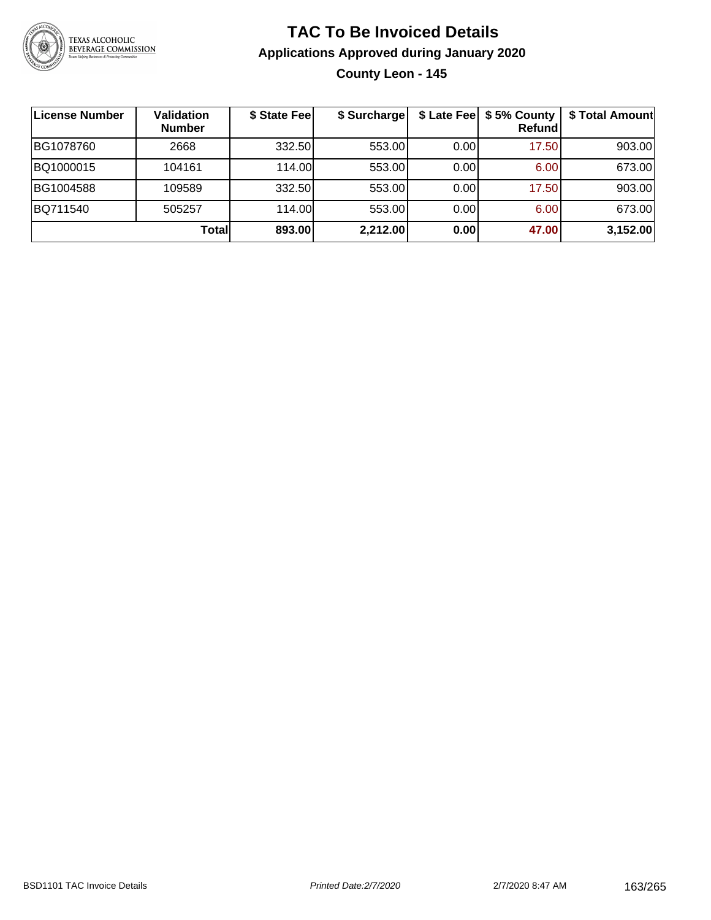# TAC To Be Invoiced Details

## Applications Approved during January 2020

### County Leon - 145

| License Number | Validation Number | $ State Fee | $ Surcharge | $ Late Fee | $ 5% County Refund | $ Total Amount |
|---|---|---|---|---|---|---|
| BG1078760 | 2668 | 332.50 | 553.00 | 0.00 | 17.50 | 903.00 |
| BQ1000015 | 104161 | 114.00 | 553.00 | 0.00 | 6.00 | 673.00 |
| BG1004588 | 109589 | 332.50 | 553.00 | 0.00 | 17.50 | 903.00 |
| BQ711540 | 505257 | 114.00 | 553.00 | 0.00 | 6.00 | 673.00 |
| | **Total** | **893.00** | **2,212.00** | **0.00** | **47.00** | **3,152.00** |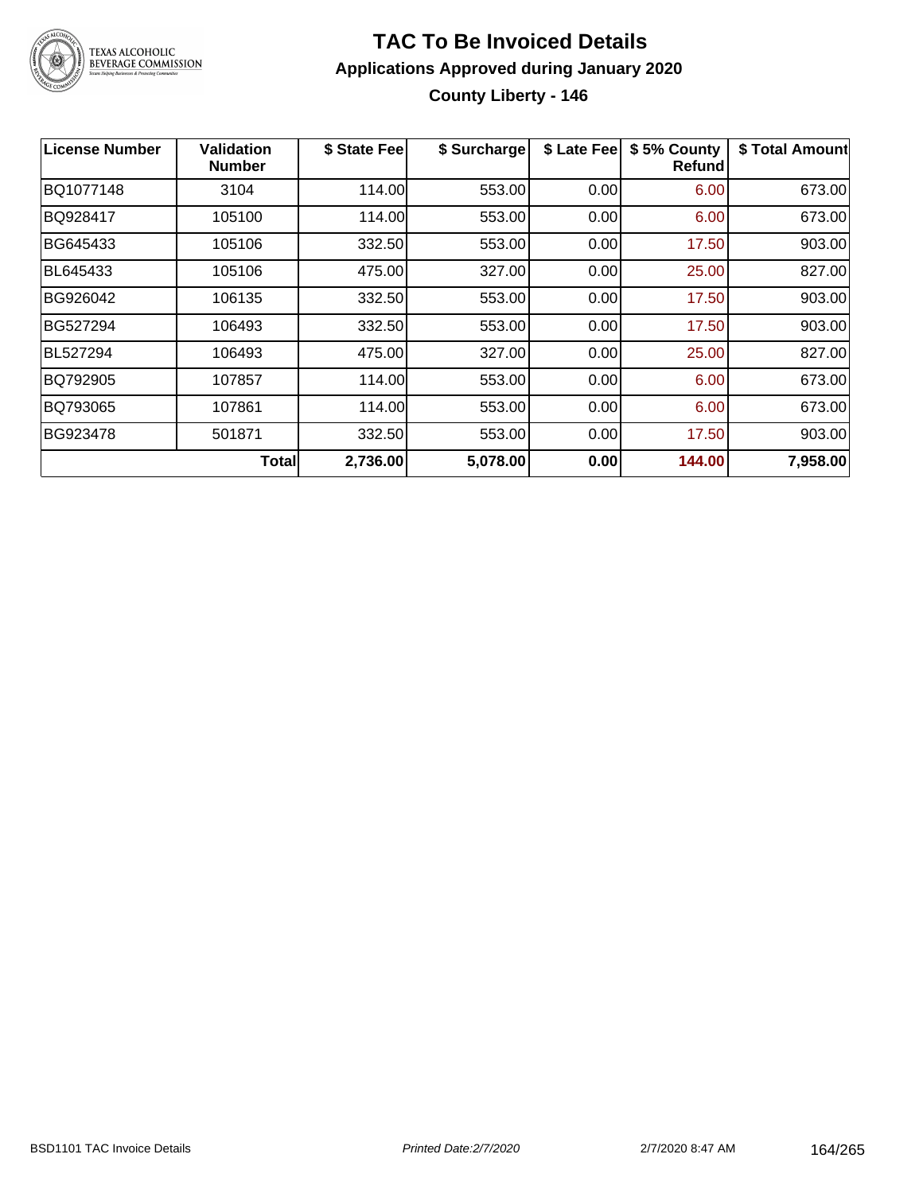# TAC To Be Invoiced Details

## Applications Approved during January 2020

### County Liberty - 146

| License Number | Validation Number | $ State Fee | $ Surcharge | $ Late Fee | $ 5% County Refund | $ Total Amount |
|---|---|---|---|---|---|---|
| BQ1077148 | 3104 | 114.00 | 553.00 | 0.00 | 6.00 | 673.00 |
| BQ928417 | 105100 | 114.00 | 553.00 | 0.00 | 6.00 | 673.00 |
| BG645433 | 105106 | 332.50 | 553.00 | 0.00 | 17.50 | 903.00 |
| BL645433 | 105106 | 475.00 | 327.00 | 0.00 | 25.00 | 827.00 |
| BG926042 | 106135 | 332.50 | 553.00 | 0.00 | 17.50 | 903.00 |
| BG527294 | 106493 | 332.50 | 553.00 | 0.00 | 17.50 | 903.00 |
| BL527294 | 106493 | 475.00 | 327.00 | 0.00 | 25.00 | 827.00 |
| BQ792905 | 107857 | 114.00 | 553.00 | 0.00 | 6.00 | 673.00 |
| BQ793065 | 107861 | 114.00 | 553.00 | 0.00 | 6.00 | 673.00 |
| BG923478 | 501871 | 332.50 | 553.00 | 0.00 | 17.50 | 903.00 |
| | **Total** | **2,736.00** | **5,078.00** | **0.00** | **144.00** | **7,958.00** |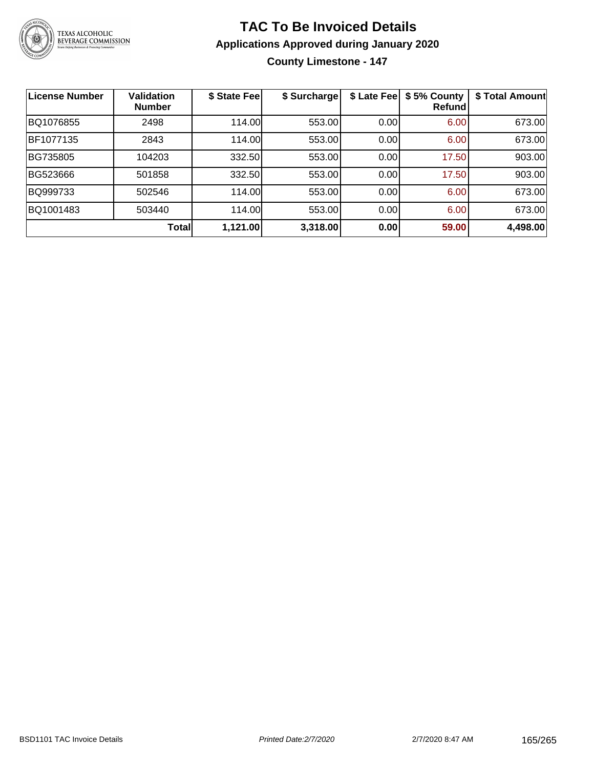# TAC To Be Invoiced Details

## Applications Approved during January 2020

### County Limestone - 147

| License Number | Validation Number | $ State Fee | $ Surcharge | $ Late Fee | $ 5% County Refund | $ Total Amount |
|---|---|---|---|---|---|---|
| BQ1076855 | 2498 | 114.00 | 553.00 | 0.00 | 6.00 | 673.00 |
| BF1077135 | 2843 | 114.00 | 553.00 | 0.00 | 6.00 | 673.00 |
| BG735805 | 104203 | 332.50 | 553.00 | 0.00 | 17.50 | 903.00 |
| BG523666 | 501858 | 332.50 | 553.00 | 0.00 | 17.50 | 903.00 |
| BQ999733 | 502546 | 114.00 | 553.00 | 0.00 | 6.00 | 673.00 |
| BQ1001483 | 503440 | 114.00 | 553.00 | 0.00 | 6.00 | 673.00 |
| | **Total** | **1,121.00** | **3,318.00** | **0.00** | **59.00** | **4,498.00** |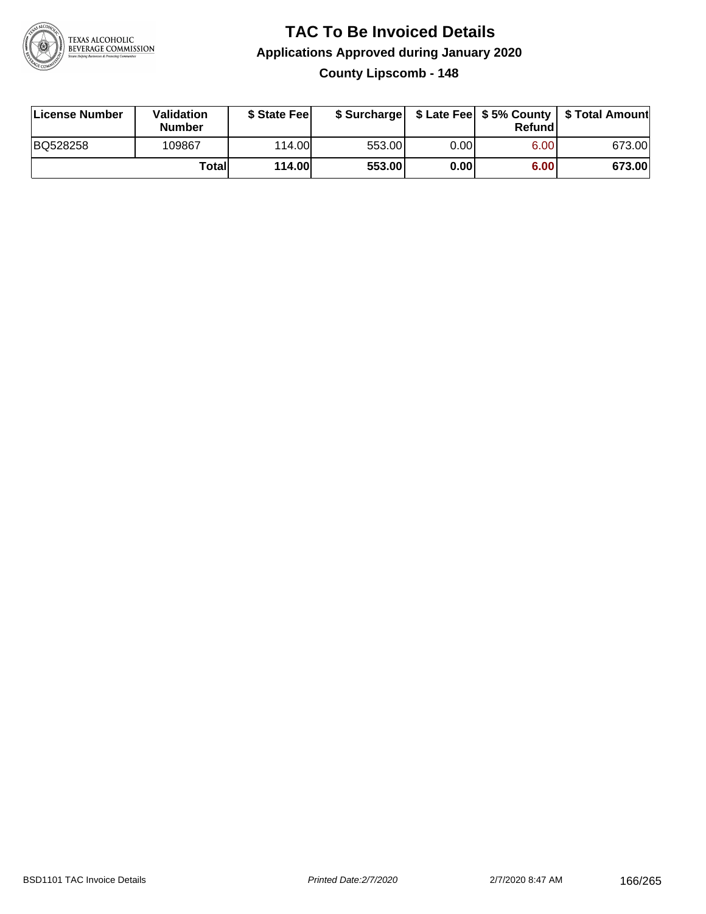# TAC To Be Invoiced Details

## Applications Approved during January 2020

### County Lipscomb - 148

| License Number | Validation Number | $ State Fee | $ Surcharge | $ Late Fee | $ 5% County Refund | $ Total Amount |
|---|---|---|---|---|---|---|
| BQ528258 | 109867 | 114.00 | 553.00 | 0.00 | 6.00 | 673.00 |
| | **Total** | **114.00** | **553.00** | **0.00** | **6.00** | **673.00** |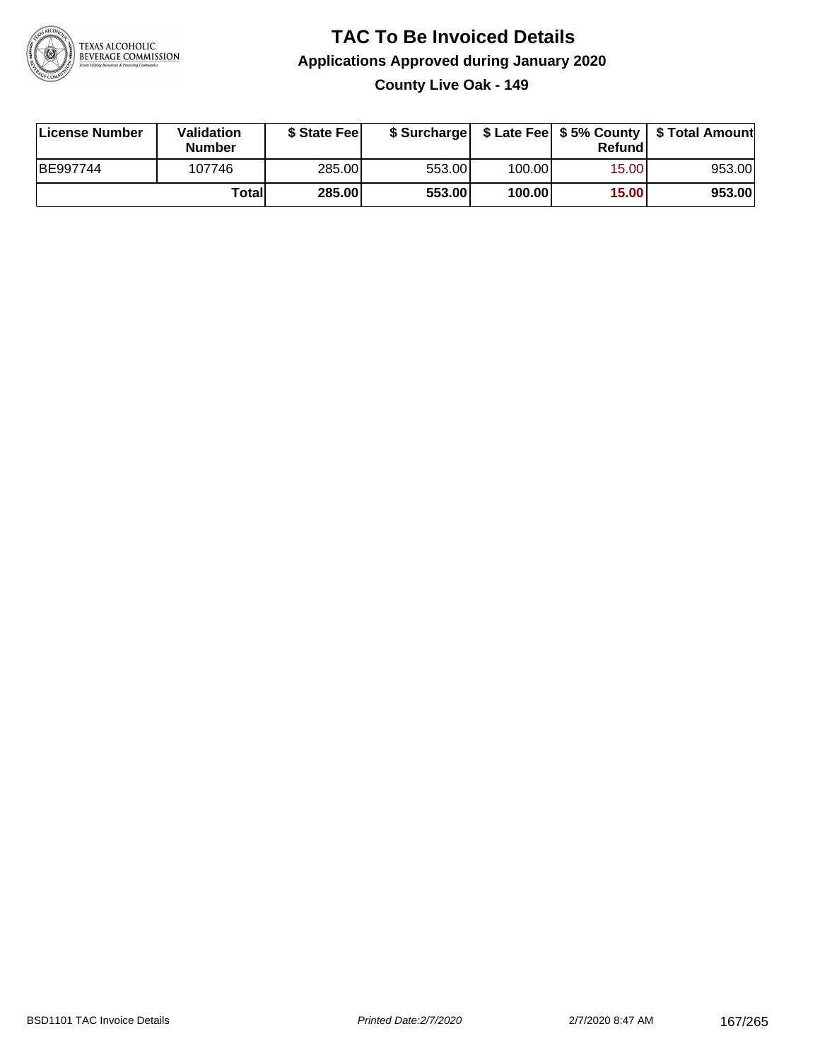# TAC To Be Invoiced Details

## Applications Approved during January 2020

### County Live Oak - 149

| License Number | Validation Number | $ State Fee | $ Surcharge | $ Late Fee | $ 5% County Refund | $ Total Amount |
|---|---|---|---|---|---|---|
| BE997744 | 107746 | 285.00 | 553.00 | 100.00 | 15.00 | 953.00 |
| | **Total** | **285.00** | **553.00** | **100.00** | **15.00** | **953.00** |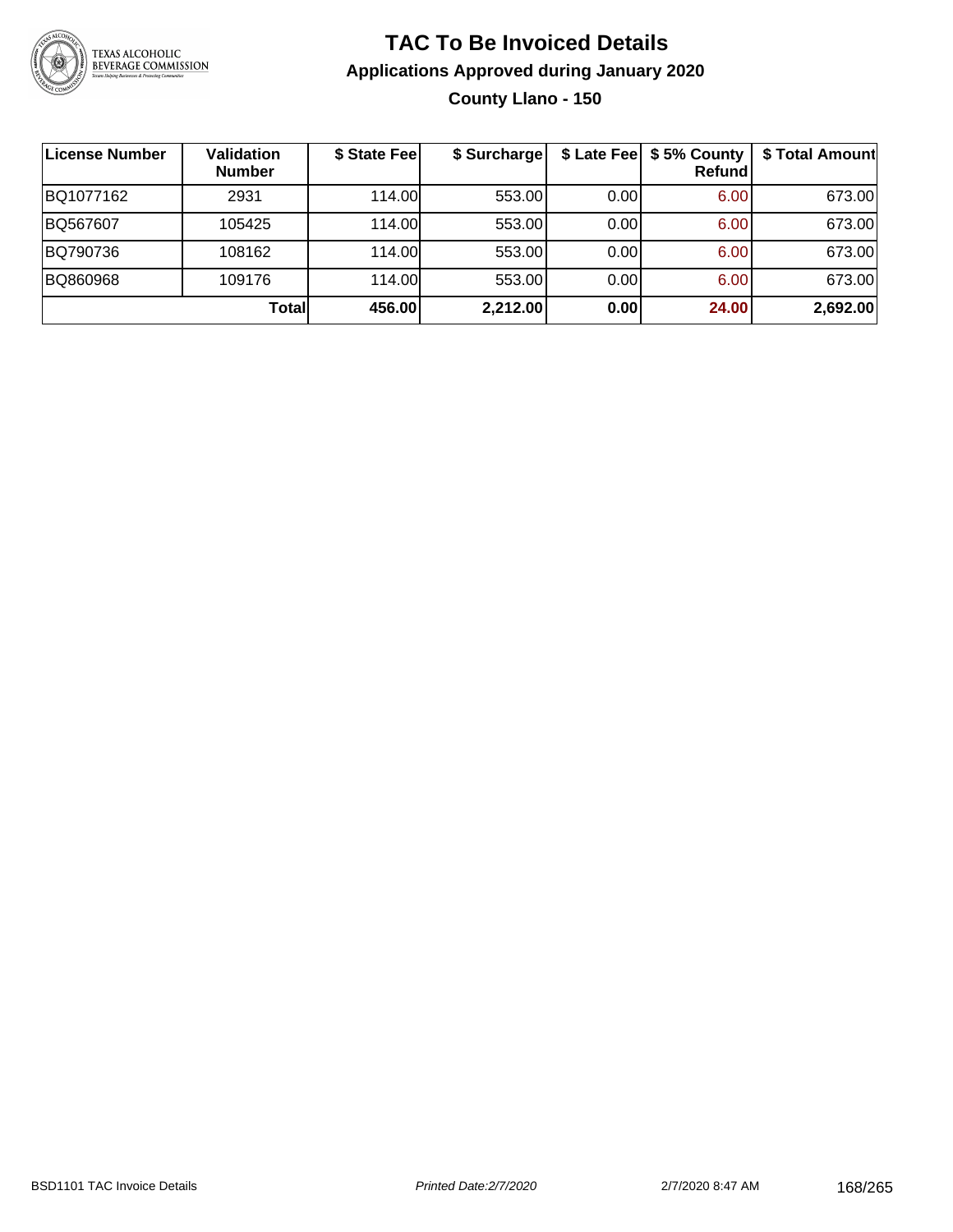# TAC To Be Invoiced Details

## Applications Approved during January 2020

### County Llano - 150

| License Number | Validation Number | $ State Fee | $ Surcharge | $ Late Fee | $ 5% County Refund | $ Total Amount |
|---|---|---|---|---|---|---|
| BQ1077162 | 2931 | 114.00 | 553.00 | 0.00 | 6.00 | 673.00 |
| BQ567607 | 105425 | 114.00 | 553.00 | 0.00 | 6.00 | 673.00 |
| BQ790736 | 108162 | 114.00 | 553.00 | 0.00 | 6.00 | 673.00 |
| BQ860968 | 109176 | 114.00 | 553.00 | 0.00 | 6.00 | 673.00 |
| | **Total** | **456.00** | **2,212.00** | **0.00** | **24.00** | **2,692.00** |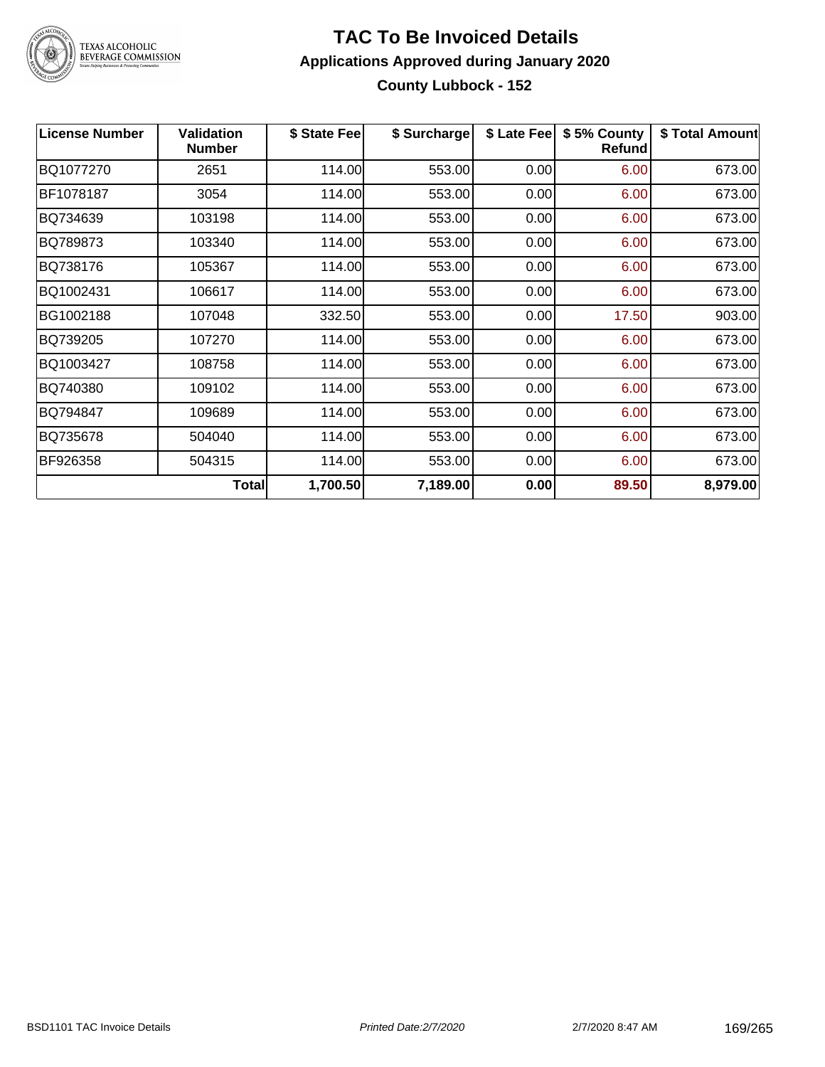# TAC To Be Invoiced Details

## Applications Approved during January 2020

### County Lubbock - 152

| License Number | Validation Number | $ State Fee | $ Surcharge | $ Late Fee | $ 5% County Refund | $ Total Amount |
|---|---|---|---|---|---|---|
| BQ1077270 | 2651 | 114.00 | 553.00 | 0.00 | 6.00 | 673.00 |
| BF1078187 | 3054 | 114.00 | 553.00 | 0.00 | 6.00 | 673.00 |
| BQ734639 | 103198 | 114.00 | 553.00 | 0.00 | 6.00 | 673.00 |
| BQ789873 | 103340 | 114.00 | 553.00 | 0.00 | 6.00 | 673.00 |
| BQ738176 | 105367 | 114.00 | 553.00 | 0.00 | 6.00 | 673.00 |
| BQ1002431 | 106617 | 114.00 | 553.00 | 0.00 | 6.00 | 673.00 |
| BG1002188 | 107048 | 332.50 | 553.00 | 0.00 | 17.50 | 903.00 |
| BQ739205 | 107270 | 114.00 | 553.00 | 0.00 | 6.00 | 673.00 |
| BQ1003427 | 108758 | 114.00 | 553.00 | 0.00 | 6.00 | 673.00 |
| BQ740380 | 109102 | 114.00 | 553.00 | 0.00 | 6.00 | 673.00 |
| BQ794847 | 109689 | 114.00 | 553.00 | 0.00 | 6.00 | 673.00 |
| BQ735678 | 504040 | 114.00 | 553.00 | 0.00 | 6.00 | 673.00 |
| BF926358 | 504315 | 114.00 | 553.00 | 0.00 | 6.00 | 673.00 |
| | **Total** | **1,700.50** | **7,189.00** | **0.00** | **89.50** | **8,979.00** |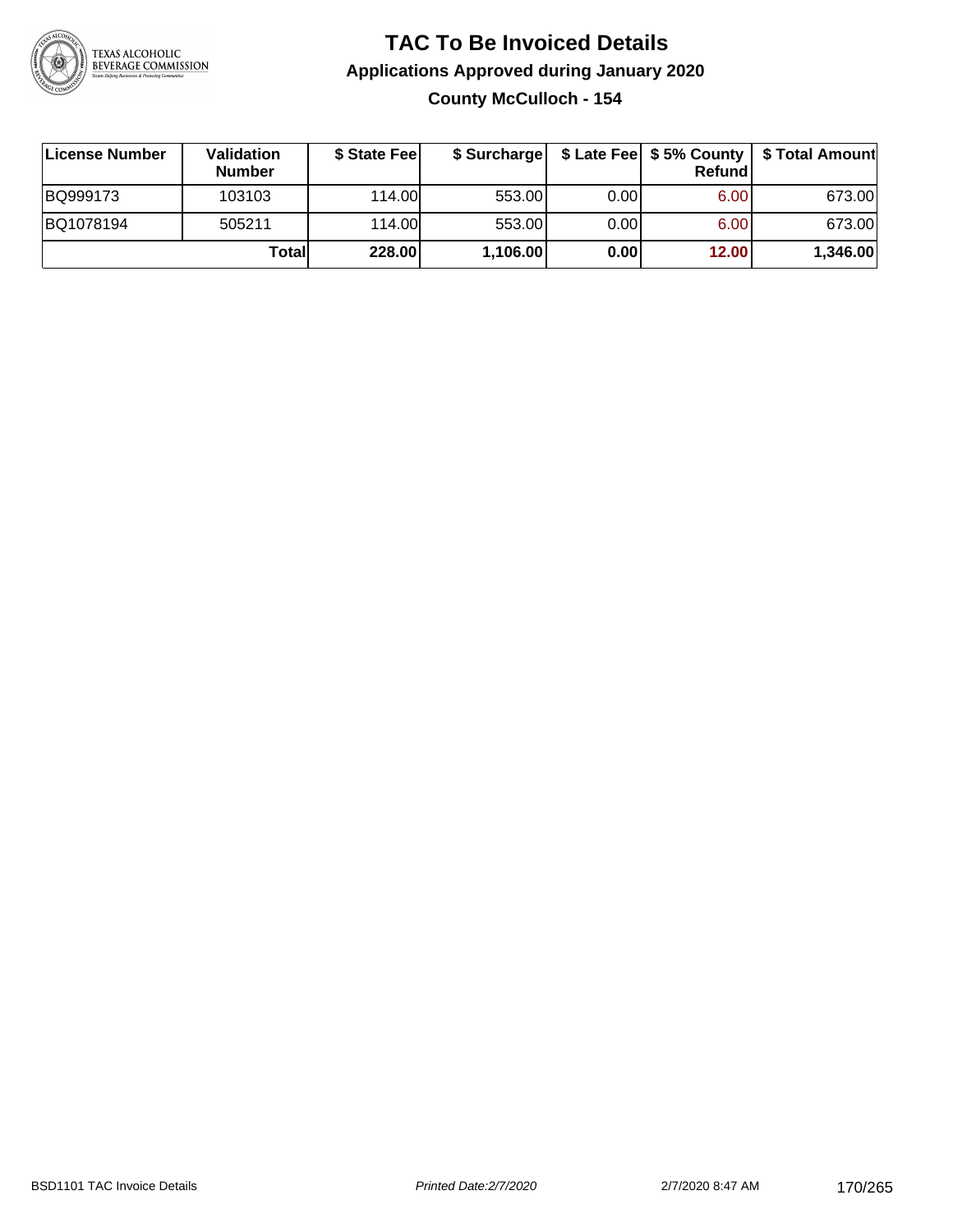# TAC To Be Invoiced Details

## Applications Approved during January 2020

### County McCulloch - 154

| License Number | Validation Number | $ State Fee | $ Surcharge | $ Late Fee | $ 5% County Refund | $ Total Amount |
|---|---|---|---|---|---|---|
| BQ999173 | 103103 | 114.00 | 553.00 | 0.00 | 6.00 | 673.00 |
| BQ1078194 | 505211 | 114.00 | 553.00 | 0.00 | 6.00 | 673.00 |
| | **Total** | **228.00** | **1,106.00** | **0.00** | **12.00** | **1,346.00** |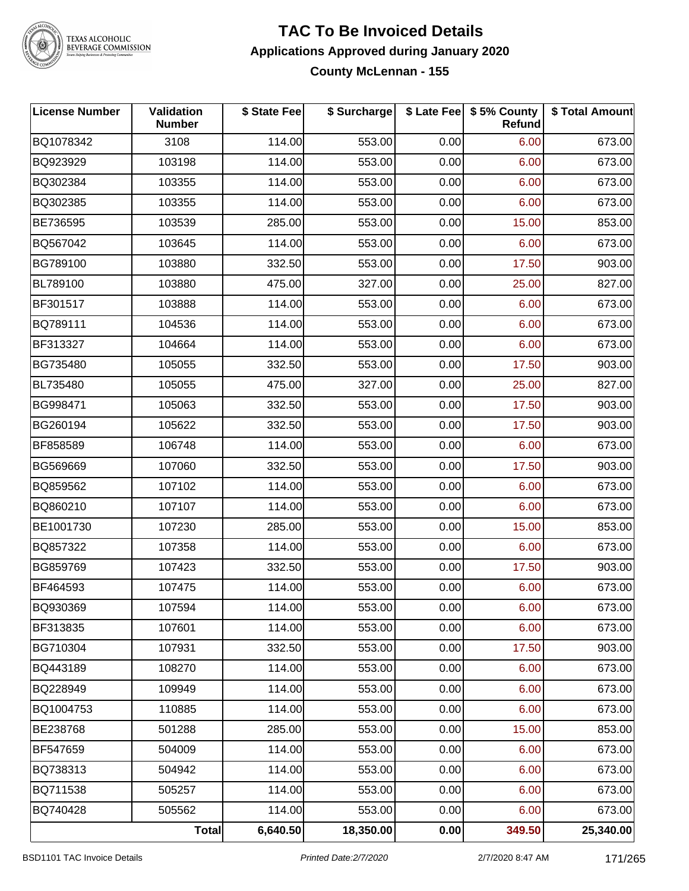# TAC To Be Invoiced Details

## Applications Approved during January 2020

### County McLennan - 155

| License Number | Validation Number | $ State Fee | $ Surcharge | $ Late Fee | $ 5% County Refund | $ Total Amount |
|---|---|---|---|---|---|---|
| BQ1078342 | 3108 | 114.00 | 553.00 | 0.00 | 6.00 | 673.00 |
| BQ923929 | 103198 | 114.00 | 553.00 | 0.00 | 6.00 | 673.00 |
| BQ302384 | 103355 | 114.00 | 553.00 | 0.00 | 6.00 | 673.00 |
| BQ302385 | 103355 | 114.00 | 553.00 | 0.00 | 6.00 | 673.00 |
| BE736595 | 103539 | 285.00 | 553.00 | 0.00 | 15.00 | 853.00 |
| BQ567042 | 103645 | 114.00 | 553.00 | 0.00 | 6.00 | 673.00 |
| BG789100 | 103880 | 332.50 | 553.00 | 0.00 | 17.50 | 903.00 |
| BL789100 | 103880 | 475.00 | 327.00 | 0.00 | 25.00 | 827.00 |
| BF301517 | 103888 | 114.00 | 553.00 | 0.00 | 6.00 | 673.00 |
| BQ789111 | 104536 | 114.00 | 553.00 | 0.00 | 6.00 | 673.00 |
| BF313327 | 104664 | 114.00 | 553.00 | 0.00 | 6.00 | 673.00 |
| BG735480 | 105055 | 332.50 | 553.00 | 0.00 | 17.50 | 903.00 |
| BL735480 | 105055 | 475.00 | 327.00 | 0.00 | 25.00 | 827.00 |
| BG998471 | 105063 | 332.50 | 553.00 | 0.00 | 17.50 | 903.00 |
| BG260194 | 105622 | 332.50 | 553.00 | 0.00 | 17.50 | 903.00 |
| BF858589 | 106748 | 114.00 | 553.00 | 0.00 | 6.00 | 673.00 |
| BG569669 | 107060 | 332.50 | 553.00 | 0.00 | 17.50 | 903.00 |
| BQ859562 | 107102 | 114.00 | 553.00 | 0.00 | 6.00 | 673.00 |
| BQ860210 | 107107 | 114.00 | 553.00 | 0.00 | 6.00 | 673.00 |
| BE1001730 | 107230 | 285.00 | 553.00 | 0.00 | 15.00 | 853.00 |
| BQ857322 | 107358 | 114.00 | 553.00 | 0.00 | 6.00 | 673.00 |
| BG859769 | 107423 | 332.50 | 553.00 | 0.00 | 17.50 | 903.00 |
| BF464593 | 107475 | 114.00 | 553.00 | 0.00 | 6.00 | 673.00 |
| BQ930369 | 107594 | 114.00 | 553.00 | 0.00 | 6.00 | 673.00 |
| BF313835 | 107601 | 114.00 | 553.00 | 0.00 | 6.00 | 673.00 |
| BG710304 | 107931 | 332.50 | 553.00 | 0.00 | 17.50 | 903.00 |
| BQ443189 | 108270 | 114.00 | 553.00 | 0.00 | 6.00 | 673.00 |
| BQ228949 | 109949 | 114.00 | 553.00 | 0.00 | 6.00 | 673.00 |
| BQ1004753 | 110885 | 114.00 | 553.00 | 0.00 | 6.00 | 673.00 |
| BE238768 | 501288 | 285.00 | 553.00 | 0.00 | 15.00 | 853.00 |
| BF547659 | 504009 | 114.00 | 553.00 | 0.00 | 6.00 | 673.00 |
| BQ738313 | 504942 | 114.00 | 553.00 | 0.00 | 6.00 | 673.00 |
| BQ711538 | 505257 | 114.00 | 553.00 | 0.00 | 6.00 | 673.00 |
| BQ740428 | 505562 | 114.00 | 553.00 | 0.00 | 6.00 | 673.00 |
| | **Total** | **6,640.50** | **18,350.00** | **0.00** | **349.50** | **25,340.00** |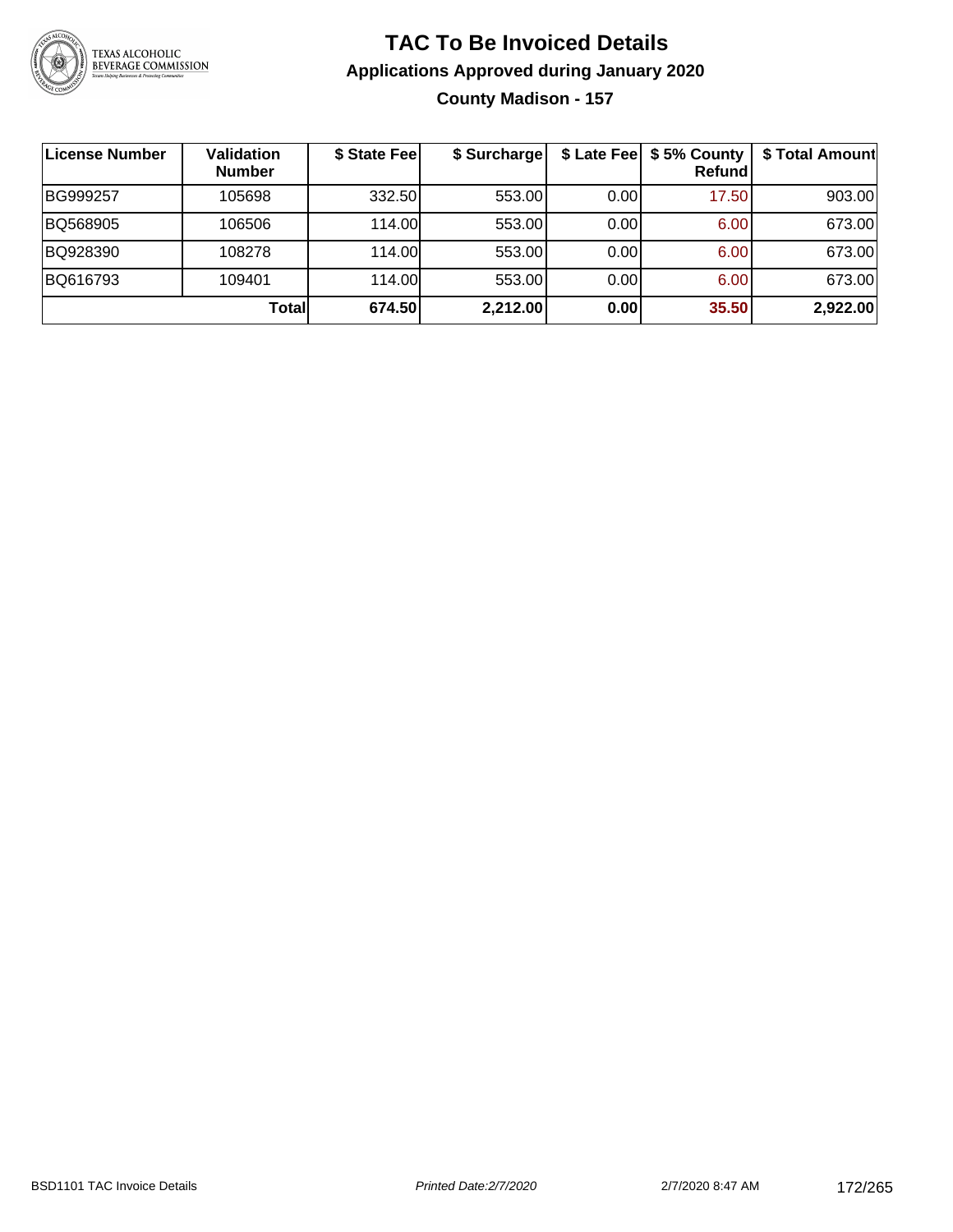# TAC To Be Invoiced Details

## Applications Approved during January 2020

### County Madison - 157

| License Number | Validation Number | $ State Fee | $ Surcharge | $ Late Fee | $ 5% County Refund | $ Total Amount |
|---|---|---|---|---|---|---|
| BG999257 | 105698 | 332.50 | 553.00 | 0.00 | 17.50 | 903.00 |
| BQ568905 | 106506 | 114.00 | 553.00 | 0.00 | 6.00 | 673.00 |
| BQ928390 | 108278 | 114.00 | 553.00 | 0.00 | 6.00 | 673.00 |
| BQ616793 | 109401 | 114.00 | 553.00 | 0.00 | 6.00 | 673.00 |
| | **Total** | **674.50** | **2,212.00** | **0.00** | **35.50** | **2,922.00** |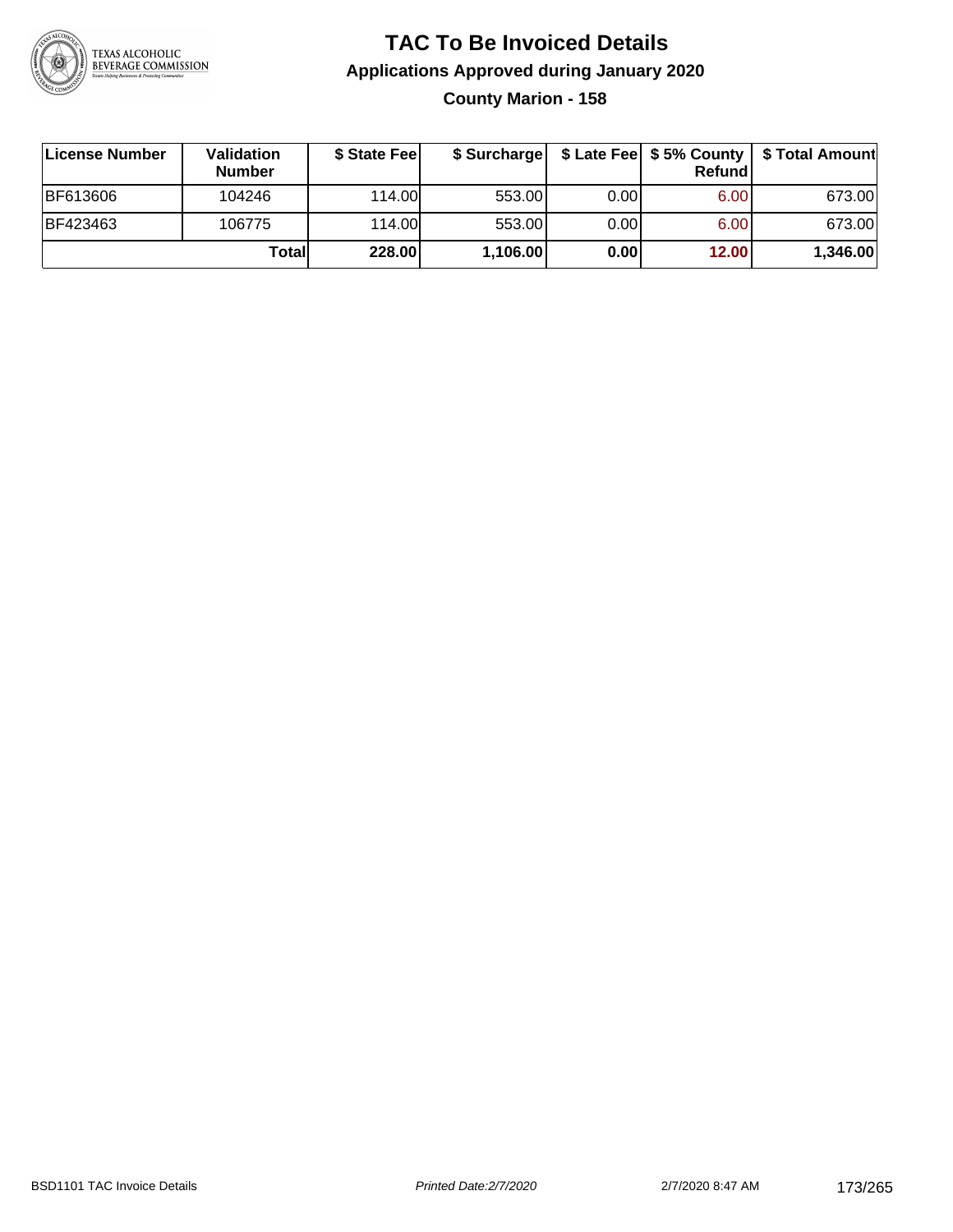# TAC To Be Invoiced Details

## Applications Approved during January 2020

### County Marion - 158

| License Number | Validation Number | $ State Fee | $ Surcharge | $ Late Fee | $ 5% County Refund | $ Total Amount |
|---|---|---|---|---|---|---|
| BF613606 | 104246 | 114.00 | 553.00 | 0.00 | 6.00 | 673.00 |
| BF423463 | 106775 | 114.00 | 553.00 | 0.00 | 6.00 | 673.00 |
| | **Total** | **228.00** | **1,106.00** | **0.00** | **12.00** | **1,346.00** |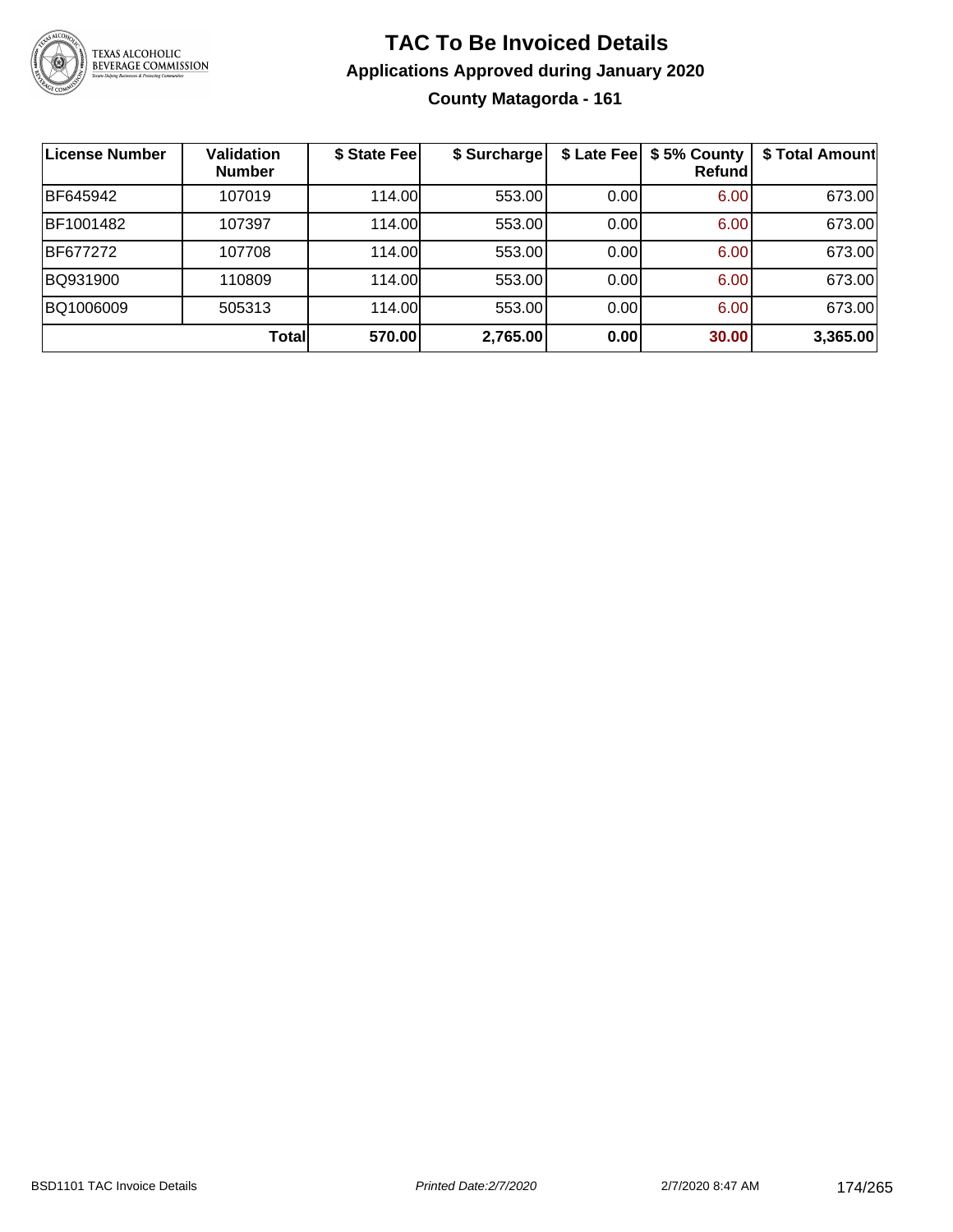# TAC To Be Invoiced Details

## Applications Approved during January 2020

### County Matagorda - 161

| License Number | Validation Number | $ State Fee | $ Surcharge | $ Late Fee | $ 5% County Refund | $ Total Amount |
|---|---|---|---|---|---|---|
| BF645942 | 107019 | 114.00 | 553.00 | 0.00 | 6.00 | 673.00 |
| BF1001482 | 107397 | 114.00 | 553.00 | 0.00 | 6.00 | 673.00 |
| BF677272 | 107708 | 114.00 | 553.00 | 0.00 | 6.00 | 673.00 |
| BQ931900 | 110809 | 114.00 | 553.00 | 0.00 | 6.00 | 673.00 |
| BQ1006009 | 505313 | 114.00 | 553.00 | 0.00 | 6.00 | 673.00 |
| | **Total** | **570.00** | **2,765.00** | **0.00** | **30.00** | **3,365.00** |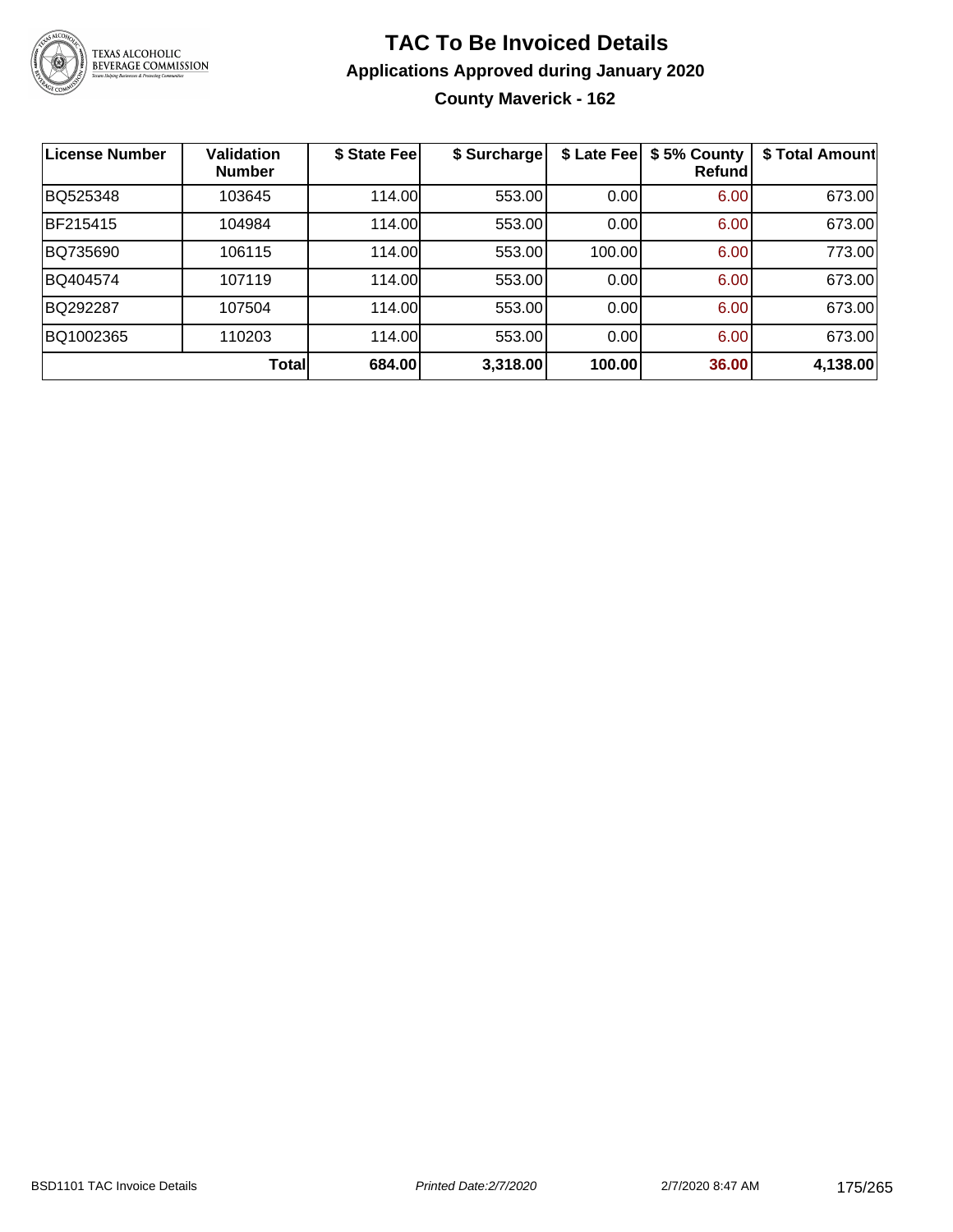# TAC To Be Invoiced Details

## Applications Approved during January 2020

### County Maverick - 162

| License Number | Validation Number | $ State Fee | $ Surcharge | $ Late Fee | $ 5% County Refund | $ Total Amount |
|---|---|---|---|---|---|---|
| BQ525348 | 103645 | 114.00 | 553.00 | 0.00 | 6.00 | 673.00 |
| BF215415 | 104984 | 114.00 | 553.00 | 0.00 | 6.00 | 673.00 |
| BQ735690 | 106115 | 114.00 | 553.00 | 100.00 | 6.00 | 773.00 |
| BQ404574 | 107119 | 114.00 | 553.00 | 0.00 | 6.00 | 673.00 |
| BQ292287 | 107504 | 114.00 | 553.00 | 0.00 | 6.00 | 673.00 |
| BQ1002365 | 110203 | 114.00 | 553.00 | 0.00 | 6.00 | 673.00 |
| | **Total** | **684.00** | **3,318.00** | **100.00** | **36.00** | **4,138.00** |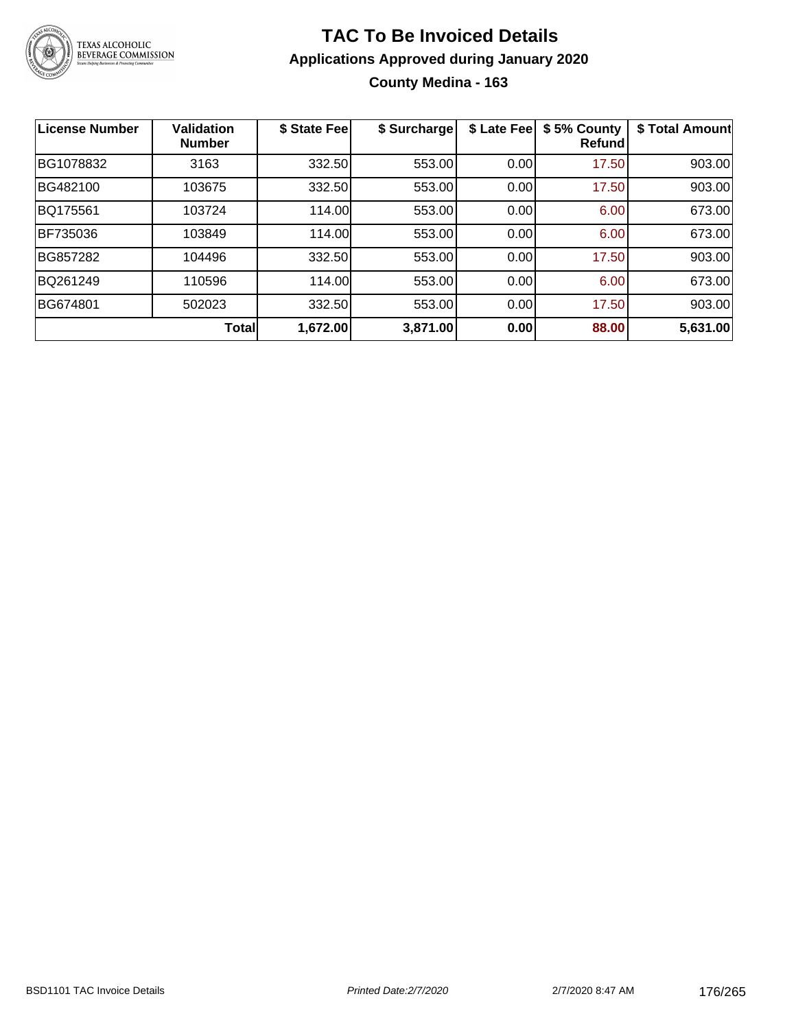# TAC To Be Invoiced Details

## Applications Approved during January 2020

### County Medina - 163

| License Number | Validation Number | $ State Fee | $ Surcharge | $ Late Fee | $ 5% County Refund | $ Total Amount |
|---|---|---|---|---|---|---|
| BG1078832 | 3163 | 332.50 | 553.00 | 0.00 | 17.50 | 903.00 |
| BG482100 | 103675 | 332.50 | 553.00 | 0.00 | 17.50 | 903.00 |
| BQ175561 | 103724 | 114.00 | 553.00 | 0.00 | 6.00 | 673.00 |
| BF735036 | 103849 | 114.00 | 553.00 | 0.00 | 6.00 | 673.00 |
| BG857282 | 104496 | 332.50 | 553.00 | 0.00 | 17.50 | 903.00 |
| BQ261249 | 110596 | 114.00 | 553.00 | 0.00 | 6.00 | 673.00 |
| BG674801 | 502023 | 332.50 | 553.00 | 0.00 | 17.50 | 903.00 |
| | **Total** | **1,672.00** | **3,871.00** | **0.00** | **88.00** | **5,631.00** |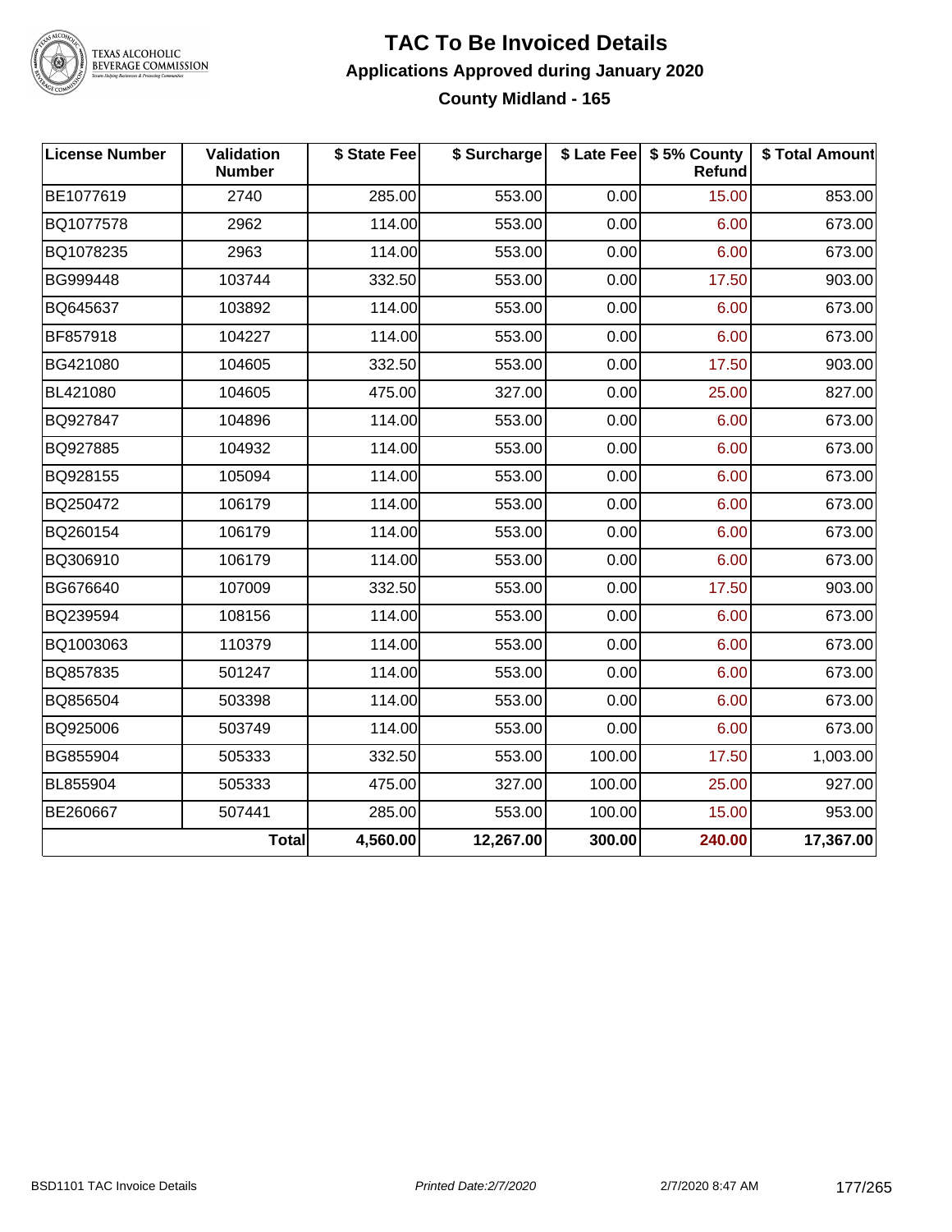# TAC To Be Invoiced Details

## Applications Approved during January 2020

### County Midland - 165

| License Number | Validation Number | $ State Fee | $ Surcharge | $ Late Fee | $ 5% County Refund | $ Total Amount |
|---|---|---|---|---|---|---|
| BE1077619 | 2740 | 285.00 | 553.00 | 0.00 | 15.00 | 853.00 |
| BQ1077578 | 2962 | 114.00 | 553.00 | 0.00 | 6.00 | 673.00 |
| BQ1078235 | 2963 | 114.00 | 553.00 | 0.00 | 6.00 | 673.00 |
| BG999448 | 103744 | 332.50 | 553.00 | 0.00 | 17.50 | 903.00 |
| BQ645637 | 103892 | 114.00 | 553.00 | 0.00 | 6.00 | 673.00 |
| BF857918 | 104227 | 114.00 | 553.00 | 0.00 | 6.00 | 673.00 |
| BG421080 | 104605 | 332.50 | 553.00 | 0.00 | 17.50 | 903.00 |
| BL421080 | 104605 | 475.00 | 327.00 | 0.00 | 25.00 | 827.00 |
| BQ927847 | 104896 | 114.00 | 553.00 | 0.00 | 6.00 | 673.00 |
| BQ927885 | 104932 | 114.00 | 553.00 | 0.00 | 6.00 | 673.00 |
| BQ928155 | 105094 | 114.00 | 553.00 | 0.00 | 6.00 | 673.00 |
| BQ250472 | 106179 | 114.00 | 553.00 | 0.00 | 6.00 | 673.00 |
| BQ260154 | 106179 | 114.00 | 553.00 | 0.00 | 6.00 | 673.00 |
| BQ306910 | 106179 | 114.00 | 553.00 | 0.00 | 6.00 | 673.00 |
| BG676640 | 107009 | 332.50 | 553.00 | 0.00 | 17.50 | 903.00 |
| BQ239594 | 108156 | 114.00 | 553.00 | 0.00 | 6.00 | 673.00 |
| BQ1003063 | 110379 | 114.00 | 553.00 | 0.00 | 6.00 | 673.00 |
| BQ857835 | 501247 | 114.00 | 553.00 | 0.00 | 6.00 | 673.00 |
| BQ856504 | 503398 | 114.00 | 553.00 | 0.00 | 6.00 | 673.00 |
| BQ925006 | 503749 | 114.00 | 553.00 | 0.00 | 6.00 | 673.00 |
| BG855904 | 505333 | 332.50 | 553.00 | 100.00 | 17.50 | 1,003.00 |
| BL855904 | 505333 | 475.00 | 327.00 | 100.00 | 25.00 | 927.00 |
| BE260667 | 507441 | 285.00 | 553.00 | 100.00 | 15.00 | 953.00 |
| | **Total** | **4,560.00** | **12,267.00** | **300.00** | **240.00** | **17,367.00** |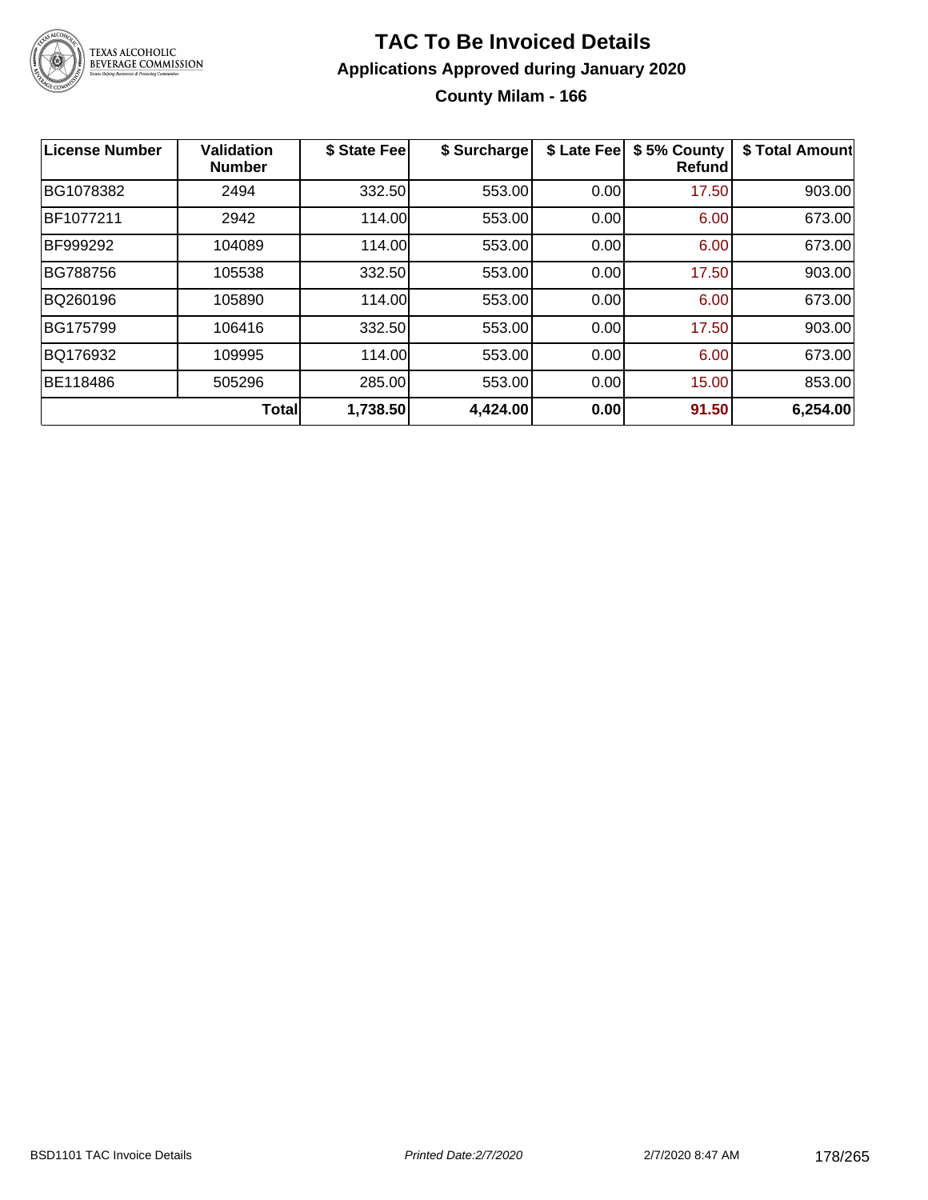# TAC To Be Invoiced Details

## Applications Approved during January 2020

### County Milam - 166

| License Number | Validation Number | $ State Fee | $ Surcharge | $ Late Fee | $ 5% County Refund | $ Total Amount |
|---|---|---|---|---|---|---|
| BG1078382 | 2494 | 332.50 | 553.00 | 0.00 | 17.50 | 903.00 |
| BF1077211 | 2942 | 114.00 | 553.00 | 0.00 | 6.00 | 673.00 |
| BF999292 | 104089 | 114.00 | 553.00 | 0.00 | 6.00 | 673.00 |
| BG788756 | 105538 | 332.50 | 553.00 | 0.00 | 17.50 | 903.00 |
| BQ260196 | 105890 | 114.00 | 553.00 | 0.00 | 6.00 | 673.00 |
| BG175799 | 106416 | 332.50 | 553.00 | 0.00 | 17.50 | 903.00 |
| BQ176932 | 109995 | 114.00 | 553.00 | 0.00 | 6.00 | 673.00 |
| BE118486 | 505296 | 285.00 | 553.00 | 0.00 | 15.00 | 853.00 |
| | **Total** | **1,738.50** | **4,424.00** | **0.00** | **91.50** | **6,254.00** |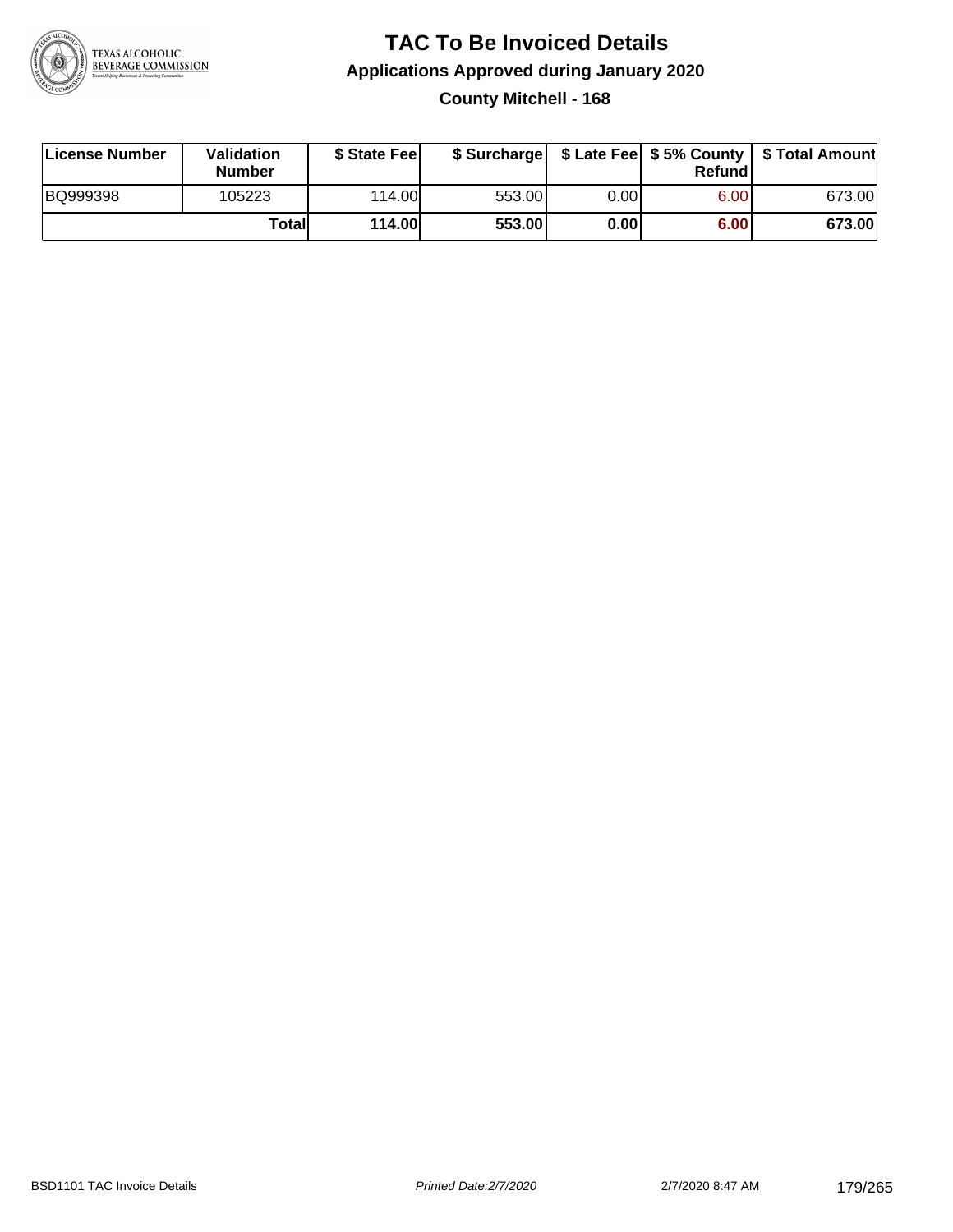# TAC To Be Invoiced Details

## Applications Approved during January 2020

### County Mitchell - 168

| License Number | Validation Number | $ State Fee | $ Surcharge | $ Late Fee | $ 5% County Refund | $ Total Amount |
|---|---|---|---|---|---|---|
| BQ999398 | 105223 | 114.00 | 553.00 | 0.00 | 6.00 | 673.00 |
| | **Total** | **114.00** | **553.00** | **0.00** | **6.00** | **673.00** |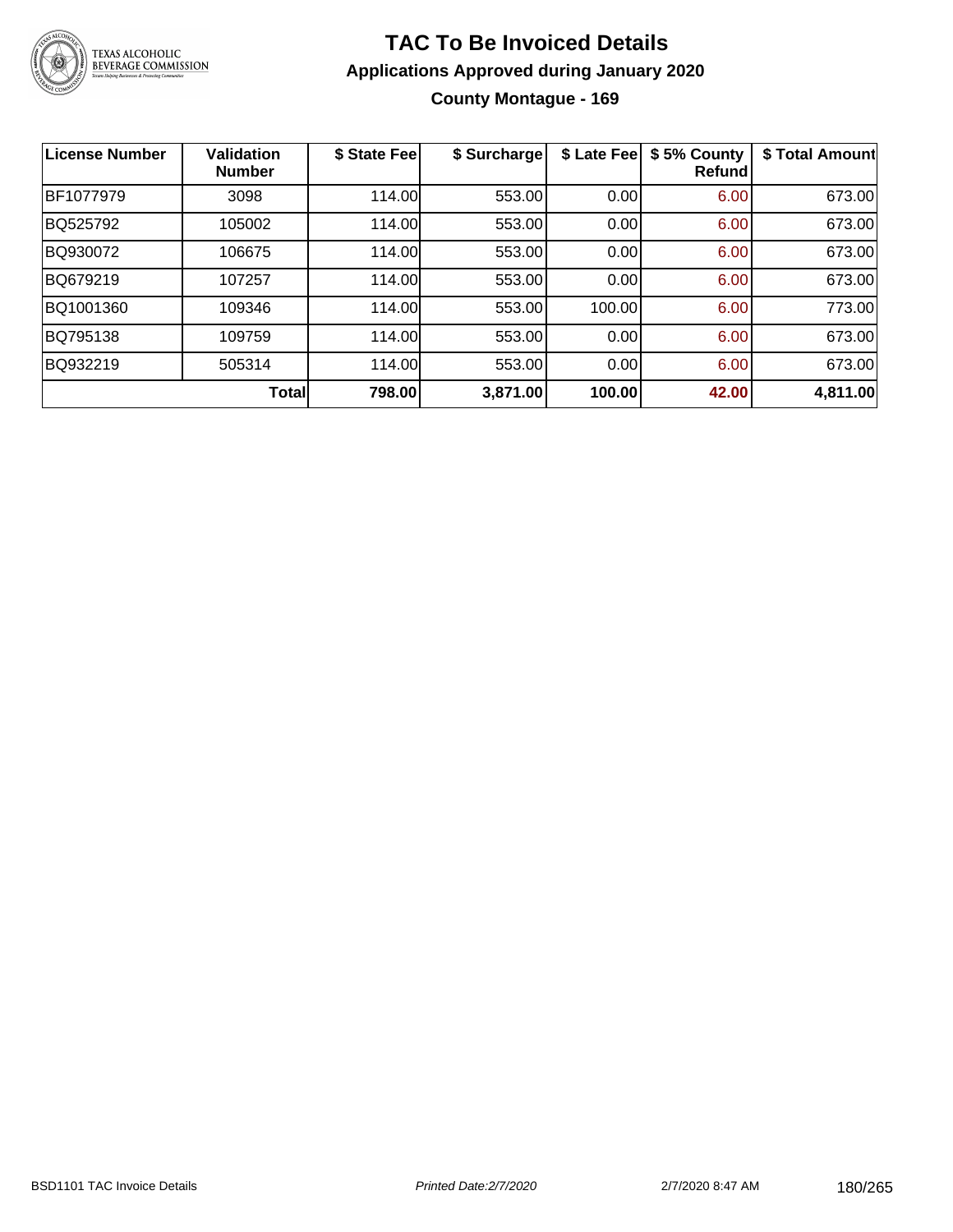# TAC To Be Invoiced Details

## Applications Approved during January 2020

### County Montague - 169

| License Number | Validation Number | $ State Fee | $ Surcharge | $ Late Fee | $ 5% County Refund | $ Total Amount |
|---|---|---|---|---|---|---|
| BF1077979 | 3098 | 114.00 | 553.00 | 0.00 | 6.00 | 673.00 |
| BQ525792 | 105002 | 114.00 | 553.00 | 0.00 | 6.00 | 673.00 |
| BQ930072 | 106675 | 114.00 | 553.00 | 0.00 | 6.00 | 673.00 |
| BQ679219 | 107257 | 114.00 | 553.00 | 0.00 | 6.00 | 673.00 |
| BQ1001360 | 109346 | 114.00 | 553.00 | 100.00 | 6.00 | 773.00 |
| BQ795138 | 109759 | 114.00 | 553.00 | 0.00 | 6.00 | 673.00 |
| BQ932219 | 505314 | 114.00 | 553.00 | 0.00 | 6.00 | 673.00 |
| | **Total** | **798.00** | **3,871.00** | **100.00** | **42.00** | **4,811.00** |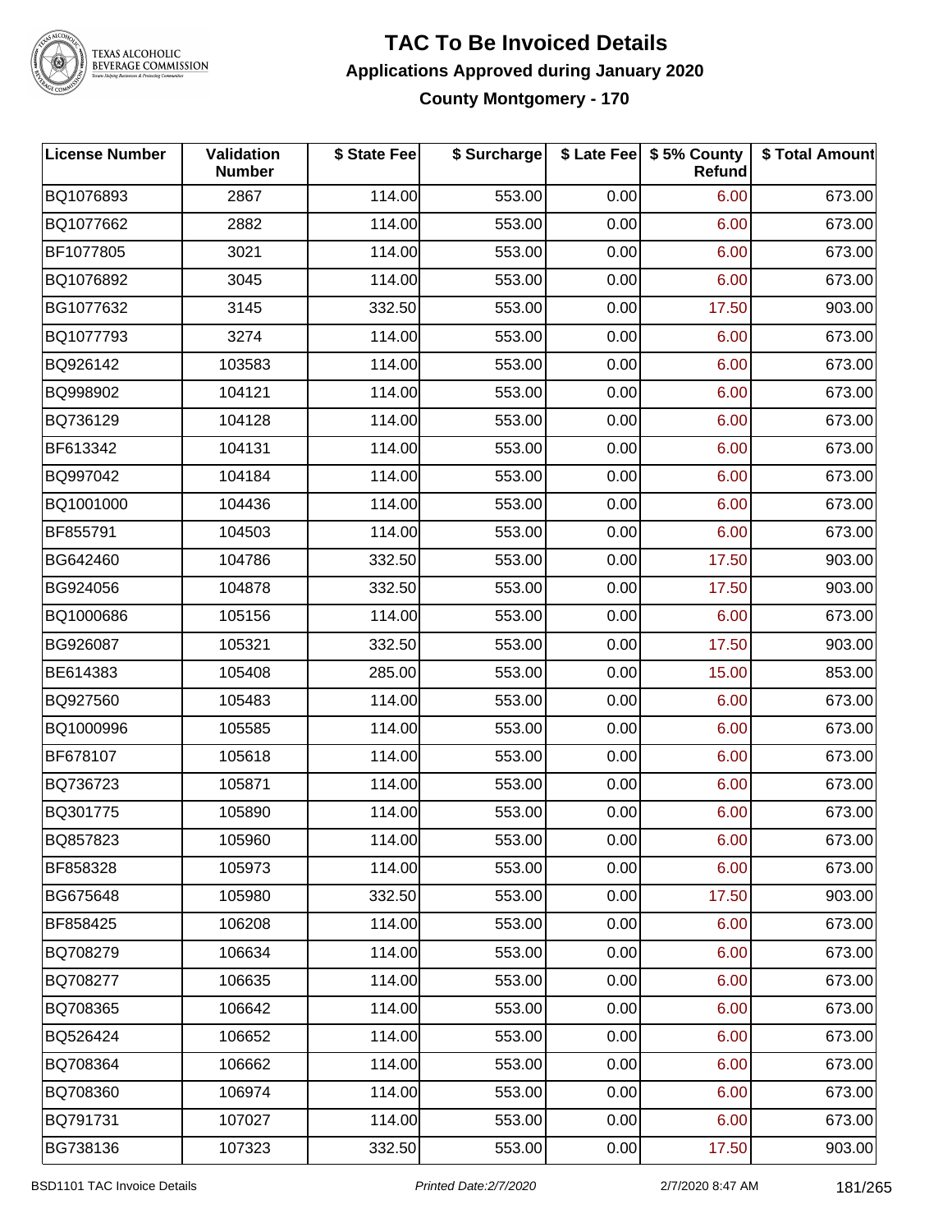# TAC To Be Invoiced Details

## Applications Approved during January 2020

### County Montgomery - 170

| License Number | Validation Number | $ State Fee | $ Surcharge | $ Late Fee | $ 5% County Refund | $ Total Amount |
|---|---|---|---|---|---|---|
| BQ1076893 | 2867 | 114.00 | 553.00 | 0.00 | 6.00 | 673.00 |
| BQ1077662 | 2882 | 114.00 | 553.00 | 0.00 | 6.00 | 673.00 |
| BF1077805 | 3021 | 114.00 | 553.00 | 0.00 | 6.00 | 673.00 |
| BQ1076892 | 3045 | 114.00 | 553.00 | 0.00 | 6.00 | 673.00 |
| BG1077632 | 3145 | 332.50 | 553.00 | 0.00 | 17.50 | 903.00 |
| BQ1077793 | 3274 | 114.00 | 553.00 | 0.00 | 6.00 | 673.00 |
| BQ926142 | 103583 | 114.00 | 553.00 | 0.00 | 6.00 | 673.00 |
| BQ998902 | 104121 | 114.00 | 553.00 | 0.00 | 6.00 | 673.00 |
| BQ736129 | 104128 | 114.00 | 553.00 | 0.00 | 6.00 | 673.00 |
| BF613342 | 104131 | 114.00 | 553.00 | 0.00 | 6.00 | 673.00 |
| BQ997042 | 104184 | 114.00 | 553.00 | 0.00 | 6.00 | 673.00 |
| BQ1001000 | 104436 | 114.00 | 553.00 | 0.00 | 6.00 | 673.00 |
| BF855791 | 104503 | 114.00 | 553.00 | 0.00 | 6.00 | 673.00 |
| BG642460 | 104786 | 332.50 | 553.00 | 0.00 | 17.50 | 903.00 |
| BG924056 | 104878 | 332.50 | 553.00 | 0.00 | 17.50 | 903.00 |
| BQ1000686 | 105156 | 114.00 | 553.00 | 0.00 | 6.00 | 673.00 |
| BG926087 | 105321 | 332.50 | 553.00 | 0.00 | 17.50 | 903.00 |
| BE614383 | 105408 | 285.00 | 553.00 | 0.00 | 15.00 | 853.00 |
| BQ927560 | 105483 | 114.00 | 553.00 | 0.00 | 6.00 | 673.00 |
| BQ1000996 | 105585 | 114.00 | 553.00 | 0.00 | 6.00 | 673.00 |
| BF678107 | 105618 | 114.00 | 553.00 | 0.00 | 6.00 | 673.00 |
| BQ736723 | 105871 | 114.00 | 553.00 | 0.00 | 6.00 | 673.00 |
| BQ301775 | 105890 | 114.00 | 553.00 | 0.00 | 6.00 | 673.00 |
| BQ857823 | 105960 | 114.00 | 553.00 | 0.00 | 6.00 | 673.00 |
| BF858328 | 105973 | 114.00 | 553.00 | 0.00 | 6.00 | 673.00 |
| BG675648 | 105980 | 332.50 | 553.00 | 0.00 | 17.50 | 903.00 |
| BF858425 | 106208 | 114.00 | 553.00 | 0.00 | 6.00 | 673.00 |
| BQ708279 | 106634 | 114.00 | 553.00 | 0.00 | 6.00 | 673.00 |
| BQ708277 | 106635 | 114.00 | 553.00 | 0.00 | 6.00 | 673.00 |
| BQ708365 | 106642 | 114.00 | 553.00 | 0.00 | 6.00 | 673.00 |
| BQ526424 | 106652 | 114.00 | 553.00 | 0.00 | 6.00 | 673.00 |
| BQ708364 | 106662 | 114.00 | 553.00 | 0.00 | 6.00 | 673.00 |
| BQ708360 | 106974 | 114.00 | 553.00 | 0.00 | 6.00 | 673.00 |
| BQ791731 | 107027 | 114.00 | 553.00 | 0.00 | 6.00 | 673.00 |
| BG738136 | 107323 | 332.50 | 553.00 | 0.00 | 17.50 | 903.00 |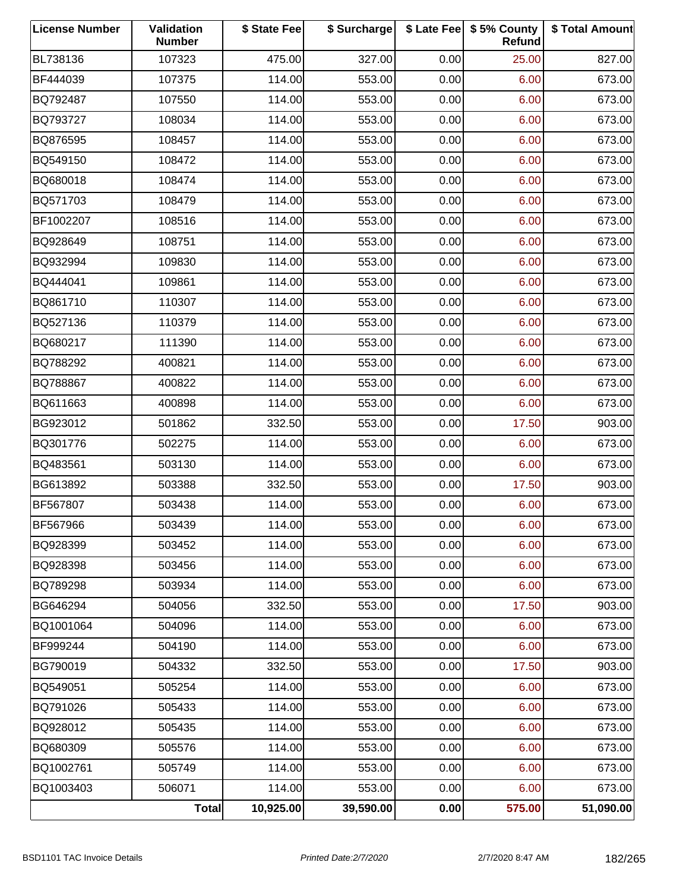| License Number | Validation Number | $ State Fee | $ Surcharge | $ Late Fee | $ 5% County Refund | $ Total Amount |
|---|---|---|---|---|---|---|
| BL738136 | 107323 | 475.00 | 327.00 | 0.00 | 25.00 | 827.00 |
| BF444039 | 107375 | 114.00 | 553.00 | 0.00 | 6.00 | 673.00 |
| BQ792487 | 107550 | 114.00 | 553.00 | 0.00 | 6.00 | 673.00 |
| BQ793727 | 108034 | 114.00 | 553.00 | 0.00 | 6.00 | 673.00 |
| BQ876595 | 108457 | 114.00 | 553.00 | 0.00 | 6.00 | 673.00 |
| BQ549150 | 108472 | 114.00 | 553.00 | 0.00 | 6.00 | 673.00 |
| BQ680018 | 108474 | 114.00 | 553.00 | 0.00 | 6.00 | 673.00 |
| BQ571703 | 108479 | 114.00 | 553.00 | 0.00 | 6.00 | 673.00 |
| BF1002207 | 108516 | 114.00 | 553.00 | 0.00 | 6.00 | 673.00 |
| BQ928649 | 108751 | 114.00 | 553.00 | 0.00 | 6.00 | 673.00 |
| BQ932994 | 109830 | 114.00 | 553.00 | 0.00 | 6.00 | 673.00 |
| BQ444041 | 109861 | 114.00 | 553.00 | 0.00 | 6.00 | 673.00 |
| BQ861710 | 110307 | 114.00 | 553.00 | 0.00 | 6.00 | 673.00 |
| BQ527136 | 110379 | 114.00 | 553.00 | 0.00 | 6.00 | 673.00 |
| BQ680217 | 111390 | 114.00 | 553.00 | 0.00 | 6.00 | 673.00 |
| BQ788292 | 400821 | 114.00 | 553.00 | 0.00 | 6.00 | 673.00 |
| BQ788867 | 400822 | 114.00 | 553.00 | 0.00 | 6.00 | 673.00 |
| BQ611663 | 400898 | 114.00 | 553.00 | 0.00 | 6.00 | 673.00 |
| BG923012 | 501862 | 332.50 | 553.00 | 0.00 | 17.50 | 903.00 |
| BQ301776 | 502275 | 114.00 | 553.00 | 0.00 | 6.00 | 673.00 |
| BQ483561 | 503130 | 114.00 | 553.00 | 0.00 | 6.00 | 673.00 |
| BG613892 | 503388 | 332.50 | 553.00 | 0.00 | 17.50 | 903.00 |
| BF567807 | 503438 | 114.00 | 553.00 | 0.00 | 6.00 | 673.00 |
| BF567966 | 503439 | 114.00 | 553.00 | 0.00 | 6.00 | 673.00 |
| BQ928399 | 503452 | 114.00 | 553.00 | 0.00 | 6.00 | 673.00 |
| BQ928398 | 503456 | 114.00 | 553.00 | 0.00 | 6.00 | 673.00 |
| BQ789298 | 503934 | 114.00 | 553.00 | 0.00 | 6.00 | 673.00 |
| BG646294 | 504056 | 332.50 | 553.00 | 0.00 | 17.50 | 903.00 |
| BQ1001064 | 504096 | 114.00 | 553.00 | 0.00 | 6.00 | 673.00 |
| BF999244 | 504190 | 114.00 | 553.00 | 0.00 | 6.00 | 673.00 |
| BG790019 | 504332 | 332.50 | 553.00 | 0.00 | 17.50 | 903.00 |
| BQ549051 | 505254 | 114.00 | 553.00 | 0.00 | 6.00 | 673.00 |
| BQ791026 | 505433 | 114.00 | 553.00 | 0.00 | 6.00 | 673.00 |
| BQ928012 | 505435 | 114.00 | 553.00 | 0.00 | 6.00 | 673.00 |
| BQ680309 | 505576 | 114.00 | 553.00 | 0.00 | 6.00 | 673.00 |
| BQ1002761 | 505749 | 114.00 | 553.00 | 0.00 | 6.00 | 673.00 |
| BQ1003403 | 506071 | 114.00 | 553.00 | 0.00 | 6.00 | 673.00 |
| | **Total** | **10,925.00** | **39,590.00** | **0.00** | **575.00** | **51,090.00** |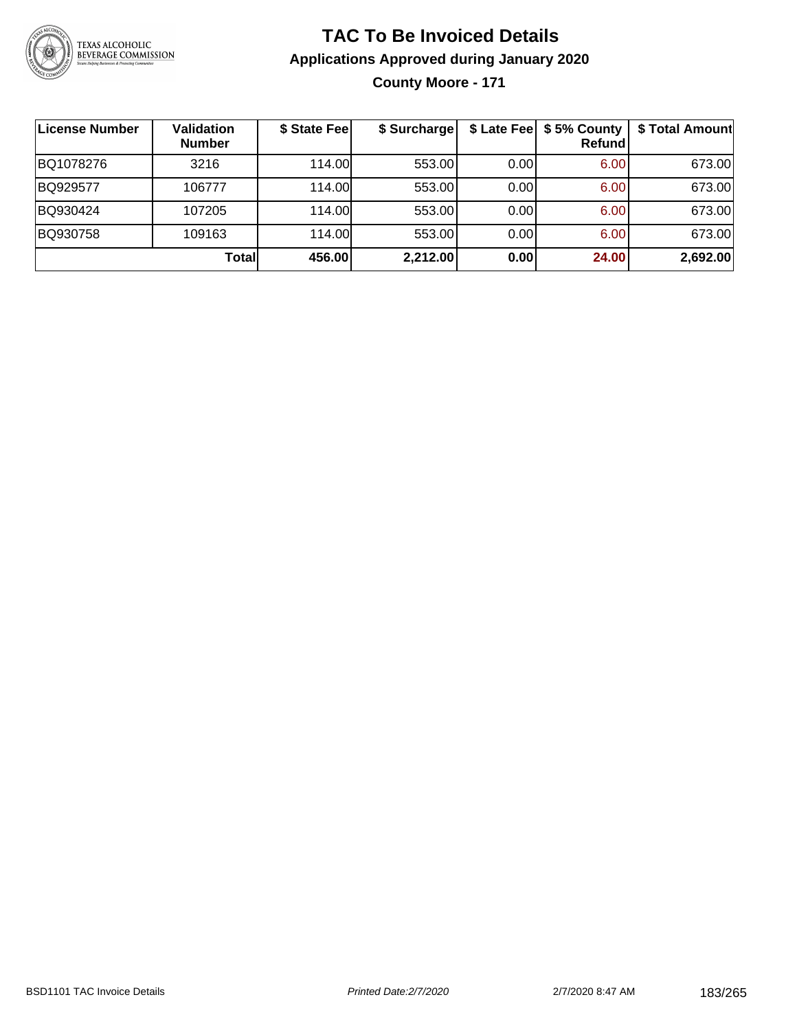# TAC To Be Invoiced Details

## Applications Approved during January 2020

### County Moore - 171

| License Number | Validation Number | $ State Fee | $ Surcharge | $ Late Fee | $ 5% County Refund | $ Total Amount |
|---|---|---|---|---|---|---|
| BQ1078276 | 3216 | 114.00 | 553.00 | 0.00 | 6.00 | 673.00 |
| BQ929577 | 106777 | 114.00 | 553.00 | 0.00 | 6.00 | 673.00 |
| BQ930424 | 107205 | 114.00 | 553.00 | 0.00 | 6.00 | 673.00 |
| BQ930758 | 109163 | 114.00 | 553.00 | 0.00 | 6.00 | 673.00 |
| | **Total** | **456.00** | **2,212.00** | **0.00** | **24.00** | **2,692.00** |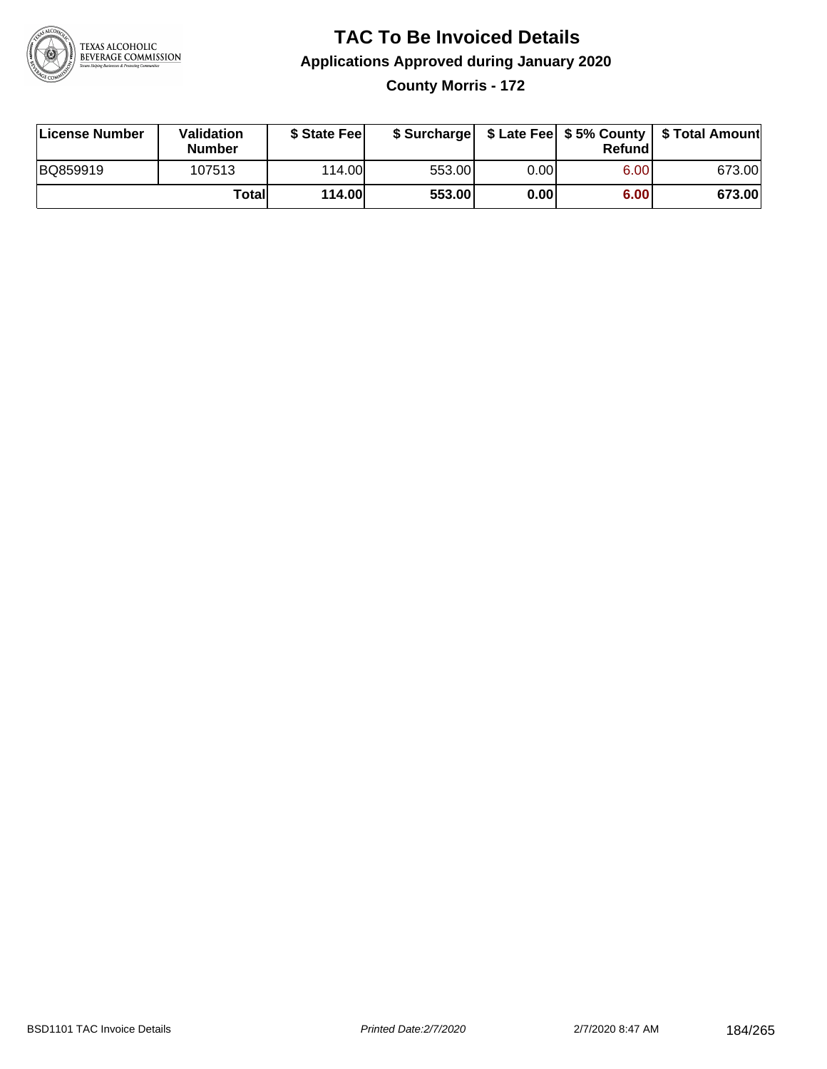# TAC To Be Invoiced Details

## Applications Approved during January 2020

### County Morris - 172

| License Number | Validation Number | $ State Fee | $ Surcharge | $ Late Fee | $ 5% County Refund | $ Total Amount |
|---|---|---|---|---|---|---|
| BQ859919 | 107513 | 114.00 | 553.00 | 0.00 | 6.00 | 673.00 |
| | **Total** | **114.00** | **553.00** | **0.00** | **6.00** | **673.00** |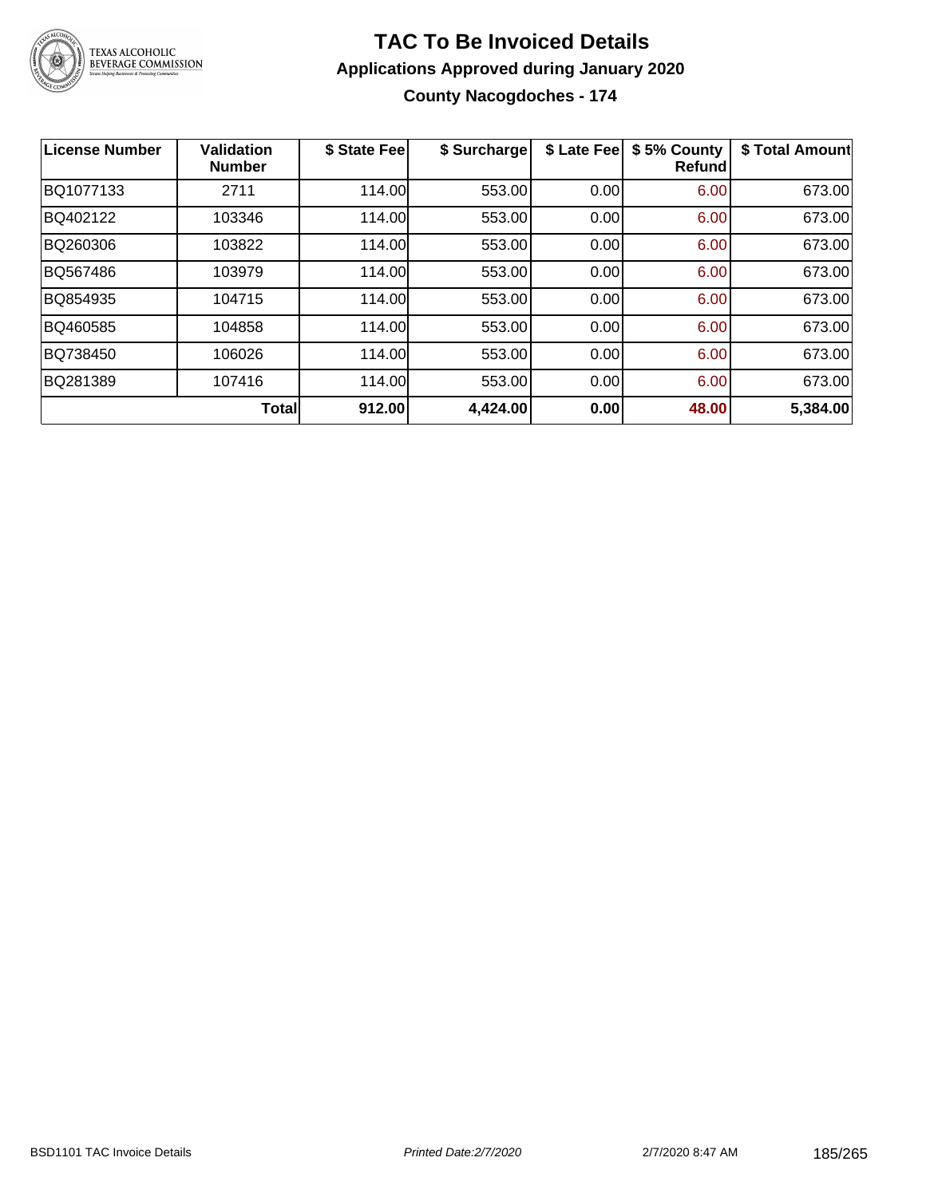# TAC To Be Invoiced Details

## Applications Approved during January 2020

### County Nacogdoches - 174

| License Number | Validation Number | $ State Fee | $ Surcharge | $ Late Fee | $ 5% County Refund | $ Total Amount |
|---|---|---|---|---|---|---|
| BQ1077133 | 2711 | 114.00 | 553.00 | 0.00 | 6.00 | 673.00 |
| BQ402122 | 103346 | 114.00 | 553.00 | 0.00 | 6.00 | 673.00 |
| BQ260306 | 103822 | 114.00 | 553.00 | 0.00 | 6.00 | 673.00 |
| BQ567486 | 103979 | 114.00 | 553.00 | 0.00 | 6.00 | 673.00 |
| BQ854935 | 104715 | 114.00 | 553.00 | 0.00 | 6.00 | 673.00 |
| BQ460585 | 104858 | 114.00 | 553.00 | 0.00 | 6.00 | 673.00 |
| BQ738450 | 106026 | 114.00 | 553.00 | 0.00 | 6.00 | 673.00 |
| BQ281389 | 107416 | 114.00 | 553.00 | 0.00 | 6.00 | 673.00 |
| | **Total** | **912.00** | **4,424.00** | **0.00** | **48.00** | **5,384.00** |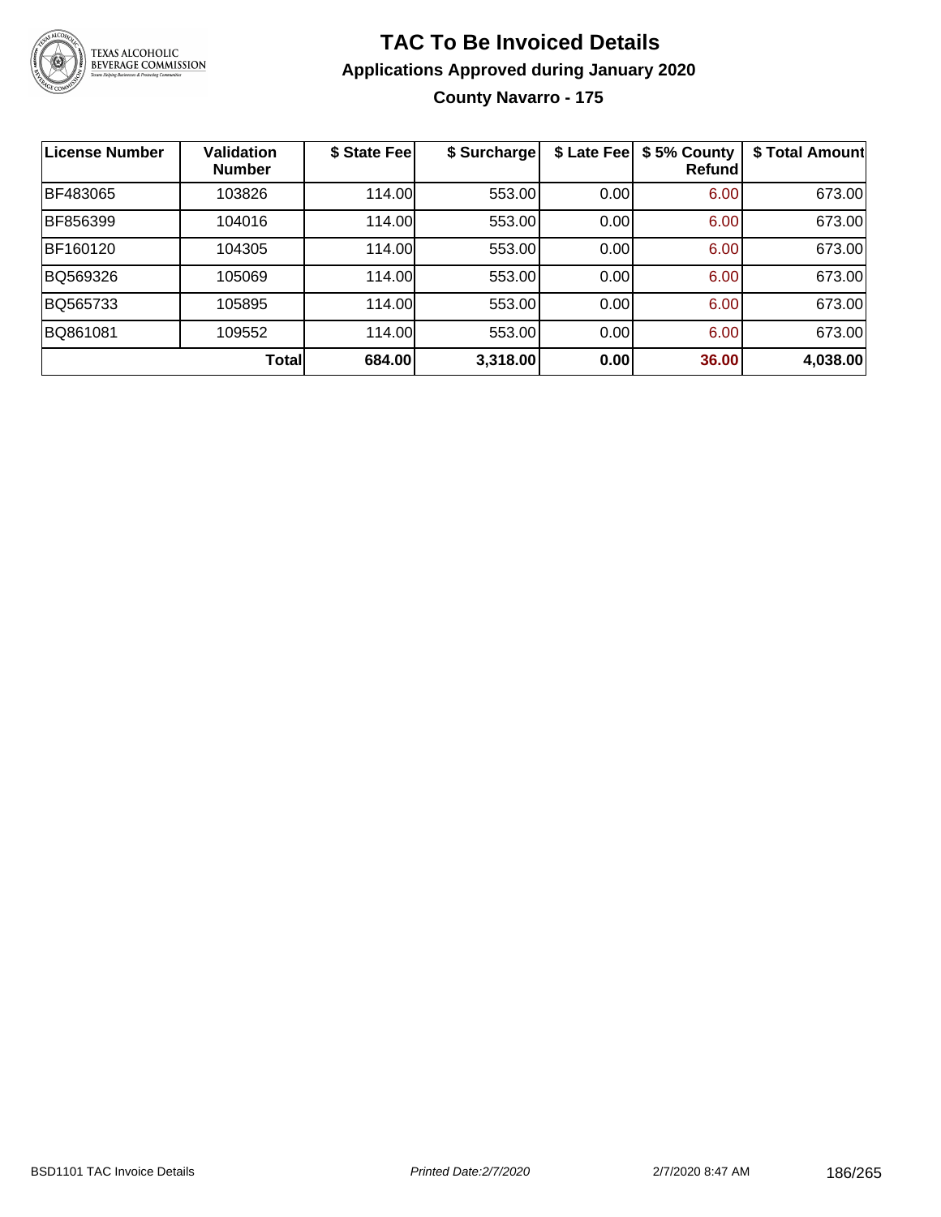# TAC To Be Invoiced Details

## Applications Approved during January 2020

### County Navarro - 175

| License Number | Validation Number | $ State Fee | $ Surcharge | $ Late Fee | $ 5% County Refund | $ Total Amount |
|---|---|---|---|---|---|---|
| BF483065 | 103826 | 114.00 | 553.00 | 0.00 | 6.00 | 673.00 |
| BF856399 | 104016 | 114.00 | 553.00 | 0.00 | 6.00 | 673.00 |
| BF160120 | 104305 | 114.00 | 553.00 | 0.00 | 6.00 | 673.00 |
| BQ569326 | 105069 | 114.00 | 553.00 | 0.00 | 6.00 | 673.00 |
| BQ565733 | 105895 | 114.00 | 553.00 | 0.00 | 6.00 | 673.00 |
| BQ861081 | 109552 | 114.00 | 553.00 | 0.00 | 6.00 | 673.00 |
| | **Total** | **684.00** | **3,318.00** | **0.00** | **36.00** | **4,038.00** |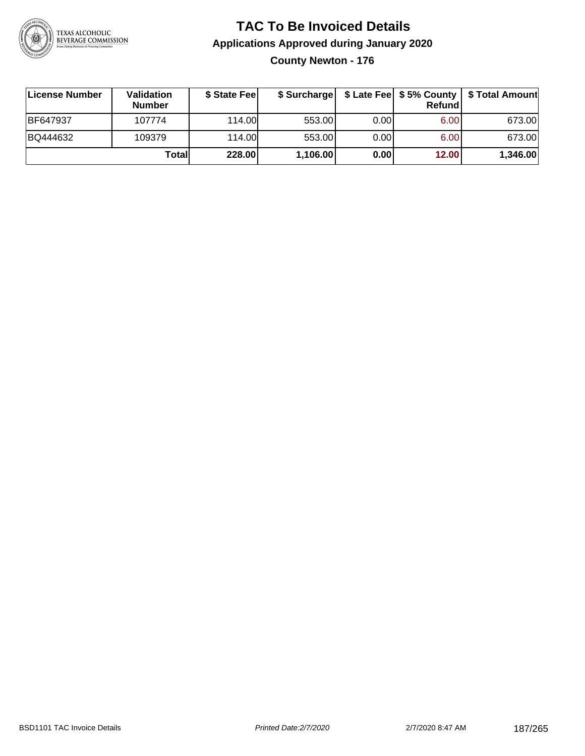# TAC To Be Invoiced Details

## Applications Approved during January 2020

### County Newton - 176

| License Number | Validation Number | $ State Fee | $ Surcharge | $ Late Fee | $ 5% County Refund | $ Total Amount |
|---|---|---|---|---|---|---|
| BF647937 | 107774 | 114.00 | 553.00 | 0.00 | 6.00 | 673.00 |
| BQ444632 | 109379 | 114.00 | 553.00 | 0.00 | 6.00 | 673.00 |
| | **Total** | **228.00** | **1,106.00** | **0.00** | **12.00** | **1,346.00** |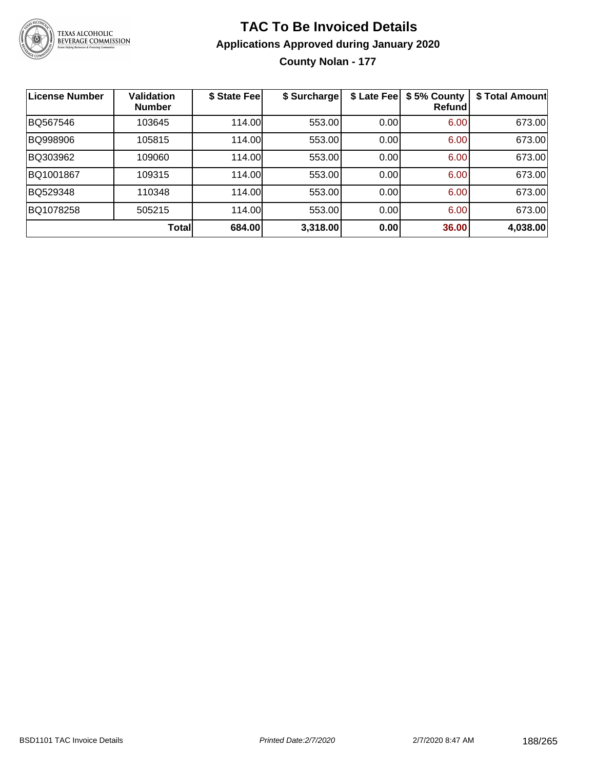# TAC To Be Invoiced Details

## Applications Approved during January 2020

### County Nolan - 177

| License Number | Validation Number | $ State Fee | $ Surcharge | $ Late Fee | $ 5% County Refund | $ Total Amount |
|---|---|---|---|---|---|---|
| BQ567546 | 103645 | 114.00 | 553.00 | 0.00 | 6.00 | 673.00 |
| BQ998906 | 105815 | 114.00 | 553.00 | 0.00 | 6.00 | 673.00 |
| BQ303962 | 109060 | 114.00 | 553.00 | 0.00 | 6.00 | 673.00 |
| BQ1001867 | 109315 | 114.00 | 553.00 | 0.00 | 6.00 | 673.00 |
| BQ529348 | 110348 | 114.00 | 553.00 | 0.00 | 6.00 | 673.00 |
| BQ1078258 | 505215 | 114.00 | 553.00 | 0.00 | 6.00 | 673.00 |
| | **Total** | **684.00** | **3,318.00** | **0.00** | **36.00** | **4,038.00** |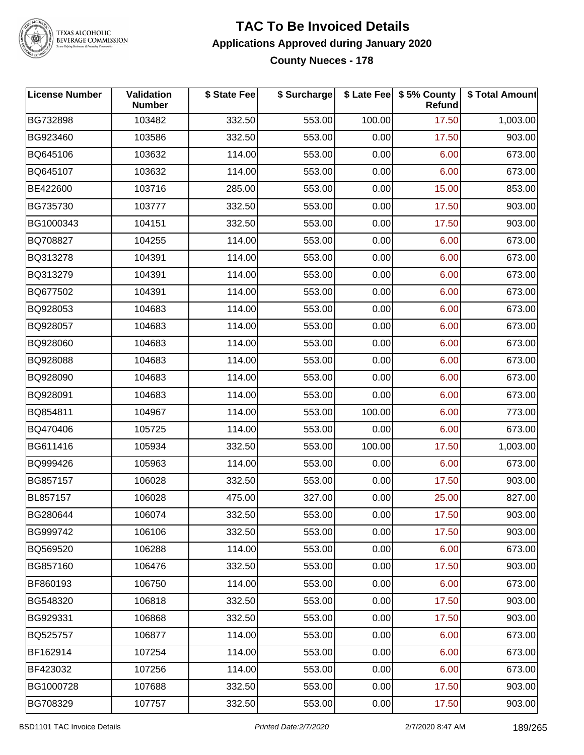# TAC To Be Invoiced Details

## Applications Approved during January 2020

### County Nueces - 178

| License Number | Validation Number | $ State Fee | $ Surcharge | $ Late Fee | $ 5% County Refund | $ Total Amount |
|---|---|---|---|---|---|---|
| BG732898 | 103482 | 332.50 | 553.00 | 100.00 | 17.50 | 1,003.00 |
| BG923460 | 103586 | 332.50 | 553.00 | 0.00 | 17.50 | 903.00 |
| BQ645106 | 103632 | 114.00 | 553.00 | 0.00 | 6.00 | 673.00 |
| BQ645107 | 103632 | 114.00 | 553.00 | 0.00 | 6.00 | 673.00 |
| BE422600 | 103716 | 285.00 | 553.00 | 0.00 | 15.00 | 853.00 |
| BG735730 | 103777 | 332.50 | 553.00 | 0.00 | 17.50 | 903.00 |
| BG1000343 | 104151 | 332.50 | 553.00 | 0.00 | 17.50 | 903.00 |
| BQ708827 | 104255 | 114.00 | 553.00 | 0.00 | 6.00 | 673.00 |
| BQ313278 | 104391 | 114.00 | 553.00 | 0.00 | 6.00 | 673.00 |
| BQ313279 | 104391 | 114.00 | 553.00 | 0.00 | 6.00 | 673.00 |
| BQ677502 | 104391 | 114.00 | 553.00 | 0.00 | 6.00 | 673.00 |
| BQ928053 | 104683 | 114.00 | 553.00 | 0.00 | 6.00 | 673.00 |
| BQ928057 | 104683 | 114.00 | 553.00 | 0.00 | 6.00 | 673.00 |
| BQ928060 | 104683 | 114.00 | 553.00 | 0.00 | 6.00 | 673.00 |
| BQ928088 | 104683 | 114.00 | 553.00 | 0.00 | 6.00 | 673.00 |
| BQ928090 | 104683 | 114.00 | 553.00 | 0.00 | 6.00 | 673.00 |
| BQ928091 | 104683 | 114.00 | 553.00 | 0.00 | 6.00 | 673.00 |
| BQ854811 | 104967 | 114.00 | 553.00 | 100.00 | 6.00 | 773.00 |
| BQ470406 | 105725 | 114.00 | 553.00 | 0.00 | 6.00 | 673.00 |
| BG611416 | 105934 | 332.50 | 553.00 | 100.00 | 17.50 | 1,003.00 |
| BQ999426 | 105963 | 114.00 | 553.00 | 0.00 | 6.00 | 673.00 |
| BG857157 | 106028 | 332.50 | 553.00 | 0.00 | 17.50 | 903.00 |
| BL857157 | 106028 | 475.00 | 327.00 | 0.00 | 25.00 | 827.00 |
| BG280644 | 106074 | 332.50 | 553.00 | 0.00 | 17.50 | 903.00 |
| BG999742 | 106106 | 332.50 | 553.00 | 0.00 | 17.50 | 903.00 |
| BQ569520 | 106288 | 114.00 | 553.00 | 0.00 | 6.00 | 673.00 |
| BG857160 | 106476 | 332.50 | 553.00 | 0.00 | 17.50 | 903.00 |
| BF860193 | 106750 | 114.00 | 553.00 | 0.00 | 6.00 | 673.00 |
| BG548320 | 106818 | 332.50 | 553.00 | 0.00 | 17.50 | 903.00 |
| BG929331 | 106868 | 332.50 | 553.00 | 0.00 | 17.50 | 903.00 |
| BQ525757 | 106877 | 114.00 | 553.00 | 0.00 | 6.00 | 673.00 |
| BF162914 | 107254 | 114.00 | 553.00 | 0.00 | 6.00 | 673.00 |
| BF423032 | 107256 | 114.00 | 553.00 | 0.00 | 6.00 | 673.00 |
| BG1000728 | 107688 | 332.50 | 553.00 | 0.00 | 17.50 | 903.00 |
| BG708329 | 107757 | 332.50 | 553.00 | 0.00 | 17.50 | 903.00 |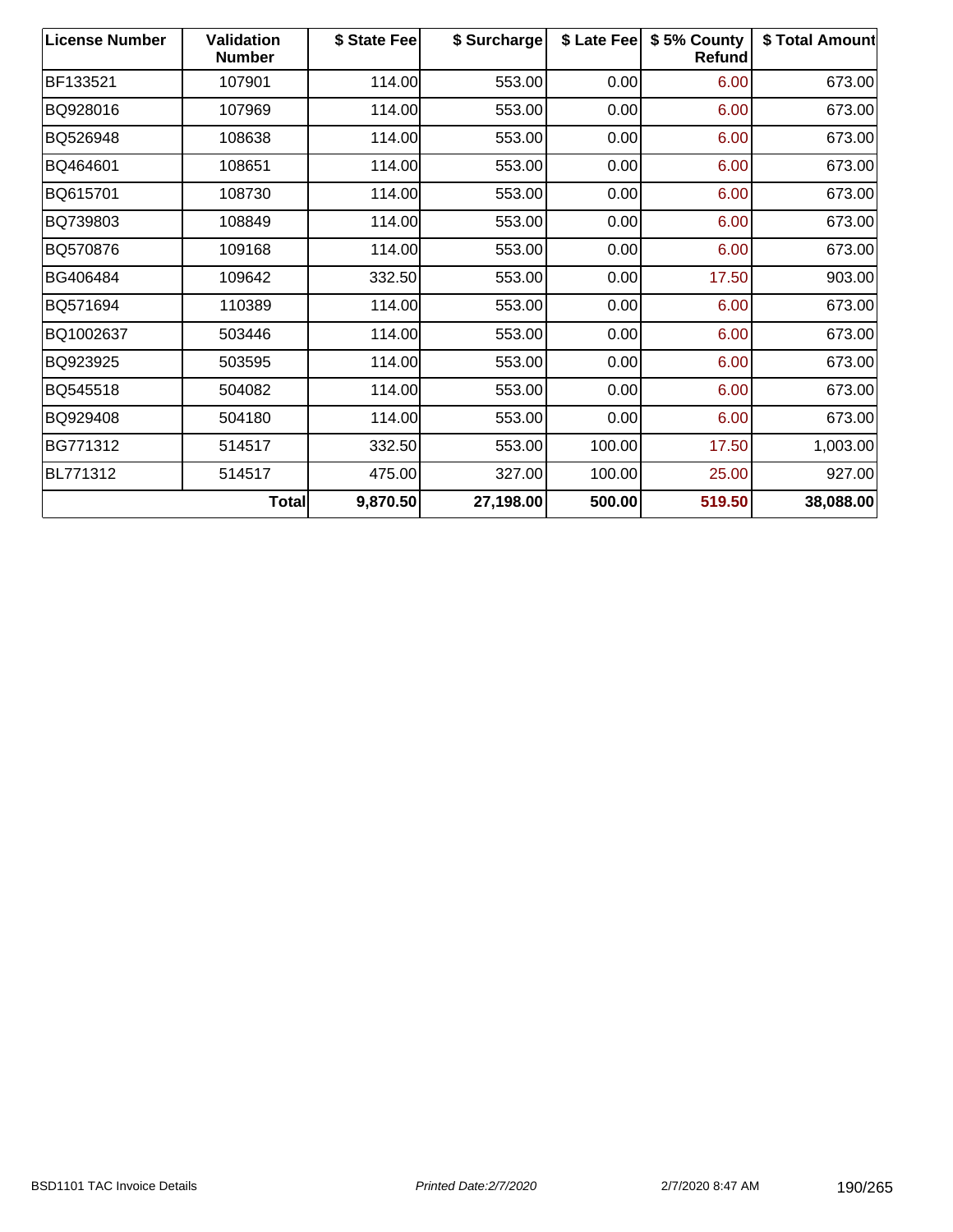| License Number | Validation Number | $ State Fee | $ Surcharge | $ Late Fee | $ 5% County Refund | $ Total Amount |
|---|---|---|---|---|---|---|
| BF133521 | 107901 | 114.00 | 553.00 | 0.00 | 6.00 | 673.00 |
| BQ928016 | 107969 | 114.00 | 553.00 | 0.00 | 6.00 | 673.00 |
| BQ526948 | 108638 | 114.00 | 553.00 | 0.00 | 6.00 | 673.00 |
| BQ464601 | 108651 | 114.00 | 553.00 | 0.00 | 6.00 | 673.00 |
| BQ615701 | 108730 | 114.00 | 553.00 | 0.00 | 6.00 | 673.00 |
| BQ739803 | 108849 | 114.00 | 553.00 | 0.00 | 6.00 | 673.00 |
| BQ570876 | 109168 | 114.00 | 553.00 | 0.00 | 6.00 | 673.00 |
| BG406484 | 109642 | 332.50 | 553.00 | 0.00 | 17.50 | 903.00 |
| BQ571694 | 110389 | 114.00 | 553.00 | 0.00 | 6.00 | 673.00 |
| BQ1002637 | 503446 | 114.00 | 553.00 | 0.00 | 6.00 | 673.00 |
| BQ923925 | 503595 | 114.00 | 553.00 | 0.00 | 6.00 | 673.00 |
| BQ545518 | 504082 | 114.00 | 553.00 | 0.00 | 6.00 | 673.00 |
| BQ929408 | 504180 | 114.00 | 553.00 | 0.00 | 6.00 | 673.00 |
| BG771312 | 514517 | 332.50 | 553.00 | 100.00 | 17.50 | 1,003.00 |
| BL771312 | 514517 | 475.00 | 327.00 | 100.00 | 25.00 | 927.00 |
| | **Total** | **9,870.50** | **27,198.00** | **500.00** | **519.50** | **38,088.00** |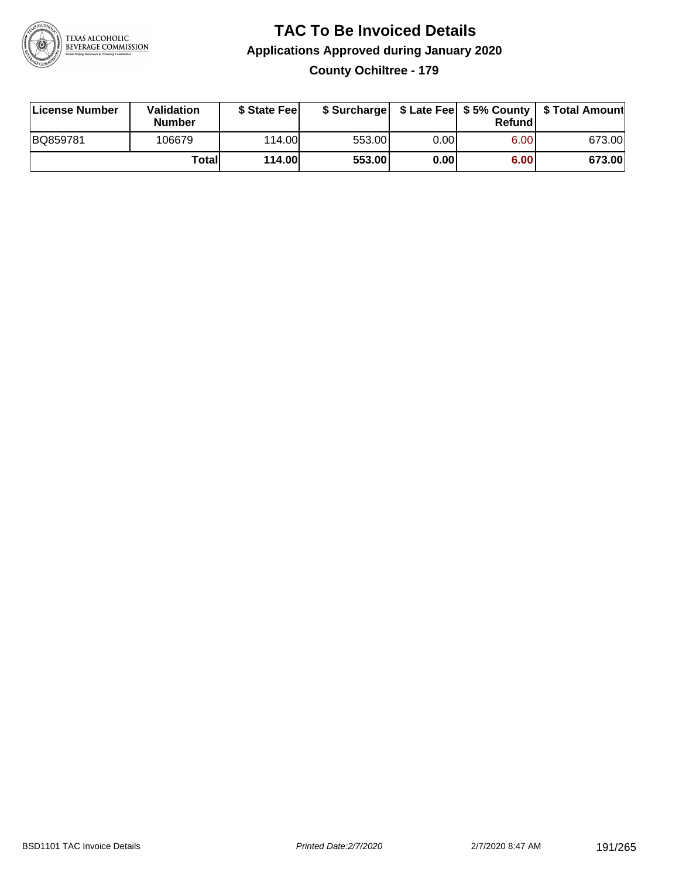# TAC To Be Invoiced Details

## Applications Approved during January 2020

### County Ochiltree - 179

| License Number | Validation Number | $ State Fee | $ Surcharge | $ Late Fee | $ 5% County Refund | $ Total Amount |
|---|---|---|---|---|---|---|
| BQ859781 | 106679 | 114.00 | 553.00 | 0.00 | 6.00 | 673.00 |
| | **Total** | **114.00** | **553.00** | **0.00** | **6.00** | **673.00** |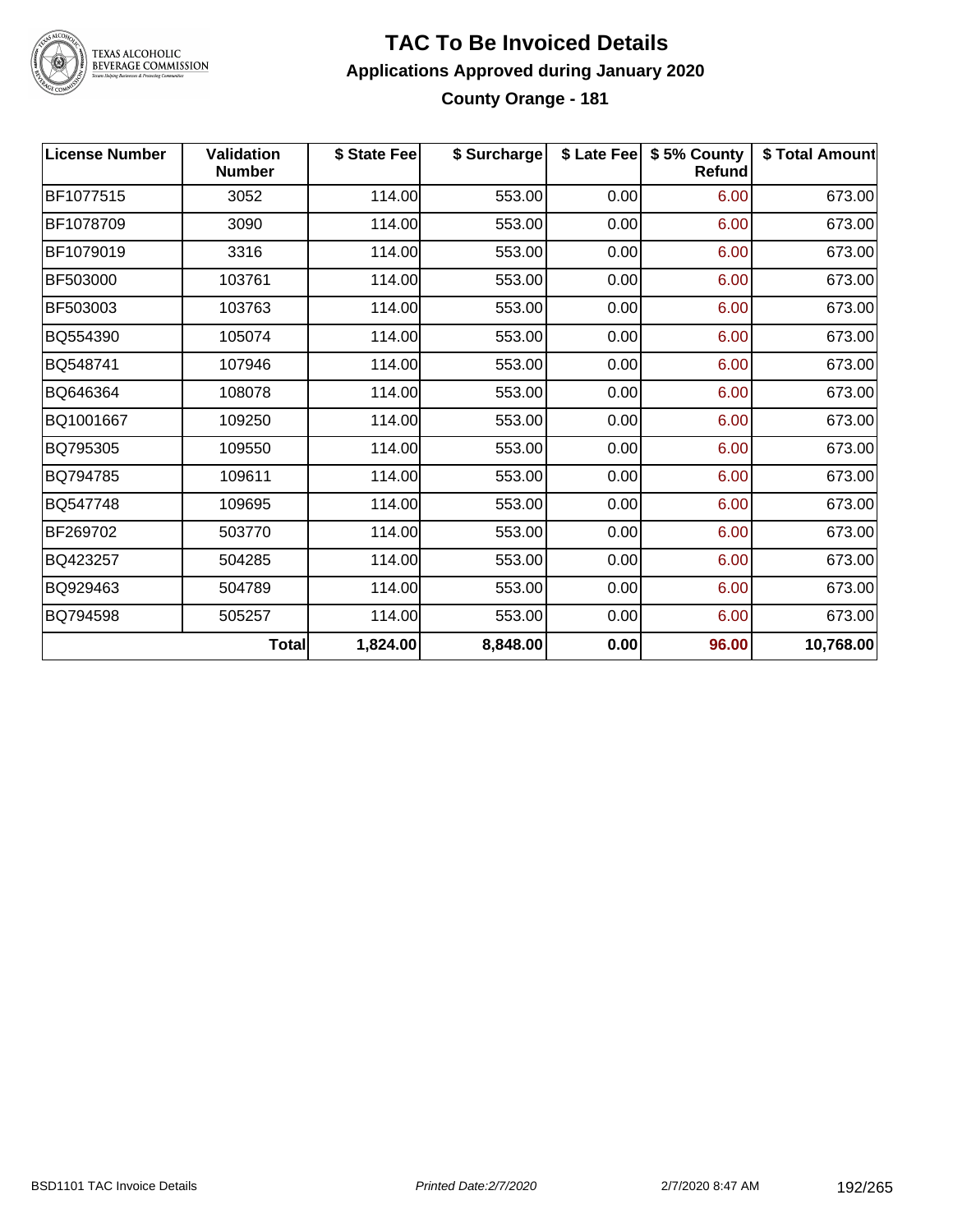# TAC To Be Invoiced Details

## Applications Approved during January 2020

### County Orange - 181

| License Number | Validation Number | $ State Fee | $ Surcharge | $ Late Fee | $ 5% County Refund | $ Total Amount |
|---|---|---|---|---|---|---|
| BF1077515 | 3052 | 114.00 | 553.00 | 0.00 | 6.00 | 673.00 |
| BF1078709 | 3090 | 114.00 | 553.00 | 0.00 | 6.00 | 673.00 |
| BF1079019 | 3316 | 114.00 | 553.00 | 0.00 | 6.00 | 673.00 |
| BF503000 | 103761 | 114.00 | 553.00 | 0.00 | 6.00 | 673.00 |
| BF503003 | 103763 | 114.00 | 553.00 | 0.00 | 6.00 | 673.00 |
| BQ554390 | 105074 | 114.00 | 553.00 | 0.00 | 6.00 | 673.00 |
| BQ548741 | 107946 | 114.00 | 553.00 | 0.00 | 6.00 | 673.00 |
| BQ646364 | 108078 | 114.00 | 553.00 | 0.00 | 6.00 | 673.00 |
| BQ1001667 | 109250 | 114.00 | 553.00 | 0.00 | 6.00 | 673.00 |
| BQ795305 | 109550 | 114.00 | 553.00 | 0.00 | 6.00 | 673.00 |
| BQ794785 | 109611 | 114.00 | 553.00 | 0.00 | 6.00 | 673.00 |
| BQ547748 | 109695 | 114.00 | 553.00 | 0.00 | 6.00 | 673.00 |
| BF269702 | 503770 | 114.00 | 553.00 | 0.00 | 6.00 | 673.00 |
| BQ423257 | 504285 | 114.00 | 553.00 | 0.00 | 6.00 | 673.00 |
| BQ929463 | 504789 | 114.00 | 553.00 | 0.00 | 6.00 | 673.00 |
| BQ794598 | 505257 | 114.00 | 553.00 | 0.00 | 6.00 | 673.00 |
| | **Total** | **1,824.00** | **8,848.00** | **0.00** | **96.00** | **10,768.00** |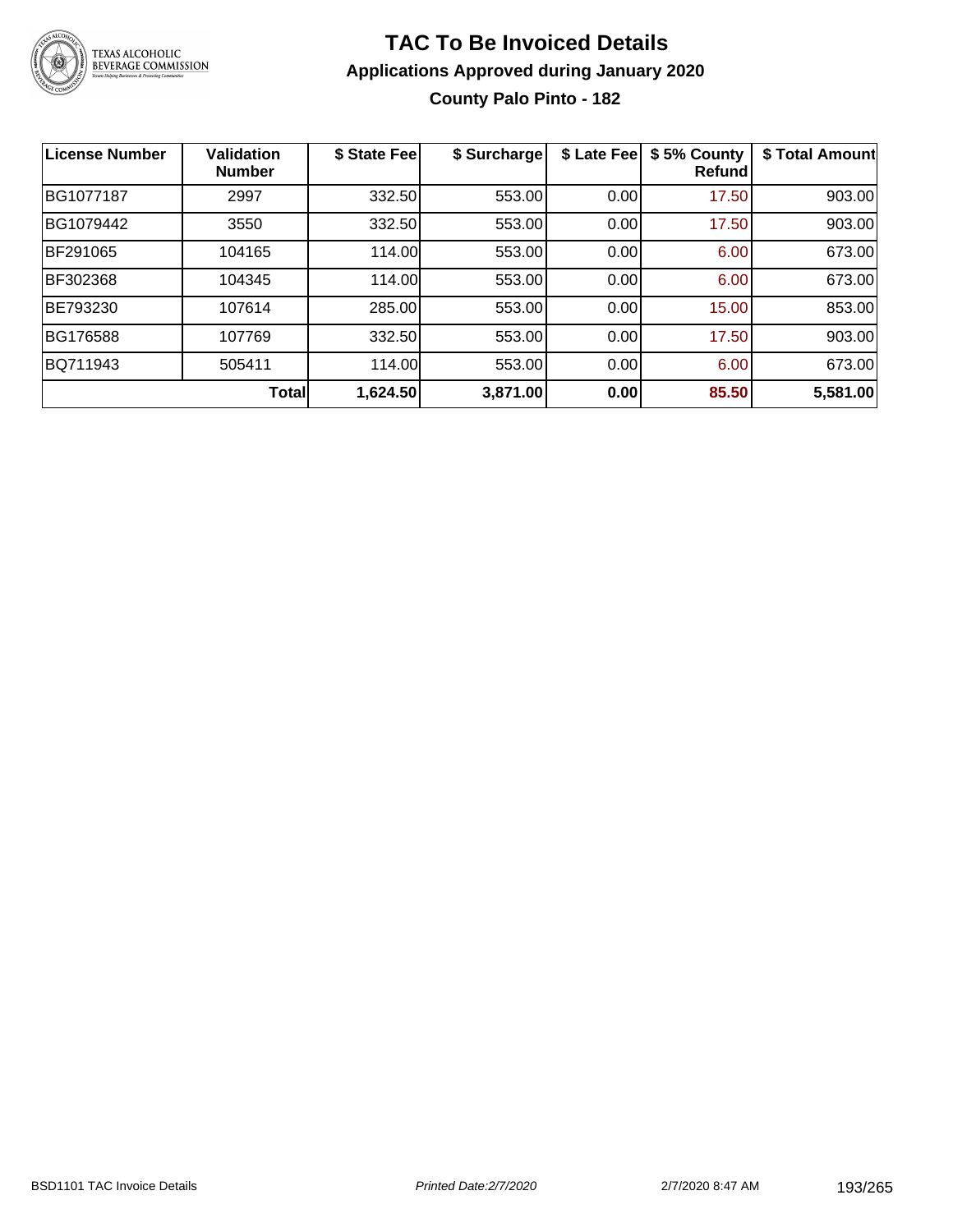# TAC To Be Invoiced Details

## Applications Approved during January 2020

### County Palo Pinto - 182

| License Number | Validation Number | $ State Fee | $ Surcharge | $ Late Fee | $ 5% County Refund | $ Total Amount |
|---|---|---|---|---|---|---|
| BG1077187 | 2997 | 332.50 | 553.00 | 0.00 | 17.50 | 903.00 |
| BG1079442 | 3550 | 332.50 | 553.00 | 0.00 | 17.50 | 903.00 |
| BF291065 | 104165 | 114.00 | 553.00 | 0.00 | 6.00 | 673.00 |
| BF302368 | 104345 | 114.00 | 553.00 | 0.00 | 6.00 | 673.00 |
| BE793230 | 107614 | 285.00 | 553.00 | 0.00 | 15.00 | 853.00 |
| BG176588 | 107769 | 332.50 | 553.00 | 0.00 | 17.50 | 903.00 |
| BQ711943 | 505411 | 114.00 | 553.00 | 0.00 | 6.00 | 673.00 |
| | **Total** | **1,624.50** | **3,871.00** | **0.00** | **85.50** | **5,581.00** |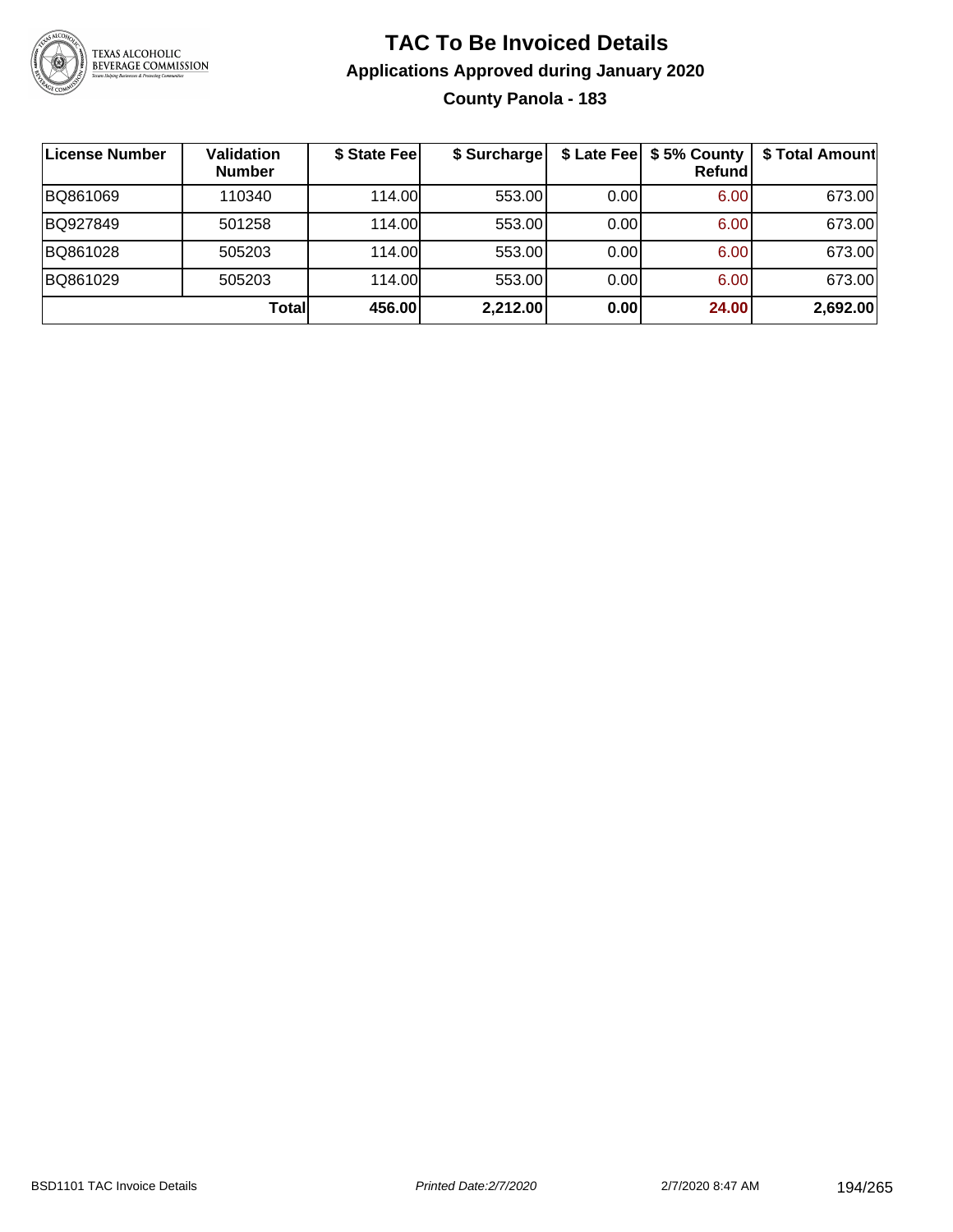# TAC To Be Invoiced Details

## Applications Approved during January 2020

### County Panola - 183

| License Number | Validation Number | $ State Fee | $ Surcharge | $ Late Fee | $ 5% County Refund | $ Total Amount |
|---|---|---|---|---|---|---|
| BQ861069 | 110340 | 114.00 | 553.00 | 0.00 | 6.00 | 673.00 |
| BQ927849 | 501258 | 114.00 | 553.00 | 0.00 | 6.00 | 673.00 |
| BQ861028 | 505203 | 114.00 | 553.00 | 0.00 | 6.00 | 673.00 |
| BQ861029 | 505203 | 114.00 | 553.00 | 0.00 | 6.00 | 673.00 |
| | **Total** | **456.00** | **2,212.00** | **0.00** | **24.00** | **2,692.00** |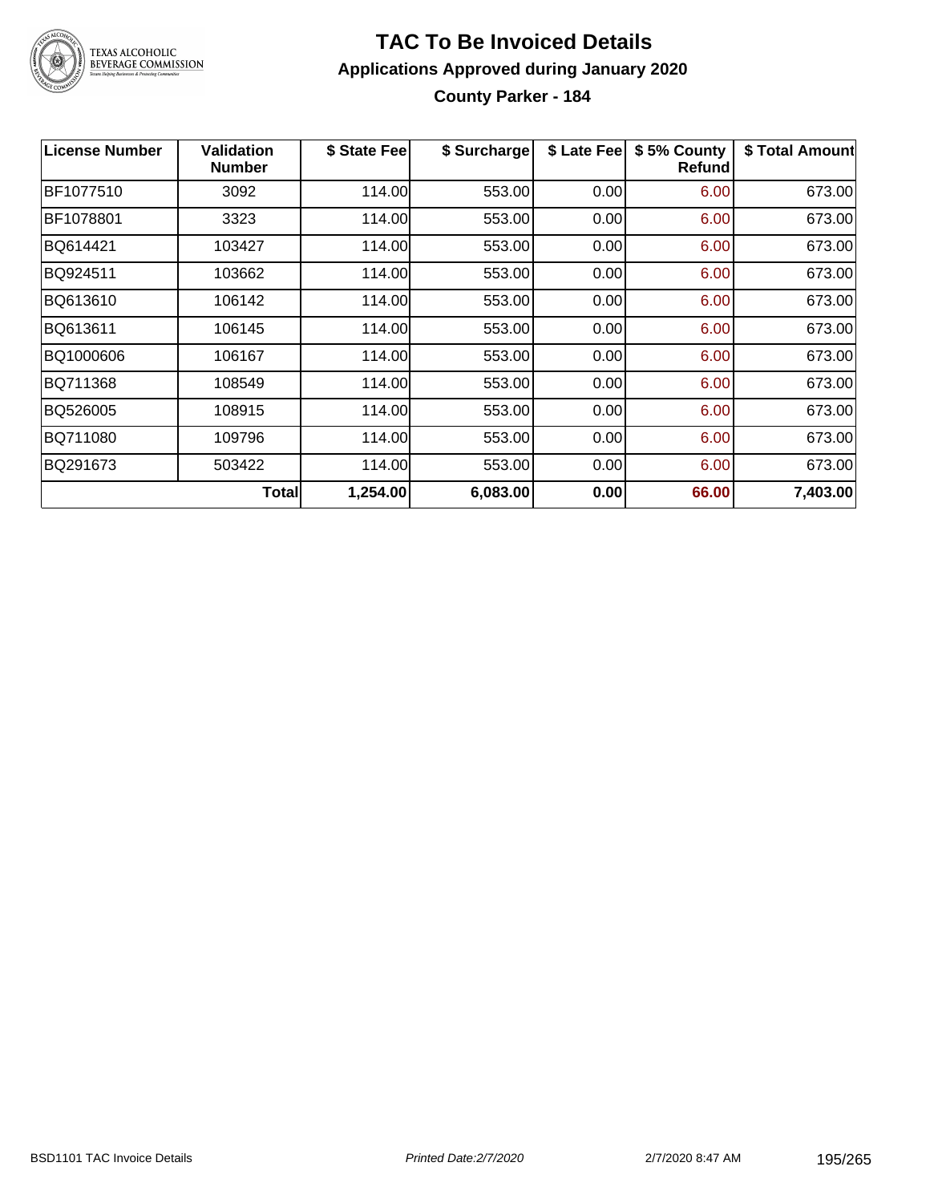# TAC To Be Invoiced Details

## Applications Approved during January 2020

### County Parker - 184

| License Number | Validation Number | $ State Fee | $ Surcharge | $ Late Fee | $ 5% County Refund | $ Total Amount |
|---|---|---|---|---|---|---|
| BF1077510 | 3092 | 114.00 | 553.00 | 0.00 | 6.00 | 673.00 |
| BF1078801 | 3323 | 114.00 | 553.00 | 0.00 | 6.00 | 673.00 |
| BQ614421 | 103427 | 114.00 | 553.00 | 0.00 | 6.00 | 673.00 |
| BQ924511 | 103662 | 114.00 | 553.00 | 0.00 | 6.00 | 673.00 |
| BQ613610 | 106142 | 114.00 | 553.00 | 0.00 | 6.00 | 673.00 |
| BQ613611 | 106145 | 114.00 | 553.00 | 0.00 | 6.00 | 673.00 |
| BQ1000606 | 106167 | 114.00 | 553.00 | 0.00 | 6.00 | 673.00 |
| BQ711368 | 108549 | 114.00 | 553.00 | 0.00 | 6.00 | 673.00 |
| BQ526005 | 108915 | 114.00 | 553.00 | 0.00 | 6.00 | 673.00 |
| BQ711080 | 109796 | 114.00 | 553.00 | 0.00 | 6.00 | 673.00 |
| BQ291673 | 503422 | 114.00 | 553.00 | 0.00 | 6.00 | 673.00 |
| | **Total** | **1,254.00** | **6,083.00** | **0.00** | **66.00** | **7,403.00** |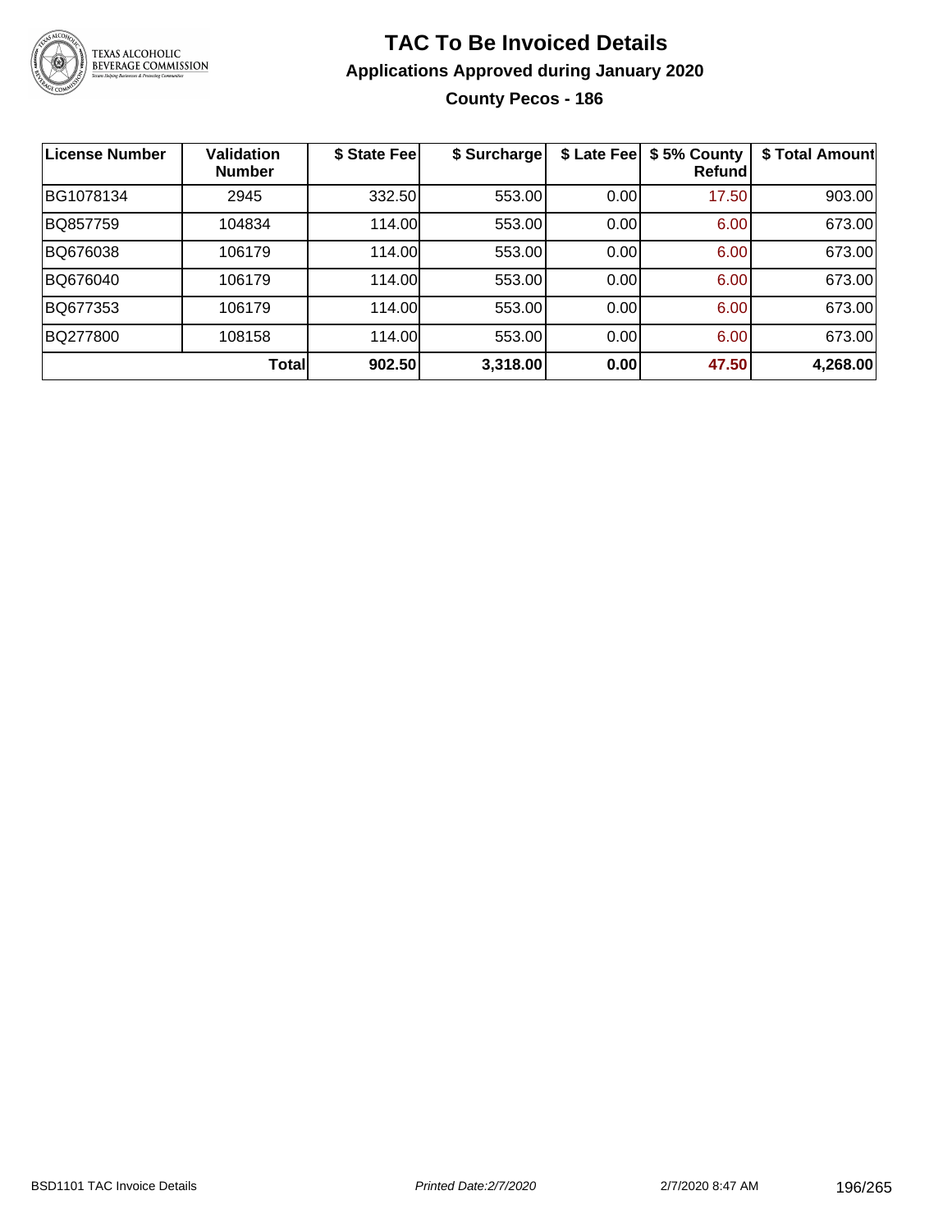# TAC To Be Invoiced Details

## Applications Approved during January 2020

### County Pecos - 186

| License Number | Validation Number | $ State Fee | $ Surcharge | $ Late Fee | $ 5% County Refund | $ Total Amount |
|---|---|---|---|---|---|---|
| BG1078134 | 2945 | 332.50 | 553.00 | 0.00 | 17.50 | 903.00 |
| BQ857759 | 104834 | 114.00 | 553.00 | 0.00 | 6.00 | 673.00 |
| BQ676038 | 106179 | 114.00 | 553.00 | 0.00 | 6.00 | 673.00 |
| BQ676040 | 106179 | 114.00 | 553.00 | 0.00 | 6.00 | 673.00 |
| BQ677353 | 106179 | 114.00 | 553.00 | 0.00 | 6.00 | 673.00 |
| BQ277800 | 108158 | 114.00 | 553.00 | 0.00 | 6.00 | 673.00 |
| | **Total** | **902.50** | **3,318.00** | **0.00** | **47.50** | **4,268.00** |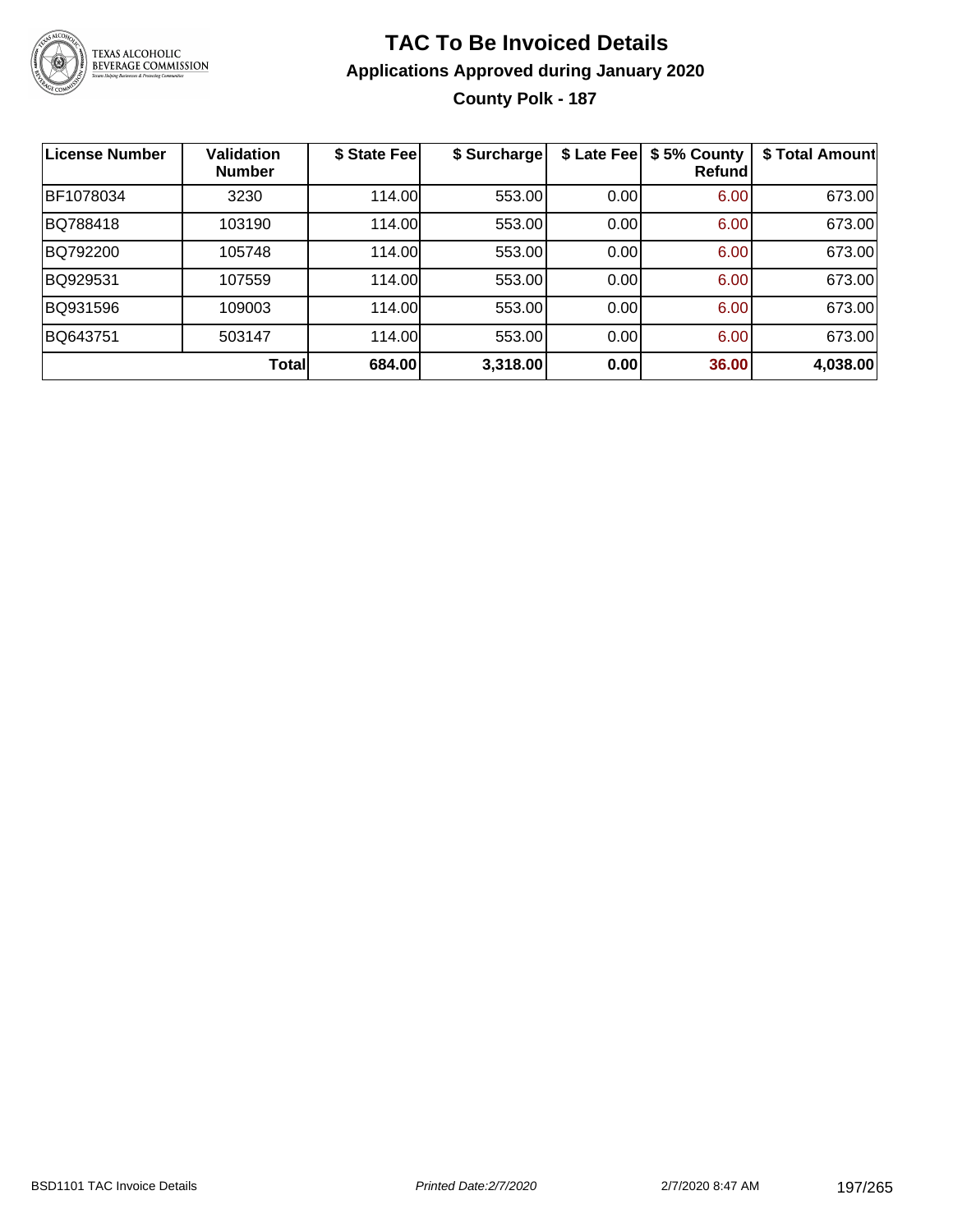# TAC To Be Invoiced Details

## Applications Approved during January 2020

### County Polk - 187

| License Number | Validation Number | $ State Fee | $ Surcharge | $ Late Fee | $ 5% County Refund | $ Total Amount |
|---|---|---|---|---|---|---|
| BF1078034 | 3230 | 114.00 | 553.00 | 0.00 | 6.00 | 673.00 |
| BQ788418 | 103190 | 114.00 | 553.00 | 0.00 | 6.00 | 673.00 |
| BQ792200 | 105748 | 114.00 | 553.00 | 0.00 | 6.00 | 673.00 |
| BQ929531 | 107559 | 114.00 | 553.00 | 0.00 | 6.00 | 673.00 |
| BQ931596 | 109003 | 114.00 | 553.00 | 0.00 | 6.00 | 673.00 |
| BQ643751 | 503147 | 114.00 | 553.00 | 0.00 | 6.00 | 673.00 |
| | **Total** | **684.00** | **3,318.00** | **0.00** | **36.00** | **4,038.00** |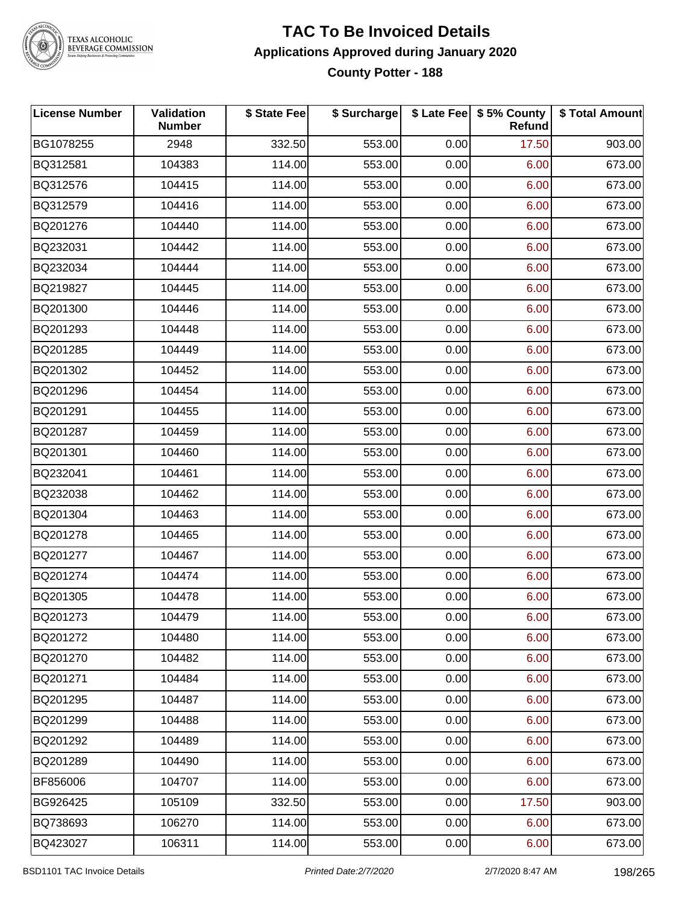# TAC To Be Invoiced Details

## Applications Approved during January 2020

### County Potter - 188

| License Number | Validation Number | $ State Fee | $ Surcharge | $ Late Fee | $ 5% County Refund | $ Total Amount |
|---|---|---|---|---|---|---|
| BG1078255 | 2948 | 332.50 | 553.00 | 0.00 | 17.50 | 903.00 |
| BQ312581 | 104383 | 114.00 | 553.00 | 0.00 | 6.00 | 673.00 |
| BQ312576 | 104415 | 114.00 | 553.00 | 0.00 | 6.00 | 673.00 |
| BQ312579 | 104416 | 114.00 | 553.00 | 0.00 | 6.00 | 673.00 |
| BQ201276 | 104440 | 114.00 | 553.00 | 0.00 | 6.00 | 673.00 |
| BQ232031 | 104442 | 114.00 | 553.00 | 0.00 | 6.00 | 673.00 |
| BQ232034 | 104444 | 114.00 | 553.00 | 0.00 | 6.00 | 673.00 |
| BQ219827 | 104445 | 114.00 | 553.00 | 0.00 | 6.00 | 673.00 |
| BQ201300 | 104446 | 114.00 | 553.00 | 0.00 | 6.00 | 673.00 |
| BQ201293 | 104448 | 114.00 | 553.00 | 0.00 | 6.00 | 673.00 |
| BQ201285 | 104449 | 114.00 | 553.00 | 0.00 | 6.00 | 673.00 |
| BQ201302 | 104452 | 114.00 | 553.00 | 0.00 | 6.00 | 673.00 |
| BQ201296 | 104454 | 114.00 | 553.00 | 0.00 | 6.00 | 673.00 |
| BQ201291 | 104455 | 114.00 | 553.00 | 0.00 | 6.00 | 673.00 |
| BQ201287 | 104459 | 114.00 | 553.00 | 0.00 | 6.00 | 673.00 |
| BQ201301 | 104460 | 114.00 | 553.00 | 0.00 | 6.00 | 673.00 |
| BQ232041 | 104461 | 114.00 | 553.00 | 0.00 | 6.00 | 673.00 |
| BQ232038 | 104462 | 114.00 | 553.00 | 0.00 | 6.00 | 673.00 |
| BQ201304 | 104463 | 114.00 | 553.00 | 0.00 | 6.00 | 673.00 |
| BQ201278 | 104465 | 114.00 | 553.00 | 0.00 | 6.00 | 673.00 |
| BQ201277 | 104467 | 114.00 | 553.00 | 0.00 | 6.00 | 673.00 |
| BQ201274 | 104474 | 114.00 | 553.00 | 0.00 | 6.00 | 673.00 |
| BQ201305 | 104478 | 114.00 | 553.00 | 0.00 | 6.00 | 673.00 |
| BQ201273 | 104479 | 114.00 | 553.00 | 0.00 | 6.00 | 673.00 |
| BQ201272 | 104480 | 114.00 | 553.00 | 0.00 | 6.00 | 673.00 |
| BQ201270 | 104482 | 114.00 | 553.00 | 0.00 | 6.00 | 673.00 |
| BQ201271 | 104484 | 114.00 | 553.00 | 0.00 | 6.00 | 673.00 |
| BQ201295 | 104487 | 114.00 | 553.00 | 0.00 | 6.00 | 673.00 |
| BQ201299 | 104488 | 114.00 | 553.00 | 0.00 | 6.00 | 673.00 |
| BQ201292 | 104489 | 114.00 | 553.00 | 0.00 | 6.00 | 673.00 |
| BQ201289 | 104490 | 114.00 | 553.00 | 0.00 | 6.00 | 673.00 |
| BF856006 | 104707 | 114.00 | 553.00 | 0.00 | 6.00 | 673.00 |
| BG926425 | 105109 | 332.50 | 553.00 | 0.00 | 17.50 | 903.00 |
| BQ738693 | 106270 | 114.00 | 553.00 | 0.00 | 6.00 | 673.00 |
| BQ423027 | 106311 | 114.00 | 553.00 | 0.00 | 6.00 | 673.00 |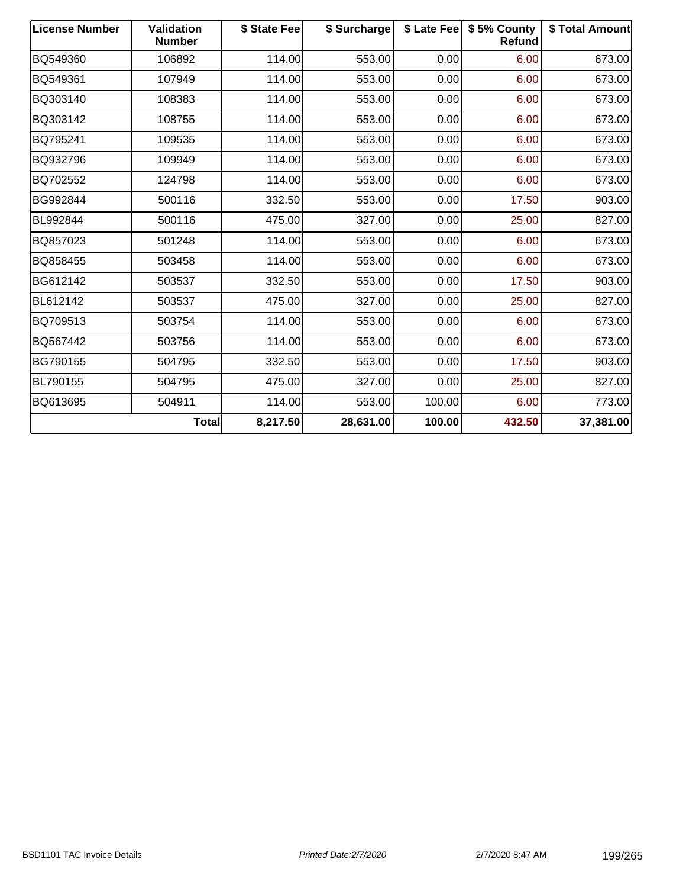| License Number | Validation Number | $ State Fee | $ Surcharge | $ Late Fee | $ 5% County Refund | $ Total Amount |
|---|---|---|---|---|---|---|
| BQ549360 | 106892 | 114.00 | 553.00 | 0.00 | 6.00 | 673.00 |
| BQ549361 | 107949 | 114.00 | 553.00 | 0.00 | 6.00 | 673.00 |
| BQ303140 | 108383 | 114.00 | 553.00 | 0.00 | 6.00 | 673.00 |
| BQ303142 | 108755 | 114.00 | 553.00 | 0.00 | 6.00 | 673.00 |
| BQ795241 | 109535 | 114.00 | 553.00 | 0.00 | 6.00 | 673.00 |
| BQ932796 | 109949 | 114.00 | 553.00 | 0.00 | 6.00 | 673.00 |
| BQ702552 | 124798 | 114.00 | 553.00 | 0.00 | 6.00 | 673.00 |
| BG992844 | 500116 | 332.50 | 553.00 | 0.00 | 17.50 | 903.00 |
| BL992844 | 500116 | 475.00 | 327.00 | 0.00 | 25.00 | 827.00 |
| BQ857023 | 501248 | 114.00 | 553.00 | 0.00 | 6.00 | 673.00 |
| BQ858455 | 503458 | 114.00 | 553.00 | 0.00 | 6.00 | 673.00 |
| BG612142 | 503537 | 332.50 | 553.00 | 0.00 | 17.50 | 903.00 |
| BL612142 | 503537 | 475.00 | 327.00 | 0.00 | 25.00 | 827.00 |
| BQ709513 | 503754 | 114.00 | 553.00 | 0.00 | 6.00 | 673.00 |
| BQ567442 | 503756 | 114.00 | 553.00 | 0.00 | 6.00 | 673.00 |
| BG790155 | 504795 | 332.50 | 553.00 | 0.00 | 17.50 | 903.00 |
| BL790155 | 504795 | 475.00 | 327.00 | 0.00 | 25.00 | 827.00 |
| BQ613695 | 504911 | 114.00 | 553.00 | 100.00 | 6.00 | 773.00 |
| | **Total** | **8,217.50** | **28,631.00** | **100.00** | **432.50** | **37,381.00** |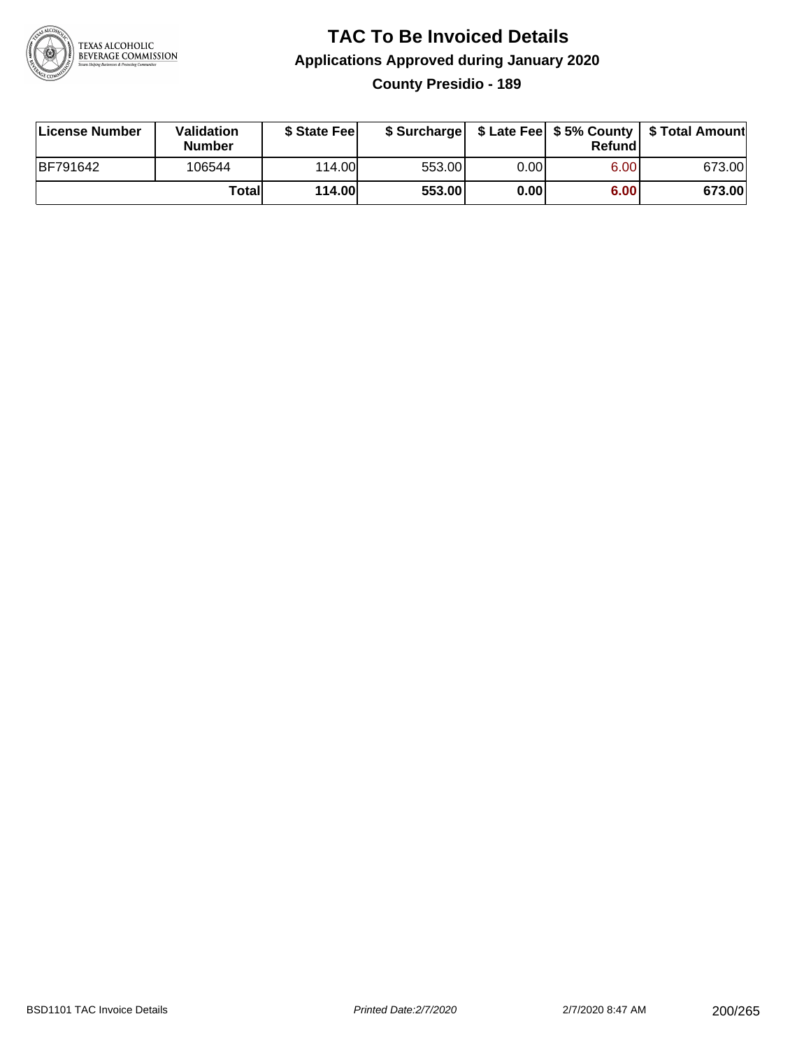# TAC To Be Invoiced Details

## Applications Approved during January 2020

### County Presidio - 189

| License Number | Validation Number | $ State Fee | $ Surcharge | $ Late Fee | $ 5% County Refund | $ Total Amount |
|---|---|---|---|---|---|---|
| BF791642 | 106544 | 114.00 | 553.00 | 0.00 | 6.00 | 673.00 |
| | **Total** | **114.00** | **553.00** | **0.00** | **6.00** | **673.00** |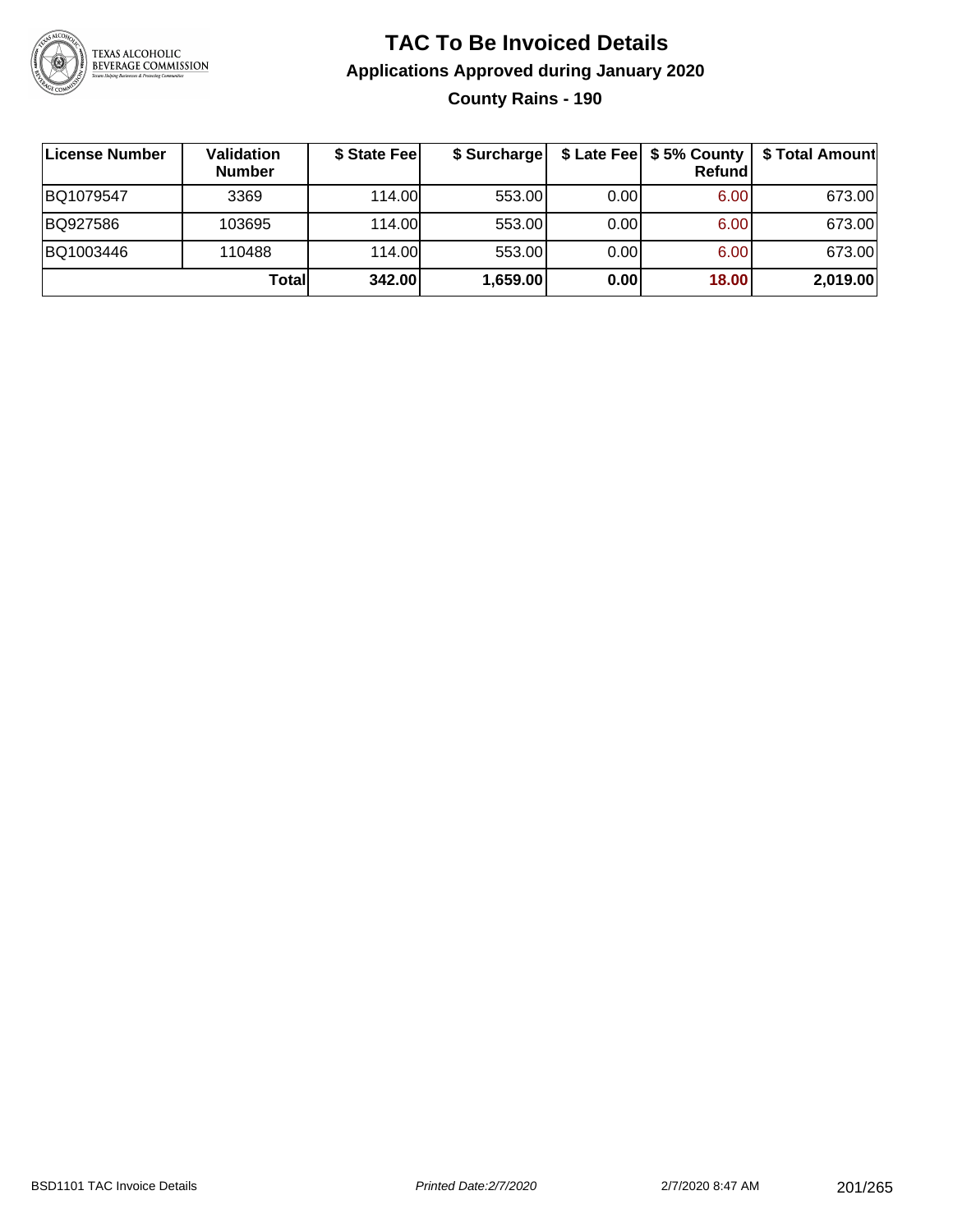# TAC To Be Invoiced Details

## Applications Approved during January 2020

### County Rains - 190

| License Number | Validation Number | \$ State Fee | \$ Surcharge | \$ Late Fee | \$ 5% County Refund | \$ Total Amount |
|---|---|---|---|---|---|---|
| BQ1079547 | 3369 | 114.00 | 553.00 | 0.00 | 6.00 | 673.00 |
| BQ927586 | 103695 | 114.00 | 553.00 | 0.00 | 6.00 | 673.00 |
| BQ1003446 | 110488 | 114.00 | 553.00 | 0.00 | 6.00 | 673.00 |
| | **Total** | **342.00** | **1,659.00** | **0.00** | **18.00** | **2,019.00** |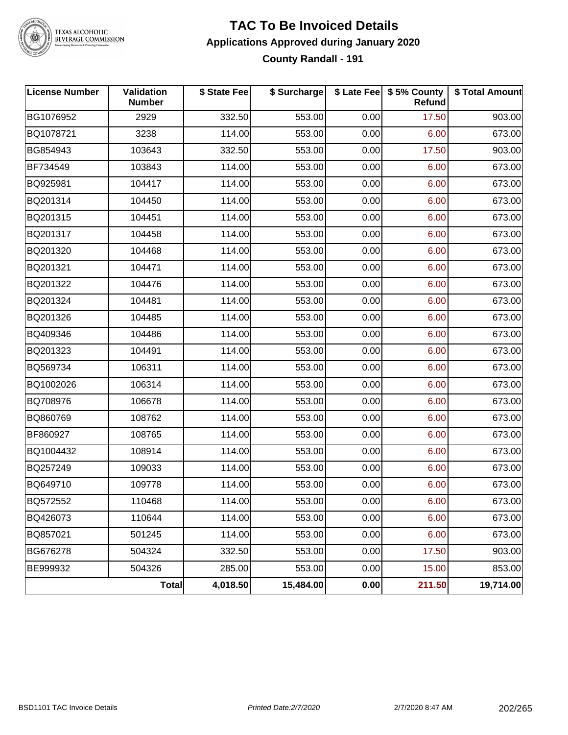# TAC To Be Invoiced Details

## Applications Approved during January 2020

### County Randall - 191

| License Number | Validation Number | $ State Fee | $ Surcharge | $ Late Fee | $ 5% County Refund | $ Total Amount |
|---|---|---|---|---|---|---|
| BG1076952 | 2929 | 332.50 | 553.00 | 0.00 | 17.50 | 903.00 |
| BQ1078721 | 3238 | 114.00 | 553.00 | 0.00 | 6.00 | 673.00 |
| BG854943 | 103643 | 332.50 | 553.00 | 0.00 | 17.50 | 903.00 |
| BF734549 | 103843 | 114.00 | 553.00 | 0.00 | 6.00 | 673.00 |
| BQ925981 | 104417 | 114.00 | 553.00 | 0.00 | 6.00 | 673.00 |
| BQ201314 | 104450 | 114.00 | 553.00 | 0.00 | 6.00 | 673.00 |
| BQ201315 | 104451 | 114.00 | 553.00 | 0.00 | 6.00 | 673.00 |
| BQ201317 | 104458 | 114.00 | 553.00 | 0.00 | 6.00 | 673.00 |
| BQ201320 | 104468 | 114.00 | 553.00 | 0.00 | 6.00 | 673.00 |
| BQ201321 | 104471 | 114.00 | 553.00 | 0.00 | 6.00 | 673.00 |
| BQ201322 | 104476 | 114.00 | 553.00 | 0.00 | 6.00 | 673.00 |
| BQ201324 | 104481 | 114.00 | 553.00 | 0.00 | 6.00 | 673.00 |
| BQ201326 | 104485 | 114.00 | 553.00 | 0.00 | 6.00 | 673.00 |
| BQ409346 | 104486 | 114.00 | 553.00 | 0.00 | 6.00 | 673.00 |
| BQ201323 | 104491 | 114.00 | 553.00 | 0.00 | 6.00 | 673.00 |
| BQ569734 | 106311 | 114.00 | 553.00 | 0.00 | 6.00 | 673.00 |
| BQ1002026 | 106314 | 114.00 | 553.00 | 0.00 | 6.00 | 673.00 |
| BQ708976 | 106678 | 114.00 | 553.00 | 0.00 | 6.00 | 673.00 |
| BQ860769 | 108762 | 114.00 | 553.00 | 0.00 | 6.00 | 673.00 |
| BF860927 | 108765 | 114.00 | 553.00 | 0.00 | 6.00 | 673.00 |
| BQ1004432 | 108914 | 114.00 | 553.00 | 0.00 | 6.00 | 673.00 |
| BQ257249 | 109033 | 114.00 | 553.00 | 0.00 | 6.00 | 673.00 |
| BQ649710 | 109778 | 114.00 | 553.00 | 0.00 | 6.00 | 673.00 |
| BQ572552 | 110468 | 114.00 | 553.00 | 0.00 | 6.00 | 673.00 |
| BQ426073 | 110644 | 114.00 | 553.00 | 0.00 | 6.00 | 673.00 |
| BQ857021 | 501245 | 114.00 | 553.00 | 0.00 | 6.00 | 673.00 |
| BG676278 | 504324 | 332.50 | 553.00 | 0.00 | 17.50 | 903.00 |
| BE999932 | 504326 | 285.00 | 553.00 | 0.00 | 15.00 | 853.00 |
| | **Total** | **4,018.50** | **15,484.00** | **0.00** | **211.50** | **19,714.00** |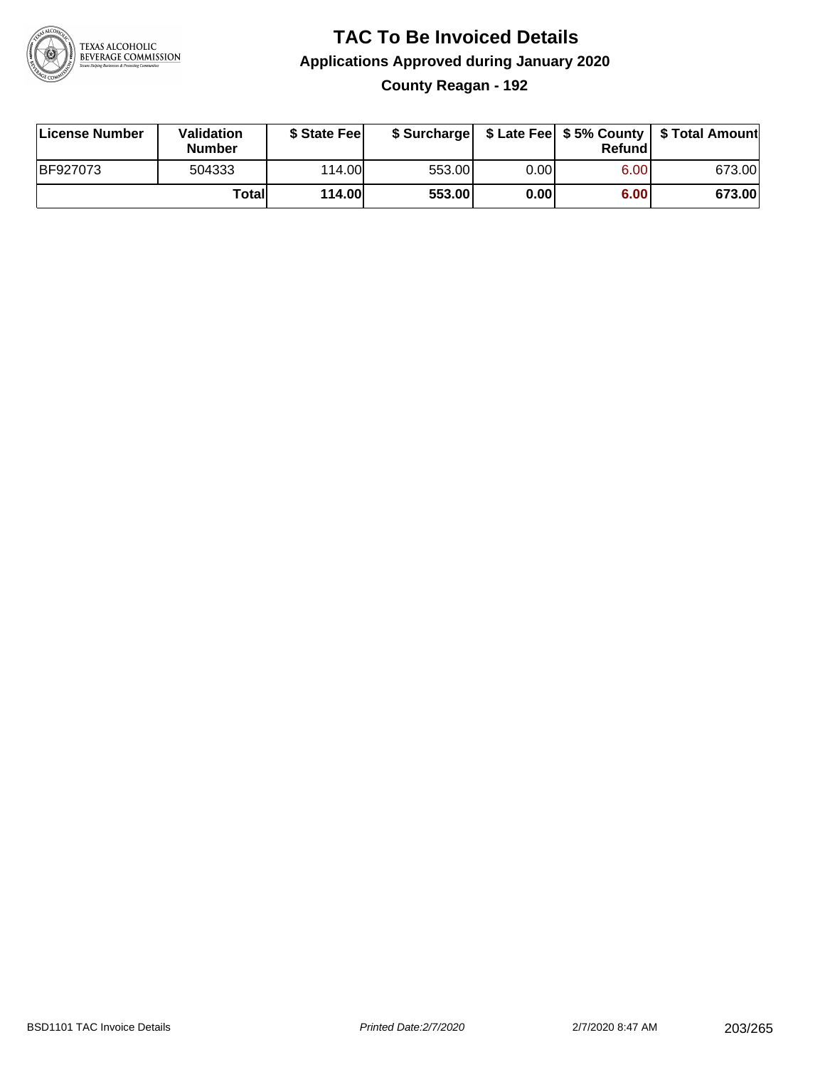# TAC To Be Invoiced Details

## Applications Approved during January 2020

### County Reagan - 192

| License Number | Validation Number | $ State Fee | $ Surcharge | $ Late Fee | $ 5% County Refund | $ Total Amount |
|---|---|---|---|---|---|---|
| BF927073 | 504333 | 114.00 | 553.00 | 0.00 | 6.00 | 673.00 |
| | **Total** | **114.00** | **553.00** | **0.00** | **6.00** | **673.00** |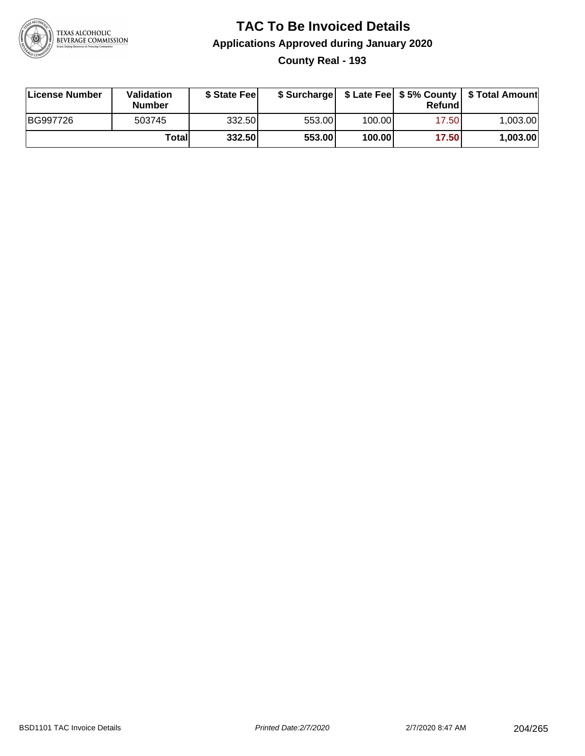# TAC To Be Invoiced Details

## Applications Approved during January 2020

### County Real - 193

| License Number | Validation Number | $ State Fee | $ Surcharge | $ Late Fee | $ 5% County Refund | $ Total Amount |
|---|---|---|---|---|---|---|
| BG997726 | 503745 | 332.50 | 553.00 | 100.00 | 17.50 | 1,003.00 |
| | **Total** | **332.50** | **553.00** | **100.00** | **17.50** | **1,003.00** |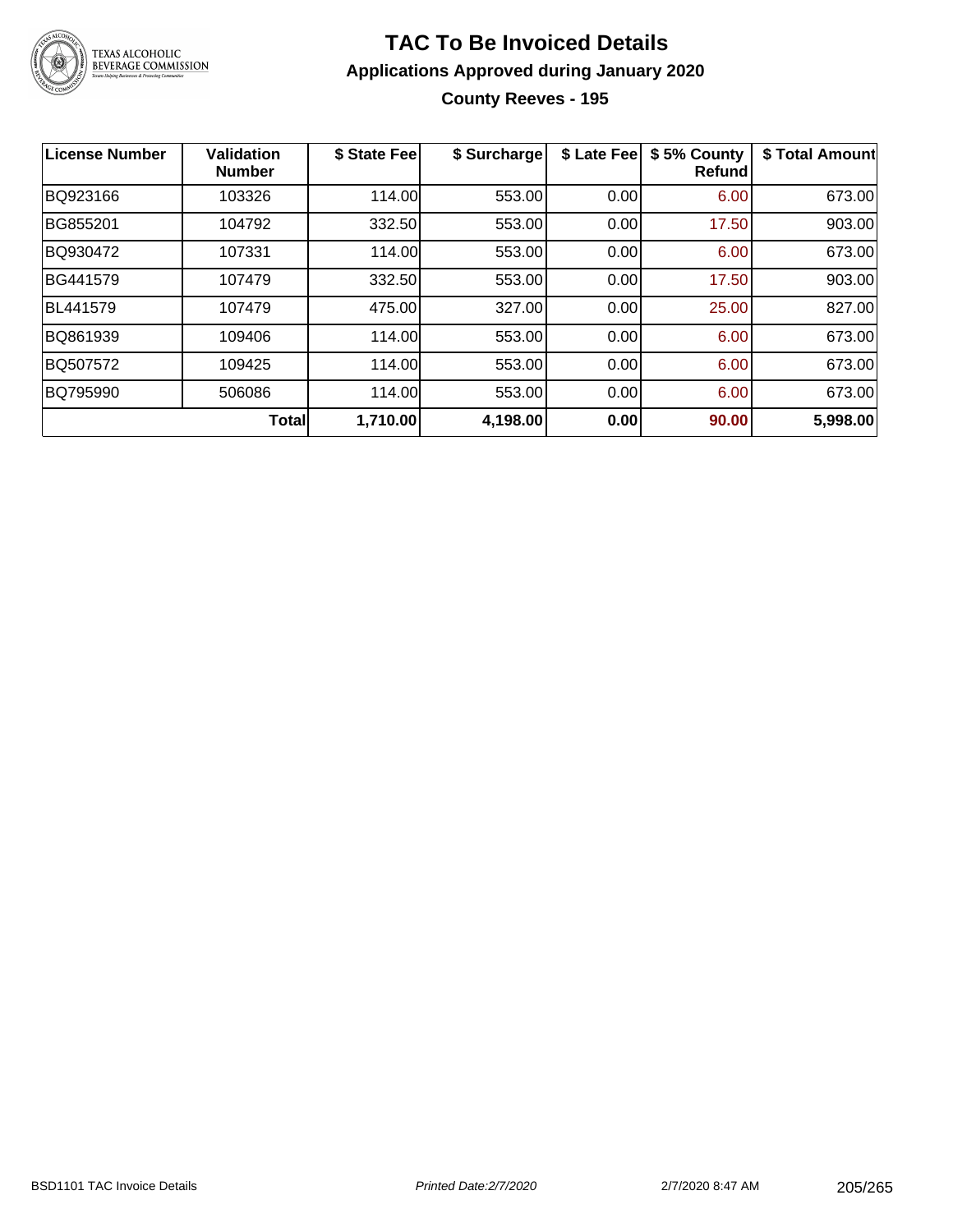# TAC To Be Invoiced Details

## Applications Approved during January 2020

### County Reeves - 195

| License Number | Validation Number | $ State Fee | $ Surcharge | $ Late Fee | $ 5% County Refund | $ Total Amount |
|---|---|---|---|---|---|---|
| BQ923166 | 103326 | 114.00 | 553.00 | 0.00 | 6.00 | 673.00 |
| BG855201 | 104792 | 332.50 | 553.00 | 0.00 | 17.50 | 903.00 |
| BQ930472 | 107331 | 114.00 | 553.00 | 0.00 | 6.00 | 673.00 |
| BG441579 | 107479 | 332.50 | 553.00 | 0.00 | 17.50 | 903.00 |
| BL441579 | 107479 | 475.00 | 327.00 | 0.00 | 25.00 | 827.00 |
| BQ861939 | 109406 | 114.00 | 553.00 | 0.00 | 6.00 | 673.00 |
| BQ507572 | 109425 | 114.00 | 553.00 | 0.00 | 6.00 | 673.00 |
| BQ795990 | 506086 | 114.00 | 553.00 | 0.00 | 6.00 | 673.00 |
| | **Total** | **1,710.00** | **4,198.00** | **0.00** | **90.00** | **5,998.00** |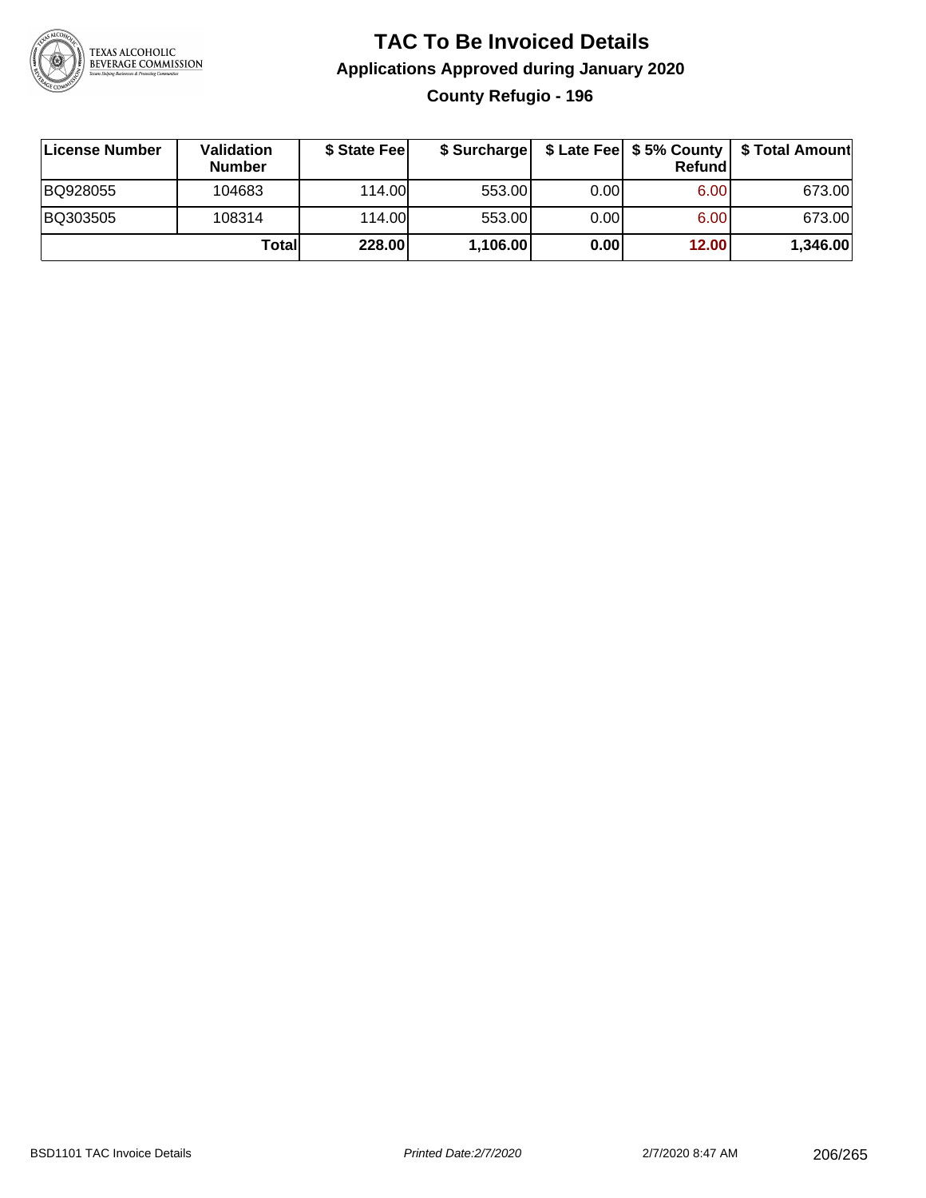# TAC To Be Invoiced Details

## Applications Approved during January 2020

### County Refugio - 196

| License Number | Validation Number | $ State Fee | $ Surcharge | $ Late Fee | $ 5% County Refund | $ Total Amount |
|---|---|---|---|---|---|---|
| BQ928055 | 104683 | 114.00 | 553.00 | 0.00 | 6.00 | 673.00 |
| BQ303505 | 108314 | 114.00 | 553.00 | 0.00 | 6.00 | 673.00 |
| | **Total** | **228.00** | **1,106.00** | **0.00** | **12.00** | **1,346.00** |

BSD1101 TAC Invoice Details | *Printed Date:2/7/2020* | 2/7/2020 8:47 AM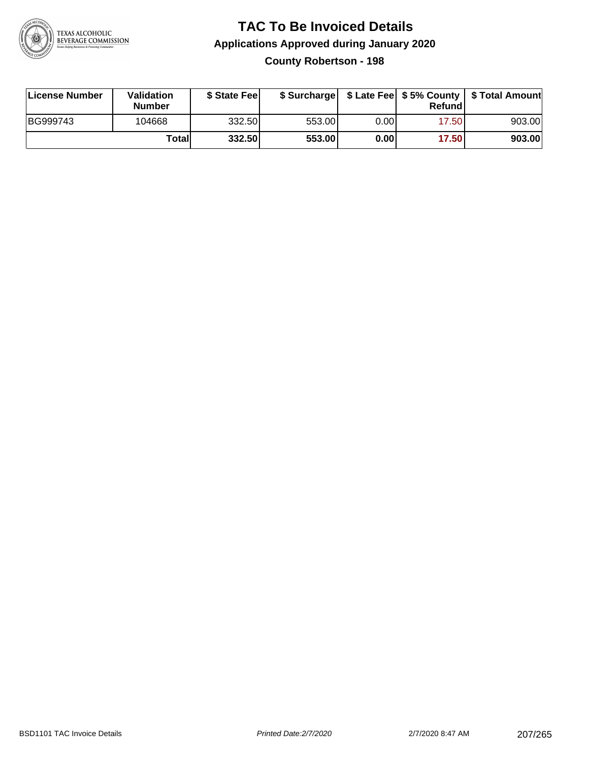# TAC To Be Invoiced Details

## Applications Approved during January 2020

### County Robertson - 198

| License Number | Validation Number | $ State Fee | $ Surcharge | $ Late Fee | $ 5% County Refund | $ Total Amount |
|---|---|---|---|---|---|---|
| BG999743 | 104668 | 332.50 | 553.00 | 0.00 | 17.50 | 903.00 |
| | **Total** | **332.50** | **553.00** | **0.00** | **17.50** | **903.00** |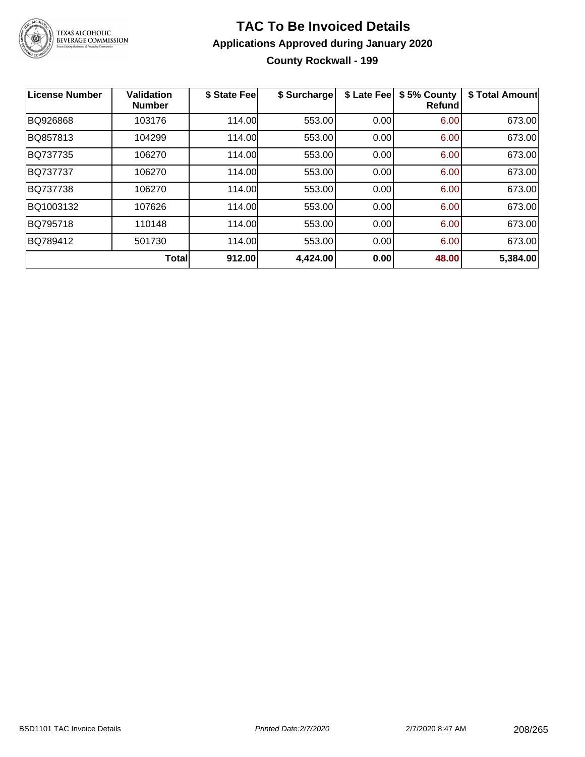# TAC To Be Invoiced Details

## Applications Approved during January 2020

### County Rockwall - 199

| License Number | Validation Number | $ State Fee | $ Surcharge | $ Late Fee | $ 5% County Refund | $ Total Amount |
|---|---|---|---|---|---|---|
| BQ926868 | 103176 | 114.00 | 553.00 | 0.00 | 6.00 | 673.00 |
| BQ857813 | 104299 | 114.00 | 553.00 | 0.00 | 6.00 | 673.00 |
| BQ737735 | 106270 | 114.00 | 553.00 | 0.00 | 6.00 | 673.00 |
| BQ737737 | 106270 | 114.00 | 553.00 | 0.00 | 6.00 | 673.00 |
| BQ737738 | 106270 | 114.00 | 553.00 | 0.00 | 6.00 | 673.00 |
| BQ1003132 | 107626 | 114.00 | 553.00 | 0.00 | 6.00 | 673.00 |
| BQ795718 | 110148 | 114.00 | 553.00 | 0.00 | 6.00 | 673.00 |
| BQ789412 | 501730 | 114.00 | 553.00 | 0.00 | 6.00 | 673.00 |
| | **Total** | **912.00** | **4,424.00** | **0.00** | **48.00** | **5,384.00** |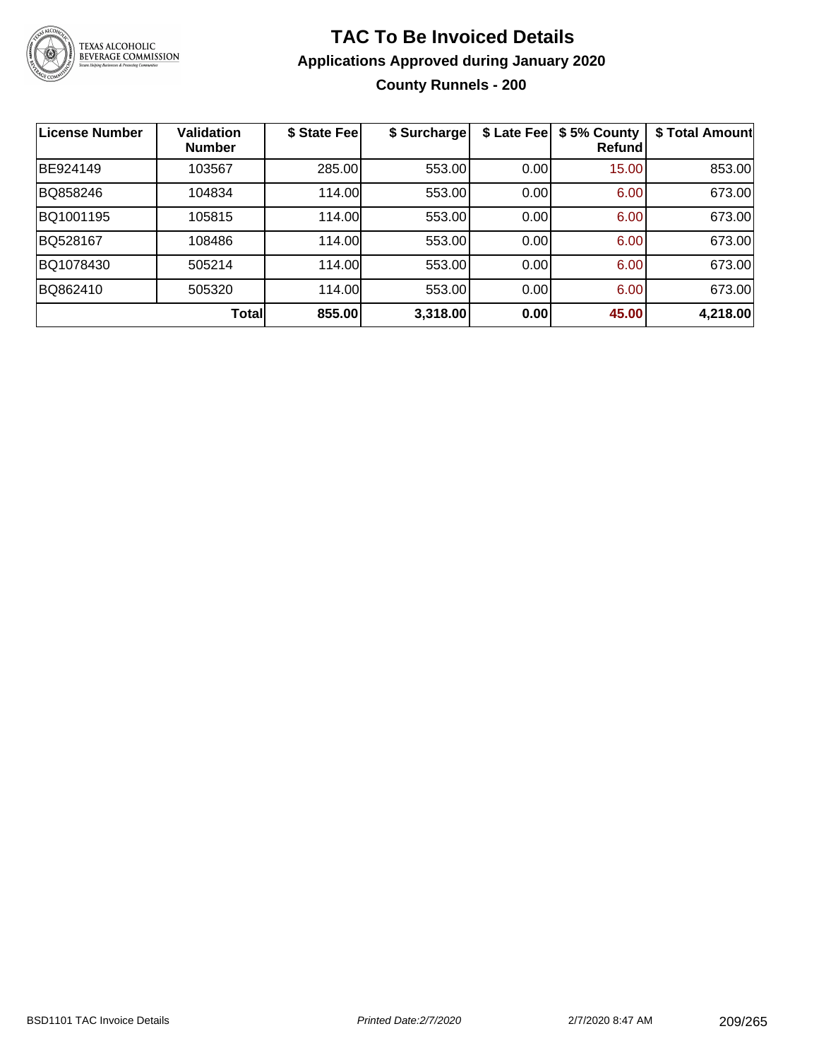# TAC To Be Invoiced Details

## Applications Approved during January 2020

### County Runnels - 200

| License Number | Validation Number | \$ State Fee | \$ Surcharge | \$ Late Fee | \$ 5% County Refund | \$ Total Amount |
|---|---|---|---|---|---|---|
| BE924149 | 103567 | 285.00 | 553.00 | 0.00 | 15.00 | 853.00 |
| BQ858246 | 104834 | 114.00 | 553.00 | 0.00 | 6.00 | 673.00 |
| BQ1001195 | 105815 | 114.00 | 553.00 | 0.00 | 6.00 | 673.00 |
| BQ528167 | 108486 | 114.00 | 553.00 | 0.00 | 6.00 | 673.00 |
| BQ1078430 | 505214 | 114.00 | 553.00 | 0.00 | 6.00 | 673.00 |
| BQ862410 | 505320 | 114.00 | 553.00 | 0.00 | 6.00 | 673.00 |
| | **Total** | **855.00** | **3,318.00** | **0.00** | **45.00** | **4,218.00** |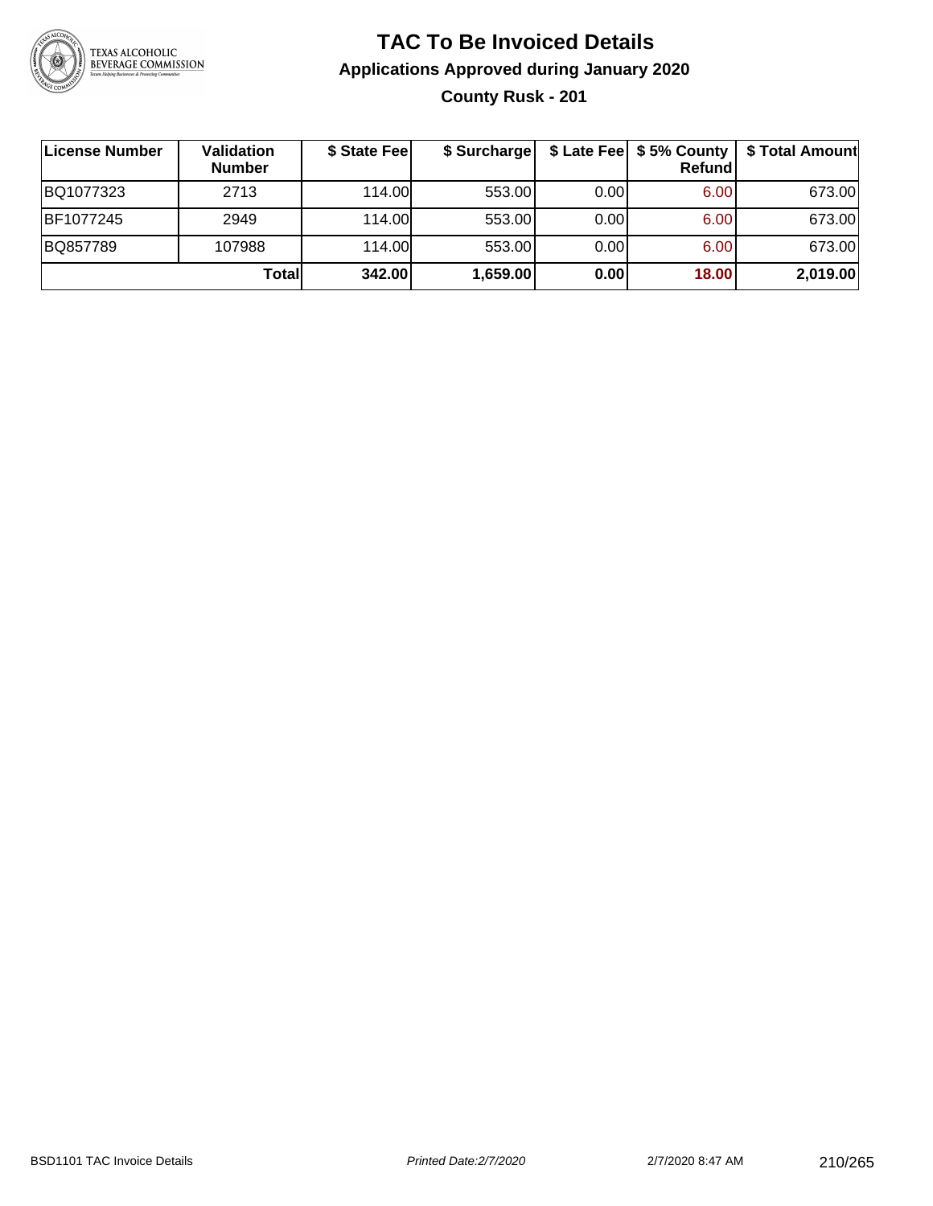# TAC To Be Invoiced Details

## Applications Approved during January 2020

### County Rusk - 201

| License Number | Validation Number | $ State Fee | $ Surcharge | $ Late Fee | $ 5% County Refund | $ Total Amount |
|---|---|---|---|---|---|---|
| BQ1077323 | 2713 | 114.00 | 553.00 | 0.00 | 6.00 | 673.00 |
| BF1077245 | 2949 | 114.00 | 553.00 | 0.00 | 6.00 | 673.00 |
| BQ857789 | 107988 | 114.00 | 553.00 | 0.00 | 6.00 | 673.00 |
| | **Total** | **342.00** | **1,659.00** | **0.00** | **18.00** | **2,019.00** |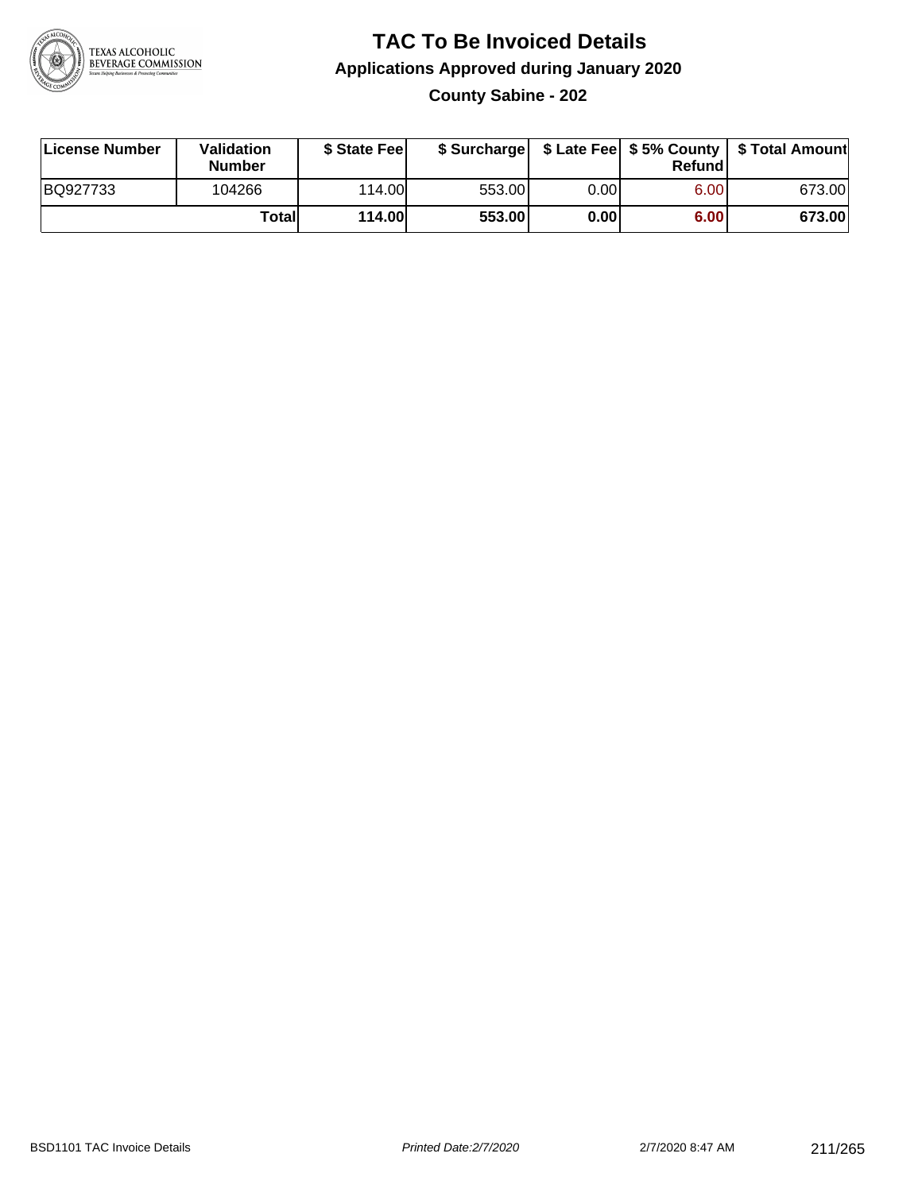# TAC To Be Invoiced Details

## Applications Approved during January 2020

### County Sabine - 202

| License Number | Validation Number | $ State Fee | $ Surcharge | $ Late Fee | $ 5% County Refund | $ Total Amount |
|---|---|---|---|---|---|---|
| BQ927733 | 104266 | 114.00 | 553.00 | 0.00 | 6.00 | 673.00 |
| | **Total** | **114.00** | **553.00** | **0.00** | **6.00** | **673.00** |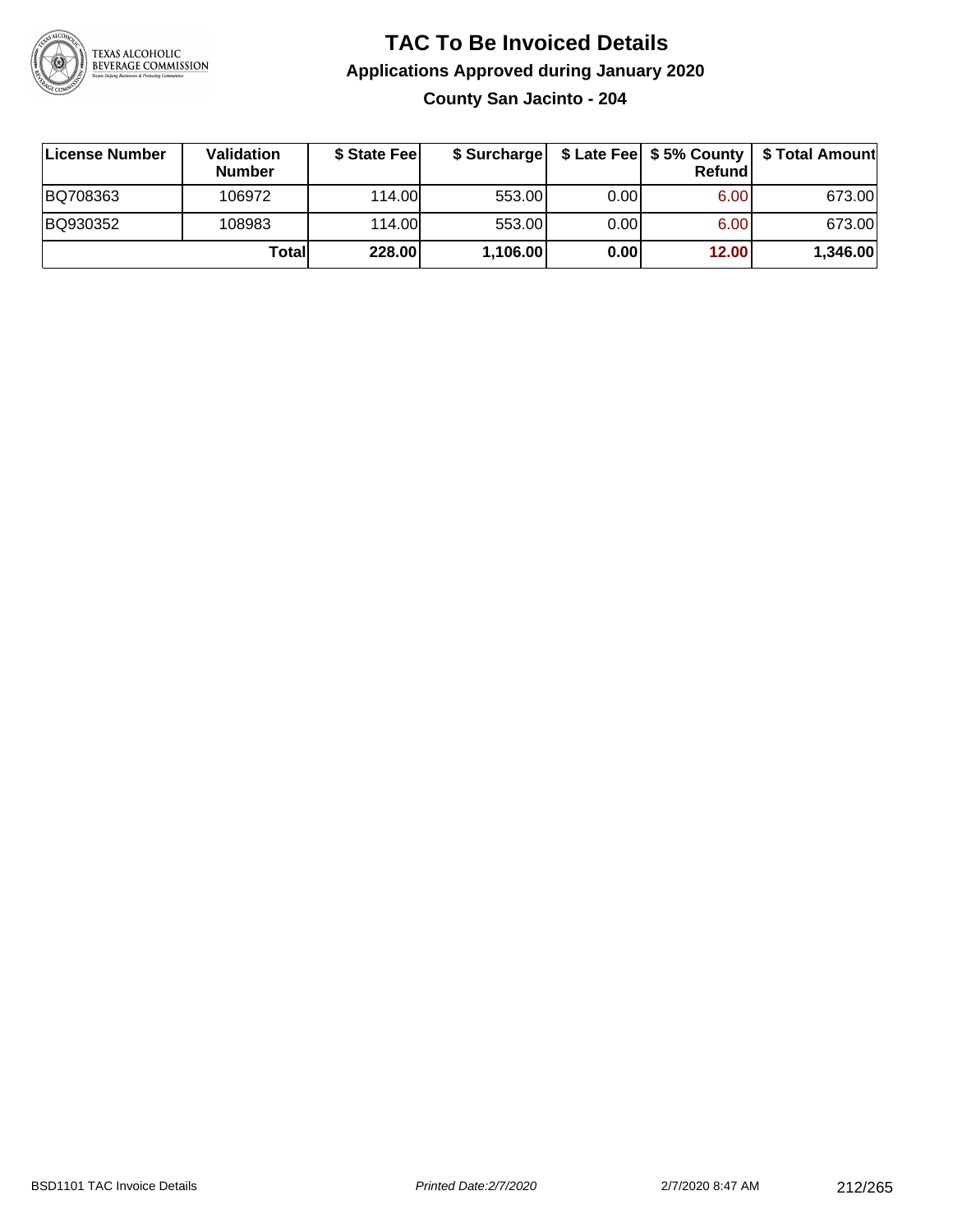# TAC To Be Invoiced Details

## Applications Approved during January 2020

### County San Jacinto - 204

| License Number | Validation Number | $ State Fee | $ Surcharge | $ Late Fee | $ 5% County Refund | $ Total Amount |
|---|---|---|---|---|---|---|
| BQ708363 | 106972 | 114.00 | 553.00 | 0.00 | 6.00 | 673.00 |
| BQ930352 | 108983 | 114.00 | 553.00 | 0.00 | 6.00 | 673.00 |
| | **Total** | **228.00** | **1,106.00** | **0.00** | **12.00** | **1,346.00** |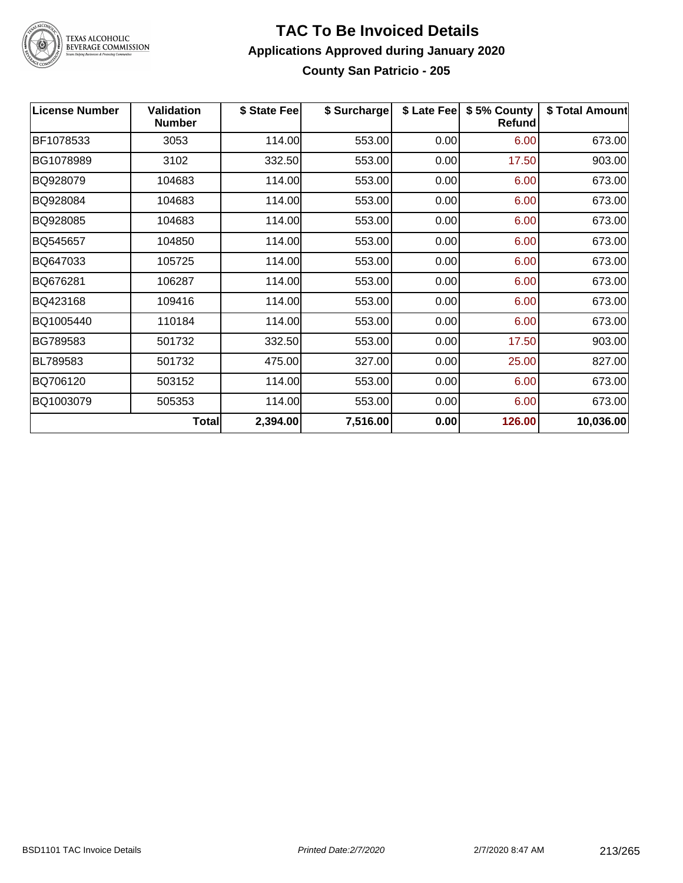# TAC To Be Invoiced Details

## Applications Approved during January 2020

### County San Patricio - 205

| License Number | Validation Number | $ State Fee | $ Surcharge | $ Late Fee | $ 5% County Refund | $ Total Amount |
|---|---|---|---|---|---|---|
| BF1078533 | 3053 | 114.00 | 553.00 | 0.00 | 6.00 | 673.00 |
| BG1078989 | 3102 | 332.50 | 553.00 | 0.00 | 17.50 | 903.00 |
| BQ928079 | 104683 | 114.00 | 553.00 | 0.00 | 6.00 | 673.00 |
| BQ928084 | 104683 | 114.00 | 553.00 | 0.00 | 6.00 | 673.00 |
| BQ928085 | 104683 | 114.00 | 553.00 | 0.00 | 6.00 | 673.00 |
| BQ545657 | 104850 | 114.00 | 553.00 | 0.00 | 6.00 | 673.00 |
| BQ647033 | 105725 | 114.00 | 553.00 | 0.00 | 6.00 | 673.00 |
| BQ676281 | 106287 | 114.00 | 553.00 | 0.00 | 6.00 | 673.00 |
| BQ423168 | 109416 | 114.00 | 553.00 | 0.00 | 6.00 | 673.00 |
| BQ1005440 | 110184 | 114.00 | 553.00 | 0.00 | 6.00 | 673.00 |
| BG789583 | 501732 | 332.50 | 553.00 | 0.00 | 17.50 | 903.00 |
| BL789583 | 501732 | 475.00 | 327.00 | 0.00 | 25.00 | 827.00 |
| BQ706120 | 503152 | 114.00 | 553.00 | 0.00 | 6.00 | 673.00 |
| BQ1003079 | 505353 | 114.00 | 553.00 | 0.00 | 6.00 | 673.00 |
| | **Total** | **2,394.00** | **7,516.00** | **0.00** | **126.00** | **10,036.00** |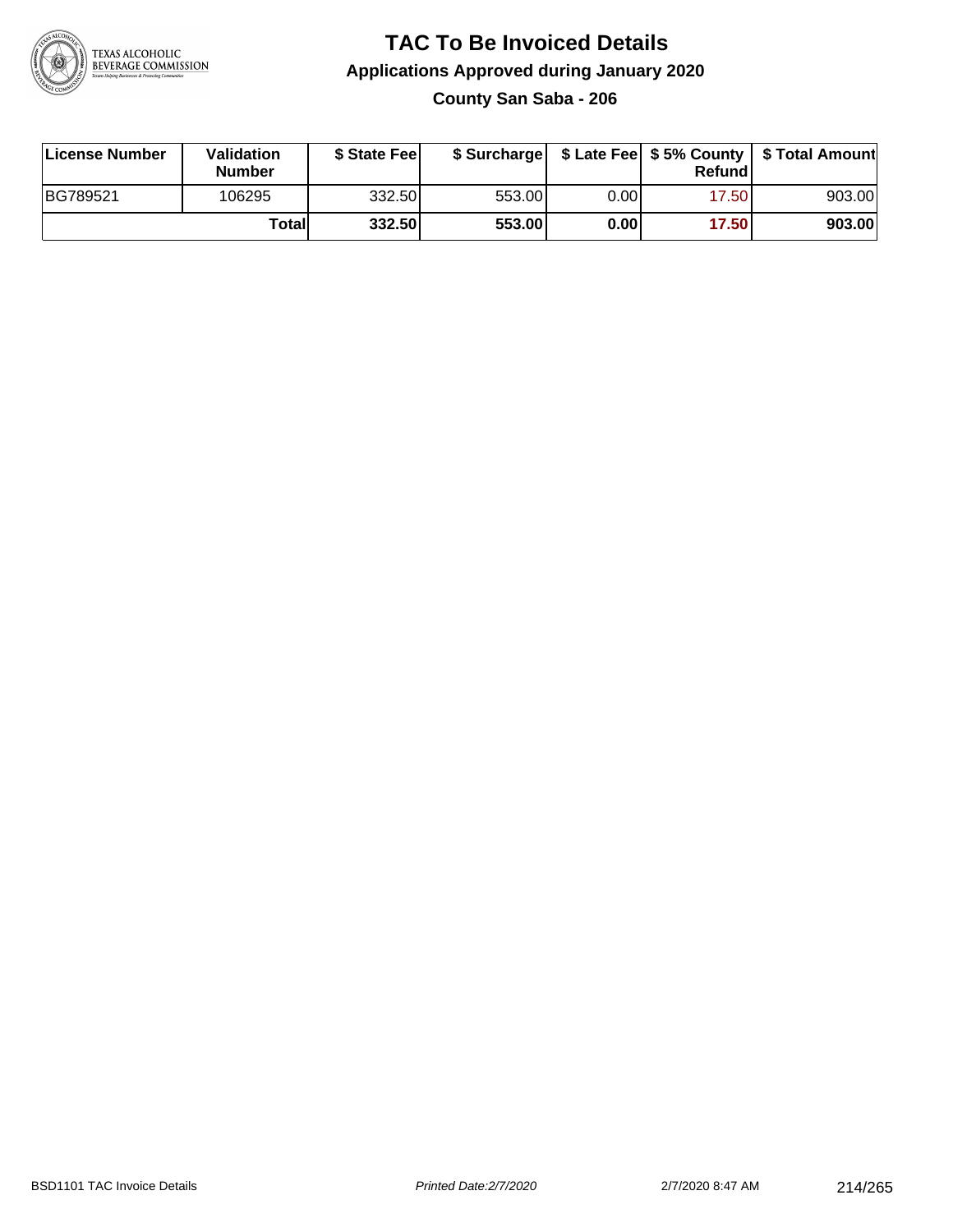# TAC To Be Invoiced Details

## Applications Approved during January 2020

### County San Saba - 206

| License Number | Validation Number | $ State Fee | $ Surcharge | $ Late Fee | $ 5% County Refund | $ Total Amount |
|---|---|---|---|---|---|---|
| BG789521 | 106295 | 332.50 | 553.00 | 0.00 | 17.50 | 903.00 |
| | **Total** | **332.50** | **553.00** | **0.00** | **17.50** | **903.00** |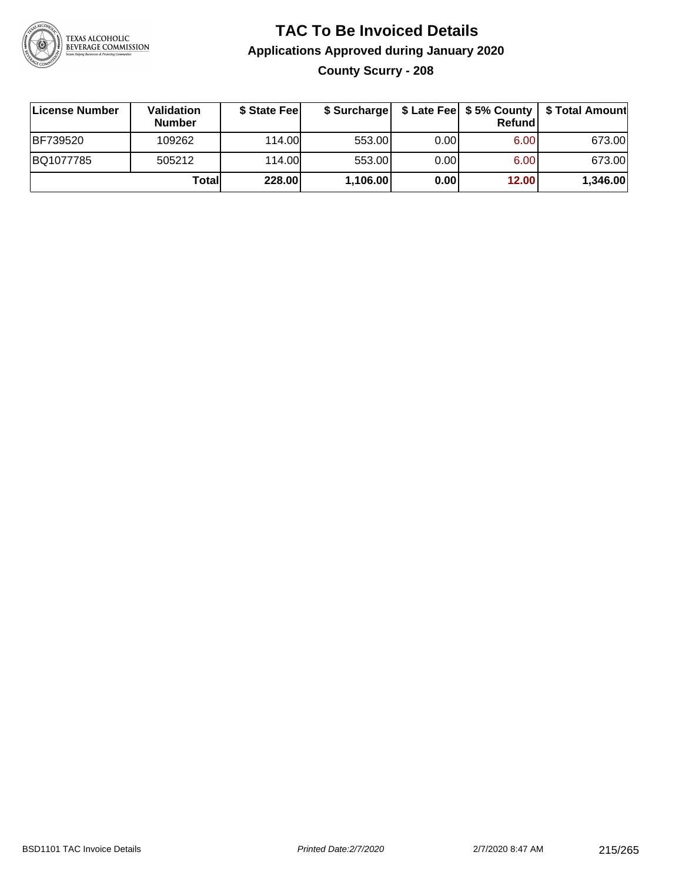# TAC To Be Invoiced Details

## Applications Approved during January 2020

### County Scurry - 208

| License Number | Validation Number | $ State Fee | $ Surcharge | $ Late Fee | $ 5% County Refund | $ Total Amount |
|---|---|---|---|---|---|---|
| BF739520 | 109262 | 114.00 | 553.00 | 0.00 | 6.00 | 673.00 |
| BQ1077785 | 505212 | 114.00 | 553.00 | 0.00 | 6.00 | 673.00 |
| | **Total** | **228.00** | **1,106.00** | **0.00** | **12.00** | **1,346.00** |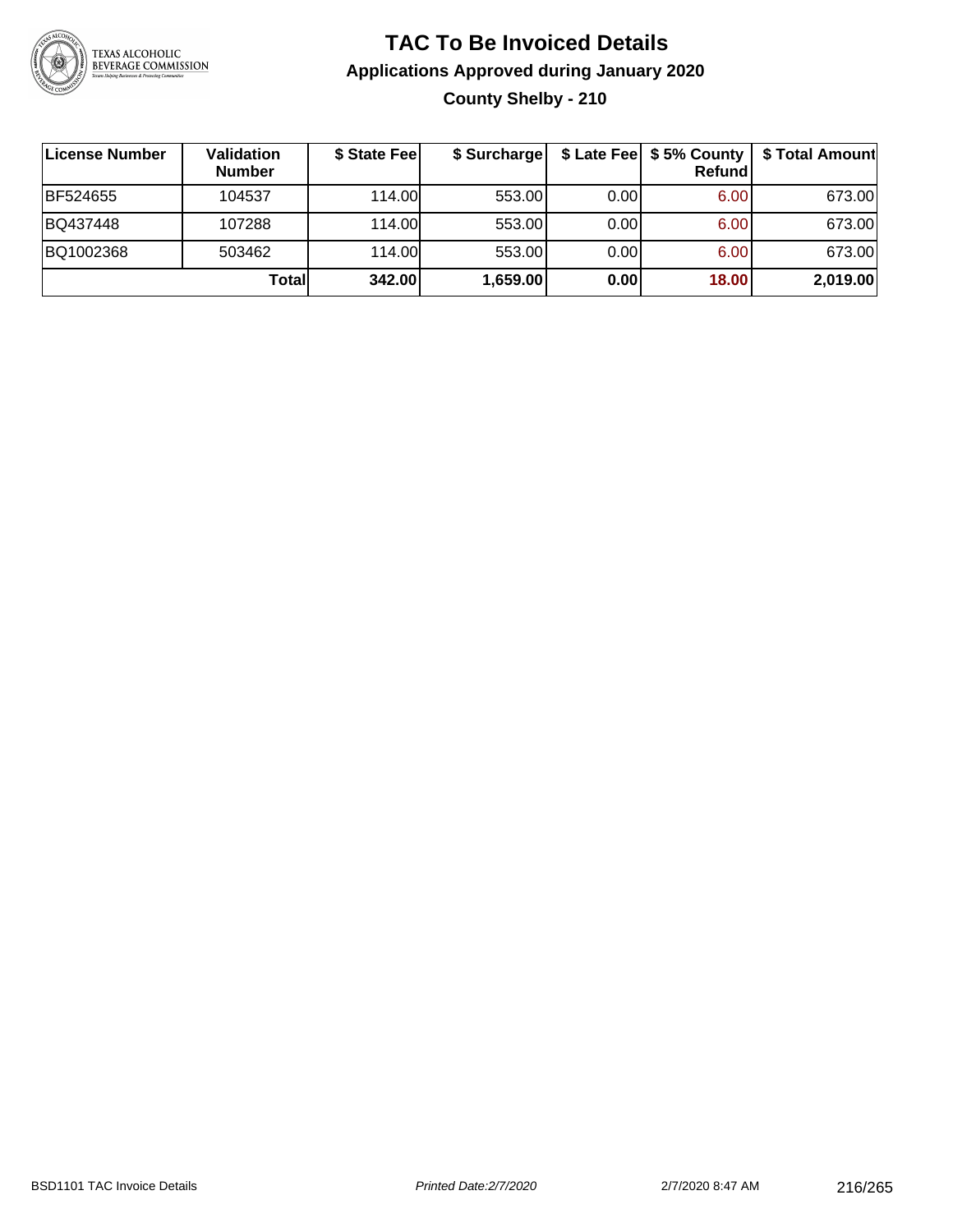# TAC To Be Invoiced Details

## Applications Approved during January 2020

### County Shelby - 210

| License Number | Validation Number | $ State Fee | $ Surcharge | $ Late Fee | $ 5% County Refund | $ Total Amount |
|---|---|---|---|---|---|---|
| BF524655 | 104537 | 114.00 | 553.00 | 0.00 | 6.00 | 673.00 |
| BQ437448 | 107288 | 114.00 | 553.00 | 0.00 | 6.00 | 673.00 |
| BQ1002368 | 503462 | 114.00 | 553.00 | 0.00 | 6.00 | 673.00 |
| | **Total** | **342.00** | **1,659.00** | **0.00** | **18.00** | **2,019.00** |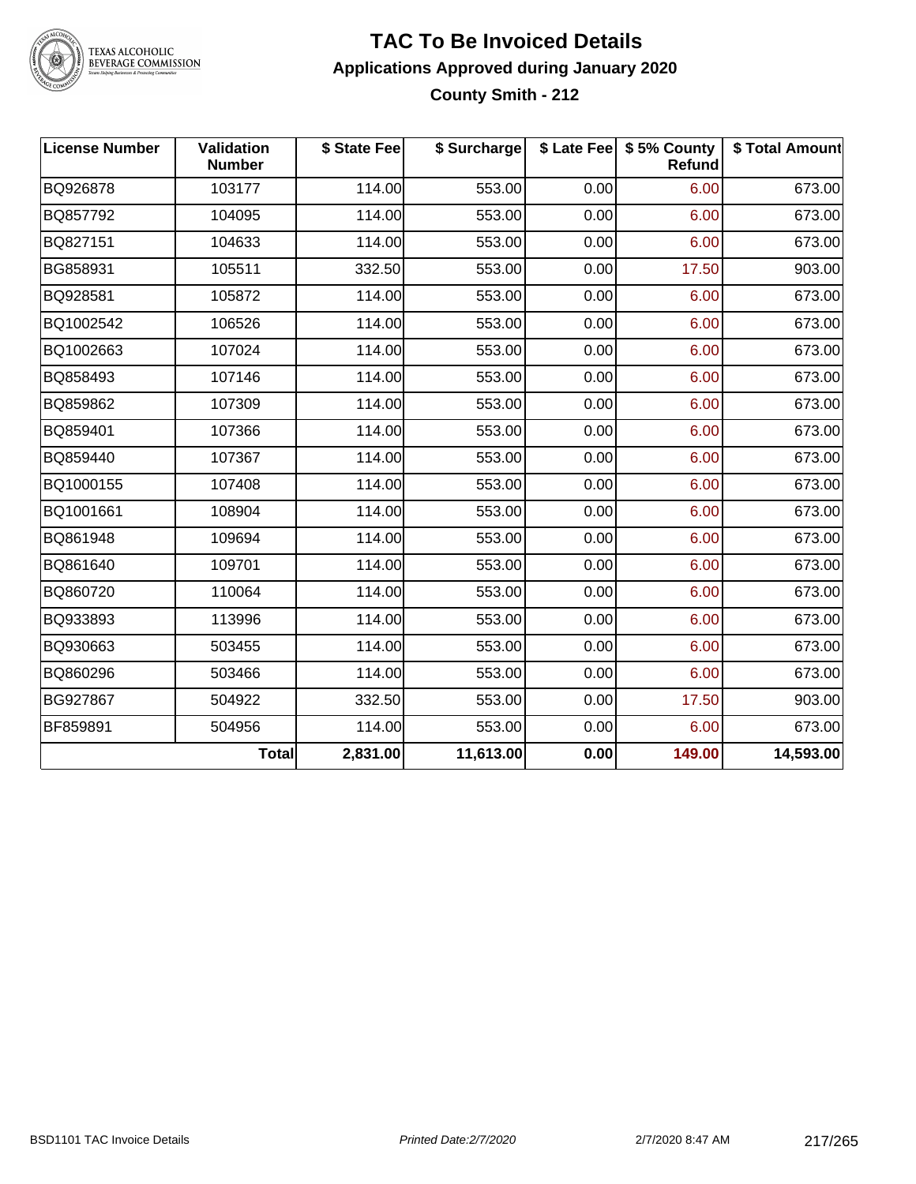# TAC To Be Invoiced Details

## Applications Approved during January 2020

### County Smith - 212

| License Number | Validation Number | $ State Fee | $ Surcharge | $ Late Fee | $ 5% County Refund | $ Total Amount |
|---|---|---|---|---|---|---|
| BQ926878 | 103177 | 114.00 | 553.00 | 0.00 | 6.00 | 673.00 |
| BQ857792 | 104095 | 114.00 | 553.00 | 0.00 | 6.00 | 673.00 |
| BQ827151 | 104633 | 114.00 | 553.00 | 0.00 | 6.00 | 673.00 |
| BG858931 | 105511 | 332.50 | 553.00 | 0.00 | 17.50 | 903.00 |
| BQ928581 | 105872 | 114.00 | 553.00 | 0.00 | 6.00 | 673.00 |
| BQ1002542 | 106526 | 114.00 | 553.00 | 0.00 | 6.00 | 673.00 |
| BQ1002663 | 107024 | 114.00 | 553.00 | 0.00 | 6.00 | 673.00 |
| BQ858493 | 107146 | 114.00 | 553.00 | 0.00 | 6.00 | 673.00 |
| BQ859862 | 107309 | 114.00 | 553.00 | 0.00 | 6.00 | 673.00 |
| BQ859401 | 107366 | 114.00 | 553.00 | 0.00 | 6.00 | 673.00 |
| BQ859440 | 107367 | 114.00 | 553.00 | 0.00 | 6.00 | 673.00 |
| BQ1000155 | 107408 | 114.00 | 553.00 | 0.00 | 6.00 | 673.00 |
| BQ1001661 | 108904 | 114.00 | 553.00 | 0.00 | 6.00 | 673.00 |
| BQ861948 | 109694 | 114.00 | 553.00 | 0.00 | 6.00 | 673.00 |
| BQ861640 | 109701 | 114.00 | 553.00 | 0.00 | 6.00 | 673.00 |
| BQ860720 | 110064 | 114.00 | 553.00 | 0.00 | 6.00 | 673.00 |
| BQ933893 | 113996 | 114.00 | 553.00 | 0.00 | 6.00 | 673.00 |
| BQ930663 | 503455 | 114.00 | 553.00 | 0.00 | 6.00 | 673.00 |
| BQ860296 | 503466 | 114.00 | 553.00 | 0.00 | 6.00 | 673.00 |
| BG927867 | 504922 | 332.50 | 553.00 | 0.00 | 17.50 | 903.00 |
| BF859891 | 504956 | 114.00 | 553.00 | 0.00 | 6.00 | 673.00 |
| | **Total** | **2,831.00** | **11,613.00** | **0.00** | **149.00** | **14,593.00** |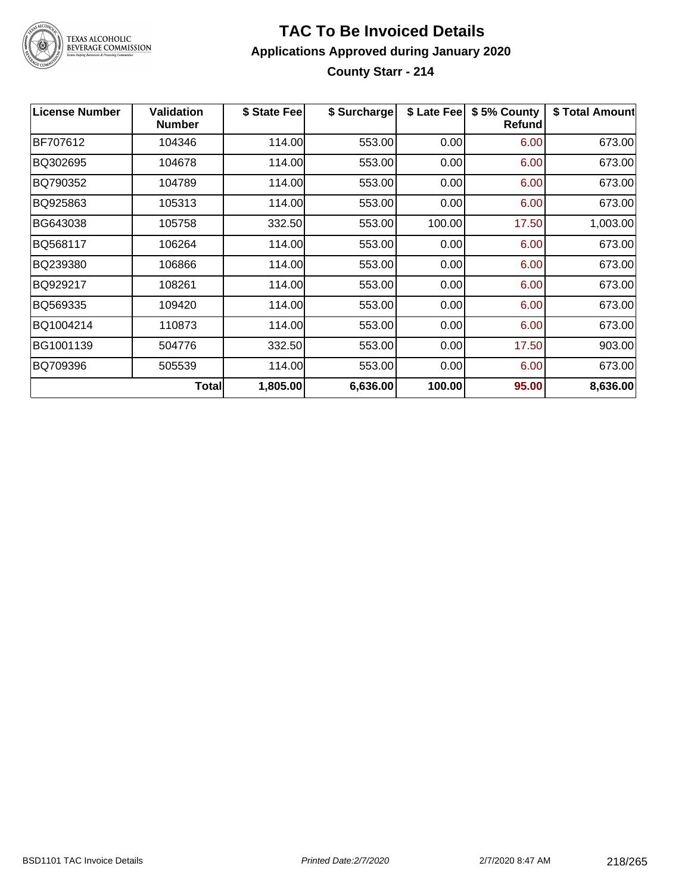# TAC To Be Invoiced Details

## Applications Approved during January 2020

### County Starr - 214

| License Number | Validation Number | $ State Fee | $ Surcharge | $ Late Fee | $ 5% County Refund | $ Total Amount |
|---|---|---|---|---|---|---|
| BF707612 | 104346 | 114.00 | 553.00 | 0.00 | 6.00 | 673.00 |
| BQ302695 | 104678 | 114.00 | 553.00 | 0.00 | 6.00 | 673.00 |
| BQ790352 | 104789 | 114.00 | 553.00 | 0.00 | 6.00 | 673.00 |
| BQ925863 | 105313 | 114.00 | 553.00 | 0.00 | 6.00 | 673.00 |
| BG643038 | 105758 | 332.50 | 553.00 | 100.00 | 17.50 | 1,003.00 |
| BQ568117 | 106264 | 114.00 | 553.00 | 0.00 | 6.00 | 673.00 |
| BQ239380 | 106866 | 114.00 | 553.00 | 0.00 | 6.00 | 673.00 |
| BQ929217 | 108261 | 114.00 | 553.00 | 0.00 | 6.00 | 673.00 |
| BQ569335 | 109420 | 114.00 | 553.00 | 0.00 | 6.00 | 673.00 |
| BQ1004214 | 110873 | 114.00 | 553.00 | 0.00 | 6.00 | 673.00 |
| BG1001139 | 504776 | 332.50 | 553.00 | 0.00 | 17.50 | 903.00 |
| BQ709396 | 505539 | 114.00 | 553.00 | 0.00 | 6.00 | 673.00 |
| | **Total** | **1,805.00** | **6,636.00** | **100.00** | **95.00** | **8,636.00** |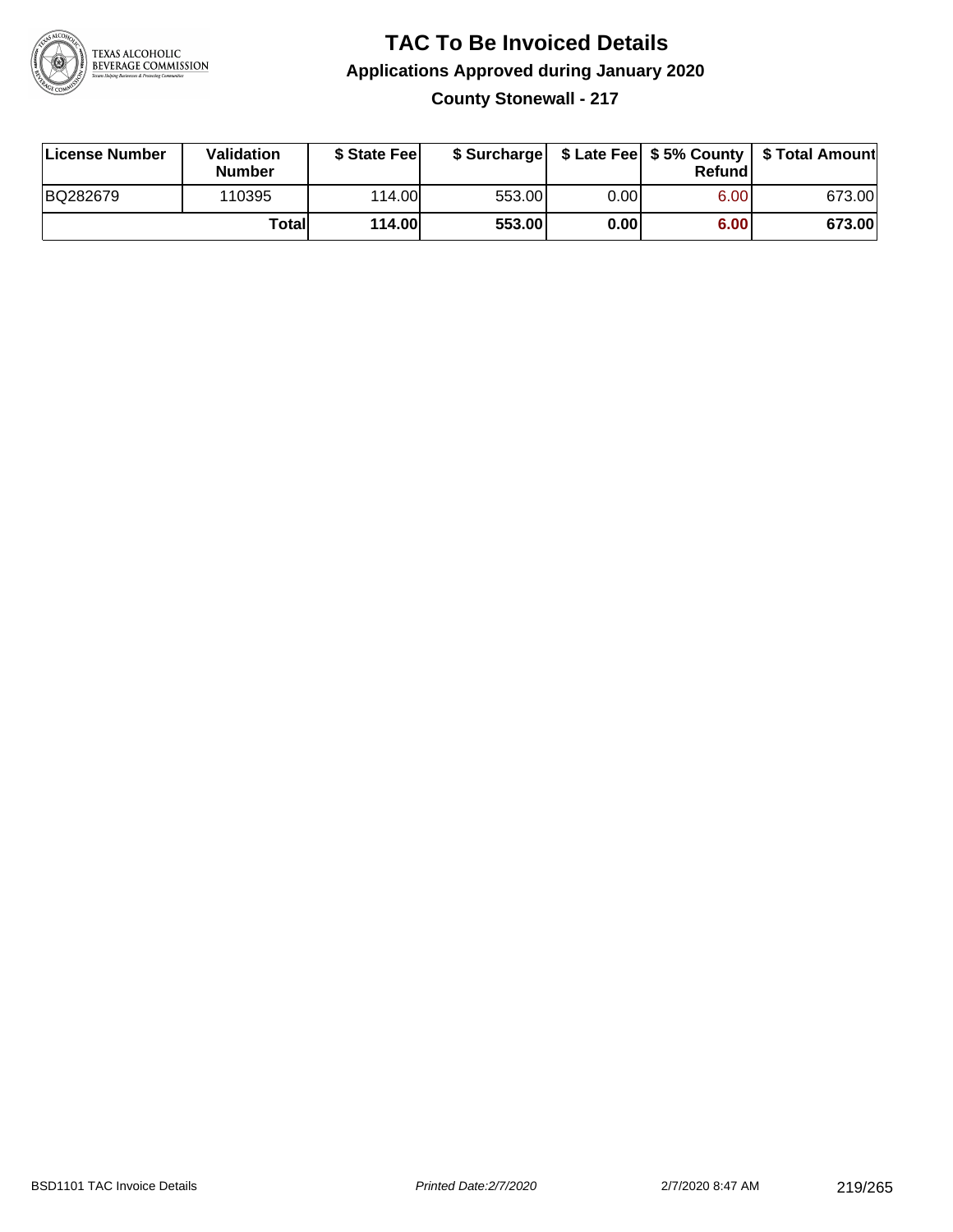# TAC To Be Invoiced Details

## Applications Approved during January 2020

### County Stonewall - 217

| License Number | Validation Number | $ State Fee | $ Surcharge | $ Late Fee | $ 5% County Refund | $ Total Amount |
|---|---|---|---|---|---|---|
| BQ282679 | 110395 | 114.00 | 553.00 | 0.00 | 6.00 | 673.00 |
| | **Total** | **114.00** | **553.00** | **0.00** | **6.00** | **673.00** |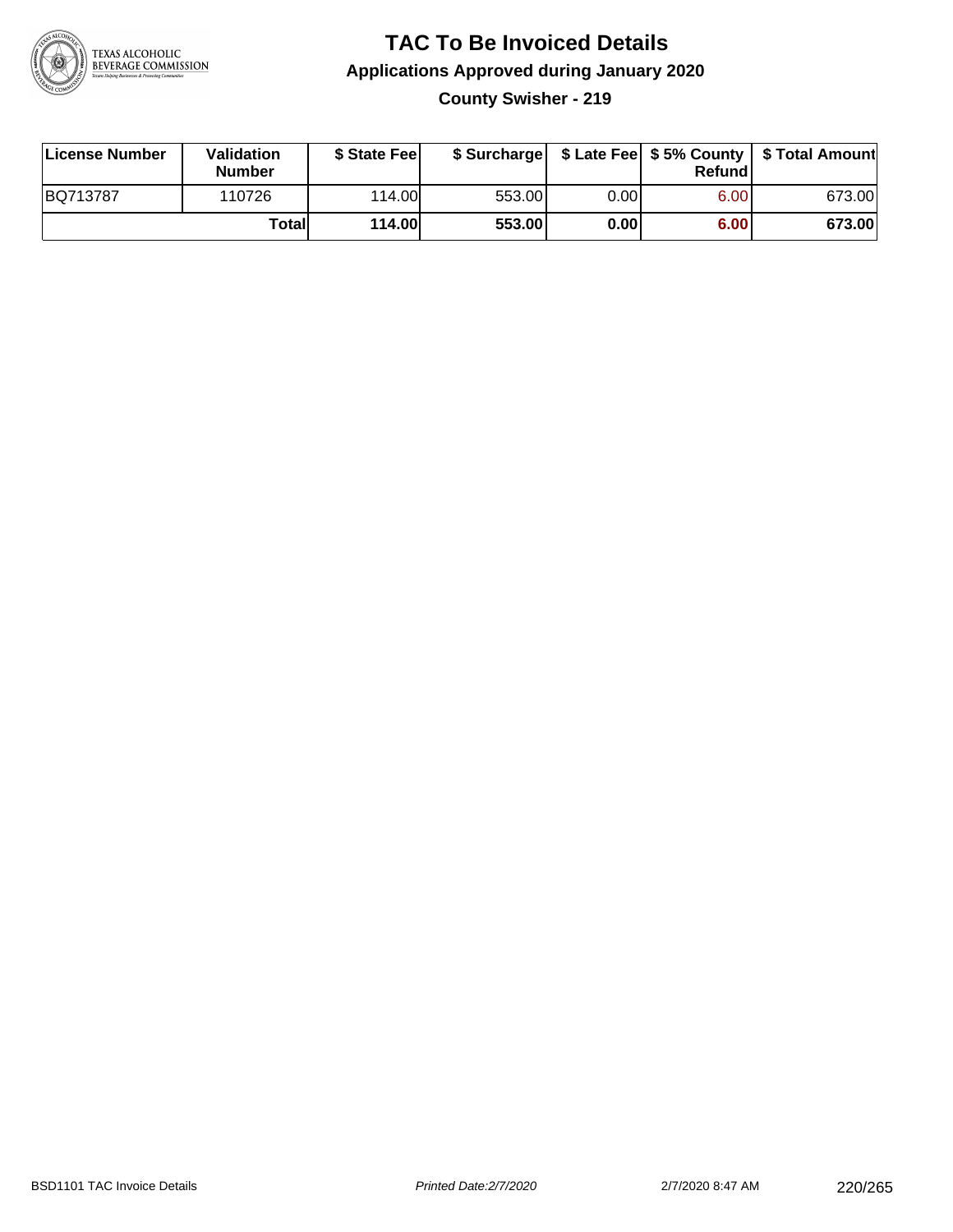# TAC To Be Invoiced Details

## Applications Approved during January 2020

### County Swisher - 219

| License Number | Validation Number | $ State Fee | $ Surcharge | $ Late Fee | $ 5% County Refund | $ Total Amount |
|---|---|---|---|---|---|---|
| BQ713787 | 110726 | 114.00 | 553.00 | 0.00 | 6.00 | 673.00 |
| | **Total** | **114.00** | **553.00** | **0.00** | **6.00** | **673.00** |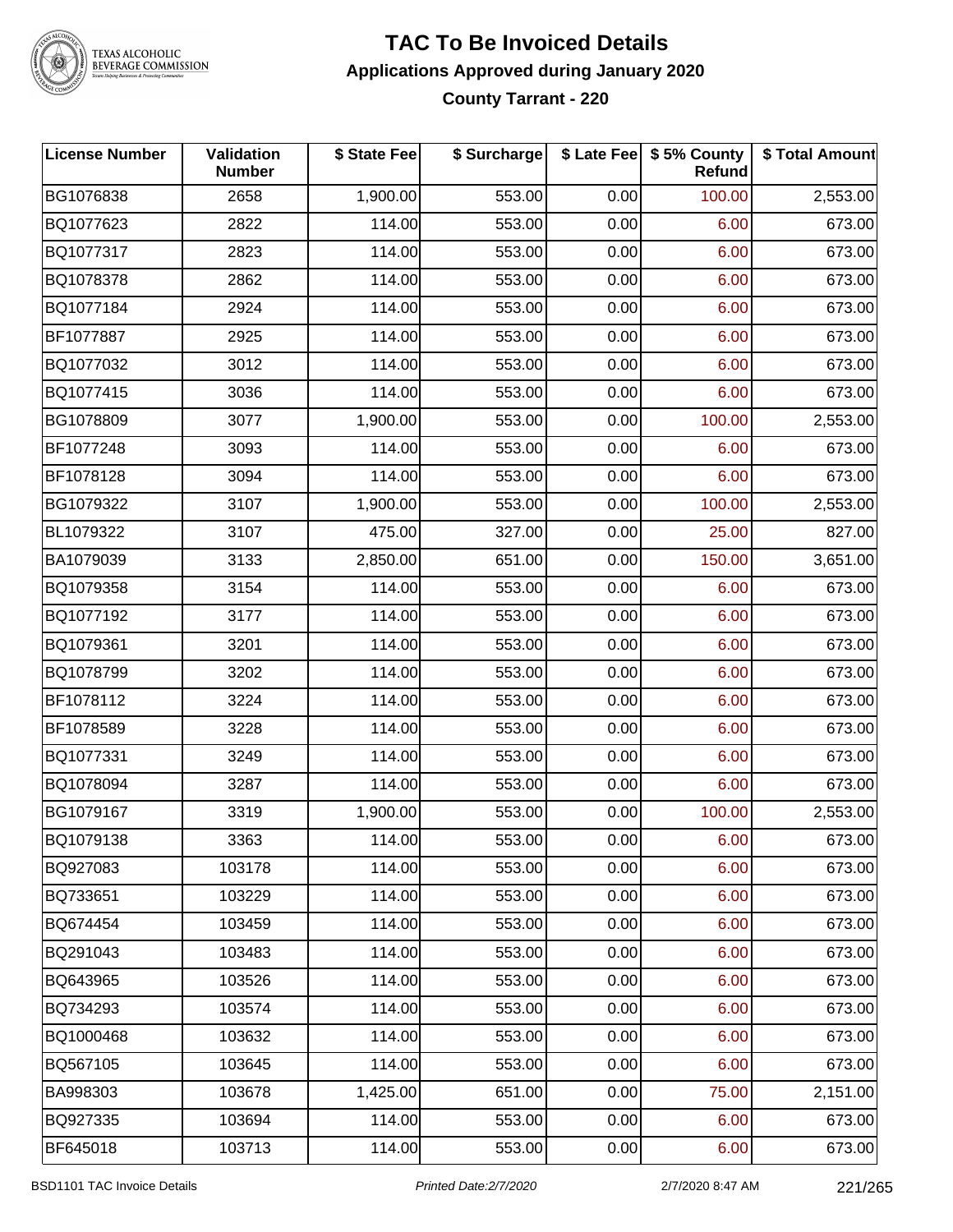# TAC To Be Invoiced Details

## Applications Approved during January 2020

### County Tarrant - 220

| License Number | Validation Number | $ State Fee | $ Surcharge | $ Late Fee | $ 5% County Refund | $ Total Amount |
|---|---|---|---|---|---|---|
| BG1076838 | 2658 | 1,900.00 | 553.00 | 0.00 | 100.00 | 2,553.00 |
| BQ1077623 | 2822 | 114.00 | 553.00 | 0.00 | 6.00 | 673.00 |
| BQ1077317 | 2823 | 114.00 | 553.00 | 0.00 | 6.00 | 673.00 |
| BQ1078378 | 2862 | 114.00 | 553.00 | 0.00 | 6.00 | 673.00 |
| BQ1077184 | 2924 | 114.00 | 553.00 | 0.00 | 6.00 | 673.00 |
| BF1077887 | 2925 | 114.00 | 553.00 | 0.00 | 6.00 | 673.00 |
| BQ1077032 | 3012 | 114.00 | 553.00 | 0.00 | 6.00 | 673.00 |
| BQ1077415 | 3036 | 114.00 | 553.00 | 0.00 | 6.00 | 673.00 |
| BG1078809 | 3077 | 1,900.00 | 553.00 | 0.00 | 100.00 | 2,553.00 |
| BF1077248 | 3093 | 114.00 | 553.00 | 0.00 | 6.00 | 673.00 |
| BF1078128 | 3094 | 114.00 | 553.00 | 0.00 | 6.00 | 673.00 |
| BG1079322 | 3107 | 1,900.00 | 553.00 | 0.00 | 100.00 | 2,553.00 |
| BL1079322 | 3107 | 475.00 | 327.00 | 0.00 | 25.00 | 827.00 |
| BA1079039 | 3133 | 2,850.00 | 651.00 | 0.00 | 150.00 | 3,651.00 |
| BQ1079358 | 3154 | 114.00 | 553.00 | 0.00 | 6.00 | 673.00 |
| BQ1077192 | 3177 | 114.00 | 553.00 | 0.00 | 6.00 | 673.00 |
| BQ1079361 | 3201 | 114.00 | 553.00 | 0.00 | 6.00 | 673.00 |
| BQ1078799 | 3202 | 114.00 | 553.00 | 0.00 | 6.00 | 673.00 |
| BF1078112 | 3224 | 114.00 | 553.00 | 0.00 | 6.00 | 673.00 |
| BF1078589 | 3228 | 114.00 | 553.00 | 0.00 | 6.00 | 673.00 |
| BQ1077331 | 3249 | 114.00 | 553.00 | 0.00 | 6.00 | 673.00 |
| BQ1078094 | 3287 | 114.00 | 553.00 | 0.00 | 6.00 | 673.00 |
| BG1079167 | 3319 | 1,900.00 | 553.00 | 0.00 | 100.00 | 2,553.00 |
| BQ1079138 | 3363 | 114.00 | 553.00 | 0.00 | 6.00 | 673.00 |
| BQ927083 | 103178 | 114.00 | 553.00 | 0.00 | 6.00 | 673.00 |
| BQ733651 | 103229 | 114.00 | 553.00 | 0.00 | 6.00 | 673.00 |
| BQ674454 | 103459 | 114.00 | 553.00 | 0.00 | 6.00 | 673.00 |
| BQ291043 | 103483 | 114.00 | 553.00 | 0.00 | 6.00 | 673.00 |
| BQ643965 | 103526 | 114.00 | 553.00 | 0.00 | 6.00 | 673.00 |
| BQ734293 | 103574 | 114.00 | 553.00 | 0.00 | 6.00 | 673.00 |
| BQ1000468 | 103632 | 114.00 | 553.00 | 0.00 | 6.00 | 673.00 |
| BQ567105 | 103645 | 114.00 | 553.00 | 0.00 | 6.00 | 673.00 |
| BA998303 | 103678 | 1,425.00 | 651.00 | 0.00 | 75.00 | 2,151.00 |
| BQ927335 | 103694 | 114.00 | 553.00 | 0.00 | 6.00 | 673.00 |
| BF645018 | 103713 | 114.00 | 553.00 | 0.00 | 6.00 | 673.00 |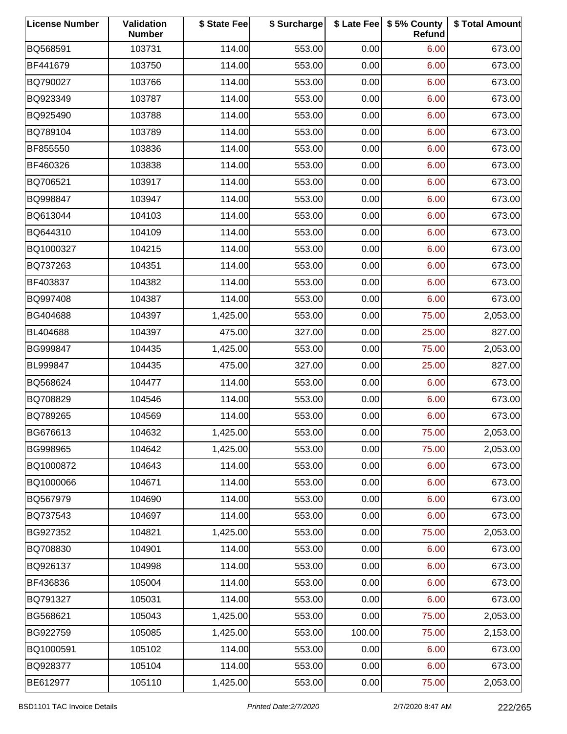| License Number | Validation Number | $ State Fee | $ Surcharge | $ Late Fee | $ 5% County Refund | $ Total Amount |
|---|---|---|---|---|---|---|
| BQ568591 | 103731 | 114.00 | 553.00 | 0.00 | 6.00 | 673.00 |
| BF441679 | 103750 | 114.00 | 553.00 | 0.00 | 6.00 | 673.00 |
| BQ790027 | 103766 | 114.00 | 553.00 | 0.00 | 6.00 | 673.00 |
| BQ923349 | 103787 | 114.00 | 553.00 | 0.00 | 6.00 | 673.00 |
| BQ925490 | 103788 | 114.00 | 553.00 | 0.00 | 6.00 | 673.00 |
| BQ789104 | 103789 | 114.00 | 553.00 | 0.00 | 6.00 | 673.00 |
| BF855550 | 103836 | 114.00 | 553.00 | 0.00 | 6.00 | 673.00 |
| BF460326 | 103838 | 114.00 | 553.00 | 0.00 | 6.00 | 673.00 |
| BQ706521 | 103917 | 114.00 | 553.00 | 0.00 | 6.00 | 673.00 |
| BQ998847 | 103947 | 114.00 | 553.00 | 0.00 | 6.00 | 673.00 |
| BQ613044 | 104103 | 114.00 | 553.00 | 0.00 | 6.00 | 673.00 |
| BQ644310 | 104109 | 114.00 | 553.00 | 0.00 | 6.00 | 673.00 |
| BQ1000327 | 104215 | 114.00 | 553.00 | 0.00 | 6.00 | 673.00 |
| BQ737263 | 104351 | 114.00 | 553.00 | 0.00 | 6.00 | 673.00 |
| BF403837 | 104382 | 114.00 | 553.00 | 0.00 | 6.00 | 673.00 |
| BQ997408 | 104387 | 114.00 | 553.00 | 0.00 | 6.00 | 673.00 |
| BG404688 | 104397 | 1,425.00 | 553.00 | 0.00 | 75.00 | 2,053.00 |
| BL404688 | 104397 | 475.00 | 327.00 | 0.00 | 25.00 | 827.00 |
| BG999847 | 104435 | 1,425.00 | 553.00 | 0.00 | 75.00 | 2,053.00 |
| BL999847 | 104435 | 475.00 | 327.00 | 0.00 | 25.00 | 827.00 |
| BQ568624 | 104477 | 114.00 | 553.00 | 0.00 | 6.00 | 673.00 |
| BQ708829 | 104546 | 114.00 | 553.00 | 0.00 | 6.00 | 673.00 |
| BQ789265 | 104569 | 114.00 | 553.00 | 0.00 | 6.00 | 673.00 |
| BG676613 | 104632 | 1,425.00 | 553.00 | 0.00 | 75.00 | 2,053.00 |
| BG998965 | 104642 | 1,425.00 | 553.00 | 0.00 | 75.00 | 2,053.00 |
| BQ1000872 | 104643 | 114.00 | 553.00 | 0.00 | 6.00 | 673.00 |
| BQ1000066 | 104671 | 114.00 | 553.00 | 0.00 | 6.00 | 673.00 |
| BQ567979 | 104690 | 114.00 | 553.00 | 0.00 | 6.00 | 673.00 |
| BQ737543 | 104697 | 114.00 | 553.00 | 0.00 | 6.00 | 673.00 |
| BG927352 | 104821 | 1,425.00 | 553.00 | 0.00 | 75.00 | 2,053.00 |
| BQ708830 | 104901 | 114.00 | 553.00 | 0.00 | 6.00 | 673.00 |
| BQ926137 | 104998 | 114.00 | 553.00 | 0.00 | 6.00 | 673.00 |
| BF436836 | 105004 | 114.00 | 553.00 | 0.00 | 6.00 | 673.00 |
| BQ791327 | 105031 | 114.00 | 553.00 | 0.00 | 6.00 | 673.00 |
| BG568621 | 105043 | 1,425.00 | 553.00 | 0.00 | 75.00 | 2,053.00 |
| BG922759 | 105085 | 1,425.00 | 553.00 | 100.00 | 75.00 | 2,153.00 |
| BQ1000591 | 105102 | 114.00 | 553.00 | 0.00 | 6.00 | 673.00 |
| BQ928377 | 105104 | 114.00 | 553.00 | 0.00 | 6.00 | 673.00 |
| BE612977 | 105110 | 1,425.00 | 553.00 | 0.00 | 75.00 | 2,053.00 |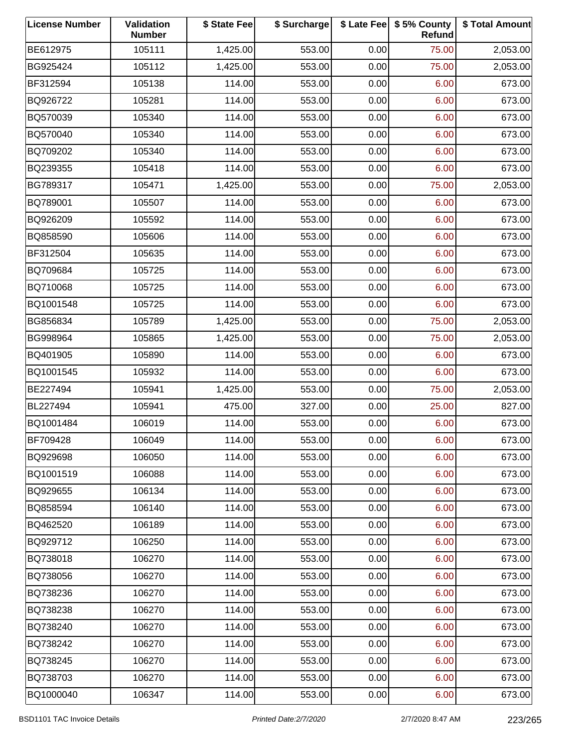| License Number | Validation Number | $ State Fee | $ Surcharge | $ Late Fee | $ 5% County Refund | $ Total Amount |
|---|---|---|---|---|---|---|
| BE612975 | 105111 | 1,425.00 | 553.00 | 0.00 | 75.00 | 2,053.00 |
| BG925424 | 105112 | 1,425.00 | 553.00 | 0.00 | 75.00 | 2,053.00 |
| BF312594 | 105138 | 114.00 | 553.00 | 0.00 | 6.00 | 673.00 |
| BQ926722 | 105281 | 114.00 | 553.00 | 0.00 | 6.00 | 673.00 |
| BQ570039 | 105340 | 114.00 | 553.00 | 0.00 | 6.00 | 673.00 |
| BQ570040 | 105340 | 114.00 | 553.00 | 0.00 | 6.00 | 673.00 |
| BQ709202 | 105340 | 114.00 | 553.00 | 0.00 | 6.00 | 673.00 |
| BQ239355 | 105418 | 114.00 | 553.00 | 0.00 | 6.00 | 673.00 |
| BG789317 | 105471 | 1,425.00 | 553.00 | 0.00 | 75.00 | 2,053.00 |
| BQ789001 | 105507 | 114.00 | 553.00 | 0.00 | 6.00 | 673.00 |
| BQ926209 | 105592 | 114.00 | 553.00 | 0.00 | 6.00 | 673.00 |
| BQ858590 | 105606 | 114.00 | 553.00 | 0.00 | 6.00 | 673.00 |
| BF312504 | 105635 | 114.00 | 553.00 | 0.00 | 6.00 | 673.00 |
| BQ709684 | 105725 | 114.00 | 553.00 | 0.00 | 6.00 | 673.00 |
| BQ710068 | 105725 | 114.00 | 553.00 | 0.00 | 6.00 | 673.00 |
| BQ1001548 | 105725 | 114.00 | 553.00 | 0.00 | 6.00 | 673.00 |
| BG856834 | 105789 | 1,425.00 | 553.00 | 0.00 | 75.00 | 2,053.00 |
| BG998964 | 105865 | 1,425.00 | 553.00 | 0.00 | 75.00 | 2,053.00 |
| BQ401905 | 105890 | 114.00 | 553.00 | 0.00 | 6.00 | 673.00 |
| BQ1001545 | 105932 | 114.00 | 553.00 | 0.00 | 6.00 | 673.00 |
| BE227494 | 105941 | 1,425.00 | 553.00 | 0.00 | 75.00 | 2,053.00 |
| BL227494 | 105941 | 475.00 | 327.00 | 0.00 | 25.00 | 827.00 |
| BQ1001484 | 106019 | 114.00 | 553.00 | 0.00 | 6.00 | 673.00 |
| BF709428 | 106049 | 114.00 | 553.00 | 0.00 | 6.00 | 673.00 |
| BQ929698 | 106050 | 114.00 | 553.00 | 0.00 | 6.00 | 673.00 |
| BQ1001519 | 106088 | 114.00 | 553.00 | 0.00 | 6.00 | 673.00 |
| BQ929655 | 106134 | 114.00 | 553.00 | 0.00 | 6.00 | 673.00 |
| BQ858594 | 106140 | 114.00 | 553.00 | 0.00 | 6.00 | 673.00 |
| BQ462520 | 106189 | 114.00 | 553.00 | 0.00 | 6.00 | 673.00 |
| BQ929712 | 106250 | 114.00 | 553.00 | 0.00 | 6.00 | 673.00 |
| BQ738018 | 106270 | 114.00 | 553.00 | 0.00 | 6.00 | 673.00 |
| BQ738056 | 106270 | 114.00 | 553.00 | 0.00 | 6.00 | 673.00 |
| BQ738236 | 106270 | 114.00 | 553.00 | 0.00 | 6.00 | 673.00 |
| BQ738238 | 106270 | 114.00 | 553.00 | 0.00 | 6.00 | 673.00 |
| BQ738240 | 106270 | 114.00 | 553.00 | 0.00 | 6.00 | 673.00 |
| BQ738242 | 106270 | 114.00 | 553.00 | 0.00 | 6.00 | 673.00 |
| BQ738245 | 106270 | 114.00 | 553.00 | 0.00 | 6.00 | 673.00 |
| BQ738703 | 106270 | 114.00 | 553.00 | 0.00 | 6.00 | 673.00 |
| BQ1000040 | 106347 | 114.00 | 553.00 | 0.00 | 6.00 | 673.00 |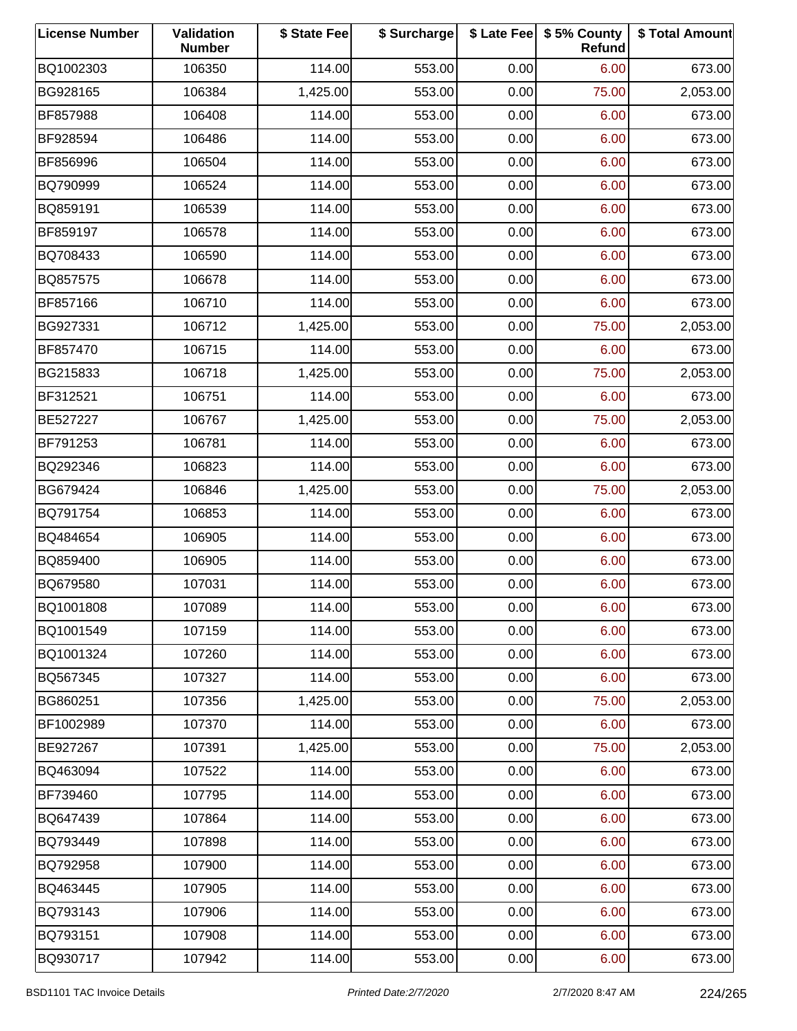| License Number | Validation Number | $ State Fee | $ Surcharge | $ Late Fee | $ 5% County Refund | $ Total Amount |
|---|---|---|---|---|---|---|
| BQ1002303 | 106350 | 114.00 | 553.00 | 0.00 | 6.00 | 673.00 |
| BG928165 | 106384 | 1,425.00 | 553.00 | 0.00 | 75.00 | 2,053.00 |
| BF857988 | 106408 | 114.00 | 553.00 | 0.00 | 6.00 | 673.00 |
| BF928594 | 106486 | 114.00 | 553.00 | 0.00 | 6.00 | 673.00 |
| BF856996 | 106504 | 114.00 | 553.00 | 0.00 | 6.00 | 673.00 |
| BQ790999 | 106524 | 114.00 | 553.00 | 0.00 | 6.00 | 673.00 |
| BQ859191 | 106539 | 114.00 | 553.00 | 0.00 | 6.00 | 673.00 |
| BF859197 | 106578 | 114.00 | 553.00 | 0.00 | 6.00 | 673.00 |
| BQ708433 | 106590 | 114.00 | 553.00 | 0.00 | 6.00 | 673.00 |
| BQ857575 | 106678 | 114.00 | 553.00 | 0.00 | 6.00 | 673.00 |
| BF857166 | 106710 | 114.00 | 553.00 | 0.00 | 6.00 | 673.00 |
| BG927331 | 106712 | 1,425.00 | 553.00 | 0.00 | 75.00 | 2,053.00 |
| BF857470 | 106715 | 114.00 | 553.00 | 0.00 | 6.00 | 673.00 |
| BG215833 | 106718 | 1,425.00 | 553.00 | 0.00 | 75.00 | 2,053.00 |
| BF312521 | 106751 | 114.00 | 553.00 | 0.00 | 6.00 | 673.00 |
| BE527227 | 106767 | 1,425.00 | 553.00 | 0.00 | 75.00 | 2,053.00 |
| BF791253 | 106781 | 114.00 | 553.00 | 0.00 | 6.00 | 673.00 |
| BQ292346 | 106823 | 114.00 | 553.00 | 0.00 | 6.00 | 673.00 |
| BG679424 | 106846 | 1,425.00 | 553.00 | 0.00 | 75.00 | 2,053.00 |
| BQ791754 | 106853 | 114.00 | 553.00 | 0.00 | 6.00 | 673.00 |
| BQ484654 | 106905 | 114.00 | 553.00 | 0.00 | 6.00 | 673.00 |
| BQ859400 | 106905 | 114.00 | 553.00 | 0.00 | 6.00 | 673.00 |
| BQ679580 | 107031 | 114.00 | 553.00 | 0.00 | 6.00 | 673.00 |
| BQ1001808 | 107089 | 114.00 | 553.00 | 0.00 | 6.00 | 673.00 |
| BQ1001549 | 107159 | 114.00 | 553.00 | 0.00 | 6.00 | 673.00 |
| BQ1001324 | 107260 | 114.00 | 553.00 | 0.00 | 6.00 | 673.00 |
| BQ567345 | 107327 | 114.00 | 553.00 | 0.00 | 6.00 | 673.00 |
| BG860251 | 107356 | 1,425.00 | 553.00 | 0.00 | 75.00 | 2,053.00 |
| BF1002989 | 107370 | 114.00 | 553.00 | 0.00 | 6.00 | 673.00 |
| BE927267 | 107391 | 1,425.00 | 553.00 | 0.00 | 75.00 | 2,053.00 |
| BQ463094 | 107522 | 114.00 | 553.00 | 0.00 | 6.00 | 673.00 |
| BF739460 | 107795 | 114.00 | 553.00 | 0.00 | 6.00 | 673.00 |
| BQ647439 | 107864 | 114.00 | 553.00 | 0.00 | 6.00 | 673.00 |
| BQ793449 | 107898 | 114.00 | 553.00 | 0.00 | 6.00 | 673.00 |
| BQ792958 | 107900 | 114.00 | 553.00 | 0.00 | 6.00 | 673.00 |
| BQ463445 | 107905 | 114.00 | 553.00 | 0.00 | 6.00 | 673.00 |
| BQ793143 | 107906 | 114.00 | 553.00 | 0.00 | 6.00 | 673.00 |
| BQ793151 | 107908 | 114.00 | 553.00 | 0.00 | 6.00 | 673.00 |
| BQ930717 | 107942 | 114.00 | 553.00 | 0.00 | 6.00 | 673.00 |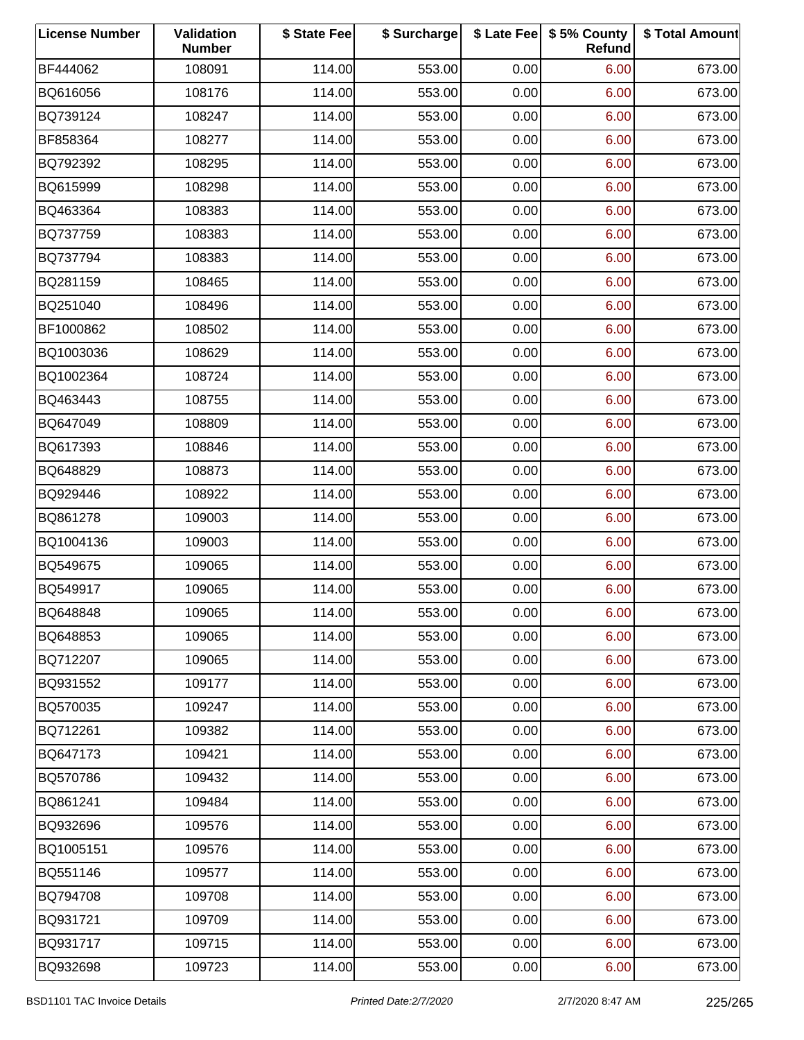| License Number | Validation Number | $ State Fee | $ Surcharge | $ Late Fee | $ 5% County Refund | $ Total Amount |
|---|---|---|---|---|---|---|
| BF444062 | 108091 | 114.00 | 553.00 | 0.00 | 6.00 | 673.00 |
| BQ616056 | 108176 | 114.00 | 553.00 | 0.00 | 6.00 | 673.00 |
| BQ739124 | 108247 | 114.00 | 553.00 | 0.00 | 6.00 | 673.00 |
| BF858364 | 108277 | 114.00 | 553.00 | 0.00 | 6.00 | 673.00 |
| BQ792392 | 108295 | 114.00 | 553.00 | 0.00 | 6.00 | 673.00 |
| BQ615999 | 108298 | 114.00 | 553.00 | 0.00 | 6.00 | 673.00 |
| BQ463364 | 108383 | 114.00 | 553.00 | 0.00 | 6.00 | 673.00 |
| BQ737759 | 108383 | 114.00 | 553.00 | 0.00 | 6.00 | 673.00 |
| BQ737794 | 108383 | 114.00 | 553.00 | 0.00 | 6.00 | 673.00 |
| BQ281159 | 108465 | 114.00 | 553.00 | 0.00 | 6.00 | 673.00 |
| BQ251040 | 108496 | 114.00 | 553.00 | 0.00 | 6.00 | 673.00 |
| BF1000862 | 108502 | 114.00 | 553.00 | 0.00 | 6.00 | 673.00 |
| BQ1003036 | 108629 | 114.00 | 553.00 | 0.00 | 6.00 | 673.00 |
| BQ1002364 | 108724 | 114.00 | 553.00 | 0.00 | 6.00 | 673.00 |
| BQ463443 | 108755 | 114.00 | 553.00 | 0.00 | 6.00 | 673.00 |
| BQ647049 | 108809 | 114.00 | 553.00 | 0.00 | 6.00 | 673.00 |
| BQ617393 | 108846 | 114.00 | 553.00 | 0.00 | 6.00 | 673.00 |
| BQ648829 | 108873 | 114.00 | 553.00 | 0.00 | 6.00 | 673.00 |
| BQ929446 | 108922 | 114.00 | 553.00 | 0.00 | 6.00 | 673.00 |
| BQ861278 | 109003 | 114.00 | 553.00 | 0.00 | 6.00 | 673.00 |
| BQ1004136 | 109003 | 114.00 | 553.00 | 0.00 | 6.00 | 673.00 |
| BQ549675 | 109065 | 114.00 | 553.00 | 0.00 | 6.00 | 673.00 |
| BQ549917 | 109065 | 114.00 | 553.00 | 0.00 | 6.00 | 673.00 |
| BQ648848 | 109065 | 114.00 | 553.00 | 0.00 | 6.00 | 673.00 |
| BQ648853 | 109065 | 114.00 | 553.00 | 0.00 | 6.00 | 673.00 |
| BQ712207 | 109065 | 114.00 | 553.00 | 0.00 | 6.00 | 673.00 |
| BQ931552 | 109177 | 114.00 | 553.00 | 0.00 | 6.00 | 673.00 |
| BQ570035 | 109247 | 114.00 | 553.00 | 0.00 | 6.00 | 673.00 |
| BQ712261 | 109382 | 114.00 | 553.00 | 0.00 | 6.00 | 673.00 |
| BQ647173 | 109421 | 114.00 | 553.00 | 0.00 | 6.00 | 673.00 |
| BQ570786 | 109432 | 114.00 | 553.00 | 0.00 | 6.00 | 673.00 |
| BQ861241 | 109484 | 114.00 | 553.00 | 0.00 | 6.00 | 673.00 |
| BQ932696 | 109576 | 114.00 | 553.00 | 0.00 | 6.00 | 673.00 |
| BQ1005151 | 109576 | 114.00 | 553.00 | 0.00 | 6.00 | 673.00 |
| BQ551146 | 109577 | 114.00 | 553.00 | 0.00 | 6.00 | 673.00 |
| BQ794708 | 109708 | 114.00 | 553.00 | 0.00 | 6.00 | 673.00 |
| BQ931721 | 109709 | 114.00 | 553.00 | 0.00 | 6.00 | 673.00 |
| BQ931717 | 109715 | 114.00 | 553.00 | 0.00 | 6.00 | 673.00 |
| BQ932698 | 109723 | 114.00 | 553.00 | 0.00 | 6.00 | 673.00 |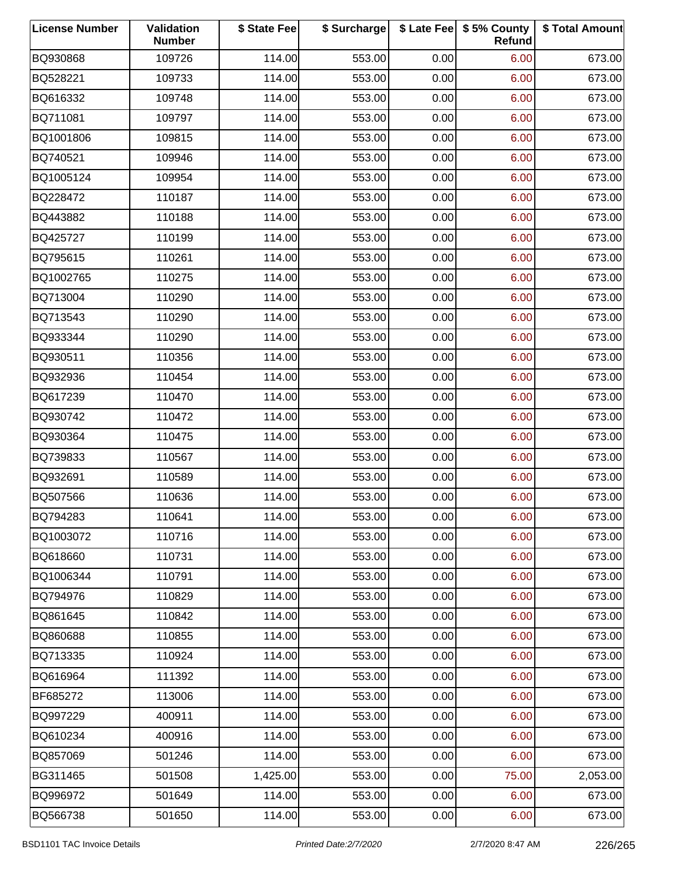| License Number | Validation Number | $ State Fee | $ Surcharge | $ Late Fee | $ 5% County Refund | $ Total Amount |
|---|---|---|---|---|---|---|
| BQ930868 | 109726 | 114.00 | 553.00 | 0.00 | 6.00 | 673.00 |
| BQ528221 | 109733 | 114.00 | 553.00 | 0.00 | 6.00 | 673.00 |
| BQ616332 | 109748 | 114.00 | 553.00 | 0.00 | 6.00 | 673.00 |
| BQ711081 | 109797 | 114.00 | 553.00 | 0.00 | 6.00 | 673.00 |
| BQ1001806 | 109815 | 114.00 | 553.00 | 0.00 | 6.00 | 673.00 |
| BQ740521 | 109946 | 114.00 | 553.00 | 0.00 | 6.00 | 673.00 |
| BQ1005124 | 109954 | 114.00 | 553.00 | 0.00 | 6.00 | 673.00 |
| BQ228472 | 110187 | 114.00 | 553.00 | 0.00 | 6.00 | 673.00 |
| BQ443882 | 110188 | 114.00 | 553.00 | 0.00 | 6.00 | 673.00 |
| BQ425727 | 110199 | 114.00 | 553.00 | 0.00 | 6.00 | 673.00 |
| BQ795615 | 110261 | 114.00 | 553.00 | 0.00 | 6.00 | 673.00 |
| BQ1002765 | 110275 | 114.00 | 553.00 | 0.00 | 6.00 | 673.00 |
| BQ713004 | 110290 | 114.00 | 553.00 | 0.00 | 6.00 | 673.00 |
| BQ713543 | 110290 | 114.00 | 553.00 | 0.00 | 6.00 | 673.00 |
| BQ933344 | 110290 | 114.00 | 553.00 | 0.00 | 6.00 | 673.00 |
| BQ930511 | 110356 | 114.00 | 553.00 | 0.00 | 6.00 | 673.00 |
| BQ932936 | 110454 | 114.00 | 553.00 | 0.00 | 6.00 | 673.00 |
| BQ617239 | 110470 | 114.00 | 553.00 | 0.00 | 6.00 | 673.00 |
| BQ930742 | 110472 | 114.00 | 553.00 | 0.00 | 6.00 | 673.00 |
| BQ930364 | 110475 | 114.00 | 553.00 | 0.00 | 6.00 | 673.00 |
| BQ739833 | 110567 | 114.00 | 553.00 | 0.00 | 6.00 | 673.00 |
| BQ932691 | 110589 | 114.00 | 553.00 | 0.00 | 6.00 | 673.00 |
| BQ507566 | 110636 | 114.00 | 553.00 | 0.00 | 6.00 | 673.00 |
| BQ794283 | 110641 | 114.00 | 553.00 | 0.00 | 6.00 | 673.00 |
| BQ1003072 | 110716 | 114.00 | 553.00 | 0.00 | 6.00 | 673.00 |
| BQ618660 | 110731 | 114.00 | 553.00 | 0.00 | 6.00 | 673.00 |
| BQ1006344 | 110791 | 114.00 | 553.00 | 0.00 | 6.00 | 673.00 |
| BQ794976 | 110829 | 114.00 | 553.00 | 0.00 | 6.00 | 673.00 |
| BQ861645 | 110842 | 114.00 | 553.00 | 0.00 | 6.00 | 673.00 |
| BQ860688 | 110855 | 114.00 | 553.00 | 0.00 | 6.00 | 673.00 |
| BQ713335 | 110924 | 114.00 | 553.00 | 0.00 | 6.00 | 673.00 |
| BQ616964 | 111392 | 114.00 | 553.00 | 0.00 | 6.00 | 673.00 |
| BF685272 | 113006 | 114.00 | 553.00 | 0.00 | 6.00 | 673.00 |
| BQ997229 | 400911 | 114.00 | 553.00 | 0.00 | 6.00 | 673.00 |
| BQ610234 | 400916 | 114.00 | 553.00 | 0.00 | 6.00 | 673.00 |
| BQ857069 | 501246 | 114.00 | 553.00 | 0.00 | 6.00 | 673.00 |
| BG311465 | 501508 | 1,425.00 | 553.00 | 0.00 | 75.00 | 2,053.00 |
| BQ996972 | 501649 | 114.00 | 553.00 | 0.00 | 6.00 | 673.00 |
| BQ566738 | 501650 | 114.00 | 553.00 | 0.00 | 6.00 | 673.00 |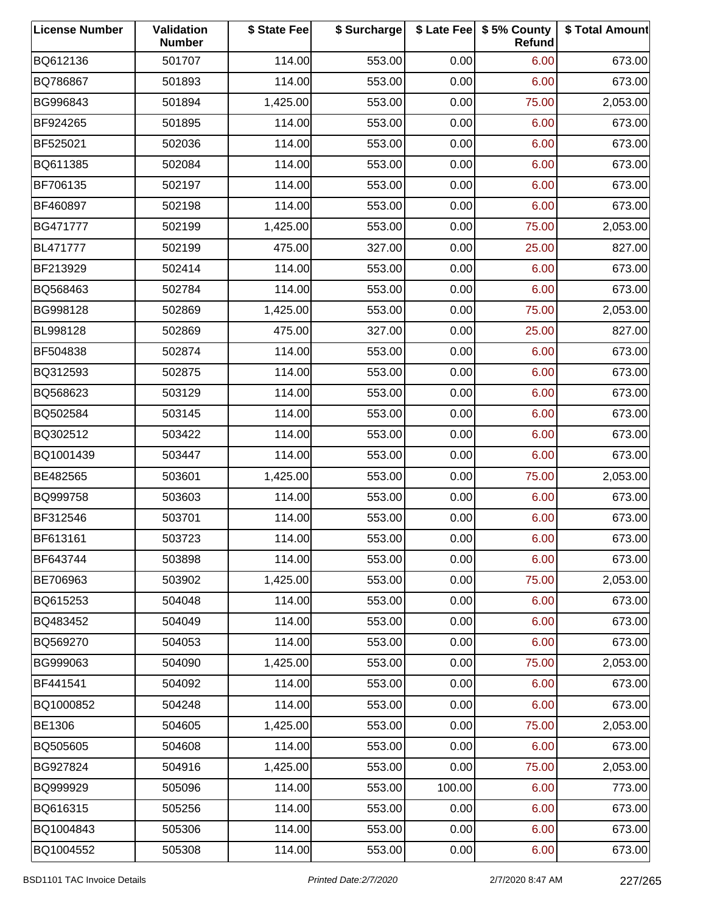| License Number | Validation Number | $ State Fee | $ Surcharge | $ Late Fee | $ 5% County Refund | $ Total Amount |
|---|---|---|---|---|---|---|
| BQ612136 | 501707 | 114.00 | 553.00 | 0.00 | 6.00 | 673.00 |
| BQ786867 | 501893 | 114.00 | 553.00 | 0.00 | 6.00 | 673.00 |
| BG996843 | 501894 | 1,425.00 | 553.00 | 0.00 | 75.00 | 2,053.00 |
| BF924265 | 501895 | 114.00 | 553.00 | 0.00 | 6.00 | 673.00 |
| BF525021 | 502036 | 114.00 | 553.00 | 0.00 | 6.00 | 673.00 |
| BQ611385 | 502084 | 114.00 | 553.00 | 0.00 | 6.00 | 673.00 |
| BF706135 | 502197 | 114.00 | 553.00 | 0.00 | 6.00 | 673.00 |
| BF460897 | 502198 | 114.00 | 553.00 | 0.00 | 6.00 | 673.00 |
| BG471777 | 502199 | 1,425.00 | 553.00 | 0.00 | 75.00 | 2,053.00 |
| BL471777 | 502199 | 475.00 | 327.00 | 0.00 | 25.00 | 827.00 |
| BF213929 | 502414 | 114.00 | 553.00 | 0.00 | 6.00 | 673.00 |
| BQ568463 | 502784 | 114.00 | 553.00 | 0.00 | 6.00 | 673.00 |
| BG998128 | 502869 | 1,425.00 | 553.00 | 0.00 | 75.00 | 2,053.00 |
| BL998128 | 502869 | 475.00 | 327.00 | 0.00 | 25.00 | 827.00 |
| BF504838 | 502874 | 114.00 | 553.00 | 0.00 | 6.00 | 673.00 |
| BQ312593 | 502875 | 114.00 | 553.00 | 0.00 | 6.00 | 673.00 |
| BQ568623 | 503129 | 114.00 | 553.00 | 0.00 | 6.00 | 673.00 |
| BQ502584 | 503145 | 114.00 | 553.00 | 0.00 | 6.00 | 673.00 |
| BQ302512 | 503422 | 114.00 | 553.00 | 0.00 | 6.00 | 673.00 |
| BQ1001439 | 503447 | 114.00 | 553.00 | 0.00 | 6.00 | 673.00 |
| BE482565 | 503601 | 1,425.00 | 553.00 | 0.00 | 75.00 | 2,053.00 |
| BQ999758 | 503603 | 114.00 | 553.00 | 0.00 | 6.00 | 673.00 |
| BF312546 | 503701 | 114.00 | 553.00 | 0.00 | 6.00 | 673.00 |
| BF613161 | 503723 | 114.00 | 553.00 | 0.00 | 6.00 | 673.00 |
| BF643744 | 503898 | 114.00 | 553.00 | 0.00 | 6.00 | 673.00 |
| BE706963 | 503902 | 1,425.00 | 553.00 | 0.00 | 75.00 | 2,053.00 |
| BQ615253 | 504048 | 114.00 | 553.00 | 0.00 | 6.00 | 673.00 |
| BQ483452 | 504049 | 114.00 | 553.00 | 0.00 | 6.00 | 673.00 |
| BQ569270 | 504053 | 114.00 | 553.00 | 0.00 | 6.00 | 673.00 |
| BG999063 | 504090 | 1,425.00 | 553.00 | 0.00 | 75.00 | 2,053.00 |
| BF441541 | 504092 | 114.00 | 553.00 | 0.00 | 6.00 | 673.00 |
| BQ1000852 | 504248 | 114.00 | 553.00 | 0.00 | 6.00 | 673.00 |
| BE1306 | 504605 | 1,425.00 | 553.00 | 0.00 | 75.00 | 2,053.00 |
| BQ505605 | 504608 | 114.00 | 553.00 | 0.00 | 6.00 | 673.00 |
| BG927824 | 504916 | 1,425.00 | 553.00 | 0.00 | 75.00 | 2,053.00 |
| BQ999929 | 505096 | 114.00 | 553.00 | 100.00 | 6.00 | 773.00 |
| BQ616315 | 505256 | 114.00 | 553.00 | 0.00 | 6.00 | 673.00 |
| BQ1004843 | 505306 | 114.00 | 553.00 | 0.00 | 6.00 | 673.00 |
| BQ1004552 | 505308 | 114.00 | 553.00 | 0.00 | 6.00 | 673.00 |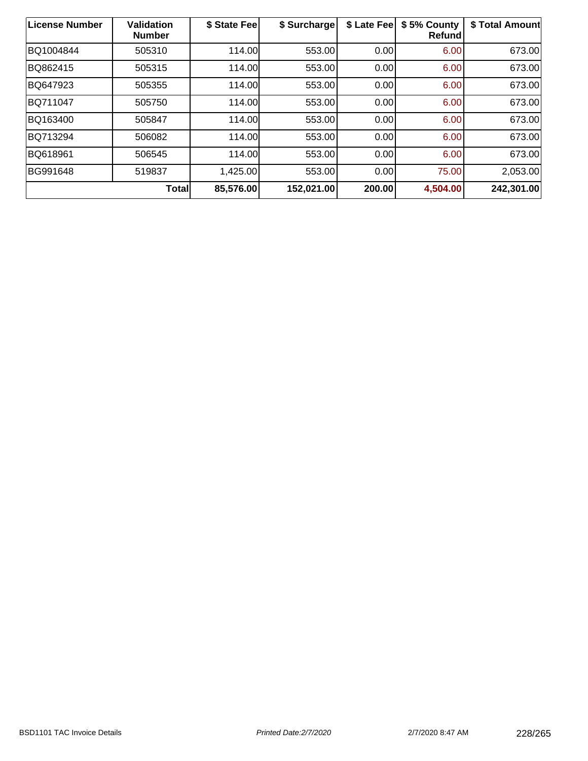| License Number | Validation Number | $ State Fee | $ Surcharge | $ Late Fee | $ 5% County Refund | $ Total Amount |
|---|---|---|---|---|---|---|
| BQ1004844 | 505310 | 114.00 | 553.00 | 0.00 | 6.00 | 673.00 |
| BQ862415 | 505315 | 114.00 | 553.00 | 0.00 | 6.00 | 673.00 |
| BQ647923 | 505355 | 114.00 | 553.00 | 0.00 | 6.00 | 673.00 |
| BQ711047 | 505750 | 114.00 | 553.00 | 0.00 | 6.00 | 673.00 |
| BQ163400 | 505847 | 114.00 | 553.00 | 0.00 | 6.00 | 673.00 |
| BQ713294 | 506082 | 114.00 | 553.00 | 0.00 | 6.00 | 673.00 |
| BQ618961 | 506545 | 114.00 | 553.00 | 0.00 | 6.00 | 673.00 |
| BG991648 | 519837 | 1,425.00 | 553.00 | 0.00 | 75.00 | 2,053.00 |
| | **Total** | **85,576.00** | **152,021.00** | **200.00** | **4,504.00** | **242,301.00** |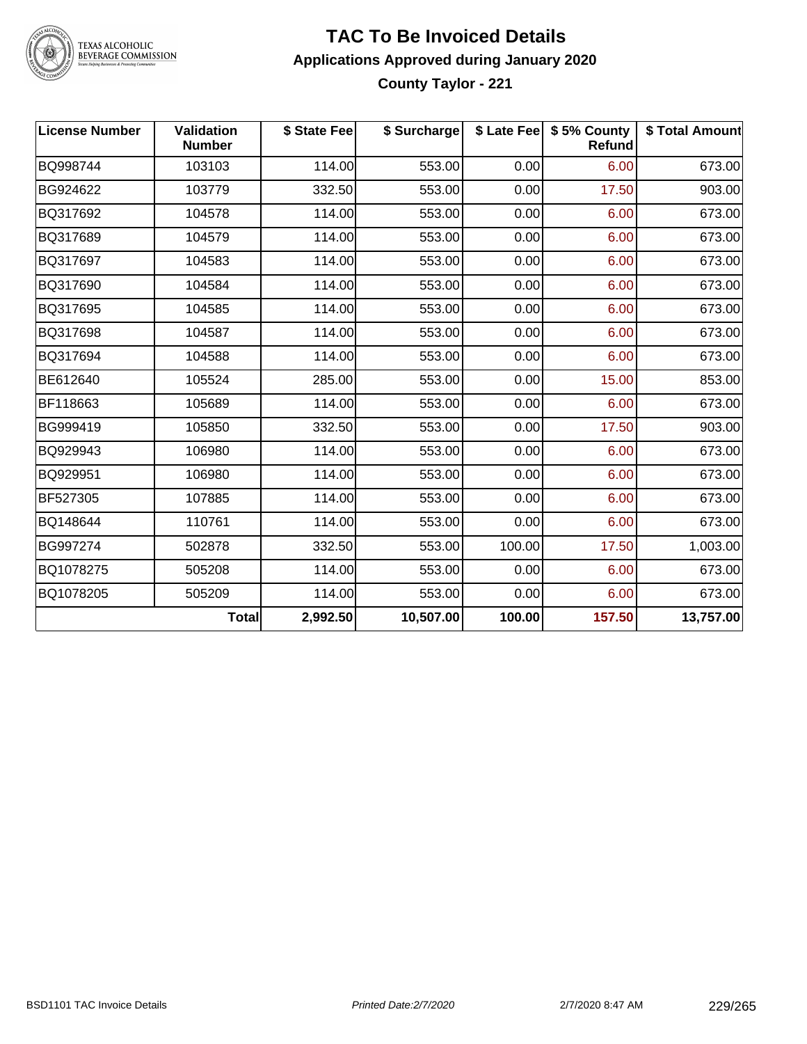# TAC To Be Invoiced Details

## Applications Approved during January 2020

### County Taylor - 221

| License Number | Validation Number | $ State Fee | $ Surcharge | $ Late Fee | $ 5% County Refund | $ Total Amount |
|---|---|---|---|---|---|---|
| BQ998744 | 103103 | 114.00 | 553.00 | 0.00 | 6.00 | 673.00 |
| BG924622 | 103779 | 332.50 | 553.00 | 0.00 | 17.50 | 903.00 |
| BQ317692 | 104578 | 114.00 | 553.00 | 0.00 | 6.00 | 673.00 |
| BQ317689 | 104579 | 114.00 | 553.00 | 0.00 | 6.00 | 673.00 |
| BQ317697 | 104583 | 114.00 | 553.00 | 0.00 | 6.00 | 673.00 |
| BQ317690 | 104584 | 114.00 | 553.00 | 0.00 | 6.00 | 673.00 |
| BQ317695 | 104585 | 114.00 | 553.00 | 0.00 | 6.00 | 673.00 |
| BQ317698 | 104587 | 114.00 | 553.00 | 0.00 | 6.00 | 673.00 |
| BQ317694 | 104588 | 114.00 | 553.00 | 0.00 | 6.00 | 673.00 |
| BE612640 | 105524 | 285.00 | 553.00 | 0.00 | 15.00 | 853.00 |
| BF118663 | 105689 | 114.00 | 553.00 | 0.00 | 6.00 | 673.00 |
| BG999419 | 105850 | 332.50 | 553.00 | 0.00 | 17.50 | 903.00 |
| BQ929943 | 106980 | 114.00 | 553.00 | 0.00 | 6.00 | 673.00 |
| BQ929951 | 106980 | 114.00 | 553.00 | 0.00 | 6.00 | 673.00 |
| BF527305 | 107885 | 114.00 | 553.00 | 0.00 | 6.00 | 673.00 |
| BQ148644 | 110761 | 114.00 | 553.00 | 0.00 | 6.00 | 673.00 |
| BG997274 | 502878 | 332.50 | 553.00 | 100.00 | 17.50 | 1,003.00 |
| BQ1078275 | 505208 | 114.00 | 553.00 | 0.00 | 6.00 | 673.00 |
| BQ1078205 | 505209 | 114.00 | 553.00 | 0.00 | 6.00 | 673.00 |
| | **Total** | **2,992.50** | **10,507.00** | **100.00** | **157.50** | **13,757.00** |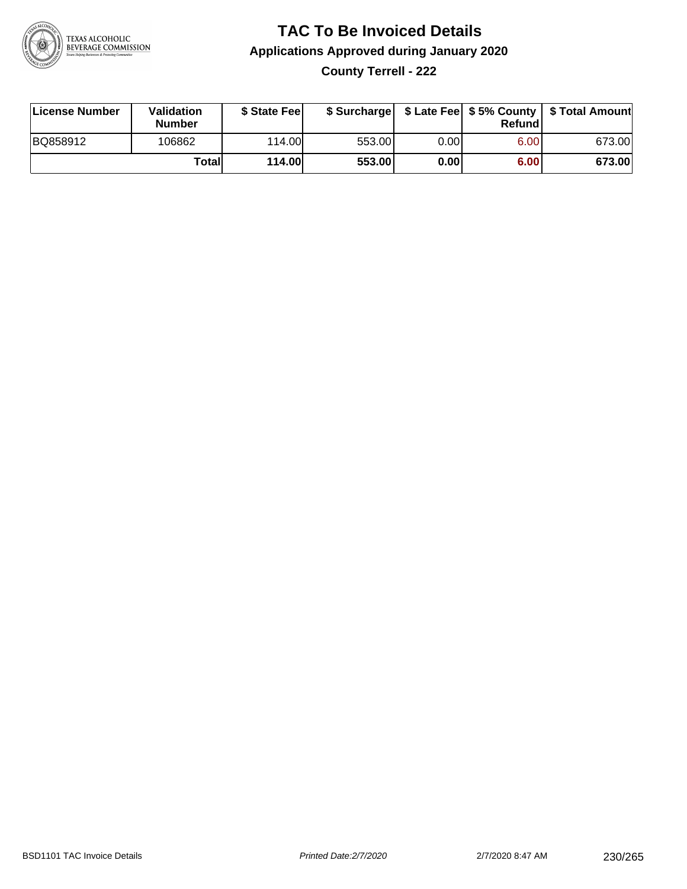# TAC To Be Invoiced Details

## Applications Approved during January 2020

### County Terrell - 222

| License Number | Validation Number | $ State Fee | $ Surcharge | $ Late Fee | $ 5% County Refund | $ Total Amount |
|---|---|---|---|---|---|---|
| BQ858912 | 106862 | 114.00 | 553.00 | 0.00 | 6.00 | 673.00 |
| | **Total** | **114.00** | **553.00** | **0.00** | **6.00** | **673.00** |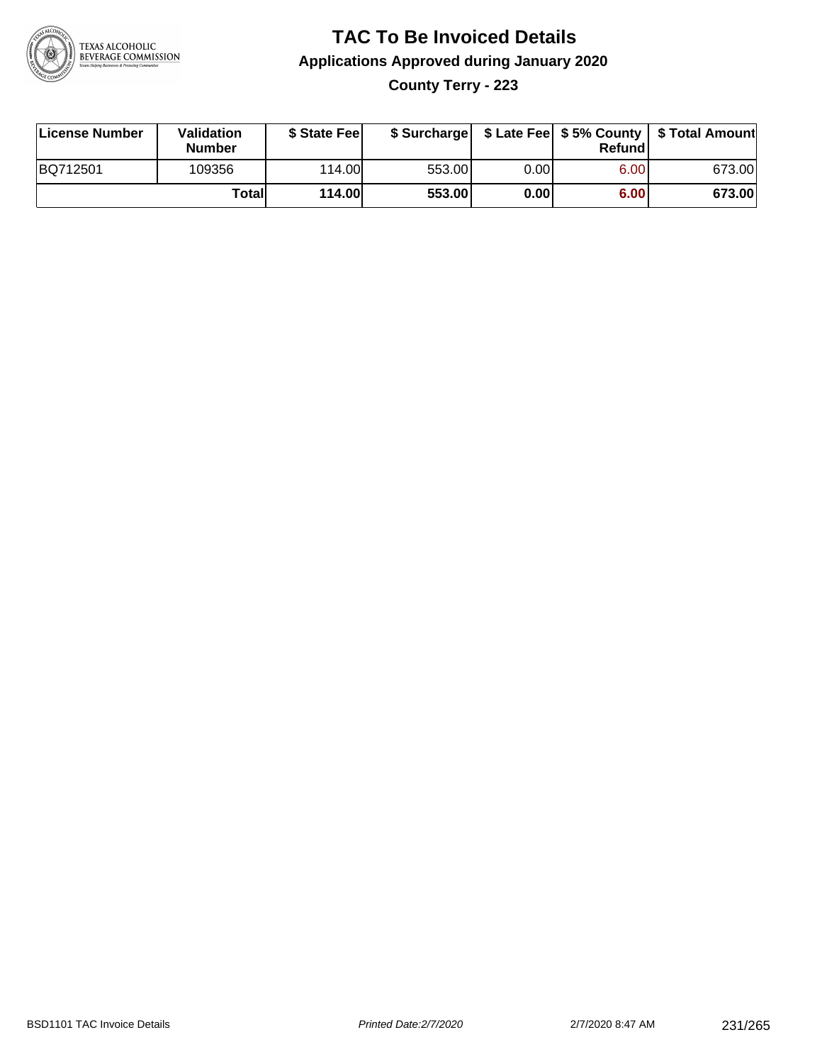# TAC To Be Invoiced Details

## Applications Approved during January 2020

### County Terry - 223

| License Number | Validation Number | $ State Fee | $ Surcharge | $ Late Fee | $ 5% County Refund | $ Total Amount |
|---|---|---|---|---|---|---|
| BQ712501 | 109356 | 114.00 | 553.00 | 0.00 | 6.00 | 673.00 |
| | **Total** | **114.00** | **553.00** | **0.00** | **6.00** | **673.00** |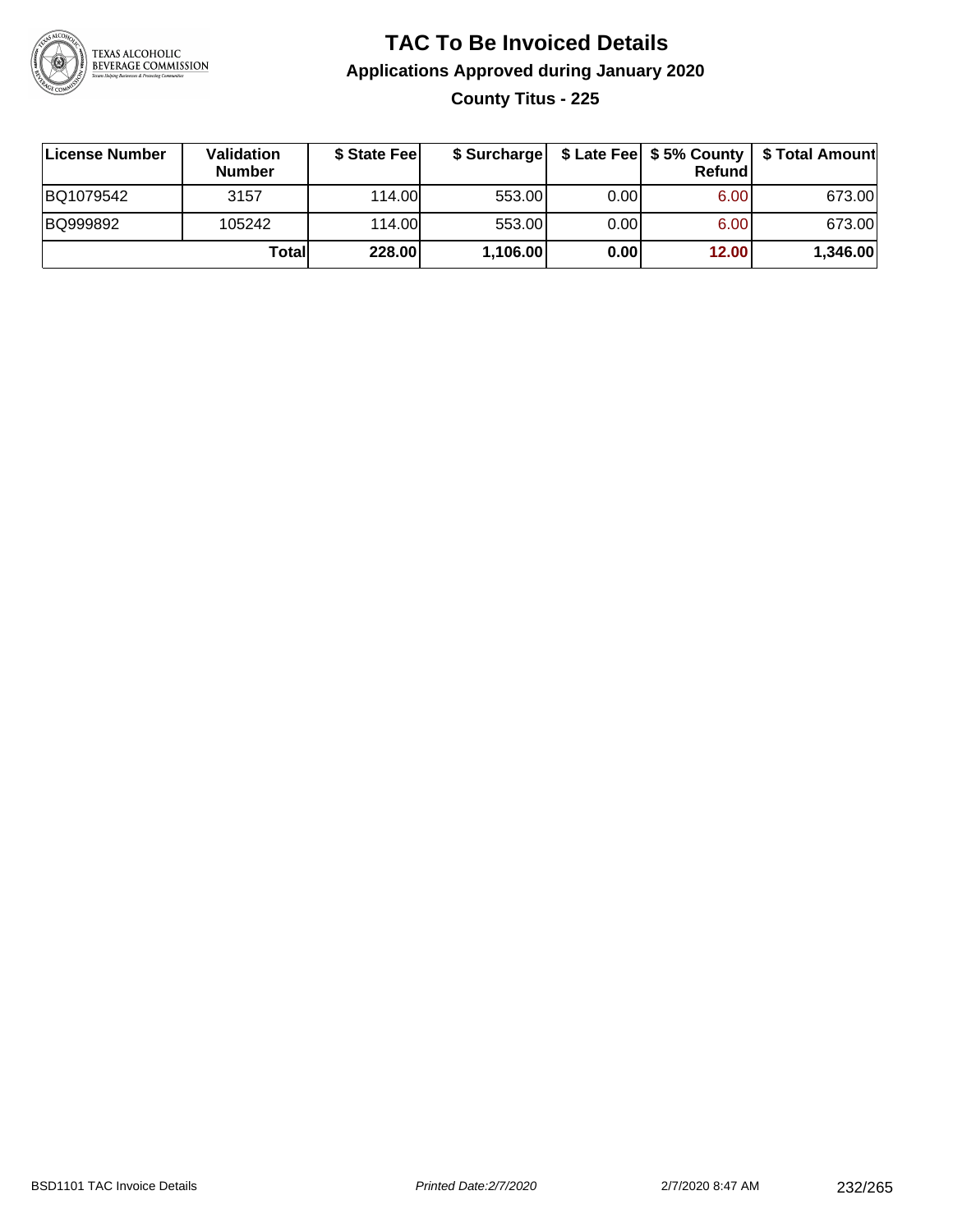# TAC To Be Invoiced Details

## Applications Approved during January 2020

### County Titus - 225

| License Number | Validation Number | $ State Fee | $ Surcharge | $ Late Fee | $ 5% County Refund | $ Total Amount |
|---|---|---|---|---|---|---|
| BQ1079542 | 3157 | 114.00 | 553.00 | 0.00 | 6.00 | 673.00 |
| BQ999892 | 105242 | 114.00 | 553.00 | 0.00 | 6.00 | 673.00 |
| | **Total** | **228.00** | **1,106.00** | **0.00** | **12.00** | **1,346.00** |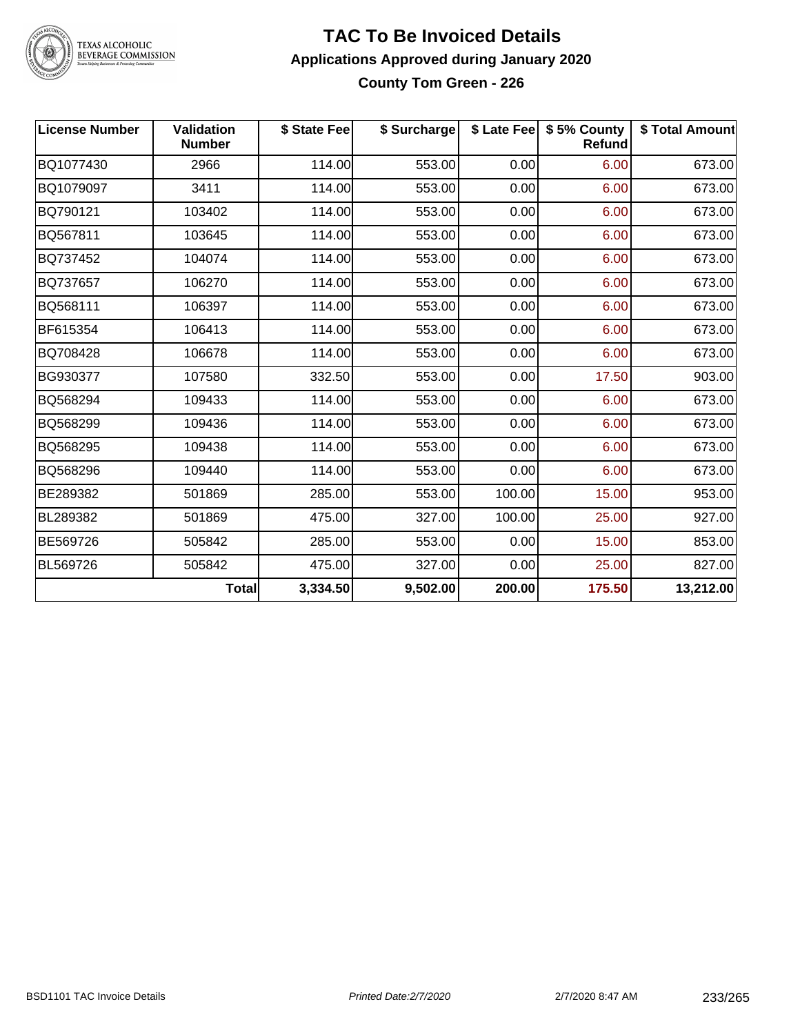# TAC To Be Invoiced Details

## Applications Approved during January 2020

### County Tom Green - 226

| License Number | Validation Number | $ State Fee | $ Surcharge | $ Late Fee | $ 5% County Refund | $ Total Amount |
|---|---|---|---|---|---|---|
| BQ1077430 | 2966 | 114.00 | 553.00 | 0.00 | 6.00 | 673.00 |
| BQ1079097 | 3411 | 114.00 | 553.00 | 0.00 | 6.00 | 673.00 |
| BQ790121 | 103402 | 114.00 | 553.00 | 0.00 | 6.00 | 673.00 |
| BQ567811 | 103645 | 114.00 | 553.00 | 0.00 | 6.00 | 673.00 |
| BQ737452 | 104074 | 114.00 | 553.00 | 0.00 | 6.00 | 673.00 |
| BQ737657 | 106270 | 114.00 | 553.00 | 0.00 | 6.00 | 673.00 |
| BQ568111 | 106397 | 114.00 | 553.00 | 0.00 | 6.00 | 673.00 |
| BF615354 | 106413 | 114.00 | 553.00 | 0.00 | 6.00 | 673.00 |
| BQ708428 | 106678 | 114.00 | 553.00 | 0.00 | 6.00 | 673.00 |
| BG930377 | 107580 | 332.50 | 553.00 | 0.00 | 17.50 | 903.00 |
| BQ568294 | 109433 | 114.00 | 553.00 | 0.00 | 6.00 | 673.00 |
| BQ568299 | 109436 | 114.00 | 553.00 | 0.00 | 6.00 | 673.00 |
| BQ568295 | 109438 | 114.00 | 553.00 | 0.00 | 6.00 | 673.00 |
| BQ568296 | 109440 | 114.00 | 553.00 | 0.00 | 6.00 | 673.00 |
| BE289382 | 501869 | 285.00 | 553.00 | 100.00 | 15.00 | 953.00 |
| BL289382 | 501869 | 475.00 | 327.00 | 100.00 | 25.00 | 927.00 |
| BE569726 | 505842 | 285.00 | 553.00 | 0.00 | 15.00 | 853.00 |
| BL569726 | 505842 | 475.00 | 327.00 | 0.00 | 25.00 | 827.00 |
| | **Total** | **3,334.50** | **9,502.00** | **200.00** | **175.50** | **13,212.00** |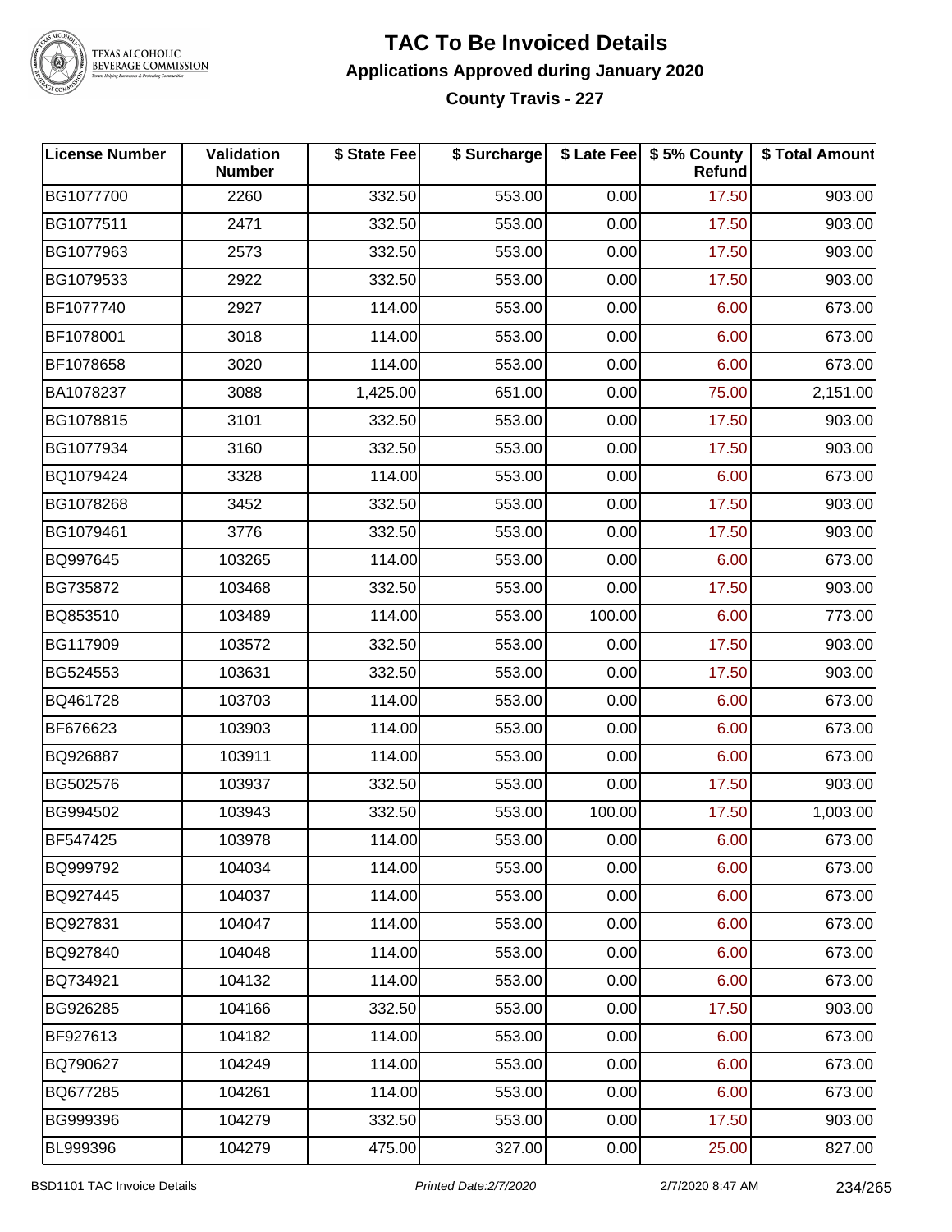# TAC To Be Invoiced Details

## Applications Approved during January 2020

### County Travis - 227

| License Number | Validation Number | $ State Fee | $ Surcharge | $ Late Fee | $ 5% County Refund | $ Total Amount |
|---|---|---|---|---|---|---|
| BG1077700 | 2260 | 332.50 | 553.00 | 0.00 | 17.50 | 903.00 |
| BG1077511 | 2471 | 332.50 | 553.00 | 0.00 | 17.50 | 903.00 |
| BG1077963 | 2573 | 332.50 | 553.00 | 0.00 | 17.50 | 903.00 |
| BG1079533 | 2922 | 332.50 | 553.00 | 0.00 | 17.50 | 903.00 |
| BF1077740 | 2927 | 114.00 | 553.00 | 0.00 | 6.00 | 673.00 |
| BF1078001 | 3018 | 114.00 | 553.00 | 0.00 | 6.00 | 673.00 |
| BF1078658 | 3020 | 114.00 | 553.00 | 0.00 | 6.00 | 673.00 |
| BA1078237 | 3088 | 1,425.00 | 651.00 | 0.00 | 75.00 | 2,151.00 |
| BG1078815 | 3101 | 332.50 | 553.00 | 0.00 | 17.50 | 903.00 |
| BG1077934 | 3160 | 332.50 | 553.00 | 0.00 | 17.50 | 903.00 |
| BQ1079424 | 3328 | 114.00 | 553.00 | 0.00 | 6.00 | 673.00 |
| BG1078268 | 3452 | 332.50 | 553.00 | 0.00 | 17.50 | 903.00 |
| BG1079461 | 3776 | 332.50 | 553.00 | 0.00 | 17.50 | 903.00 |
| BQ997645 | 103265 | 114.00 | 553.00 | 0.00 | 6.00 | 673.00 |
| BG735872 | 103468 | 332.50 | 553.00 | 0.00 | 17.50 | 903.00 |
| BQ853510 | 103489 | 114.00 | 553.00 | 100.00 | 6.00 | 773.00 |
| BG117909 | 103572 | 332.50 | 553.00 | 0.00 | 17.50 | 903.00 |
| BG524553 | 103631 | 332.50 | 553.00 | 0.00 | 17.50 | 903.00 |
| BQ461728 | 103703 | 114.00 | 553.00 | 0.00 | 6.00 | 673.00 |
| BF676623 | 103903 | 114.00 | 553.00 | 0.00 | 6.00 | 673.00 |
| BQ926887 | 103911 | 114.00 | 553.00 | 0.00 | 6.00 | 673.00 |
| BG502576 | 103937 | 332.50 | 553.00 | 0.00 | 17.50 | 903.00 |
| BG994502 | 103943 | 332.50 | 553.00 | 100.00 | 17.50 | 1,003.00 |
| BF547425 | 103978 | 114.00 | 553.00 | 0.00 | 6.00 | 673.00 |
| BQ999792 | 104034 | 114.00 | 553.00 | 0.00 | 6.00 | 673.00 |
| BQ927445 | 104037 | 114.00 | 553.00 | 0.00 | 6.00 | 673.00 |
| BQ927831 | 104047 | 114.00 | 553.00 | 0.00 | 6.00 | 673.00 |
| BQ927840 | 104048 | 114.00 | 553.00 | 0.00 | 6.00 | 673.00 |
| BQ734921 | 104132 | 114.00 | 553.00 | 0.00 | 6.00 | 673.00 |
| BG926285 | 104166 | 332.50 | 553.00 | 0.00 | 17.50 | 903.00 |
| BF927613 | 104182 | 114.00 | 553.00 | 0.00 | 6.00 | 673.00 |
| BQ790627 | 104249 | 114.00 | 553.00 | 0.00 | 6.00 | 673.00 |
| BQ677285 | 104261 | 114.00 | 553.00 | 0.00 | 6.00 | 673.00 |
| BG999396 | 104279 | 332.50 | 553.00 | 0.00 | 17.50 | 903.00 |
| BL999396 | 104279 | 475.00 | 327.00 | 0.00 | 25.00 | 827.00 |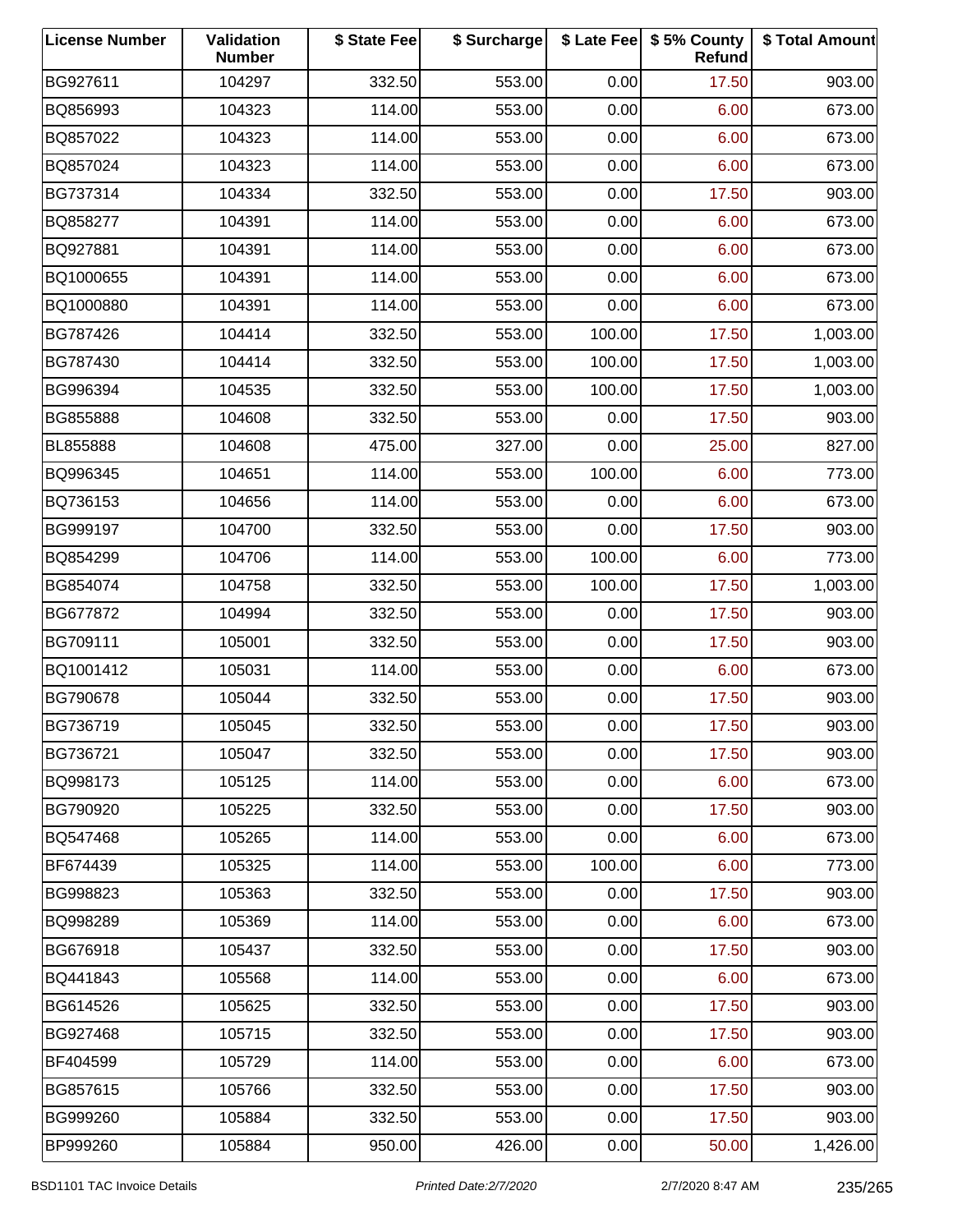| License Number | Validation Number | $ State Fee | $ Surcharge | $ Late Fee | $ 5% County Refund | $ Total Amount |
|---|---|---|---|---|---|---|
| BG927611 | 104297 | 332.50 | 553.00 | 0.00 | 17.50 | 903.00 |
| BQ856993 | 104323 | 114.00 | 553.00 | 0.00 | 6.00 | 673.00 |
| BQ857022 | 104323 | 114.00 | 553.00 | 0.00 | 6.00 | 673.00 |
| BQ857024 | 104323 | 114.00 | 553.00 | 0.00 | 6.00 | 673.00 |
| BG737314 | 104334 | 332.50 | 553.00 | 0.00 | 17.50 | 903.00 |
| BQ858277 | 104391 | 114.00 | 553.00 | 0.00 | 6.00 | 673.00 |
| BQ927881 | 104391 | 114.00 | 553.00 | 0.00 | 6.00 | 673.00 |
| BQ1000655 | 104391 | 114.00 | 553.00 | 0.00 | 6.00 | 673.00 |
| BQ1000880 | 104391 | 114.00 | 553.00 | 0.00 | 6.00 | 673.00 |
| BG787426 | 104414 | 332.50 | 553.00 | 100.00 | 17.50 | 1,003.00 |
| BG787430 | 104414 | 332.50 | 553.00 | 100.00 | 17.50 | 1,003.00 |
| BG996394 | 104535 | 332.50 | 553.00 | 100.00 | 17.50 | 1,003.00 |
| BG855888 | 104608 | 332.50 | 553.00 | 0.00 | 17.50 | 903.00 |
| BL855888 | 104608 | 475.00 | 327.00 | 0.00 | 25.00 | 827.00 |
| BQ996345 | 104651 | 114.00 | 553.00 | 100.00 | 6.00 | 773.00 |
| BQ736153 | 104656 | 114.00 | 553.00 | 0.00 | 6.00 | 673.00 |
| BG999197 | 104700 | 332.50 | 553.00 | 0.00 | 17.50 | 903.00 |
| BQ854299 | 104706 | 114.00 | 553.00 | 100.00 | 6.00 | 773.00 |
| BG854074 | 104758 | 332.50 | 553.00 | 100.00 | 17.50 | 1,003.00 |
| BG677872 | 104994 | 332.50 | 553.00 | 0.00 | 17.50 | 903.00 |
| BG709111 | 105001 | 332.50 | 553.00 | 0.00 | 17.50 | 903.00 |
| BQ1001412 | 105031 | 114.00 | 553.00 | 0.00 | 6.00 | 673.00 |
| BG790678 | 105044 | 332.50 | 553.00 | 0.00 | 17.50 | 903.00 |
| BG736719 | 105045 | 332.50 | 553.00 | 0.00 | 17.50 | 903.00 |
| BG736721 | 105047 | 332.50 | 553.00 | 0.00 | 17.50 | 903.00 |
| BQ998173 | 105125 | 114.00 | 553.00 | 0.00 | 6.00 | 673.00 |
| BG790920 | 105225 | 332.50 | 553.00 | 0.00 | 17.50 | 903.00 |
| BQ547468 | 105265 | 114.00 | 553.00 | 0.00 | 6.00 | 673.00 |
| BF674439 | 105325 | 114.00 | 553.00 | 100.00 | 6.00 | 773.00 |
| BG998823 | 105363 | 332.50 | 553.00 | 0.00 | 17.50 | 903.00 |
| BQ998289 | 105369 | 114.00 | 553.00 | 0.00 | 6.00 | 673.00 |
| BG676918 | 105437 | 332.50 | 553.00 | 0.00 | 17.50 | 903.00 |
| BQ441843 | 105568 | 114.00 | 553.00 | 0.00 | 6.00 | 673.00 |
| BG614526 | 105625 | 332.50 | 553.00 | 0.00 | 17.50 | 903.00 |
| BG927468 | 105715 | 332.50 | 553.00 | 0.00 | 17.50 | 903.00 |
| BF404599 | 105729 | 114.00 | 553.00 | 0.00 | 6.00 | 673.00 |
| BG857615 | 105766 | 332.50 | 553.00 | 0.00 | 17.50 | 903.00 |
| BG999260 | 105884 | 332.50 | 553.00 | 0.00 | 17.50 | 903.00 |
| BP999260 | 105884 | 950.00 | 426.00 | 0.00 | 50.00 | 1,426.00 |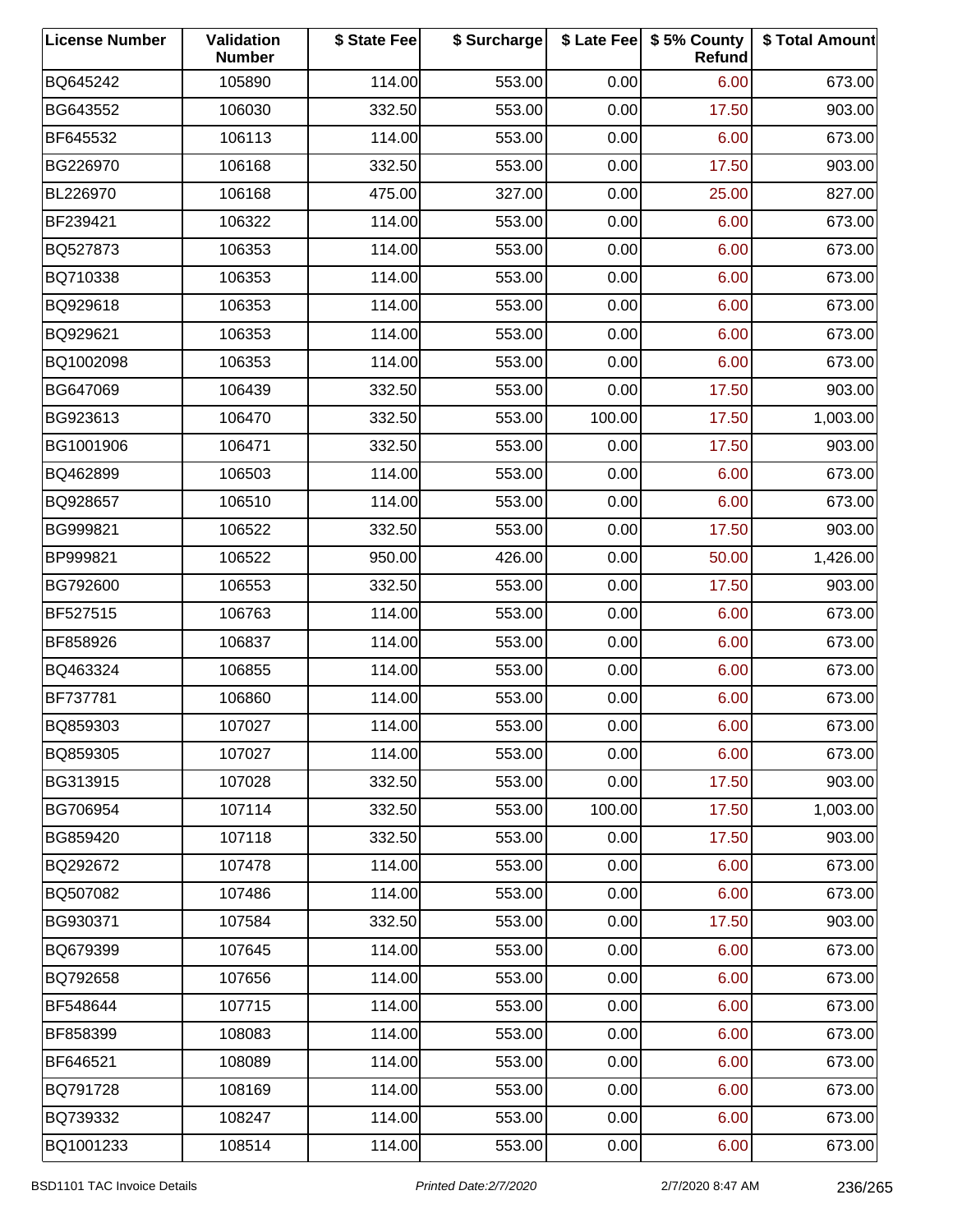| License Number | Validation Number | $ State Fee | $ Surcharge | $ Late Fee | $ 5% County Refund | $ Total Amount |
|---|---|---|---|---|---|---|
| BQ645242 | 105890 | 114.00 | 553.00 | 0.00 | 6.00 | 673.00 |
| BG643552 | 106030 | 332.50 | 553.00 | 0.00 | 17.50 | 903.00 |
| BF645532 | 106113 | 114.00 | 553.00 | 0.00 | 6.00 | 673.00 |
| BG226970 | 106168 | 332.50 | 553.00 | 0.00 | 17.50 | 903.00 |
| BL226970 | 106168 | 475.00 | 327.00 | 0.00 | 25.00 | 827.00 |
| BF239421 | 106322 | 114.00 | 553.00 | 0.00 | 6.00 | 673.00 |
| BQ527873 | 106353 | 114.00 | 553.00 | 0.00 | 6.00 | 673.00 |
| BQ710338 | 106353 | 114.00 | 553.00 | 0.00 | 6.00 | 673.00 |
| BQ929618 | 106353 | 114.00 | 553.00 | 0.00 | 6.00 | 673.00 |
| BQ929621 | 106353 | 114.00 | 553.00 | 0.00 | 6.00 | 673.00 |
| BQ1002098 | 106353 | 114.00 | 553.00 | 0.00 | 6.00 | 673.00 |
| BG647069 | 106439 | 332.50 | 553.00 | 0.00 | 17.50 | 903.00 |
| BG923613 | 106470 | 332.50 | 553.00 | 100.00 | 17.50 | 1,003.00 |
| BG1001906 | 106471 | 332.50 | 553.00 | 0.00 | 17.50 | 903.00 |
| BQ462899 | 106503 | 114.00 | 553.00 | 0.00 | 6.00 | 673.00 |
| BQ928657 | 106510 | 114.00 | 553.00 | 0.00 | 6.00 | 673.00 |
| BG999821 | 106522 | 332.50 | 553.00 | 0.00 | 17.50 | 903.00 |
| BP999821 | 106522 | 950.00 | 426.00 | 0.00 | 50.00 | 1,426.00 |
| BG792600 | 106553 | 332.50 | 553.00 | 0.00 | 17.50 | 903.00 |
| BF527515 | 106763 | 114.00 | 553.00 | 0.00 | 6.00 | 673.00 |
| BF858926 | 106837 | 114.00 | 553.00 | 0.00 | 6.00 | 673.00 |
| BQ463324 | 106855 | 114.00 | 553.00 | 0.00 | 6.00 | 673.00 |
| BF737781 | 106860 | 114.00 | 553.00 | 0.00 | 6.00 | 673.00 |
| BQ859303 | 107027 | 114.00 | 553.00 | 0.00 | 6.00 | 673.00 |
| BQ859305 | 107027 | 114.00 | 553.00 | 0.00 | 6.00 | 673.00 |
| BG313915 | 107028 | 332.50 | 553.00 | 0.00 | 17.50 | 903.00 |
| BG706954 | 107114 | 332.50 | 553.00 | 100.00 | 17.50 | 1,003.00 |
| BG859420 | 107118 | 332.50 | 553.00 | 0.00 | 17.50 | 903.00 |
| BQ292672 | 107478 | 114.00 | 553.00 | 0.00 | 6.00 | 673.00 |
| BQ507082 | 107486 | 114.00 | 553.00 | 0.00 | 6.00 | 673.00 |
| BG930371 | 107584 | 332.50 | 553.00 | 0.00 | 17.50 | 903.00 |
| BQ679399 | 107645 | 114.00 | 553.00 | 0.00 | 6.00 | 673.00 |
| BQ792658 | 107656 | 114.00 | 553.00 | 0.00 | 6.00 | 673.00 |
| BF548644 | 107715 | 114.00 | 553.00 | 0.00 | 6.00 | 673.00 |
| BF858399 | 108083 | 114.00 | 553.00 | 0.00 | 6.00 | 673.00 |
| BF646521 | 108089 | 114.00 | 553.00 | 0.00 | 6.00 | 673.00 |
| BQ791728 | 108169 | 114.00 | 553.00 | 0.00 | 6.00 | 673.00 |
| BQ739332 | 108247 | 114.00 | 553.00 | 0.00 | 6.00 | 673.00 |
| BQ1001233 | 108514 | 114.00 | 553.00 | 0.00 | 6.00 | 673.00 |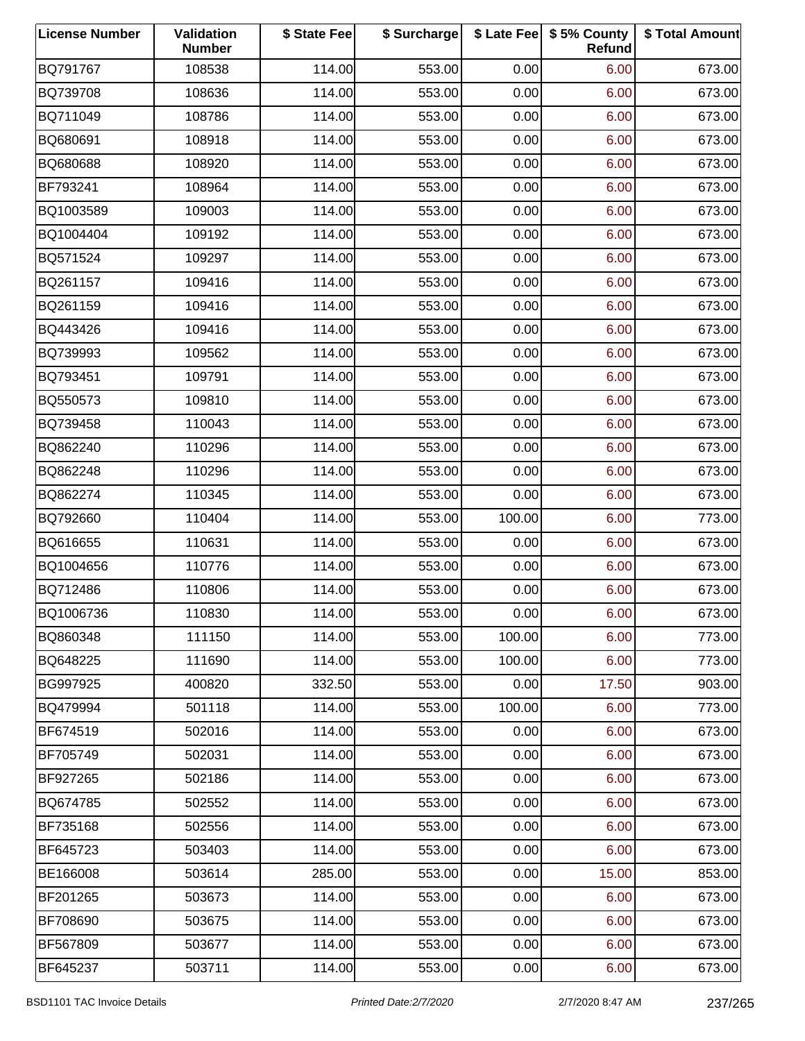| License Number | Validation Number | $ State Fee | $ Surcharge | $ Late Fee | $ 5% County Refund | $ Total Amount |
| --- | --- | --- | --- | --- | --- | --- |
| BQ791767 | 108538 | 114.00 | 553.00 | 0.00 | 6.00 | 673.00 |
| BQ739708 | 108636 | 114.00 | 553.00 | 0.00 | 6.00 | 673.00 |
| BQ711049 | 108786 | 114.00 | 553.00 | 0.00 | 6.00 | 673.00 |
| BQ680691 | 108918 | 114.00 | 553.00 | 0.00 | 6.00 | 673.00 |
| BQ680688 | 108920 | 114.00 | 553.00 | 0.00 | 6.00 | 673.00 |
| BF793241 | 108964 | 114.00 | 553.00 | 0.00 | 6.00 | 673.00 |
| BQ1003589 | 109003 | 114.00 | 553.00 | 0.00 | 6.00 | 673.00 |
| BQ1004404 | 109192 | 114.00 | 553.00 | 0.00 | 6.00 | 673.00 |
| BQ571524 | 109297 | 114.00 | 553.00 | 0.00 | 6.00 | 673.00 |
| BQ261157 | 109416 | 114.00 | 553.00 | 0.00 | 6.00 | 673.00 |
| BQ261159 | 109416 | 114.00 | 553.00 | 0.00 | 6.00 | 673.00 |
| BQ443426 | 109416 | 114.00 | 553.00 | 0.00 | 6.00 | 673.00 |
| BQ739993 | 109562 | 114.00 | 553.00 | 0.00 | 6.00 | 673.00 |
| BQ793451 | 109791 | 114.00 | 553.00 | 0.00 | 6.00 | 673.00 |
| BQ550573 | 109810 | 114.00 | 553.00 | 0.00 | 6.00 | 673.00 |
| BQ739458 | 110043 | 114.00 | 553.00 | 0.00 | 6.00 | 673.00 |
| BQ862240 | 110296 | 114.00 | 553.00 | 0.00 | 6.00 | 673.00 |
| BQ862248 | 110296 | 114.00 | 553.00 | 0.00 | 6.00 | 673.00 |
| BQ862274 | 110345 | 114.00 | 553.00 | 0.00 | 6.00 | 673.00 |
| BQ792660 | 110404 | 114.00 | 553.00 | 100.00 | 6.00 | 773.00 |
| BQ616655 | 110631 | 114.00 | 553.00 | 0.00 | 6.00 | 673.00 |
| BQ1004656 | 110776 | 114.00 | 553.00 | 0.00 | 6.00 | 673.00 |
| BQ712486 | 110806 | 114.00 | 553.00 | 0.00 | 6.00 | 673.00 |
| BQ1006736 | 110830 | 114.00 | 553.00 | 0.00 | 6.00 | 673.00 |
| BQ860348 | 111150 | 114.00 | 553.00 | 100.00 | 6.00 | 773.00 |
| BQ648225 | 111690 | 114.00 | 553.00 | 100.00 | 6.00 | 773.00 |
| BG997925 | 400820 | 332.50 | 553.00 | 0.00 | 17.50 | 903.00 |
| BQ479994 | 501118 | 114.00 | 553.00 | 100.00 | 6.00 | 773.00 |
| BF674519 | 502016 | 114.00 | 553.00 | 0.00 | 6.00 | 673.00 |
| BF705749 | 502031 | 114.00 | 553.00 | 0.00 | 6.00 | 673.00 |
| BF927265 | 502186 | 114.00 | 553.00 | 0.00 | 6.00 | 673.00 |
| BQ674785 | 502552 | 114.00 | 553.00 | 0.00 | 6.00 | 673.00 |
| BF735168 | 502556 | 114.00 | 553.00 | 0.00 | 6.00 | 673.00 |
| BF645723 | 503403 | 114.00 | 553.00 | 0.00 | 6.00 | 673.00 |
| BE166008 | 503614 | 285.00 | 553.00 | 0.00 | 15.00 | 853.00 |
| BF201265 | 503673 | 114.00 | 553.00 | 0.00 | 6.00 | 673.00 |
| BF708690 | 503675 | 114.00 | 553.00 | 0.00 | 6.00 | 673.00 |
| BF567809 | 503677 | 114.00 | 553.00 | 0.00 | 6.00 | 673.00 |
| BF645237 | 503711 | 114.00 | 553.00 | 0.00 | 6.00 | 673.00 |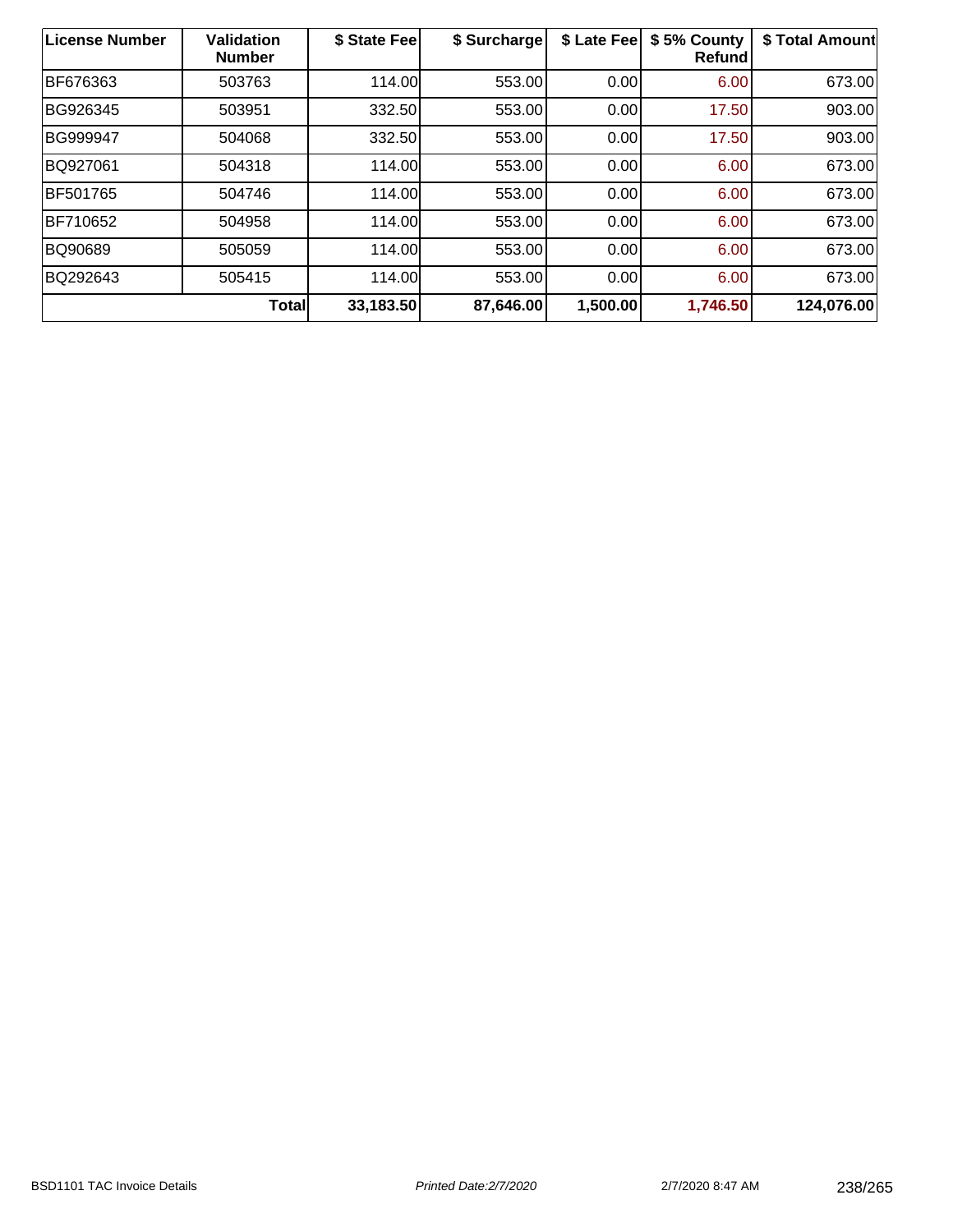| License Number | Validation Number | $ State Fee | $ Surcharge | $ Late Fee | $ 5% County Refund | $ Total Amount |
|---|---|---|---|---|---|---|
| BF676363 | 503763 | 114.00 | 553.00 | 0.00 | 6.00 | 673.00 |
| BG926345 | 503951 | 332.50 | 553.00 | 0.00 | 17.50 | 903.00 |
| BG999947 | 504068 | 332.50 | 553.00 | 0.00 | 17.50 | 903.00 |
| BQ927061 | 504318 | 114.00 | 553.00 | 0.00 | 6.00 | 673.00 |
| BF501765 | 504746 | 114.00 | 553.00 | 0.00 | 6.00 | 673.00 |
| BF710652 | 504958 | 114.00 | 553.00 | 0.00 | 6.00 | 673.00 |
| BQ90689 | 505059 | 114.00 | 553.00 | 0.00 | 6.00 | 673.00 |
| BQ292643 | 505415 | 114.00 | 553.00 | 0.00 | 6.00 | 673.00 |
| | **Total** | **33,183.50** | **87,646.00** | **1,500.00** | **1,746.50** | **124,076.00** |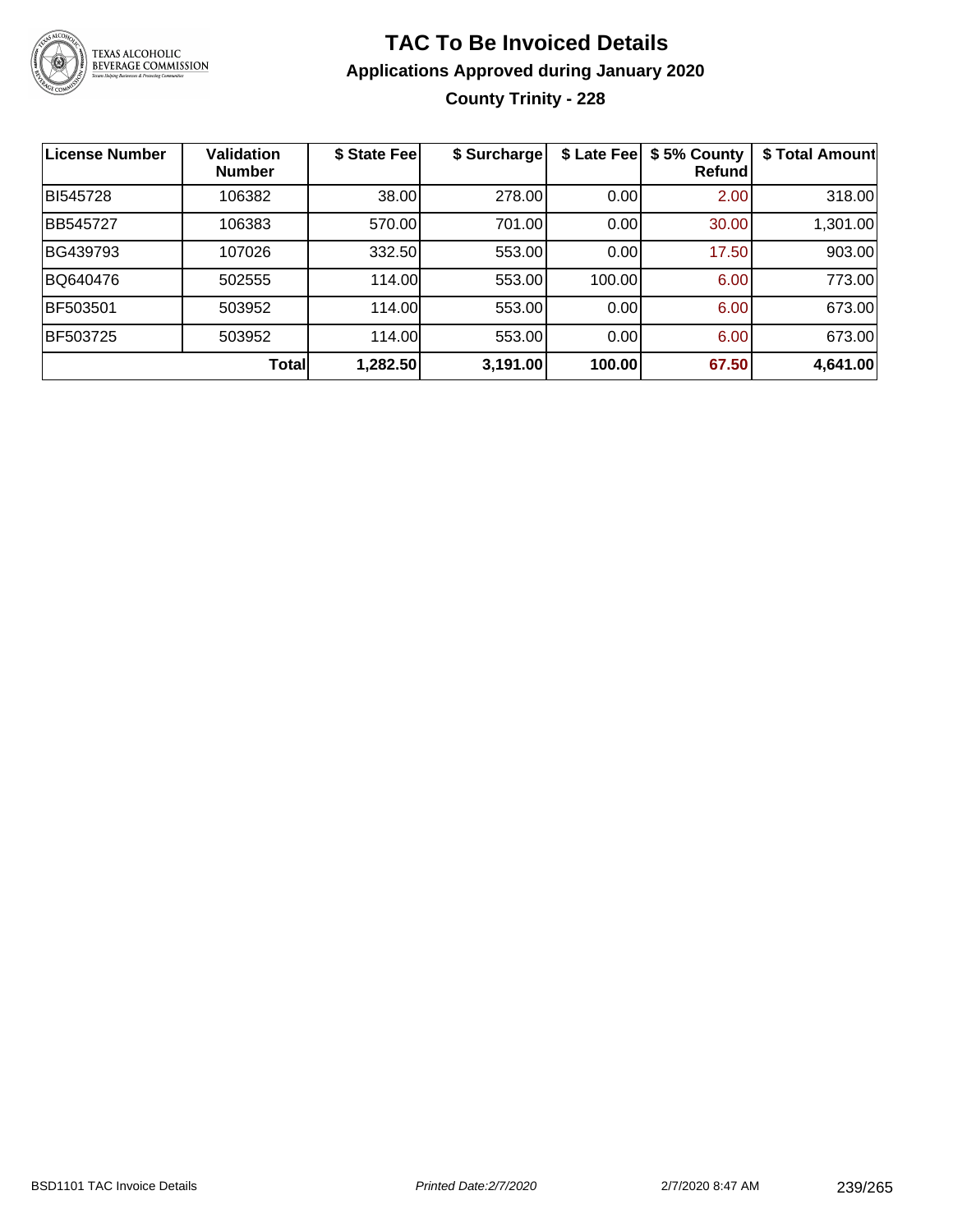# TAC To Be Invoiced Details

## Applications Approved during January 2020

### County Trinity - 228

| License Number | Validation Number | $ State Fee | $ Surcharge | $ Late Fee | $ 5% County Refund | $ Total Amount |
|---|---|---|---|---|---|---|
| BI545728 | 106382 | 38.00 | 278.00 | 0.00 | 2.00 | 318.00 |
| BB545727 | 106383 | 570.00 | 701.00 | 0.00 | 30.00 | 1,301.00 |
| BG439793 | 107026 | 332.50 | 553.00 | 0.00 | 17.50 | 903.00 |
| BQ640476 | 502555 | 114.00 | 553.00 | 100.00 | 6.00 | 773.00 |
| BF503501 | 503952 | 114.00 | 553.00 | 0.00 | 6.00 | 673.00 |
| BF503725 | 503952 | 114.00 | 553.00 | 0.00 | 6.00 | 673.00 |
| | **Total** | **1,282.50** | **3,191.00** | **100.00** | **67.50** | **4,641.00** |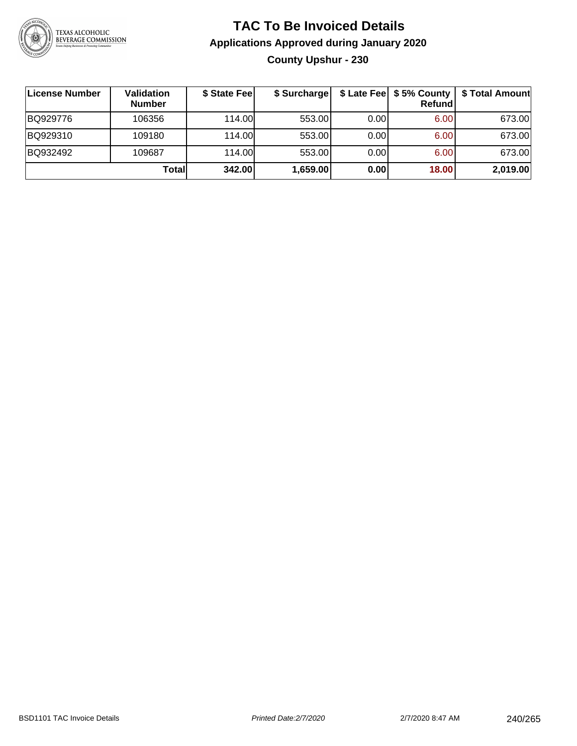# TAC To Be Invoiced Details

## Applications Approved during January 2020

### County Upshur - 230

| License Number | Validation Number | $ State Fee | $ Surcharge | $ Late Fee | $ 5% County Refund | $ Total Amount |
|---|---|---|---|---|---|---|
| BQ929776 | 106356 | 114.00 | 553.00 | 0.00 | 6.00 | 673.00 |
| BQ929310 | 109180 | 114.00 | 553.00 | 0.00 | 6.00 | 673.00 |
| BQ932492 | 109687 | 114.00 | 553.00 | 0.00 | 6.00 | 673.00 |
| | **Total** | **342.00** | **1,659.00** | **0.00** | **18.00** | **2,019.00** |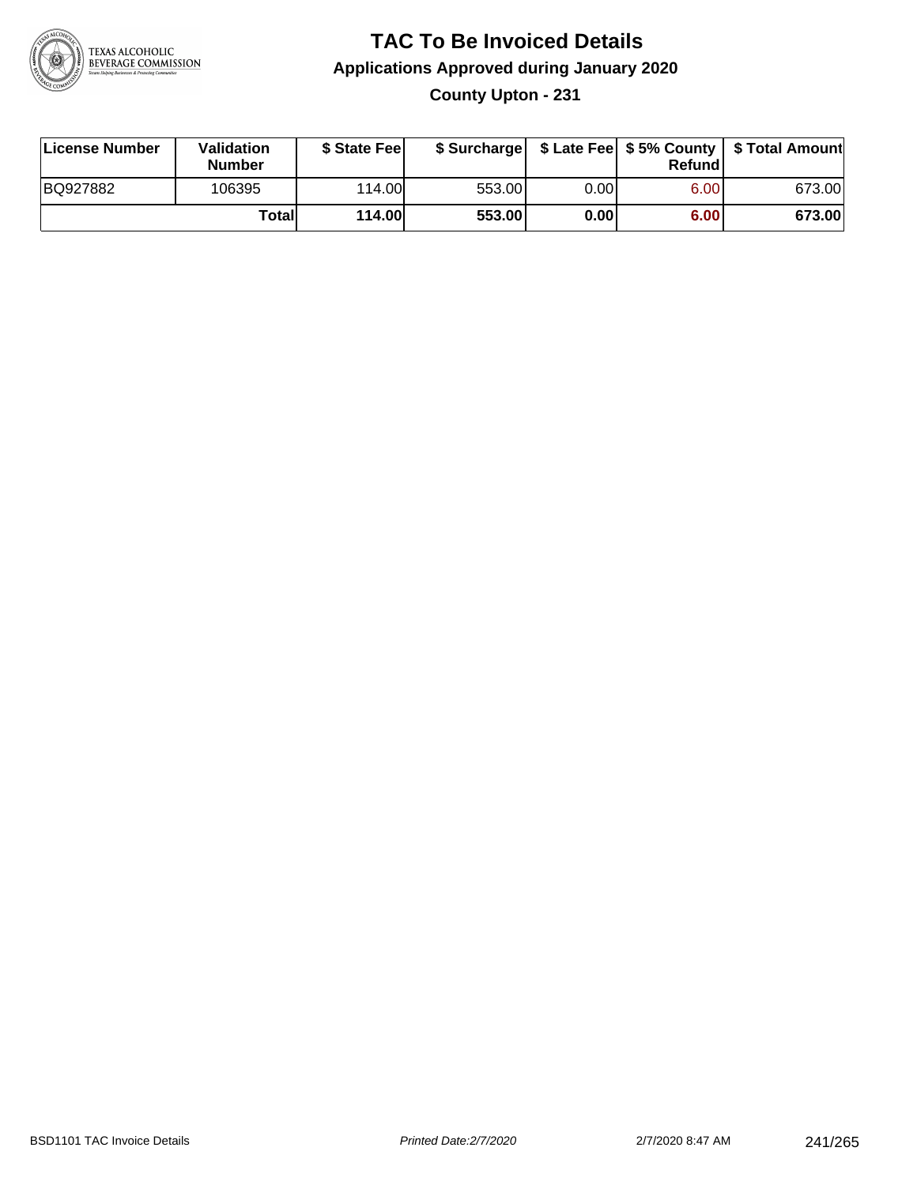# TAC To Be Invoiced Details

## Applications Approved during January 2020

### County Upton - 231

| License Number | Validation Number | $ State Fee | $ Surcharge | $ Late Fee | $ 5% County Refund | $ Total Amount |
|---|---|---|---|---|---|---|
| BQ927882 | 106395 | 114.00 | 553.00 | 0.00 | 6.00 | 673.00 |
| | **Total** | **114.00** | **553.00** | **0.00** | **6.00** | **673.00** |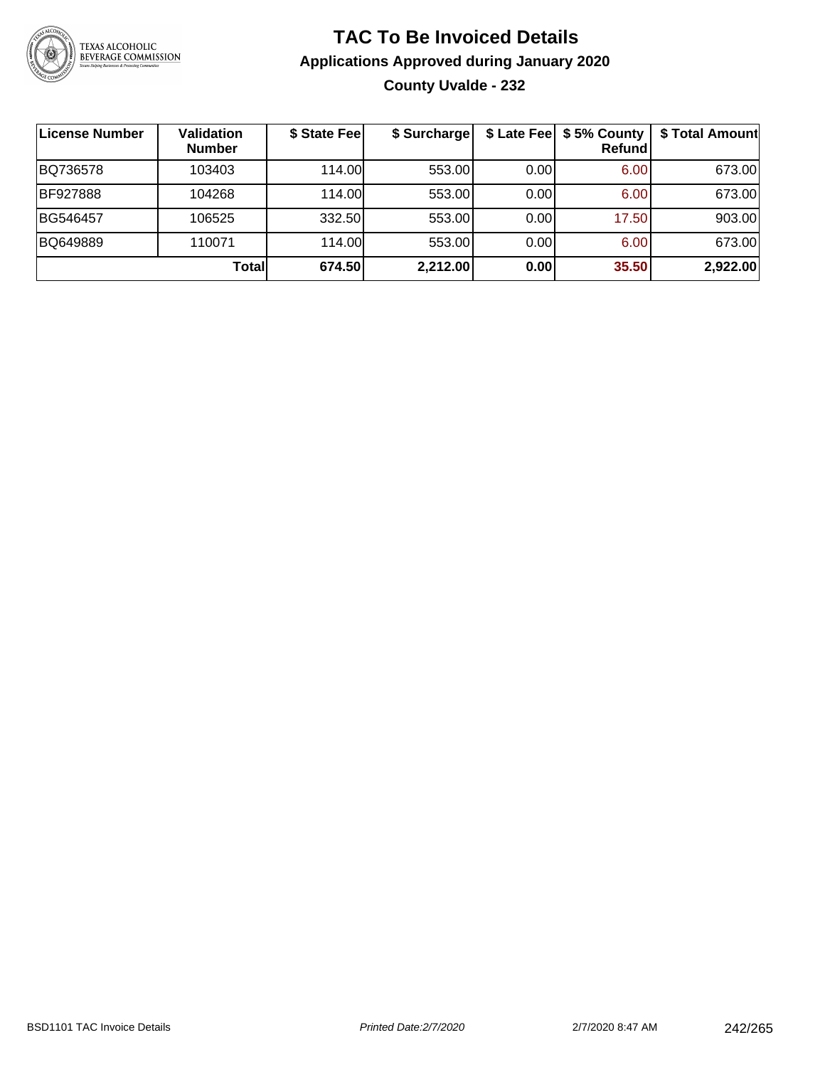# TAC To Be Invoiced Details

## Applications Approved during January 2020

### County Uvalde - 232

| License Number | Validation Number | $ State Fee | $ Surcharge | $ Late Fee | $ 5% County Refund | $ Total Amount |
|---|---|---|---|---|---|---|
| BQ736578 | 103403 | 114.00 | 553.00 | 0.00 | 6.00 | 673.00 |
| BF927888 | 104268 | 114.00 | 553.00 | 0.00 | 6.00 | 673.00 |
| BG546457 | 106525 | 332.50 | 553.00 | 0.00 | 17.50 | 903.00 |
| BQ649889 | 110071 | 114.00 | 553.00 | 0.00 | 6.00 | 673.00 |
| | **Total** | **674.50** | **2,212.00** | **0.00** | **35.50** | **2,922.00** |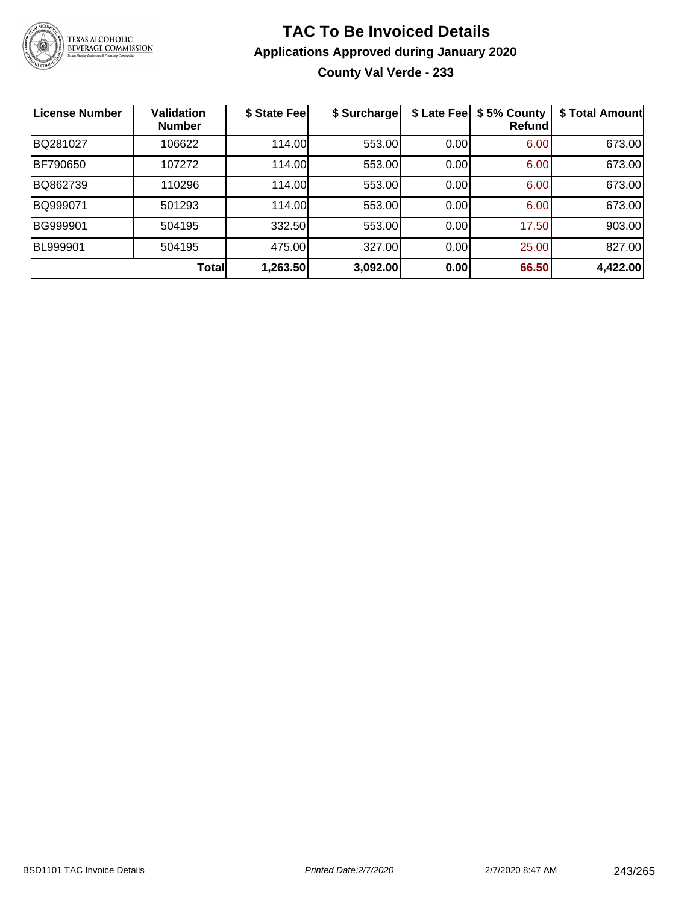# TAC To Be Invoiced Details

## Applications Approved during January 2020

### County Val Verde - 233

| License Number | Validation Number | $ State Fee | $ Surcharge | $ Late Fee | $ 5% County Refund | $ Total Amount |
|---|---|---|---|---|---|---|
| BQ281027 | 106622 | 114.00 | 553.00 | 0.00 | 6.00 | 673.00 |
| BF790650 | 107272 | 114.00 | 553.00 | 0.00 | 6.00 | 673.00 |
| BQ862739 | 110296 | 114.00 | 553.00 | 0.00 | 6.00 | 673.00 |
| BQ999071 | 501293 | 114.00 | 553.00 | 0.00 | 6.00 | 673.00 |
| BG999901 | 504195 | 332.50 | 553.00 | 0.00 | 17.50 | 903.00 |
| BL999901 | 504195 | 475.00 | 327.00 | 0.00 | 25.00 | 827.00 |
| | **Total** | **1,263.50** | **3,092.00** | **0.00** | **66.50** | **4,422.00** |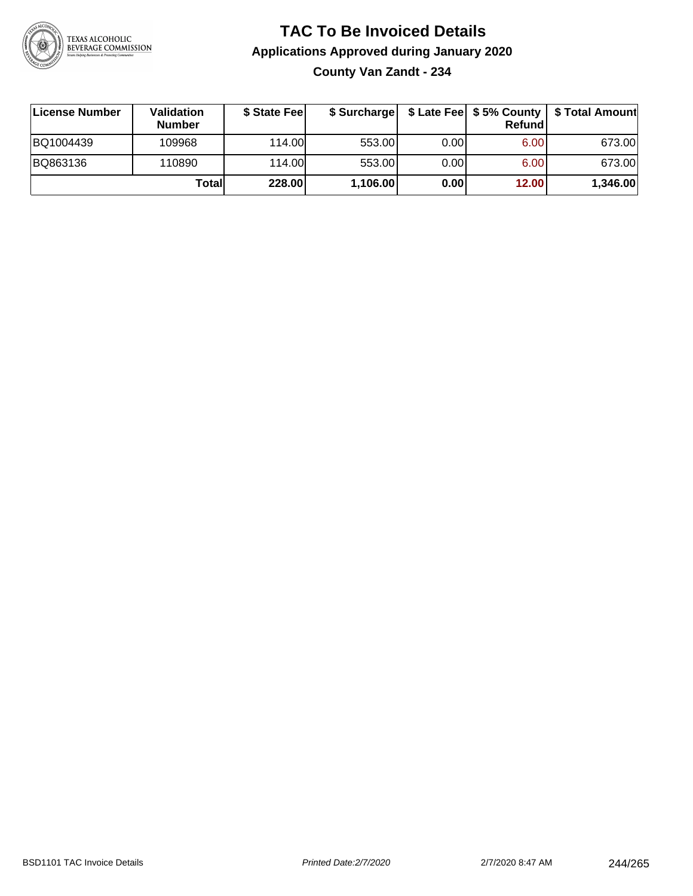# TAC To Be Invoiced Details

## Applications Approved during January 2020

### County Van Zandt - 234

| License Number | Validation Number | $ State Fee | $ Surcharge | $ Late Fee | $ 5% County Refund | $ Total Amount |
|---|---|---|---|---|---|---|
| BQ1004439 | 109968 | 114.00 | 553.00 | 0.00 | 6.00 | 673.00 |
| BQ863136 | 110890 | 114.00 | 553.00 | 0.00 | 6.00 | 673.00 |
| | **Total** | **228.00** | **1,106.00** | **0.00** | **12.00** | **1,346.00** |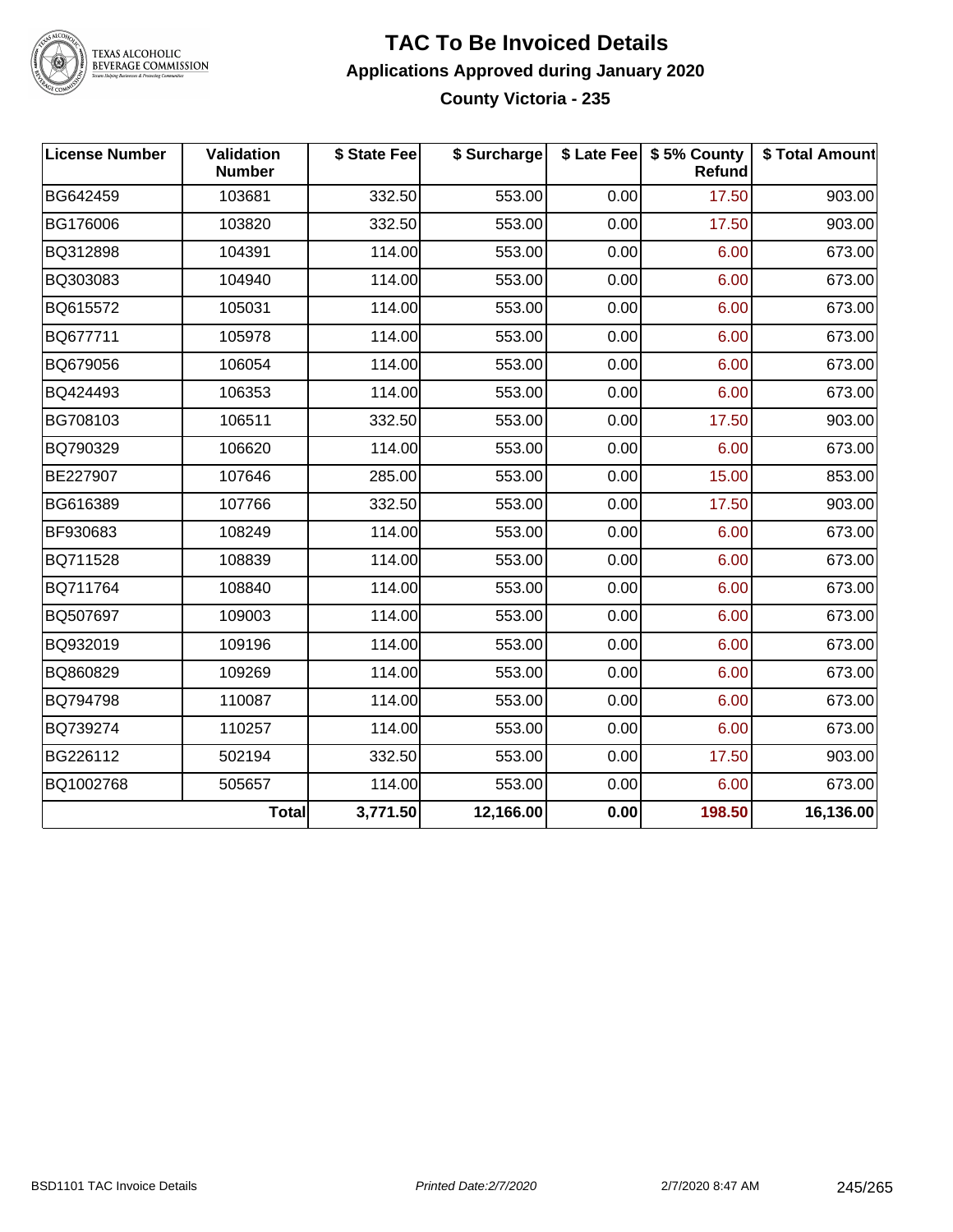# TAC To Be Invoiced Details

## Applications Approved during January 2020

### County Victoria - 235

| License Number | Validation Number | $ State Fee | $ Surcharge | $ Late Fee | $ 5% County Refund | $ Total Amount |
|---|---|---|---|---|---|---|
| BG642459 | 103681 | 332.50 | 553.00 | 0.00 | 17.50 | 903.00 |
| BG176006 | 103820 | 332.50 | 553.00 | 0.00 | 17.50 | 903.00 |
| BQ312898 | 104391 | 114.00 | 553.00 | 0.00 | 6.00 | 673.00 |
| BQ303083 | 104940 | 114.00 | 553.00 | 0.00 | 6.00 | 673.00 |
| BQ615572 | 105031 | 114.00 | 553.00 | 0.00 | 6.00 | 673.00 |
| BQ677711 | 105978 | 114.00 | 553.00 | 0.00 | 6.00 | 673.00 |
| BQ679056 | 106054 | 114.00 | 553.00 | 0.00 | 6.00 | 673.00 |
| BQ424493 | 106353 | 114.00 | 553.00 | 0.00 | 6.00 | 673.00 |
| BG708103 | 106511 | 332.50 | 553.00 | 0.00 | 17.50 | 903.00 |
| BQ790329 | 106620 | 114.00 | 553.00 | 0.00 | 6.00 | 673.00 |
| BE227907 | 107646 | 285.00 | 553.00 | 0.00 | 15.00 | 853.00 |
| BG616389 | 107766 | 332.50 | 553.00 | 0.00 | 17.50 | 903.00 |
| BF930683 | 108249 | 114.00 | 553.00 | 0.00 | 6.00 | 673.00 |
| BQ711528 | 108839 | 114.00 | 553.00 | 0.00 | 6.00 | 673.00 |
| BQ711764 | 108840 | 114.00 | 553.00 | 0.00 | 6.00 | 673.00 |
| BQ507697 | 109003 | 114.00 | 553.00 | 0.00 | 6.00 | 673.00 |
| BQ932019 | 109196 | 114.00 | 553.00 | 0.00 | 6.00 | 673.00 |
| BQ860829 | 109269 | 114.00 | 553.00 | 0.00 | 6.00 | 673.00 |
| BQ794798 | 110087 | 114.00 | 553.00 | 0.00 | 6.00 | 673.00 |
| BQ739274 | 110257 | 114.00 | 553.00 | 0.00 | 6.00 | 673.00 |
| BG226112 | 502194 | 332.50 | 553.00 | 0.00 | 17.50 | 903.00 |
| BQ1002768 | 505657 | 114.00 | 553.00 | 0.00 | 6.00 | 673.00 |
| | **Total** | **3,771.50** | **12,166.00** | **0.00** | **198.50** | **16,136.00** |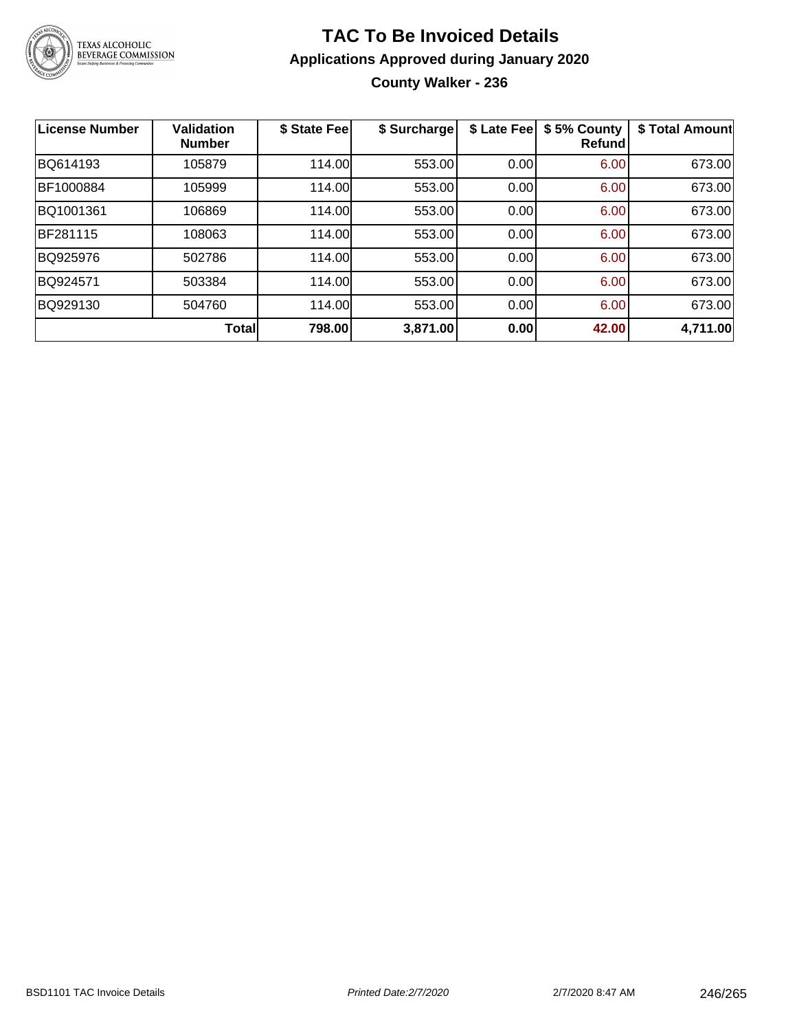# TAC To Be Invoiced Details

## Applications Approved during January 2020

### County Walker - 236

| License Number | Validation Number | $ State Fee | $ Surcharge | $ Late Fee | $ 5% County Refund | $ Total Amount |
|---|---|---|---|---|---|---|
| BQ614193 | 105879 | 114.00 | 553.00 | 0.00 | 6.00 | 673.00 |
| BF1000884 | 105999 | 114.00 | 553.00 | 0.00 | 6.00 | 673.00 |
| BQ1001361 | 106869 | 114.00 | 553.00 | 0.00 | 6.00 | 673.00 |
| BF281115 | 108063 | 114.00 | 553.00 | 0.00 | 6.00 | 673.00 |
| BQ925976 | 502786 | 114.00 | 553.00 | 0.00 | 6.00 | 673.00 |
| BQ924571 | 503384 | 114.00 | 553.00 | 0.00 | 6.00 | 673.00 |
| BQ929130 | 504760 | 114.00 | 553.00 | 0.00 | 6.00 | 673.00 |
| | **Total** | **798.00** | **3,871.00** | **0.00** | **42.00** | **4,711.00** |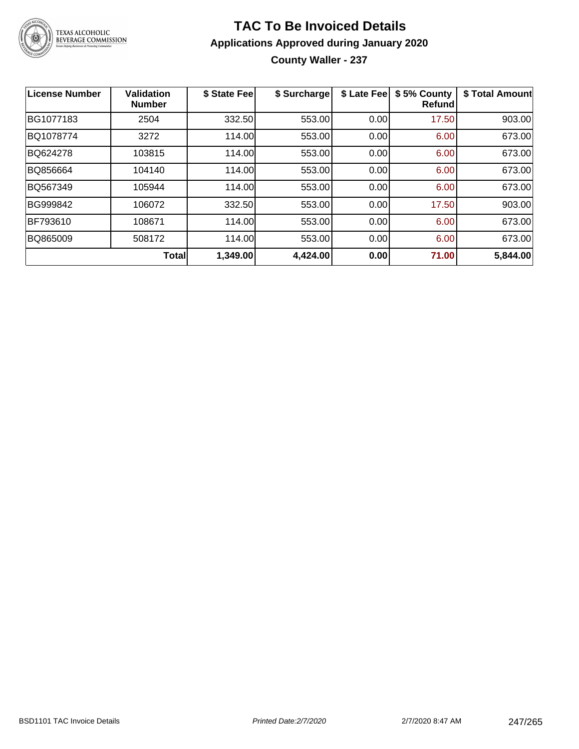# TAC To Be Invoiced Details

## Applications Approved during January 2020

### County Waller - 237

| License Number | Validation Number | $ State Fee | $ Surcharge | $ Late Fee | $ 5% County Refund | $ Total Amount |
|---|---|---|---|---|---|---|
| BG1077183 | 2504 | 332.50 | 553.00 | 0.00 | 17.50 | 903.00 |
| BQ1078774 | 3272 | 114.00 | 553.00 | 0.00 | 6.00 | 673.00 |
| BQ624278 | 103815 | 114.00 | 553.00 | 0.00 | 6.00 | 673.00 |
| BQ856664 | 104140 | 114.00 | 553.00 | 0.00 | 6.00 | 673.00 |
| BQ567349 | 105944 | 114.00 | 553.00 | 0.00 | 6.00 | 673.00 |
| BG999842 | 106072 | 332.50 | 553.00 | 0.00 | 17.50 | 903.00 |
| BF793610 | 108671 | 114.00 | 553.00 | 0.00 | 6.00 | 673.00 |
| BQ865009 | 508172 | 114.00 | 553.00 | 0.00 | 6.00 | 673.00 |
| | **Total** | **1,349.00** | **4,424.00** | **0.00** | **71.00** | **5,844.00** |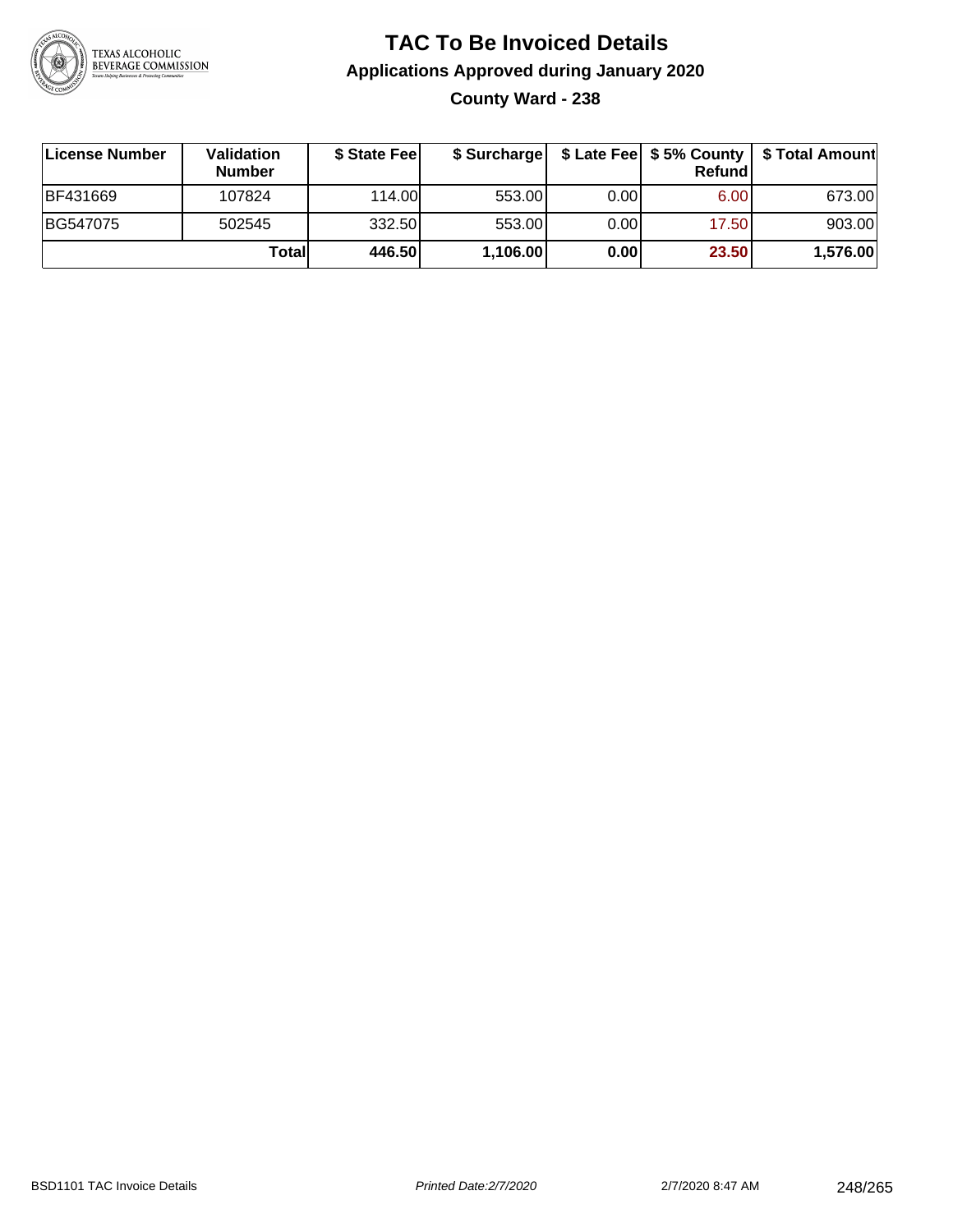# TAC To Be Invoiced Details

## Applications Approved during January 2020

### County Ward - 238

| License Number | Validation Number | $ State Fee | $ Surcharge | $ Late Fee | $ 5% County Refund | $ Total Amount |
|---|---|---|---|---|---|---|
| BF431669 | 107824 | 114.00 | 553.00 | 0.00 | 6.00 | 673.00 |
| BG547075 | 502545 | 332.50 | 553.00 | 0.00 | 17.50 | 903.00 |
| | **Total** | **446.50** | **1,106.00** | **0.00** | **23.50** | **1,576.00** |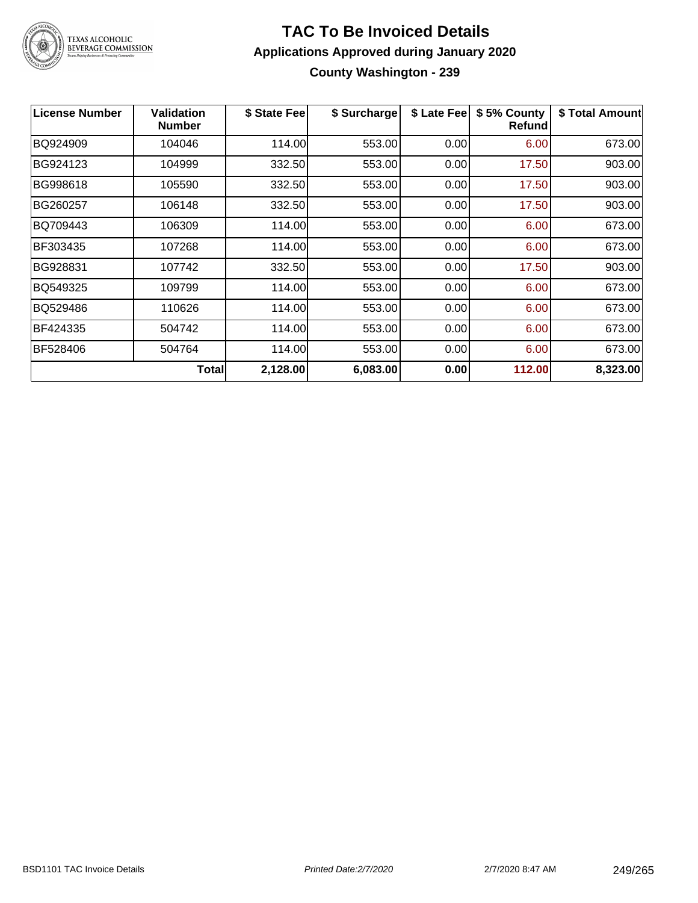# TAC To Be Invoiced Details

## Applications Approved during January 2020

### County Washington - 239

| License Number | Validation Number | $ State Fee | $ Surcharge | $ Late Fee | $ 5% County Refund | $ Total Amount |
|---|---|---|---|---|---|---|
| BQ924909 | 104046 | 114.00 | 553.00 | 0.00 | 6.00 | 673.00 |
| BG924123 | 104999 | 332.50 | 553.00 | 0.00 | 17.50 | 903.00 |
| BG998618 | 105590 | 332.50 | 553.00 | 0.00 | 17.50 | 903.00 |
| BG260257 | 106148 | 332.50 | 553.00 | 0.00 | 17.50 | 903.00 |
| BQ709443 | 106309 | 114.00 | 553.00 | 0.00 | 6.00 | 673.00 |
| BF303435 | 107268 | 114.00 | 553.00 | 0.00 | 6.00 | 673.00 |
| BG928831 | 107742 | 332.50 | 553.00 | 0.00 | 17.50 | 903.00 |
| BQ549325 | 109799 | 114.00 | 553.00 | 0.00 | 6.00 | 673.00 |
| BQ529486 | 110626 | 114.00 | 553.00 | 0.00 | 6.00 | 673.00 |
| BF424335 | 504742 | 114.00 | 553.00 | 0.00 | 6.00 | 673.00 |
| BF528406 | 504764 | 114.00 | 553.00 | 0.00 | 6.00 | 673.00 |
| | **Total** | **2,128.00** | **6,083.00** | **0.00** | **112.00** | **8,323.00** |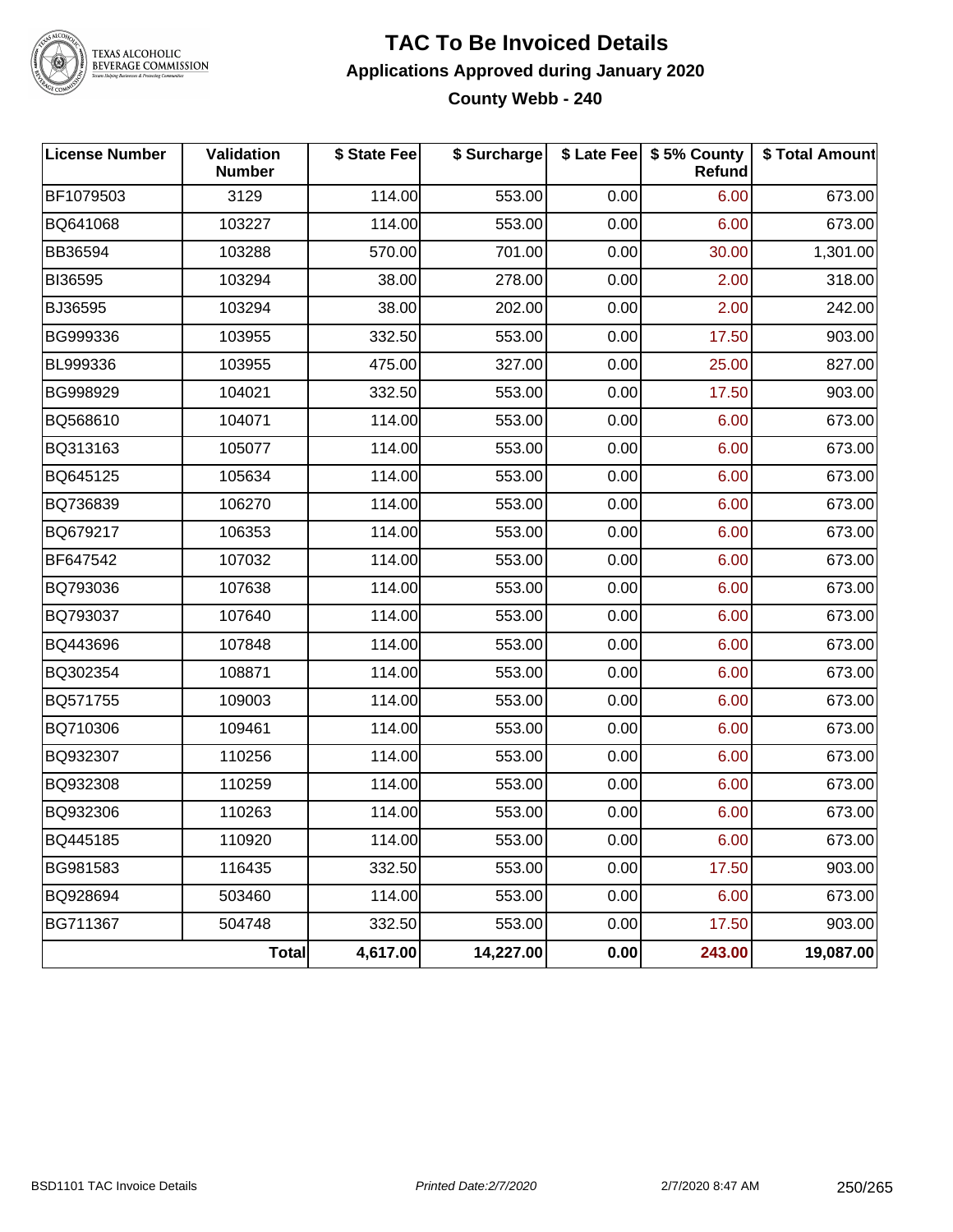# TAC To Be Invoiced Details

## Applications Approved during January 2020

### County Webb - 240

| License Number | Validation Number | $ State Fee | $ Surcharge | $ Late Fee | $ 5% County Refund | $ Total Amount |
|---|---|---|---|---|---|---|
| BF1079503 | 3129 | 114.00 | 553.00 | 0.00 | 6.00 | 673.00 |
| BQ641068 | 103227 | 114.00 | 553.00 | 0.00 | 6.00 | 673.00 |
| BB36594 | 103288 | 570.00 | 701.00 | 0.00 | 30.00 | 1,301.00 |
| BI36595 | 103294 | 38.00 | 278.00 | 0.00 | 2.00 | 318.00 |
| BJ36595 | 103294 | 38.00 | 202.00 | 0.00 | 2.00 | 242.00 |
| BG999336 | 103955 | 332.50 | 553.00 | 0.00 | 17.50 | 903.00 |
| BL999336 | 103955 | 475.00 | 327.00 | 0.00 | 25.00 | 827.00 |
| BG998929 | 104021 | 332.50 | 553.00 | 0.00 | 17.50 | 903.00 |
| BQ568610 | 104071 | 114.00 | 553.00 | 0.00 | 6.00 | 673.00 |
| BQ313163 | 105077 | 114.00 | 553.00 | 0.00 | 6.00 | 673.00 |
| BQ645125 | 105634 | 114.00 | 553.00 | 0.00 | 6.00 | 673.00 |
| BQ736839 | 106270 | 114.00 | 553.00 | 0.00 | 6.00 | 673.00 |
| BQ679217 | 106353 | 114.00 | 553.00 | 0.00 | 6.00 | 673.00 |
| BF647542 | 107032 | 114.00 | 553.00 | 0.00 | 6.00 | 673.00 |
| BQ793036 | 107638 | 114.00 | 553.00 | 0.00 | 6.00 | 673.00 |
| BQ793037 | 107640 | 114.00 | 553.00 | 0.00 | 6.00 | 673.00 |
| BQ443696 | 107848 | 114.00 | 553.00 | 0.00 | 6.00 | 673.00 |
| BQ302354 | 108871 | 114.00 | 553.00 | 0.00 | 6.00 | 673.00 |
| BQ571755 | 109003 | 114.00 | 553.00 | 0.00 | 6.00 | 673.00 |
| BQ710306 | 109461 | 114.00 | 553.00 | 0.00 | 6.00 | 673.00 |
| BQ932307 | 110256 | 114.00 | 553.00 | 0.00 | 6.00 | 673.00 |
| BQ932308 | 110259 | 114.00 | 553.00 | 0.00 | 6.00 | 673.00 |
| BQ932306 | 110263 | 114.00 | 553.00 | 0.00 | 6.00 | 673.00 |
| BQ445185 | 110920 | 114.00 | 553.00 | 0.00 | 6.00 | 673.00 |
| BG981583 | 116435 | 332.50 | 553.00 | 0.00 | 17.50 | 903.00 |
| BQ928694 | 503460 | 114.00 | 553.00 | 0.00 | 6.00 | 673.00 |
| BG711367 | 504748 | 332.50 | 553.00 | 0.00 | 17.50 | 903.00 |
| | **Total** | **4,617.00** | **14,227.00** | **0.00** | **243.00** | **19,087.00** |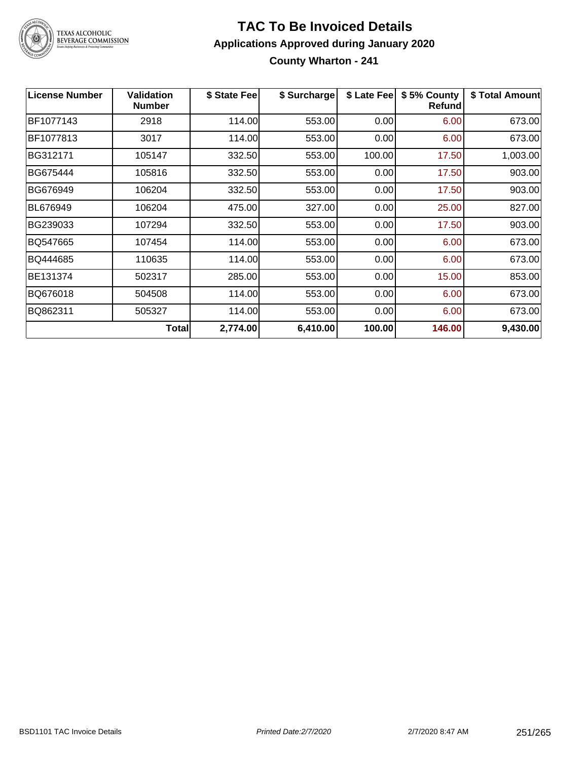# TAC To Be Invoiced Details

## Applications Approved during January 2020

### County Wharton - 241

| License Number | Validation Number | $ State Fee | $ Surcharge | $ Late Fee | $ 5% County Refund | $ Total Amount |
|---|---|---|---|---|---|---|
| BF1077143 | 2918 | 114.00 | 553.00 | 0.00 | 6.00 | 673.00 |
| BF1077813 | 3017 | 114.00 | 553.00 | 0.00 | 6.00 | 673.00 |
| BG312171 | 105147 | 332.50 | 553.00 | 100.00 | 17.50 | 1,003.00 |
| BG675444 | 105816 | 332.50 | 553.00 | 0.00 | 17.50 | 903.00 |
| BG676949 | 106204 | 332.50 | 553.00 | 0.00 | 17.50 | 903.00 |
| BL676949 | 106204 | 475.00 | 327.00 | 0.00 | 25.00 | 827.00 |
| BG239033 | 107294 | 332.50 | 553.00 | 0.00 | 17.50 | 903.00 |
| BQ547665 | 107454 | 114.00 | 553.00 | 0.00 | 6.00 | 673.00 |
| BQ444685 | 110635 | 114.00 | 553.00 | 0.00 | 6.00 | 673.00 |
| BE131374 | 502317 | 285.00 | 553.00 | 0.00 | 15.00 | 853.00 |
| BQ676018 | 504508 | 114.00 | 553.00 | 0.00 | 6.00 | 673.00 |
| BQ862311 | 505327 | 114.00 | 553.00 | 0.00 | 6.00 | 673.00 |
| | **Total** | **2,774.00** | **6,410.00** | **100.00** | **146.00** | **9,430.00** |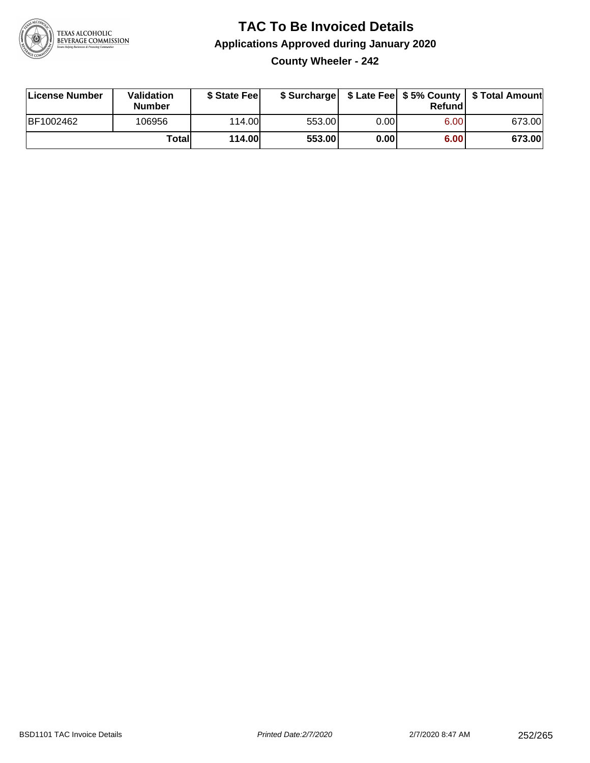# TAC To Be Invoiced Details

## Applications Approved during January 2020

### County Wheeler - 242

| License Number | Validation Number | $ State Fee | $ Surcharge | $ Late Fee | $ 5% County Refund | $ Total Amount |
|---|---|---|---|---|---|---|
| BF1002462 | 106956 | 114.00 | 553.00 | 0.00 | 6.00 | 673.00 |
| | **Total** | **114.00** | **553.00** | **0.00** | **6.00** | **673.00** |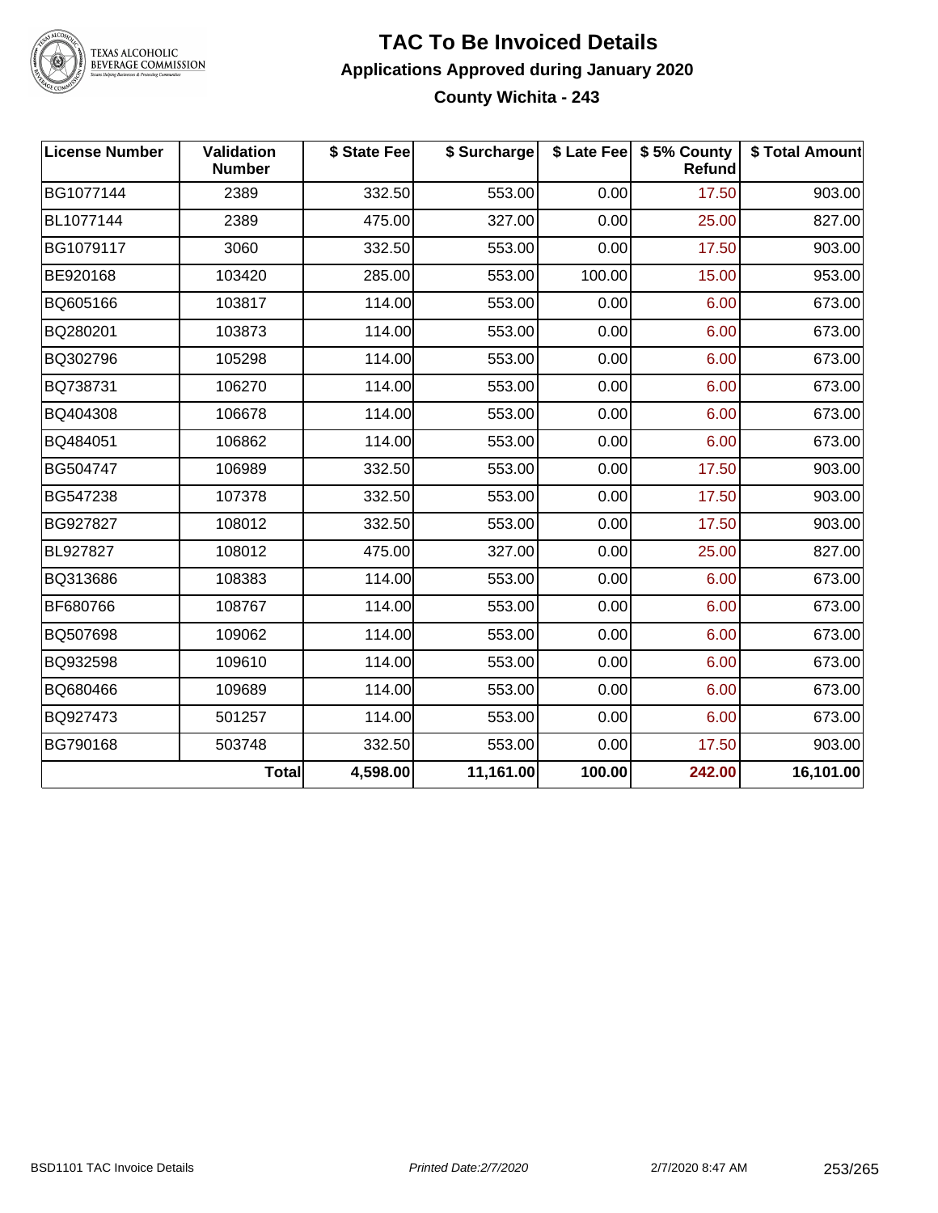# TAC To Be Invoiced Details

## Applications Approved during January 2020

### County Wichita - 243

| License Number | Validation Number | $ State Fee | $ Surcharge | $ Late Fee | $ 5% County Refund | $ Total Amount |
|---|---|---|---|---|---|---|
| BG1077144 | 2389 | 332.50 | 553.00 | 0.00 | 17.50 | 903.00 |
| BL1077144 | 2389 | 475.00 | 327.00 | 0.00 | 25.00 | 827.00 |
| BG1079117 | 3060 | 332.50 | 553.00 | 0.00 | 17.50 | 903.00 |
| BE920168 | 103420 | 285.00 | 553.00 | 100.00 | 15.00 | 953.00 |
| BQ605166 | 103817 | 114.00 | 553.00 | 0.00 | 6.00 | 673.00 |
| BQ280201 | 103873 | 114.00 | 553.00 | 0.00 | 6.00 | 673.00 |
| BQ302796 | 105298 | 114.00 | 553.00 | 0.00 | 6.00 | 673.00 |
| BQ738731 | 106270 | 114.00 | 553.00 | 0.00 | 6.00 | 673.00 |
| BQ404308 | 106678 | 114.00 | 553.00 | 0.00 | 6.00 | 673.00 |
| BQ484051 | 106862 | 114.00 | 553.00 | 0.00 | 6.00 | 673.00 |
| BG504747 | 106989 | 332.50 | 553.00 | 0.00 | 17.50 | 903.00 |
| BG547238 | 107378 | 332.50 | 553.00 | 0.00 | 17.50 | 903.00 |
| BG927827 | 108012 | 332.50 | 553.00 | 0.00 | 17.50 | 903.00 |
| BL927827 | 108012 | 475.00 | 327.00 | 0.00 | 25.00 | 827.00 |
| BQ313686 | 108383 | 114.00 | 553.00 | 0.00 | 6.00 | 673.00 |
| BF680766 | 108767 | 114.00 | 553.00 | 0.00 | 6.00 | 673.00 |
| BQ507698 | 109062 | 114.00 | 553.00 | 0.00 | 6.00 | 673.00 |
| BQ932598 | 109610 | 114.00 | 553.00 | 0.00 | 6.00 | 673.00 |
| BQ680466 | 109689 | 114.00 | 553.00 | 0.00 | 6.00 | 673.00 |
| BQ927473 | 501257 | 114.00 | 553.00 | 0.00 | 6.00 | 673.00 |
| BG790168 | 503748 | 332.50 | 553.00 | 0.00 | 17.50 | 903.00 |
| | **Total** | **4,598.00** | **11,161.00** | **100.00** | **242.00** | **16,101.00** |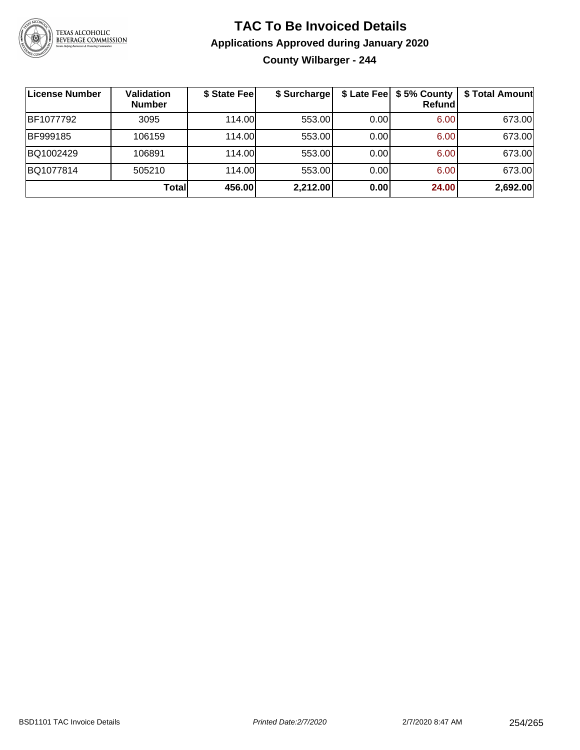# TAC To Be Invoiced Details

## Applications Approved during January 2020

### County Wilbarger - 244

| License Number | Validation Number | $ State Fee | $ Surcharge | $ Late Fee | $ 5% County Refund | $ Total Amount |
|---|---|---|---|---|---|---|
| BF1077792 | 3095 | 114.00 | 553.00 | 0.00 | 6.00 | 673.00 |
| BF999185 | 106159 | 114.00 | 553.00 | 0.00 | 6.00 | 673.00 |
| BQ1002429 | 106891 | 114.00 | 553.00 | 0.00 | 6.00 | 673.00 |
| BQ1077814 | 505210 | 114.00 | 553.00 | 0.00 | 6.00 | 673.00 |
| | **Total** | **456.00** | **2,212.00** | **0.00** | **24.00** | **2,692.00** |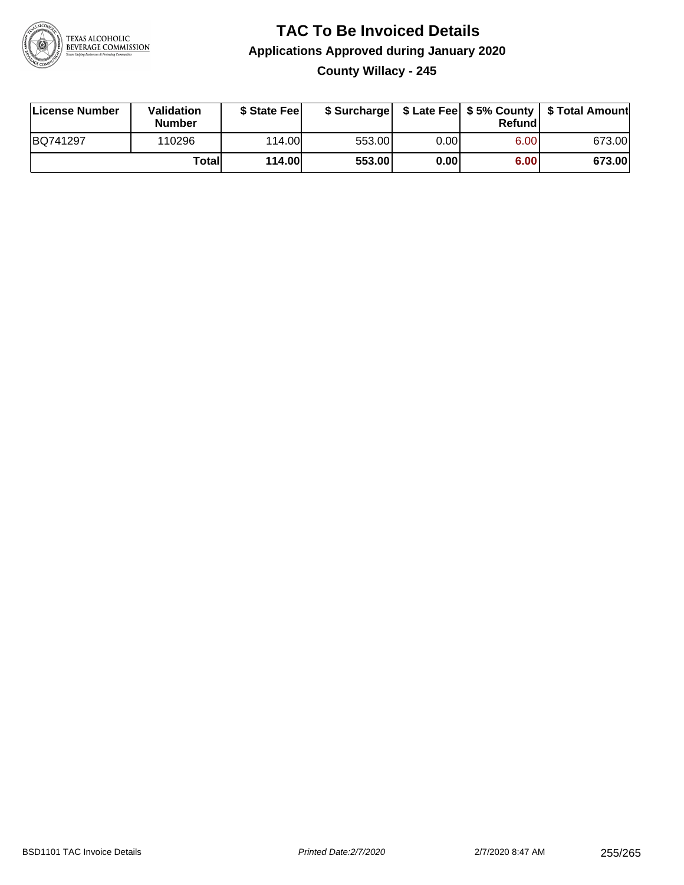# TAC To Be Invoiced Details

## Applications Approved during January 2020

### County Willacy - 245

| License Number | Validation Number | $ State Fee | $ Surcharge | $ Late Fee | $ 5% County Refund | $ Total Amount |
|---|---|---|---|---|---|---|
| BQ741297 | 110296 | 114.00 | 553.00 | 0.00 | 6.00 | 673.00 |
| | **Total** | **114.00** | **553.00** | **0.00** | **6.00** | **673.00** |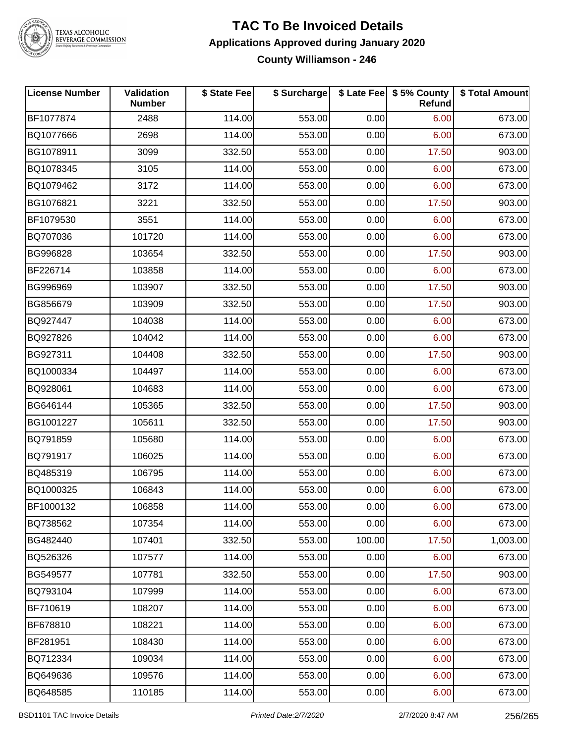# TAC To Be Invoiced Details

## Applications Approved during January 2020

### County Williamson - 246

| License Number | Validation Number | $ State Fee | $ Surcharge | $ Late Fee | $ 5% County Refund | $ Total Amount |
|---|---|---|---|---|---|---|
| BF1077874 | 2488 | 114.00 | 553.00 | 0.00 | 6.00 | 673.00 |
| BQ1077666 | 2698 | 114.00 | 553.00 | 0.00 | 6.00 | 673.00 |
| BG1078911 | 3099 | 332.50 | 553.00 | 0.00 | 17.50 | 903.00 |
| BQ1078345 | 3105 | 114.00 | 553.00 | 0.00 | 6.00 | 673.00 |
| BQ1079462 | 3172 | 114.00 | 553.00 | 0.00 | 6.00 | 673.00 |
| BG1076821 | 3221 | 332.50 | 553.00 | 0.00 | 17.50 | 903.00 |
| BF1079530 | 3551 | 114.00 | 553.00 | 0.00 | 6.00 | 673.00 |
| BQ707036 | 101720 | 114.00 | 553.00 | 0.00 | 6.00 | 673.00 |
| BG996828 | 103654 | 332.50 | 553.00 | 0.00 | 17.50 | 903.00 |
| BF226714 | 103858 | 114.00 | 553.00 | 0.00 | 6.00 | 673.00 |
| BG996969 | 103907 | 332.50 | 553.00 | 0.00 | 17.50 | 903.00 |
| BG856679 | 103909 | 332.50 | 553.00 | 0.00 | 17.50 | 903.00 |
| BQ927447 | 104038 | 114.00 | 553.00 | 0.00 | 6.00 | 673.00 |
| BQ927826 | 104042 | 114.00 | 553.00 | 0.00 | 6.00 | 673.00 |
| BG927311 | 104408 | 332.50 | 553.00 | 0.00 | 17.50 | 903.00 |
| BQ1000334 | 104497 | 114.00 | 553.00 | 0.00 | 6.00 | 673.00 |
| BQ928061 | 104683 | 114.00 | 553.00 | 0.00 | 6.00 | 673.00 |
| BG646144 | 105365 | 332.50 | 553.00 | 0.00 | 17.50 | 903.00 |
| BG1001227 | 105611 | 332.50 | 553.00 | 0.00 | 17.50 | 903.00 |
| BQ791859 | 105680 | 114.00 | 553.00 | 0.00 | 6.00 | 673.00 |
| BQ791917 | 106025 | 114.00 | 553.00 | 0.00 | 6.00 | 673.00 |
| BQ485319 | 106795 | 114.00 | 553.00 | 0.00 | 6.00 | 673.00 |
| BQ1000325 | 106843 | 114.00 | 553.00 | 0.00 | 6.00 | 673.00 |
| BF1000132 | 106858 | 114.00 | 553.00 | 0.00 | 6.00 | 673.00 |
| BQ738562 | 107354 | 114.00 | 553.00 | 0.00 | 6.00 | 673.00 |
| BG482440 | 107401 | 332.50 | 553.00 | 100.00 | 17.50 | 1,003.00 |
| BQ526326 | 107577 | 114.00 | 553.00 | 0.00 | 6.00 | 673.00 |
| BG549577 | 107781 | 332.50 | 553.00 | 0.00 | 17.50 | 903.00 |
| BQ793104 | 107999 | 114.00 | 553.00 | 0.00 | 6.00 | 673.00 |
| BF710619 | 108207 | 114.00 | 553.00 | 0.00 | 6.00 | 673.00 |
| BF678810 | 108221 | 114.00 | 553.00 | 0.00 | 6.00 | 673.00 |
| BF281951 | 108430 | 114.00 | 553.00 | 0.00 | 6.00 | 673.00 |
| BQ712334 | 109034 | 114.00 | 553.00 | 0.00 | 6.00 | 673.00 |
| BQ649636 | 109576 | 114.00 | 553.00 | 0.00 | 6.00 | 673.00 |
| BQ648585 | 110185 | 114.00 | 553.00 | 0.00 | 6.00 | 673.00 |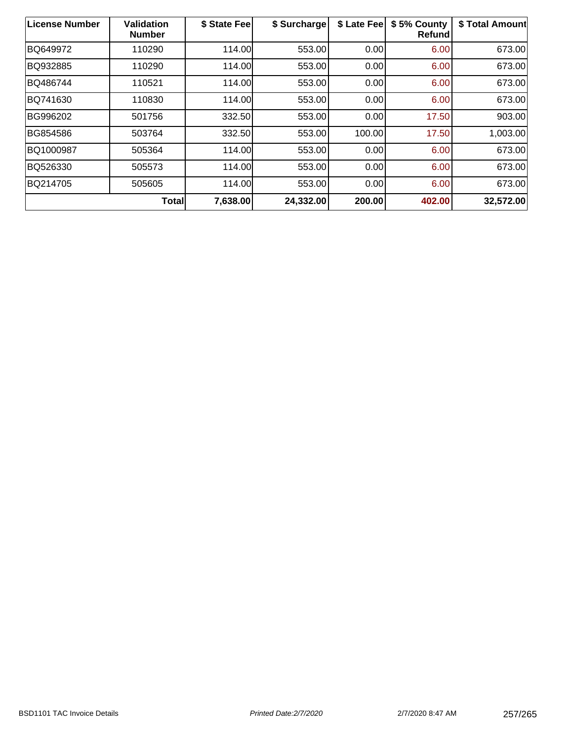| License Number | Validation Number | $ State Fee | $ Surcharge | $ Late Fee | $ 5% County Refund | $ Total Amount |
|---|---|---|---|---|---|---|
| BQ649972 | 110290 | 114.00 | 553.00 | 0.00 | 6.00 | 673.00 |
| BQ932885 | 110290 | 114.00 | 553.00 | 0.00 | 6.00 | 673.00 |
| BQ486744 | 110521 | 114.00 | 553.00 | 0.00 | 6.00 | 673.00 |
| BQ741630 | 110830 | 114.00 | 553.00 | 0.00 | 6.00 | 673.00 |
| BG996202 | 501756 | 332.50 | 553.00 | 0.00 | 17.50 | 903.00 |
| BG854586 | 503764 | 332.50 | 553.00 | 100.00 | 17.50 | 1,003.00 |
| BQ1000987 | 505364 | 114.00 | 553.00 | 0.00 | 6.00 | 673.00 |
| BQ526330 | 505573 | 114.00 | 553.00 | 0.00 | 6.00 | 673.00 |
| BQ214705 | 505605 | 114.00 | 553.00 | 0.00 | 6.00 | 673.00 |
| | **Total** | **7,638.00** | **24,332.00** | **200.00** | **402.00** | **32,572.00** |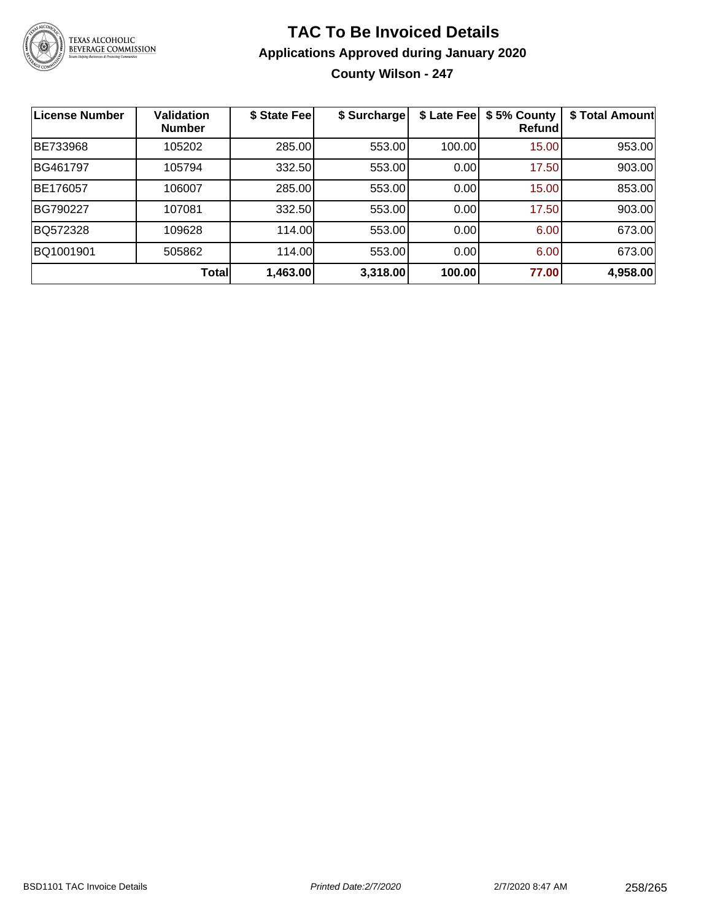# TAC To Be Invoiced Details

## Applications Approved during January 2020

### County Wilson - 247

| License Number | Validation Number | $ State Fee | $ Surcharge | $ Late Fee | $ 5% County Refund | $ Total Amount |
|---|---|---|---|---|---|---|
| BE733968 | 105202 | 285.00 | 553.00 | 100.00 | 15.00 | 953.00 |
| BG461797 | 105794 | 332.50 | 553.00 | 0.00 | 17.50 | 903.00 |
| BE176057 | 106007 | 285.00 | 553.00 | 0.00 | 15.00 | 853.00 |
| BG790227 | 107081 | 332.50 | 553.00 | 0.00 | 17.50 | 903.00 |
| BQ572328 | 109628 | 114.00 | 553.00 | 0.00 | 6.00 | 673.00 |
| BQ1001901 | 505862 | 114.00 | 553.00 | 0.00 | 6.00 | 673.00 |
| | **Total** | **1,463.00** | **3,318.00** | **100.00** | **77.00** | **4,958.00** |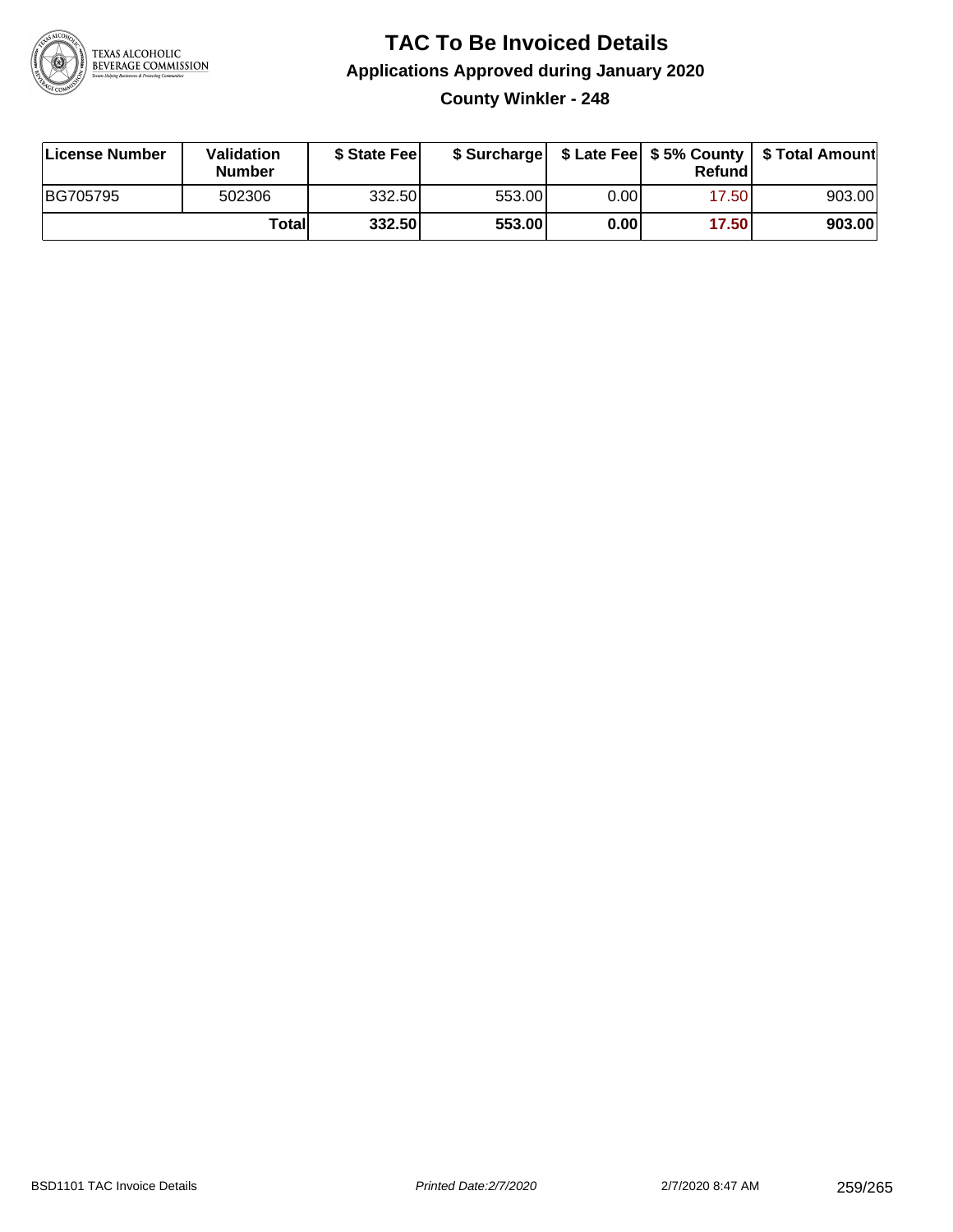# TAC To Be Invoiced Details

## Applications Approved during January 2020

### County Winkler - 248

| License Number | Validation Number | $ State Fee | $ Surcharge | $ Late Fee | $ 5% County Refund | $ Total Amount |
|---|---|---|---|---|---|---|
| BG705795 | 502306 | 332.50 | 553.00 | 0.00 | 17.50 | 903.00 |
| | **Total** | **332.50** | **553.00** | **0.00** | **17.50** | **903.00** |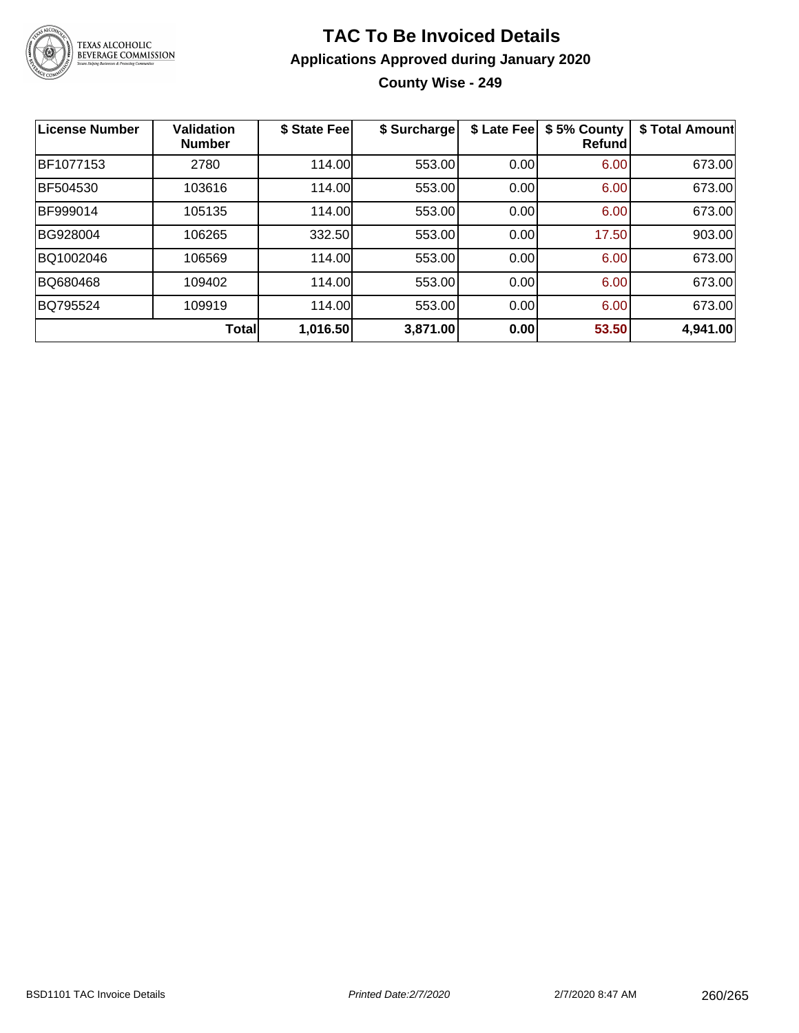# TAC To Be Invoiced Details

## Applications Approved during January 2020

### County Wise - 249

| License Number | Validation Number | $ State Fee | $ Surcharge | $ Late Fee | $ 5% County Refund | $ Total Amount |
|---|---|---|---|---|---|---|
| BF1077153 | 2780 | 114.00 | 553.00 | 0.00 | 6.00 | 673.00 |
| BF504530 | 103616 | 114.00 | 553.00 | 0.00 | 6.00 | 673.00 |
| BF999014 | 105135 | 114.00 | 553.00 | 0.00 | 6.00 | 673.00 |
| BG928004 | 106265 | 332.50 | 553.00 | 0.00 | 17.50 | 903.00 |
| BQ1002046 | 106569 | 114.00 | 553.00 | 0.00 | 6.00 | 673.00 |
| BQ680468 | 109402 | 114.00 | 553.00 | 0.00 | 6.00 | 673.00 |
| BQ795524 | 109919 | 114.00 | 553.00 | 0.00 | 6.00 | 673.00 |
| | **Total** | **1,016.50** | **3,871.00** | **0.00** | **53.50** | **4,941.00** |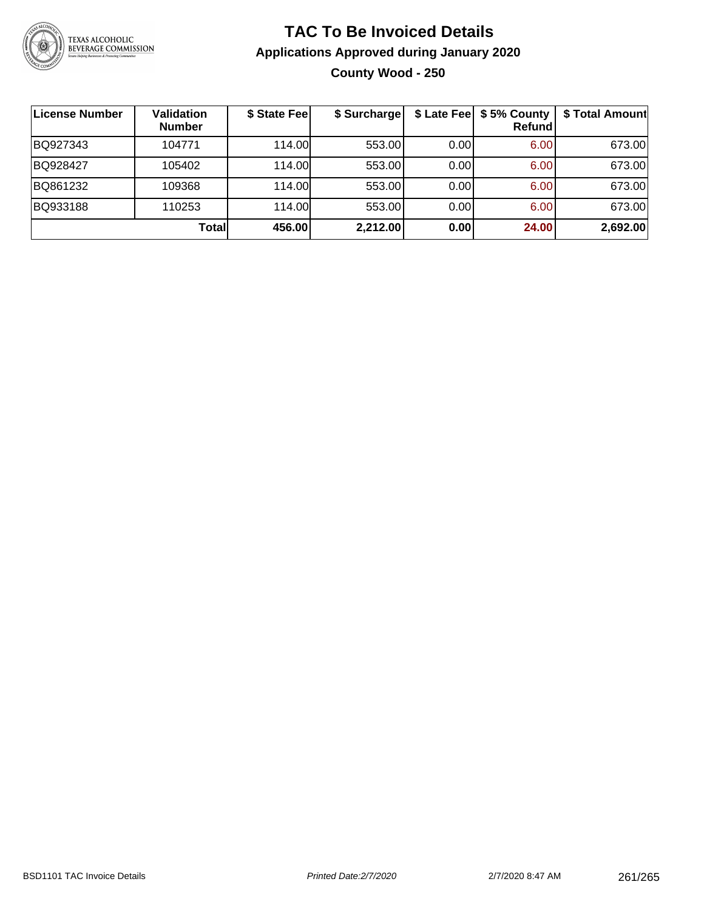# TAC To Be Invoiced Details

## Applications Approved during January 2020

### County Wood - 250

| License Number | Validation Number | $ State Fee | $ Surcharge | $ Late Fee | $ 5% County Refund | $ Total Amount |
|---|---|---|---|---|---|---|
| BQ927343 | 104771 | 114.00 | 553.00 | 0.00 | 6.00 | 673.00 |
| BQ928427 | 105402 | 114.00 | 553.00 | 0.00 | 6.00 | 673.00 |
| BQ861232 | 109368 | 114.00 | 553.00 | 0.00 | 6.00 | 673.00 |
| BQ933188 | 110253 | 114.00 | 553.00 | 0.00 | 6.00 | 673.00 |
| | **Total** | **456.00** | **2,212.00** | **0.00** | **24.00** | **2,692.00** |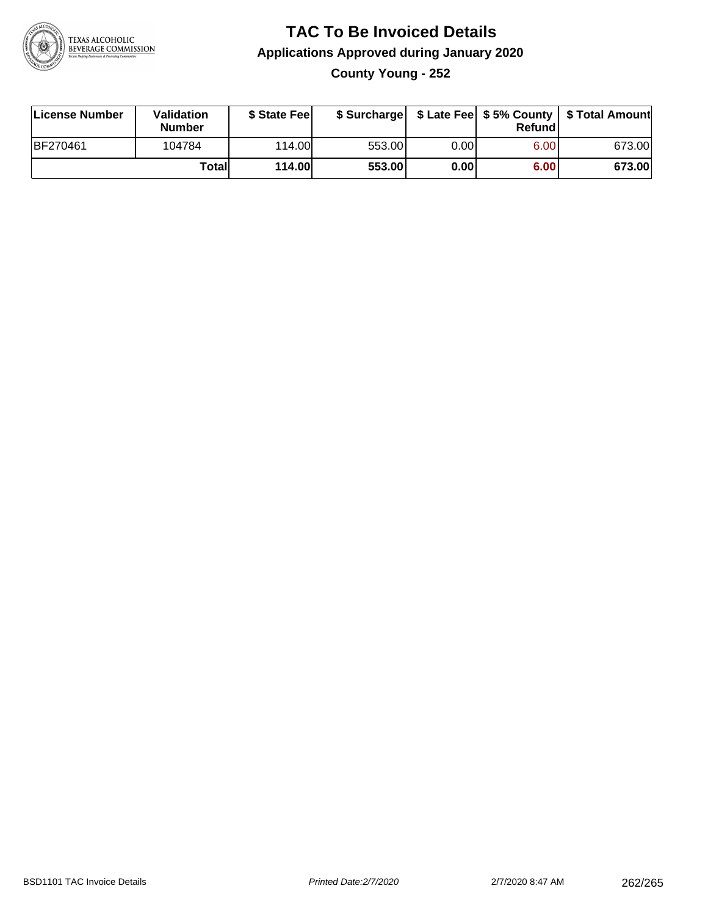# TAC To Be Invoiced Details

## Applications Approved during January 2020

### County Young - 252

| License Number | Validation Number | $ State Fee | $ Surcharge | $ Late Fee | $ 5% County Refund | $ Total Amount |
|---|---|---|---|---|---|---|
| BF270461 | 104784 | 114.00 | 553.00 | 0.00 | 6.00 | 673.00 |
| | **Total** | **114.00** | **553.00** | **0.00** | **6.00** | **673.00** |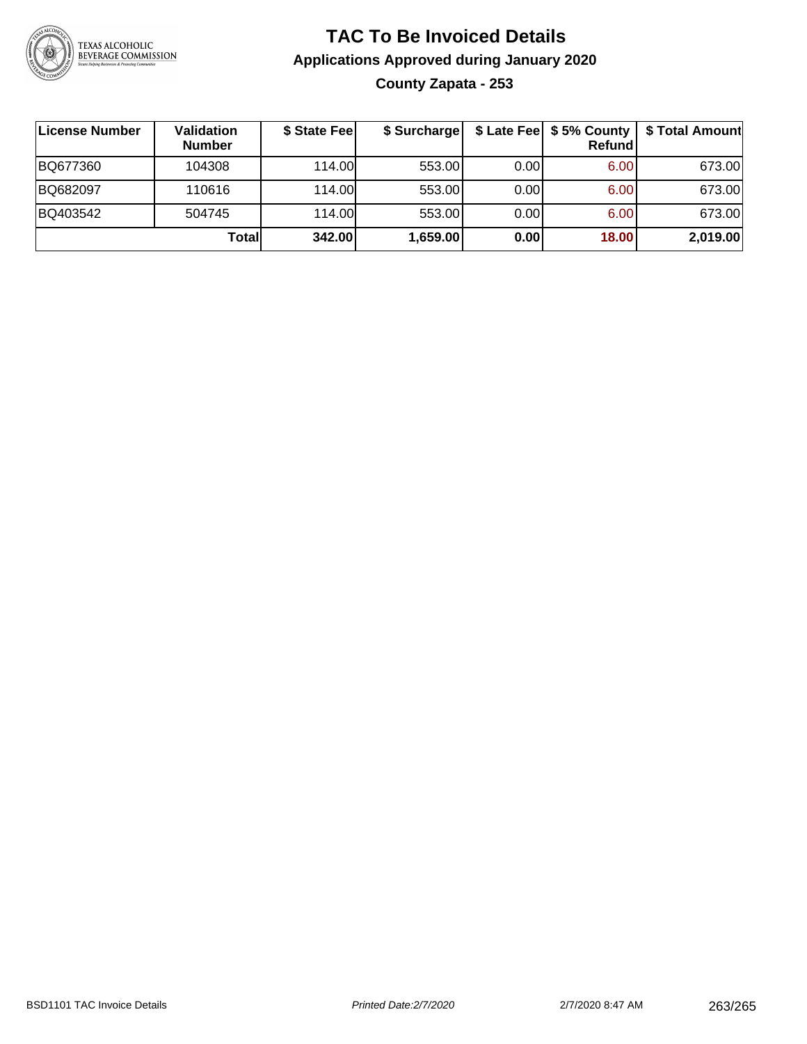# TAC To Be Invoiced Details

## Applications Approved during January 2020

### County Zapata - 253

| License Number | Validation Number | $ State Fee | $ Surcharge | $ Late Fee | $ 5% County Refund | $ Total Amount |
|---|---|---|---|---|---|---|
| BQ677360 | 104308 | 114.00 | 553.00 | 0.00 | 6.00 | 673.00 |
| BQ682097 | 110616 | 114.00 | 553.00 | 0.00 | 6.00 | 673.00 |
| BQ403542 | 504745 | 114.00 | 553.00 | 0.00 | 6.00 | 673.00 |
| | **Total** | **342.00** | **1,659.00** | **0.00** | **18.00** | **2,019.00** |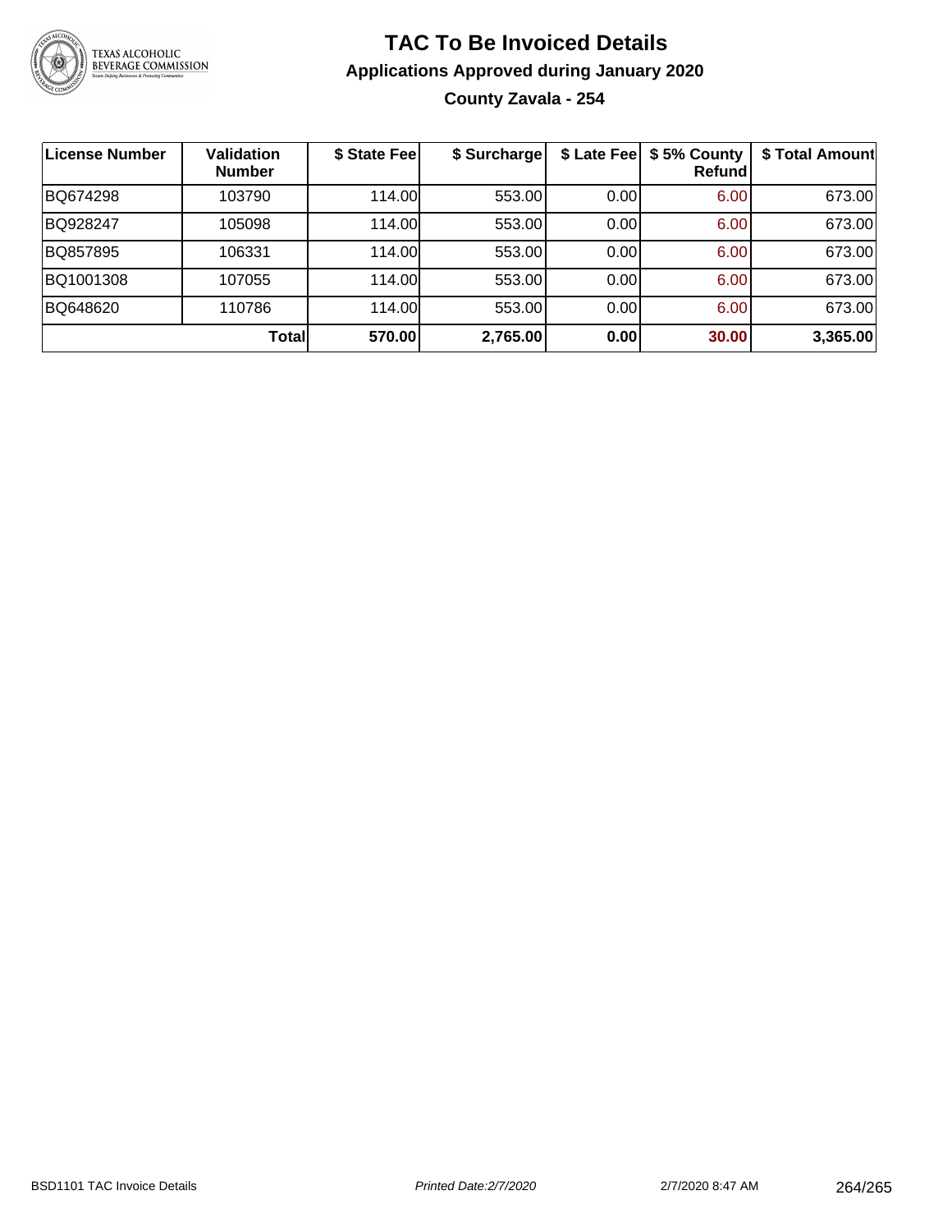# TAC To Be Invoiced Details

## Applications Approved during January 2020

### County Zavala - 254

| License Number | Validation Number | $ State Fee | $ Surcharge | $ Late Fee | $ 5% County Refund | $ Total Amount |
|---|---|---|---|---|---|---|
| BQ674298 | 103790 | 114.00 | 553.00 | 0.00 | 6.00 | 673.00 |
| BQ928247 | 105098 | 114.00 | 553.00 | 0.00 | 6.00 | 673.00 |
| BQ857895 | 106331 | 114.00 | 553.00 | 0.00 | 6.00 | 673.00 |
| BQ1001308 | 107055 | 114.00 | 553.00 | 0.00 | 6.00 | 673.00 |
| BQ648620 | 110786 | 114.00 | 553.00 | 0.00 | 6.00 | 673.00 |
| | **Total** | **570.00** | **2,765.00** | **0.00** | **30.00** | **3,365.00** |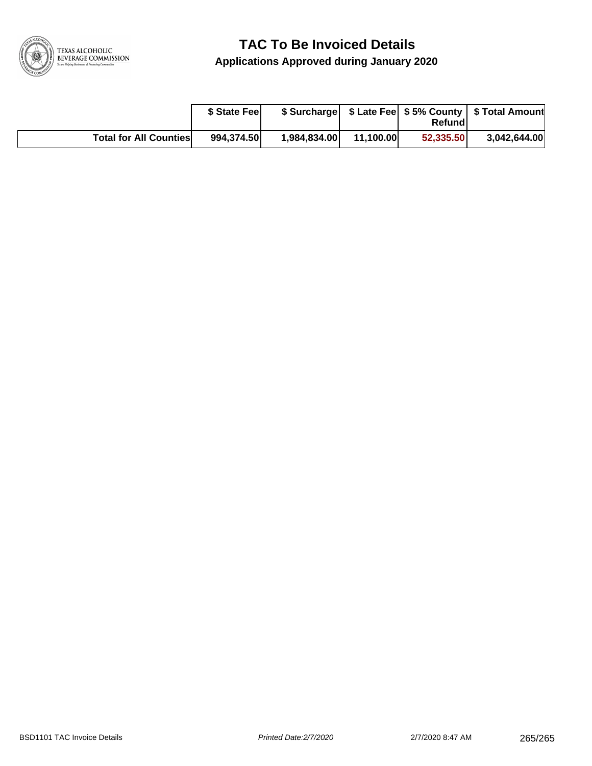# TAC To Be Invoiced Details

## Applications Approved during January 2020

| | \$ State Fee | \$ Surcharge | \$ Late Fee | \$ 5% County Refund | \$ Total Amount |
|---|---|---|---|---|---|
| **Total for All Counties** | 994,374.50 | 1,984,834.00 | 11,100.00 | 52,335.50 | 3,042,644.00 |